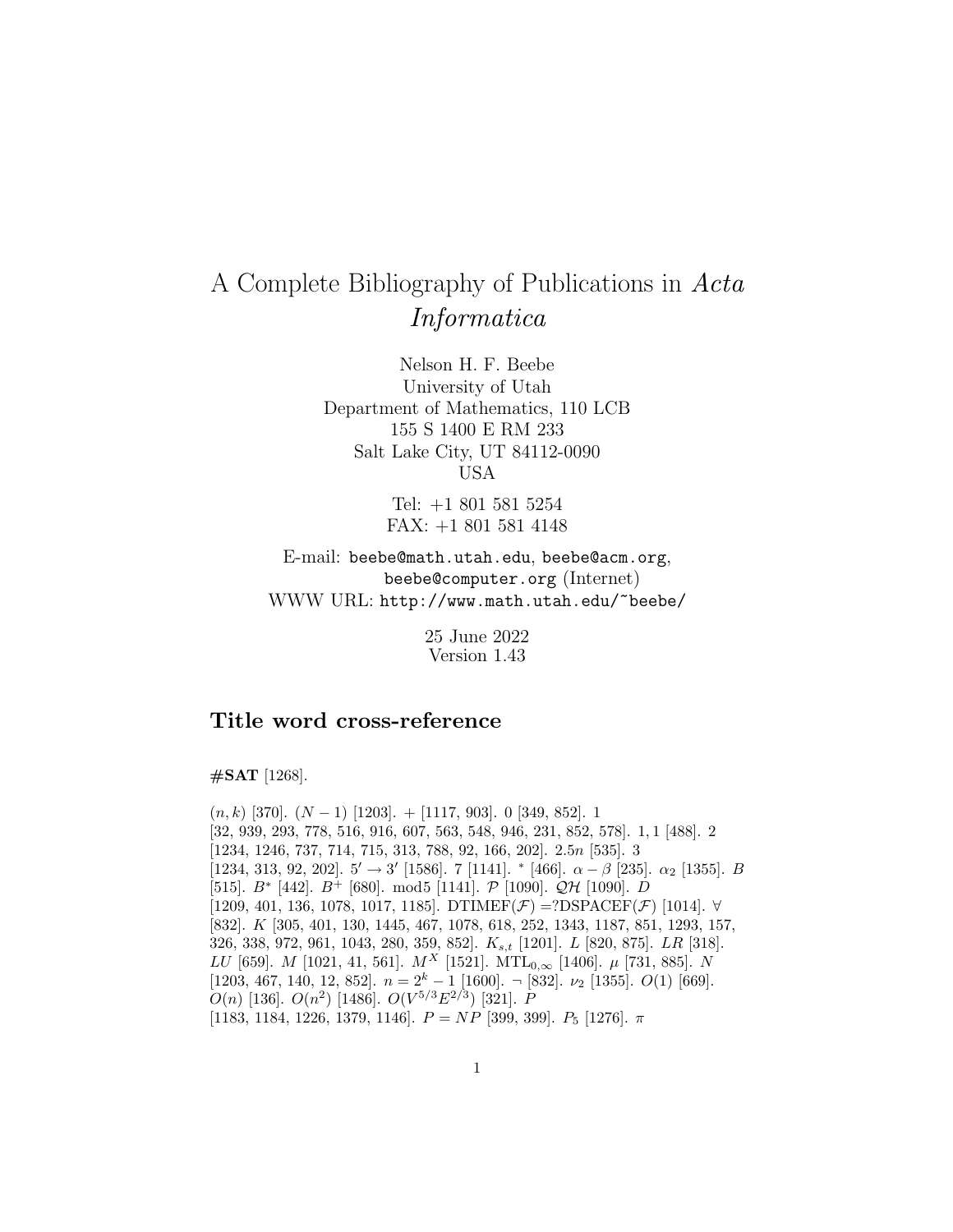# A Complete Bibliography of Publications in *Acta Informatica*

Nelson H. F. Beebe
University of Utah
Department of Mathematics, 110 LCB
155 S 1400 E RM 233
Salt Lake City, UT 84112-0090
USA

Tel: +1 801 581 5254
FAX: +1 801 581 4148

E-mail: `beebe@math.utah.edu`, `beebe@acm.org`, `beebe@computer.org` (Internet)
WWW URL: `http://www.math.utah.edu/~beebe/`

25 June 2022
Version 1.43

## Title word cross-reference

**#SAT** [1268].

$(n,k)$ [370]. $(N-1)$ [1203]. $+$ [1117, 903]. 0 [349, 852]. 1 [32, 939, 293, 778, 516, 916, 607, 563, 548, 946, 231, 852, 578]. 1, 1 [488]. 2 [1234, 1246, 737, 714, 715, 313, 788, 92, 166, 202]. $2.5n$ [535]. 3 [1234, 313, 92, 202]. $5' \rightarrow 3'$ [1586]. 7 [1141]. $^*$ [466]. $\alpha - \beta$ [235]. $\alpha_2$ [1355]. $B$ [515]. $B^*$ [442]. $B^+$ [680]. mod5 [1141]. $\mathcal{P}$ [1090]. $\mathcal{QH}$ [1090]. $D$ [1209, 401, 136, 1078, 1017, 1185]. $\mathrm{DTIMEF}(\mathcal{F}) = ?\mathrm{DSPACEF}(\mathcal{F})$ [1014]. $\forall$ [832]. $K$ [305, 401, 130, 1445, 467, 1078, 618, 252, 1343, 1187, 851, 1293, 157, 326, 338, 972, 961, 1043, 280, 359, 852]. $K_{s,t}$ [1201]. $L$ [820, 875]. $LR$ [318]. $LU$ [659]. $M$ [1021, 41, 561]. $M^X$ [1521]. $\mathrm{MTL}_{0,\infty}$ [1406]. $\mu$ [731, 885]. $N$ [1203, 467, 140, 12, 852]. $n = 2^k - 1$ [1600]. $\neg$ [832]. $\nu_2$ [1355]. $O(1)$ [669]. $O(n)$ [136]. $O(n^2)$ [1486]. $O(V^{5/3}E^{2/3})$ [321]. $P$ [1183, 1184, 1226, 1379, 1146]. $P = NP$ [399, 399]. $P_5$ [1276]. $\pi$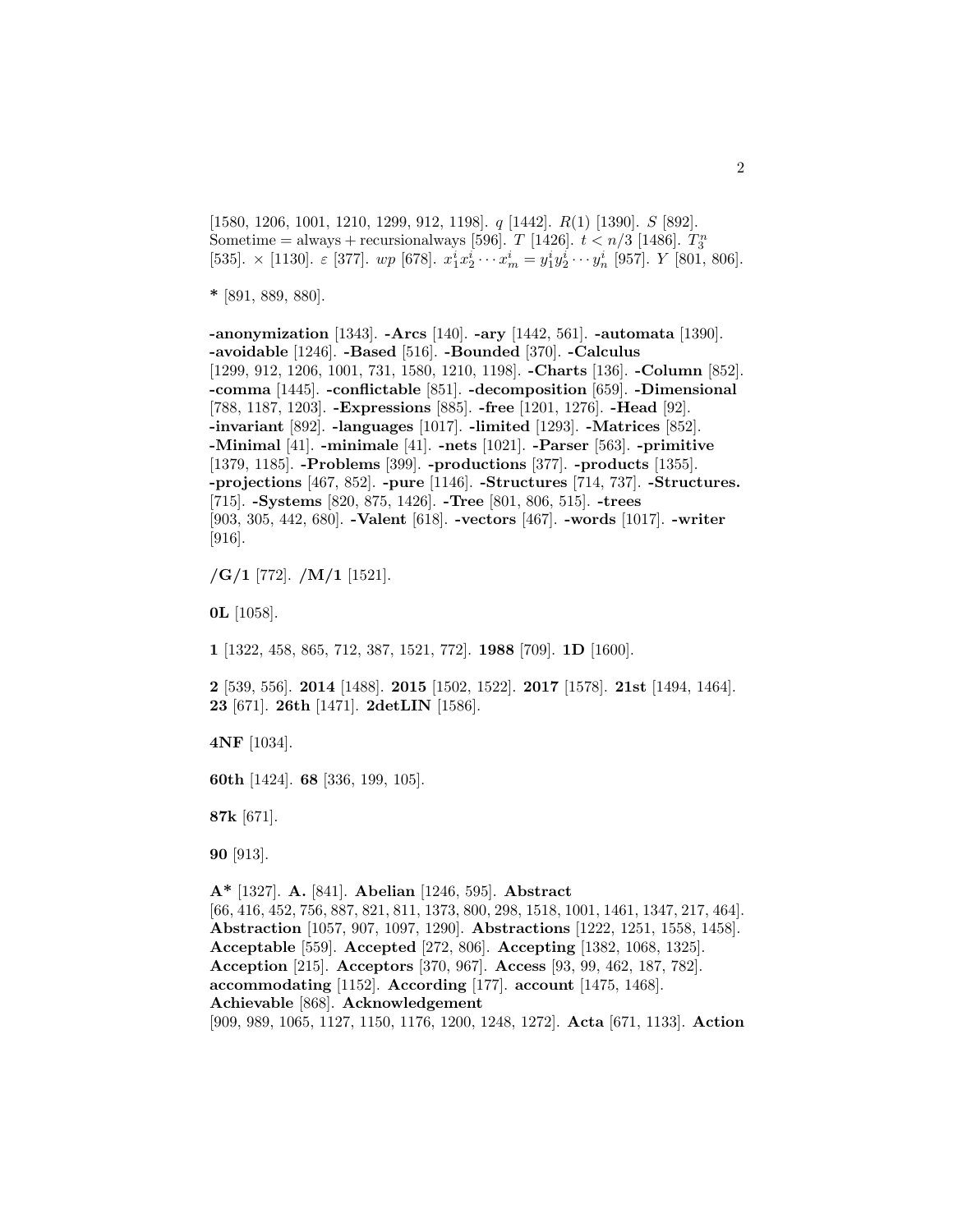[1580, 1206, 1001, 1210, 1299, 912, 1198]. $q$ [1442]. $R(1)$ [1390]. $S$ [892]. Sometime = always + recursionalways [596]. $T$ [1426]. $t < n/3$ [1486]. $T_3^n$ [535]. $\times$ [1130]. $\varepsilon$ [377]. $wp$ [678]. $x_1^i x_2^i \cdots x_m^i = y_1^i y_2^i \cdots y_n^i$ [957]. $Y$ [801, 806].

**\*** [891, 889, 880].

**-anonymization** [1343]. **-Arcs** [140]. **-ary** [1442, 561]. **-automata** [1390]. **-avoidable** [1246]. **-Based** [516]. **-Bounded** [370]. **-Calculus** [1299, 912, 1206, 1001, 731, 1580, 1210, 1198]. **-Charts** [136]. **-Column** [852]. **-comma** [1445]. **-conflictable** [851]. **-decomposition** [659]. **-Dimensional** [788, 1187, 1203]. **-Expressions** [885]. **-free** [1201, 1276]. **-Head** [92]. **-invariant** [892]. **-languages** [1017]. **-limited** [1293]. **-Matrices** [852]. **-Minimal** [41]. **-minimale** [41]. **-nets** [1021]. **-Parser** [563]. **-primitive** [1379, 1185]. **-Problems** [399]. **-productions** [377]. **-products** [1355]. **-projections** [467, 852]. **-pure** [1146]. **-Structures** [714, 737]. **-Structures.** [715]. **-Systems** [820, 875, 1426]. **-Tree** [801, 806, 515]. **-trees** [903, 305, 442, 680]. **-Valent** [618]. **-vectors** [467]. **-words** [1017]. **-writer** [916].

**/G/1** [772]. **/M/1** [1521].

**0L** [1058].

**1** [1322, 458, 865, 712, 387, 1521, 772]. **1988** [709]. **1D** [1600].

**2** [539, 556]. **2014** [1488]. **2015** [1502, 1522]. **2017** [1578]. **21st** [1494, 1464]. **23** [671]. **26th** [1471]. **2detLIN** [1586].

**4NF** [1034].

**60th** [1424]. **68** [336, 199, 105].

**87k** [671].

**90** [913].

**A\*** [1327]. **A.** [841]. **Abelian** [1246, 595]. **Abstract** [66, 416, 452, 756, 887, 821, 811, 1373, 800, 298, 1518, 1001, 1461, 1347, 217, 464]. **Abstraction** [1057, 907, 1097, 1290]. **Abstractions** [1222, 1251, 1558, 1458]. **Acceptable** [559]. **Accepted** [272, 806]. **Accepting** [1382, 1068, 1325]. **Acception** [215]. **Acceptors** [370, 967]. **Access** [93, 99, 462, 187, 782]. **accommodating** [1152]. **According** [177]. **account** [1475, 1468]. **Achievable** [868]. **Acknowledgement** [909, 989, 1065, 1127, 1150, 1176, 1200, 1248, 1272]. **Acta** [671, 1133]. **Action**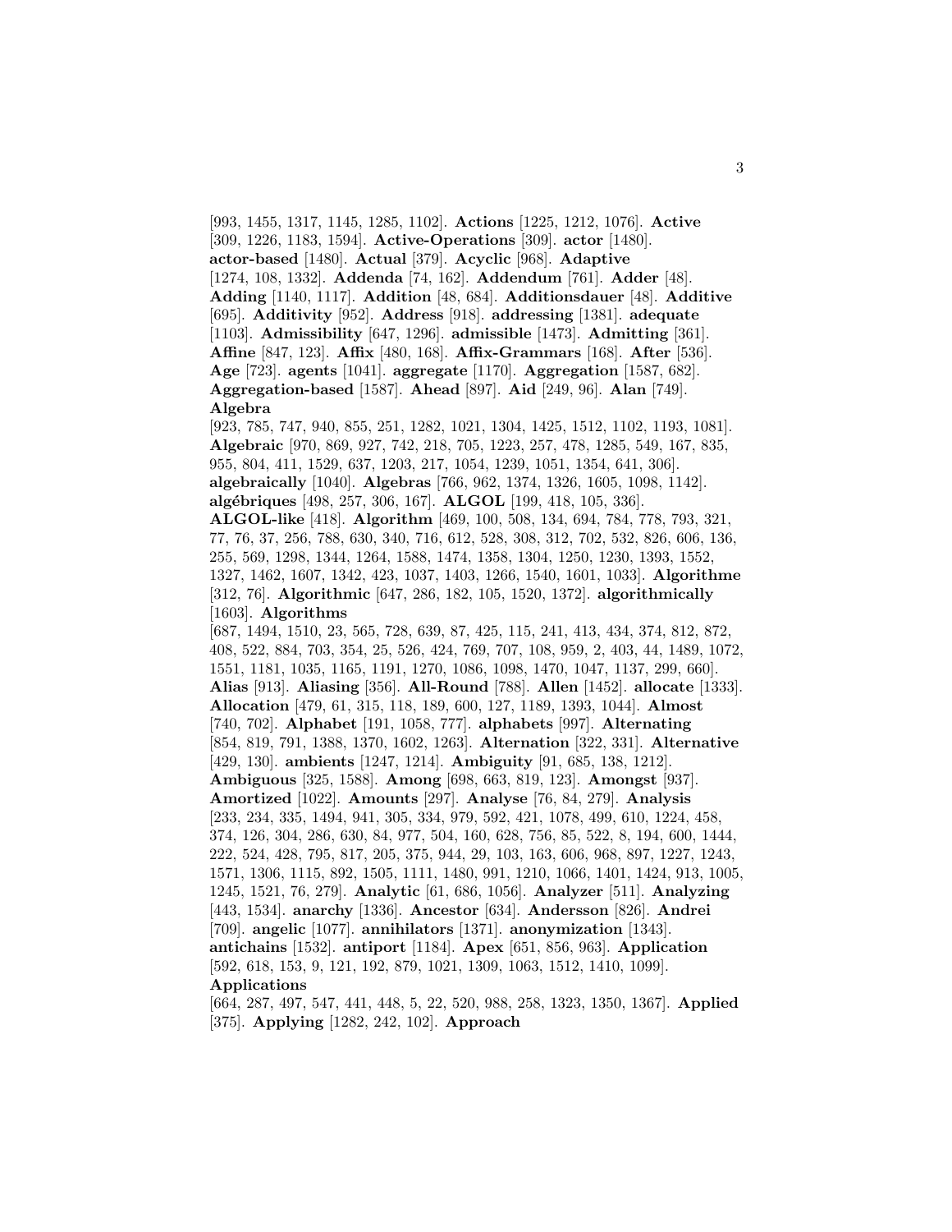[993, 1455, 1317, 1145, 1285, 1102]. **Actions** [1225, 1212, 1076]. **Active** [309, 1226, 1183, 1594]. **Active-Operations** [309]. **actor** [1480]. **actor-based** [1480]. **Actual** [379]. **Acyclic** [968]. **Adaptive** [1274, 108, 1332]. **Addenda** [74, 162]. **Addendum** [761]. **Adder** [48]. **Adding** [1140, 1117]. **Addition** [48, 684]. **Additionsdauer** [48]. **Additive** [695]. **Additivity** [952]. **Address** [918]. **addressing** [1381]. **adequate** [1103]. **Admissibility** [647, 1296]. **admissible** [1473]. **Admitting** [361]. **Affine** [847, 123]. **Affix** [480, 168]. **Affix-Grammars** [168]. **After** [536]. **Age** [723]. **agents** [1041]. **aggregate** [1170]. **Aggregation** [1587, 682]. **Aggregation-based** [1587]. **Ahead** [897]. **Aid** [249, 96]. **Alan** [749]. **Algebra** [923, 785, 747, 940, 855, 251, 1282, 1021, 1304, 1425, 1512, 1102, 1193, 1081]. **Algebraic** [970, 869, 927, 742, 218, 705, 1223, 257, 478, 1285, 549, 167, 835, 955, 804, 411, 1529, 637, 1203, 217, 1054, 1239, 1051, 1354, 641, 306]. **algebraically** [1040]. **Algebras** [766, 962, 1374, 1326, 1605, 1098, 1142]. **algébriques** [498, 257, 306, 167]. **ALGOL** [199, 418, 105, 336]. **ALGOL-like** [418]. **Algorithm** [469, 100, 508, 134, 694, 784, 778, 793, 321, 77, 76, 37, 256, 788, 630, 340, 716, 612, 528, 308, 312, 702, 532, 826, 606, 136, 255, 569, 1298, 1344, 1264, 1588, 1474, 1358, 1304, 1250, 1230, 1393, 1552, 1327, 1462, 1607, 1342, 423, 1037, 1403, 1266, 1540, 1601, 1033]. **Algorithme** [312, 76]. **Algorithmic** [647, 286, 182, 105, 1520, 1372]. **algorithmically** [1603]. **Algorithms** [687, 1494, 1510, 23, 565, 728, 639, 87, 425, 115, 241, 413, 434, 374, 812, 872, 408, 522, 884, 703, 354, 25, 526, 424, 769, 707, 108, 959, 2, 403, 44, 1489, 1072, 1551, 1181, 1035, 1165, 1191, 1270, 1086, 1098, 1470, 1047, 1137, 299, 660]. **Alias** [913]. **Aliasing** [356]. **All-Round** [788]. **Allen** [1452]. **allocate** [1333]. **Allocation** [479, 61, 315, 118, 189, 600, 127, 1189, 1393, 1044]. **Almost** [740, 702]. **Alphabet** [191, 1058, 777]. **alphabets** [997]. **Alternating** [854, 819, 791, 1388, 1370, 1602, 1263]. **Alternation** [322, 331]. **Alternative** [429, 130]. **ambients** [1247, 1214]. **Ambiguity** [91, 685, 138, 1212]. **Ambiguous** [325, 1588]. **Among** [698, 663, 819, 123]. **Amongst** [937]. **Amortized** [1022]. **Amounts** [297]. **Analyse** [76, 84, 279]. **Analysis** [233, 234, 335, 1494, 941, 305, 334, 979, 592, 421, 1078, 499, 610, 1224, 458, 374, 126, 304, 286, 630, 84, 977, 504, 160, 628, 756, 85, 522, 8, 194, 600, 1444, 222, 524, 428, 795, 817, 205, 375, 944, 29, 103, 163, 606, 968, 897, 1227, 1243, 1571, 1306, 1115, 892, 1505, 1111, 1480, 991, 1210, 1066, 1401, 1424, 913, 1005, 1245, 1521, 76, 279]. **Analytic** [61, 686, 1056]. **Analyzer** [511]. **Analyzing** [443, 1534]. **anarchy** [1336]. **Ancestor** [634]. **Andersson** [826]. **Andrei** [709]. **angelic** [1077]. **annihilators** [1371]. **anonymization** [1343]. **antichains** [1532]. **antiport** [1184]. **Apex** [651, 856, 963]. **Application** [592, 618, 153, 9, 121, 192, 879, 1021, 1309, 1063, 1512, 1410, 1099]. **Applications** [664, 287, 497, 547, 441, 448, 5, 22, 520, 988, 258, 1323, 1350, 1367]. **Applied** [375]. **Applying** [1282, 242, 102]. **Approach**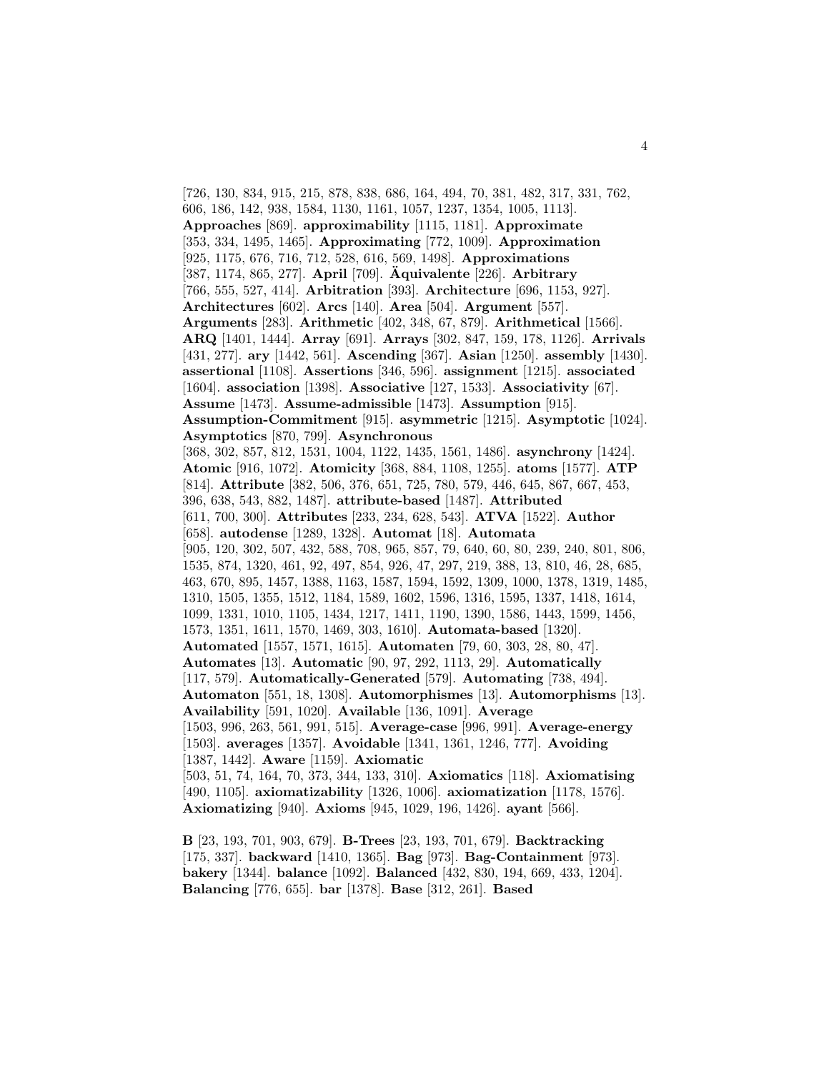[726, 130, 834, 915, 215, 878, 838, 686, 164, 494, 70, 381, 482, 317, 331, 762, 606, 186, 142, 938, 1584, 1130, 1161, 1057, 1237, 1354, 1005, 1113]. **Approaches** [869]. **approximability** [1115, 1181]. **Approximate** [353, 334, 1495, 1465]. **Approximating** [772, 1009]. **Approximation** [925, 1175, 676, 716, 712, 528, 616, 569, 1498]. **Approximations** [387, 1174, 865, 277]. **April** [709]. **Äquivalente** [226]. **Arbitrary** [766, 555, 527, 414]. **Arbitration** [393]. **Architecture** [696, 1153, 927]. **Architectures** [602]. **Arcs** [140]. **Area** [504]. **Argument** [557]. **Arguments** [283]. **Arithmetic** [402, 348, 67, 879]. **Arithmetical** [1566]. **ARQ** [1401, 1444]. **Array** [691]. **Arrays** [302, 847, 159, 178, 1126]. **Arrivals** [431, 277]. **ary** [1442, 561]. **Ascending** [367]. **Asian** [1250]. **assembly** [1430]. **assertional** [1108]. **Assertions** [346, 596]. **assignment** [1215]. **associated** [1604]. **association** [1398]. **Associative** [127, 1533]. **Associativity** [67]. **Assume** [1473]. **Assume-admissible** [1473]. **Assumption** [915]. **Assumption-Commitment** [915]. **asymmetric** [1215]. **Asymptotic** [1024]. **Asymptotics** [870, 799]. **Asynchronous** [368, 302, 857, 812, 1531, 1004, 1122, 1435, 1561, 1486]. **asynchrony** [1424]. **Atomic** [916, 1072]. **Atomicity** [368, 884, 1108, 1255]. **atoms** [1577]. **ATP** [814]. **Attribute** [382, 506, 376, 651, 725, 780, 579, 446, 645, 867, 667, 453, 396, 638, 543, 882, 1487]. **attribute-based** [1487]. **Attributed** [611, 700, 300]. **Attributes** [233, 234, 628, 543]. **ATVA** [1522]. **Author** [658]. **autodense** [1289, 1328]. **Automat** [18]. **Automata** [905, 120, 302, 507, 432, 588, 708, 965, 857, 79, 640, 60, 80, 239, 240, 801, 806, 1535, 874, 1320, 461, 92, 497, 854, 926, 47, 297, 219, 388, 13, 810, 46, 28, 685, 463, 670, 895, 1457, 1388, 1163, 1587, 1594, 1592, 1309, 1000, 1378, 1319, 1485, 1310, 1505, 1355, 1512, 1184, 1589, 1602, 1596, 1316, 1595, 1337, 1418, 1614, 1099, 1331, 1010, 1105, 1434, 1217, 1411, 1190, 1390, 1586, 1443, 1599, 1456, 1573, 1351, 1611, 1570, 1469, 303, 1610]. **Automata-based** [1320]. **Automated** [1557, 1571, 1615]. **Automaten** [79, 60, 303, 28, 80, 47]. **Automates** [13]. **Automatic** [90, 97, 292, 1113, 29]. **Automatically** [117, 579]. **Automatically-Generated** [579]. **Automating** [738, 494]. **Automaton** [551, 18, 1308]. **Automorphismes** [13]. **Automorphisms** [13]. **Availability** [591, 1020]. **Available** [136, 1091]. **Average** [1503, 996, 263, 561, 991, 515]. **Average-case** [996, 991]. **Average-energy** [1503]. **averages** [1357]. **Avoidable** [1341, 1361, 1246, 777]. **Avoiding** [1387, 1442]. **Aware** [1159]. **Axiomatic** [503, 51, 74, 164, 70, 373, 344, 133, 310]. **Axiomatics** [118]. **Axiomatising** [490, 1105]. **axiomatizability** [1326, 1006]. **axiomatization** [1178, 1576]. **Axiomatizing** [940]. **Axioms** [945, 1029, 196, 1426]. **ayant** [566].

**B** [23, 193, 701, 903, 679]. **B-Trees** [23, 193, 701, 679]. **Backtracking** [175, 337]. **backward** [1410, 1365]. **Bag** [973]. **Bag-Containment** [973]. **bakery** [1344]. **balance** [1092]. **Balanced** [432, 830, 194, 669, 433, 1204]. **Balancing** [776, 655]. **bar** [1378]. **Base** [312, 261]. **Based**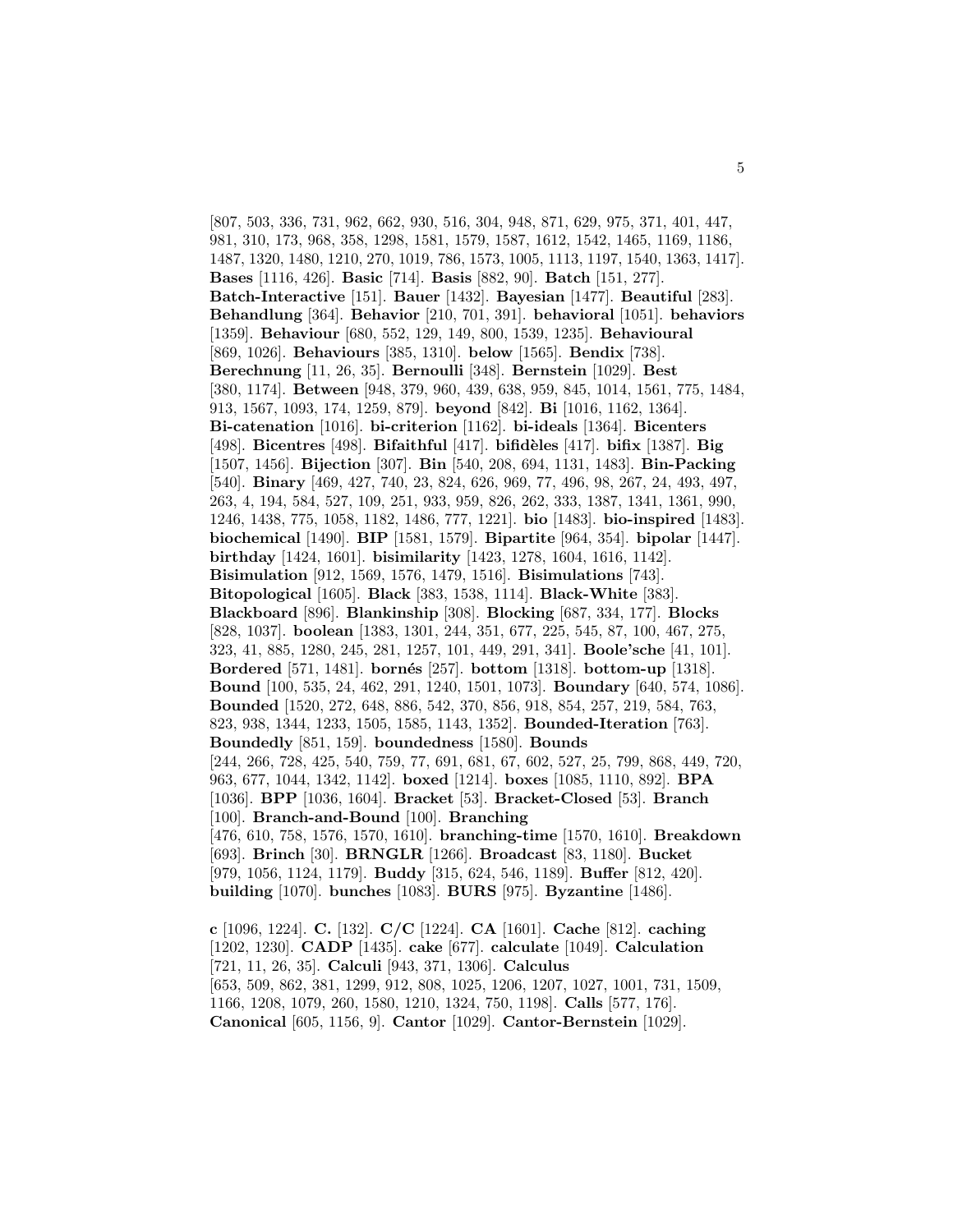[807, 503, 336, 731, 962, 662, 930, 516, 304, 948, 871, 629, 975, 371, 401, 447, 981, 310, 173, 968, 358, 1298, 1581, 1579, 1587, 1612, 1542, 1465, 1169, 1186, 1487, 1320, 1480, 1210, 270, 1019, 786, 1573, 1005, 1113, 1197, 1540, 1363, 1417]. **Bases** [1116, 426]. **Basic** [714]. **Basis** [882, 90]. **Batch** [151, 277]. **Batch-Interactive** [151]. **Bauer** [1432]. **Bayesian** [1477]. **Beautiful** [283]. **Behandlung** [364]. **Behavior** [210, 701, 391]. **behavioral** [1051]. **behaviors** [1359]. **Behaviour** [680, 552, 129, 149, 800, 1539, 1235]. **Behavioural** [869, 1026]. **Behaviours** [385, 1310]. **below** [1565]. **Bendix** [738]. **Berechnung** [11, 26, 35]. **Bernoulli** [348]. **Bernstein** [1029]. **Best** [380, 1174]. **Between** [948, 379, 960, 439, 638, 959, 845, 1014, 1561, 775, 1484, 913, 1567, 1093, 174, 1259, 879]. **beyond** [842]. **Bi** [1016, 1162, 1364]. **Bi-catenation** [1016]. **bi-criterion** [1162]. **bi-ideals** [1364]. **Bicenters** [498]. **Bicentres** [498]. **Bifaithful** [417]. **bifidèles** [417]. **bifix** [1387]. **Big** [1507, 1456]. **Bijection** [307]. **Bin** [540, 208, 694, 1131, 1483]. **Bin-Packing** [540]. **Binary** [469, 427, 740, 23, 824, 626, 969, 77, 496, 98, 267, 24, 493, 497, 263, 4, 194, 584, 527, 109, 251, 933, 959, 826, 262, 333, 1387, 1341, 1361, 990, 1246, 1438, 775, 1058, 1182, 1486, 777, 1221]. **bio** [1483]. **bio-inspired** [1483]. **biochemical** [1490]. **BIP** [1581, 1579]. **Bipartite** [964, 354]. **bipolar** [1447]. **birthday** [1424, 1601]. **bisimilarity** [1423, 1278, 1604, 1616, 1142]. **Bisimulation** [912, 1569, 1576, 1479, 1516]. **Bisimulations** [743]. **Bitopological** [1605]. **Black** [383, 1538, 1114]. **Black-White** [383]. **Blackboard** [896]. **Blankinship** [308]. **Blocking** [687, 334, 177]. **Blocks** [828, 1037]. **boolean** [1383, 1301, 244, 351, 677, 225, 545, 87, 100, 467, 275, 323, 41, 885, 1280, 245, 281, 1257, 101, 449, 291, 341]. **Boole'sche** [41, 101]. **Bordered** [571, 1481]. **bornés** [257]. **bottom** [1318]. **bottom-up** [1318]. **Bound** [100, 535, 24, 462, 291, 1240, 1501, 1073]. **Boundary** [640, 574, 1086]. **Bounded** [1520, 272, 648, 886, 542, 370, 856, 918, 854, 257, 219, 584, 763, 823, 938, 1344, 1233, 1505, 1585, 1143, 1352]. **Bounded-Iteration** [763]. **Boundedly** [851, 159]. **boundedness** [1580]. **Bounds** [244, 266, 728, 425, 540, 759, 77, 691, 681, 67, 602, 527, 25, 799, 868, 449, 720, 963, 677, 1044, 1342, 1142]. **boxed** [1214]. **boxes** [1085, 1110, 892]. **BPA** [1036]. **BPP** [1036, 1604]. **Bracket** [53]. **Bracket-Closed** [53]. **Branch** [100]. **Branch-and-Bound** [100]. **Branching** [476, 610, 758, 1576, 1570, 1610]. **branching-time** [1570, 1610]. **Breakdown** [693]. **Brinch** [30]. **BRNGLR** [1266]. **Broadcast** [83, 1180]. **Bucket** [979, 1056, 1124, 1179]. **Buddy** [315, 624, 546, 1189]. **Buffer** [812, 420]. **building** [1070]. **bunches** [1083]. **BURS** [975]. **Byzantine** [1486].

**c** [1096, 1224]. **C.** [132]. **C/C** [1224]. **CA** [1601]. **Cache** [812]. **caching** [1202, 1230]. **CADP** [1435]. **cake** [677]. **calculate** [1049]. **Calculation** [721, 11, 26, 35]. **Calculi** [943, 371, 1306]. **Calculus** [653, 509, 862, 381, 1299, 912, 808, 1025, 1206, 1207, 1027, 1001, 731, 1509, 1166, 1208, 1079, 260, 1580, 1210, 1324, 750, 1198]. **Calls** [577, 176]. **Canonical** [605, 1156, 9]. **Cantor** [1029]. **Cantor-Bernstein** [1029].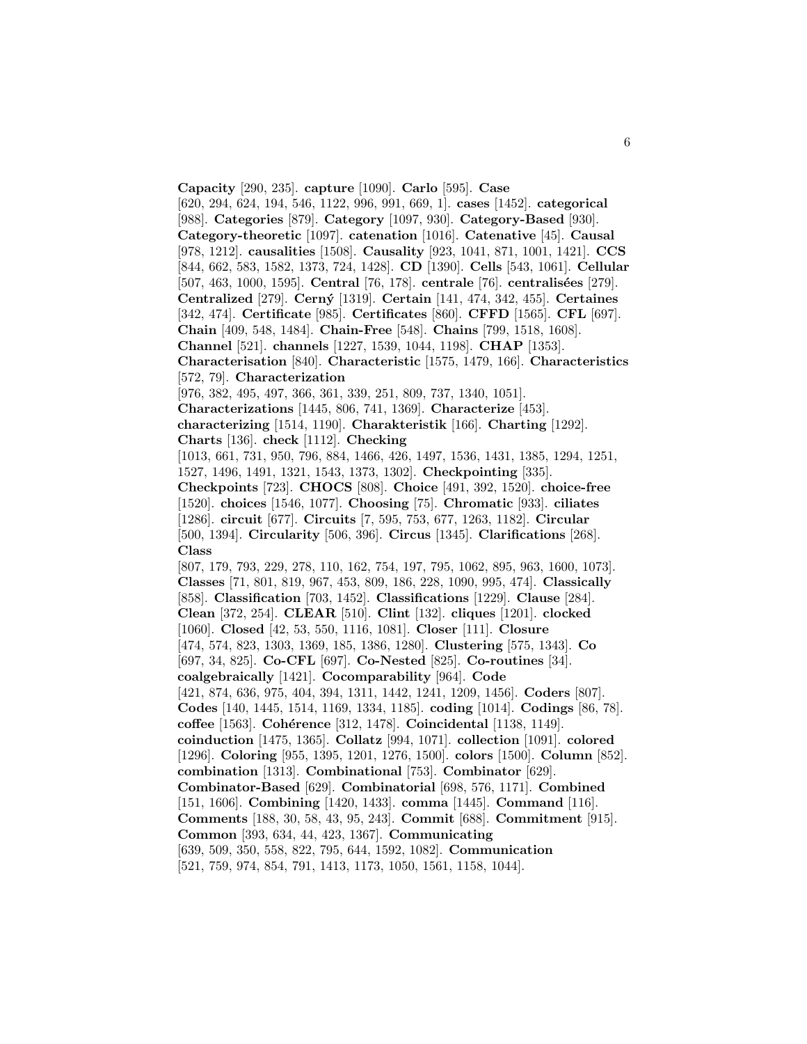**Capacity** [290, 235]. **capture** [1090]. **Carlo** [595]. **Case** [620, 294, 624, 194, 546, 1122, 996, 991, 669, 1]. **cases** [1452]. **categorical** [988]. **Categories** [879]. **Category** [1097, 930]. **Category-Based** [930]. **Category-theoretic** [1097]. **catenation** [1016]. **Catenative** [45]. **Causal** [978, 1212]. **causalities** [1508]. **Causality** [923, 1041, 871, 1001, 1421]. **CCS** [844, 662, 583, 1582, 1373, 724, 1428]. **CD** [1390]. **Cells** [543, 1061]. **Cellular** [507, 463, 1000, 1595]. **Central** [76, 178]. **centrale** [76]. **centralisées** [279]. **Centralized** [279]. **Cerný** [1319]. **Certain** [141, 474, 342, 455]. **Certaines** [342, 474]. **Certificate** [985]. **Certificates** [860]. **CFFD** [1565]. **CFL** [697]. **Chain** [409, 548, 1484]. **Chain-Free** [548]. **Chains** [799, 1518, 1608]. **Channel** [521]. **channels** [1227, 1539, 1044, 1198]. **CHAP** [1353]. **Characterisation** [840]. **Characteristic** [1575, 1479, 166]. **Characteristics** [572, 79]. **Characterization** [976, 382, 495, 497, 366, 361, 339, 251, 809, 737, 1340, 1051]. **Characterizations** [1445, 806, 741, 1369]. **Characterize** [453]. **characterizing** [1514, 1190]. **Charakteristik** [166]. **Charting** [1292]. **Charts** [136]. **check** [1112]. **Checking** [1013, 661, 731, 950, 796, 884, 1466, 426, 1497, 1536, 1431, 1385, 1294, 1251, 1527, 1496, 1491, 1321, 1543, 1373, 1302]. **Checkpointing** [335]. **Checkpoints** [723]. **CHOCS** [808]. **Choice** [491, 392, 1520]. **choice-free** [1520]. **choices** [1546, 1077]. **Choosing** [75]. **Chromatic** [933]. **ciliates** [1286]. **circuit** [677]. **Circuits** [7, 595, 753, 677, 1263, 1182]. **Circular** [500, 1394]. **Circularity** [506, 396]. **Circus** [1345]. **Clarifications** [268]. **Class** [807, 179, 793, 229, 278, 110, 162, 754, 197, 795, 1062, 895, 963, 1600, 1073]. **Classes** [71, 801, 819, 967, 453, 809, 186, 228, 1090, 995, 474]. **Classically** [858]. **Classification** [703, 1452]. **Classifications** [1229]. **Clause** [284]. **Clean** [372, 254]. **CLEAR** [510]. **Clint** [132]. **cliques** [1201]. **clocked** [1060]. **Closed** [42, 53, 550, 1116, 1081]. **Closer** [111]. **Closure** [474, 574, 823, 1303, 1369, 185, 1386, 1280]. **Clustering** [575, 1343]. **Co** [697, 34, 825]. **Co-CFL** [697]. **Co-Nested** [825]. **Co-routines** [34]. **coalgebraically** [1421]. **Cocomparability** [964]. **Code** [421, 874, 636, 975, 404, 394, 1311, 1442, 1241, 1209, 1456]. **Coders** [807]. **Codes** [140, 1445, 1514, 1169, 1334, 1185]. **coding** [1014]. **Codings** [86, 78]. **coffee** [1563]. **Cohérence** [312, 1478]. **Coincidental** [1138, 1149]. **coinduction** [1475, 1365]. **Collatz** [994, 1071]. **collection** [1091]. **colored** [1296]. **Coloring** [955, 1395, 1201, 1276, 1500]. **colors** [1500]. **Column** [852]. **combination** [1313]. **Combinational** [753]. **Combinator** [629]. **Combinator-Based** [629]. **Combinatorial** [698, 576, 1171]. **Combined** [151, 1606]. **Combining** [1420, 1433]. **comma** [1445]. **Command** [116]. **Comments** [188, 30, 58, 43, 95, 243]. **Commit** [688]. **Commitment** [915]. **Common** [393, 634, 44, 423, 1367]. **Communicating** [639, 509, 350, 558, 822, 795, 644, 1592, 1082]. **Communication** [521, 759, 974, 854, 791, 1413, 1173, 1050, 1561, 1158, 1044].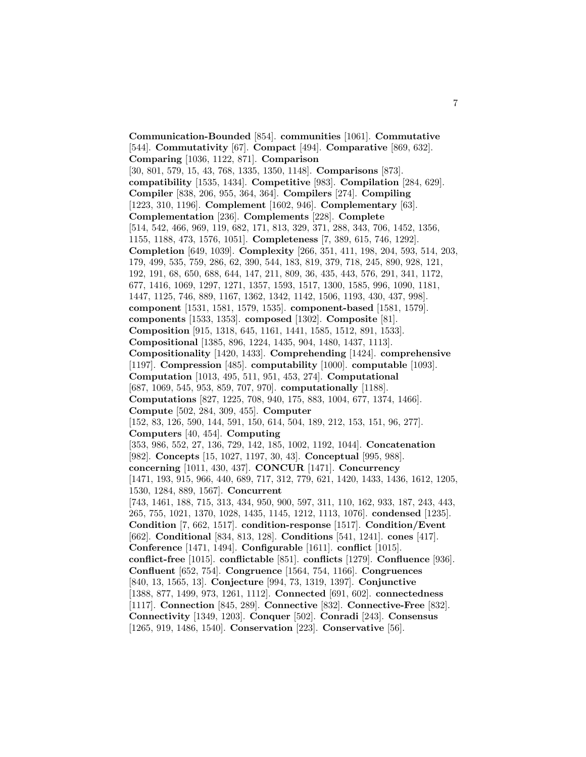**Communication-Bounded** [854]. **communities** [1061]. **Commutative** [544]. **Commutativity** [67]. **Compact** [494]. **Comparative** [869, 632]. **Comparing** [1036, 1122, 871]. **Comparison** [30, 801, 579, 15, 43, 768, 1335, 1350, 1148]. **Comparisons** [873]. **compatibility** [1535, 1434]. **Competitive** [983]. **Compilation** [284, 629]. **Compiler** [838, 206, 955, 364, 364]. **Compilers** [274]. **Compiling** [1223, 310, 1196]. **Complement** [1602, 946]. **Complementary** [63]. **Complementation** [236]. **Complements** [228]. **Complete** [514, 542, 466, 969, 119, 682, 171, 813, 329, 371, 288, 343, 706, 1452, 1356, 1155, 1188, 473, 1576, 1051]. **Completeness** [7, 389, 615, 746, 1292]. **Completion** [649, 1039]. **Complexity** [266, 351, 411, 198, 204, 593, 514, 203, 179, 499, 535, 759, 286, 62, 390, 544, 183, 819, 379, 718, 245, 890, 928, 121, 192, 191, 68, 650, 688, 644, 147, 211, 809, 36, 435, 443, 576, 291, 341, 1172, 677, 1416, 1069, 1297, 1271, 1357, 1593, 1517, 1300, 1585, 996, 1090, 1181, 1447, 1125, 746, 889, 1167, 1362, 1342, 1142, 1506, 1193, 430, 437, 998]. **component** [1531, 1581, 1579, 1535]. **component-based** [1581, 1579]. **components** [1533, 1353]. **composed** [1302]. **Composite** [81]. **Composition** [915, 1318, 645, 1161, 1441, 1585, 1512, 891, 1533]. **Compositional** [1385, 896, 1224, 1435, 904, 1480, 1437, 1113]. **Compositionality** [1420, 1433]. **Comprehending** [1424]. **comprehensive** [1197]. **Compression** [485]. **computability** [1000]. **computable** [1093]. **Computation** [1013, 495, 511, 951, 453, 274]. **Computational** [687, 1069, 545, 953, 859, 707, 970]. **computationally** [1188]. **Computations** [827, 1225, 708, 940, 175, 883, 1004, 677, 1374, 1466]. **Compute** [502, 284, 309, 455]. **Computer** [152, 83, 126, 590, 144, 591, 150, 614, 504, 189, 212, 153, 151, 96, 277]. **Computers** [40, 454]. **Computing** [353, 986, 552, 27, 136, 729, 142, 185, 1002, 1192, 1044]. **Concatenation** [982]. **Concepts** [15, 1027, 1197, 30, 43]. **Conceptual** [995, 988]. **concerning** [1011, 430, 437]. **CONCUR** [1471]. **Concurrency** [1471, 193, 915, 966, 440, 689, 717, 312, 779, 621, 1420, 1433, 1436, 1612, 1205, 1530, 1284, 889, 1567]. **Concurrent** [743, 1461, 188, 715, 313, 434, 950, 900, 597, 311, 110, 162, 933, 187, 243, 443, 265, 755, 1021, 1370, 1028, 1435, 1145, 1212, 1113, 1076]. **condensed** [1235]. **Condition** [7, 662, 1517]. **condition-response** [1517]. **Condition/Event** [662]. **Conditional** [834, 813, 128]. **Conditions** [541, 1241]. **cones** [417]. **Conference** [1471, 1494]. **Configurable** [1611]. **conflict** [1015]. **conflict-free** [1015]. **conflictable** [851]. **conflicts** [1279]. **Confluence** [936]. **Confluent** [652, 754]. **Congruence** [1564, 754, 1166]. **Congruences** [840, 13, 1565, 13]. **Conjecture** [994, 73, 1319, 1397]. **Conjunctive** [1388, 877, 1499, 973, 1261, 1112]. **Connected** [691, 602]. **connectedness** [1117]. **Connection** [845, 289]. **Connective** [832]. **Connective-Free** [832]. **Connectivity** [1349, 1203]. **Conquer** [502]. **Conradi** [243]. **Consensus** [1265, 919, 1486, 1540]. **Conservation** [223]. **Conservative** [56].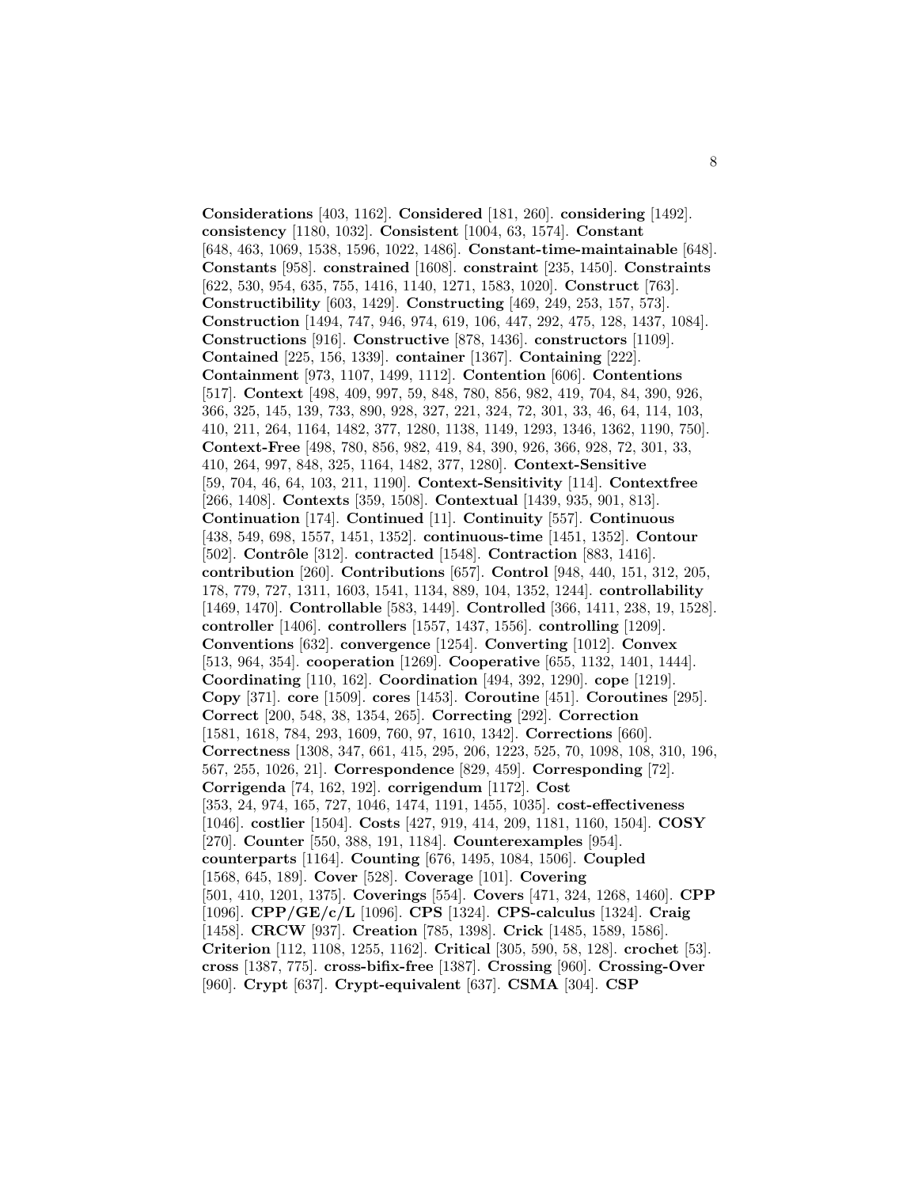**Considerations** [403, 1162]. **Considered** [181, 260]. **considering** [1492]. **consistency** [1180, 1032]. **Consistent** [1004, 63, 1574]. **Constant** [648, 463, 1069, 1538, 1596, 1022, 1486]. **Constant-time-maintainable** [648]. **Constants** [958]. **constrained** [1608]. **constraint** [235, 1450]. **Constraints** [622, 530, 954, 635, 755, 1416, 1140, 1271, 1583, 1020]. **Construct** [763]. **Constructibility** [603, 1429]. **Constructing** [469, 249, 253, 157, 573]. **Construction** [1494, 747, 946, 974, 619, 106, 447, 292, 475, 128, 1437, 1084]. **Constructions** [916]. **Constructive** [878, 1436]. **constructors** [1109]. **Contained** [225, 156, 1339]. **container** [1367]. **Containing** [222]. **Containment** [973, 1107, 1499, 1112]. **Contention** [606]. **Contentions** [517]. **Context** [498, 409, 997, 59, 848, 780, 856, 982, 419, 704, 84, 390, 926, 366, 325, 145, 139, 733, 890, 928, 327, 221, 324, 72, 301, 33, 46, 64, 114, 103, 410, 211, 264, 1164, 1482, 377, 1280, 1138, 1149, 1293, 1346, 1362, 1190, 750]. **Context-Free** [498, 780, 856, 982, 419, 84, 390, 926, 366, 928, 72, 301, 33, 410, 264, 997, 848, 325, 1164, 1482, 377, 1280]. **Context-Sensitive** [59, 704, 46, 64, 103, 211, 1190]. **Context-Sensitivity** [114]. **Contextfree** [266, 1408]. **Contexts** [359, 1508]. **Contextual** [1439, 935, 901, 813]. **Continuation** [174]. **Continued** [11]. **Continuity** [557]. **Continuous** [438, 549, 698, 1557, 1451, 1352]. **continuous-time** [1451, 1352]. **Contour** [502]. **Contrôle** [312]. **contracted** [1548]. **Contraction** [883, 1416]. **contribution** [260]. **Contributions** [657]. **Control** [948, 440, 151, 312, 205, 178, 779, 727, 1311, 1603, 1541, 1134, 889, 104, 1352, 1244]. **controllability** [1469, 1470]. **Controllable** [583, 1449]. **Controlled** [366, 1411, 238, 19, 1528]. **controller** [1406]. **controllers** [1557, 1437, 1556]. **controlling** [1209]. **Conventions** [632]. **convergence** [1254]. **Converting** [1012]. **Convex** [513, 964, 354]. **cooperation** [1269]. **Cooperative** [655, 1132, 1401, 1444]. **Coordinating** [110, 162]. **Coordination** [494, 392, 1290]. **cope** [1219]. **Copy** [371]. **core** [1509]. **cores** [1453]. **Coroutine** [451]. **Coroutines** [295]. **Correct** [200, 548, 38, 1354, 265]. **Correcting** [292]. **Correction** [1581, 1618, 784, 293, 1609, 760, 97, 1610, 1342]. **Corrections** [660]. **Correctness** [1308, 347, 661, 415, 295, 206, 1223, 525, 70, 1098, 108, 310, 196, 567, 255, 1026, 21]. **Correspondence** [829, 459]. **Corresponding** [72]. **Corrigenda** [74, 162, 192]. **corrigendum** [1172]. **Cost** [353, 24, 974, 165, 727, 1046, 1474, 1191, 1455, 1035]. **cost-effectiveness** [1046]. **costlier** [1504]. **Costs** [427, 919, 414, 209, 1181, 1160, 1504]. **COSY** [270]. **Counter** [550, 388, 191, 1184]. **Counterexamples** [954]. **counterparts** [1164]. **Counting** [676, 1495, 1084, 1506]. **Coupled** [1568, 645, 189]. **Cover** [528]. **Coverage** [101]. **Covering** [501, 410, 1201, 1375]. **Coverings** [554]. **Covers** [471, 324, 1268, 1460]. **CPP** [1096]. **CPP/GE/c/L** [1096]. **CPS** [1324]. **CPS-calculus** [1324]. **Craig** [1458]. **CRCW** [937]. **Creation** [785, 1398]. **Crick** [1485, 1589, 1586]. **Criterion** [112, 1108, 1255, 1162]. **Critical** [305, 590, 58, 128]. **crochet** [53]. **cross** [1387, 775]. **cross-bifix-free** [1387]. **Crossing** [960]. **Crossing-Over** [960]. **Crypt** [637]. **Crypt-equivalent** [637]. **CSMA** [304]. **CSP**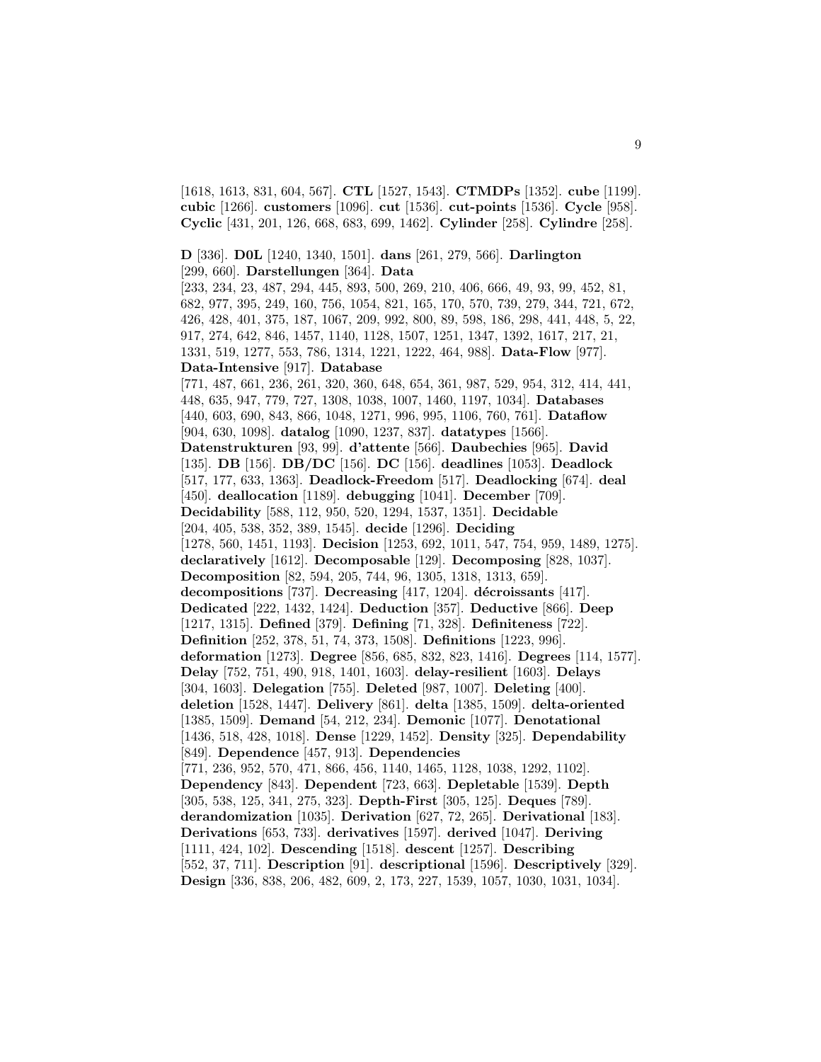[1618, 1613, 831, 604, 567]. **CTL** [1527, 1543]. **CTMDPs** [1352]. **cube** [1199]. **cubic** [1266]. **customers** [1096]. **cut** [1536]. **cut-points** [1536]. **Cycle** [958]. **Cyclic** [431, 201, 126, 668, 683, 699, 1462]. **Cylinder** [258]. **Cylindre** [258].

**D** [336]. **D0L** [1240, 1340, 1501]. **dans** [261, 279, 566]. **Darlington** [299, 660]. **Darstellungen** [364]. **Data** [233, 234, 23, 487, 294, 445, 893, 500, 269, 210, 406, 666, 49, 93, 99, 452, 81, 682, 977, 395, 249, 160, 756, 1054, 821, 165, 170, 570, 739, 279, 344, 721, 672, 426, 428, 401, 375, 187, 1067, 209, 992, 800, 89, 598, 186, 298, 441, 448, 5, 22, 917, 274, 642, 846, 1457, 1140, 1128, 1507, 1251, 1347, 1392, 1617, 217, 21, 1331, 519, 1277, 553, 786, 1314, 1221, 1222, 464, 988]. **Data-Flow** [977]. **Data-Intensive** [917]. **Database** [771, 487, 661, 236, 261, 320, 360, 648, 654, 361, 987, 529, 954, 312, 414, 441, 448, 635, 947, 779, 727, 1308, 1038, 1007, 1460, 1197, 1034]. **Databases** [440, 603, 690, 843, 866, 1048, 1271, 996, 995, 1106, 760, 761]. **Dataflow** [904, 630, 1098]. **datalog** [1090, 1237, 837]. **datatypes** [1566]. **Datenstrukturen** [93, 99]. **d'attente** [566]. **Daubechies** [965]. **David** [135]. **DB** [156]. **DB/DC** [156]. **DC** [156]. **deadlines** [1053]. **Deadlock** [517, 177, 633, 1363]. **Deadlock-Freedom** [517]. **Deadlocking** [674]. **deal** [450]. **deallocation** [1189]. **debugging** [1041]. **December** [709]. **Decidability** [588, 112, 950, 520, 1294, 1537, 1351]. **Decidable** [204, 405, 538, 352, 389, 1545]. **decide** [1296]. **Deciding** [1278, 560, 1451, 1193]. **Decision** [1253, 692, 1011, 547, 754, 959, 1489, 1275]. **declaratively** [1612]. **Decomposable** [129]. **Decomposing** [828, 1037]. **Decomposition** [82, 594, 205, 744, 96, 1305, 1318, 1313, 659]. **decompositions** [737]. **Decreasing** [417, 1204]. **décroissants** [417]. **Dedicated** [222, 1432, 1424]. **Deduction** [357]. **Deductive** [866]. **Deep** [1217, 1315]. **Defined** [379]. **Defining** [71, 328]. **Definiteness** [722]. **Definition** [252, 378, 51, 74, 373, 1508]. **Definitions** [1223, 996]. **deformation** [1273]. **Degree** [856, 685, 832, 823, 1416]. **Degrees** [114, 1577]. **Delay** [752, 751, 490, 918, 1401, 1603]. **delay-resilient** [1603]. **Delays** [304, 1603]. **Delegation** [755]. **Deleted** [987, 1007]. **Deleting** [400]. **deletion** [1528, 1447]. **Delivery** [861]. **delta** [1385, 1509]. **delta-oriented** [1385, 1509]. **Demand** [54, 212, 234]. **Demonic** [1077]. **Denotational** [1436, 518, 428, 1018]. **Dense** [1229, 1452]. **Density** [325]. **Dependability** [849]. **Dependence** [457, 913]. **Dependencies** [771, 236, 952, 570, 471, 866, 456, 1140, 1465, 1128, 1038, 1292, 1102]. **Dependency** [843]. **Dependent** [723, 663]. **Depletable** [1539]. **Depth** [305, 538, 125, 341, 275, 323]. **Depth-First** [305, 125]. **Deques** [789]. **derandomization** [1035]. **Derivation** [627, 72, 265]. **Derivational** [183]. **Derivations** [653, 733]. **derivatives** [1597]. **derived** [1047]. **Deriving** [1111, 424, 102]. **Descending** [1518]. **descent** [1257]. **Describing** [552, 37, 711]. **Description** [91]. **descriptional** [1596]. **Descriptively** [329]. **Design** [336, 838, 206, 482, 609, 2, 173, 227, 1539, 1057, 1030, 1031, 1034].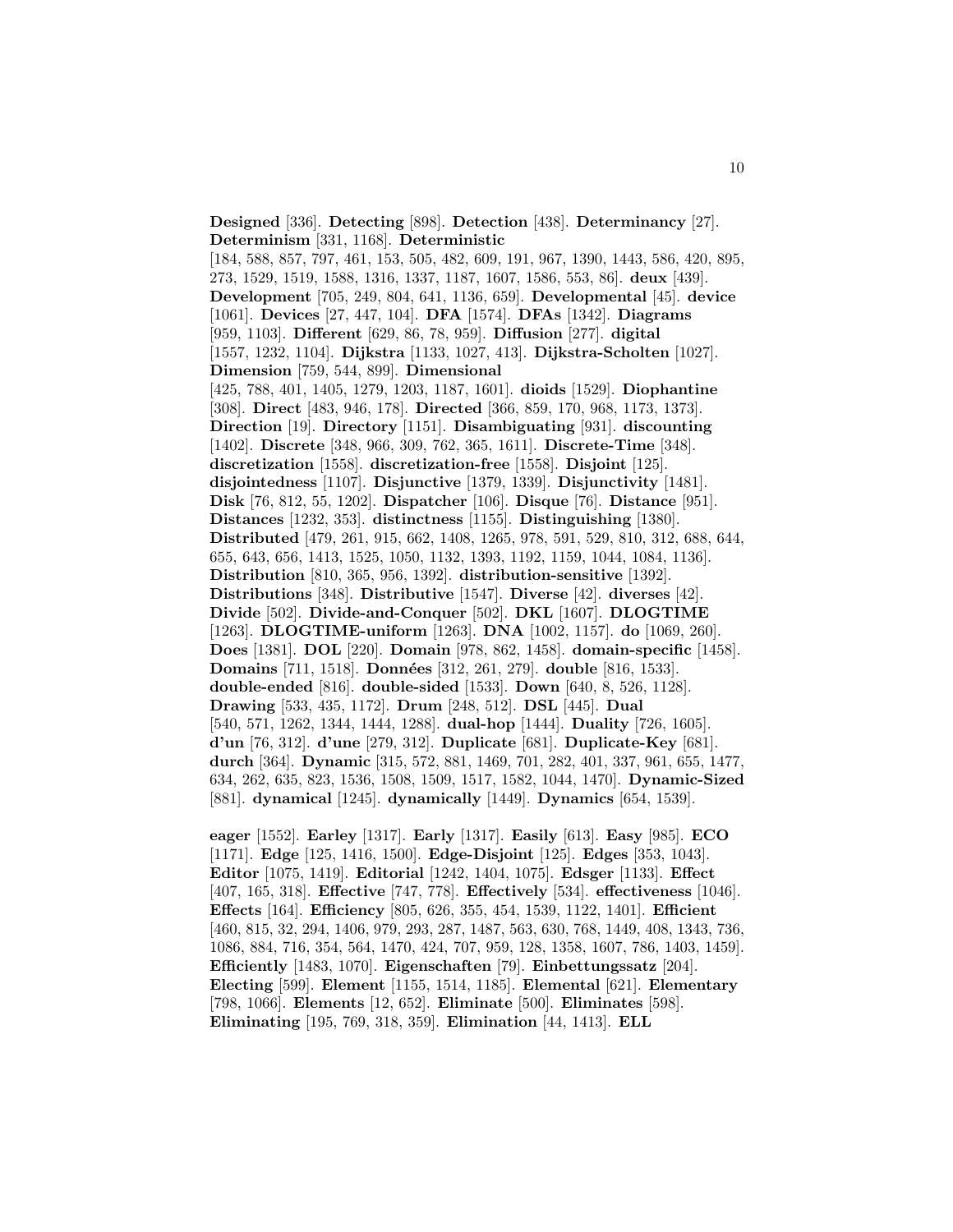**Designed** [336]. **Detecting** [898]. **Detection** [438]. **Determinancy** [27]. **Determinism** [331, 1168]. **Deterministic** [184, 588, 857, 797, 461, 153, 505, 482, 609, 191, 967, 1390, 1443, 586, 420, 895, 273, 1529, 1519, 1588, 1316, 1337, 1187, 1607, 1586, 553, 86]. **deux** [439]. **Development** [705, 249, 804, 641, 1136, 659]. **Developmental** [45]. **device** [1061]. **Devices** [27, 447, 104]. **DFA** [1574]. **DFAs** [1342]. **Diagrams** [959, 1103]. **Different** [629, 86, 78, 959]. **Diffusion** [277]. **digital** [1557, 1232, 1104]. **Dijkstra** [1133, 1027, 413]. **Dijkstra-Scholten** [1027]. **Dimension** [759, 544, 899]. **Dimensional** [425, 788, 401, 1405, 1279, 1203, 1187, 1601]. **dioids** [1529]. **Diophantine** [308]. **Direct** [483, 946, 178]. **Directed** [366, 859, 170, 968, 1173, 1373]. **Direction** [19]. **Directory** [1151]. **Disambiguating** [931]. **discounting** [1402]. **Discrete** [348, 966, 309, 762, 365, 1611]. **Discrete-Time** [348]. **discretization** [1558]. **discretization-free** [1558]. **Disjoint** [125]. **disjointedness** [1107]. **Disjunctive** [1379, 1339]. **Disjunctivity** [1481]. **Disk** [76, 812, 55, 1202]. **Dispatcher** [106]. **Disque** [76]. **Distance** [951]. **Distances** [1232, 353]. **distinctness** [1155]. **Distinguishing** [1380]. **Distributed** [479, 261, 915, 662, 1408, 1265, 978, 591, 529, 810, 312, 688, 644, 655, 643, 656, 1413, 1525, 1050, 1132, 1393, 1192, 1159, 1044, 1084, 1136]. **Distribution** [810, 365, 956, 1392]. **distribution-sensitive** [1392]. **Distributions** [348]. **Distributive** [1547]. **Diverse** [42]. **diverses** [42]. **Divide** [502]. **Divide-and-Conquer** [502]. **DKL** [1607]. **DLOGTIME** [1263]. **DLOGTIME-uniform** [1263]. **DNA** [1002, 1157]. **do** [1069, 260]. **Does** [1381]. **DOL** [220]. **Domain** [978, 862, 1458]. **domain-specific** [1458]. **Domains** [711, 1518]. **Données** [312, 261, 279]. **double** [816, 1533]. **double-ended** [816]. **double-sided** [1533]. **Down** [640, 8, 526, 1128]. **Drawing** [533, 435, 1172]. **Drum** [248, 512]. **DSL** [445]. **Dual** [540, 571, 1262, 1344, 1444, 1288]. **dual-hop** [1444]. **Duality** [726, 1605]. **d'un** [76, 312]. **d'une** [279, 312]. **Duplicate** [681]. **Duplicate-Key** [681]. **durch** [364]. **Dynamic** [315, 572, 881, 1469, 701, 282, 401, 337, 961, 655, 1477, 634, 262, 635, 823, 1536, 1508, 1509, 1517, 1582, 1044, 1470]. **Dynamic-Sized** [881]. **dynamical** [1245]. **dynamically** [1449]. **Dynamics** [654, 1539].

**eager** [1552]. **Earley** [1317]. **Early** [1317]. **Easily** [613]. **Easy** [985]. **ECO** [1171]. **Edge** [125, 1416, 1500]. **Edge-Disjoint** [125]. **Edges** [353, 1043]. **Editor** [1075, 1419]. **Editorial** [1242, 1404, 1075]. **Edsger** [1133]. **Effect** [407, 165, 318]. **Effective** [747, 778]. **Effectively** [534]. **effectiveness** [1046]. **Effects** [164]. **Efficiency** [805, 626, 355, 454, 1539, 1122, 1401]. **Efficient** [460, 815, 32, 294, 1406, 979, 293, 287, 1487, 563, 630, 768, 1449, 408, 1343, 736, 1086, 884, 716, 354, 564, 1470, 424, 707, 959, 128, 1358, 1607, 786, 1403, 1459]. **Efficiently** [1483, 1070]. **Eigenschaften** [79]. **Einbettungssatz** [204]. **Electing** [599]. **Element** [1155, 1514, 1185]. **Elemental** [621]. **Elementary** [798, 1066]. **Elements** [12, 652]. **Eliminate** [500]. **Eliminates** [598]. **Eliminating** [195, 769, 318, 359]. **Elimination** [44, 1413]. **ELL**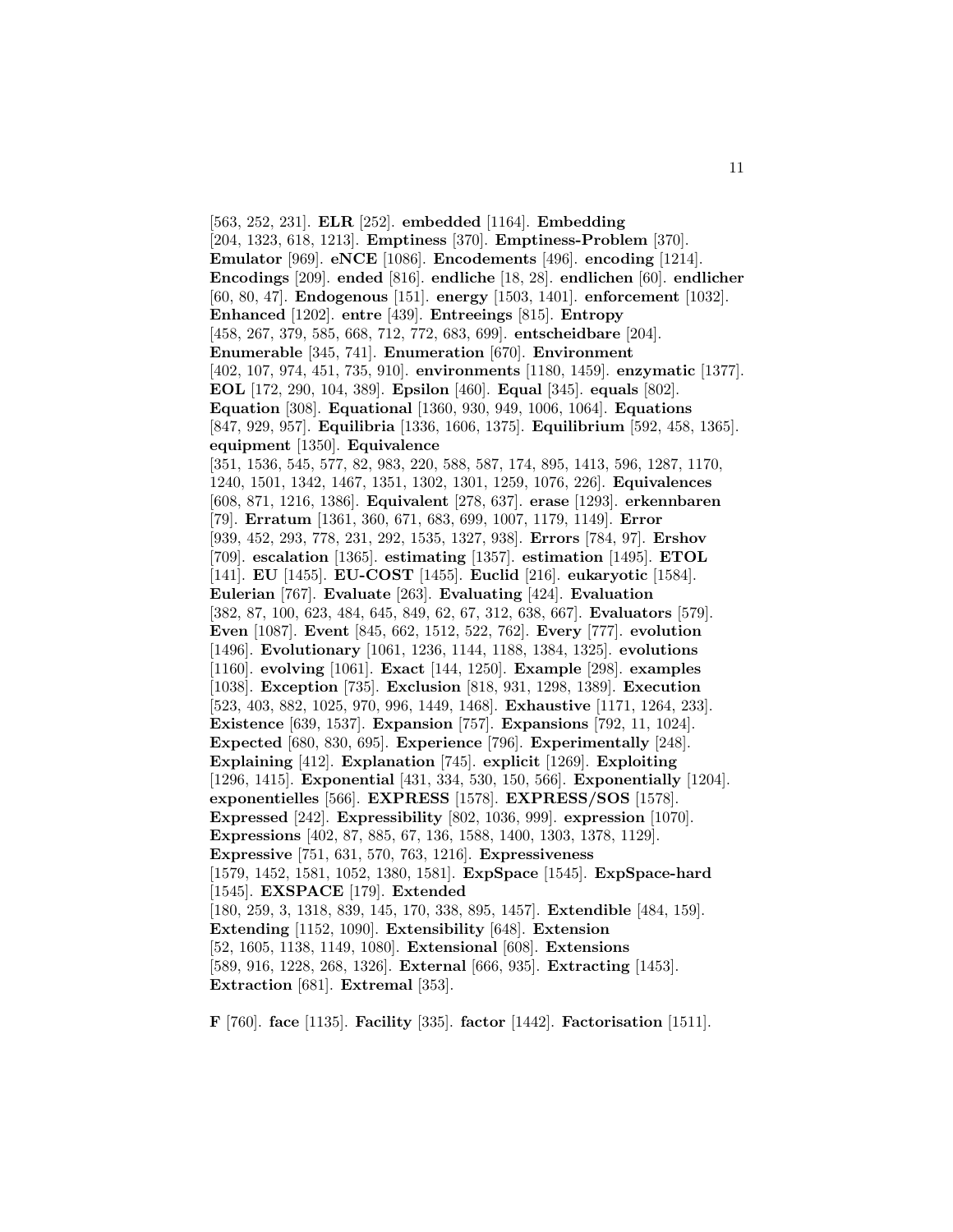[563, 252, 231]. **ELR** [252]. **embedded** [1164]. **Embedding** [204, 1323, 618, 1213]. **Emptiness** [370]. **Emptiness-Problem** [370]. **Emulator** [969]. **eNCE** [1086]. **Encodements** [496]. **encoding** [1214]. **Encodings** [209]. **ended** [816]. **endliche** [18, 28]. **endlichen** [60]. **endlicher** [60, 80, 47]. **Endogenous** [151]. **energy** [1503, 1401]. **enforcement** [1032]. **Enhanced** [1202]. **entre** [439]. **Entreeings** [815]. **Entropy** [458, 267, 379, 585, 668, 712, 772, 683, 699]. **entscheidbare** [204]. **Enumerable** [345, 741]. **Enumeration** [670]. **Environment** [402, 107, 974, 451, 735, 910]. **environments** [1180, 1459]. **enzymatic** [1377]. **EOL** [172, 290, 104, 389]. **Epsilon** [460]. **Equal** [345]. **equals** [802]. **Equation** [308]. **Equational** [1360, 930, 949, 1006, 1064]. **Equations** [847, 929, 957]. **Equilibria** [1336, 1606, 1375]. **Equilibrium** [592, 458, 1365]. **equipment** [1350]. **Equivalence** [351, 1536, 545, 577, 82, 983, 220, 588, 587, 174, 895, 1413, 596, 1287, 1170, 1240, 1501, 1342, 1467, 1351, 1302, 1301, 1259, 1076, 226]. **Equivalences** [608, 871, 1216, 1386]. **Equivalent** [278, 637]. **erase** [1293]. **erkennbaren** [79]. **Erratum** [1361, 360, 671, 683, 699, 1007, 1179, 1149]. **Error** [939, 452, 293, 778, 231, 292, 1535, 1327, 938]. **Errors** [784, 97]. **Ershov** [709]. **escalation** [1365]. **estimating** [1357]. **estimation** [1495]. **ETOL** [141]. **EU** [1455]. **EU-COST** [1455]. **Euclid** [216]. **eukaryotic** [1584]. **Eulerian** [767]. **Evaluate** [263]. **Evaluating** [424]. **Evaluation** [382, 87, 100, 623, 484, 645, 849, 62, 67, 312, 638, 667]. **Evaluators** [579]. **Even** [1087]. **Event** [845, 662, 1512, 522, 762]. **Every** [777]. **evolution** [1496]. **Evolutionary** [1061, 1236, 1144, 1188, 1384, 1325]. **evolutions** [1160]. **evolving** [1061]. **Exact** [144, 1250]. **Example** [298]. **examples** [1038]. **Exception** [735]. **Exclusion** [818, 931, 1298, 1389]. **Execution** [523, 403, 882, 1025, 970, 996, 1449, 1468]. **Exhaustive** [1171, 1264, 233]. **Existence** [639, 1537]. **Expansion** [757]. **Expansions** [792, 11, 1024]. **Expected** [680, 830, 695]. **Experience** [796]. **Experimentally** [248]. **Explaining** [412]. **Explanation** [745]. **explicit** [1269]. **Exploiting** [1296, 1415]. **Exponential** [431, 334, 530, 150, 566]. **Exponentially** [1204]. **exponentielles** [566]. **EXPRESS** [1578]. **EXPRESS/SOS** [1578]. **Expressed** [242]. **Expressibility** [802, 1036, 999]. **expression** [1070]. **Expressions** [402, 87, 885, 67, 136, 1588, 1400, 1303, 1378, 1129]. **Expressive** [751, 631, 570, 763, 1216]. **Expressiveness** [1579, 1452, 1581, 1052, 1380, 1581]. **ExpSpace** [1545]. **ExpSpace-hard** [1545]. **EXSPACE** [179]. **Extended** [180, 259, 3, 1318, 839, 145, 170, 338, 895, 1457]. **Extendible** [484, 159]. **Extending** [1152, 1090]. **Extensibility** [648]. **Extension** [52, 1605, 1138, 1149, 1080]. **Extensional** [608]. **Extensions** [589, 916, 1228, 268, 1326]. **External** [666, 935]. **Extracting** [1453]. **Extraction** [681]. **Extremal** [353].

**F** [760]. **face** [1135]. **Facility** [335]. **factor** [1442]. **Factorisation** [1511].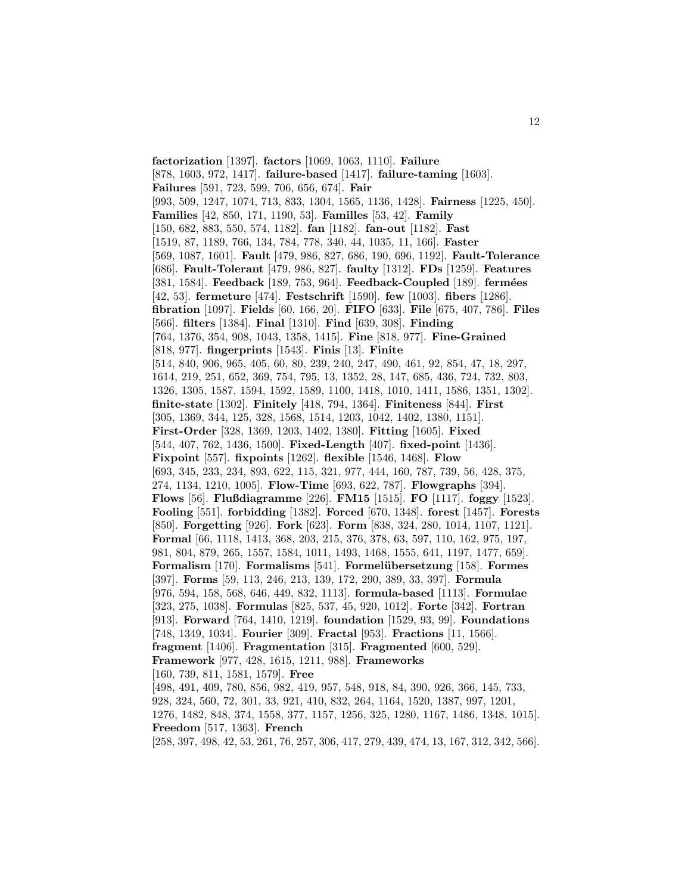**factorization** [1397]. **factors** [1069, 1063, 1110]. **Failure** [878, 1603, 972, 1417]. **failure-based** [1417]. **failure-taming** [1603]. **Failures** [591, 723, 599, 706, 656, 674]. **Fair** [993, 509, 1247, 1074, 713, 833, 1304, 1565, 1136, 1428]. **Fairness** [1225, 450]. **Families** [42, 850, 171, 1190, 53]. **Familles** [53, 42]. **Family** [150, 682, 883, 550, 574, 1182]. **fan** [1182]. **fan-out** [1182]. **Fast** [1519, 87, 1189, 766, 134, 784, 778, 340, 44, 1035, 11, 166]. **Faster** [569, 1087, 1601]. **Fault** [479, 986, 827, 686, 190, 696, 1192]. **Fault-Tolerance** [686]. **Fault-Tolerant** [479, 986, 827]. **faulty** [1312]. **FDs** [1259]. **Features** [381, 1584]. **Feedback** [189, 753, 964]. **Feedback-Coupled** [189]. **fermées** [42, 53]. **fermeture** [474]. **Festschrift** [1590]. **few** [1003]. **fibers** [1286]. **fibration** [1097]. **Fields** [60, 166, 20]. **FIFO** [633]. **File** [675, 407, 786]. **Files** [566]. **filters** [1384]. **Final** [1310]. **Find** [639, 308]. **Finding** [764, 1376, 354, 908, 1043, 1358, 1415]. **Fine** [818, 977]. **Fine-Grained** [818, 977]. **fingerprints** [1543]. **Finis** [13]. **Finite** [514, 840, 906, 965, 405, 60, 80, 239, 240, 247, 490, 461, 92, 854, 47, 18, 297, 1614, 219, 251, 652, 369, 754, 795, 13, 1352, 28, 147, 685, 436, 724, 732, 803, 1326, 1305, 1587, 1594, 1592, 1589, 1100, 1418, 1010, 1411, 1586, 1351, 1302]. **finite-state** [1302]. **Finitely** [418, 794, 1364]. **Finiteness** [844]. **First** [305, 1369, 344, 125, 328, 1568, 1514, 1203, 1042, 1402, 1380, 1151]. **First-Order** [328, 1369, 1203, 1402, 1380]. **Fitting** [1605]. **Fixed** [544, 407, 762, 1436, 1500]. **Fixed-Length** [407]. **fixed-point** [1436]. **Fixpoint** [557]. **fixpoints** [1262]. **flexible** [1546, 1468]. **Flow** [693, 345, 233, 234, 893, 622, 115, 321, 977, 444, 160, 787, 739, 56, 428, 375, 274, 1134, 1210, 1005]. **Flow-Time** [693, 622, 787]. **Flowgraphs** [394]. **Flows** [56]. **Flußdiagramme** [226]. **FM15** [1515]. **FO** [1117]. **foggy** [1523]. **Fooling** [551]. **forbidding** [1382]. **Forced** [670, 1348]. **forest** [1457]. **Forests** [850]. **Forgetting** [926]. **Fork** [623]. **Form** [838, 324, 280, 1014, 1107, 1121]. **Formal** [66, 1118, 1413, 368, 203, 215, 376, 378, 63, 597, 110, 162, 975, 197, 981, 804, 879, 265, 1557, 1584, 1011, 1493, 1468, 1555, 641, 1197, 1477, 659]. **Formalism** [170]. **Formalisms** [541]. **Formelübersetzung** [158]. **Formes** [397]. **Forms** [59, 113, 246, 213, 139, 172, 290, 389, 33, 397]. **Formula** [976, 594, 158, 568, 646, 449, 832, 1113]. **formula-based** [1113]. **Formulae** [323, 275, 1038]. **Formulas** [825, 537, 45, 920, 1012]. **Forte** [342]. **Fortran** [913]. **Forward** [764, 1410, 1219]. **foundation** [1529, 93, 99]. **Foundations** [748, 1349, 1034]. **Fourier** [309]. **Fractal** [953]. **Fractions** [11, 1566]. **fragment** [1406]. **Fragmentation** [315]. **Fragmented** [600, 529]. **Framework** [977, 428, 1615, 1211, 988]. **Frameworks** [160, 739, 811, 1581, 1579]. **Free** [498, 491, 409, 780, 856, 982, 419, 957, 548, 918, 84, 390, 926, 366, 145, 733, 928, 324, 560, 72, 301, 33, 921, 410, 832, 264, 1164, 1520, 1387, 997, 1201, 1276, 1482, 848, 374, 1558, 377, 1157, 1256, 325, 1280, 1167, 1486, 1348, 1015]. **Freedom** [517, 1363]. **French** [258, 397, 498, 42, 53, 261, 76, 257, 306, 417, 279, 439, 474, 13, 167, 312, 342, 566].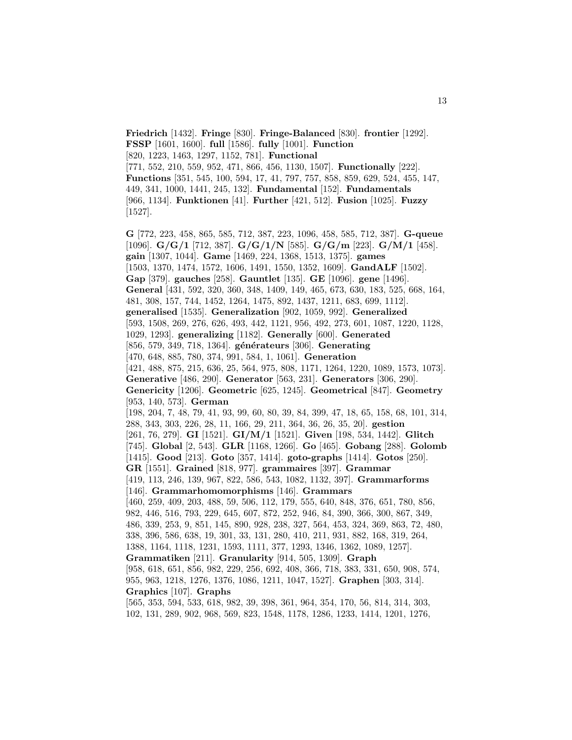**Friedrich** [1432]. **Fringe** [830]. **Fringe-Balanced** [830]. **frontier** [1292]. **FSSP** [1601, 1600]. **full** [1586]. **fully** [1001]. **Function** [820, 1223, 1463, 1297, 1152, 781]. **Functional** [771, 552, 210, 559, 952, 471, 866, 456, 1130, 1507]. **Functionally** [222]. **Functions** [351, 545, 100, 594, 17, 41, 797, 757, 858, 859, 629, 524, 455, 147, 449, 341, 1000, 1441, 245, 132]. **Fundamental** [152]. **Fundamentals** [966, 1134]. **Funktionen** [41]. **Further** [421, 512]. **Fusion** [1025]. **Fuzzy** [1527].

**G** [772, 223, 458, 865, 585, 712, 387, 223, 1096, 458, 585, 712, 387]. **G-queue** [1096]. **G/G/1** [712, 387]. **G/G/1/N** [585]. **G/G/m** [223]. **G/M/1** [458]. **gain** [1307, 1044]. **Game** [1469, 224, 1368, 1513, 1375]. **games** [1503, 1370, 1474, 1572, 1606, 1491, 1550, 1352, 1609]. **GandALF** [1502]. **Gap** [379]. **gauches** [258]. **Gauntlet** [135]. **GE** [1096]. **gene** [1496]. **General** [431, 592, 320, 360, 348, 1409, 149, 465, 673, 630, 183, 525, 668, 164, 481, 308, 157, 744, 1452, 1264, 1475, 892, 1437, 1211, 683, 699, 1112]. **generalised** [1535]. **Generalization** [902, 1059, 992]. **Generalized** [593, 1508, 269, 276, 626, 493, 442, 1121, 956, 492, 273, 601, 1087, 1220, 1128, 1029, 1293]. **generalizing** [1182]. **Generally** [600]. **Generated** [856, 579, 349, 718, 1364]. **générateurs** [306]. **Generating** [470, 648, 885, 780, 374, 991, 584, 1, 1061]. **Generation** [421, 488, 875, 215, 636, 25, 564, 975, 808, 1171, 1264, 1220, 1089, 1573, 1073]. **Generative** [486, 290]. **Generator** [563, 231]. **Generators** [306, 290]. **Genericity** [1206]. **Geometric** [625, 1245]. **Geometrical** [847]. **Geometry** [953, 140, 573]. **German** [198, 204, 7, 48, 79, 41, 93, 99, 60, 80, 39, 84, 399, 47, 18, 65, 158, 68, 101, 314, 288, 343, 303, 226, 28, 11, 166, 29, 211, 364, 36, 26, 35, 20]. **gestion** [261, 76, 279]. **GI** [1521]. **GI/M/1** [1521]. **Given** [198, 534, 1442]. **Glitch** [745]. **Global** [2, 543]. **GLR** [1168, 1266]. **Go** [465]. **Gobang** [288]. **Golomb** [1415]. **Good** [213]. **Goto** [357, 1414]. **goto-graphs** [1414]. **Gotos** [250]. **GR** [1551]. **Grained** [818, 977]. **grammaires** [397]. **Grammar** [419, 113, 246, 139, 967, 822, 586, 543, 1082, 1132, 397]. **Grammarforms** [146]. **Grammarhomomorphisms** [146]. **Grammars** [460, 259, 409, 203, 488, 59, 506, 112, 179, 555, 640, 848, 376, 651, 780, 856, 982, 446, 516, 793, 229, 645, 607, 872, 252, 946, 84, 390, 366, 300, 867, 349, 486, 339, 253, 9, 851, 145, 890, 928, 238, 327, 564, 453, 324, 369, 863, 72, 480, 338, 396, 586, 638, 19, 301, 33, 131, 280, 410, 211, 931, 882, 168, 319, 264, 1388, 1164, 1118, 1231, 1593, 1111, 377, 1293, 1346, 1362, 1089, 1257]. **Grammatiken** [211]. **Granularity** [914, 505, 1309]. **Graph** [958, 618, 651, 856, 982, 229, 256, 692, 408, 366, 718, 383, 331, 650, 908, 574, 955, 963, 1218, 1276, 1376, 1086, 1211, 1047, 1527]. **Graphen** [303, 314]. **Graphics** [107]. **Graphs** [565, 353, 594, 533, 618, 982, 39, 398, 361, 964, 354, 170, 56, 814, 314, 303, 102, 131, 289, 902, 968, 569, 823, 1548, 1178, 1286, 1233, 1414, 1201, 1276,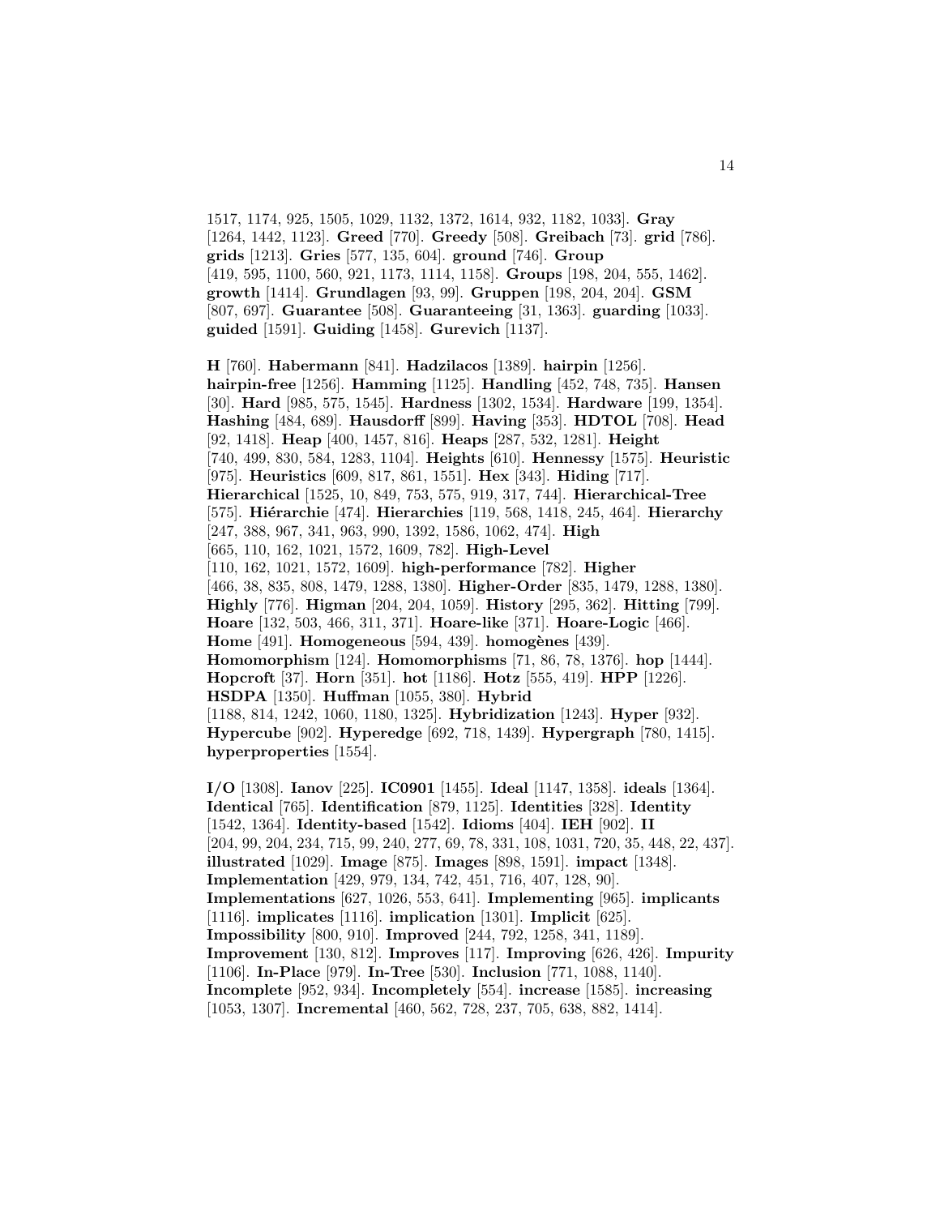1517, 1174, 925, 1505, 1029, 1132, 1372, 1614, 932, 1182, 1033]. **Gray** [1264, 1442, 1123]. **Greed** [770]. **Greedy** [508]. **Greibach** [73]. **grid** [786]. **grids** [1213]. **Gries** [577, 135, 604]. **ground** [746]. **Group** [419, 595, 1100, 560, 921, 1173, 1114, 1158]. **Groups** [198, 204, 555, 1462]. **growth** [1414]. **Grundlagen** [93, 99]. **Gruppen** [198, 204, 204]. **GSM** [807, 697]. **Guarantee** [508]. **Guaranteeing** [31, 1363]. **guarding** [1033]. **guided** [1591]. **Guiding** [1458]. **Gurevich** [1137].

**H** [760]. **Habermann** [841]. **Hadzilacos** [1389]. **hairpin** [1256]. **hairpin-free** [1256]. **Hamming** [1125]. **Handling** [452, 748, 735]. **Hansen** [30]. **Hard** [985, 575, 1545]. **Hardness** [1302, 1534]. **Hardware** [199, 1354]. **Hashing** [484, 689]. **Hausdorff** [899]. **Having** [353]. **HDTOL** [708]. **Head** [92, 1418]. **Heap** [400, 1457, 816]. **Heaps** [287, 532, 1281]. **Height** [740, 499, 830, 584, 1283, 1104]. **Heights** [610]. **Hennessy** [1575]. **Heuristic** [975]. **Heuristics** [609, 817, 861, 1551]. **Hex** [343]. **Hiding** [717]. **Hierarchical** [1525, 10, 849, 753, 575, 919, 317, 744]. **Hierarchical-Tree** [575]. **Hiérarchie** [474]. **Hierarchies** [119, 568, 1418, 245, 464]. **Hierarchy** [247, 388, 967, 341, 963, 990, 1392, 1586, 1062, 474]. **High** [665, 110, 162, 1021, 1572, 1609, 782]. **High-Level** [110, 162, 1021, 1572, 1609]. **high-performance** [782]. **Higher** [466, 38, 835, 808, 1479, 1288, 1380]. **Higher-Order** [835, 1479, 1288, 1380]. **Highly** [776]. **Higman** [204, 204, 1059]. **History** [295, 362]. **Hitting** [799]. **Hoare** [132, 503, 466, 311, 371]. **Hoare-like** [371]. **Hoare-Logic** [466]. **Home** [491]. **Homogeneous** [594, 439]. **homogènes** [439]. **Homomorphism** [124]. **Homomorphisms** [71, 86, 78, 1376]. **hop** [1444]. **Hopcroft** [37]. **Horn** [351]. **hot** [1186]. **Hotz** [555, 419]. **HPP** [1226]. **HSDPA** [1350]. **Huffman** [1055, 380]. **Hybrid** [1188, 814, 1242, 1060, 1180, 1325]. **Hybridization** [1243]. **Hyper** [932]. **Hypercube** [902]. **Hyperedge** [692, 718, 1439]. **Hypergraph** [780, 1415]. **hyperproperties** [1554].

**I/O** [1308]. **Ianov** [225]. **IC0901** [1455]. **Ideal** [1147, 1358]. **ideals** [1364]. **Identical** [765]. **Identification** [879, 1125]. **Identities** [328]. **Identity** [1542, 1364]. **Identity-based** [1542]. **Idioms** [404]. **IEH** [902]. **II** [204, 99, 204, 234, 715, 99, 240, 277, 69, 78, 331, 108, 1031, 720, 35, 448, 22, 437]. **illustrated** [1029]. **Image** [875]. **Images** [898, 1591]. **impact** [1348]. **Implementation** [429, 979, 134, 742, 451, 716, 407, 128, 90]. **Implementations** [627, 1026, 553, 641]. **Implementing** [965]. **implicants** [1116]. **implicates** [1116]. **implication** [1301]. **Implicit** [625]. **Impossibility** [800, 910]. **Improved** [244, 792, 1258, 341, 1189]. **Improvement** [130, 812]. **Improves** [117]. **Improving** [626, 426]. **Impurity** [1106]. **In-Place** [979]. **In-Tree** [530]. **Inclusion** [771, 1088, 1140]. **Incomplete** [952, 934]. **Incompletely** [554]. **increase** [1585]. **increasing** [1053, 1307]. **Incremental** [460, 562, 728, 237, 705, 638, 882, 1414].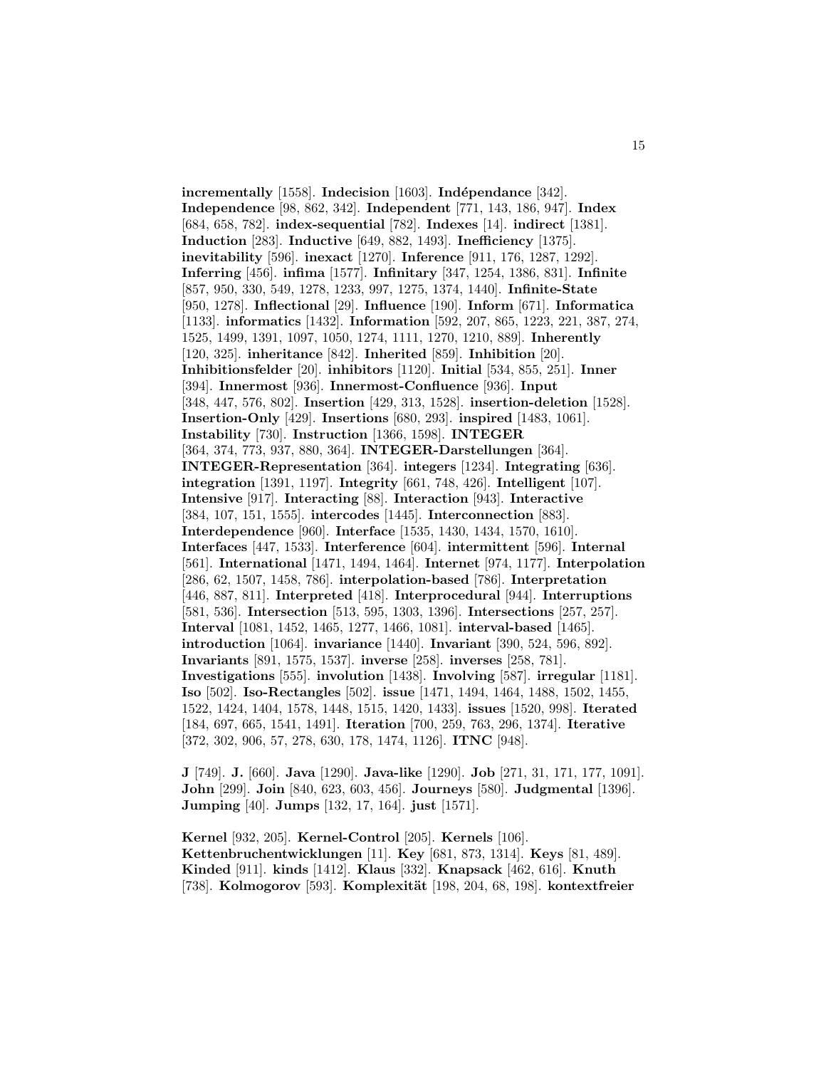**incrementally** [1558]. **Indecision** [1603]. **Indépendance** [342]. **Independence** [98, 862, 342]. **Independent** [771, 143, 186, 947]. **Index** [684, 658, 782]. **index-sequential** [782]. **Indexes** [14]. **indirect** [1381]. **Induction** [283]. **Inductive** [649, 882, 1493]. **Inefficiency** [1375]. **inevitability** [596]. **inexact** [1270]. **Inference** [911, 176, 1287, 1292]. **Inferring** [456]. **infima** [1577]. **Infinitary** [347, 1254, 1386, 831]. **Infinite** [857, 950, 330, 549, 1278, 1233, 997, 1275, 1374, 1440]. **Infinite-State** [950, 1278]. **Inflectional** [29]. **Influence** [190]. **Inform** [671]. **Informatica** [1133]. **informatics** [1432]. **Information** [592, 207, 865, 1223, 221, 387, 274, 1525, 1499, 1391, 1097, 1050, 1274, 1111, 1270, 1210, 889]. **Inherently** [120, 325]. **inheritance** [842]. **Inherited** [859]. **Inhibition** [20]. **Inhibitionsfelder** [20]. **inhibitors** [1120]. **Initial** [534, 855, 251]. **Inner** [394]. **Innermost** [936]. **Innermost-Confluence** [936]. **Input** [348, 447, 576, 802]. **Insertion** [429, 313, 1528]. **insertion-deletion** [1528]. **Insertion-Only** [429]. **Insertions** [680, 293]. **inspired** [1483, 1061]. **Instability** [730]. **Instruction** [1366, 1598]. **INTEGER** [364, 374, 773, 937, 880, 364]. **INTEGER-Darstellungen** [364]. **INTEGER-Representation** [364]. **integers** [1234]. **Integrating** [636]. **integration** [1391, 1197]. **Integrity** [661, 748, 426]. **Intelligent** [107]. **Intensive** [917]. **Interacting** [88]. **Interaction** [943]. **Interactive** [384, 107, 151, 1555]. **intercodes** [1445]. **Interconnection** [883]. **Interdependence** [960]. **Interface** [1535, 1430, 1434, 1570, 1610]. **Interfaces** [447, 1533]. **Interference** [604]. **intermittent** [596]. **Internal** [561]. **International** [1471, 1494, 1464]. **Internet** [974, 1177]. **Interpolation** [286, 62, 1507, 1458, 786]. **interpolation-based** [786]. **Interpretation** [446, 887, 811]. **Interpreted** [418]. **Interprocedural** [944]. **Interruptions** [581, 536]. **Intersection** [513, 595, 1303, 1396]. **Intersections** [257, 257]. **Interval** [1081, 1452, 1465, 1277, 1466, 1081]. **interval-based** [1465]. **introduction** [1064]. **invariance** [1440]. **Invariant** [390, 524, 596, 892]. **Invariants** [891, 1575, 1537]. **inverse** [258]. **inverses** [258, 781]. **Investigations** [555]. **involution** [1438]. **Involving** [587]. **irregular** [1181]. **Iso** [502]. **Iso-Rectangles** [502]. **issue** [1471, 1494, 1464, 1488, 1502, 1455, 1522, 1424, 1404, 1578, 1448, 1515, 1420, 1433]. **issues** [1520, 998]. **Iterated** [184, 697, 665, 1541, 1491]. **Iteration** [700, 259, 763, 296, 1374]. **Iterative** [372, 302, 906, 57, 278, 630, 178, 1474, 1126]. **ITNC** [948].

**J** [749]. **J.** [660]. **Java** [1290]. **Java-like** [1290]. **Job** [271, 31, 171, 177, 1091]. **John** [299]. **Join** [840, 623, 603, 456]. **Journeys** [580]. **Judgmental** [1396]. **Jumping** [40]. **Jumps** [132, 17, 164]. **just** [1571].

**Kernel** [932, 205]. **Kernel-Control** [205]. **Kernels** [106]. **Kettenbruchentwicklungen** [11]. **Key** [681, 873, 1314]. **Keys** [81, 489]. **Kinded** [911]. **kinds** [1412]. **Klaus** [332]. **Knapsack** [462, 616]. **Knuth** [738]. **Kolmogorov** [593]. **Komplexität** [198, 204, 68, 198]. **kontextfreier**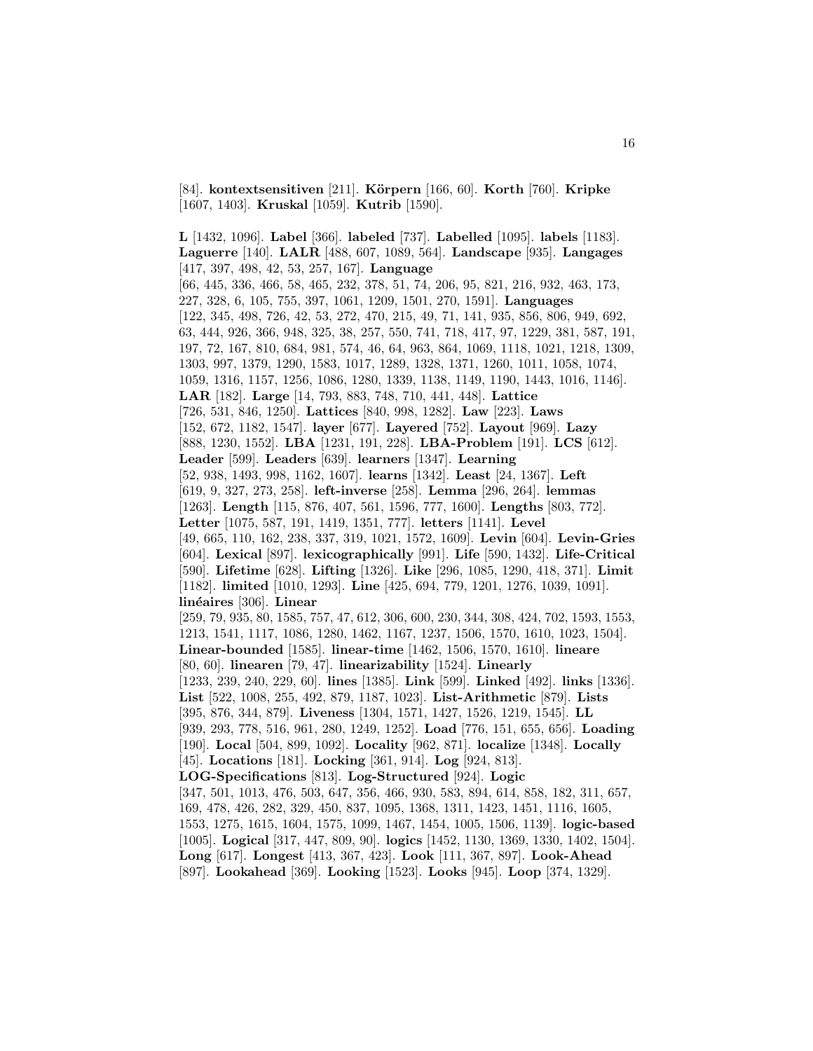[84]. **kontextsensitiven** [211]. **Körpern** [166, 60]. **Korth** [760]. **Kripke** [1607, 1403]. **Kruskal** [1059]. **Kutrib** [1590].

**L** [1432, 1096]. **Label** [366]. **labeled** [737]. **Labelled** [1095]. **labels** [1183]. **Laguerre** [140]. **LALR** [488, 607, 1089, 564]. **Landscape** [935]. **Langages** [417, 397, 498, 42, 53, 257, 167]. **Language** [66, 445, 336, 466, 58, 465, 232, 378, 51, 74, 206, 95, 821, 216, 932, 463, 173, 227, 328, 6, 105, 755, 397, 1061, 1209, 1501, 270, 1591]. **Languages** [122, 345, 498, 726, 42, 53, 272, 470, 215, 49, 71, 141, 935, 856, 806, 949, 692, 63, 444, 926, 366, 948, 325, 38, 257, 550, 741, 718, 417, 97, 1229, 381, 587, 191, 197, 72, 167, 810, 684, 981, 574, 46, 64, 963, 864, 1069, 1118, 1021, 1218, 1309, 1303, 997, 1379, 1290, 1583, 1017, 1289, 1328, 1371, 1260, 1011, 1058, 1074, 1059, 1316, 1157, 1256, 1086, 1280, 1339, 1138, 1149, 1190, 1443, 1016, 1146]. **LAR** [182]. **Large** [14, 793, 883, 748, 710, 441, 448]. **Lattice** [726, 531, 846, 1250]. **Lattices** [840, 998, 1282]. **Law** [223]. **Laws** [152, 672, 1182, 1547]. **layer** [677]. **Layered** [752]. **Layout** [969]. **Lazy** [888, 1230, 1552]. **LBA** [1231, 191, 228]. **LBA-Problem** [191]. **LCS** [612]. **Leader** [599]. **Leaders** [639]. **learners** [1347]. **Learning** [52, 938, 1493, 998, 1162, 1607]. **learns** [1342]. **Least** [24, 1367]. **Left** [619, 9, 327, 273, 258]. **left-inverse** [258]. **Lemma** [296, 264]. **lemmas** [1263]. **Length** [115, 876, 407, 561, 1596, 777, 1600]. **Lengths** [803, 772]. **Letter** [1075, 587, 191, 1419, 1351, 777]. **letters** [1141]. **Level** [49, 665, 110, 162, 238, 337, 319, 1021, 1572, 1609]. **Levin** [604]. **Levin-Gries** [604]. **Lexical** [897]. **lexicographically** [991]. **Life** [590, 1432]. **Life-Critical** [590]. **Lifetime** [628]. **Lifting** [1326]. **Like** [296, 1085, 1290, 418, 371]. **Limit** [1182]. **limited** [1010, 1293]. **Line** [425, 694, 779, 1201, 1276, 1039, 1091]. **linéaires** [306]. **Linear** [259, 79, 935, 80, 1585, 757, 47, 612, 306, 600, 230, 344, 308, 424, 702, 1593, 1553, 1213, 1541, 1117, 1086, 1280, 1462, 1167, 1237, 1506, 1570, 1610, 1023, 1504]. **Linear-bounded** [1585]. **linear-time** [1462, 1506, 1570, 1610]. **lineare** [80, 60]. **linearen** [79, 47]. **linearizability** [1524]. **Linearly** [1233, 239, 240, 229, 60]. **lines** [1385]. **Link** [599]. **Linked** [492]. **links** [1336]. **List** [522, 1008, 255, 492, 879, 1187, 1023]. **List-Arithmetic** [879]. **Lists** [395, 876, 344, 879]. **Liveness** [1304, 1571, 1427, 1526, 1219, 1545]. **LL** [939, 293, 778, 516, 961, 280, 1249, 1252]. **Load** [776, 151, 655, 656]. **Loading** [190]. **Local** [504, 899, 1092]. **Locality** [962, 871]. **localize** [1348]. **Locally** [45]. **Locations** [181]. **Locking** [361, 914]. **Log** [924, 813]. **LOG-Specifications** [813]. **Log-Structured** [924]. **Logic** [347, 501, 1013, 476, 503, 647, 356, 466, 930, 583, 894, 614, 858, 182, 311, 657, 169, 478, 426, 282, 329, 450, 837, 1095, 1368, 1311, 1423, 1451, 1116, 1605, 1553, 1275, 1615, 1604, 1575, 1099, 1467, 1454, 1005, 1506, 1139]. **logic-based** [1005]. **Logical** [317, 447, 809, 90]. **logics** [1452, 1130, 1369, 1330, 1402, 1504]. **Long** [617]. **Longest** [413, 367, 423]. **Look** [111, 367, 897]. **Look-Ahead** [897]. **Lookahead** [369]. **Looking** [1523]. **Looks** [945]. **Loop** [374, 1329].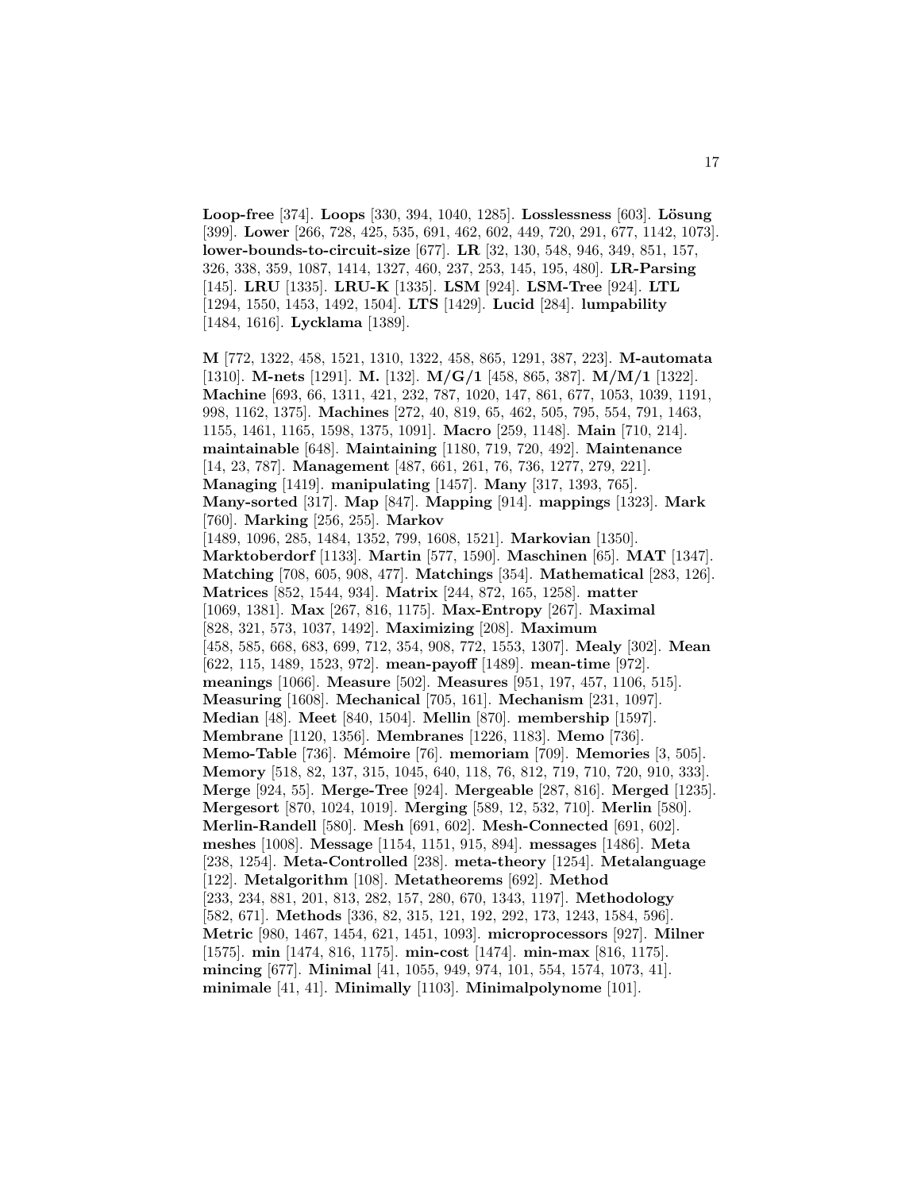**Loop-free** [374]. **Loops** [330, 394, 1040, 1285]. **Losslessness** [603]. **Lösung** [399]. **Lower** [266, 728, 425, 535, 691, 462, 602, 449, 720, 291, 677, 1142, 1073]. **lower-bounds-to-circuit-size** [677]. **LR** [32, 130, 548, 946, 349, 851, 157, 326, 338, 359, 1087, 1414, 1327, 460, 237, 253, 145, 195, 480]. **LR-Parsing** [145]. **LRU** [1335]. **LRU-K** [1335]. **LSM** [924]. **LSM-Tree** [924]. **LTL** [1294, 1550, 1453, 1492, 1504]. **LTS** [1429]. **Lucid** [284]. **lumpability** [1484, 1616]. **Lycklama** [1389].

**M** [772, 1322, 458, 1521, 1310, 1322, 458, 865, 1291, 387, 223]. **M-automata** [1310]. **M-nets** [1291]. **M.** [132]. **M/G/1** [458, 865, 387]. **M/M/1** [1322]. **Machine** [693, 66, 1311, 421, 232, 787, 1020, 147, 861, 677, 1053, 1039, 1191, 998, 1162, 1375]. **Machines** [272, 40, 819, 65, 462, 505, 795, 554, 791, 1463, 1155, 1461, 1165, 1598, 1375, 1091]. **Macro** [259, 1148]. **Main** [710, 214]. **maintainable** [648]. **Maintaining** [1180, 719, 720, 492]. **Maintenance** [14, 23, 787]. **Management** [487, 661, 261, 76, 736, 1277, 279, 221]. **Managing** [1419]. **manipulating** [1457]. **Many** [317, 1393, 765]. **Many-sorted** [317]. **Map** [847]. **Mapping** [914]. **mappings** [1323]. **Mark** [760]. **Marking** [256, 255]. **Markov** [1489, 1096, 285, 1484, 1352, 799, 1608, 1521]. **Markovian** [1350]. **Marktoberdorf** [1133]. **Martin** [577, 1590]. **Maschinen** [65]. **MAT** [1347]. **Matching** [708, 605, 908, 477]. **Matchings** [354]. **Mathematical** [283, 126]. **Matrices** [852, 1544, 934]. **Matrix** [244, 872, 165, 1258]. **matter** [1069, 1381]. **Max** [267, 816, 1175]. **Max-Entropy** [267]. **Maximal** [828, 321, 573, 1037, 1492]. **Maximizing** [208]. **Maximum** [458, 585, 668, 683, 699, 712, 354, 908, 772, 1553, 1307]. **Mealy** [302]. **Mean** [622, 115, 1489, 1523, 972]. **mean-payoff** [1489]. **mean-time** [972]. **meanings** [1066]. **Measure** [502]. **Measures** [951, 197, 457, 1106, 515]. **Measuring** [1608]. **Mechanical** [705, 161]. **Mechanism** [231, 1097]. **Median** [48]. **Meet** [840, 1504]. **Mellin** [870]. **membership** [1597]. **Membrane** [1120, 1356]. **Membranes** [1226, 1183]. **Memo** [736]. **Memo-Table** [736]. **Mémoire** [76]. **memoriam** [709]. **Memories** [3, 505]. **Memory** [518, 82, 137, 315, 1045, 640, 118, 76, 812, 719, 710, 720, 910, 333]. **Merge** [924, 55]. **Merge-Tree** [924]. **Mergeable** [287, 816]. **Merged** [1235]. **Mergesort** [870, 1024, 1019]. **Merging** [589, 12, 532, 710]. **Merlin** [580]. **Merlin-Randell** [580]. **Mesh** [691, 602]. **Mesh-Connected** [691, 602]. **meshes** [1008]. **Message** [1154, 1151, 915, 894]. **messages** [1486]. **Meta** [238, 1254]. **Meta-Controlled** [238]. **meta-theory** [1254]. **Metalanguage** [122]. **Metalgorithm** [108]. **Metatheorems** [692]. **Method** [233, 234, 881, 201, 813, 282, 157, 280, 670, 1343, 1197]. **Methodology** [582, 671]. **Methods** [336, 82, 315, 121, 192, 292, 173, 1243, 1584, 596]. **Metric** [980, 1467, 1454, 621, 1451, 1093]. **microprocessors** [927]. **Milner** [1575]. **min** [1474, 816, 1175]. **min-cost** [1474]. **min-max** [816, 1175]. **mincing** [677]. **Minimal** [41, 1055, 949, 974, 101, 554, 1574, 1073, 41]. **minimale** [41, 41]. **Minimally** [1103]. **Minimalpolynome** [101].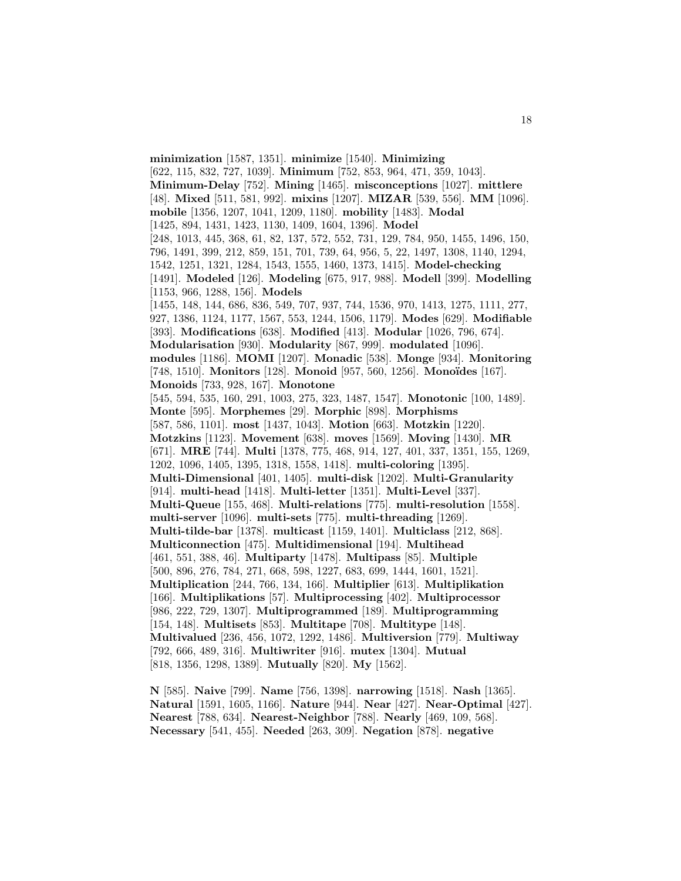**minimization** [1587, 1351]. **minimize** [1540]. **Minimizing** [622, 115, 832, 727, 1039]. **Minimum** [752, 853, 964, 471, 359, 1043]. **Minimum-Delay** [752]. **Mining** [1465]. **misconceptions** [1027]. **mittlere** [48]. **Mixed** [511, 581, 992]. **mixins** [1207]. **MIZAR** [539, 556]. **MM** [1096]. **mobile** [1356, 1207, 1041, 1209, 1180]. **mobility** [1483]. **Modal** [1425, 894, 1431, 1423, 1130, 1409, 1604, 1396]. **Model** [248, 1013, 445, 368, 61, 82, 137, 572, 552, 731, 129, 784, 950, 1455, 1496, 150, 796, 1491, 399, 212, 859, 151, 701, 739, 64, 956, 5, 22, 1497, 1308, 1140, 1294, 1542, 1251, 1321, 1284, 1543, 1555, 1460, 1373, 1415]. **Model-checking** [1491]. **Modeled** [126]. **Modeling** [675, 917, 988]. **Modell** [399]. **Modelling** [1153, 966, 1288, 156]. **Models** [1455, 148, 144, 686, 836, 549, 707, 937, 744, 1536, 970, 1413, 1275, 1111, 277, 927, 1386, 1124, 1177, 1567, 553, 1244, 1506, 1179]. **Modes** [629]. **Modifiable** [393]. **Modifications** [638]. **Modified** [413]. **Modular** [1026, 796, 674]. **Modularisation** [930]. **Modularity** [867, 999]. **modulated** [1096]. **modules** [1186]. **MOMI** [1207]. **Monadic** [538]. **Monge** [934]. **Monitoring** [748, 1510]. **Monitors** [128]. **Monoid** [957, 560, 1256]. **Monoïdes** [167]. **Monoids** [733, 928, 167]. **Monotone** [545, 594, 535, 160, 291, 1003, 275, 323, 1487, 1547]. **Monotonic** [100, 1489]. **Monte** [595]. **Morphemes** [29]. **Morphic** [898]. **Morphisms** [587, 586, 1101]. **most** [1437, 1043]. **Motion** [663]. **Motzkin** [1220]. **Motzkins** [1123]. **Movement** [638]. **moves** [1569]. **Moving** [1430]. **MR** [671]. **MRE** [744]. **Multi** [1378, 775, 468, 914, 127, 401, 337, 1351, 155, 1269, 1202, 1096, 1405, 1395, 1318, 1558, 1418]. **multi-coloring** [1395]. **Multi-Dimensional** [401, 1405]. **multi-disk** [1202]. **Multi-Granularity** [914]. **multi-head** [1418]. **Multi-letter** [1351]. **Multi-Level** [337]. **Multi-Queue** [155, 468]. **Multi-relations** [775]. **multi-resolution** [1558]. **multi-server** [1096]. **multi-sets** [775]. **multi-threading** [1269]. **Multi-tilde-bar** [1378]. **multicast** [1159, 1401]. **Multiclass** [212, 868]. **Multiconnection** [475]. **Multidimensional** [194]. **Multihead** [461, 551, 388, 46]. **Multiparty** [1478]. **Multipass** [85]. **Multiple** [500, 896, 276, 784, 271, 668, 598, 1227, 683, 699, 1444, 1601, 1521]. **Multiplication** [244, 766, 134, 166]. **Multiplier** [613]. **Multiplikation** [166]. **Multiplikations** [57]. **Multiprocessing** [402]. **Multiprocessor** [986, 222, 729, 1307]. **Multiprogrammed** [189]. **Multiprogramming** [154, 148]. **Multisets** [853]. **Multitape** [708]. **Multitype** [148]. **Multivalued** [236, 456, 1072, 1292, 1486]. **Multiversion** [779]. **Multiway** [792, 666, 489, 316]. **Multiwriter** [916]. **mutex** [1304]. **Mutual** [818, 1356, 1298, 1389]. **Mutually** [820]. **My** [1562].

**N** [585]. **Naive** [799]. **Name** [756, 1398]. **narrowing** [1518]. **Nash** [1365]. **Natural** [1591, 1605, 1166]. **Nature** [944]. **Near** [427]. **Near-Optimal** [427]. **Nearest** [788, 634]. **Nearest-Neighbor** [788]. **Nearly** [469, 109, 568]. **Necessary** [541, 455]. **Needed** [263, 309]. **Negation** [878]. **negative**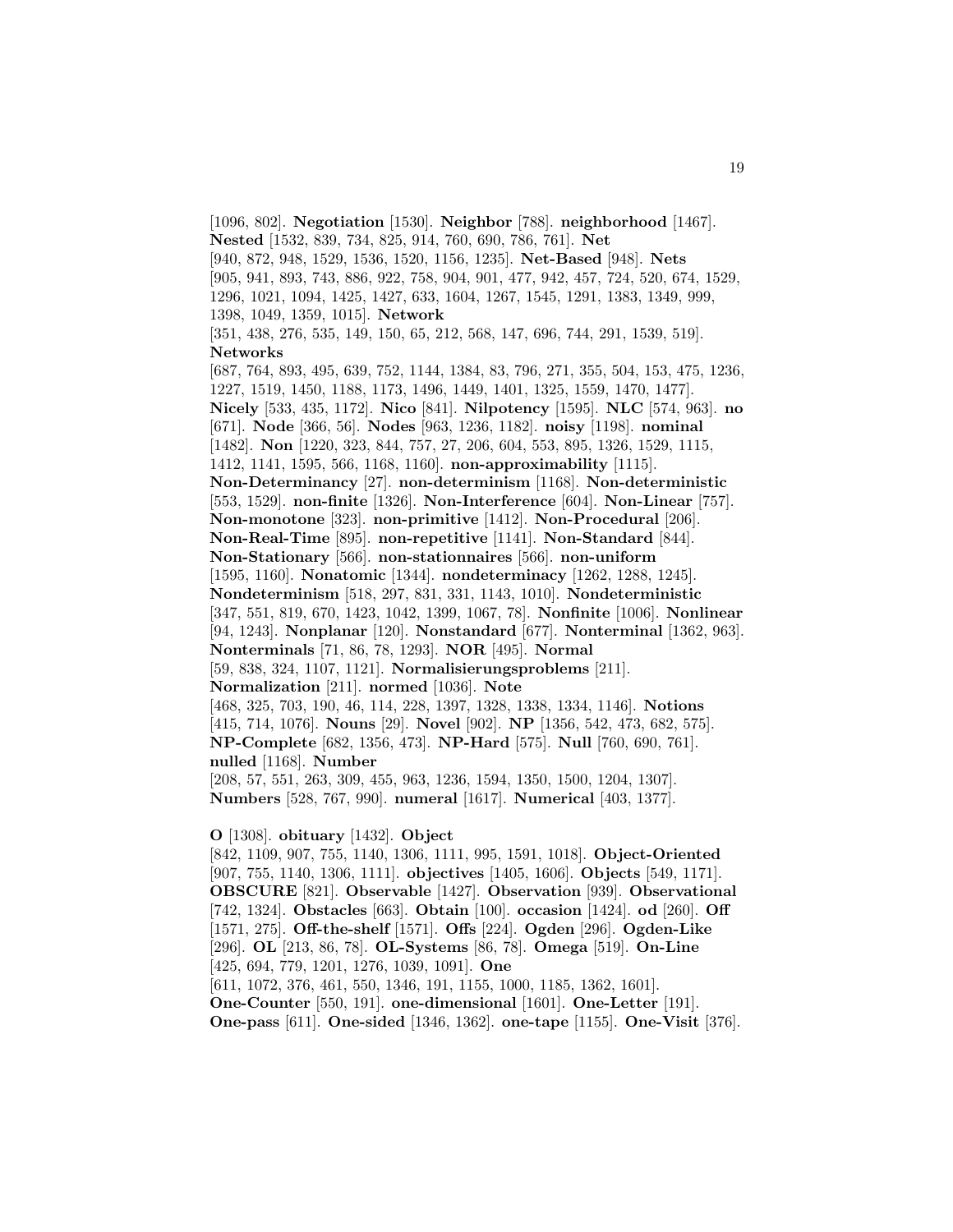[1096, 802]. **Negotiation** [1530]. **Neighbor** [788]. **neighborhood** [1467]. **Nested** [1532, 839, 734, 825, 914, 760, 690, 786, 761]. **Net** [940, 872, 948, 1529, 1536, 1520, 1156, 1235]. **Net-Based** [948]. **Nets** [905, 941, 893, 743, 886, 922, 758, 904, 901, 477, 942, 457, 724, 520, 674, 1529, 1296, 1021, 1094, 1425, 1427, 633, 1604, 1267, 1545, 1291, 1383, 1349, 999, 1398, 1049, 1359, 1015]. **Network** [351, 438, 276, 535, 149, 150, 65, 212, 568, 147, 696, 744, 291, 1539, 519]. **Networks** [687, 764, 893, 495, 639, 752, 1144, 1384, 83, 796, 271, 355, 504, 153, 475, 1236, 1227, 1519, 1450, 1188, 1173, 1496, 1449, 1401, 1325, 1559, 1470, 1477]. **Nicely** [533, 435, 1172]. **Nico** [841]. **Nilpotency** [1595]. **NLC** [574, 963]. **no** [671]. **Node** [366, 56]. **Nodes** [963, 1236, 1182]. **noisy** [1198]. **nominal** [1482]. **Non** [1220, 323, 844, 757, 27, 206, 604, 553, 895, 1326, 1529, 1115, 1412, 1141, 1595, 566, 1168, 1160]. **non-approximability** [1115]. **Non-Determinancy** [27]. **non-determinism** [1168]. **Non-deterministic** [553, 1529]. **non-finite** [1326]. **Non-Interference** [604]. **Non-Linear** [757]. **Non-monotone** [323]. **non-primitive** [1412]. **Non-Procedural** [206]. **Non-Real-Time** [895]. **non-repetitive** [1141]. **Non-Standard** [844]. **Non-Stationary** [566]. **non-stationnaires** [566]. **non-uniform** [1595, 1160]. **Nonatomic** [1344]. **nondeterminacy** [1262, 1288, 1245]. **Nondeterminism** [518, 297, 831, 331, 1143, 1010]. **Nondeterministic** [347, 551, 819, 670, 1423, 1042, 1399, 1067, 78]. **Nonfinite** [1006]. **Nonlinear** [94, 1243]. **Nonplanar** [120]. **Nonstandard** [677]. **Nonterminal** [1362, 963]. **Nonterminals** [71, 86, 78, 1293]. **NOR** [495]. **Normal** [59, 838, 324, 1107, 1121]. **Normalisierungsproblems** [211]. **Normalization** [211]. **normed** [1036]. **Note** [468, 325, 703, 190, 46, 114, 228, 1397, 1328, 1338, 1334, 1146]. **Notions** [415, 714, 1076]. **Nouns** [29]. **Novel** [902]. **NP** [1356, 542, 473, 682, 575]. **NP-Complete** [682, 1356, 473]. **NP-Hard** [575]. **Null** [760, 690, 761]. **nulled** [1168]. **Number** [208, 57, 551, 263, 309, 455, 963, 1236, 1594, 1350, 1500, 1204, 1307]. **Numbers** [528, 767, 990]. **numeral** [1617]. **Numerical** [403, 1377].

**O** [1308]. **obituary** [1432]. **Object** [842, 1109, 907, 755, 1140, 1306, 1111, 995, 1591, 1018]. **Object-Oriented** [907, 755, 1140, 1306, 1111]. **objectives** [1405, 1606]. **Objects** [549, 1171]. **OBSCURE** [821]. **Observable** [1427]. **Observation** [939]. **Observational** [742, 1324]. **Obstacles** [663]. **Obtain** [100]. **occasion** [1424]. **od** [260]. **Off** [1571, 275]. **Off-the-shelf** [1571]. **Offs** [224]. **Ogden** [296]. **Ogden-Like** [296]. **OL** [213, 86, 78]. **OL-Systems** [86, 78]. **Omega** [519]. **On-Line** [425, 694, 779, 1201, 1276, 1039, 1091]. **One** [611, 1072, 376, 461, 550, 1346, 191, 1155, 1000, 1185, 1362, 1601]. **One-Counter** [550, 191]. **one-dimensional** [1601]. **One-Letter** [191]. **One-pass** [611]. **One-sided** [1346, 1362]. **one-tape** [1155]. **One-Visit** [376].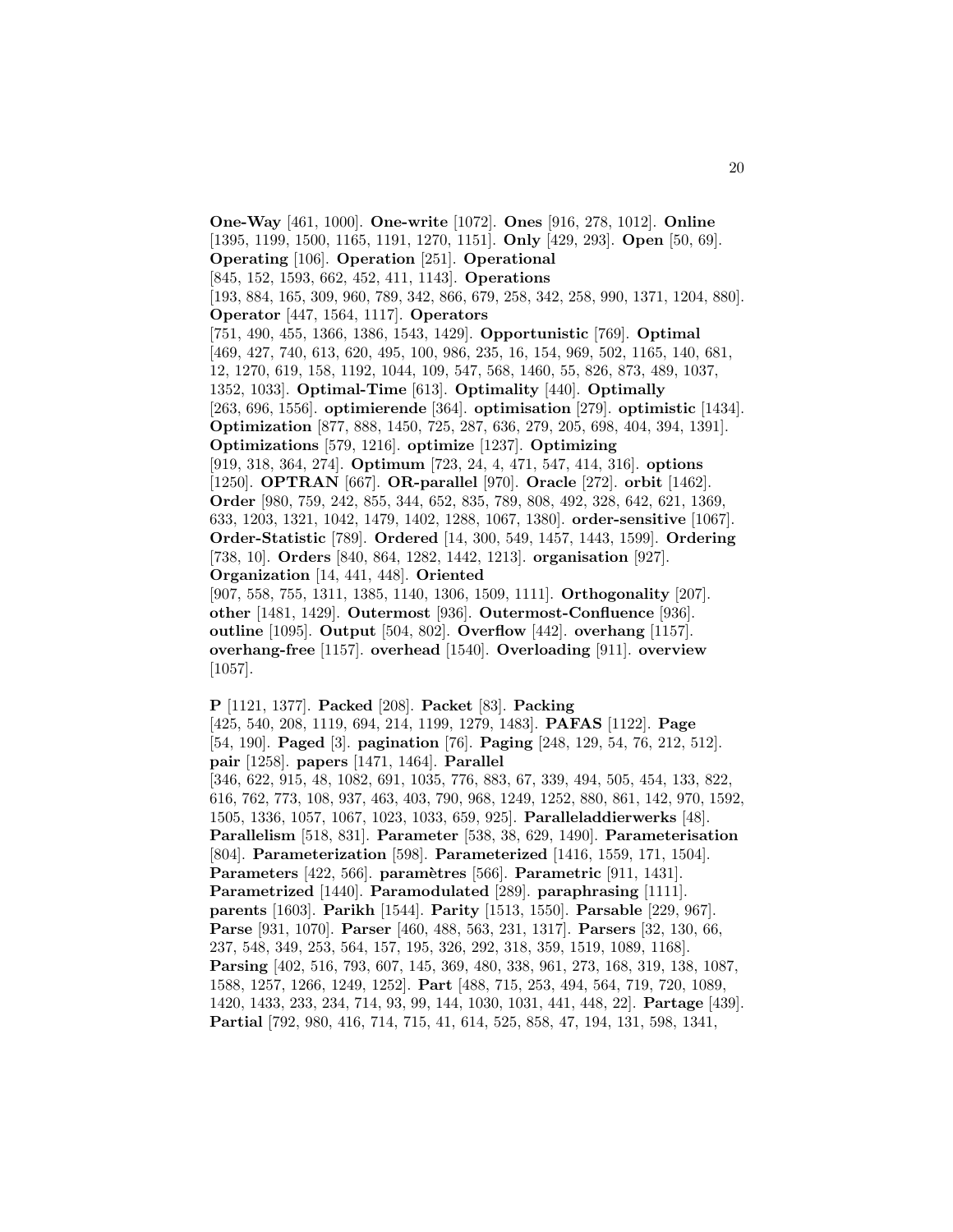**One-Way** [461, 1000]. **One-write** [1072]. **Ones** [916, 278, 1012]. **Online** [1395, 1199, 1500, 1165, 1191, 1270, 1151]. **Only** [429, 293]. **Open** [50, 69]. **Operating** [106]. **Operation** [251]. **Operational** [845, 152, 1593, 662, 452, 411, 1143]. **Operations** [193, 884, 165, 309, 960, 789, 342, 866, 679, 258, 342, 258, 990, 1371, 1204, 880]. **Operator** [447, 1564, 1117]. **Operators** [751, 490, 455, 1366, 1386, 1543, 1429]. **Opportunistic** [769]. **Optimal** [469, 427, 740, 613, 620, 495, 100, 986, 235, 16, 154, 969, 502, 1165, 140, 681, 12, 1270, 619, 158, 1192, 1044, 109, 547, 568, 1460, 55, 826, 873, 489, 1037, 1352, 1033]. **Optimal-Time** [613]. **Optimality** [440]. **Optimally** [263, 696, 1556]. **optimierende** [364]. **optimisation** [279]. **optimistic** [1434]. **Optimization** [877, 888, 1450, 725, 287, 636, 279, 205, 698, 404, 394, 1391]. **Optimizations** [579, 1216]. **optimize** [1237]. **Optimizing** [919, 318, 364, 274]. **Optimum** [723, 24, 4, 471, 547, 414, 316]. **options** [1250]. **OPTRAN** [667]. **OR-parallel** [970]. **Oracle** [272]. **orbit** [1462]. **Order** [980, 759, 242, 855, 344, 652, 835, 789, 808, 492, 328, 642, 621, 1369, 633, 1203, 1321, 1042, 1479, 1402, 1288, 1067, 1380]. **order-sensitive** [1067]. **Order-Statistic** [789]. **Ordered** [14, 300, 549, 1457, 1443, 1599]. **Ordering** [738, 10]. **Orders** [840, 864, 1282, 1442, 1213]. **organisation** [927]. **Organization** [14, 441, 448]. **Oriented** [907, 558, 755, 1311, 1385, 1140, 1306, 1509, 1111]. **Orthogonality** [207]. **other** [1481, 1429]. **Outermost** [936]. **Outermost-Confluence** [936]. **outline** [1095]. **Output** [504, 802]. **Overflow** [442]. **overhang** [1157]. **overhang-free** [1157]. **overhead** [1540]. **Overloading** [911]. **overview** [1057].

**P** [1121, 1377]. **Packed** [208]. **Packet** [83]. **Packing** [425, 540, 208, 1119, 694, 214, 1199, 1279, 1483]. **PAFAS** [1122]. **Page** [54, 190]. **Paged** [3]. **pagination** [76]. **Paging** [248, 129, 54, 76, 212, 512]. **pair** [1258]. **papers** [1471, 1464]. **Parallel** [346, 622, 915, 48, 1082, 691, 1035, 776, 883, 67, 339, 494, 505, 454, 133, 822, 616, 762, 773, 108, 937, 463, 403, 790, 968, 1249, 1252, 880, 861, 142, 970, 1592, 1505, 1336, 1057, 1067, 1023, 1033, 659, 925]. **Paralleladdierwerks** [48]. **Parallelism** [518, 831]. **Parameter** [538, 38, 629, 1490]. **Parameterisation** [804]. **Parameterization** [598]. **Parameterized** [1416, 1559, 171, 1504]. **Parameters** [422, 566]. **paramètres** [566]. **Parametric** [911, 1431]. **Parametrized** [1440]. **Paramodulated** [289]. **paraphrasing** [1111]. **parents** [1603]. **Parikh** [1544]. **Parity** [1513, 1550]. **Parsable** [229, 967]. **Parse** [931, 1070]. **Parser** [460, 488, 563, 231, 1317]. **Parsers** [32, 130, 66, 237, 548, 349, 253, 564, 157, 195, 326, 292, 318, 359, 1519, 1089, 1168]. **Parsing** [402, 516, 793, 607, 145, 369, 480, 338, 961, 273, 168, 319, 138, 1087, 1588, 1257, 1266, 1249, 1252]. **Part** [488, 715, 253, 494, 564, 719, 720, 1089, 1420, 1433, 233, 234, 714, 93, 99, 144, 1030, 1031, 441, 448, 22]. **Partage** [439]. **Partial** [792, 980, 416, 714, 715, 41, 614, 525, 858, 47, 194, 131, 598, 1341,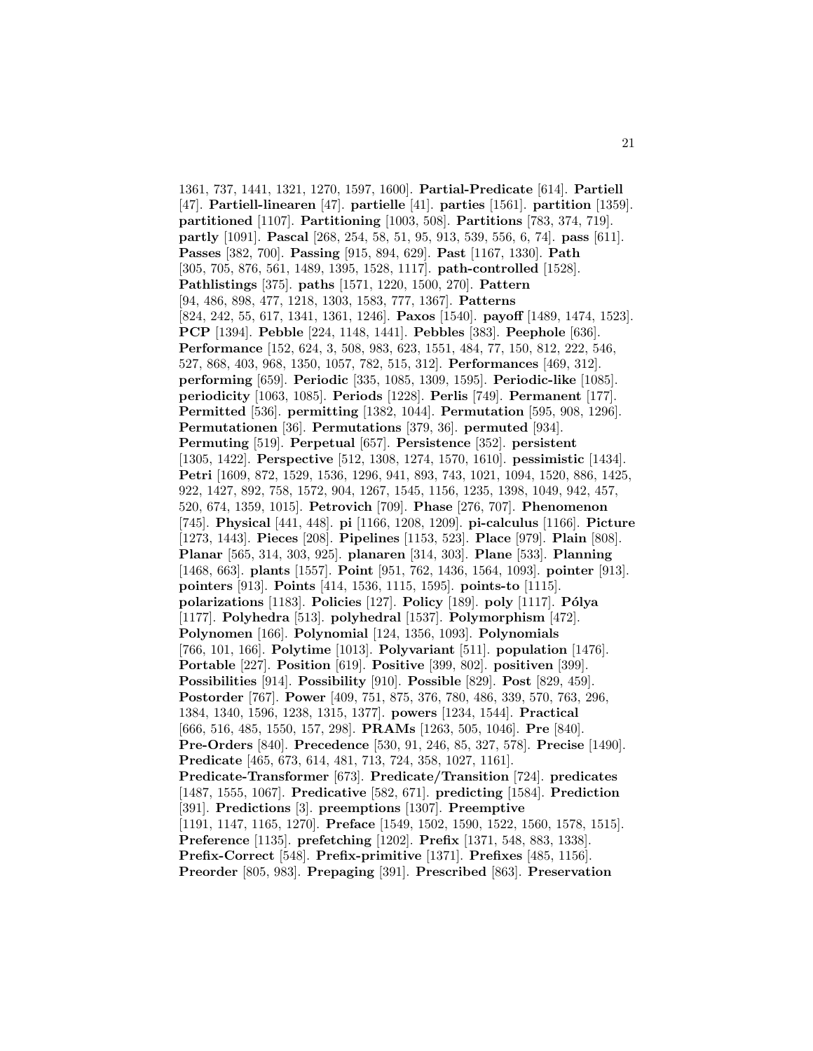1361, 737, 1441, 1321, 1270, 1597, 1600]. **Partial-Predicate** [614]. **Partiell** [47]. **Partiell-linearen** [47]. **partielle** [41]. **parties** [1561]. **partition** [1359]. **partitioned** [1107]. **Partitioning** [1003, 508]. **Partitions** [783, 374, 719]. **partly** [1091]. **Pascal** [268, 254, 58, 51, 95, 913, 539, 556, 6, 74]. **pass** [611]. **Passes** [382, 700]. **Passing** [915, 894, 629]. **Past** [1167, 1330]. **Path** [305, 705, 876, 561, 1489, 1395, 1528, 1117]. **path-controlled** [1528]. **Pathlistings** [375]. **paths** [1571, 1220, 1500, 270]. **Pattern** [94, 486, 898, 477, 1218, 1303, 1583, 777, 1367]. **Patterns** [824, 242, 55, 617, 1341, 1361, 1246]. **Paxos** [1540]. **payoff** [1489, 1474, 1523]. **PCP** [1394]. **Pebble** [224, 1148, 1441]. **Pebbles** [383]. **Peephole** [636]. **Performance** [152, 624, 3, 508, 983, 623, 1551, 484, 77, 150, 812, 222, 546, 527, 868, 403, 968, 1350, 1057, 782, 515, 312]. **Performances** [469, 312]. **performing** [659]. **Periodic** [335, 1085, 1309, 1595]. **Periodic-like** [1085]. **periodicity** [1063, 1085]. **Periods** [1228]. **Perlis** [749]. **Permanent** [177]. **Permitted** [536]. **permitting** [1382, 1044]. **Permutation** [595, 908, 1296]. **Permutationen** [36]. **Permutations** [379, 36]. **permuted** [934]. **Permuting** [519]. **Perpetual** [657]. **Persistence** [352]. **persistent** [1305, 1422]. **Perspective** [512, 1308, 1274, 1570, 1610]. **pessimistic** [1434]. **Petri** [1609, 872, 1529, 1536, 1296, 941, 893, 743, 1021, 1094, 1520, 886, 1425, 922, 1427, 892, 758, 1572, 904, 1267, 1545, 1156, 1235, 1398, 1049, 942, 457, 520, 674, 1359, 1015]. **Petrovich** [709]. **Phase** [276, 707]. **Phenomenon** [745]. **Physical** [441, 448]. **pi** [1166, 1208, 1209]. **pi-calculus** [1166]. **Picture** [1273, 1443]. **Pieces** [208]. **Pipelines** [1153, 523]. **Place** [979]. **Plain** [808]. **Planar** [565, 314, 303, 925]. **planaren** [314, 303]. **Plane** [533]. **Planning** [1468, 663]. **plants** [1557]. **Point** [951, 762, 1436, 1564, 1093]. **pointer** [913]. **pointers** [913]. **Points** [414, 1536, 1115, 1595]. **points-to** [1115]. **polarizations** [1183]. **Policies** [127]. **Policy** [189]. **poly** [1117]. **Pólya** [1177]. **Polyhedra** [513]. **polyhedral** [1537]. **Polymorphism** [472]. **Polynomen** [166]. **Polynomial** [124, 1356, 1093]. **Polynomials** [766, 101, 166]. **Polytime** [1013]. **Polyvariant** [511]. **population** [1476]. **Portable** [227]. **Position** [619]. **Positive** [399, 802]. **positiven** [399]. **Possibilities** [914]. **Possibility** [910]. **Possible** [829]. **Post** [829, 459]. **Postorder** [767]. **Power** [409, 751, 875, 376, 780, 486, 339, 570, 763, 296, 1384, 1340, 1596, 1238, 1315, 1377]. **powers** [1234, 1544]. **Practical** [666, 516, 485, 1550, 157, 298]. **PRAMs** [1263, 505, 1046]. **Pre** [840]. **Pre-Orders** [840]. **Precedence** [530, 91, 246, 85, 327, 578]. **Precise** [1490]. **Predicate** [465, 673, 614, 481, 713, 724, 358, 1027, 1161]. **Predicate-Transformer** [673]. **Predicate/Transition** [724]. **predicates** [1487, 1555, 1067]. **Predicative** [582, 671]. **predicting** [1584]. **Prediction** [391]. **Predictions** [3]. **preemptions** [1307]. **Preemptive** [1191, 1147, 1165, 1270]. **Preface** [1549, 1502, 1590, 1522, 1560, 1578, 1515]. **Preference** [1135]. **prefetching** [1202]. **Prefix** [1371, 548, 883, 1338]. **Prefix-Correct** [548]. **Prefix-primitive** [1371]. **Prefixes** [485, 1156]. **Preorder** [805, 983]. **Prepaging** [391]. **Prescribed** [863]. **Preservation**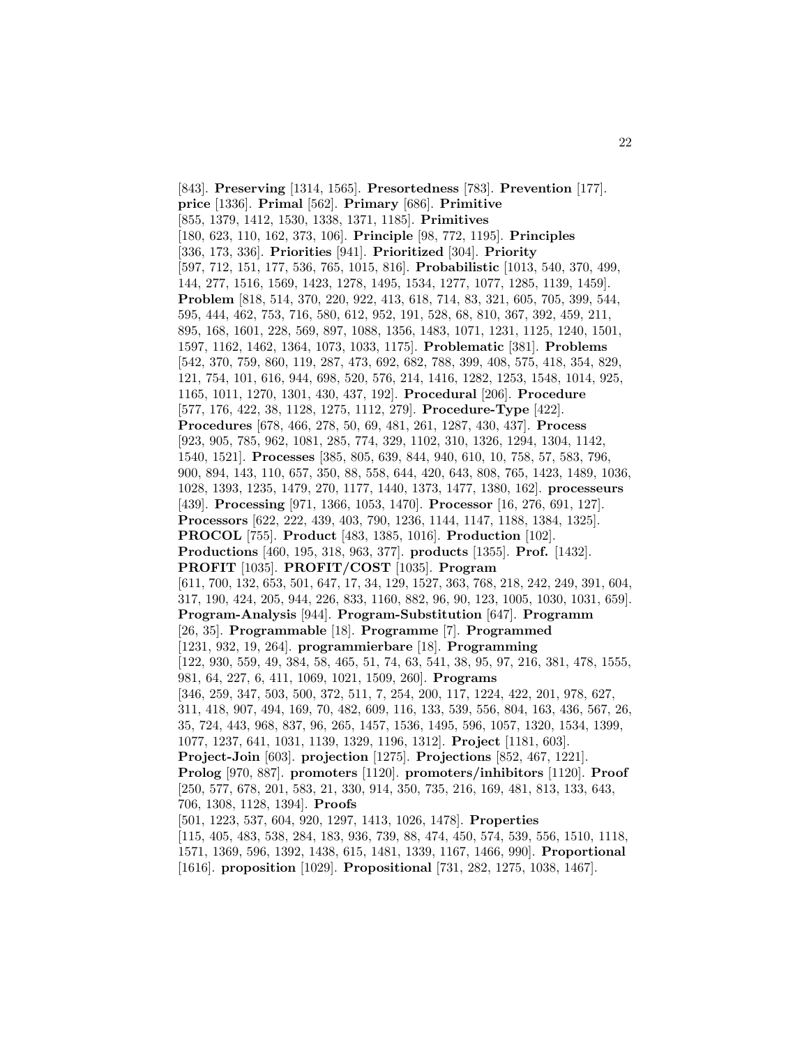[843]. **Preserving** [1314, 1565]. **Presortedness** [783]. **Prevention** [177]. **price** [1336]. **Primal** [562]. **Primary** [686]. **Primitive** [855, 1379, 1412, 1530, 1338, 1371, 1185]. **Primitives** [180, 623, 110, 162, 373, 106]. **Principle** [98, 772, 1195]. **Principles** [336, 173, 336]. **Priorities** [941]. **Prioritized** [304]. **Priority** [597, 712, 151, 177, 536, 765, 1015, 816]. **Probabilistic** [1013, 540, 370, 499, 144, 277, 1516, 1569, 1423, 1278, 1495, 1534, 1277, 1077, 1285, 1139, 1459]. **Problem** [818, 514, 370, 220, 922, 413, 618, 714, 83, 321, 605, 705, 399, 544, 595, 444, 462, 753, 716, 580, 612, 952, 191, 528, 68, 810, 367, 392, 459, 211, 895, 168, 1601, 228, 569, 897, 1088, 1356, 1483, 1071, 1231, 1125, 1240, 1501, 1597, 1162, 1462, 1364, 1073, 1033, 1175]. **Problematic** [381]. **Problems** [542, 370, 759, 860, 119, 287, 473, 692, 682, 788, 399, 408, 575, 418, 354, 829, 121, 754, 101, 616, 944, 698, 520, 576, 214, 1416, 1282, 1253, 1548, 1014, 925, 1165, 1011, 1270, 1301, 430, 437, 192]. **Procedural** [206]. **Procedure** [577, 176, 422, 38, 1128, 1275, 1112, 279]. **Procedure-Type** [422]. **Procedures** [678, 466, 278, 50, 69, 481, 261, 1287, 430, 437]. **Process** [923, 905, 785, 962, 1081, 285, 774, 329, 1102, 310, 1326, 1294, 1304, 1142, 1540, 1521]. **Processes** [385, 805, 639, 844, 940, 610, 10, 758, 57, 583, 796, 900, 894, 143, 110, 657, 350, 88, 558, 644, 420, 643, 808, 765, 1423, 1489, 1036, 1028, 1393, 1235, 1479, 270, 1177, 1440, 1373, 1477, 1380, 162]. **processeurs** [439]. **Processing** [971, 1366, 1053, 1470]. **Processor** [16, 276, 691, 127]. **Processors** [622, 222, 439, 403, 790, 1236, 1144, 1147, 1188, 1384, 1325]. **PROCOL** [755]. **Product** [483, 1385, 1016]. **Production** [102]. **Productions** [460, 195, 318, 963, 377]. **products** [1355]. **Prof.** [1432]. **PROFIT** [1035]. **PROFIT/COST** [1035]. **Program** [611, 700, 132, 653, 501, 647, 17, 34, 129, 1527, 363, 768, 218, 242, 249, 391, 604, 317, 190, 424, 205, 944, 226, 833, 1160, 882, 96, 90, 123, 1005, 1030, 1031, 659]. **Program-Analysis** [944]. **Program-Substitution** [647]. **Programm** [26, 35]. **Programmable** [18]. **Programme** [7]. **Programmed** [1231, 932, 19, 264]. **programmierbare** [18]. **Programming** [122, 930, 559, 49, 384, 58, 465, 51, 74, 63, 541, 38, 95, 97, 216, 381, 478, 1555, 981, 64, 227, 6, 411, 1069, 1021, 1509, 260]. **Programs** [346, 259, 347, 503, 500, 372, 511, 7, 254, 200, 117, 1224, 422, 201, 978, 627, 311, 418, 907, 494, 169, 70, 482, 609, 116, 133, 539, 556, 804, 163, 436, 567, 26, 35, 724, 443, 968, 837, 96, 265, 1457, 1536, 1495, 596, 1057, 1320, 1534, 1399, 1077, 1237, 641, 1031, 1139, 1329, 1196, 1312]. **Project** [1181, 603]. **Project-Join** [603]. **projection** [1275]. **Projections** [852, 467, 1221]. **Prolog** [970, 887]. **promoters** [1120]. **promoters/inhibitors** [1120]. **Proof** [250, 577, 678, 201, 583, 21, 330, 914, 350, 735, 216, 169, 481, 813, 133, 643, 706, 1308, 1128, 1394]. **Proofs** [501, 1223, 537, 604, 920, 1297, 1413, 1026, 1478]. **Properties** [115, 405, 483, 538, 284, 183, 936, 739, 88, 474, 450, 574, 539, 556, 1510, 1118, 1571, 1369, 596, 1392, 1438, 615, 1481, 1339, 1167, 1466, 990]. **Proportional** [1616]. **proposition** [1029]. **Propositional** [731, 282, 1275, 1038, 1467].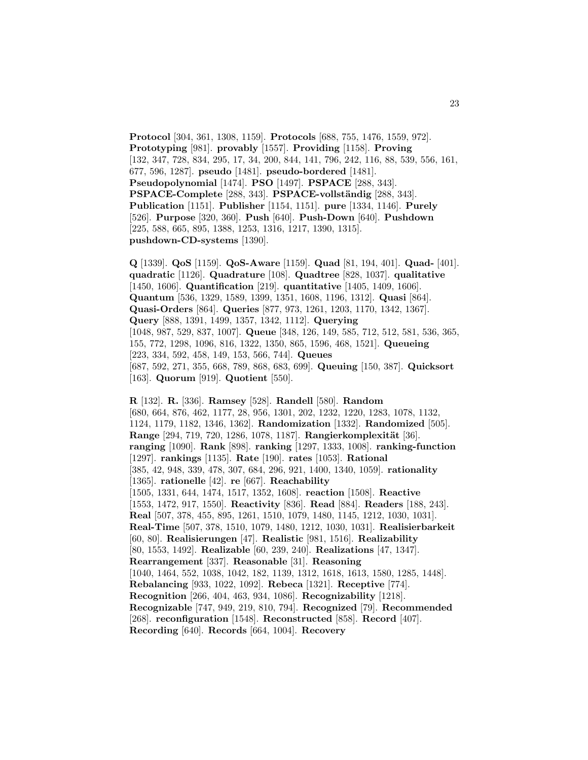**Protocol** [304, 361, 1308, 1159]. **Protocols** [688, 755, 1476, 1559, 972]. **Prototyping** [981]. **provably** [1557]. **Providing** [1158]. **Proving** [132, 347, 728, 834, 295, 17, 34, 200, 844, 141, 796, 242, 116, 88, 539, 556, 161, 677, 596, 1287]. **pseudo** [1481]. **pseudo-bordered** [1481]. **Pseudopolynomial** [1474]. **PSO** [1497]. **PSPACE** [288, 343]. **PSPACE-Complete** [288, 343]. **PSPACE-vollständig** [288, 343]. **Publication** [1151]. **Publisher** [1154, 1151]. **pure** [1334, 1146]. **Purely** [526]. **Purpose** [320, 360]. **Push** [640]. **Push-Down** [640]. **Pushdown** [225, 588, 665, 895, 1388, 1253, 1316, 1217, 1390, 1315]. **pushdown-CD-systems** [1390].

**Q** [1339]. **QoS** [1159]. **QoS-Aware** [1159]. **Quad** [81, 194, 401]. **Quad-** [401]. **quadratic** [1126]. **Quadrature** [108]. **Quadtree** [828, 1037]. **qualitative** [1450, 1606]. **Quantification** [219]. **quantitative** [1405, 1409, 1606]. **Quantum** [536, 1329, 1589, 1399, 1351, 1608, 1196, 1312]. **Quasi** [864]. **Quasi-Orders** [864]. **Queries** [877, 973, 1261, 1203, 1170, 1342, 1367]. **Query** [888, 1391, 1499, 1357, 1342, 1112]. **Querying** [1048, 987, 529, 837, 1007]. **Queue** [348, 126, 149, 585, 712, 512, 581, 536, 365, 155, 772, 1298, 1096, 816, 1322, 1350, 865, 1596, 468, 1521]. **Queueing** [223, 334, 592, 458, 149, 153, 566, 744]. **Queues** [687, 592, 271, 355, 668, 789, 868, 683, 699]. **Queuing** [150, 387]. **Quicksort** [163]. **Quorum** [919]. **Quotient** [550].

**R** [132]. **R.** [336]. **Ramsey** [528]. **Randell** [580]. **Random** [680, 664, 876, 462, 1177, 28, 956, 1301, 202, 1232, 1220, 1283, 1078, 1132, 1124, 1179, 1182, 1346, 1362]. **Randomization** [1332]. **Randomized** [505]. **Range** [294, 719, 720, 1286, 1078, 1187]. **Rangierkomplexität** [36]. **ranging** [1090]. **Rank** [898]. **ranking** [1297, 1333, 1008]. **ranking-function** [1297]. **rankings** [1135]. **Rate** [190]. **rates** [1053]. **Rational** [385, 42, 948, 339, 478, 307, 684, 296, 921, 1400, 1340, 1059]. **rationality** [1365]. **rationelle** [42]. **re** [667]. **Reachability** [1505, 1331, 644, 1474, 1517, 1352, 1608]. **reaction** [1508]. **Reactive** [1553, 1472, 917, 1550]. **Reactivity** [836]. **Read** [884]. **Readers** [188, 243]. **Real** [507, 378, 455, 895, 1261, 1510, 1079, 1480, 1145, 1212, 1030, 1031]. **Real-Time** [507, 378, 1510, 1079, 1480, 1212, 1030, 1031]. **Realisierbarkeit** [60, 80]. **Realisierungen** [47]. **Realistic** [981, 1516]. **Realizability** [80, 1553, 1492]. **Realizable** [60, 239, 240]. **Realizations** [47, 1347]. **Rearrangement** [337]. **Reasonable** [31]. **Reasoning** [1040, 1464, 552, 1038, 1042, 182, 1139, 1312, 1618, 1613, 1580, 1285, 1448]. **Rebalancing** [933, 1022, 1092]. **Rebeca** [1321]. **Receptive** [774]. **Recognition** [266, 404, 463, 934, 1086]. **Recognizability** [1218]. **Recognizable** [747, 949, 219, 810, 794]. **Recognized** [79]. **Recommended** [268]. **reconfiguration** [1548]. **Reconstructed** [858]. **Record** [407]. **Recording** [640]. **Records** [664, 1004]. **Recovery**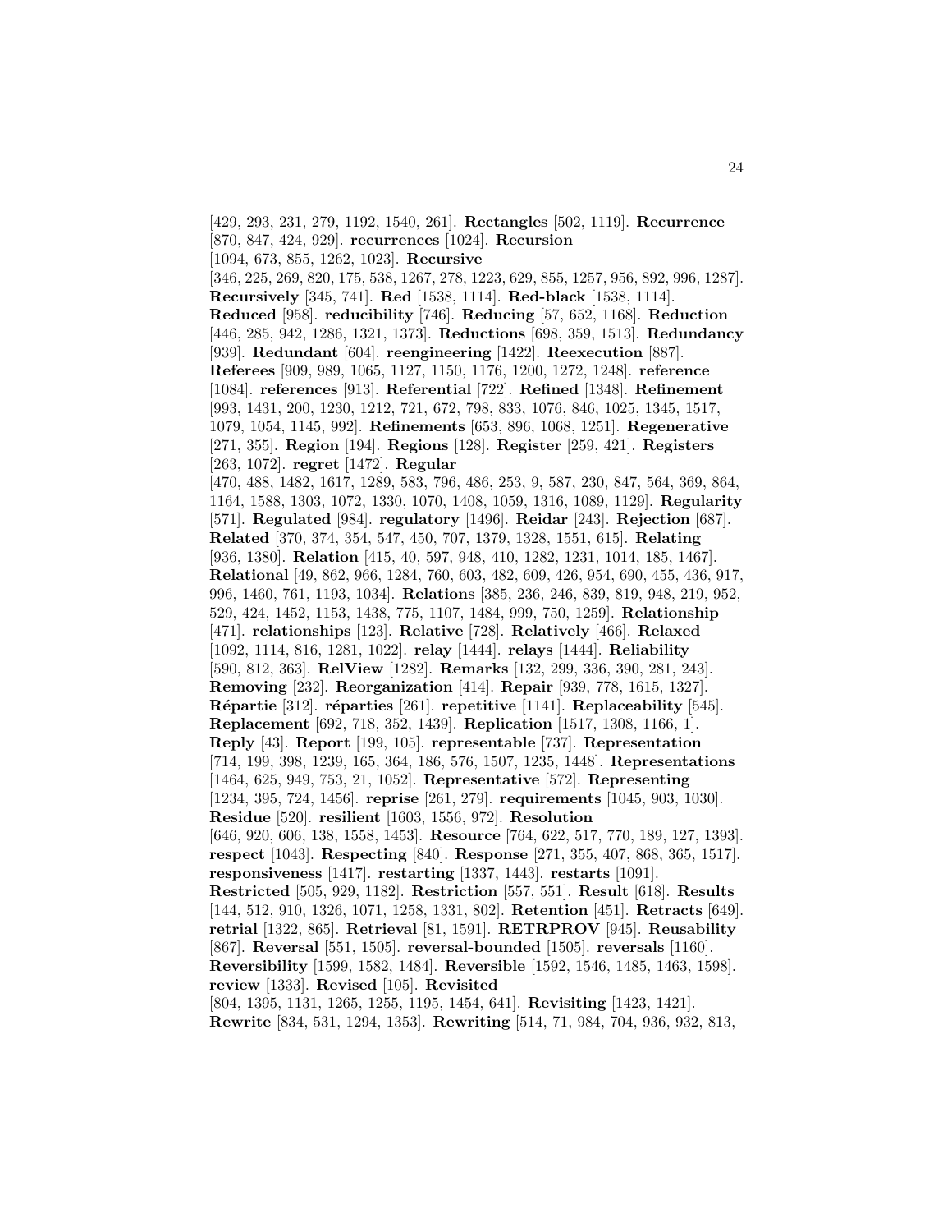[429, 293, 231, 279, 1192, 1540, 261]. **Rectangles** [502, 1119]. **Recurrence** [870, 847, 424, 929]. **recurrences** [1024]. **Recursion** [1094, 673, 855, 1262, 1023]. **Recursive** [346, 225, 269, 820, 175, 538, 1267, 278, 1223, 629, 855, 1257, 956, 892, 996, 1287]. **Recursively** [345, 741]. **Red** [1538, 1114]. **Red-black** [1538, 1114]. **Reduced** [958]. **reducibility** [746]. **Reducing** [57, 652, 1168]. **Reduction** [446, 285, 942, 1286, 1321, 1373]. **Reductions** [698, 359, 1513]. **Redundancy** [939]. **Redundant** [604]. **reengineering** [1422]. **Reexecution** [887]. **Referees** [909, 989, 1065, 1127, 1150, 1176, 1200, 1272, 1248]. **reference** [1084]. **references** [913]. **Referential** [722]. **Refined** [1348]. **Refinement** [993, 1431, 200, 1230, 1212, 721, 672, 798, 833, 1076, 846, 1025, 1345, 1517, 1079, 1054, 1145, 992]. **Refinements** [653, 896, 1068, 1251]. **Regenerative** [271, 355]. **Region** [194]. **Regions** [128]. **Register** [259, 421]. **Registers** [263, 1072]. **regret** [1472]. **Regular** [470, 488, 1482, 1617, 1289, 583, 796, 486, 253, 9, 587, 230, 847, 564, 369, 864, 1164, 1588, 1303, 1072, 1330, 1070, 1408, 1059, 1316, 1089, 1129]. **Regularity** [571]. **Regulated** [984]. **regulatory** [1496]. **Reidar** [243]. **Rejection** [687]. **Related** [370, 374, 354, 547, 450, 707, 1379, 1328, 1551, 615]. **Relating** [936, 1380]. **Relation** [415, 40, 597, 948, 410, 1282, 1231, 1014, 185, 1467]. **Relational** [49, 862, 966, 1284, 760, 603, 482, 609, 426, 954, 690, 455, 436, 917, 996, 1460, 761, 1193, 1034]. **Relations** [385, 236, 246, 839, 819, 948, 219, 952, 529, 424, 1452, 1153, 1438, 775, 1107, 1484, 999, 750, 1259]. **Relationship** [471]. **relationships** [123]. **Relative** [728]. **Relatively** [466]. **Relaxed** [1092, 1114, 816, 1281, 1022]. **relay** [1444]. **relays** [1444]. **Reliability** [590, 812, 363]. **RelView** [1282]. **Remarks** [132, 299, 336, 390, 281, 243]. **Removing** [232]. **Reorganization** [414]. **Repair** [939, 778, 1615, 1327]. **Répartie** [312]. **réparties** [261]. **repetitive** [1141]. **Replaceability** [545]. **Replacement** [692, 718, 352, 1439]. **Replication** [1517, 1308, 1166, 1]. **Reply** [43]. **Report** [199, 105]. **representable** [737]. **Representation** [714, 199, 398, 1239, 165, 364, 186, 576, 1507, 1235, 1448]. **Representations** [1464, 625, 949, 753, 21, 1052]. **Representative** [572]. **Representing** [1234, 395, 724, 1456]. **reprise** [261, 279]. **requirements** [1045, 903, 1030]. **Residue** [520]. **resilient** [1603, 1556, 972]. **Resolution** [646, 920, 606, 138, 1558, 1453]. **Resource** [764, 622, 517, 770, 189, 127, 1393]. **respect** [1043]. **Respecting** [840]. **Response** [271, 355, 407, 868, 365, 1517]. **responsiveness** [1417]. **restarting** [1337, 1443]. **restarts** [1091]. **Restricted** [505, 929, 1182]. **Restriction** [557, 551]. **Result** [618]. **Results** [144, 512, 910, 1326, 1071, 1258, 1331, 802]. **Retention** [451]. **Retracts** [649]. **retrial** [1322, 865]. **Retrieval** [81, 1591]. **RETRPROV** [945]. **Reusability** [867]. **Reversal** [551, 1505]. **reversal-bounded** [1505]. **reversals** [1160]. **Reversibility** [1599, 1582, 1484]. **Reversible** [1592, 1546, 1485, 1463, 1598]. **review** [1333]. **Revised** [105]. **Revisited** [804, 1395, 1131, 1265, 1255, 1195, 1454, 641]. **Revisiting** [1423, 1421]. **Rewrite** [834, 531, 1294, 1353]. **Rewriting** [514, 71, 984, 704, 936, 932, 813,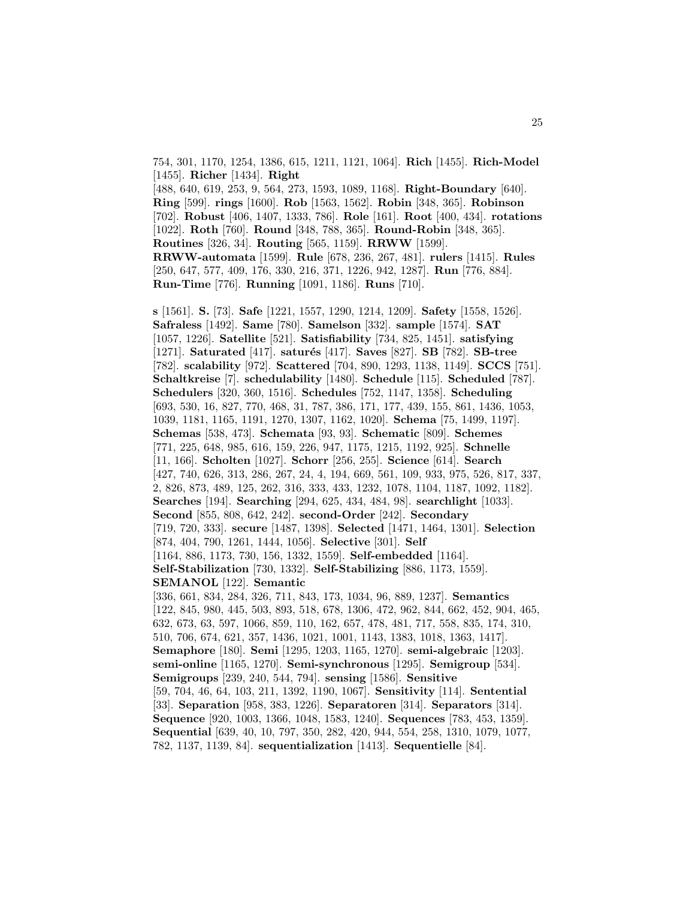754, 301, 1170, 1254, 1386, 615, 1211, 1121, 1064]. **Rich** [1455]. **Rich-Model** [1455]. **Richer** [1434]. **Right** [488, 640, 619, 253, 9, 564, 273, 1593, 1089, 1168]. **Right-Boundary** [640]. **Ring** [599]. **rings** [1600]. **Rob** [1563, 1562]. **Robin** [348, 365]. **Robinson** [702]. **Robust** [406, 1407, 1333, 786]. **Role** [161]. **Root** [400, 434]. **rotations** [1022]. **Roth** [760]. **Round** [348, 788, 365]. **Round-Robin** [348, 365]. **Routines** [326, 34]. **Routing** [565, 1159]. **RRWW** [1599]. **RRWW-automata** [1599]. **Rule** [678, 236, 267, 481]. **rulers** [1415]. **Rules** [250, 647, 577, 409, 176, 330, 216, 371, 1226, 942, 1287]. **Run** [776, 884]. **Run-Time** [776]. **Running** [1091, 1186]. **Runs** [710].

**s** [1561]. **S.** [73]. **Safe** [1221, 1557, 1290, 1214, 1209]. **Safety** [1558, 1526]. **Safraless** [1492]. **Same** [780]. **Samelson** [332]. **sample** [1574]. **SAT** [1057, 1226]. **Satellite** [521]. **Satisfiability** [734, 825, 1451]. **satisfying** [1271]. **Saturated** [417]. **saturés** [417]. **Saves** [827]. **SB** [782]. **SB-tree** [782]. **scalability** [972]. **Scattered** [704, 890, 1293, 1138, 1149]. **SCCS** [751]. **Schaltkreise** [7]. **schedulability** [1480]. **Schedule** [115]. **Scheduled** [787]. **Schedulers** [320, 360, 1516]. **Schedules** [752, 1147, 1358]. **Scheduling** [693, 530, 16, 827, 770, 468, 31, 787, 386, 171, 177, 439, 155, 861, 1436, 1053, 1039, 1181, 1165, 1191, 1270, 1307, 1162, 1020]. **Schema** [75, 1499, 1197]. **Schemas** [538, 473]. **Schemata** [93, 93]. **Schematic** [809]. **Schemes** [771, 225, 648, 985, 616, 159, 226, 947, 1175, 1215, 1192, 925]. **Schnelle** [11, 166]. **Scholten** [1027]. **Schorr** [256, 255]. **Science** [614]. **Search** [427, 740, 626, 313, 286, 267, 24, 4, 194, 669, 561, 109, 933, 975, 526, 817, 337, 2, 826, 873, 489, 125, 262, 316, 333, 433, 1232, 1078, 1104, 1187, 1092, 1182]. **Searches** [194]. **Searching** [294, 625, 434, 484, 98]. **searchlight** [1033]. **Second** [855, 808, 642, 242]. **second-Order** [242]. **Secondary** [719, 720, 333]. **secure** [1487, 1398]. **Selected** [1471, 1464, 1301]. **Selection** [874, 404, 790, 1261, 1444, 1056]. **Selective** [301]. **Self** [1164, 886, 1173, 730, 156, 1332, 1559]. **Self-embedded** [1164]. **Self-Stabilization** [730, 1332]. **Self-Stabilizing** [886, 1173, 1559]. **SEMANOL** [122]. **Semantic** [336, 661, 834, 284, 326, 711, 843, 173, 1034, 96, 889, 1237]. **Semantics** [122, 845, 980, 445, 503, 893, 518, 678, 1306, 472, 962, 844, 662, 452, 904, 465, 632, 673, 63, 597, 1066, 859, 110, 162, 657, 478, 481, 717, 558, 835, 174, 310, 510, 706, 674, 621, 357, 1436, 1021, 1001, 1143, 1383, 1018, 1363, 1417]. **Semaphore** [180]. **Semi** [1295, 1203, 1165, 1270]. **semi-algebraic** [1203]. **semi-online** [1165, 1270]. **Semi-synchronous** [1295]. **Semigroup** [534]. **Semigroups** [239, 240, 544, 794]. **sensing** [1586]. **Sensitive** [59, 704, 46, 64, 103, 211, 1392, 1190, 1067]. **Sensitivity** [114]. **Sentential** [33]. **Separation** [958, 383, 1226]. **Separatoren** [314]. **Separators** [314]. **Sequence** [920, 1003, 1366, 1048, 1583, 1240]. **Sequences** [783, 453, 1359]. **Sequential** [639, 40, 10, 797, 350, 282, 420, 944, 554, 258, 1310, 1079, 1077, 782, 1137, 1139, 84]. **sequentialization** [1413]. **Sequentielle** [84].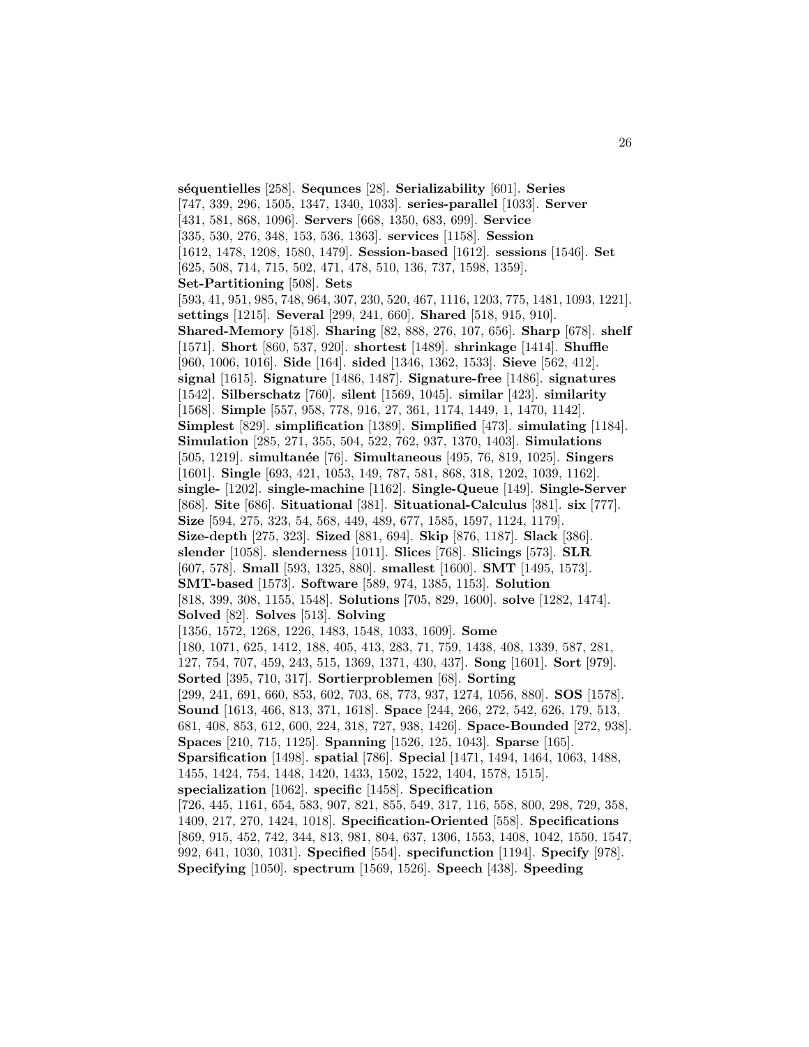**séquentielles** [258]. **Sequnces** [28]. **Serializability** [601]. **Series** [747, 339, 296, 1505, 1347, 1340, 1033]. **series-parallel** [1033]. **Server** [431, 581, 868, 1096]. **Servers** [668, 1350, 683, 699]. **Service** [335, 530, 276, 348, 153, 536, 1363]. **services** [1158]. **Session** [1612, 1478, 1208, 1580, 1479]. **Session-based** [1612]. **sessions** [1546]. **Set** [625, 508, 714, 715, 502, 471, 478, 510, 136, 737, 1598, 1359]. **Set-Partitioning** [508]. **Sets** [593, 41, 951, 985, 748, 964, 307, 230, 520, 467, 1116, 1203, 775, 1481, 1093, 1221]. **settings** [1215]. **Several** [299, 241, 660]. **Shared** [518, 915, 910]. **Shared-Memory** [518]. **Sharing** [82, 888, 276, 107, 656]. **Sharp** [678]. **shelf** [1571]. **Short** [860, 537, 920]. **shortest** [1489]. **shrinkage** [1414]. **Shuffle** [960, 1006, 1016]. **Side** [164]. **sided** [1346, 1362, 1533]. **Sieve** [562, 412]. **signal** [1615]. **Signature** [1486, 1487]. **Signature-free** [1486]. **signatures** [1542]. **Silberschatz** [760]. **silent** [1569, 1045]. **similar** [423]. **similarity** [1568]. **Simple** [557, 958, 778, 916, 27, 361, 1174, 1449, 1, 1470, 1142]. **Simplest** [829]. **simplification** [1389]. **Simplified** [473]. **simulating** [1184]. **Simulation** [285, 271, 355, 504, 522, 762, 937, 1370, 1403]. **Simulations** [505, 1219]. **simultanée** [76]. **Simultaneous** [495, 76, 819, 1025]. **Singers** [1601]. **Single** [693, 421, 1053, 149, 787, 581, 868, 318, 1202, 1039, 1162]. **single-** [1202]. **single-machine** [1162]. **Single-Queue** [149]. **Single-Server** [868]. **Site** [686]. **Situational** [381]. **Situational-Calculus** [381]. **six** [777]. **Size** [594, 275, 323, 54, 568, 449, 489, 677, 1585, 1597, 1124, 1179]. **Size-depth** [275, 323]. **Sized** [881, 694]. **Skip** [876, 1187]. **Slack** [386]. **slender** [1058]. **slenderness** [1011]. **Slices** [768]. **Slicings** [573]. **SLR** [607, 578]. **Small** [593, 1325, 880]. **smallest** [1600]. **SMT** [1495, 1573]. **SMT-based** [1573]. **Software** [589, 974, 1385, 1153]. **Solution** [818, 399, 308, 1155, 1548]. **Solutions** [705, 829, 1600]. **solve** [1282, 1474]. **Solved** [82]. **Solves** [513]. **Solving** [1356, 1572, 1268, 1226, 1483, 1548, 1033, 1609]. **Some** [180, 1071, 625, 1412, 188, 405, 413, 283, 71, 759, 1438, 408, 1339, 587, 281, 127, 754, 707, 459, 243, 515, 1369, 1371, 430, 437]. **Song** [1601]. **Sort** [979]. **Sorted** [395, 710, 317]. **Sortierproblemen** [68]. **Sorting** [299, 241, 691, 660, 853, 602, 703, 68, 773, 937, 1274, 1056, 880]. **SOS** [1578]. **Sound** [1613, 466, 813, 371, 1618]. **Space** [244, 266, 272, 542, 626, 179, 513, 681, 408, 853, 612, 600, 224, 318, 727, 938, 1426]. **Space-Bounded** [272, 938]. **Spaces** [210, 715, 1125]. **Spanning** [1526, 125, 1043]. **Sparse** [165]. **Sparsification** [1498]. **spatial** [786]. **Special** [1471, 1494, 1464, 1063, 1488, 1455, 1424, 754, 1448, 1420, 1433, 1502, 1522, 1404, 1578, 1515]. **specialization** [1062]. **specific** [1458]. **Specification** [726, 445, 1161, 654, 583, 907, 821, 855, 549, 317, 116, 558, 800, 298, 729, 358, 1409, 217, 270, 1424, 1018]. **Specification-Oriented** [558]. **Specifications** [869, 915, 452, 742, 344, 813, 981, 804, 637, 1306, 1553, 1408, 1042, 1550, 1547, 992, 641, 1030, 1031]. **Specified** [554]. **specifunction** [1194]. **Specify** [978]. **Specifying** [1050]. **spectrum** [1569, 1526]. **Speech** [438]. **Speeding**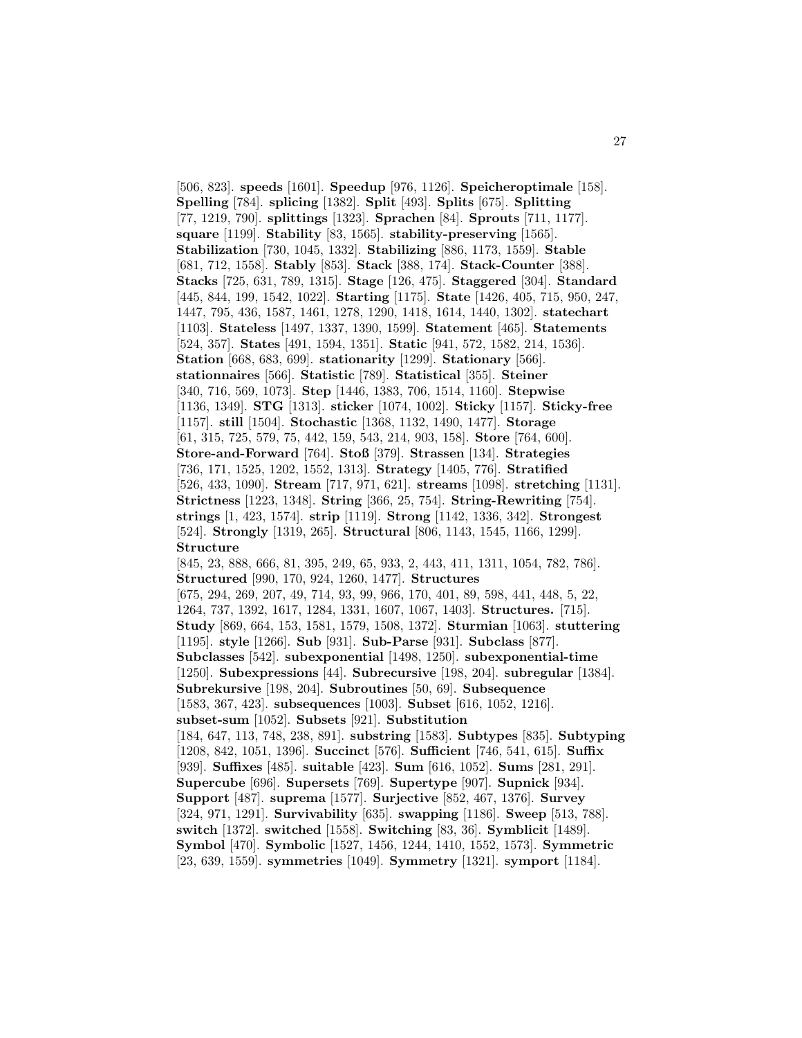[506, 823]. **speeds** [1601]. **Speedup** [976, 1126]. **Speicheroptimale** [158]. **Spelling** [784]. **splicing** [1382]. **Split** [493]. **Splits** [675]. **Splitting** [77, 1219, 790]. **splittings** [1323]. **Sprachen** [84]. **Sprouts** [711, 1177]. **square** [1199]. **Stability** [83, 1565]. **stability-preserving** [1565]. **Stabilization** [730, 1045, 1332]. **Stabilizing** [886, 1173, 1559]. **Stable** [681, 712, 1558]. **Stably** [853]. **Stack** [388, 174]. **Stack-Counter** [388]. **Stacks** [725, 631, 789, 1315]. **Stage** [126, 475]. **Staggered** [304]. **Standard** [445, 844, 199, 1542, 1022]. **Starting** [1175]. **State** [1426, 405, 715, 950, 247, 1447, 795, 436, 1587, 1461, 1278, 1290, 1418, 1614, 1440, 1302]. **statechart** [1103]. **Stateless** [1497, 1337, 1390, 1599]. **Statement** [465]. **Statements** [524, 357]. **States** [491, 1594, 1351]. **Static** [941, 572, 1582, 214, 1536]. **Station** [668, 683, 699]. **stationarity** [1299]. **Stationary** [566]. **stationnaires** [566]. **Statistic** [789]. **Statistical** [355]. **Steiner** [340, 716, 569, 1073]. **Step** [1446, 1383, 706, 1514, 1160]. **Stepwise** [1136, 1349]. **STG** [1313]. **sticker** [1074, 1002]. **Sticky** [1157]. **Sticky-free** [1157]. **still** [1504]. **Stochastic** [1368, 1132, 1490, 1477]. **Storage** [61, 315, 725, 579, 75, 442, 159, 543, 214, 903, 158]. **Store** [764, 600]. **Store-and-Forward** [764]. **Stoß** [379]. **Strassen** [134]. **Strategies** [736, 171, 1525, 1202, 1552, 1313]. **Strategy** [1405, 776]. **Stratified** [526, 433, 1090]. **Stream** [717, 971, 621]. **streams** [1098]. **stretching** [1131]. **Strictness** [1223, 1348]. **String** [366, 25, 754]. **String-Rewriting** [754]. **strings** [1, 423, 1574]. **strip** [1119]. **Strong** [1142, 1336, 342]. **Strongest** [524]. **Strongly** [1319, 265]. **Structural** [806, 1143, 1545, 1166, 1299]. **Structure** [845, 23, 888, 666, 81, 395, 249, 65, 933, 2, 443, 411, 1311, 1054, 782, 786]. **Structured** [990, 170, 924, 1260, 1477]. **Structures** [675, 294, 269, 207, 49, 714, 93, 99, 966, 170, 401, 89, 598, 441, 448, 5, 22, 1264, 737, 1392, 1617, 1284, 1331, 1607, 1067, 1403]. **Structures.** [715]. **Study** [869, 664, 153, 1581, 1579, 1508, 1372]. **Sturmian** [1063]. **stuttering** [1195]. **style** [1266]. **Sub** [931]. **Sub-Parse** [931]. **Subclass** [877]. **Subclasses** [542]. **subexponential** [1498, 1250]. **subexponential-time** [1250]. **Subexpressions** [44]. **Subrecursive** [198, 204]. **subregular** [1384]. **Subrekursive** [198, 204]. **Subroutines** [50, 69]. **Subsequence** [1583, 367, 423]. **subsequences** [1003]. **Subset** [616, 1052, 1216]. **subset-sum** [1052]. **Subsets** [921]. **Substitution** [184, 647, 113, 748, 238, 891]. **substring** [1583]. **Subtypes** [835]. **Subtyping** [1208, 842, 1051, 1396]. **Succinct** [576]. **Sufficient** [746, 541, 615]. **Suffix** [939]. **Suffixes** [485]. **suitable** [423]. **Sum** [616, 1052]. **Sums** [281, 291]. **Supercube** [696]. **Supersets** [769]. **Supertype** [907]. **Supnick** [934]. **Support** [487]. **suprema** [1577]. **Surjective** [852, 467, 1376]. **Survey** [324, 971, 1291]. **Survivability** [635]. **swapping** [1186]. **Sweep** [513, 788]. **switch** [1372]. **switched** [1558]. **Switching** [83, 36]. **Symblicit** [1489]. **Symbol** [470]. **Symbolic** [1527, 1456, 1244, 1410, 1552, 1573]. **Symmetric** [23, 639, 1559]. **symmetries** [1049]. **Symmetry** [1321]. **symport** [1184].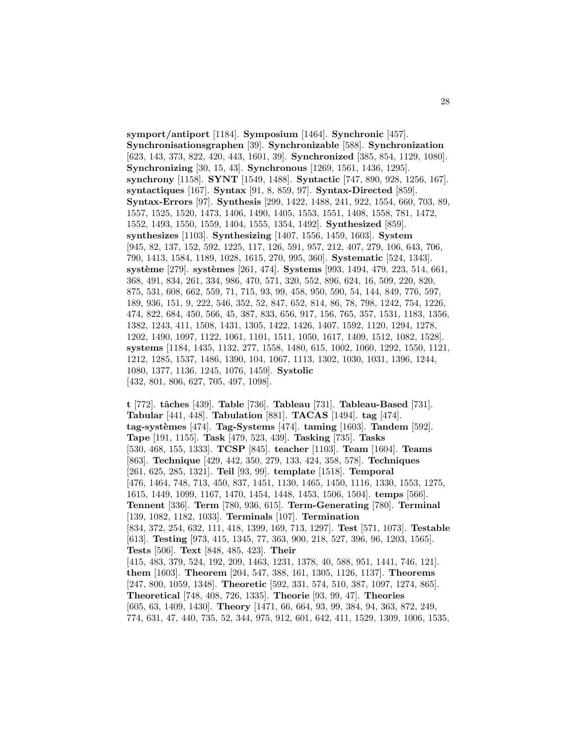**symport/antiport** [1184]. **Symposium** [1464]. **Synchronic** [457]. **Synchronisationsgraphen** [39]. **Synchronizable** [588]. **Synchronization** [623, 143, 373, 822, 420, 443, 1601, 39]. **Synchronized** [385, 854, 1129, 1080]. **Synchronizing** [30, 15, 43]. **Synchronous** [1269, 1561, 1436, 1295]. **synchrony** [1158]. **SYNT** [1549, 1488]. **Syntactic** [747, 890, 928, 1256, 167]. **syntactiques** [167]. **Syntax** [91, 8, 859, 97]. **Syntax-Directed** [859]. **Syntax-Errors** [97]. **Synthesis** [299, 1422, 1488, 241, 922, 1554, 660, 703, 89, 1557, 1525, 1520, 1473, 1406, 1490, 1405, 1553, 1551, 1408, 1558, 781, 1472, 1552, 1493, 1550, 1559, 1404, 1555, 1354, 1492]. **Synthesized** [859]. **synthesizes** [1103]. **Synthesizing** [1407, 1556, 1459, 1603]. **System** [945, 82, 137, 152, 592, 1225, 117, 126, 591, 957, 212, 407, 279, 106, 643, 706, 790, 1413, 1584, 1189, 1028, 1615, 270, 995, 360]. **Systematic** [524, 1343]. **système** [279]. **systèmes** [261, 474]. **Systems** [993, 1494, 479, 223, 514, 661, 368, 491, 834, 261, 334, 986, 470, 571, 320, 552, 896, 624, 16, 509, 220, 820, 875, 531, 608, 662, 559, 71, 715, 93, 99, 458, 950, 590, 54, 144, 849, 776, 597, 189, 936, 151, 9, 222, 546, 352, 52, 847, 652, 814, 86, 78, 798, 1242, 754, 1226, 474, 822, 684, 450, 566, 45, 387, 833, 656, 917, 156, 765, 357, 1531, 1183, 1356, 1382, 1243, 411, 1508, 1431, 1305, 1422, 1426, 1407, 1592, 1120, 1294, 1278, 1202, 1490, 1097, 1122, 1061, 1101, 1511, 1050, 1617, 1409, 1512, 1082, 1528]. **systems** [1184, 1435, 1132, 277, 1558, 1480, 615, 1002, 1060, 1292, 1550, 1121, 1212, 1285, 1537, 1486, 1390, 104, 1067, 1113, 1302, 1030, 1031, 1396, 1244, 1080, 1377, 1136, 1245, 1076, 1459]. **Systolic** [432, 801, 806, 627, 705, 497, 1098].

**t** [772]. **tâches** [439]. **Table** [736]. **Tableau** [731]. **Tableau-Based** [731]. **Tabular** [441, 448]. **Tabulation** [881]. **TACAS** [1494]. **tag** [474]. **tag-systèmes** [474]. **Tag-Systems** [474]. **taming** [1603]. **Tandem** [592]. **Tape** [191, 1155]. **Task** [479, 523, 439]. **Tasking** [735]. **Tasks** [530, 468, 155, 1333]. **TCSP** [845]. **teacher** [1103]. **Team** [1604]. **Teams** [863]. **Technique** [429, 442, 350, 279, 133, 424, 358, 578]. **Techniques** [261, 625, 285, 1321]. **Teil** [93, 99]. **template** [1518]. **Temporal** [476, 1464, 748, 713, 450, 837, 1451, 1130, 1465, 1450, 1116, 1330, 1553, 1275, 1615, 1449, 1099, 1167, 1470, 1454, 1448, 1453, 1506, 1504]. **temps** [566]. **Tennent** [336]. **Term** [780, 936, 615]. **Term-Generating** [780]. **Terminal** [139, 1082, 1182, 1033]. **Terminals** [107]. **Termination** [834, 372, 254, 632, 111, 418, 1399, 169, 713, 1297]. **Test** [571, 1073]. **Testable** [613]. **Testing** [973, 415, 1345, 77, 363, 900, 218, 527, 396, 96, 1203, 1565]. **Tests** [506]. **Text** [848, 485, 423]. **Their** [415, 483, 379, 524, 192, 209, 1463, 1231, 1378, 40, 588, 951, 1441, 746, 121]. **them** [1603]. **Theorem** [204, 547, 388, 161, 1305, 1126, 1137]. **Theorems** [247, 800, 1059, 1348]. **Theoretic** [592, 331, 574, 510, 387, 1097, 1274, 865]. **Theoretical** [748, 408, 726, 1335]. **Theorie** [93, 99, 47]. **Theories** [605, 63, 1409, 1430]. **Theory** [1471, 66, 664, 93, 99, 384, 94, 363, 872, 249, 774, 631, 47, 440, 735, 52, 344, 975, 912, 601, 642, 411, 1529, 1309, 1006, 1535,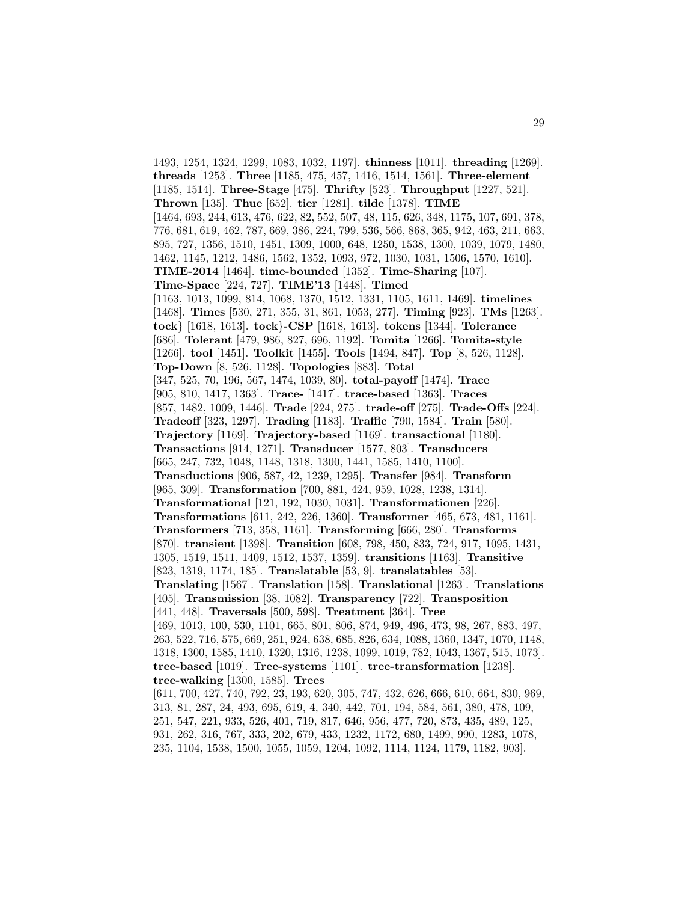1493, 1254, 1324, 1299, 1083, 1032, 1197]. **thinness** [1011]. **threading** [1269]. **threads** [1253]. **Three** [1185, 475, 457, 1416, 1514, 1561]. **Three-element** [1185, 1514]. **Three-Stage** [475]. **Thrifty** [523]. **Throughput** [1227, 521]. **Thrown** [135]. **Thue** [652]. **tier** [1281]. **tilde** [1378]. **TIME** [1464, 693, 244, 613, 476, 622, 82, 552, 507, 48, 115, 626, 348, 1175, 107, 691, 378, 776, 681, 619, 462, 787, 669, 386, 224, 799, 536, 566, 868, 365, 942, 463, 211, 663, 895, 727, 1356, 1510, 1451, 1309, 1000, 648, 1250, 1538, 1300, 1039, 1079, 1480, 1462, 1145, 1212, 1486, 1562, 1352, 1093, 972, 1030, 1031, 1506, 1570, 1610]. **TIME-2014** [1464]. **time-bounded** [1352]. **Time-Sharing** [107]. **Time-Space** [224, 727]. **TIME'13** [1448]. **Timed** [1163, 1013, 1099, 814, 1068, 1370, 1512, 1331, 1105, 1611, 1469]. **timelines** [1468]. **Times** [530, 271, 355, 31, 861, 1053, 277]. **Timing** [923]. **TMs** [1263]. **tock}** [1618, 1613]. **tock}-CSP** [1618, 1613]. **tokens** [1344]. **Tolerance** [686]. **Tolerant** [479, 986, 827, 696, 1192]. **Tomita** [1266]. **Tomita-style** [1266]. **tool** [1451]. **Toolkit** [1455]. **Tools** [1494, 847]. **Top** [8, 526, 1128]. **Top-Down** [8, 526, 1128]. **Topologies** [883]. **Total** [347, 525, 70, 196, 567, 1474, 1039, 80]. **total-payoff** [1474]. **Trace** [905, 810, 1417, 1363]. **Trace-** [1417]. **trace-based** [1363]. **Traces** [857, 1482, 1009, 1446]. **Trade** [224, 275]. **trade-off** [275]. **Trade-Offs** [224]. **Tradeoff** [323, 1297]. **Trading** [1183]. **Traffic** [790, 1584]. **Train** [580]. **Trajectory** [1169]. **Trajectory-based** [1169]. **transactional** [1180]. **Transactions** [914, 1271]. **Transducer** [1577, 803]. **Transducers** [665, 247, 732, 1048, 1148, 1318, 1300, 1441, 1585, 1410, 1100]. **Transductions** [906, 587, 42, 1239, 1295]. **Transfer** [984]. **Transform** [965, 309]. **Transformation** [700, 881, 424, 959, 1028, 1238, 1314]. **Transformational** [121, 192, 1030, 1031]. **Transformationen** [226]. **Transformations** [611, 242, 226, 1360]. **Transformer** [465, 673, 481, 1161]. **Transformers** [713, 358, 1161]. **Transforming** [666, 280]. **Transforms** [870]. **transient** [1398]. **Transition** [608, 798, 450, 833, 724, 917, 1095, 1431, 1305, 1519, 1511, 1409, 1512, 1537, 1359]. **transitions** [1163]. **Transitive** [823, 1319, 1174, 185]. **Translatable** [53, 9]. **translatables** [53]. **Translating** [1567]. **Translation** [158]. **Translational** [1263]. **Translations** [405]. **Transmission** [38, 1082]. **Transparency** [722]. **Transposition** [441, 448]. **Traversals** [500, 598]. **Treatment** [364]. **Tree** [469, 1013, 100, 530, 1101, 665, 801, 806, 874, 949, 496, 473, 98, 267, 883, 497, 263, 522, 716, 575, 669, 251, 924, 638, 685, 826, 634, 1088, 1360, 1347, 1070, 1148, 1318, 1300, 1585, 1410, 1320, 1316, 1238, 1099, 1019, 782, 1043, 1367, 515, 1073]. **tree-based** [1019]. **Tree-systems** [1101]. **tree-transformation** [1238]. **tree-walking** [1300, 1585]. **Trees** [611, 700, 427, 740, 792, 23, 193, 620, 305, 747, 432, 626, 666, 610, 664, 830, 969, 313, 81, 287, 24, 493, 695, 619, 4, 340, 442, 701, 194, 584, 561, 380, 478, 109, 251, 547, 221, 933, 526, 401, 719, 817, 646, 956, 477, 720, 873, 435, 489, 125, 931, 262, 316, 767, 333, 202, 679, 433, 1232, 1172, 680, 1499, 990, 1283, 1078, 235, 1104, 1538, 1500, 1055, 1059, 1204, 1092, 1114, 1124, 1179, 1182, 903].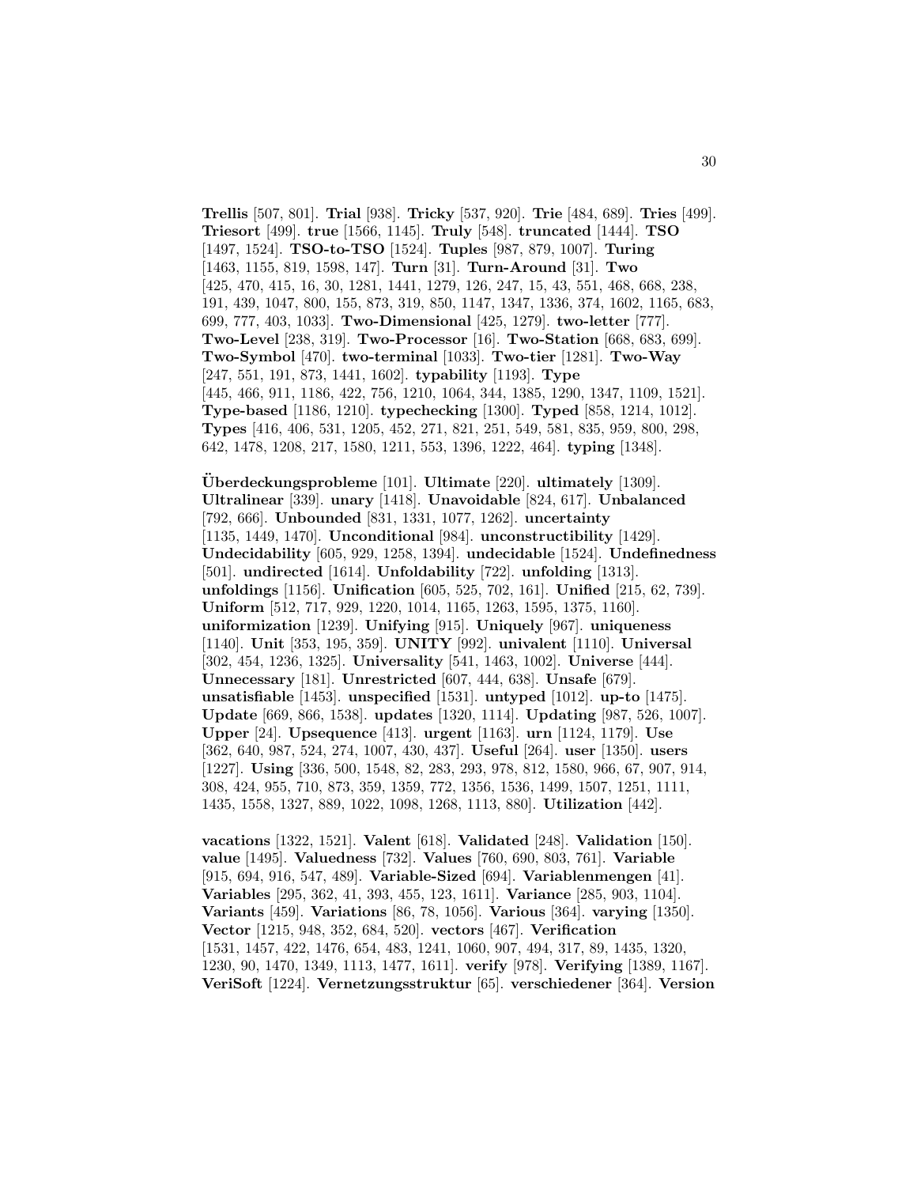**Trellis** [507, 801]. **Trial** [938]. **Tricky** [537, 920]. **Trie** [484, 689]. **Tries** [499]. **Triesort** [499]. **true** [1566, 1145]. **Truly** [548]. **truncated** [1444]. **TSO** [1497, 1524]. **TSO-to-TSO** [1524]. **Tuples** [987, 879, 1007]. **Turing** [1463, 1155, 819, 1598, 147]. **Turn** [31]. **Turn-Around** [31]. **Two** [425, 470, 415, 16, 30, 1281, 1441, 1279, 126, 247, 15, 43, 551, 468, 668, 238, 191, 439, 1047, 800, 155, 873, 319, 850, 1147, 1347, 1336, 374, 1602, 1165, 683, 699, 777, 403, 1033]. **Two-Dimensional** [425, 1279]. **two-letter** [777]. **Two-Level** [238, 319]. **Two-Processor** [16]. **Two-Station** [668, 683, 699]. **Two-Symbol** [470]. **two-terminal** [1033]. **Two-tier** [1281]. **Two-Way** [247, 551, 191, 873, 1441, 1602]. **typability** [1193]. **Type** [445, 466, 911, 1186, 422, 756, 1210, 1064, 344, 1385, 1290, 1347, 1109, 1521]. **Type-based** [1186, 1210]. **typechecking** [1300]. **Typed** [858, 1214, 1012]. **Types** [416, 406, 531, 1205, 452, 271, 821, 251, 549, 581, 835, 959, 800, 298, 642, 1478, 1208, 217, 1580, 1211, 553, 1396, 1222, 464]. **typing** [1348].

**Überdeckungsprobleme** [101]. **Ultimate** [220]. **ultimately** [1309]. **Ultralinear** [339]. **unary** [1418]. **Unavoidable** [824, 617]. **Unbalanced** [792, 666]. **Unbounded** [831, 1331, 1077, 1262]. **uncertainty** [1135, 1449, 1470]. **Unconditional** [984]. **unconstructibility** [1429]. **Undecidability** [605, 929, 1258, 1394]. **undecidable** [1524]. **Undefinedness** [501]. **undirected** [1614]. **Unfoldability** [722]. **unfolding** [1313]. **unfoldings** [1156]. **Unification** [605, 525, 702, 161]. **Unified** [215, 62, 739]. **Uniform** [512, 717, 929, 1220, 1014, 1165, 1263, 1595, 1375, 1160]. **uniformization** [1239]. **Unifying** [915]. **Uniquely** [967]. **uniqueness** [1140]. **Unit** [353, 195, 359]. **UNITY** [992]. **univalent** [1110]. **Universal** [302, 454, 1236, 1325]. **Universality** [541, 1463, 1002]. **Universe** [444]. **Unnecessary** [181]. **Unrestricted** [607, 444, 638]. **Unsafe** [679]. **unsatisfiable** [1453]. **unspecified** [1531]. **untyped** [1012]. **up-to** [1475]. **Update** [669, 866, 1538]. **updates** [1320, 1114]. **Updating** [987, 526, 1007]. **Upper** [24]. **Upsequence** [413]. **urgent** [1163]. **urn** [1124, 1179]. **Use** [362, 640, 987, 524, 274, 1007, 430, 437]. **Useful** [264]. **user** [1350]. **users** [1227]. **Using** [336, 500, 1548, 82, 283, 293, 978, 812, 1580, 966, 67, 907, 914, 308, 424, 955, 710, 873, 359, 1359, 772, 1356, 1536, 1499, 1507, 1251, 1111, 1435, 1558, 1327, 889, 1022, 1098, 1268, 1113, 880]. **Utilization** [442].

**vacations** [1322, 1521]. **Valent** [618]. **Validated** [248]. **Validation** [150]. **value** [1495]. **Valuedness** [732]. **Values** [760, 690, 803, 761]. **Variable** [915, 694, 916, 547, 489]. **Variable-Sized** [694]. **Variablenmengen** [41]. **Variables** [295, 362, 41, 393, 455, 123, 1611]. **Variance** [285, 903, 1104]. **Variants** [459]. **Variations** [86, 78, 1056]. **Various** [364]. **varying** [1350]. **Vector** [1215, 948, 352, 684, 520]. **vectors** [467]. **Verification** [1531, 1457, 422, 1476, 654, 483, 1241, 1060, 907, 494, 317, 89, 1435, 1320, 1230, 90, 1470, 1349, 1113, 1477, 1611]. **verify** [978]. **Verifying** [1389, 1167]. **VeriSoft** [1224]. **Vernetzungsstruktur** [65]. **verschiedener** [364]. **Version**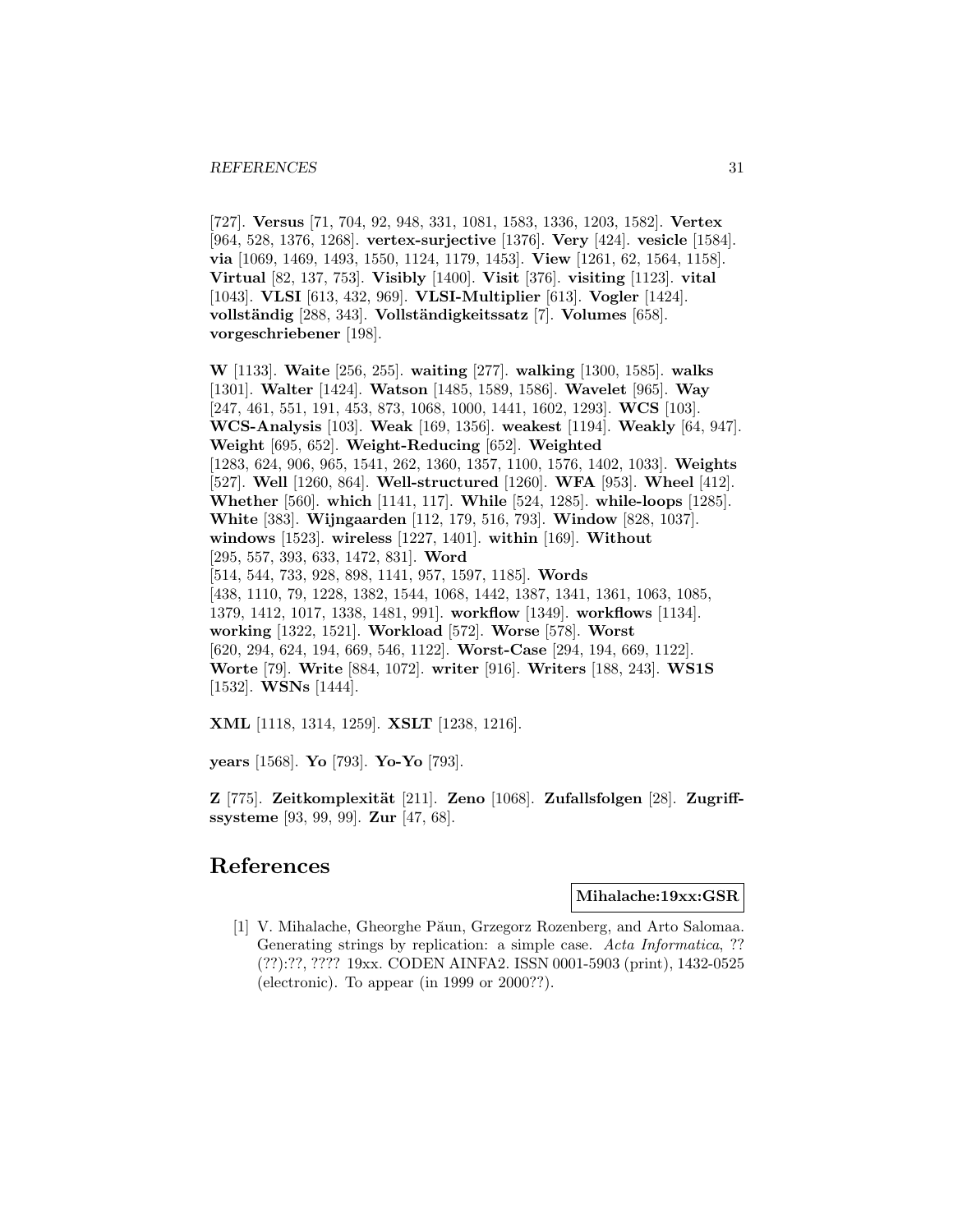[727]. **Versus** [71, 704, 92, 948, 331, 1081, 1583, 1336, 1203, 1582]. **Vertex** [964, 528, 1376, 1268]. **vertex-surjective** [1376]. **Very** [424]. **vesicle** [1584]. **via** [1069, 1469, 1493, 1550, 1124, 1179, 1453]. **View** [1261, 62, 1564, 1158]. **Virtual** [82, 137, 753]. **Visibly** [1400]. **Visit** [376]. **visiting** [1123]. **vital** [1043]. **VLSI** [613, 432, 969]. **VLSI-Multiplier** [613]. **Vogler** [1424]. **vollständig** [288, 343]. **Vollständigkeitssatz** [7]. **Volumes** [658]. **vorgeschriebener** [198].

**W** [1133]. **Waite** [256, 255]. **waiting** [277]. **walking** [1300, 1585]. **walks** [1301]. **Walter** [1424]. **Watson** [1485, 1589, 1586]. **Wavelet** [965]. **Way** [247, 461, 551, 191, 453, 873, 1068, 1000, 1441, 1602, 1293]. **WCS** [103]. **WCS-Analysis** [103]. **Weak** [169, 1356]. **weakest** [1194]. **Weakly** [64, 947]. **Weight** [695, 652]. **Weight-Reducing** [652]. **Weighted** [1283, 624, 906, 965, 1541, 262, 1360, 1357, 1100, 1576, 1402, 1033]. **Weights** [527]. **Well** [1260, 864]. **Well-structured** [1260]. **WFA** [953]. **Wheel** [412]. **Whether** [560]. **which** [1141, 117]. **While** [524, 1285]. **while-loops** [1285]. **White** [383]. **Wijngaarden** [112, 179, 516, 793]. **Window** [828, 1037]. **windows** [1523]. **wireless** [1227, 1401]. **within** [169]. **Without** [295, 557, 393, 633, 1472, 831]. **Word** [514, 544, 733, 928, 898, 1141, 957, 1597, 1185]. **Words** [438, 1110, 79, 1228, 1382, 1544, 1068, 1442, 1387, 1341, 1361, 1063, 1085, 1379, 1412, 1017, 1338, 1481, 991]. **workflow** [1349]. **workflows** [1134]. **working** [1322, 1521]. **Workload** [572]. **Worse** [578]. **Worst** [620, 294, 624, 194, 669, 546, 1122]. **Worst-Case** [294, 194, 669, 1122]. **Worte** [79]. **Write** [884, 1072]. **writer** [916]. **Writers** [188, 243]. **WS1S** [1532]. **WSNs** [1444].

**XML** [1118, 1314, 1259]. **XSLT** [1238, 1216].

**years** [1568]. **Yo** [793]. **Yo-Yo** [793].

**Z** [775]. **Zeitkomplexität** [211]. **Zeno** [1068]. **Zufallsfolgen** [28]. **Zugriffssysteme** [93, 99, 99]. **Zur** [47, 68].

# References

**Mihalache:19xx:GSR**

[1] V. Mihalache, Gheorghe Păun, Grzegorz Rozenberg, and Arto Salomaa. Generating strings by replication: a simple case. *Acta Informatica*, ?? (??):??, ???? 19xx. CODEN AINFA2. ISSN 0001-5903 (print), 1432-0525 (electronic). To appear (in 1999 or 2000??).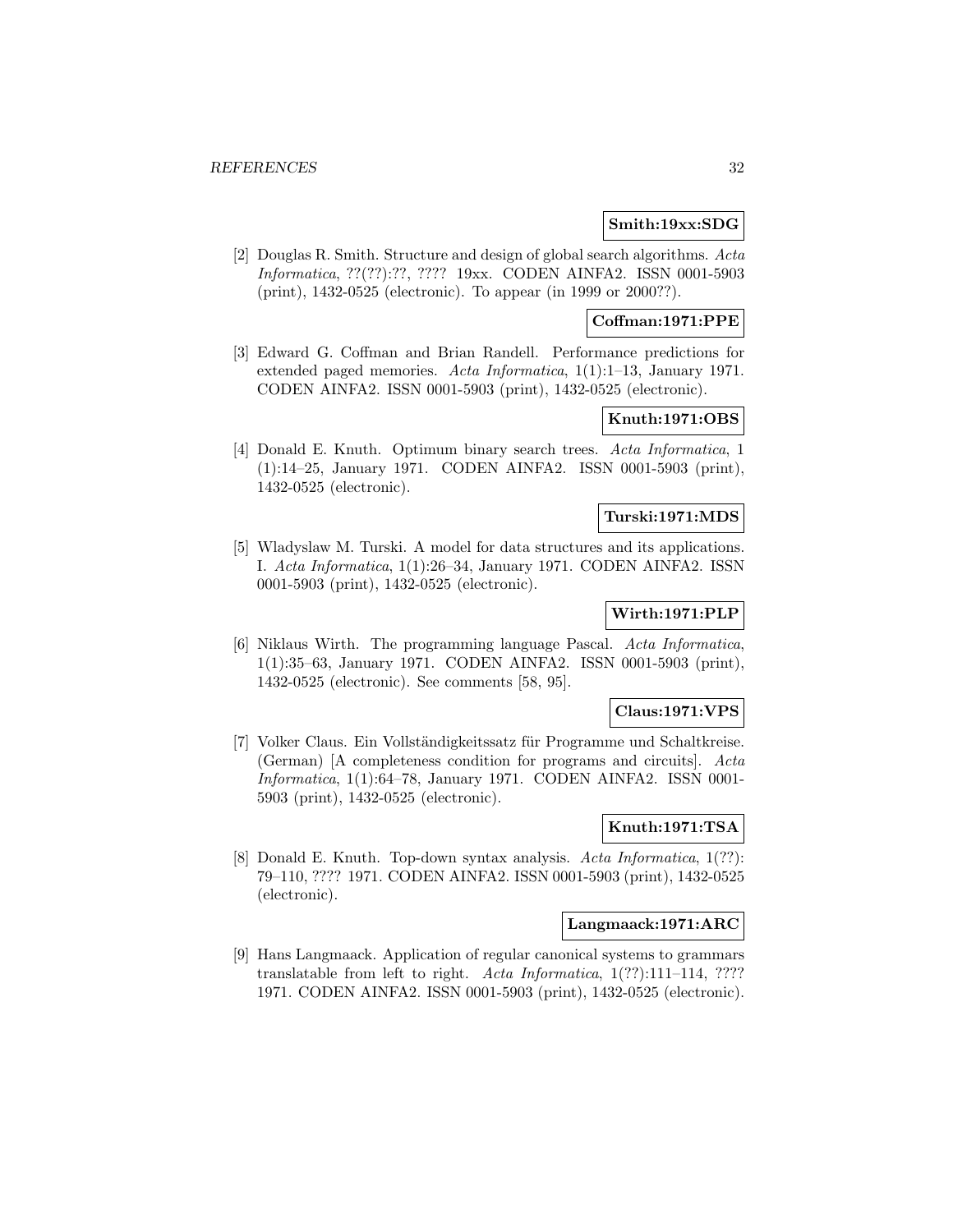**Smith:19xx:SDG**

[2] Douglas R. Smith. Structure and design of global search algorithms. *Acta Informatica*, ??(??):??, ???? 19xx. CODEN AINFA2. ISSN 0001-5903 (print), 1432-0525 (electronic). To appear (in 1999 or 2000??).

**Coffman:1971:PPE**

[3] Edward G. Coffman and Brian Randell. Performance predictions for extended paged memories. *Acta Informatica*, 1(1):1–13, January 1971. CODEN AINFA2. ISSN 0001-5903 (print), 1432-0525 (electronic).

**Knuth:1971:OBS**

[4] Donald E. Knuth. Optimum binary search trees. *Acta Informatica*, 1 (1):14–25, January 1971. CODEN AINFA2. ISSN 0001-5903 (print), 1432-0525 (electronic).

**Turski:1971:MDS**

[5] Wladyslaw M. Turski. A model for data structures and its applications. I. *Acta Informatica*, 1(1):26–34, January 1971. CODEN AINFA2. ISSN 0001-5903 (print), 1432-0525 (electronic).

**Wirth:1971:PLP**

[6] Niklaus Wirth. The programming language Pascal. *Acta Informatica*, 1(1):35–63, January 1971. CODEN AINFA2. ISSN 0001-5903 (print), 1432-0525 (electronic). See comments [58, 95].

**Claus:1971:VPS**

[7] Volker Claus. Ein Vollständigkeitssatz für Programme und Schaltkreise. (German) [A completeness condition for programs and circuits]. *Acta Informatica*, 1(1):64–78, January 1971. CODEN AINFA2. ISSN 0001-5903 (print), 1432-0525 (electronic).

**Knuth:1971:TSA**

[8] Donald E. Knuth. Top-down syntax analysis. *Acta Informatica*, 1(??): 79–110, ???? 1971. CODEN AINFA2. ISSN 0001-5903 (print), 1432-0525 (electronic).

**Langmaack:1971:ARC**

[9] Hans Langmaack. Application of regular canonical systems to grammars translatable from left to right. *Acta Informatica*, 1(??):111–114, ???? 1971. CODEN AINFA2. ISSN 0001-5903 (print), 1432-0525 (electronic).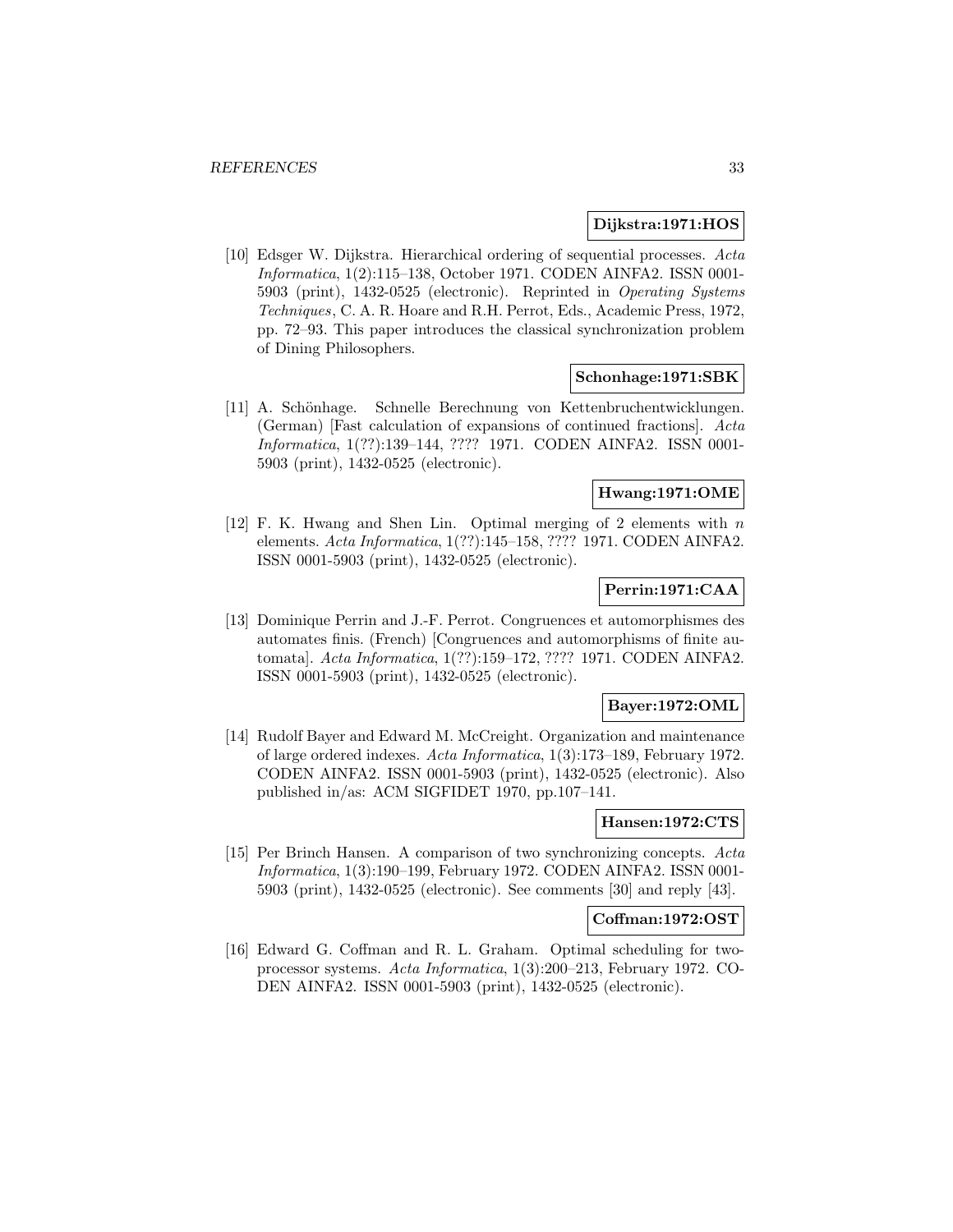**Dijkstra:1971:HOS**

[10] Edsger W. Dijkstra. Hierarchical ordering of sequential processes. *Acta Informatica*, 1(2):115–138, October 1971. CODEN AINFA2. ISSN 0001-5903 (print), 1432-0525 (electronic). Reprinted in *Operating Systems Techniques*, C. A. R. Hoare and R.H. Perrot, Eds., Academic Press, 1972, pp. 72–93. This paper introduces the classical synchronization problem of Dining Philosophers.

**Schonhage:1971:SBK**

[11] A. Schönhage. Schnelle Berechnung von Kettenbruchentwicklungen. (German) [Fast calculation of expansions of continued fractions]. *Acta Informatica*, 1(??):139–144, ???? 1971. CODEN AINFA2. ISSN 0001-5903 (print), 1432-0525 (electronic).

**Hwang:1971:OME**

[12] F. K. Hwang and Shen Lin. Optimal merging of 2 elements with $n$ elements. *Acta Informatica*, 1(??):145–158, ???? 1971. CODEN AINFA2. ISSN 0001-5903 (print), 1432-0525 (electronic).

**Perrin:1971:CAA**

[13] Dominique Perrin and J.-F. Perrot. Congruences et automorphismes des automates finis. (French) [Congruences and automorphisms of finite automata]. *Acta Informatica*, 1(??):159–172, ???? 1971. CODEN AINFA2. ISSN 0001-5903 (print), 1432-0525 (electronic).

**Bayer:1972:OML**

[14] Rudolf Bayer and Edward M. McCreight. Organization and maintenance of large ordered indexes. *Acta Informatica*, 1(3):173–189, February 1972. CODEN AINFA2. ISSN 0001-5903 (print), 1432-0525 (electronic). Also published in/as: ACM SIGFIDET 1970, pp.107–141.

**Hansen:1972:CTS**

[15] Per Brinch Hansen. A comparison of two synchronizing concepts. *Acta Informatica*, 1(3):190–199, February 1972. CODEN AINFA2. ISSN 0001-5903 (print), 1432-0525 (electronic). See comments [30] and reply [43].

**Coffman:1972:OST**

[16] Edward G. Coffman and R. L. Graham. Optimal scheduling for two-processor systems. *Acta Informatica*, 1(3):200–213, February 1972. CODEN AINFA2. ISSN 0001-5903 (print), 1432-0525 (electronic).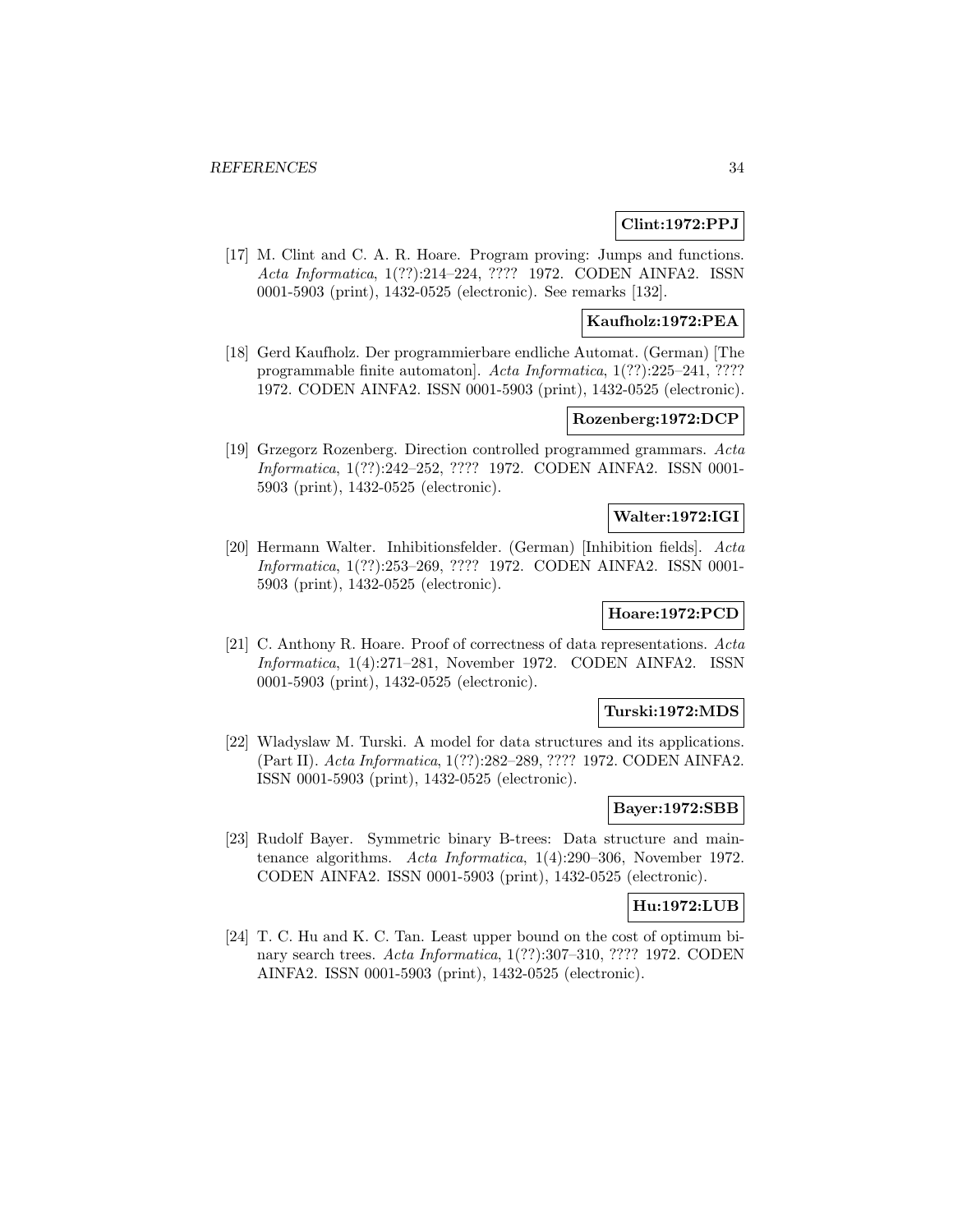**Clint:1972:PPJ**

[17] M. Clint and C. A. R. Hoare. Program proving: Jumps and functions. *Acta Informatica*, 1(??):214–224, ???? 1972. CODEN AINFA2. ISSN 0001-5903 (print), 1432-0525 (electronic). See remarks [132].

**Kaufholz:1972:PEA**

[18] Gerd Kaufholz. Der programmierbare endliche Automat. (German) [The programmable finite automaton]. *Acta Informatica*, 1(??):225–241, ???? 1972. CODEN AINFA2. ISSN 0001-5903 (print), 1432-0525 (electronic).

**Rozenberg:1972:DCP**

[19] Grzegorz Rozenberg. Direction controlled programmed grammars. *Acta Informatica*, 1(??):242–252, ???? 1972. CODEN AINFA2. ISSN 0001-5903 (print), 1432-0525 (electronic).

**Walter:1972:IGI**

[20] Hermann Walter. Inhibitionsfelder. (German) [Inhibition fields]. *Acta Informatica*, 1(??):253–269, ???? 1972. CODEN AINFA2. ISSN 0001-5903 (print), 1432-0525 (electronic).

**Hoare:1972:PCD**

[21] C. Anthony R. Hoare. Proof of correctness of data representations. *Acta Informatica*, 1(4):271–281, November 1972. CODEN AINFA2. ISSN 0001-5903 (print), 1432-0525 (electronic).

**Turski:1972:MDS**

[22] Wladyslaw M. Turski. A model for data structures and its applications. (Part II). *Acta Informatica*, 1(??):282–289, ???? 1972. CODEN AINFA2. ISSN 0001-5903 (print), 1432-0525 (electronic).

**Bayer:1972:SBB**

[23] Rudolf Bayer. Symmetric binary B-trees: Data structure and maintenance algorithms. *Acta Informatica*, 1(4):290–306, November 1972. CODEN AINFA2. ISSN 0001-5903 (print), 1432-0525 (electronic).

**Hu:1972:LUB**

[24] T. C. Hu and K. C. Tan. Least upper bound on the cost of optimum binary search trees. *Acta Informatica*, 1(??):307–310, ???? 1972. CODEN AINFA2. ISSN 0001-5903 (print), 1432-0525 (electronic).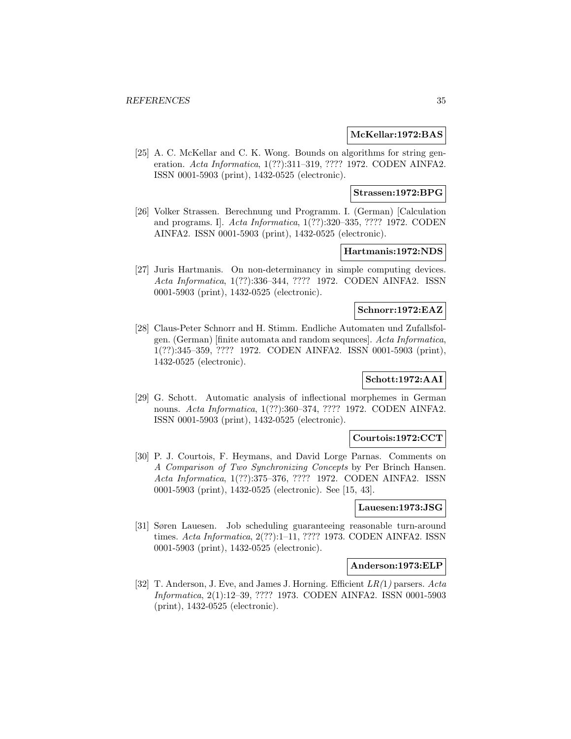**McKellar:1972:BAS**

[25] A. C. McKellar and C. K. Wong. Bounds on algorithms for string generation. *Acta Informatica*, 1(??):311–319, ???? 1972. CODEN AINFA2. ISSN 0001-5903 (print), 1432-0525 (electronic).

**Strassen:1972:BPG**

[26] Volker Strassen. Berechnung und Programm. I. (German) [Calculation and programs. I]. *Acta Informatica*, 1(??):320–335, ???? 1972. CODEN AINFA2. ISSN 0001-5903 (print), 1432-0525 (electronic).

**Hartmanis:1972:NDS**

[27] Juris Hartmanis. On non-determinancy in simple computing devices. *Acta Informatica*, 1(??):336–344, ???? 1972. CODEN AINFA2. ISSN 0001-5903 (print), 1432-0525 (electronic).

**Schnorr:1972:EAZ**

[28] Claus-Peter Schnorr and H. Stimm. Endliche Automaten und Zufallsfolgen. (German) [finite automata and random sequnces]. *Acta Informatica*, 1(??):345–359, ???? 1972. CODEN AINFA2. ISSN 0001-5903 (print), 1432-0525 (electronic).

**Schott:1972:AAI**

[29] G. Schott. Automatic analysis of inflectional morphemes in German nouns. *Acta Informatica*, 1(??):360–374, ???? 1972. CODEN AINFA2. ISSN 0001-5903 (print), 1432-0525 (electronic).

**Courtois:1972:CCT**

[30] P. J. Courtois, F. Heymans, and David Lorge Parnas. Comments on *A Comparison of Two Synchronizing Concepts* by Per Brinch Hansen. *Acta Informatica*, 1(??):375–376, ???? 1972. CODEN AINFA2. ISSN 0001-5903 (print), 1432-0525 (electronic). See [15, 43].

**Lauesen:1973:JSG**

[31] Søren Lauesen. Job scheduling guaranteeing reasonable turn-around times. *Acta Informatica*, 2(??):1–11, ???? 1973. CODEN AINFA2. ISSN 0001-5903 (print), 1432-0525 (electronic).

**Anderson:1973:ELP**

[32] T. Anderson, J. Eve, and James J. Horning. Efficient *LR(1)* parsers. *Acta Informatica*, 2(1):12–39, ???? 1973. CODEN AINFA2. ISSN 0001-5903 (print), 1432-0525 (electronic).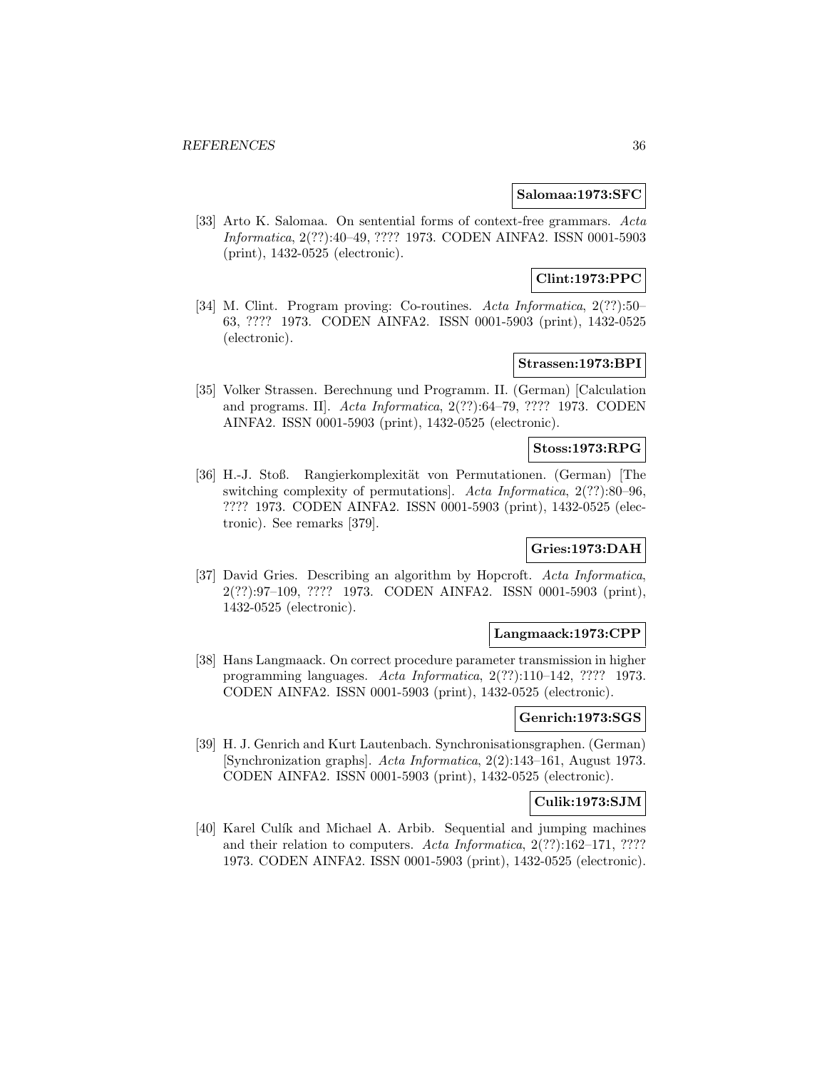**Salomaa:1973:SFC**

[33] Arto K. Salomaa. On sentential forms of context-free grammars. *Acta Informatica*, 2(??):40–49, ???? 1973. CODEN AINFA2. ISSN 0001-5903 (print), 1432-0525 (electronic).

**Clint:1973:PPC**

[34] M. Clint. Program proving: Co-routines. *Acta Informatica*, 2(??):50–63, ???? 1973. CODEN AINFA2. ISSN 0001-5903 (print), 1432-0525 (electronic).

**Strassen:1973:BPI**

[35] Volker Strassen. Berechnung und Programm. II. (German) [Calculation and programs. II]. *Acta Informatica*, 2(??):64–79, ???? 1973. CODEN AINFA2. ISSN 0001-5903 (print), 1432-0525 (electronic).

**Stoss:1973:RPG**

[36] H.-J. Stoß. Rangierkomplexität von Permutationen. (German) [The switching complexity of permutations]. *Acta Informatica*, 2(??):80–96, ???? 1973. CODEN AINFA2. ISSN 0001-5903 (print), 1432-0525 (electronic). See remarks [379].

**Gries:1973:DAH**

[37] David Gries. Describing an algorithm by Hopcroft. *Acta Informatica*, 2(??):97–109, ???? 1973. CODEN AINFA2. ISSN 0001-5903 (print), 1432-0525 (electronic).

**Langmaack:1973:CPP**

[38] Hans Langmaack. On correct procedure parameter transmission in higher programming languages. *Acta Informatica*, 2(??):110–142, ???? 1973. CODEN AINFA2. ISSN 0001-5903 (print), 1432-0525 (electronic).

**Genrich:1973:SGS**

[39] H. J. Genrich and Kurt Lautenbach. Synchronisationsgraphen. (German) [Synchronization graphs]. *Acta Informatica*, 2(2):143–161, August 1973. CODEN AINFA2. ISSN 0001-5903 (print), 1432-0525 (electronic).

**Culik:1973:SJM**

[40] Karel Culík and Michael A. Arbib. Sequential and jumping machines and their relation to computers. *Acta Informatica*, 2(??):162–171, ???? 1973. CODEN AINFA2. ISSN 0001-5903 (print), 1432-0525 (electronic).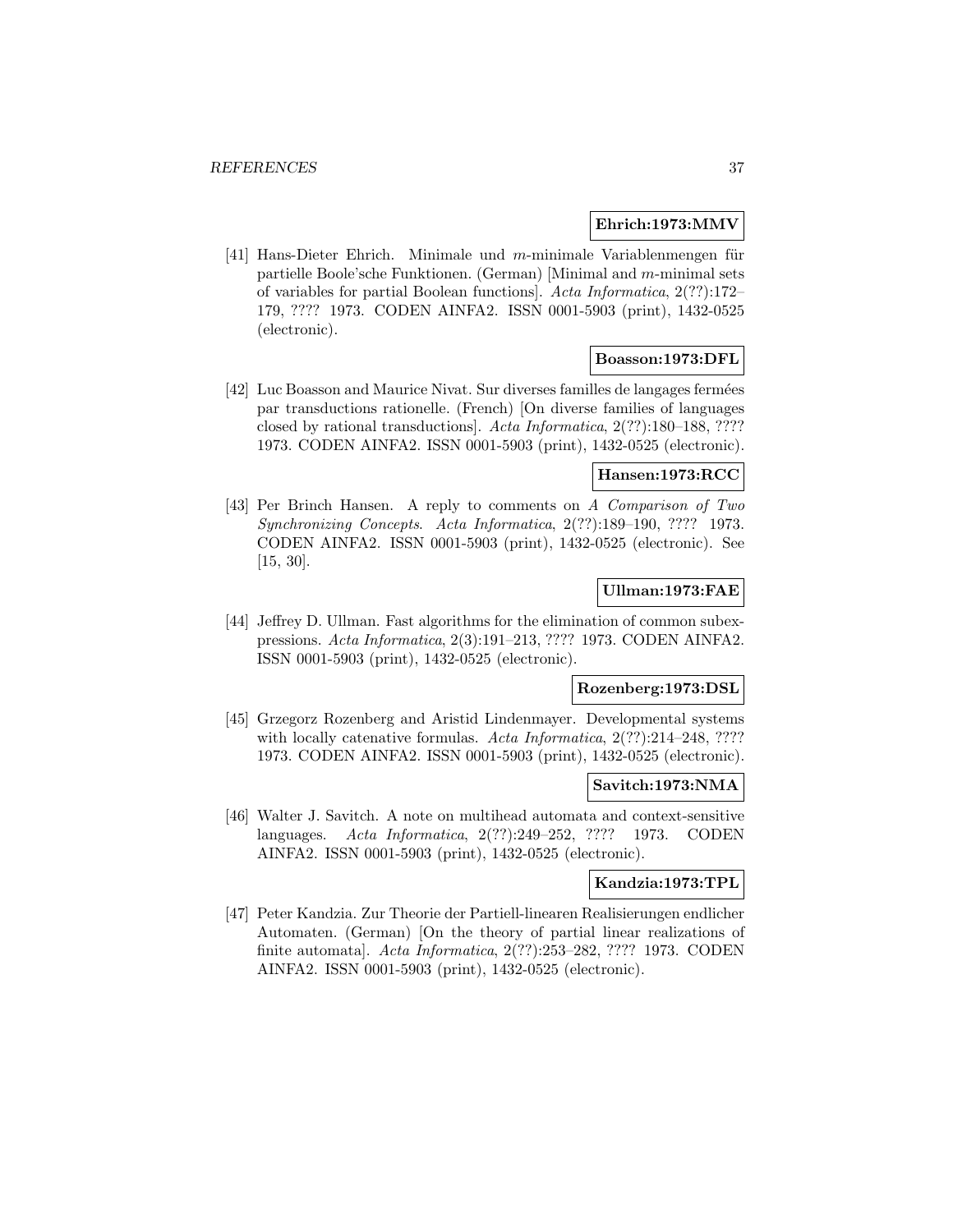**Ehrich:1973:MMV**

[41] Hans-Dieter Ehrich. Minimale und $m$-minimale Variablenmengen für partielle Boole'sche Funktionen. (German) [Minimal and $m$-minimal sets of variables for partial Boolean functions]. *Acta Informatica*, 2(??):172–179, ???? 1973. CODEN AINFA2. ISSN 0001-5903 (print), 1432-0525 (electronic).

**Boasson:1973:DFL**

[42] Luc Boasson and Maurice Nivat. Sur diverses familles de langages fermées par transductions rationelle. (French) [On diverse families of languages closed by rational transductions]. *Acta Informatica*, 2(??):180–188, ???? 1973. CODEN AINFA2. ISSN 0001-5903 (print), 1432-0525 (electronic).

**Hansen:1973:RCC**

[43] Per Brinch Hansen. A reply to comments on *A Comparison of Two Synchronizing Concepts*. *Acta Informatica*, 2(??):189–190, ???? 1973. CODEN AINFA2. ISSN 0001-5903 (print), 1432-0525 (electronic). See [15, 30].

**Ullman:1973:FAE**

[44] Jeffrey D. Ullman. Fast algorithms for the elimination of common subexpressions. *Acta Informatica*, 2(3):191–213, ???? 1973. CODEN AINFA2. ISSN 0001-5903 (print), 1432-0525 (electronic).

**Rozenberg:1973:DSL**

[45] Grzegorz Rozenberg and Aristid Lindenmayer. Developmental systems with locally catenative formulas. *Acta Informatica*, 2(??):214–248, ???? 1973. CODEN AINFA2. ISSN 0001-5903 (print), 1432-0525 (electronic).

**Savitch:1973:NMA**

[46] Walter J. Savitch. A note on multihead automata and context-sensitive languages. *Acta Informatica*, 2(??):249–252, ???? 1973. CODEN AINFA2. ISSN 0001-5903 (print), 1432-0525 (electronic).

**Kandzia:1973:TPL**

[47] Peter Kandzia. Zur Theorie der Partiell-linearen Realisierungen endlicher Automaten. (German) [On the theory of partial linear realizations of finite automata]. *Acta Informatica*, 2(??):253–282, ???? 1973. CODEN AINFA2. ISSN 0001-5903 (print), 1432-0525 (electronic).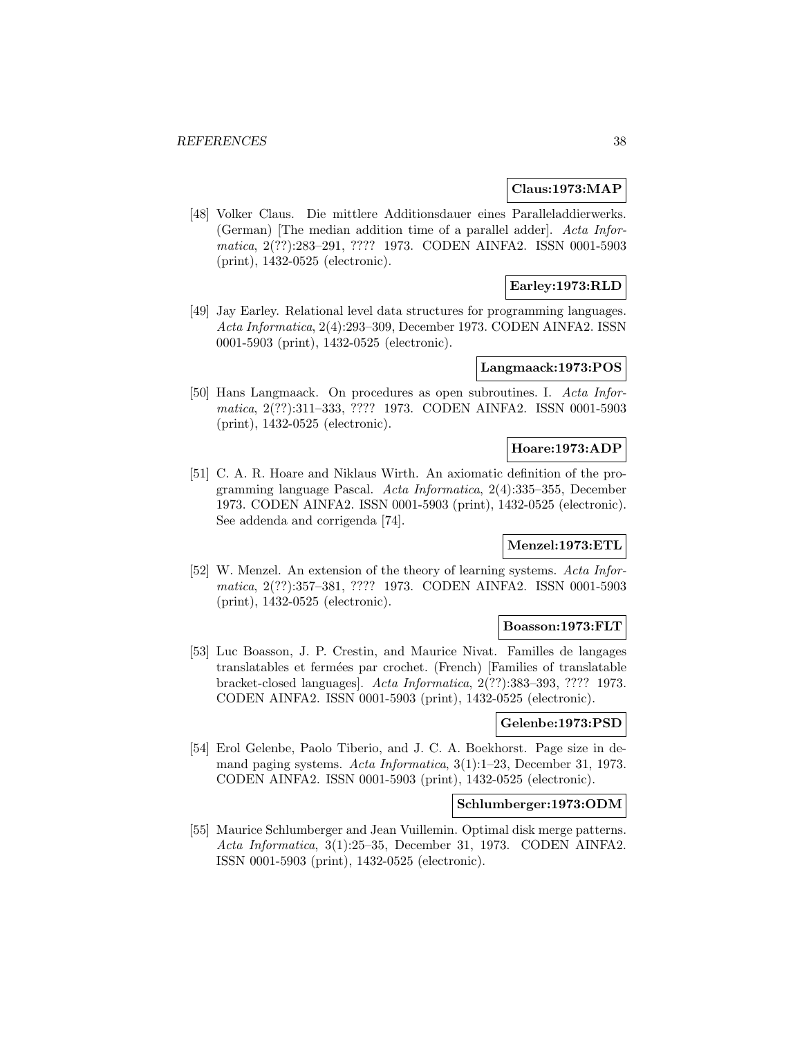**Claus:1973:MAP**

[48] Volker Claus. Die mittlere Additionsdauer eines Paralleladdierwerks. (German) [The median addition time of a parallel adder]. *Acta Informatica*, 2(??):283–291, ???? 1973. CODEN AINFA2. ISSN 0001-5903 (print), 1432-0525 (electronic).

**Earley:1973:RLD**

[49] Jay Earley. Relational level data structures for programming languages. *Acta Informatica*, 2(4):293–309, December 1973. CODEN AINFA2. ISSN 0001-5903 (print), 1432-0525 (electronic).

**Langmaack:1973:POS**

[50] Hans Langmaack. On procedures as open subroutines. I. *Acta Informatica*, 2(??):311–333, ???? 1973. CODEN AINFA2. ISSN 0001-5903 (print), 1432-0525 (electronic).

**Hoare:1973:ADP**

[51] C. A. R. Hoare and Niklaus Wirth. An axiomatic definition of the programming language Pascal. *Acta Informatica*, 2(4):335–355, December 1973. CODEN AINFA2. ISSN 0001-5903 (print), 1432-0525 (electronic). See addenda and corrigenda [74].

**Menzel:1973:ETL**

[52] W. Menzel. An extension of the theory of learning systems. *Acta Informatica*, 2(??):357–381, ???? 1973. CODEN AINFA2. ISSN 0001-5903 (print), 1432-0525 (electronic).

**Boasson:1973:FLT**

[53] Luc Boasson, J. P. Crestin, and Maurice Nivat. Familles de langages translatables et fermées par crochet. (French) [Families of translatable bracket-closed languages]. *Acta Informatica*, 2(??):383–393, ???? 1973. CODEN AINFA2. ISSN 0001-5903 (print), 1432-0525 (electronic).

**Gelenbe:1973:PSD**

[54] Erol Gelenbe, Paolo Tiberio, and J. C. A. Boekhorst. Page size in demand paging systems. *Acta Informatica*, 3(1):1–23, December 31, 1973. CODEN AINFA2. ISSN 0001-5903 (print), 1432-0525 (electronic).

**Schlumberger:1973:ODM**

[55] Maurice Schlumberger and Jean Vuillemin. Optimal disk merge patterns. *Acta Informatica*, 3(1):25–35, December 31, 1973. CODEN AINFA2. ISSN 0001-5903 (print), 1432-0525 (electronic).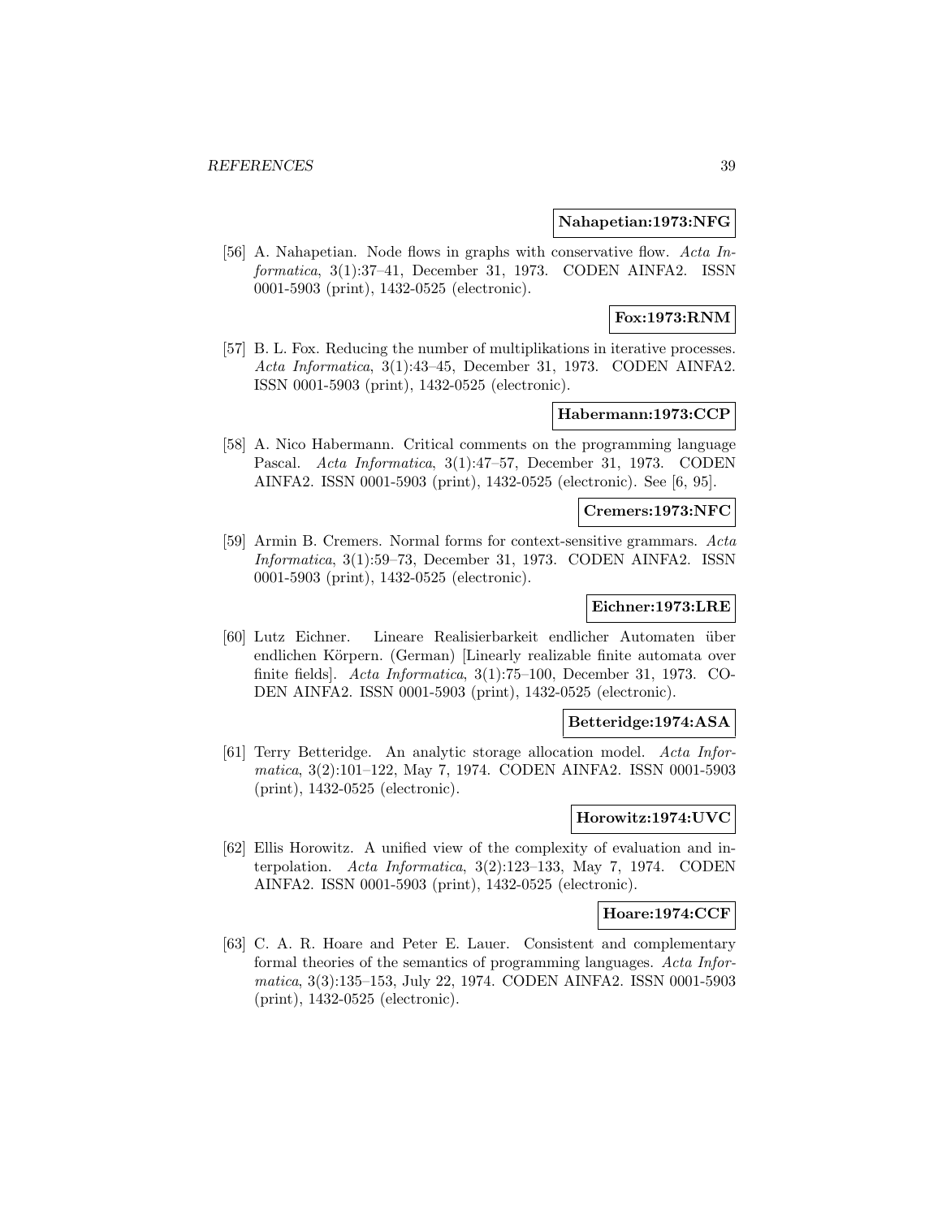**Nahapetian:1973:NFG**

[56] A. Nahapetian. Node flows in graphs with conservative flow. *Acta Informatica*, 3(1):37–41, December 31, 1973. CODEN AINFA2. ISSN 0001-5903 (print), 1432-0525 (electronic).

**Fox:1973:RNM**

[57] B. L. Fox. Reducing the number of multiplikations in iterative processes. *Acta Informatica*, 3(1):43–45, December 31, 1973. CODEN AINFA2. ISSN 0001-5903 (print), 1432-0525 (electronic).

**Habermann:1973:CCP**

[58] A. Nico Habermann. Critical comments on the programming language Pascal. *Acta Informatica*, 3(1):47–57, December 31, 1973. CODEN AINFA2. ISSN 0001-5903 (print), 1432-0525 (electronic). See [6, 95].

**Cremers:1973:NFC**

[59] Armin B. Cremers. Normal forms for context-sensitive grammars. *Acta Informatica*, 3(1):59–73, December 31, 1973. CODEN AINFA2. ISSN 0001-5903 (print), 1432-0525 (electronic).

**Eichner:1973:LRE**

[60] Lutz Eichner. Lineare Realisierbarkeit endlicher Automaten über endlichen Körpern. (German) [Linearly realizable finite automata over finite fields]. *Acta Informatica*, 3(1):75–100, December 31, 1973. CODEN AINFA2. ISSN 0001-5903 (print), 1432-0525 (electronic).

**Betteridge:1974:ASA**

[61] Terry Betteridge. An analytic storage allocation model. *Acta Informatica*, 3(2):101–122, May 7, 1974. CODEN AINFA2. ISSN 0001-5903 (print), 1432-0525 (electronic).

**Horowitz:1974:UVC**

[62] Ellis Horowitz. A unified view of the complexity of evaluation and interpolation. *Acta Informatica*, 3(2):123–133, May 7, 1974. CODEN AINFA2. ISSN 0001-5903 (print), 1432-0525 (electronic).

**Hoare:1974:CCF**

[63] C. A. R. Hoare and Peter E. Lauer. Consistent and complementary formal theories of the semantics of programming languages. *Acta Informatica*, 3(3):135–153, July 22, 1974. CODEN AINFA2. ISSN 0001-5903 (print), 1432-0525 (electronic).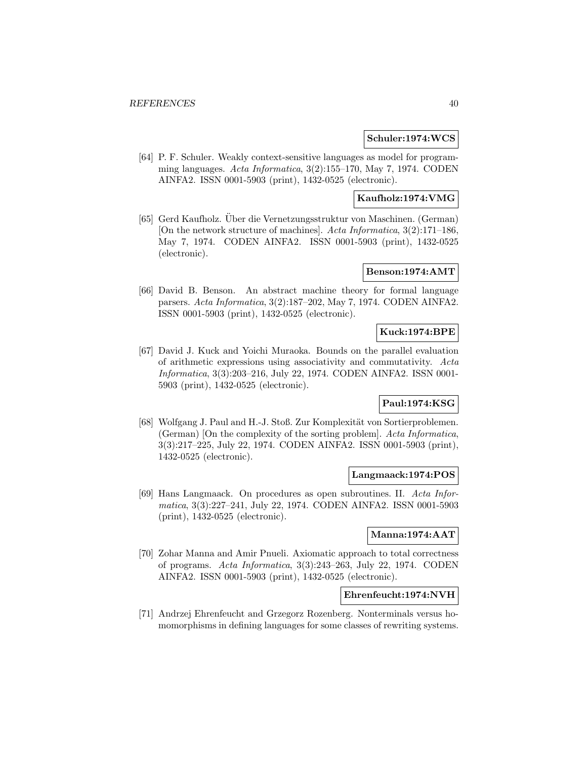**Schuler:1974:WCS**

[64] P. F. Schuler. Weakly context-sensitive languages as model for programming languages. *Acta Informatica*, 3(2):155–170, May 7, 1974. CODEN AINFA2. ISSN 0001-5903 (print), 1432-0525 (electronic).

**Kaufholz:1974:VMG**

[65] Gerd Kaufholz. Über die Vernetzungsstruktur von Maschinen. (German) [On the network structure of machines]. *Acta Informatica*, 3(2):171–186, May 7, 1974. CODEN AINFA2. ISSN 0001-5903 (print), 1432-0525 (electronic).

**Benson:1974:AMT**

[66] David B. Benson. An abstract machine theory for formal language parsers. *Acta Informatica*, 3(2):187–202, May 7, 1974. CODEN AINFA2. ISSN 0001-5903 (print), 1432-0525 (electronic).

**Kuck:1974:BPE**

[67] David J. Kuck and Yoichi Muraoka. Bounds on the parallel evaluation of arithmetic expressions using associativity and commutativity. *Acta Informatica*, 3(3):203–216, July 22, 1974. CODEN AINFA2. ISSN 0001-5903 (print), 1432-0525 (electronic).

**Paul:1974:KSG**

[68] Wolfgang J. Paul and H.-J. Stoß. Zur Komplexität von Sortierproblemen. (German) [On the complexity of the sorting problem]. *Acta Informatica*, 3(3):217–225, July 22, 1974. CODEN AINFA2. ISSN 0001-5903 (print), 1432-0525 (electronic).

**Langmaack:1974:POS**

[69] Hans Langmaack. On procedures as open subroutines. II. *Acta Informatica*, 3(3):227–241, July 22, 1974. CODEN AINFA2. ISSN 0001-5903 (print), 1432-0525 (electronic).

**Manna:1974:AAT**

[70] Zohar Manna and Amir Pnueli. Axiomatic approach to total correctness of programs. *Acta Informatica*, 3(3):243–263, July 22, 1974. CODEN AINFA2. ISSN 0001-5903 (print), 1432-0525 (electronic).

**Ehrenfeucht:1974:NVH**

[71] Andrzej Ehrenfeucht and Grzegorz Rozenberg. Nonterminals versus homomorphisms in defining languages for some classes of rewriting systems.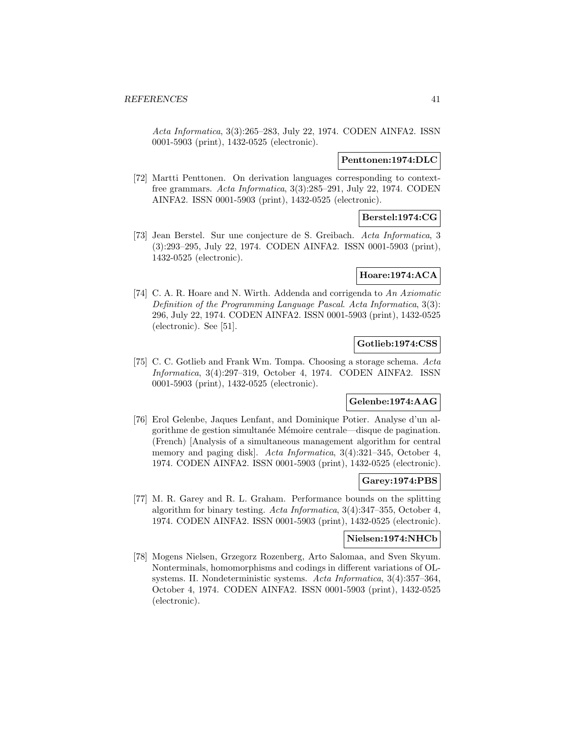*Acta Informatica*, 3(3):265–283, July 22, 1974. CODEN AINFA2. ISSN 0001-5903 (print), 1432-0525 (electronic).

**Penttonen:1974:DLC**

[72] Martti Penttonen. On derivation languages corresponding to context-free grammars. *Acta Informatica*, 3(3):285–291, July 22, 1974. CODEN AINFA2. ISSN 0001-5903 (print), 1432-0525 (electronic).

**Berstel:1974:CG**

[73] Jean Berstel. Sur une conjecture de S. Greibach. *Acta Informatica*, 3 (3):293–295, July 22, 1974. CODEN AINFA2. ISSN 0001-5903 (print), 1432-0525 (electronic).

**Hoare:1974:ACA**

[74] C. A. R. Hoare and N. Wirth. Addenda and corrigenda to *An Axiomatic Definition of the Programming Language Pascal*. *Acta Informatica*, 3(3): 296, July 22, 1974. CODEN AINFA2. ISSN 0001-5903 (print), 1432-0525 (electronic). See [51].

**Gotlieb:1974:CSS**

[75] C. C. Gotlieb and Frank Wm. Tompa. Choosing a storage schema. *Acta Informatica*, 3(4):297–319, October 4, 1974. CODEN AINFA2. ISSN 0001-5903 (print), 1432-0525 (electronic).

**Gelenbe:1974:AAG**

[76] Erol Gelenbe, Jaques Lenfant, and Dominique Potier. Analyse d'un algorithme de gestion simultanée Mémoire centrale—disque de pagination. (French) [Analysis of a simultaneous management algorithm for central memory and paging disk]. *Acta Informatica*, 3(4):321–345, October 4, 1974. CODEN AINFA2. ISSN 0001-5903 (print), 1432-0525 (electronic).

**Garey:1974:PBS**

[77] M. R. Garey and R. L. Graham. Performance bounds on the splitting algorithm for binary testing. *Acta Informatica*, 3(4):347–355, October 4, 1974. CODEN AINFA2. ISSN 0001-5903 (print), 1432-0525 (electronic).

**Nielsen:1974:NHCb**

[78] Mogens Nielsen, Grzegorz Rozenberg, Arto Salomaa, and Sven Skyum. Nonterminals, homomorphisms and codings in different variations of OL-systems. II. Nondeterministic systems. *Acta Informatica*, 3(4):357–364, October 4, 1974. CODEN AINFA2. ISSN 0001-5903 (print), 1432-0525 (electronic).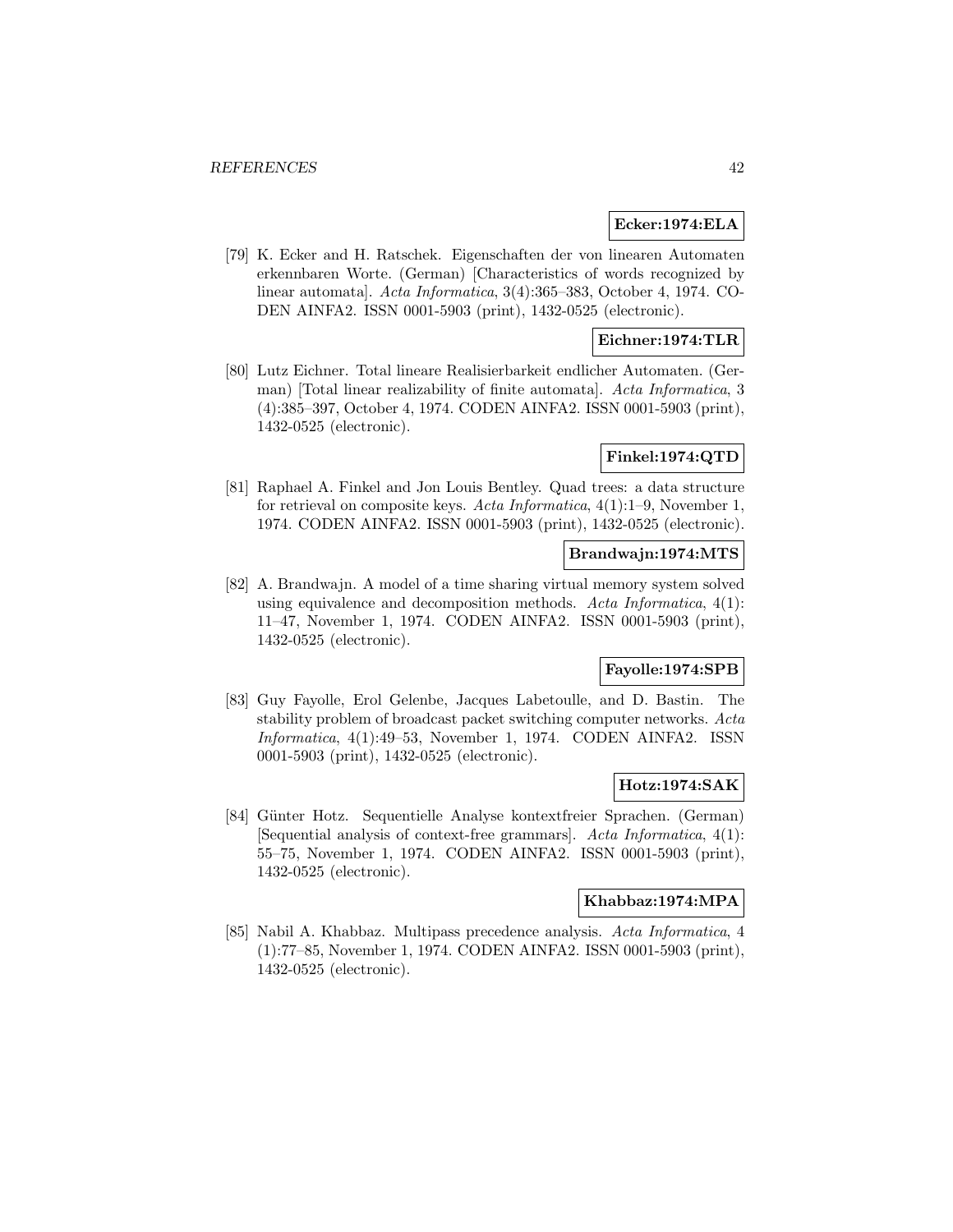**Ecker:1974:ELA**

[79] K. Ecker and H. Ratschek. Eigenschaften der von linearen Automaten erkennbaren Worte. (German) [Characteristics of words recognized by linear automata]. *Acta Informatica*, 3(4):365–383, October 4, 1974. CODEN AINFA2. ISSN 0001-5903 (print), 1432-0525 (electronic).

**Eichner:1974:TLR**

[80] Lutz Eichner. Total lineare Realisierbarkeit endlicher Automaten. (German) [Total linear realizability of finite automata]. *Acta Informatica*, 3 (4):385–397, October 4, 1974. CODEN AINFA2. ISSN 0001-5903 (print), 1432-0525 (electronic).

**Finkel:1974:QTD**

[81] Raphael A. Finkel and Jon Louis Bentley. Quad trees: a data structure for retrieval on composite keys. *Acta Informatica*, 4(1):1–9, November 1, 1974. CODEN AINFA2. ISSN 0001-5903 (print), 1432-0525 (electronic).

**Brandwajn:1974:MTS**

[82] A. Brandwajn. A model of a time sharing virtual memory system solved using equivalence and decomposition methods. *Acta Informatica*, 4(1): 11–47, November 1, 1974. CODEN AINFA2. ISSN 0001-5903 (print), 1432-0525 (electronic).

**Fayolle:1974:SPB**

[83] Guy Fayolle, Erol Gelenbe, Jacques Labetoulle, and D. Bastin. The stability problem of broadcast packet switching computer networks. *Acta Informatica*, 4(1):49–53, November 1, 1974. CODEN AINFA2. ISSN 0001-5903 (print), 1432-0525 (electronic).

**Hotz:1974:SAK**

[84] Günter Hotz. Sequentielle Analyse kontextfreier Sprachen. (German) [Sequential analysis of context-free grammars]. *Acta Informatica*, 4(1): 55–75, November 1, 1974. CODEN AINFA2. ISSN 0001-5903 (print), 1432-0525 (electronic).

**Khabbaz:1974:MPA**

[85] Nabil A. Khabbaz. Multipass precedence analysis. *Acta Informatica*, 4 (1):77–85, November 1, 1974. CODEN AINFA2. ISSN 0001-5903 (print), 1432-0525 (electronic).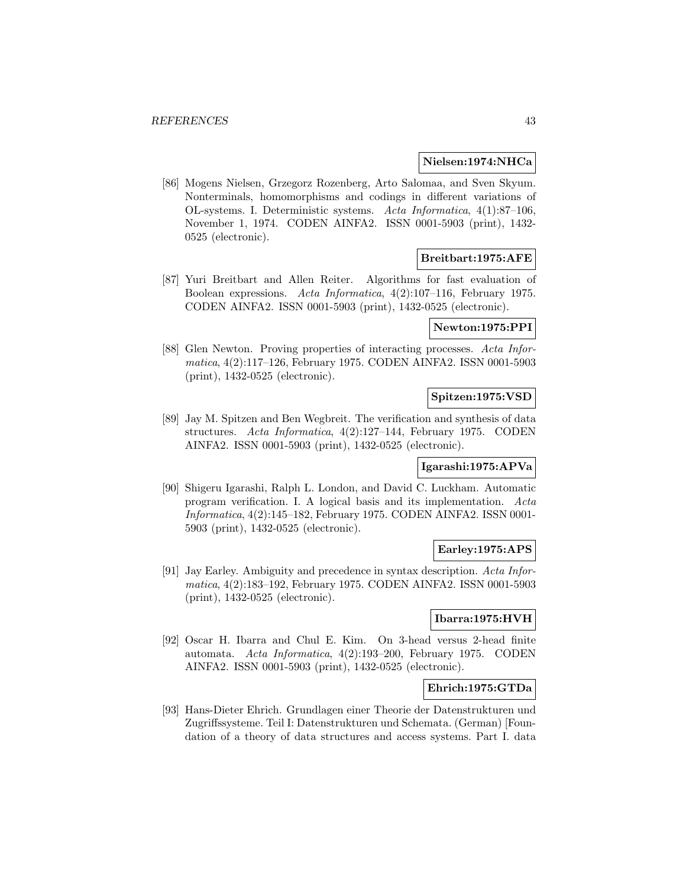**Nielsen:1974:NHCa**

[86] Mogens Nielsen, Grzegorz Rozenberg, Arto Salomaa, and Sven Skyum. Nonterminals, homomorphisms and codings in different variations of OL-systems. I. Deterministic systems. *Acta Informatica*, 4(1):87–106, November 1, 1974. CODEN AINFA2. ISSN 0001-5903 (print), 1432-0525 (electronic).

**Breitbart:1975:AFE**

[87] Yuri Breitbart and Allen Reiter. Algorithms for fast evaluation of Boolean expressions. *Acta Informatica*, 4(2):107–116, February 1975. CODEN AINFA2. ISSN 0001-5903 (print), 1432-0525 (electronic).

**Newton:1975:PPI**

[88] Glen Newton. Proving properties of interacting processes. *Acta Informatica*, 4(2):117–126, February 1975. CODEN AINFA2. ISSN 0001-5903 (print), 1432-0525 (electronic).

**Spitzen:1975:VSD**

[89] Jay M. Spitzen and Ben Wegbreit. The verification and synthesis of data structures. *Acta Informatica*, 4(2):127–144, February 1975. CODEN AINFA2. ISSN 0001-5903 (print), 1432-0525 (electronic).

**Igarashi:1975:APVa**

[90] Shigeru Igarashi, Ralph L. London, and David C. Luckham. Automatic program verification. I. A logical basis and its implementation. *Acta Informatica*, 4(2):145–182, February 1975. CODEN AINFA2. ISSN 0001-5903 (print), 1432-0525 (electronic).

**Earley:1975:APS**

[91] Jay Earley. Ambiguity and precedence in syntax description. *Acta Informatica*, 4(2):183–192, February 1975. CODEN AINFA2. ISSN 0001-5903 (print), 1432-0525 (electronic).

**Ibarra:1975:HVH**

[92] Oscar H. Ibarra and Chul E. Kim. On 3-head versus 2-head finite automata. *Acta Informatica*, 4(2):193–200, February 1975. CODEN AINFA2. ISSN 0001-5903 (print), 1432-0525 (electronic).

**Ehrich:1975:GTDa**

[93] Hans-Dieter Ehrich. Grundlagen einer Theorie der Datenstrukturen und Zugriffssysteme. Teil I: Datenstrukturen und Schemata. (German) [Foundation of a theory of data structures and access systems. Part I. data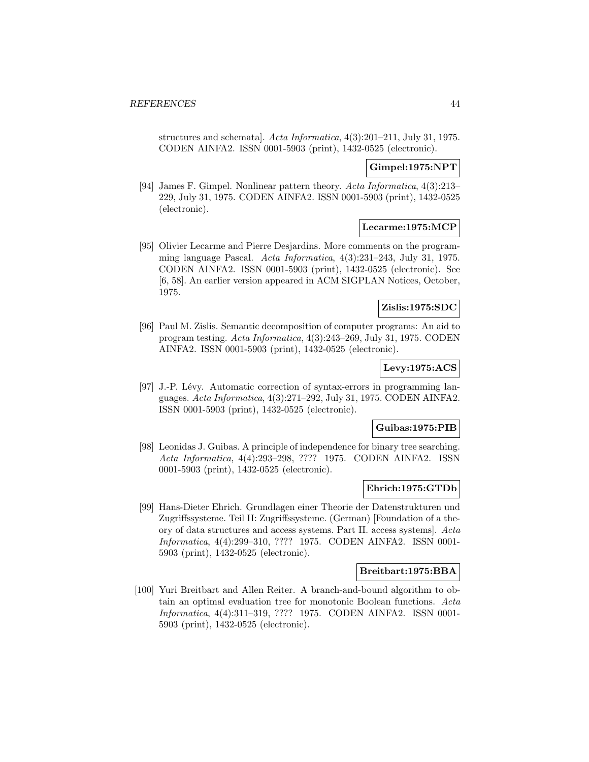structures and schemata]. *Acta Informatica*, 4(3):201–211, July 31, 1975. CODEN AINFA2. ISSN 0001-5903 (print), 1432-0525 (electronic).

**Gimpel:1975:NPT**

[94] James F. Gimpel. Nonlinear pattern theory. *Acta Informatica*, 4(3):213–229, July 31, 1975. CODEN AINFA2. ISSN 0001-5903 (print), 1432-0525 (electronic).

**Lecarme:1975:MCP**

[95] Olivier Lecarme and Pierre Desjardins. More comments on the programming language Pascal. *Acta Informatica*, 4(3):231–243, July 31, 1975. CODEN AINFA2. ISSN 0001-5903 (print), 1432-0525 (electronic). See [6, 58]. An earlier version appeared in ACM SIGPLAN Notices, October, 1975.

**Zislis:1975:SDC**

[96] Paul M. Zislis. Semantic decomposition of computer programs: An aid to program testing. *Acta Informatica*, 4(3):243–269, July 31, 1975. CODEN AINFA2. ISSN 0001-5903 (print), 1432-0525 (electronic).

**Levy:1975:ACS**

[97] J.-P. Lévy. Automatic correction of syntax-errors in programming languages. *Acta Informatica*, 4(3):271–292, July 31, 1975. CODEN AINFA2. ISSN 0001-5903 (print), 1432-0525 (electronic).

**Guibas:1975:PIB**

[98] Leonidas J. Guibas. A principle of independence for binary tree searching. *Acta Informatica*, 4(4):293–298, ???? 1975. CODEN AINFA2. ISSN 0001-5903 (print), 1432-0525 (electronic).

**Ehrich:1975:GTDb**

[99] Hans-Dieter Ehrich. Grundlagen einer Theorie der Datenstrukturen und Zugriffssysteme. Teil II: Zugriffssysteme. (German) [Foundation of a theory of data structures and access systems. Part II. access systems]. *Acta Informatica*, 4(4):299–310, ???? 1975. CODEN AINFA2. ISSN 0001-5903 (print), 1432-0525 (electronic).

**Breitbart:1975:BBA**

[100] Yuri Breitbart and Allen Reiter. A branch-and-bound algorithm to obtain an optimal evaluation tree for monotonic Boolean functions. *Acta Informatica*, 4(4):311–319, ???? 1975. CODEN AINFA2. ISSN 0001-5903 (print), 1432-0525 (electronic).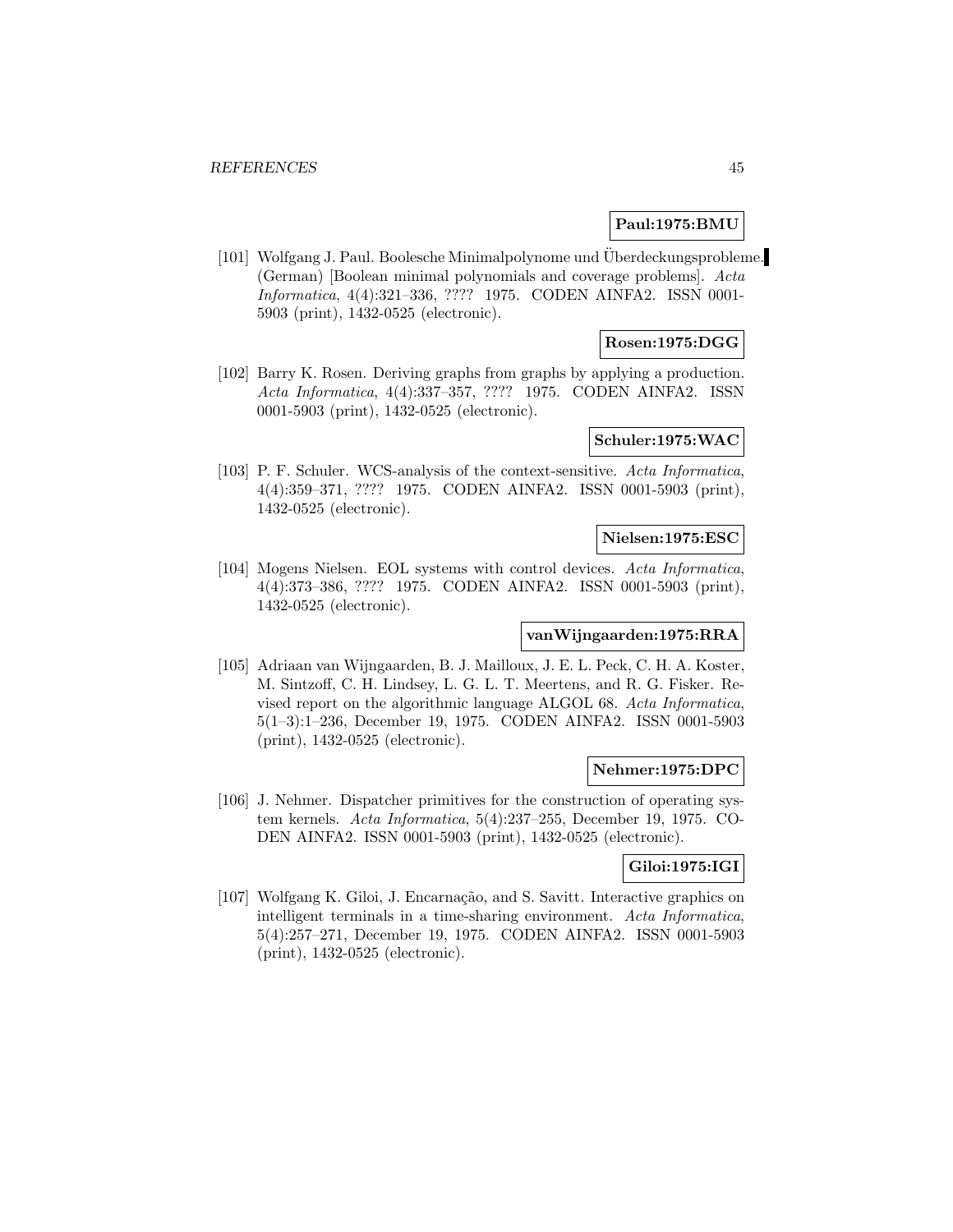**Paul:1975:BMU**

[101] Wolfgang J. Paul. Boolesche Minimalpolynome und Überdeckungsprobleme. (German) [Boolean minimal polynomials and coverage problems]. *Acta Informatica*, 4(4):321–336, ???? 1975. CODEN AINFA2. ISSN 0001-5903 (print), 1432-0525 (electronic).

**Rosen:1975:DGG**

[102] Barry K. Rosen. Deriving graphs from graphs by applying a production. *Acta Informatica*, 4(4):337–357, ???? 1975. CODEN AINFA2. ISSN 0001-5903 (print), 1432-0525 (electronic).

**Schuler:1975:WAC**

[103] P. F. Schuler. WCS-analysis of the context-sensitive. *Acta Informatica*, 4(4):359–371, ???? 1975. CODEN AINFA2. ISSN 0001-5903 (print), 1432-0525 (electronic).

**Nielsen:1975:ESC**

[104] Mogens Nielsen. EOL systems with control devices. *Acta Informatica*, 4(4):373–386, ???? 1975. CODEN AINFA2. ISSN 0001-5903 (print), 1432-0525 (electronic).

**vanWijngaarden:1975:RRA**

[105] Adriaan van Wijngaarden, B. J. Mailloux, J. E. L. Peck, C. H. A. Koster, M. Sintzoff, C. H. Lindsey, L. G. L. T. Meertens, and R. G. Fisker. Revised report on the algorithmic language ALGOL 68. *Acta Informatica*, 5(1–3):1–236, December 19, 1975. CODEN AINFA2. ISSN 0001-5903 (print), 1432-0525 (electronic).

**Nehmer:1975:DPC**

[106] J. Nehmer. Dispatcher primitives for the construction of operating system kernels. *Acta Informatica*, 5(4):237–255, December 19, 1975. CODEN AINFA2. ISSN 0001-5903 (print), 1432-0525 (electronic).

**Giloi:1975:IGI**

[107] Wolfgang K. Giloi, J. Encarnação, and S. Savitt. Interactive graphics on intelligent terminals in a time-sharing environment. *Acta Informatica*, 5(4):257–271, December 19, 1975. CODEN AINFA2. ISSN 0001-5903 (print), 1432-0525 (electronic).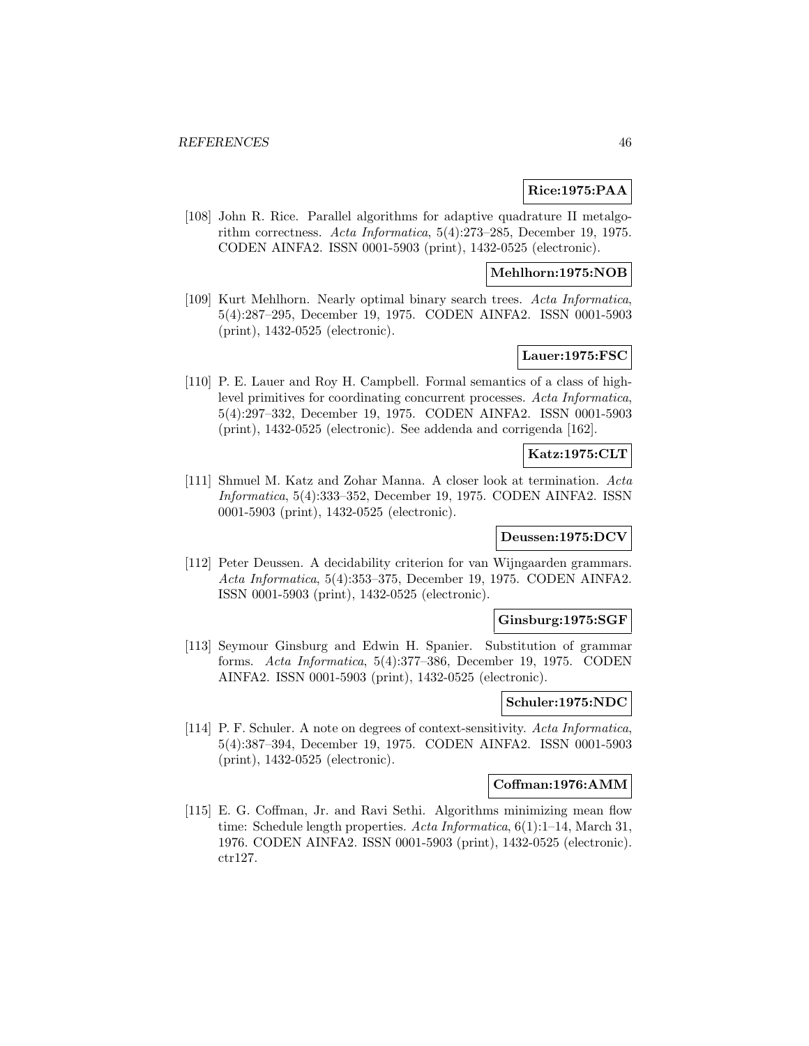**Rice:1975:PAA**

[108] John R. Rice. Parallel algorithms for adaptive quadrature II metalgorithm correctness. *Acta Informatica*, 5(4):273–285, December 19, 1975. CODEN AINFA2. ISSN 0001-5903 (print), 1432-0525 (electronic).

**Mehlhorn:1975:NOB**

[109] Kurt Mehlhorn. Nearly optimal binary search trees. *Acta Informatica*, 5(4):287–295, December 19, 1975. CODEN AINFA2. ISSN 0001-5903 (print), 1432-0525 (electronic).

**Lauer:1975:FSC**

[110] P. E. Lauer and Roy H. Campbell. Formal semantics of a class of high-level primitives for coordinating concurrent processes. *Acta Informatica*, 5(4):297–332, December 19, 1975. CODEN AINFA2. ISSN 0001-5903 (print), 1432-0525 (electronic). See addenda and corrigenda [162].

**Katz:1975:CLT**

[111] Shmuel M. Katz and Zohar Manna. A closer look at termination. *Acta Informatica*, 5(4):333–352, December 19, 1975. CODEN AINFA2. ISSN 0001-5903 (print), 1432-0525 (electronic).

**Deussen:1975:DCV**

[112] Peter Deussen. A decidability criterion for van Wijngaarden grammars. *Acta Informatica*, 5(4):353–375, December 19, 1975. CODEN AINFA2. ISSN 0001-5903 (print), 1432-0525 (electronic).

**Ginsburg:1975:SGF**

[113] Seymour Ginsburg and Edwin H. Spanier. Substitution of grammar forms. *Acta Informatica*, 5(4):377–386, December 19, 1975. CODEN AINFA2. ISSN 0001-5903 (print), 1432-0525 (electronic).

**Schuler:1975:NDC**

[114] P. F. Schuler. A note on degrees of context-sensitivity. *Acta Informatica*, 5(4):387–394, December 19, 1975. CODEN AINFA2. ISSN 0001-5903 (print), 1432-0525 (electronic).

**Coffman:1976:AMM**

[115] E. G. Coffman, Jr. and Ravi Sethi. Algorithms minimizing mean flow time: Schedule length properties. *Acta Informatica*, 6(1):1–14, March 31, 1976. CODEN AINFA2. ISSN 0001-5903 (print), 1432-0525 (electronic). ctr127.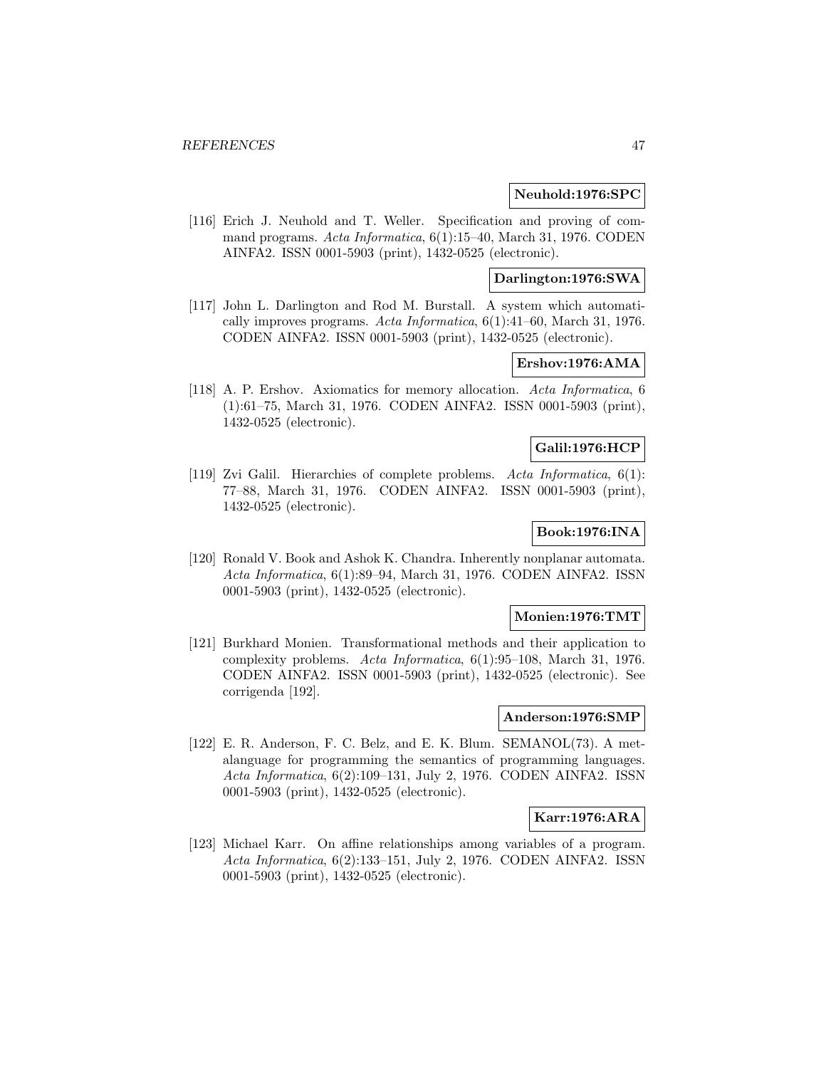**Neuhold:1976:SPC**

[116] Erich J. Neuhold and T. Weller. Specification and proving of command programs. *Acta Informatica*, 6(1):15–40, March 31, 1976. CODEN AINFA2. ISSN 0001-5903 (print), 1432-0525 (electronic).

**Darlington:1976:SWA**

[117] John L. Darlington and Rod M. Burstall. A system which automatically improves programs. *Acta Informatica*, 6(1):41–60, March 31, 1976. CODEN AINFA2. ISSN 0001-5903 (print), 1432-0525 (electronic).

**Ershov:1976:AMA**

[118] A. P. Ershov. Axiomatics for memory allocation. *Acta Informatica*, 6 (1):61–75, March 31, 1976. CODEN AINFA2. ISSN 0001-5903 (print), 1432-0525 (electronic).

**Galil:1976:HCP**

[119] Zvi Galil. Hierarchies of complete problems. *Acta Informatica*, 6(1): 77–88, March 31, 1976. CODEN AINFA2. ISSN 0001-5903 (print), 1432-0525 (electronic).

**Book:1976:INA**

[120] Ronald V. Book and Ashok K. Chandra. Inherently nonplanar automata. *Acta Informatica*, 6(1):89–94, March 31, 1976. CODEN AINFA2. ISSN 0001-5903 (print), 1432-0525 (electronic).

**Monien:1976:TMT**

[121] Burkhard Monien. Transformational methods and their application to complexity problems. *Acta Informatica*, 6(1):95–108, March 31, 1976. CODEN AINFA2. ISSN 0001-5903 (print), 1432-0525 (electronic). See corrigenda [192].

**Anderson:1976:SMP**

[122] E. R. Anderson, F. C. Belz, and E. K. Blum. SEMANOL(73). A metalanguage for programming the semantics of programming languages. *Acta Informatica*, 6(2):109–131, July 2, 1976. CODEN AINFA2. ISSN 0001-5903 (print), 1432-0525 (electronic).

**Karr:1976:ARA**

[123] Michael Karr. On affine relationships among variables of a program. *Acta Informatica*, 6(2):133–151, July 2, 1976. CODEN AINFA2. ISSN 0001-5903 (print), 1432-0525 (electronic).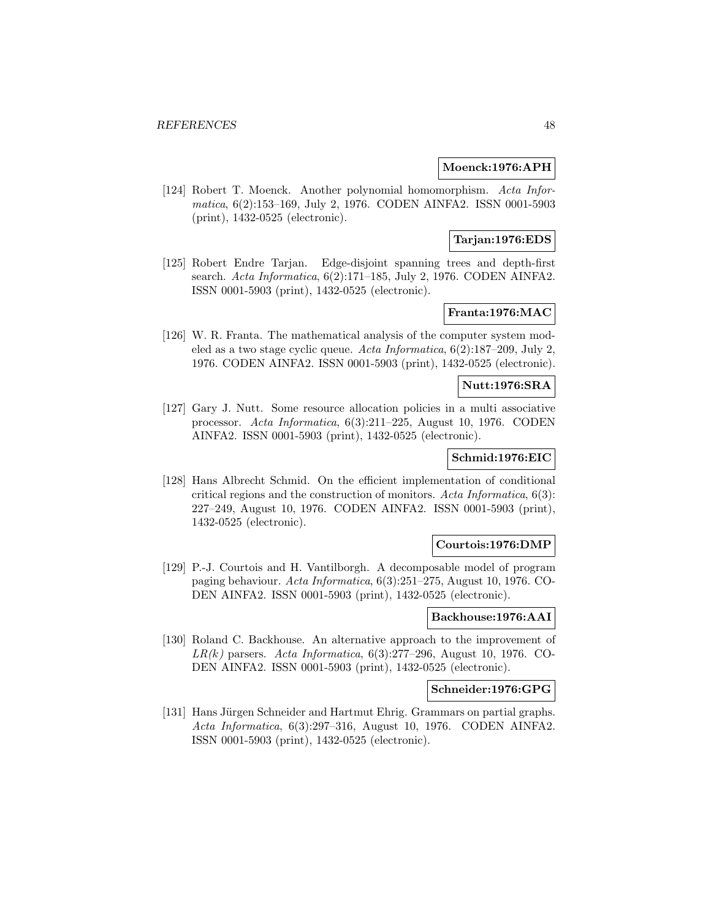**Moenck:1976:APH**

[124] Robert T. Moenck. Another polynomial homomorphism. *Acta Informatica*, 6(2):153–169, July 2, 1976. CODEN AINFA2. ISSN 0001-5903 (print), 1432-0525 (electronic).

**Tarjan:1976:EDS**

[125] Robert Endre Tarjan. Edge-disjoint spanning trees and depth-first search. *Acta Informatica*, 6(2):171–185, July 2, 1976. CODEN AINFA2. ISSN 0001-5903 (print), 1432-0525 (electronic).

**Franta:1976:MAC**

[126] W. R. Franta. The mathematical analysis of the computer system modeled as a two stage cyclic queue. *Acta Informatica*, 6(2):187–209, July 2, 1976. CODEN AINFA2. ISSN 0001-5903 (print), 1432-0525 (electronic).

**Nutt:1976:SRA**

[127] Gary J. Nutt. Some resource allocation policies in a multi associative processor. *Acta Informatica*, 6(3):211–225, August 10, 1976. CODEN AINFA2. ISSN 0001-5903 (print), 1432-0525 (electronic).

**Schmid:1976:EIC**

[128] Hans Albrecht Schmid. On the efficient implementation of conditional critical regions and the construction of monitors. *Acta Informatica*, 6(3): 227–249, August 10, 1976. CODEN AINFA2. ISSN 0001-5903 (print), 1432-0525 (electronic).

**Courtois:1976:DMP**

[129] P.-J. Courtois and H. Vantilborgh. A decomposable model of program paging behaviour. *Acta Informatica*, 6(3):251–275, August 10, 1976. CODEN AINFA2. ISSN 0001-5903 (print), 1432-0525 (electronic).

**Backhouse:1976:AAI**

[130] Roland C. Backhouse. An alternative approach to the improvement of *LR(k)* parsers. *Acta Informatica*, 6(3):277–296, August 10, 1976. CODEN AINFA2. ISSN 0001-5903 (print), 1432-0525 (electronic).

**Schneider:1976:GPG**

[131] Hans Jürgen Schneider and Hartmut Ehrig. Grammars on partial graphs. *Acta Informatica*, 6(3):297–316, August 10, 1976. CODEN AINFA2. ISSN 0001-5903 (print), 1432-0525 (electronic).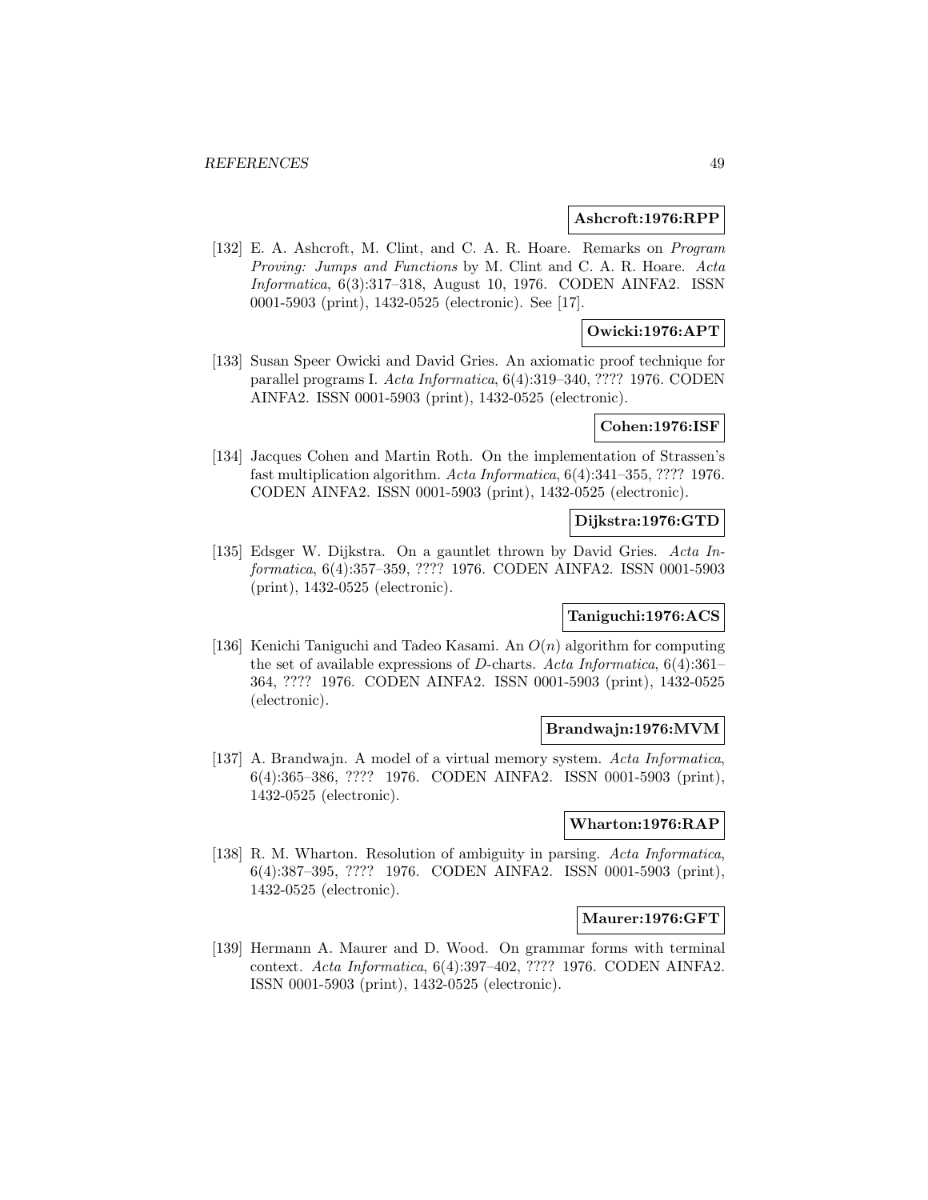**Ashcroft:1976:RPP**

[132] E. A. Ashcroft, M. Clint, and C. A. R. Hoare. Remarks on *Program Proving: Jumps and Functions* by M. Clint and C. A. R. Hoare. *Acta Informatica*, 6(3):317–318, August 10, 1976. CODEN AINFA2. ISSN 0001-5903 (print), 1432-0525 (electronic). See [17].

**Owicki:1976:APT**

[133] Susan Speer Owicki and David Gries. An axiomatic proof technique for parallel programs I. *Acta Informatica*, 6(4):319–340, ???? 1976. CODEN AINFA2. ISSN 0001-5903 (print), 1432-0525 (electronic).

**Cohen:1976:ISF**

[134] Jacques Cohen and Martin Roth. On the implementation of Strassen's fast multiplication algorithm. *Acta Informatica*, 6(4):341–355, ???? 1976. CODEN AINFA2. ISSN 0001-5903 (print), 1432-0525 (electronic).

**Dijkstra:1976:GTD**

[135] Edsger W. Dijkstra. On a gauntlet thrown by David Gries. *Acta Informatica*, 6(4):357–359, ???? 1976. CODEN AINFA2. ISSN 0001-5903 (print), 1432-0525 (electronic).

**Taniguchi:1976:ACS**

[136] Kenichi Taniguchi and Tadeo Kasami. An $O(n)$ algorithm for computing the set of available expressions of $D$-charts. *Acta Informatica*, 6(4):361–364, ???? 1976. CODEN AINFA2. ISSN 0001-5903 (print), 1432-0525 (electronic).

**Brandwajn:1976:MVM**

[137] A. Brandwajn. A model of a virtual memory system. *Acta Informatica*, 6(4):365–386, ???? 1976. CODEN AINFA2. ISSN 0001-5903 (print), 1432-0525 (electronic).

**Wharton:1976:RAP**

[138] R. M. Wharton. Resolution of ambiguity in parsing. *Acta Informatica*, 6(4):387–395, ???? 1976. CODEN AINFA2. ISSN 0001-5903 (print), 1432-0525 (electronic).

**Maurer:1976:GFT**

[139] Hermann A. Maurer and D. Wood. On grammar forms with terminal context. *Acta Informatica*, 6(4):397–402, ???? 1976. CODEN AINFA2. ISSN 0001-5903 (print), 1432-0525 (electronic).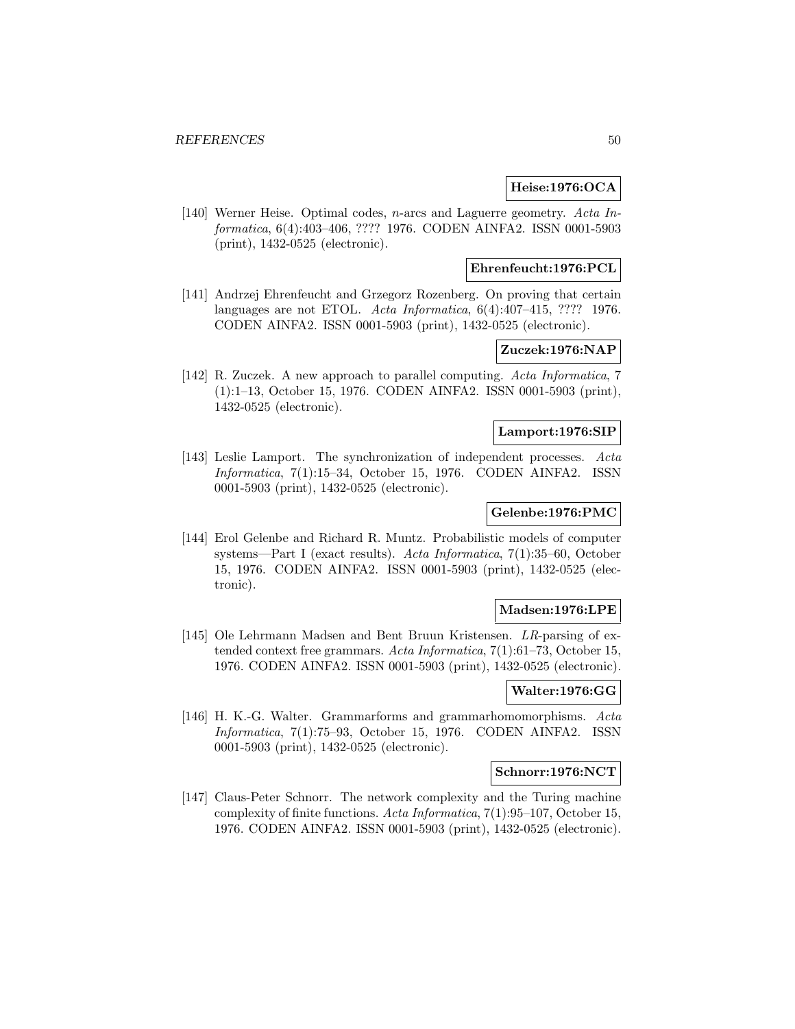**Heise:1976:OCA**

[140] Werner Heise. Optimal codes, $n$-arcs and Laguerre geometry. *Acta Informatica*, 6(4):403–406, ???? 1976. CODEN AINFA2. ISSN 0001-5903 (print), 1432-0525 (electronic).

**Ehrenfeucht:1976:PCL**

[141] Andrzej Ehrenfeucht and Grzegorz Rozenberg. On proving that certain languages are not ETOL. *Acta Informatica*, 6(4):407–415, ???? 1976. CODEN AINFA2. ISSN 0001-5903 (print), 1432-0525 (electronic).

**Zuczek:1976:NAP**

[142] R. Zuczek. A new approach to parallel computing. *Acta Informatica*, 7 (1):1–13, October 15, 1976. CODEN AINFA2. ISSN 0001-5903 (print), 1432-0525 (electronic).

**Lamport:1976:SIP**

[143] Leslie Lamport. The synchronization of independent processes. *Acta Informatica*, 7(1):15–34, October 15, 1976. CODEN AINFA2. ISSN 0001-5903 (print), 1432-0525 (electronic).

**Gelenbe:1976:PMC**

[144] Erol Gelenbe and Richard R. Muntz. Probabilistic models of computer systems—Part I (exact results). *Acta Informatica*, 7(1):35–60, October 15, 1976. CODEN AINFA2. ISSN 0001-5903 (print), 1432-0525 (electronic).

**Madsen:1976:LPE**

[145] Ole Lehrmann Madsen and Bent Bruun Kristensen. *LR*-parsing of extended context free grammars. *Acta Informatica*, 7(1):61–73, October 15, 1976. CODEN AINFA2. ISSN 0001-5903 (print), 1432-0525 (electronic).

**Walter:1976:GG**

[146] H. K.-G. Walter. Grammarforms and grammarhomomorphisms. *Acta Informatica*, 7(1):75–93, October 15, 1976. CODEN AINFA2. ISSN 0001-5903 (print), 1432-0525 (electronic).

**Schnorr:1976:NCT**

[147] Claus-Peter Schnorr. The network complexity and the Turing machine complexity of finite functions. *Acta Informatica*, 7(1):95–107, October 15, 1976. CODEN AINFA2. ISSN 0001-5903 (print), 1432-0525 (electronic).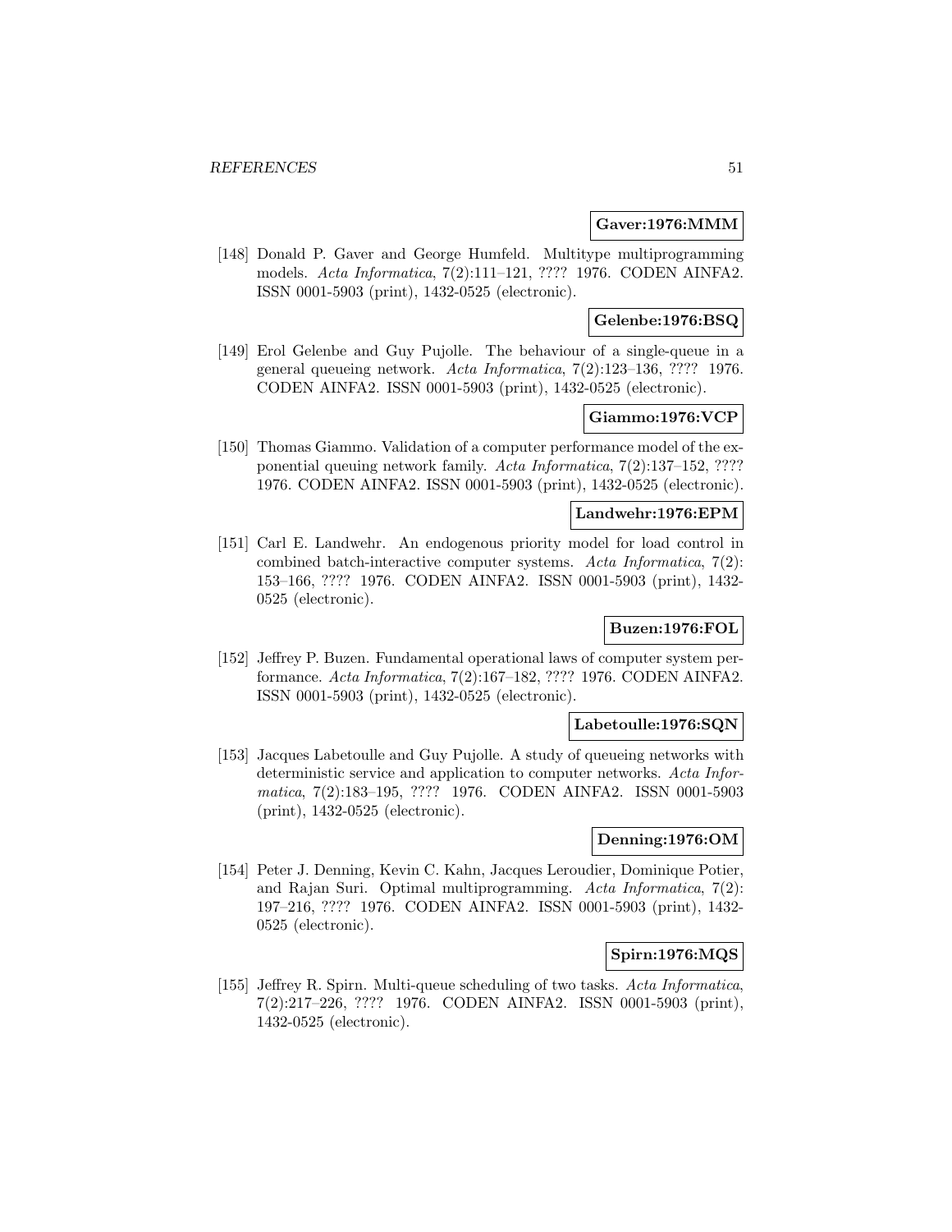**Gaver:1976:MMM**

[148] Donald P. Gaver and George Humfeld. Multitype multiprogramming models. *Acta Informatica*, 7(2):111–121, ???? 1976. CODEN AINFA2. ISSN 0001-5903 (print), 1432-0525 (electronic).

**Gelenbe:1976:BSQ**

[149] Erol Gelenbe and Guy Pujolle. The behaviour of a single-queue in a general queueing network. *Acta Informatica*, 7(2):123–136, ???? 1976. CODEN AINFA2. ISSN 0001-5903 (print), 1432-0525 (electronic).

**Giammo:1976:VCP**

[150] Thomas Giammo. Validation of a computer performance model of the exponential queuing network family. *Acta Informatica*, 7(2):137–152, ???? 1976. CODEN AINFA2. ISSN 0001-5903 (print), 1432-0525 (electronic).

**Landwehr:1976:EPM**

[151] Carl E. Landwehr. An endogenous priority model for load control in combined batch-interactive computer systems. *Acta Informatica*, 7(2): 153–166, ???? 1976. CODEN AINFA2. ISSN 0001-5903 (print), 1432-0525 (electronic).

**Buzen:1976:FOL**

[152] Jeffrey P. Buzen. Fundamental operational laws of computer system performance. *Acta Informatica*, 7(2):167–182, ???? 1976. CODEN AINFA2. ISSN 0001-5903 (print), 1432-0525 (electronic).

**Labetoulle:1976:SQN**

[153] Jacques Labetoulle and Guy Pujolle. A study of queueing networks with deterministic service and application to computer networks. *Acta Informatica*, 7(2):183–195, ???? 1976. CODEN AINFA2. ISSN 0001-5903 (print), 1432-0525 (electronic).

**Denning:1976:OM**

[154] Peter J. Denning, Kevin C. Kahn, Jacques Leroudier, Dominique Potier, and Rajan Suri. Optimal multiprogramming. *Acta Informatica*, 7(2): 197–216, ???? 1976. CODEN AINFA2. ISSN 0001-5903 (print), 1432-0525 (electronic).

**Spirn:1976:MQS**

[155] Jeffrey R. Spirn. Multi-queue scheduling of two tasks. *Acta Informatica*, 7(2):217–226, ???? 1976. CODEN AINFA2. ISSN 0001-5903 (print), 1432-0525 (electronic).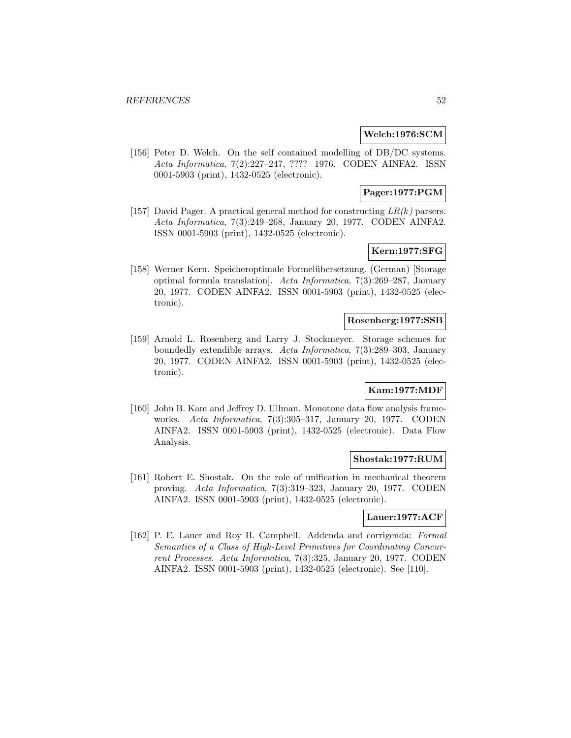**Welch:1976:SCM**

[156] Peter D. Welch. On the self contained modelling of DB/DC systems. *Acta Informatica*, 7(2):227–247, ???? 1976. CODEN AINFA2. ISSN 0001-5903 (print), 1432-0525 (electronic).

**Pager:1977:PGM**

[157] David Pager. A practical general method for constructing *LR(k)* parsers. *Acta Informatica*, 7(3):249–268, January 20, 1977. CODEN AINFA2. ISSN 0001-5903 (print), 1432-0525 (electronic).

**Kern:1977:SFG**

[158] Werner Kern. Speicheroptimale Formelübersetzung. (German) [Storage optimal formula translation]. *Acta Informatica*, 7(3):269–287, January 20, 1977. CODEN AINFA2. ISSN 0001-5903 (print), 1432-0525 (electronic).

**Rosenberg:1977:SSB**

[159] Arnold L. Rosenberg and Larry J. Stockmeyer. Storage schemes for boundedly extendible arrays. *Acta Informatica*, 7(3):289–303, January 20, 1977. CODEN AINFA2. ISSN 0001-5903 (print), 1432-0525 (electronic).

**Kam:1977:MDF**

[160] John B. Kam and Jeffrey D. Ullman. Monotone data flow analysis frameworks. *Acta Informatica*, 7(3):305–317, January 20, 1977. CODEN AINFA2. ISSN 0001-5903 (print), 1432-0525 (electronic). Data Flow Analysis.

**Shostak:1977:RUM**

[161] Robert E. Shostak. On the role of unification in mechanical theorem proving. *Acta Informatica*, 7(3):319–323, January 20, 1977. CODEN AINFA2. ISSN 0001-5903 (print), 1432-0525 (electronic).

**Lauer:1977:ACF**

[162] P. E. Lauer and Roy H. Campbell. Addenda and corrigenda: *Formal Semantics of a Class of High-Level Primitives for Coordinating Concurrent Processes*. *Acta Informatica*, 7(3):325, January 20, 1977. CODEN AINFA2. ISSN 0001-5903 (print), 1432-0525 (electronic). See [110].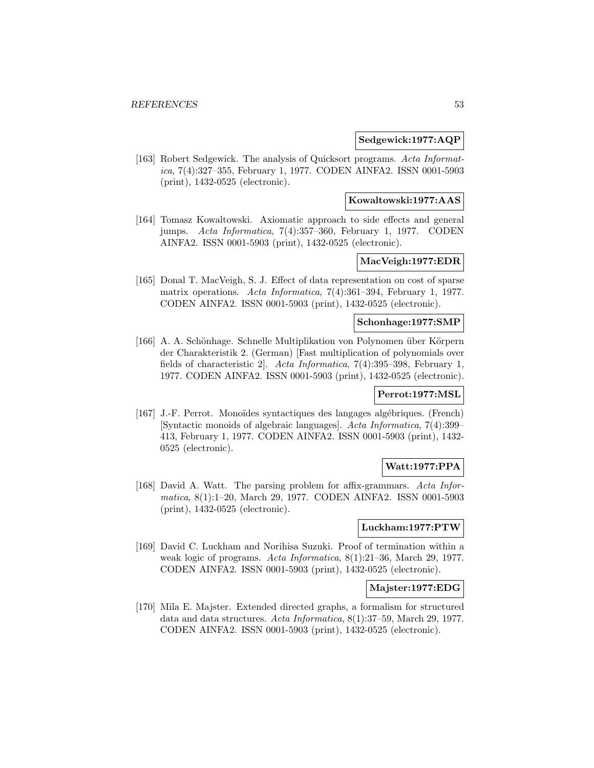**Sedgewick:1977:AQP**

[163] Robert Sedgewick. The analysis of Quicksort programs. *Acta Informatica*, 7(4):327–355, February 1, 1977. CODEN AINFA2. ISSN 0001-5903 (print), 1432-0525 (electronic).

**Kowaltowski:1977:AAS**

[164] Tomasz Kowaltowski. Axiomatic approach to side effects and general jumps. *Acta Informatica*, 7(4):357–360, February 1, 1977. CODEN AINFA2. ISSN 0001-5903 (print), 1432-0525 (electronic).

**MacVeigh:1977:EDR**

[165] Donal T. MacVeigh, S. J. Effect of data representation on cost of sparse matrix operations. *Acta Informatica*, 7(4):361–394, February 1, 1977. CODEN AINFA2. ISSN 0001-5903 (print), 1432-0525 (electronic).

**Schonhage:1977:SMP**

[166] A. A. Schönhage. Schnelle Multiplikation von Polynomen über Körpern der Charakteristik 2. (German) [Fast multiplication of polynomials over fields of characteristic 2]. *Acta Informatica*, 7(4):395–398, February 1, 1977. CODEN AINFA2. ISSN 0001-5903 (print), 1432-0525 (electronic).

**Perrot:1977:MSL**

[167] J.-F. Perrot. Monoïdes syntactiques des langages algébriques. (French) [Syntactic monoids of algebraic languages]. *Acta Informatica*, 7(4):399–413, February 1, 1977. CODEN AINFA2. ISSN 0001-5903 (print), 1432-0525 (electronic).

**Watt:1977:PPA**

[168] David A. Watt. The parsing problem for affix-grammars. *Acta Informatica*, 8(1):1–20, March 29, 1977. CODEN AINFA2. ISSN 0001-5903 (print), 1432-0525 (electronic).

**Luckham:1977:PTW**

[169] David C. Luckham and Norihisa Suzuki. Proof of termination within a weak logic of programs. *Acta Informatica*, 8(1):21–36, March 29, 1977. CODEN AINFA2. ISSN 0001-5903 (print), 1432-0525 (electronic).

**Majster:1977:EDG**

[170] Mila E. Majster. Extended directed graphs, a formalism for structured data and data structures. *Acta Informatica*, 8(1):37–59, March 29, 1977. CODEN AINFA2. ISSN 0001-5903 (print), 1432-0525 (electronic).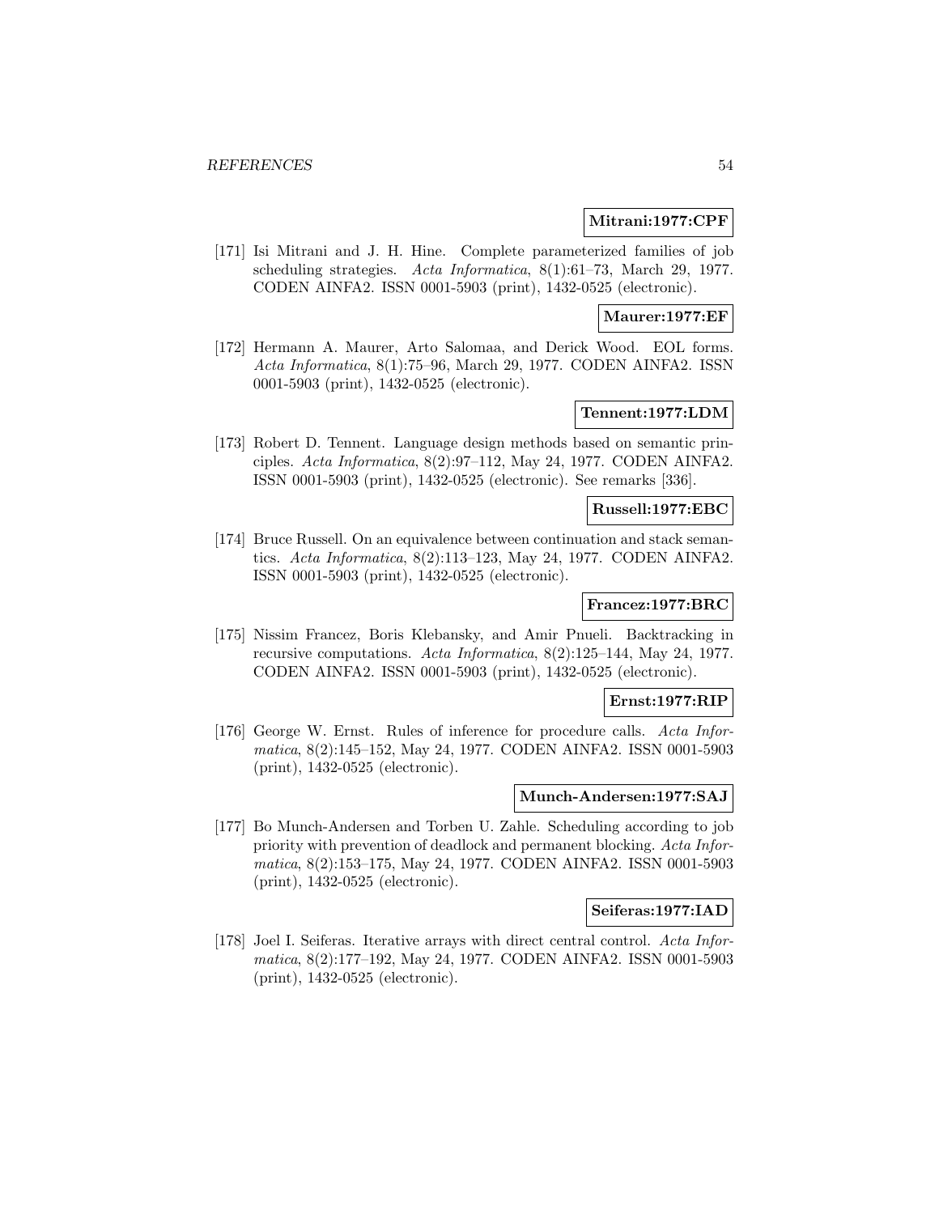**Mitrani:1977:CPF**

[171] Isi Mitrani and J. H. Hine. Complete parameterized families of job scheduling strategies. *Acta Informatica*, 8(1):61–73, March 29, 1977. CODEN AINFA2. ISSN 0001-5903 (print), 1432-0525 (electronic).

**Maurer:1977:EF**

[172] Hermann A. Maurer, Arto Salomaa, and Derick Wood. EOL forms. *Acta Informatica*, 8(1):75–96, March 29, 1977. CODEN AINFA2. ISSN 0001-5903 (print), 1432-0525 (electronic).

**Tennent:1977:LDM**

[173] Robert D. Tennent. Language design methods based on semantic principles. *Acta Informatica*, 8(2):97–112, May 24, 1977. CODEN AINFA2. ISSN 0001-5903 (print), 1432-0525 (electronic). See remarks [336].

**Russell:1977:EBC**

[174] Bruce Russell. On an equivalence between continuation and stack semantics. *Acta Informatica*, 8(2):113–123, May 24, 1977. CODEN AINFA2. ISSN 0001-5903 (print), 1432-0525 (electronic).

**Francez:1977:BRC**

[175] Nissim Francez, Boris Klebansky, and Amir Pnueli. Backtracking in recursive computations. *Acta Informatica*, 8(2):125–144, May 24, 1977. CODEN AINFA2. ISSN 0001-5903 (print), 1432-0525 (electronic).

**Ernst:1977:RIP**

[176] George W. Ernst. Rules of inference for procedure calls. *Acta Informatica*, 8(2):145–152, May 24, 1977. CODEN AINFA2. ISSN 0001-5903 (print), 1432-0525 (electronic).

**Munch-Andersen:1977:SAJ**

[177] Bo Munch-Andersen and Torben U. Zahle. Scheduling according to job priority with prevention of deadlock and permanent blocking. *Acta Informatica*, 8(2):153–175, May 24, 1977. CODEN AINFA2. ISSN 0001-5903 (print), 1432-0525 (electronic).

**Seiferas:1977:IAD**

[178] Joel I. Seiferas. Iterative arrays with direct central control. *Acta Informatica*, 8(2):177–192, May 24, 1977. CODEN AINFA2. ISSN 0001-5903 (print), 1432-0525 (electronic).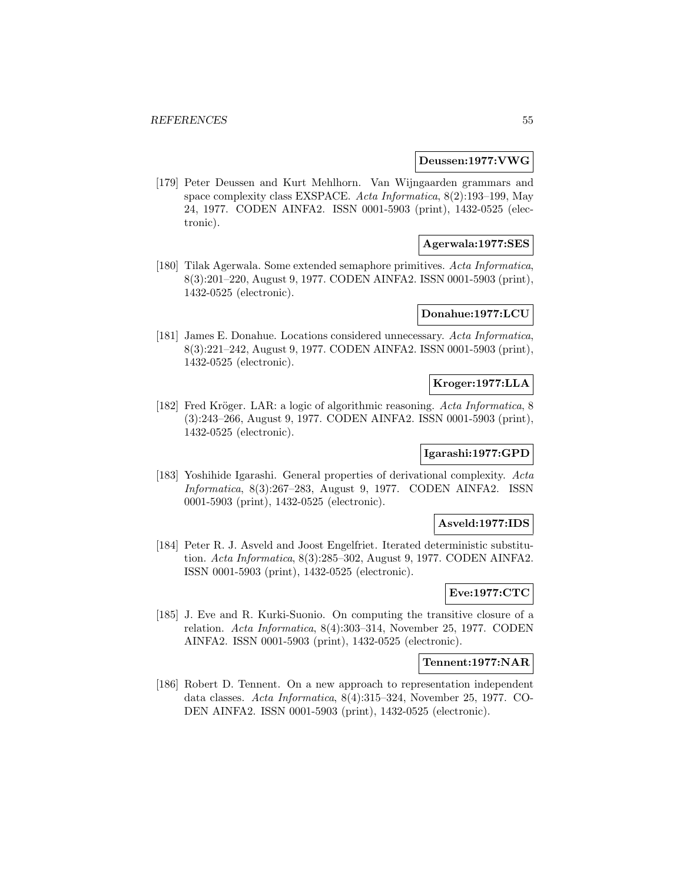**Deussen:1977:VWG**

[179] Peter Deussen and Kurt Mehlhorn. Van Wijngaarden grammars and space complexity class EXSPACE. *Acta Informatica*, 8(2):193–199, May 24, 1977. CODEN AINFA2. ISSN 0001-5903 (print), 1432-0525 (electronic).

**Agerwala:1977:SES**

[180] Tilak Agerwala. Some extended semaphore primitives. *Acta Informatica*, 8(3):201–220, August 9, 1977. CODEN AINFA2. ISSN 0001-5903 (print), 1432-0525 (electronic).

**Donahue:1977:LCU**

[181] James E. Donahue. Locations considered unnecessary. *Acta Informatica*, 8(3):221–242, August 9, 1977. CODEN AINFA2. ISSN 0001-5903 (print), 1432-0525 (electronic).

**Kroger:1977:LLA**

[182] Fred Kröger. LAR: a logic of algorithmic reasoning. *Acta Informatica*, 8 (3):243–266, August 9, 1977. CODEN AINFA2. ISSN 0001-5903 (print), 1432-0525 (electronic).

**Igarashi:1977:GPD**

[183] Yoshihide Igarashi. General properties of derivational complexity. *Acta Informatica*, 8(3):267–283, August 9, 1977. CODEN AINFA2. ISSN 0001-5903 (print), 1432-0525 (electronic).

**Asveld:1977:IDS**

[184] Peter R. J. Asveld and Joost Engelfriet. Iterated deterministic substitution. *Acta Informatica*, 8(3):285–302, August 9, 1977. CODEN AINFA2. ISSN 0001-5903 (print), 1432-0525 (electronic).

**Eve:1977:CTC**

[185] J. Eve and R. Kurki-Suonio. On computing the transitive closure of a relation. *Acta Informatica*, 8(4):303–314, November 25, 1977. CODEN AINFA2. ISSN 0001-5903 (print), 1432-0525 (electronic).

**Tennent:1977:NAR**

[186] Robert D. Tennent. On a new approach to representation independent data classes. *Acta Informatica*, 8(4):315–324, November 25, 1977. CODEN AINFA2. ISSN 0001-5903 (print), 1432-0525 (electronic).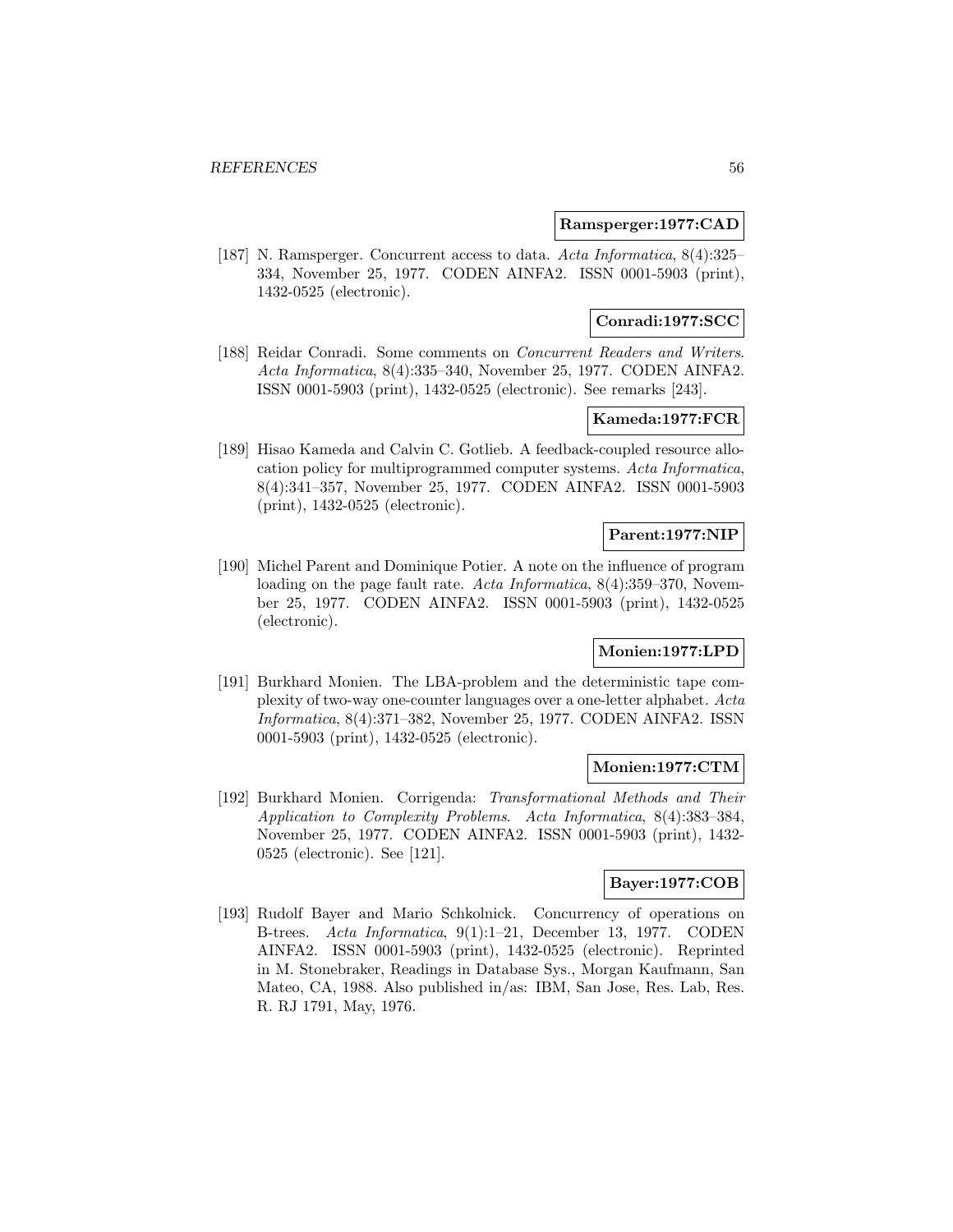**Ramsperger:1977:CAD**

[187] N. Ramsperger. Concurrent access to data. *Acta Informatica*, 8(4):325–334, November 25, 1977. CODEN AINFA2. ISSN 0001-5903 (print), 1432-0525 (electronic).

**Conradi:1977:SCC**

[188] Reidar Conradi. Some comments on *Concurrent Readers and Writers*. *Acta Informatica*, 8(4):335–340, November 25, 1977. CODEN AINFA2. ISSN 0001-5903 (print), 1432-0525 (electronic). See remarks [243].

**Kameda:1977:FCR**

[189] Hisao Kameda and Calvin C. Gotlieb. A feedback-coupled resource allocation policy for multiprogrammed computer systems. *Acta Informatica*, 8(4):341–357, November 25, 1977. CODEN AINFA2. ISSN 0001-5903 (print), 1432-0525 (electronic).

**Parent:1977:NIP**

[190] Michel Parent and Dominique Potier. A note on the influence of program loading on the page fault rate. *Acta Informatica*, 8(4):359–370, November 25, 1977. CODEN AINFA2. ISSN 0001-5903 (print), 1432-0525 (electronic).

**Monien:1977:LPD**

[191] Burkhard Monien. The LBA-problem and the deterministic tape complexity of two-way one-counter languages over a one-letter alphabet. *Acta Informatica*, 8(4):371–382, November 25, 1977. CODEN AINFA2. ISSN 0001-5903 (print), 1432-0525 (electronic).

**Monien:1977:CTM**

[192] Burkhard Monien. Corrigenda: *Transformational Methods and Their Application to Complexity Problems*. *Acta Informatica*, 8(4):383–384, November 25, 1977. CODEN AINFA2. ISSN 0001-5903 (print), 1432-0525 (electronic). See [121].

**Bayer:1977:COB**

[193] Rudolf Bayer and Mario Schkolnick. Concurrency of operations on B-trees. *Acta Informatica*, 9(1):1–21, December 13, 1977. CODEN AINFA2. ISSN 0001-5903 (print), 1432-0525 (electronic). Reprinted in M. Stonebraker, Readings in Database Sys., Morgan Kaufmann, San Mateo, CA, 1988. Also published in/as: IBM, San Jose, Res. Lab, Res. R. RJ 1791, May, 1976.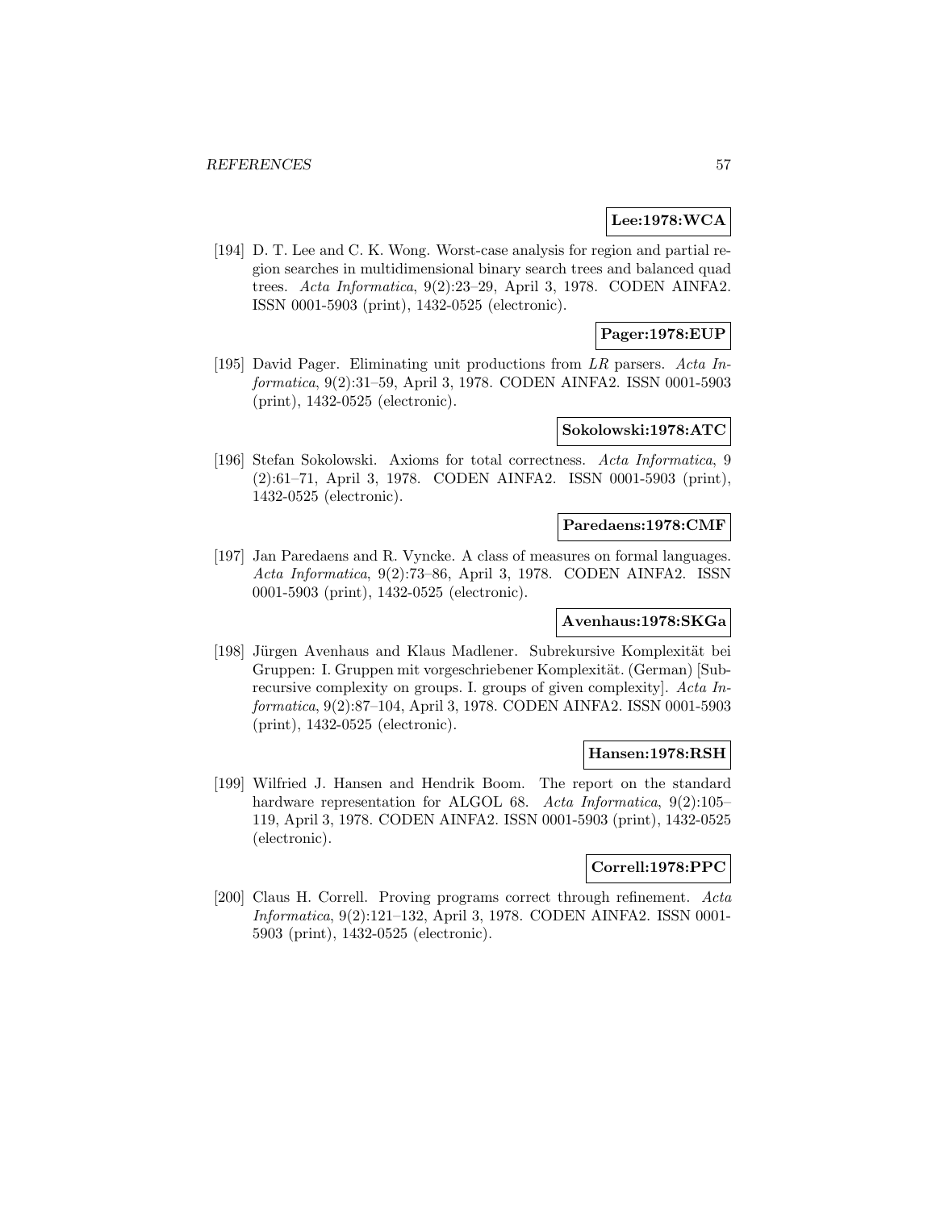**Lee:1978:WCA**

[194] D. T. Lee and C. K. Wong. Worst-case analysis for region and partial region searches in multidimensional binary search trees and balanced quad trees. *Acta Informatica*, 9(2):23–29, April 3, 1978. CODEN AINFA2. ISSN 0001-5903 (print), 1432-0525 (electronic).

**Pager:1978:EUP**

[195] David Pager. Eliminating unit productions from *LR* parsers. *Acta Informatica*, 9(2):31–59, April 3, 1978. CODEN AINFA2. ISSN 0001-5903 (print), 1432-0525 (electronic).

**Sokolowski:1978:ATC**

[196] Stefan Sokolowski. Axioms for total correctness. *Acta Informatica*, 9 (2):61–71, April 3, 1978. CODEN AINFA2. ISSN 0001-5903 (print), 1432-0525 (electronic).

**Paredaens:1978:CMF**

[197] Jan Paredaens and R. Vyncke. A class of measures on formal languages. *Acta Informatica*, 9(2):73–86, April 3, 1978. CODEN AINFA2. ISSN 0001-5903 (print), 1432-0525 (electronic).

**Avenhaus:1978:SKGa**

[198] Jürgen Avenhaus and Klaus Madlener. Subrekursive Komplexität bei Gruppen: I. Gruppen mit vorgeschriebener Komplexität. (German) [Subrecursive complexity on groups. I. groups of given complexity]. *Acta Informatica*, 9(2):87–104, April 3, 1978. CODEN AINFA2. ISSN 0001-5903 (print), 1432-0525 (electronic).

**Hansen:1978:RSH**

[199] Wilfried J. Hansen and Hendrik Boom. The report on the standard hardware representation for ALGOL 68. *Acta Informatica*, 9(2):105–119, April 3, 1978. CODEN AINFA2. ISSN 0001-5903 (print), 1432-0525 (electronic).

**Correll:1978:PPC**

[200] Claus H. Correll. Proving programs correct through refinement. *Acta Informatica*, 9(2):121–132, April 3, 1978. CODEN AINFA2. ISSN 0001-5903 (print), 1432-0525 (electronic).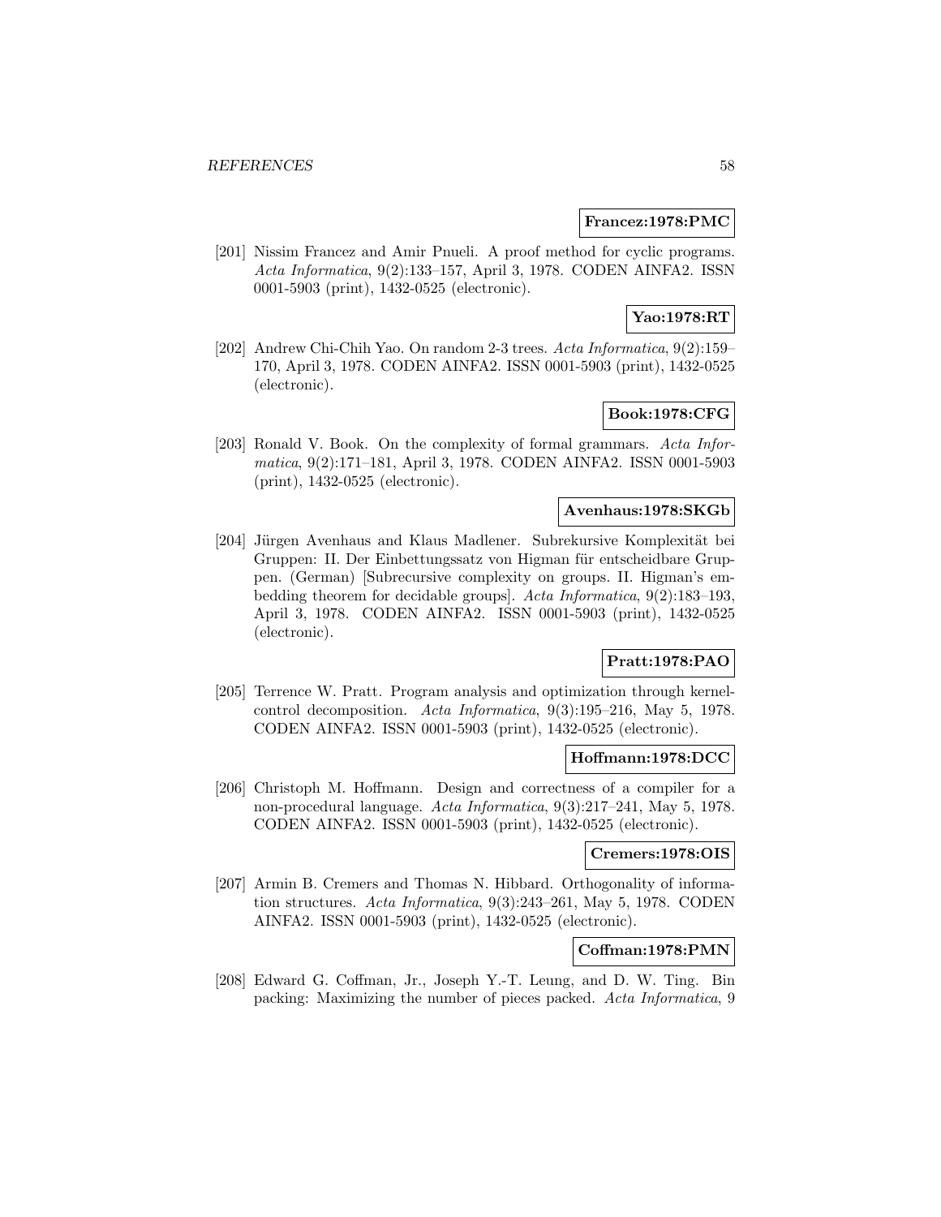**Francez:1978:PMC**

[201] Nissim Francez and Amir Pnueli. A proof method for cyclic programs. *Acta Informatica*, 9(2):133–157, April 3, 1978. CODEN AINFA2. ISSN 0001-5903 (print), 1432-0525 (electronic).

**Yao:1978:RT**

[202] Andrew Chi-Chih Yao. On random 2-3 trees. *Acta Informatica*, 9(2):159–170, April 3, 1978. CODEN AINFA2. ISSN 0001-5903 (print), 1432-0525 (electronic).

**Book:1978:CFG**

[203] Ronald V. Book. On the complexity of formal grammars. *Acta Informatica*, 9(2):171–181, April 3, 1978. CODEN AINFA2. ISSN 0001-5903 (print), 1432-0525 (electronic).

**Avenhaus:1978:SKGb**

[204] Jürgen Avenhaus and Klaus Madlener. Subrekursive Komplexität bei Gruppen: II. Der Einbettungssatz von Higman für entscheidbare Gruppen. (German) [Subrecursive complexity on groups. II. Higman's embedding theorem for decidable groups]. *Acta Informatica*, 9(2):183–193, April 3, 1978. CODEN AINFA2. ISSN 0001-5903 (print), 1432-0525 (electronic).

**Pratt:1978:PAO**

[205] Terrence W. Pratt. Program analysis and optimization through kernel-control decomposition. *Acta Informatica*, 9(3):195–216, May 5, 1978. CODEN AINFA2. ISSN 0001-5903 (print), 1432-0525 (electronic).

**Hoffmann:1978:DCC**

[206] Christoph M. Hoffmann. Design and correctness of a compiler for a non-procedural language. *Acta Informatica*, 9(3):217–241, May 5, 1978. CODEN AINFA2. ISSN 0001-5903 (print), 1432-0525 (electronic).

**Cremers:1978:OIS**

[207] Armin B. Cremers and Thomas N. Hibbard. Orthogonality of information structures. *Acta Informatica*, 9(3):243–261, May 5, 1978. CODEN AINFA2. ISSN 0001-5903 (print), 1432-0525 (electronic).

**Coffman:1978:PMN**

[208] Edward G. Coffman, Jr., Joseph Y.-T. Leung, and D. W. Ting. Bin packing: Maximizing the number of pieces packed. *Acta Informatica*, 9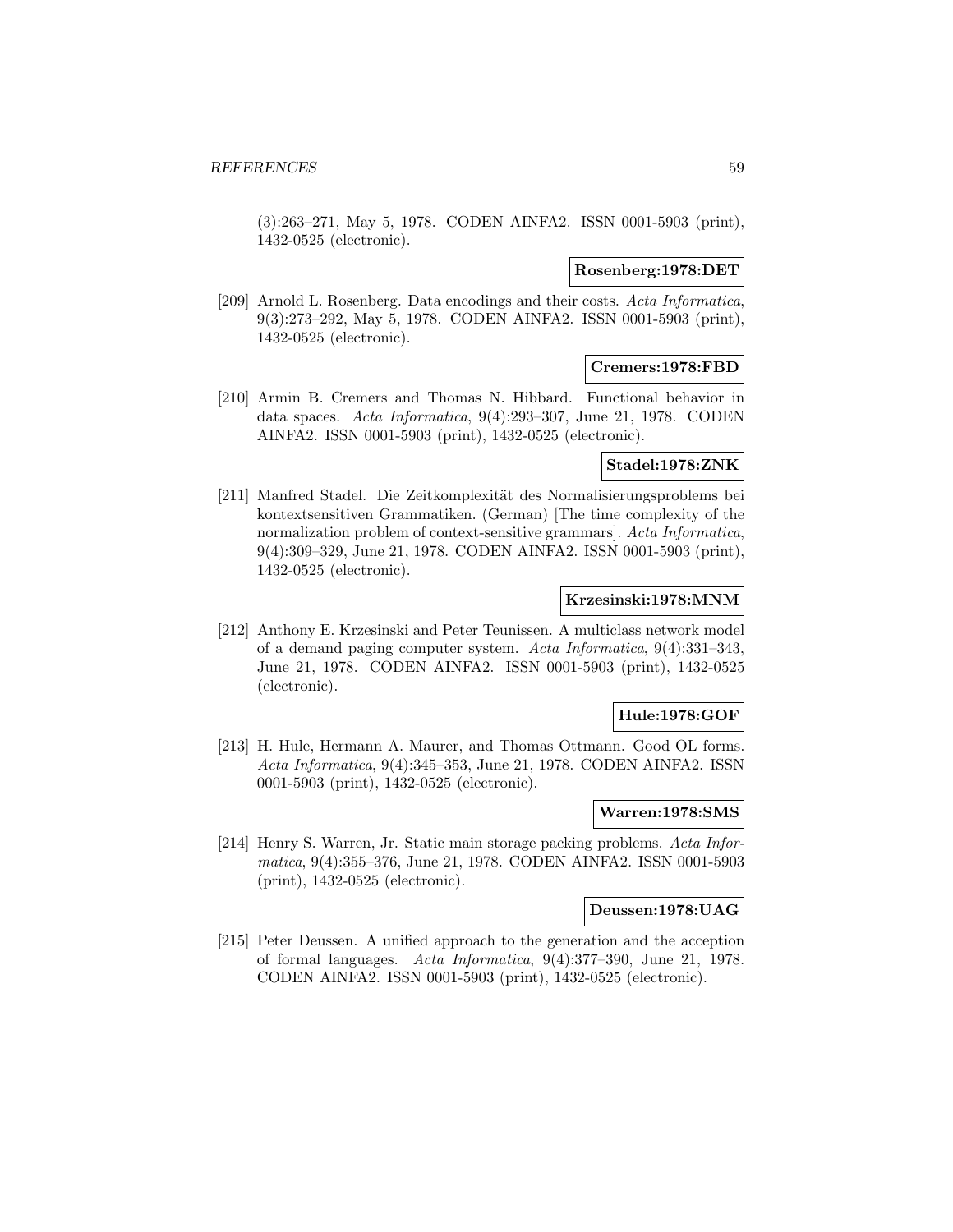(3):263–271, May 5, 1978. CODEN AINFA2. ISSN 0001-5903 (print), 1432-0525 (electronic).

**Rosenberg:1978:DET**

[209] Arnold L. Rosenberg. Data encodings and their costs. *Acta Informatica*, 9(3):273–292, May 5, 1978. CODEN AINFA2. ISSN 0001-5903 (print), 1432-0525 (electronic).

**Cremers:1978:FBD**

[210] Armin B. Cremers and Thomas N. Hibbard. Functional behavior in data spaces. *Acta Informatica*, 9(4):293–307, June 21, 1978. CODEN AINFA2. ISSN 0001-5903 (print), 1432-0525 (electronic).

**Stadel:1978:ZNK**

[211] Manfred Stadel. Die Zeitkomplexität des Normalisierungsproblems bei kontextsensitiven Grammatiken. (German) [The time complexity of the normalization problem of context-sensitive grammars]. *Acta Informatica*, 9(4):309–329, June 21, 1978. CODEN AINFA2. ISSN 0001-5903 (print), 1432-0525 (electronic).

**Krzesinski:1978:MNM**

[212] Anthony E. Krzesinski and Peter Teunissen. A multiclass network model of a demand paging computer system. *Acta Informatica*, 9(4):331–343, June 21, 1978. CODEN AINFA2. ISSN 0001-5903 (print), 1432-0525 (electronic).

**Hule:1978:GOF**

[213] H. Hule, Hermann A. Maurer, and Thomas Ottmann. Good OL forms. *Acta Informatica*, 9(4):345–353, June 21, 1978. CODEN AINFA2. ISSN 0001-5903 (print), 1432-0525 (electronic).

**Warren:1978:SMS**

[214] Henry S. Warren, Jr. Static main storage packing problems. *Acta Informatica*, 9(4):355–376, June 21, 1978. CODEN AINFA2. ISSN 0001-5903 (print), 1432-0525 (electronic).

**Deussen:1978:UAG**

[215] Peter Deussen. A unified approach to the generation and the acception of formal languages. *Acta Informatica*, 9(4):377–390, June 21, 1978. CODEN AINFA2. ISSN 0001-5903 (print), 1432-0525 (electronic).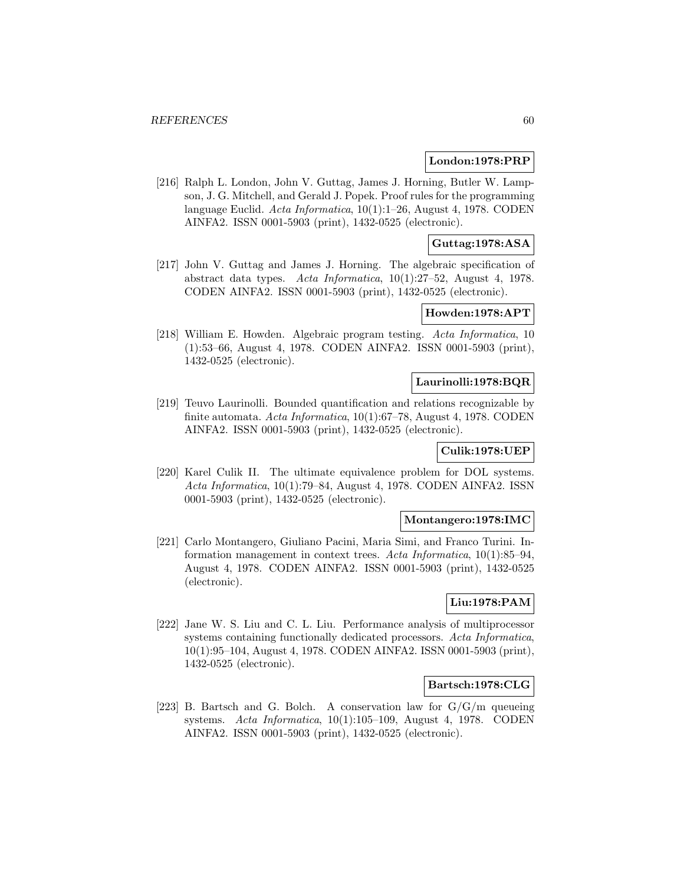**London:1978:PRP**

[216] Ralph L. London, John V. Guttag, James J. Horning, Butler W. Lampson, J. G. Mitchell, and Gerald J. Popek. Proof rules for the programming language Euclid. *Acta Informatica*, 10(1):1–26, August 4, 1978. CODEN AINFA2. ISSN 0001-5903 (print), 1432-0525 (electronic).

**Guttag:1978:ASA**

[217] John V. Guttag and James J. Horning. The algebraic specification of abstract data types. *Acta Informatica*, 10(1):27–52, August 4, 1978. CODEN AINFA2. ISSN 0001-5903 (print), 1432-0525 (electronic).

**Howden:1978:APT**

[218] William E. Howden. Algebraic program testing. *Acta Informatica*, 10 (1):53–66, August 4, 1978. CODEN AINFA2. ISSN 0001-5903 (print), 1432-0525 (electronic).

**Laurinolli:1978:BQR**

[219] Teuvo Laurinolli. Bounded quantification and relations recognizable by finite automata. *Acta Informatica*, 10(1):67–78, August 4, 1978. CODEN AINFA2. ISSN 0001-5903 (print), 1432-0525 (electronic).

**Culik:1978:UEP**

[220] Karel Culik II. The ultimate equivalence problem for DOL systems. *Acta Informatica*, 10(1):79–84, August 4, 1978. CODEN AINFA2. ISSN 0001-5903 (print), 1432-0525 (electronic).

**Montangero:1978:IMC**

[221] Carlo Montangero, Giuliano Pacini, Maria Simi, and Franco Turini. Information management in context trees. *Acta Informatica*, 10(1):85–94, August 4, 1978. CODEN AINFA2. ISSN 0001-5903 (print), 1432-0525 (electronic).

**Liu:1978:PAM**

[222] Jane W. S. Liu and C. L. Liu. Performance analysis of multiprocessor systems containing functionally dedicated processors. *Acta Informatica*, 10(1):95–104, August 4, 1978. CODEN AINFA2. ISSN 0001-5903 (print), 1432-0525 (electronic).

**Bartsch:1978:CLG**

[223] B. Bartsch and G. Bolch. A conservation law for G/G/m queueing systems. *Acta Informatica*, 10(1):105–109, August 4, 1978. CODEN AINFA2. ISSN 0001-5903 (print), 1432-0525 (electronic).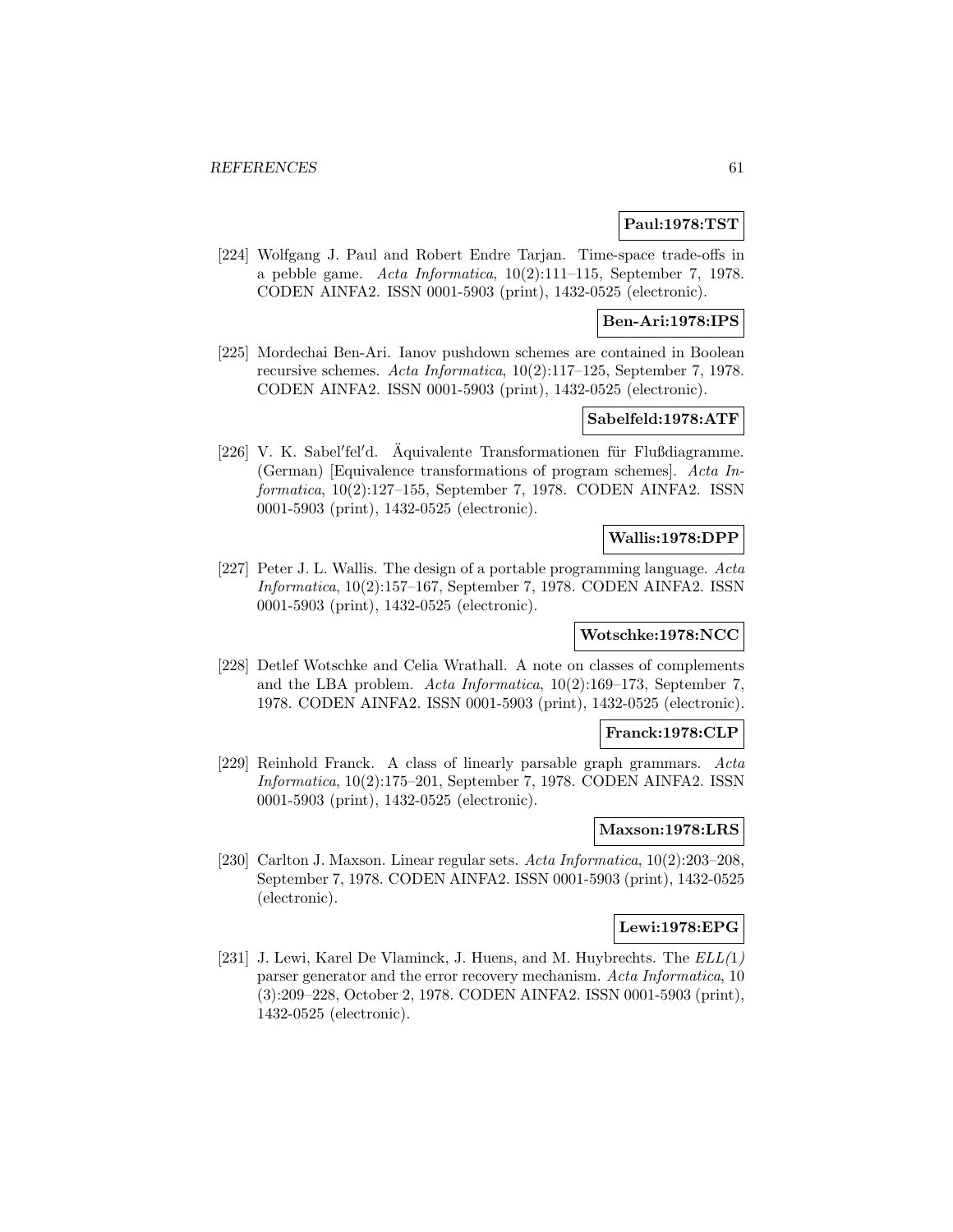**Paul:1978:TST**

[224] Wolfgang J. Paul and Robert Endre Tarjan. Time-space trade-offs in a pebble game. *Acta Informatica*, 10(2):111–115, September 7, 1978. CODEN AINFA2. ISSN 0001-5903 (print), 1432-0525 (electronic).

**Ben-Ari:1978:IPS**

[225] Mordechai Ben-Ari. Ianov pushdown schemes are contained in Boolean recursive schemes. *Acta Informatica*, 10(2):117–125, September 7, 1978. CODEN AINFA2. ISSN 0001-5903 (print), 1432-0525 (electronic).

**Sabelfeld:1978:ATF**

[226] V. K. Sabel′fel′d. Äquivalente Transformationen für Flußdiagramme. (German) [Equivalence transformations of program schemes]. *Acta Informatica*, 10(2):127–155, September 7, 1978. CODEN AINFA2. ISSN 0001-5903 (print), 1432-0525 (electronic).

**Wallis:1978:DPP**

[227] Peter J. L. Wallis. The design of a portable programming language. *Acta Informatica*, 10(2):157–167, September 7, 1978. CODEN AINFA2. ISSN 0001-5903 (print), 1432-0525 (electronic).

**Wotschke:1978:NCC**

[228] Detlef Wotschke and Celia Wrathall. A note on classes of complements and the LBA problem. *Acta Informatica*, 10(2):169–173, September 7, 1978. CODEN AINFA2. ISSN 0001-5903 (print), 1432-0525 (electronic).

**Franck:1978:CLP**

[229] Reinhold Franck. A class of linearly parsable graph grammars. *Acta Informatica*, 10(2):175–201, September 7, 1978. CODEN AINFA2. ISSN 0001-5903 (print), 1432-0525 (electronic).

**Maxson:1978:LRS**

[230] Carlton J. Maxson. Linear regular sets. *Acta Informatica*, 10(2):203–208, September 7, 1978. CODEN AINFA2. ISSN 0001-5903 (print), 1432-0525 (electronic).

**Lewi:1978:EPG**

[231] J. Lewi, Karel De Vlaminck, J. Huens, and M. Huybrechts. The *ELL(1)* parser generator and the error recovery mechanism. *Acta Informatica*, 10 (3):209–228, October 2, 1978. CODEN AINFA2. ISSN 0001-5903 (print), 1432-0525 (electronic).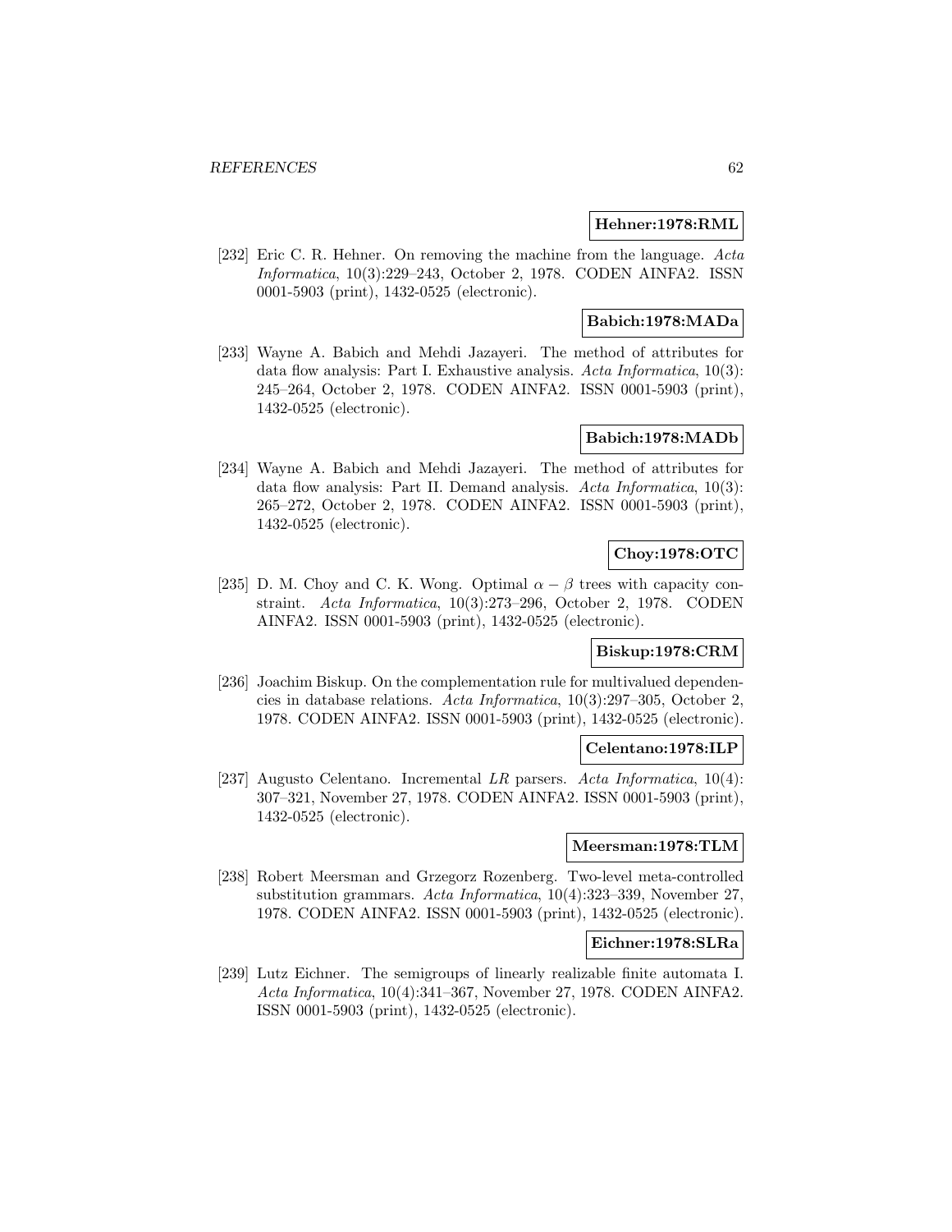**Hehner:1978:RML**

[232] Eric C. R. Hehner. On removing the machine from the language. *Acta Informatica*, 10(3):229–243, October 2, 1978. CODEN AINFA2. ISSN 0001-5903 (print), 1432-0525 (electronic).

**Babich:1978:MADa**

[233] Wayne A. Babich and Mehdi Jazayeri. The method of attributes for data flow analysis: Part I. Exhaustive analysis. *Acta Informatica*, 10(3): 245–264, October 2, 1978. CODEN AINFA2. ISSN 0001-5903 (print), 1432-0525 (electronic).

**Babich:1978:MADb**

[234] Wayne A. Babich and Mehdi Jazayeri. The method of attributes for data flow analysis: Part II. Demand analysis. *Acta Informatica*, 10(3): 265–272, October 2, 1978. CODEN AINFA2. ISSN 0001-5903 (print), 1432-0525 (electronic).

**Choy:1978:OTC**

[235] D. M. Choy and C. K. Wong. Optimal $\alpha - \beta$ trees with capacity constraint. *Acta Informatica*, 10(3):273–296, October 2, 1978. CODEN AINFA2. ISSN 0001-5903 (print), 1432-0525 (electronic).

**Biskup:1978:CRM**

[236] Joachim Biskup. On the complementation rule for multivalued dependencies in database relations. *Acta Informatica*, 10(3):297–305, October 2, 1978. CODEN AINFA2. ISSN 0001-5903 (print), 1432-0525 (electronic).

**Celentano:1978:ILP**

[237] Augusto Celentano. Incremental *LR* parsers. *Acta Informatica*, 10(4): 307–321, November 27, 1978. CODEN AINFA2. ISSN 0001-5903 (print), 1432-0525 (electronic).

**Meersman:1978:TLM**

[238] Robert Meersman and Grzegorz Rozenberg. Two-level meta-controlled substitution grammars. *Acta Informatica*, 10(4):323–339, November 27, 1978. CODEN AINFA2. ISSN 0001-5903 (print), 1432-0525 (electronic).

**Eichner:1978:SLRa**

[239] Lutz Eichner. The semigroups of linearly realizable finite automata I. *Acta Informatica*, 10(4):341–367, November 27, 1978. CODEN AINFA2. ISSN 0001-5903 (print), 1432-0525 (electronic).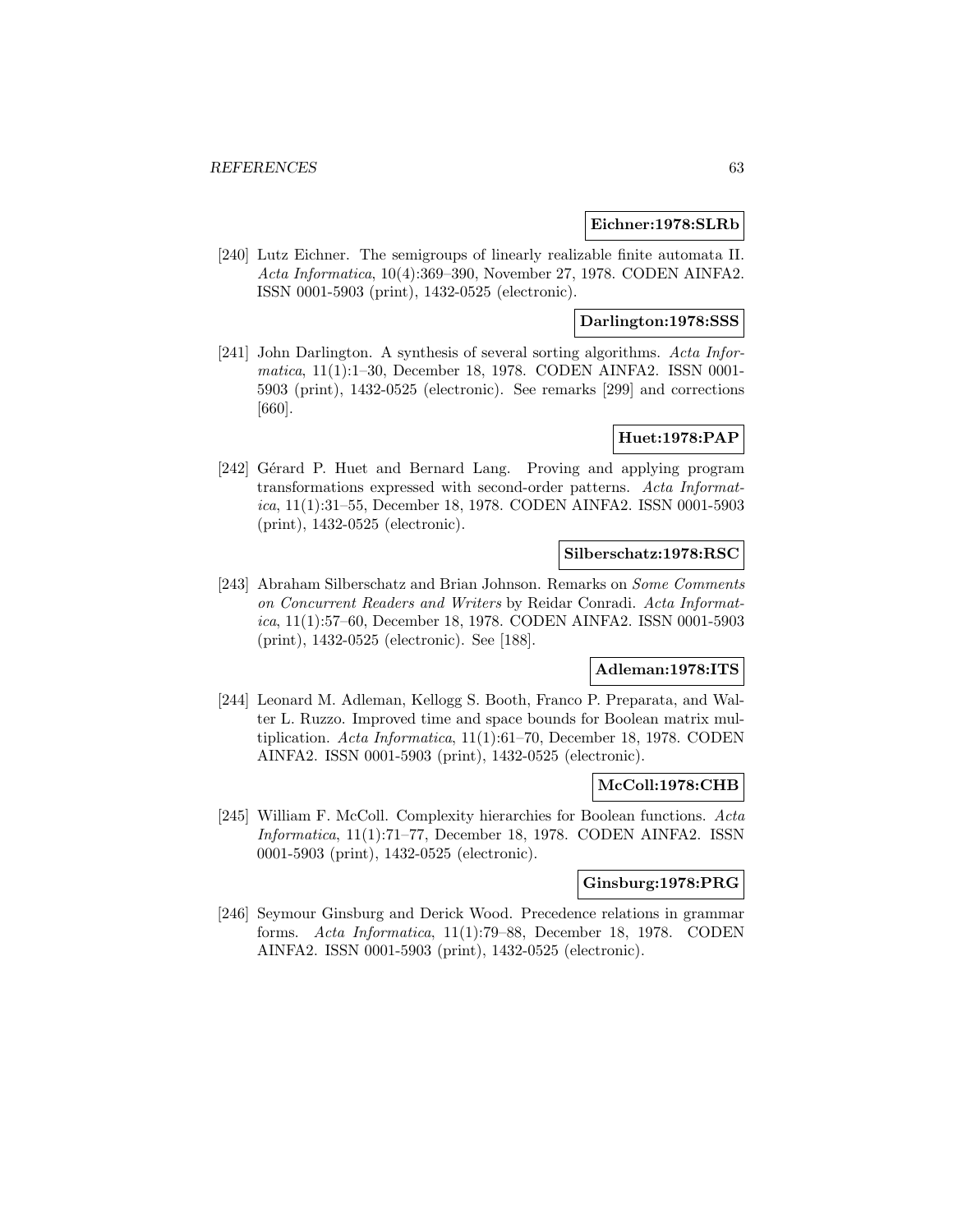**Eichner:1978:SLRb**

[240] Lutz Eichner. The semigroups of linearly realizable finite automata II. *Acta Informatica*, 10(4):369–390, November 27, 1978. CODEN AINFA2. ISSN 0001-5903 (print), 1432-0525 (electronic).

**Darlington:1978:SSS**

[241] John Darlington. A synthesis of several sorting algorithms. *Acta Informatica*, 11(1):1–30, December 18, 1978. CODEN AINFA2. ISSN 0001-5903 (print), 1432-0525 (electronic). See remarks [299] and corrections [660].

**Huet:1978:PAP**

[242] Gérard P. Huet and Bernard Lang. Proving and applying program transformations expressed with second-order patterns. *Acta Informatica*, 11(1):31–55, December 18, 1978. CODEN AINFA2. ISSN 0001-5903 (print), 1432-0525 (electronic).

**Silberschatz:1978:RSC**

[243] Abraham Silberschatz and Brian Johnson. Remarks on *Some Comments on Concurrent Readers and Writers* by Reidar Conradi. *Acta Informatica*, 11(1):57–60, December 18, 1978. CODEN AINFA2. ISSN 0001-5903 (print), 1432-0525 (electronic). See [188].

**Adleman:1978:ITS**

[244] Leonard M. Adleman, Kellogg S. Booth, Franco P. Preparata, and Walter L. Ruzzo. Improved time and space bounds for Boolean matrix multiplication. *Acta Informatica*, 11(1):61–70, December 18, 1978. CODEN AINFA2. ISSN 0001-5903 (print), 1432-0525 (electronic).

**McColl:1978:CHB**

[245] William F. McColl. Complexity hierarchies for Boolean functions. *Acta Informatica*, 11(1):71–77, December 18, 1978. CODEN AINFA2. ISSN 0001-5903 (print), 1432-0525 (electronic).

**Ginsburg:1978:PRG**

[246] Seymour Ginsburg and Derick Wood. Precedence relations in grammar forms. *Acta Informatica*, 11(1):79–88, December 18, 1978. CODEN AINFA2. ISSN 0001-5903 (print), 1432-0525 (electronic).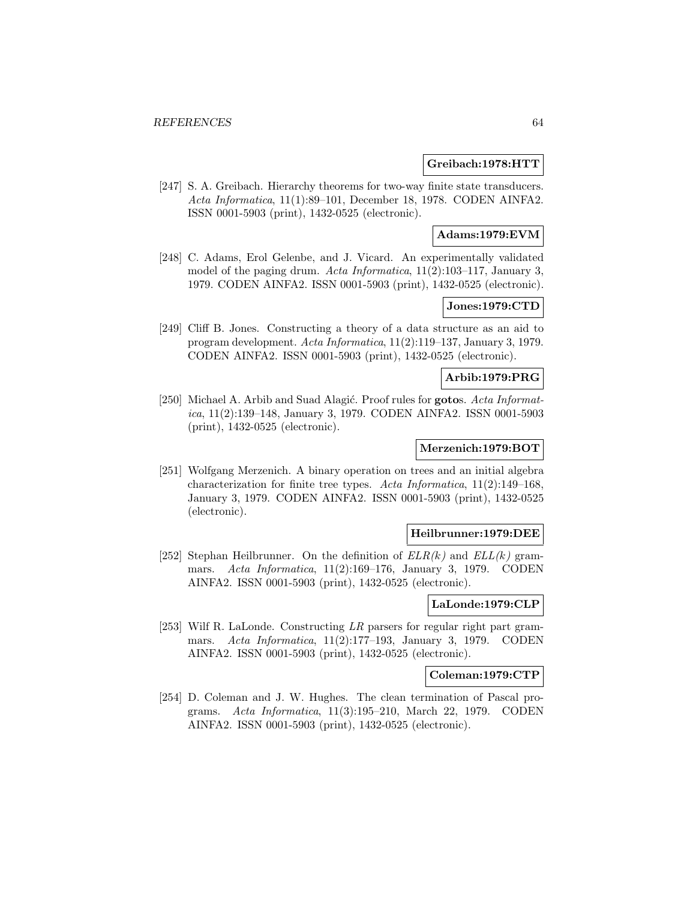**Greibach:1978:HTT**

[247] S. A. Greibach. Hierarchy theorems for two-way finite state transducers. *Acta Informatica*, 11(1):89–101, December 18, 1978. CODEN AINFA2. ISSN 0001-5903 (print), 1432-0525 (electronic).

**Adams:1979:EVM**

[248] C. Adams, Erol Gelenbe, and J. Vicard. An experimentally validated model of the paging drum. *Acta Informatica*, 11(2):103–117, January 3, 1979. CODEN AINFA2. ISSN 0001-5903 (print), 1432-0525 (electronic).

**Jones:1979:CTD**

[249] Cliff B. Jones. Constructing a theory of a data structure as an aid to program development. *Acta Informatica*, 11(2):119–137, January 3, 1979. CODEN AINFA2. ISSN 0001-5903 (print), 1432-0525 (electronic).

**Arbib:1979:PRG**

[250] Michael A. Arbib and Suad Alagić. Proof rules for **goto**s. *Acta Informatica*, 11(2):139–148, January 3, 1979. CODEN AINFA2. ISSN 0001-5903 (print), 1432-0525 (electronic).

**Merzenich:1979:BOT**

[251] Wolfgang Merzenich. A binary operation on trees and an initial algebra characterization for finite tree types. *Acta Informatica*, 11(2):149–168, January 3, 1979. CODEN AINFA2. ISSN 0001-5903 (print), 1432-0525 (electronic).

**Heilbrunner:1979:DEE**

[252] Stephan Heilbrunner. On the definition of *ELR(k)* and *ELL(k)* grammars. *Acta Informatica*, 11(2):169–176, January 3, 1979. CODEN AINFA2. ISSN 0001-5903 (print), 1432-0525 (electronic).

**LaLonde:1979:CLP**

[253] Wilf R. LaLonde. Constructing *LR* parsers for regular right part grammars. *Acta Informatica*, 11(2):177–193, January 3, 1979. CODEN AINFA2. ISSN 0001-5903 (print), 1432-0525 (electronic).

**Coleman:1979:CTP**

[254] D. Coleman and J. W. Hughes. The clean termination of Pascal programs. *Acta Informatica*, 11(3):195–210, March 22, 1979. CODEN AINFA2. ISSN 0001-5903 (print), 1432-0525 (electronic).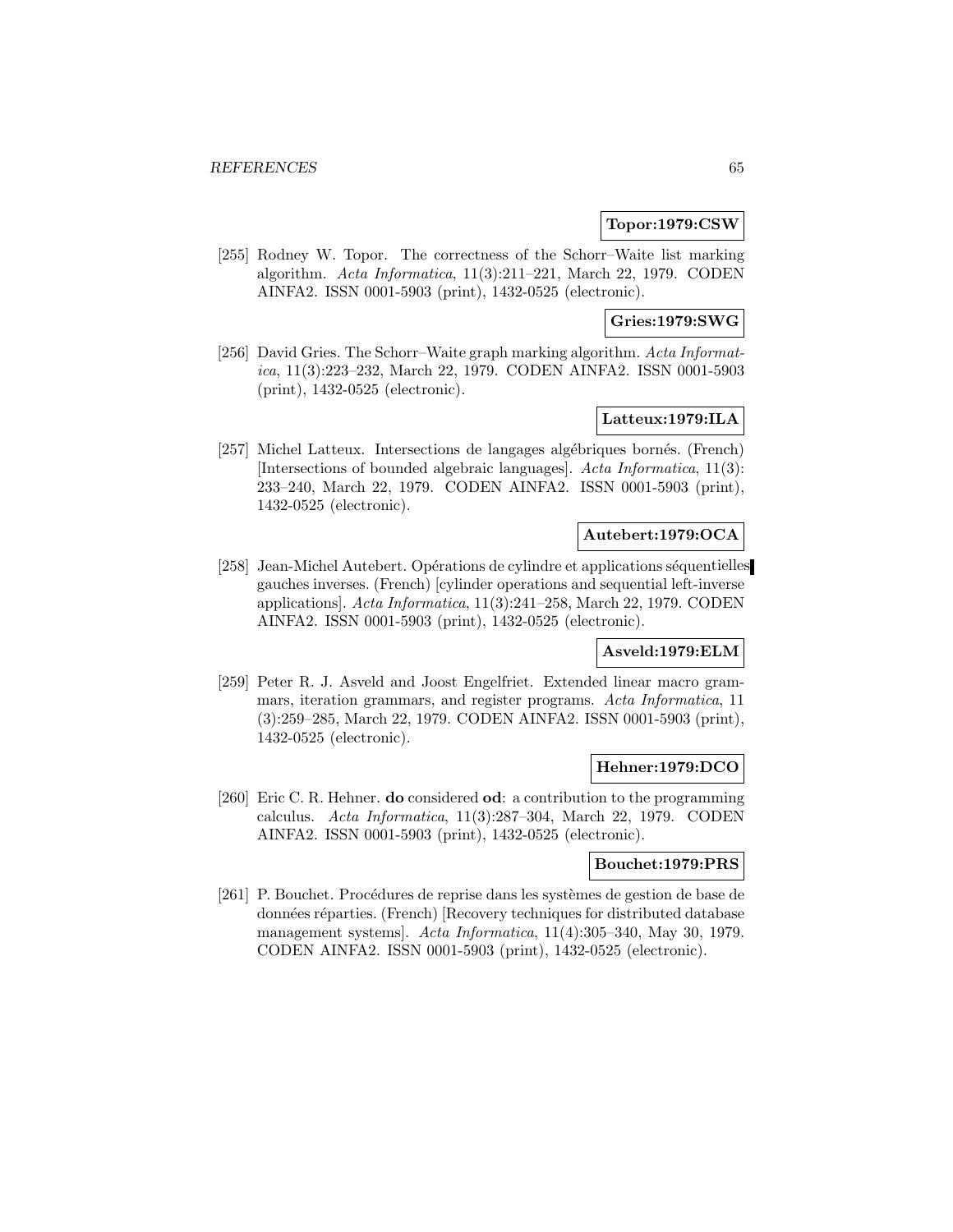**Topor:1979:CSW**

[255] Rodney W. Topor. The correctness of the Schorr–Waite list marking algorithm. *Acta Informatica*, 11(3):211–221, March 22, 1979. CODEN AINFA2. ISSN 0001-5903 (print), 1432-0525 (electronic).

**Gries:1979:SWG**

[256] David Gries. The Schorr–Waite graph marking algorithm. *Acta Informatica*, 11(3):223–232, March 22, 1979. CODEN AINFA2. ISSN 0001-5903 (print), 1432-0525 (electronic).

**Latteux:1979:ILA**

[257] Michel Latteux. Intersections de langages algébriques bornés. (French) [Intersections of bounded algebraic languages]. *Acta Informatica*, 11(3): 233–240, March 22, 1979. CODEN AINFA2. ISSN 0001-5903 (print), 1432-0525 (electronic).

**Autebert:1979:OCA**

[258] Jean-Michel Autebert. Opérations de cylindre et applications séquentielles gauches inverses. (French) [cylinder operations and sequential left-inverse applications]. *Acta Informatica*, 11(3):241–258, March 22, 1979. CODEN AINFA2. ISSN 0001-5903 (print), 1432-0525 (electronic).

**Asveld:1979:ELM**

[259] Peter R. J. Asveld and Joost Engelfriet. Extended linear macro grammars, iteration grammars, and register programs. *Acta Informatica*, 11 (3):259–285, March 22, 1979. CODEN AINFA2. ISSN 0001-5903 (print), 1432-0525 (electronic).

**Hehner:1979:DCO**

[260] Eric C. R. Hehner. **do** considered **od**: a contribution to the programming calculus. *Acta Informatica*, 11(3):287–304, March 22, 1979. CODEN AINFA2. ISSN 0001-5903 (print), 1432-0525 (electronic).

**Bouchet:1979:PRS**

[261] P. Bouchet. Procédures de reprise dans les systèmes de gestion de base de données réparties. (French) [Recovery techniques for distributed database management systems]. *Acta Informatica*, 11(4):305–340, May 30, 1979. CODEN AINFA2. ISSN 0001-5903 (print), 1432-0525 (electronic).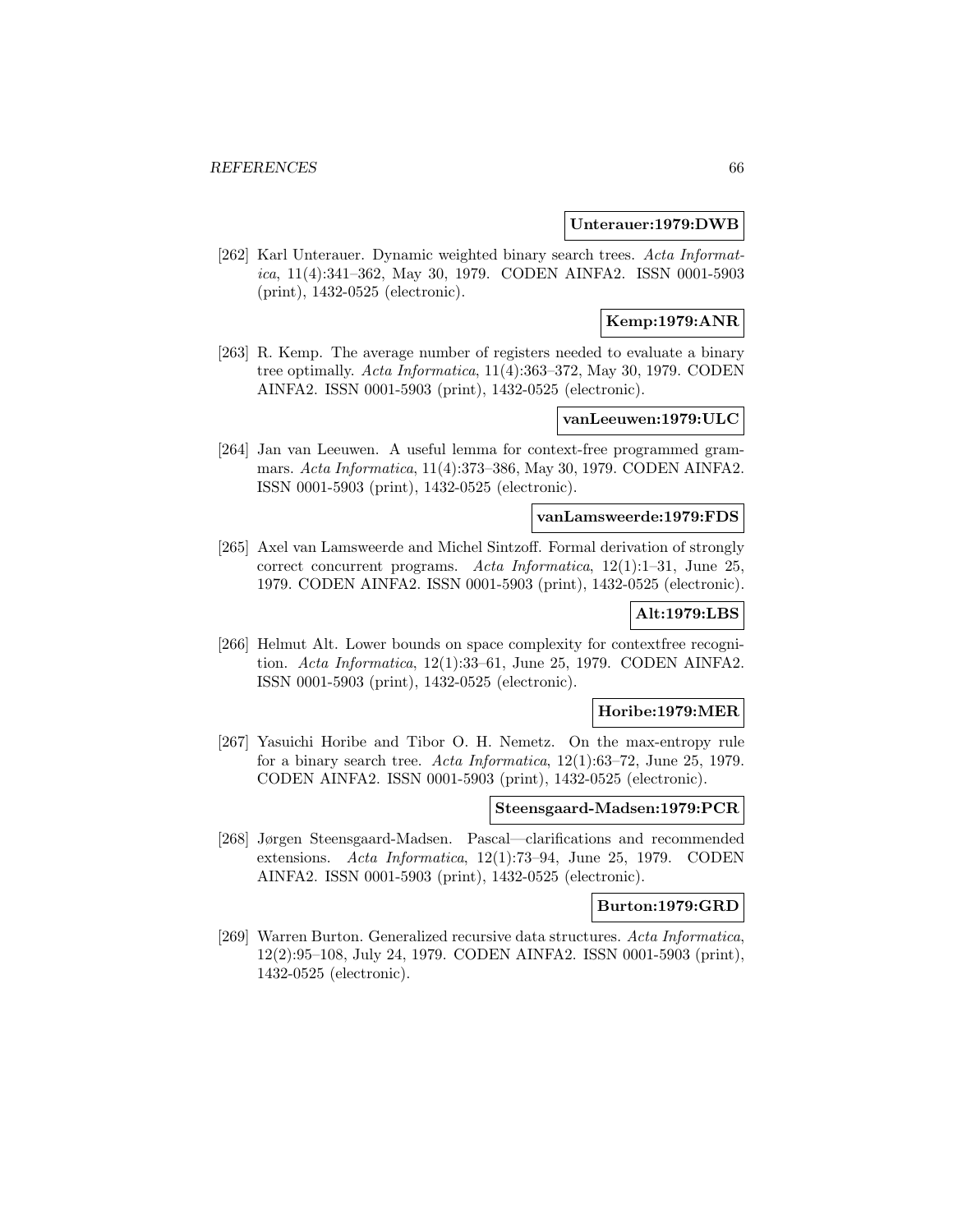**Unterauer:1979:DWB**

[262] Karl Unterauer. Dynamic weighted binary search trees. *Acta Informatica*, 11(4):341–362, May 30, 1979. CODEN AINFA2. ISSN 0001-5903 (print), 1432-0525 (electronic).

**Kemp:1979:ANR**

[263] R. Kemp. The average number of registers needed to evaluate a binary tree optimally. *Acta Informatica*, 11(4):363–372, May 30, 1979. CODEN AINFA2. ISSN 0001-5903 (print), 1432-0525 (electronic).

**vanLeeuwen:1979:ULC**

[264] Jan van Leeuwen. A useful lemma for context-free programmed grammars. *Acta Informatica*, 11(4):373–386, May 30, 1979. CODEN AINFA2. ISSN 0001-5903 (print), 1432-0525 (electronic).

**vanLamsweerde:1979:FDS**

[265] Axel van Lamsweerde and Michel Sintzoff. Formal derivation of strongly correct concurrent programs. *Acta Informatica*, 12(1):1–31, June 25, 1979. CODEN AINFA2. ISSN 0001-5903 (print), 1432-0525 (electronic).

**Alt:1979:LBS**

[266] Helmut Alt. Lower bounds on space complexity for contextfree recognition. *Acta Informatica*, 12(1):33–61, June 25, 1979. CODEN AINFA2. ISSN 0001-5903 (print), 1432-0525 (electronic).

**Horibe:1979:MER**

[267] Yasuichi Horibe and Tibor O. H. Nemetz. On the max-entropy rule for a binary search tree. *Acta Informatica*, 12(1):63–72, June 25, 1979. CODEN AINFA2. ISSN 0001-5903 (print), 1432-0525 (electronic).

**Steensgaard-Madsen:1979:PCR**

[268] Jørgen Steensgaard-Madsen. Pascal—clarifications and recommended extensions. *Acta Informatica*, 12(1):73–94, June 25, 1979. CODEN AINFA2. ISSN 0001-5903 (print), 1432-0525 (electronic).

**Burton:1979:GRD**

[269] Warren Burton. Generalized recursive data structures. *Acta Informatica*, 12(2):95–108, July 24, 1979. CODEN AINFA2. ISSN 0001-5903 (print), 1432-0525 (electronic).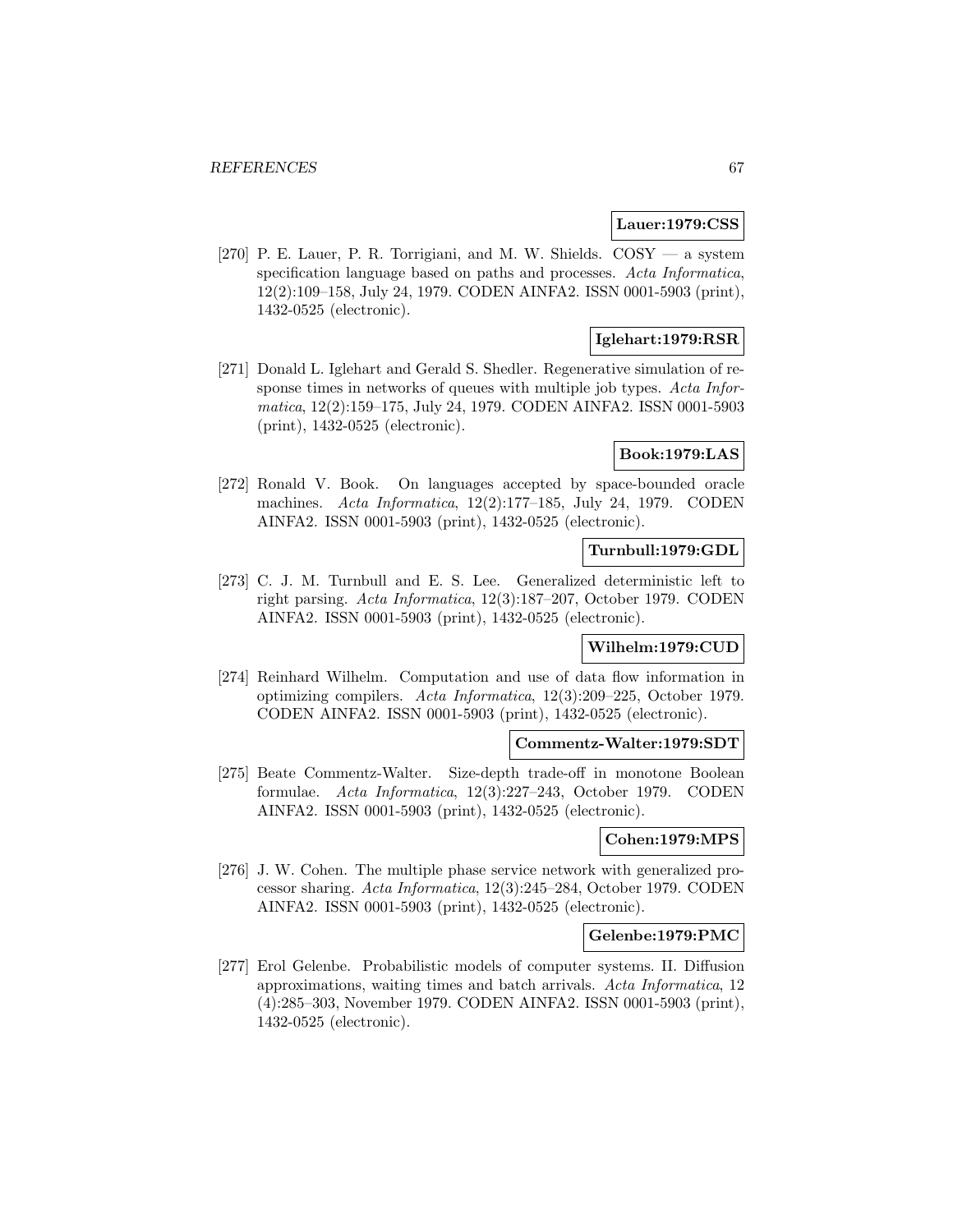**Lauer:1979:CSS**

[270] P. E. Lauer, P. R. Torrigiani, and M. W. Shields. COSY — a system specification language based on paths and processes. *Acta Informatica*, 12(2):109–158, July 24, 1979. CODEN AINFA2. ISSN 0001-5903 (print), 1432-0525 (electronic).

**Iglehart:1979:RSR**

[271] Donald L. Iglehart and Gerald S. Shedler. Regenerative simulation of response times in networks of queues with multiple job types. *Acta Informatica*, 12(2):159–175, July 24, 1979. CODEN AINFA2. ISSN 0001-5903 (print), 1432-0525 (electronic).

**Book:1979:LAS**

[272] Ronald V. Book. On languages accepted by space-bounded oracle machines. *Acta Informatica*, 12(2):177–185, July 24, 1979. CODEN AINFA2. ISSN 0001-5903 (print), 1432-0525 (electronic).

**Turnbull:1979:GDL**

[273] C. J. M. Turnbull and E. S. Lee. Generalized deterministic left to right parsing. *Acta Informatica*, 12(3):187–207, October 1979. CODEN AINFA2. ISSN 0001-5903 (print), 1432-0525 (electronic).

**Wilhelm:1979:CUD**

[274] Reinhard Wilhelm. Computation and use of data flow information in optimizing compilers. *Acta Informatica*, 12(3):209–225, October 1979. CODEN AINFA2. ISSN 0001-5903 (print), 1432-0525 (electronic).

**Commentz-Walter:1979:SDT**

[275] Beate Commentz-Walter. Size-depth trade-off in monotone Boolean formulae. *Acta Informatica*, 12(3):227–243, October 1979. CODEN AINFA2. ISSN 0001-5903 (print), 1432-0525 (electronic).

**Cohen:1979:MPS**

[276] J. W. Cohen. The multiple phase service network with generalized processor sharing. *Acta Informatica*, 12(3):245–284, October 1979. CODEN AINFA2. ISSN 0001-5903 (print), 1432-0525 (electronic).

**Gelenbe:1979:PMC**

[277] Erol Gelenbe. Probabilistic models of computer systems. II. Diffusion approximations, waiting times and batch arrivals. *Acta Informatica*, 12 (4):285–303, November 1979. CODEN AINFA2. ISSN 0001-5903 (print), 1432-0525 (electronic).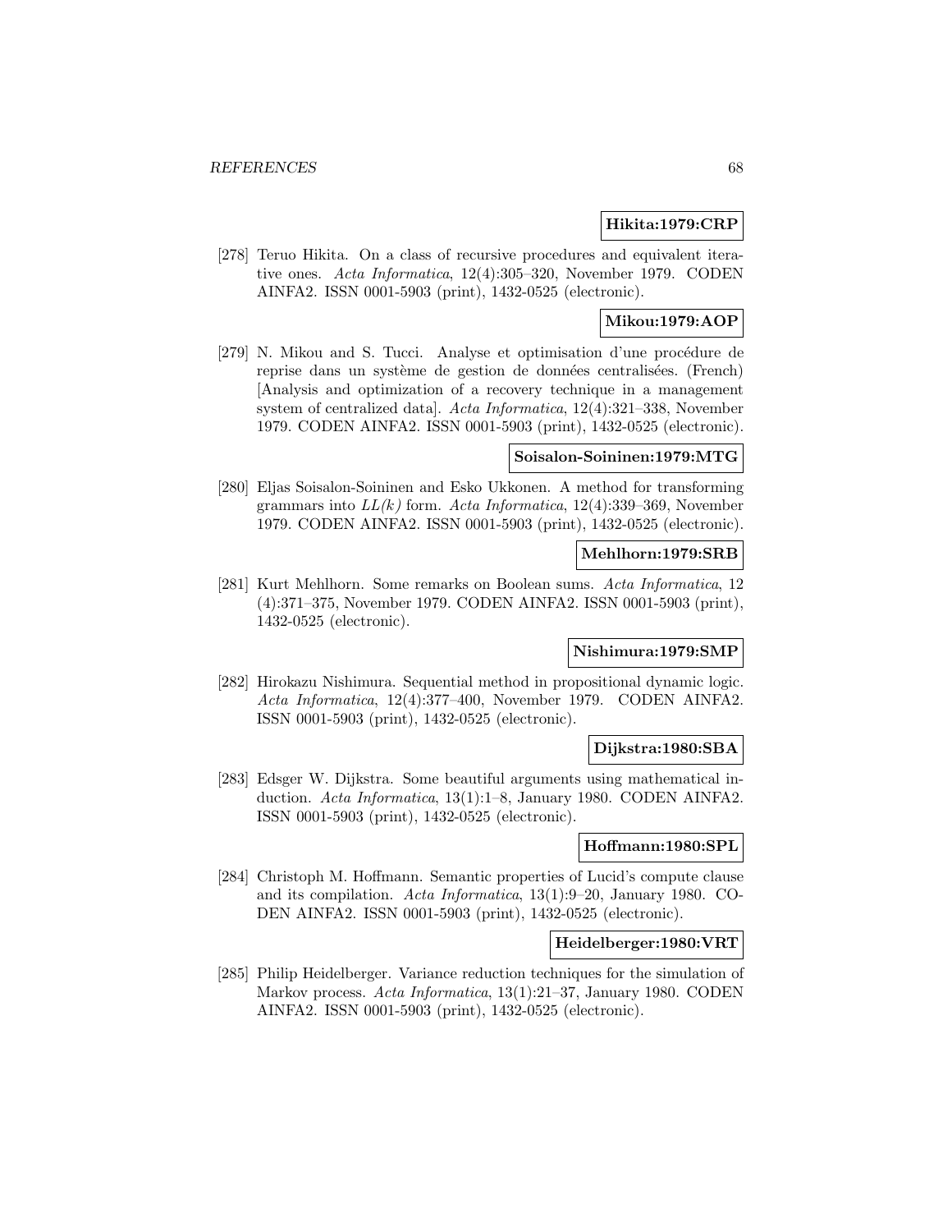**Hikita:1979:CRP**

[278] Teruo Hikita. On a class of recursive procedures and equivalent iterative ones. *Acta Informatica*, 12(4):305–320, November 1979. CODEN AINFA2. ISSN 0001-5903 (print), 1432-0525 (electronic).

**Mikou:1979:AOP**

[279] N. Mikou and S. Tucci. Analyse et optimisation d'une procédure de reprise dans un système de gestion de données centralisées. (French) [Analysis and optimization of a recovery technique in a management system of centralized data]. *Acta Informatica*, 12(4):321–338, November 1979. CODEN AINFA2. ISSN 0001-5903 (print), 1432-0525 (electronic).

**Soisalon-Soininen:1979:MTG**

[280] Eljas Soisalon-Soininen and Esko Ukkonen. A method for transforming grammars into *LL(k)* form. *Acta Informatica*, 12(4):339–369, November 1979. CODEN AINFA2. ISSN 0001-5903 (print), 1432-0525 (electronic).

**Mehlhorn:1979:SRB**

[281] Kurt Mehlhorn. Some remarks on Boolean sums. *Acta Informatica*, 12 (4):371–375, November 1979. CODEN AINFA2. ISSN 0001-5903 (print), 1432-0525 (electronic).

**Nishimura:1979:SMP**

[282] Hirokazu Nishimura. Sequential method in propositional dynamic logic. *Acta Informatica*, 12(4):377–400, November 1979. CODEN AINFA2. ISSN 0001-5903 (print), 1432-0525 (electronic).

**Dijkstra:1980:SBA**

[283] Edsger W. Dijkstra. Some beautiful arguments using mathematical induction. *Acta Informatica*, 13(1):1–8, January 1980. CODEN AINFA2. ISSN 0001-5903 (print), 1432-0525 (electronic).

**Hoffmann:1980:SPL**

[284] Christoph M. Hoffmann. Semantic properties of Lucid's compute clause and its compilation. *Acta Informatica*, 13(1):9–20, January 1980. CODEN AINFA2. ISSN 0001-5903 (print), 1432-0525 (electronic).

**Heidelberger:1980:VRT**

[285] Philip Heidelberger. Variance reduction techniques for the simulation of Markov process. *Acta Informatica*, 13(1):21–37, January 1980. CODEN AINFA2. ISSN 0001-5903 (print), 1432-0525 (electronic).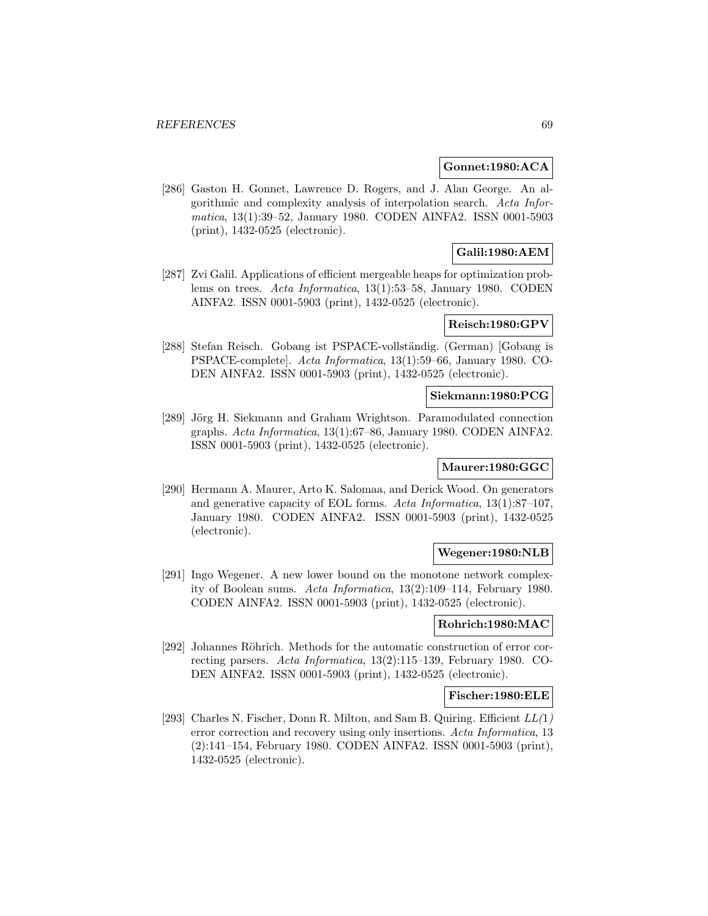**Gonnet:1980:ACA**

[286] Gaston H. Gonnet, Lawrence D. Rogers, and J. Alan George. An algorithmic and complexity analysis of interpolation search. *Acta Informatica*, 13(1):39–52, January 1980. CODEN AINFA2. ISSN 0001-5903 (print), 1432-0525 (electronic).

**Galil:1980:AEM**

[287] Zvi Galil. Applications of efficient mergeable heaps for optimization problems on trees. *Acta Informatica*, 13(1):53–58, January 1980. CODEN AINFA2. ISSN 0001-5903 (print), 1432-0525 (electronic).

**Reisch:1980:GPV**

[288] Stefan Reisch. Gobang ist PSPACE-vollständig. (German) [Gobang is PSPACE-complete]. *Acta Informatica*, 13(1):59–66, January 1980. CODEN AINFA2. ISSN 0001-5903 (print), 1432-0525 (electronic).

**Siekmann:1980:PCG**

[289] Jörg H. Siekmann and Graham Wrightson. Paramodulated connection graphs. *Acta Informatica*, 13(1):67–86, January 1980. CODEN AINFA2. ISSN 0001-5903 (print), 1432-0525 (electronic).

**Maurer:1980:GGC**

[290] Hermann A. Maurer, Arto K. Salomaa, and Derick Wood. On generators and generative capacity of EOL forms. *Acta Informatica*, 13(1):87–107, January 1980. CODEN AINFA2. ISSN 0001-5903 (print), 1432-0525 (electronic).

**Wegener:1980:NLB**

[291] Ingo Wegener. A new lower bound on the monotone network complexity of Boolean sums. *Acta Informatica*, 13(2):109–114, February 1980. CODEN AINFA2. ISSN 0001-5903 (print), 1432-0525 (electronic).

**Rohrich:1980:MAC**

[292] Johannes Röhrich. Methods for the automatic construction of error correcting parsers. *Acta Informatica*, 13(2):115–139, February 1980. CODEN AINFA2. ISSN 0001-5903 (print), 1432-0525 (electronic).

**Fischer:1980:ELE**

[293] Charles N. Fischer, Donn R. Milton, and Sam B. Quiring. Efficient *LL(1)* error correction and recovery using only insertions. *Acta Informatica*, 13 (2):141–154, February 1980. CODEN AINFA2. ISSN 0001-5903 (print), 1432-0525 (electronic).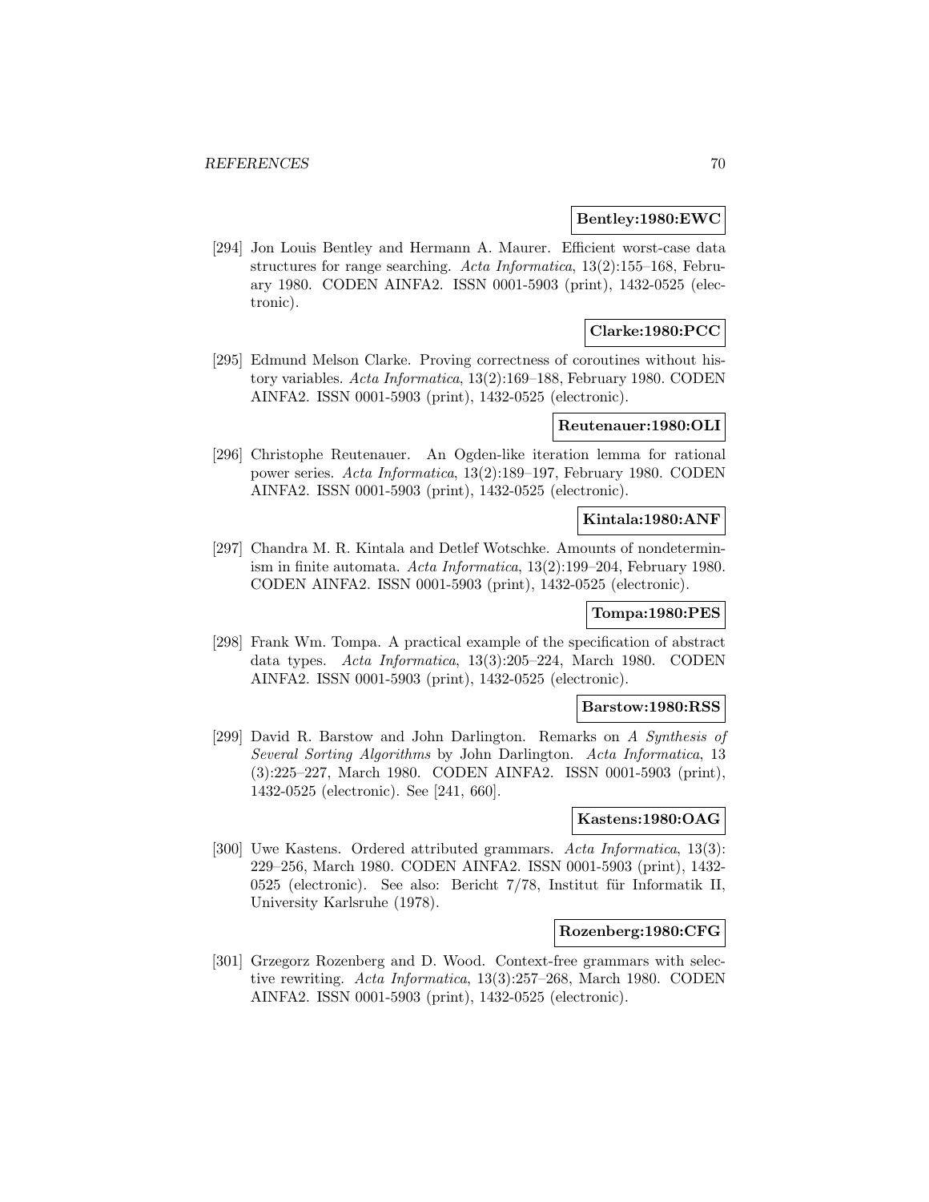**Bentley:1980:EWC**

[294] Jon Louis Bentley and Hermann A. Maurer. Efficient worst-case data structures for range searching. *Acta Informatica*, 13(2):155–168, February 1980. CODEN AINFA2. ISSN 0001-5903 (print), 1432-0525 (electronic).

**Clarke:1980:PCC**

[295] Edmund Melson Clarke. Proving correctness of coroutines without history variables. *Acta Informatica*, 13(2):169–188, February 1980. CODEN AINFA2. ISSN 0001-5903 (print), 1432-0525 (electronic).

**Reutenauer:1980:OLI**

[296] Christophe Reutenauer. An Ogden-like iteration lemma for rational power series. *Acta Informatica*, 13(2):189–197, February 1980. CODEN AINFA2. ISSN 0001-5903 (print), 1432-0525 (electronic).

**Kintala:1980:ANF**

[297] Chandra M. R. Kintala and Detlef Wotschke. Amounts of nondeterminism in finite automata. *Acta Informatica*, 13(2):199–204, February 1980. CODEN AINFA2. ISSN 0001-5903 (print), 1432-0525 (electronic).

**Tompa:1980:PES**

[298] Frank Wm. Tompa. A practical example of the specification of abstract data types. *Acta Informatica*, 13(3):205–224, March 1980. CODEN AINFA2. ISSN 0001-5903 (print), 1432-0525 (electronic).

**Barstow:1980:RSS**

[299] David R. Barstow and John Darlington. Remarks on *A Synthesis of Several Sorting Algorithms* by John Darlington. *Acta Informatica*, 13 (3):225–227, March 1980. CODEN AINFA2. ISSN 0001-5903 (print), 1432-0525 (electronic). See [241, 660].

**Kastens:1980:OAG**

[300] Uwe Kastens. Ordered attributed grammars. *Acta Informatica*, 13(3): 229–256, March 1980. CODEN AINFA2. ISSN 0001-5903 (print), 1432-0525 (electronic). See also: Bericht 7/78, Institut für Informatik II, University Karlsruhe (1978).

**Rozenberg:1980:CFG**

[301] Grzegorz Rozenberg and D. Wood. Context-free grammars with selective rewriting. *Acta Informatica*, 13(3):257–268, March 1980. CODEN AINFA2. ISSN 0001-5903 (print), 1432-0525 (electronic).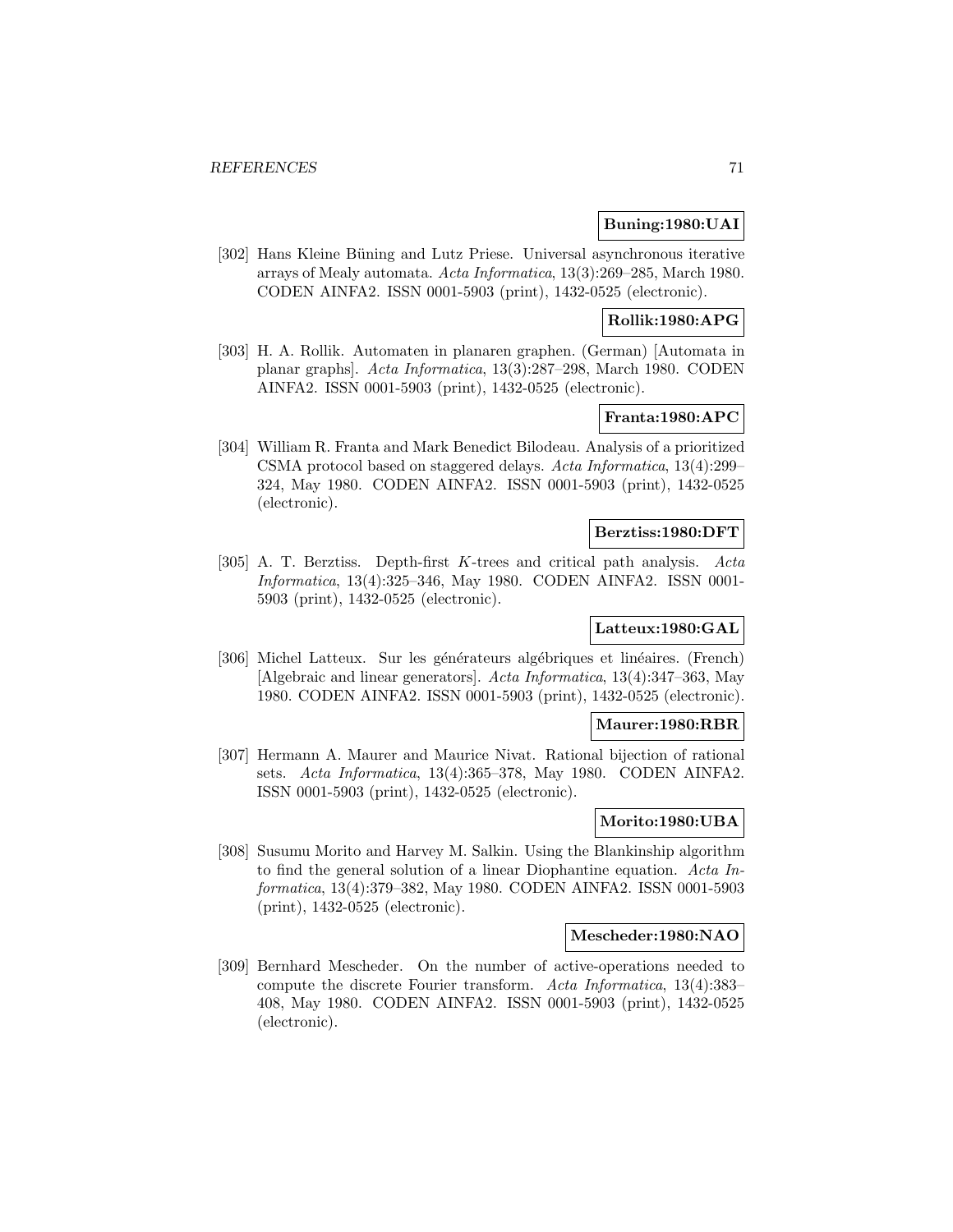**Buning:1980:UAI**

[302] Hans Kleine Büning and Lutz Priese. Universal asynchronous iterative arrays of Mealy automata. *Acta Informatica*, 13(3):269–285, March 1980. CODEN AINFA2. ISSN 0001-5903 (print), 1432-0525 (electronic).

**Rollik:1980:APG**

[303] H. A. Rollik. Automaten in planaren graphen. (German) [Automata in planar graphs]. *Acta Informatica*, 13(3):287–298, March 1980. CODEN AINFA2. ISSN 0001-5903 (print), 1432-0525 (electronic).

**Franta:1980:APC**

[304] William R. Franta and Mark Benedict Bilodeau. Analysis of a prioritized CSMA protocol based on staggered delays. *Acta Informatica*, 13(4):299–324, May 1980. CODEN AINFA2. ISSN 0001-5903 (print), 1432-0525 (electronic).

**Berztiss:1980:DFT**

[305] A. T. Berztiss. Depth-first $K$-trees and critical path analysis. *Acta Informatica*, 13(4):325–346, May 1980. CODEN AINFA2. ISSN 0001-5903 (print), 1432-0525 (electronic).

**Latteux:1980:GAL**

[306] Michel Latteux. Sur les générateurs algébriques et linéaires. (French) [Algebraic and linear generators]. *Acta Informatica*, 13(4):347–363, May 1980. CODEN AINFA2. ISSN 0001-5903 (print), 1432-0525 (electronic).

**Maurer:1980:RBR**

[307] Hermann A. Maurer and Maurice Nivat. Rational bijection of rational sets. *Acta Informatica*, 13(4):365–378, May 1980. CODEN AINFA2. ISSN 0001-5903 (print), 1432-0525 (electronic).

**Morito:1980:UBA**

[308] Susumu Morito and Harvey M. Salkin. Using the Blankinship algorithm to find the general solution of a linear Diophantine equation. *Acta Informatica*, 13(4):379–382, May 1980. CODEN AINFA2. ISSN 0001-5903 (print), 1432-0525 (electronic).

**Mescheder:1980:NAO**

[309] Bernhard Mescheder. On the number of active-operations needed to compute the discrete Fourier transform. *Acta Informatica*, 13(4):383–408, May 1980. CODEN AINFA2. ISSN 0001-5903 (print), 1432-0525 (electronic).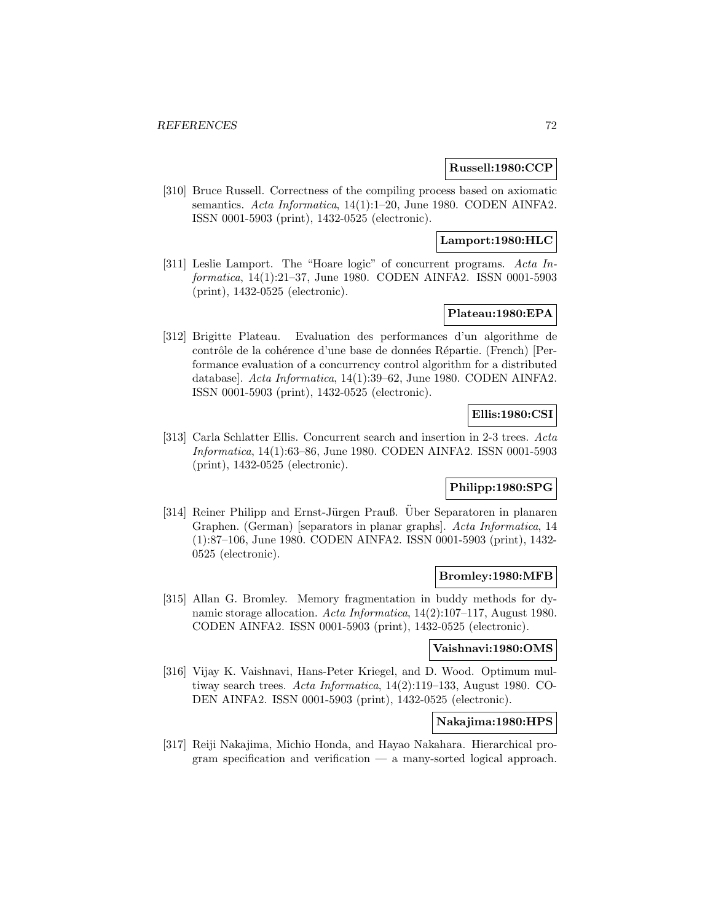**Russell:1980:CCP**

[310] Bruce Russell. Correctness of the compiling process based on axiomatic semantics. *Acta Informatica*, 14(1):1–20, June 1980. CODEN AINFA2. ISSN 0001-5903 (print), 1432-0525 (electronic).

**Lamport:1980:HLC**

[311] Leslie Lamport. The "Hoare logic" of concurrent programs. *Acta Informatica*, 14(1):21–37, June 1980. CODEN AINFA2. ISSN 0001-5903 (print), 1432-0525 (electronic).

**Plateau:1980:EPA**

[312] Brigitte Plateau. Evaluation des performances d'un algorithme de contrôle de la cohérence d'une base de données Répartie. (French) [Performance evaluation of a concurrency control algorithm for a distributed database]. *Acta Informatica*, 14(1):39–62, June 1980. CODEN AINFA2. ISSN 0001-5903 (print), 1432-0525 (electronic).

**Ellis:1980:CSI**

[313] Carla Schlatter Ellis. Concurrent search and insertion in 2-3 trees. *Acta Informatica*, 14(1):63–86, June 1980. CODEN AINFA2. ISSN 0001-5903 (print), 1432-0525 (electronic).

**Philipp:1980:SPG**

[314] Reiner Philipp and Ernst-Jürgen Prauß. Über Separatoren in planaren Graphen. (German) [separators in planar graphs]. *Acta Informatica*, 14 (1):87–106, June 1980. CODEN AINFA2. ISSN 0001-5903 (print), 1432-0525 (electronic).

**Bromley:1980:MFB**

[315] Allan G. Bromley. Memory fragmentation in buddy methods for dynamic storage allocation. *Acta Informatica*, 14(2):107–117, August 1980. CODEN AINFA2. ISSN 0001-5903 (print), 1432-0525 (electronic).

**Vaishnavi:1980:OMS**

[316] Vijay K. Vaishnavi, Hans-Peter Kriegel, and D. Wood. Optimum multiway search trees. *Acta Informatica*, 14(2):119–133, August 1980. CODEN AINFA2. ISSN 0001-5903 (print), 1432-0525 (electronic).

**Nakajima:1980:HPS**

[317] Reiji Nakajima, Michio Honda, and Hayao Nakahara. Hierarchical program specification and verification — a many-sorted logical approach.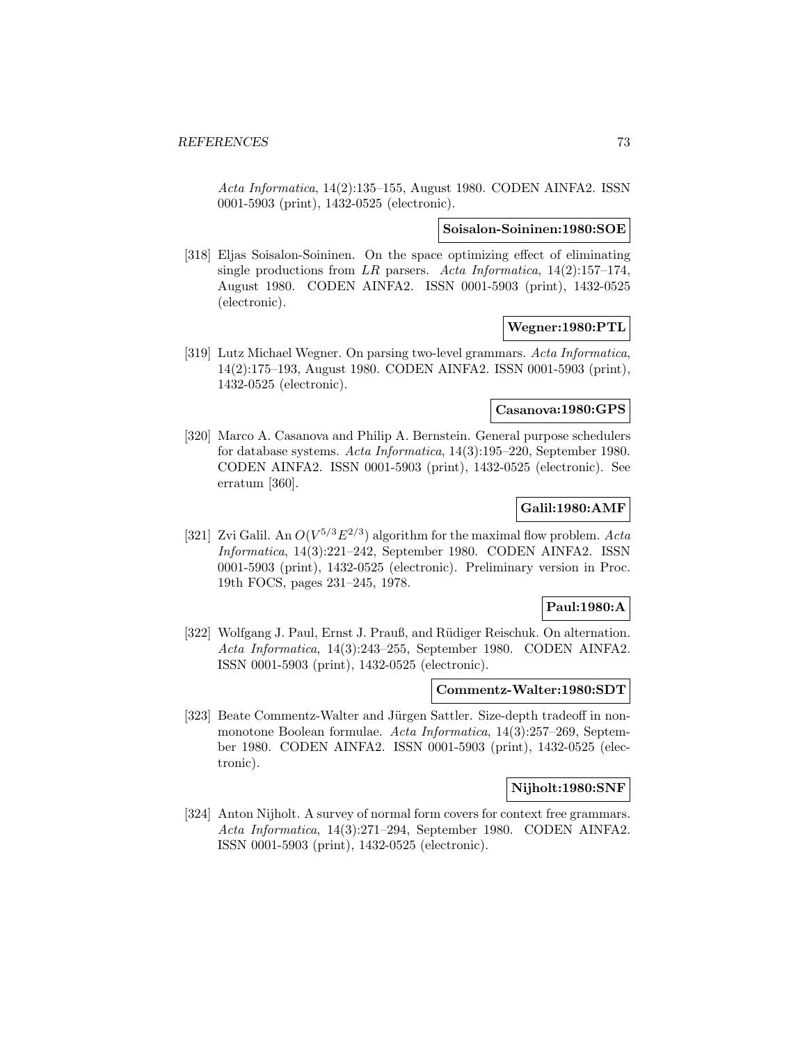*Acta Informatica*, 14(2):135–155, August 1980. CODEN AINFA2. ISSN 0001-5903 (print), 1432-0525 (electronic).

**Soisalon-Soininen:1980:SOE**

[318] Eljas Soisalon-Soininen. On the space optimizing effect of eliminating single productions from *LR* parsers. *Acta Informatica*, 14(2):157–174, August 1980. CODEN AINFA2. ISSN 0001-5903 (print), 1432-0525 (electronic).

**Wegner:1980:PTL**

[319] Lutz Michael Wegner. On parsing two-level grammars. *Acta Informatica*, 14(2):175–193, August 1980. CODEN AINFA2. ISSN 0001-5903 (print), 1432-0525 (electronic).

**Casanova:1980:GPS**

[320] Marco A. Casanova and Philip A. Bernstein. General purpose schedulers for database systems. *Acta Informatica*, 14(3):195–220, September 1980. CODEN AINFA2. ISSN 0001-5903 (print), 1432-0525 (electronic). See erratum [360].

**Galil:1980:AMF**

[321] Zvi Galil. An $O(V^{5/3}E^{2/3})$ algorithm for the maximal flow problem. *Acta Informatica*, 14(3):221–242, September 1980. CODEN AINFA2. ISSN 0001-5903 (print), 1432-0525 (electronic). Preliminary version in Proc. 19th FOCS, pages 231–245, 1978.

**Paul:1980:A**

[322] Wolfgang J. Paul, Ernst J. Prauß, and Rüdiger Reischuk. On alternation. *Acta Informatica*, 14(3):243–255, September 1980. CODEN AINFA2. ISSN 0001-5903 (print), 1432-0525 (electronic).

**Commentz-Walter:1980:SDT**

[323] Beate Commentz-Walter and Jürgen Sattler. Size-depth tradeoff in non-monotone Boolean formulae. *Acta Informatica*, 14(3):257–269, September 1980. CODEN AINFA2. ISSN 0001-5903 (print), 1432-0525 (electronic).

**Nijholt:1980:SNF**

[324] Anton Nijholt. A survey of normal form covers for context free grammars. *Acta Informatica*, 14(3):271–294, September 1980. CODEN AINFA2. ISSN 0001-5903 (print), 1432-0525 (electronic).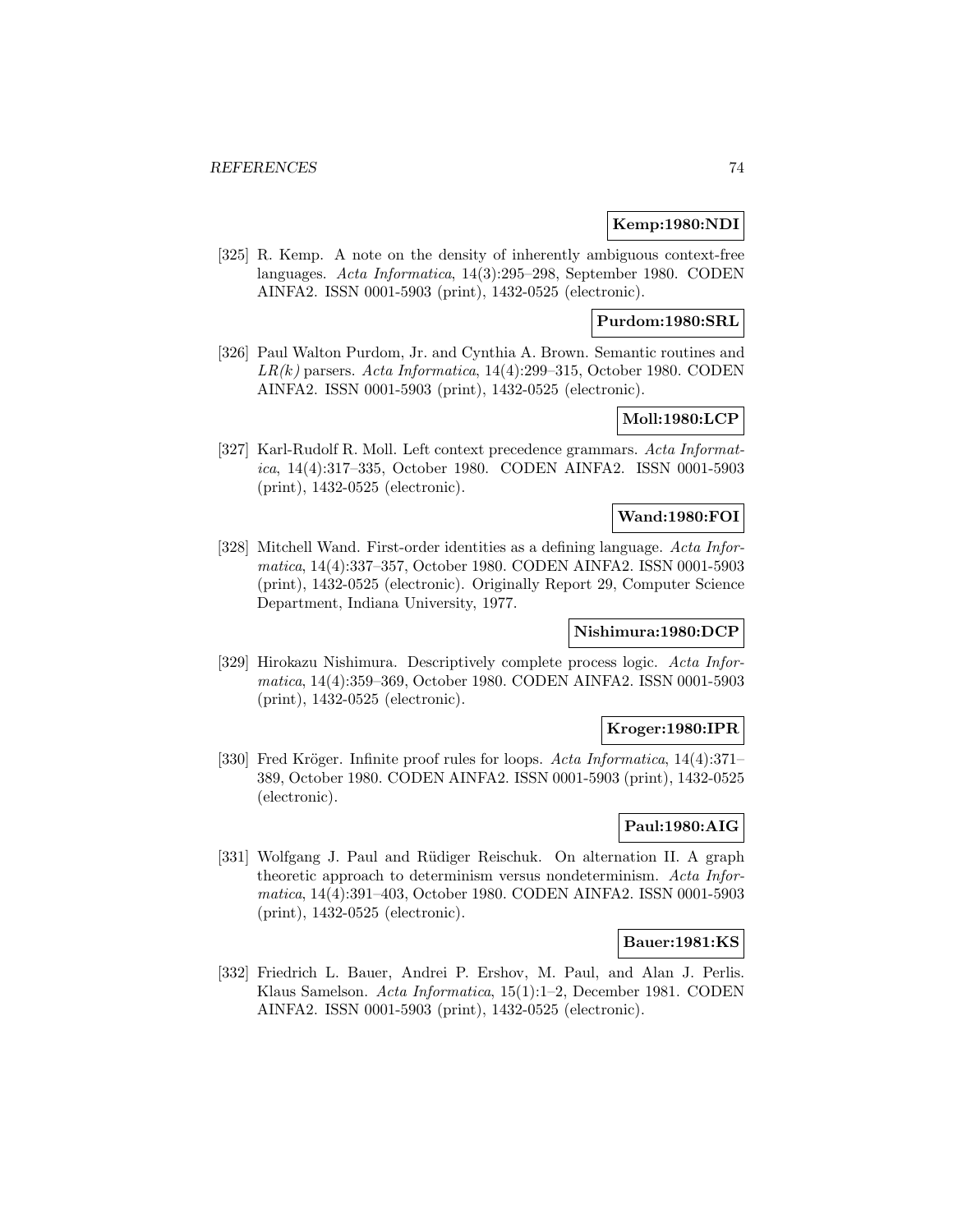**Kemp:1980:NDI**

[325] R. Kemp. A note on the density of inherently ambiguous context-free languages. *Acta Informatica*, 14(3):295–298, September 1980. CODEN AINFA2. ISSN 0001-5903 (print), 1432-0525 (electronic).

**Purdom:1980:SRL**

[326] Paul Walton Purdom, Jr. and Cynthia A. Brown. Semantic routines and *LR(k)* parsers. *Acta Informatica*, 14(4):299–315, October 1980. CODEN AINFA2. ISSN 0001-5903 (print), 1432-0525 (electronic).

**Moll:1980:LCP**

[327] Karl-Rudolf R. Moll. Left context precedence grammars. *Acta Informatica*, 14(4):317–335, October 1980. CODEN AINFA2. ISSN 0001-5903 (print), 1432-0525 (electronic).

**Wand:1980:FOI**

[328] Mitchell Wand. First-order identities as a defining language. *Acta Informatica*, 14(4):337–357, October 1980. CODEN AINFA2. ISSN 0001-5903 (print), 1432-0525 (electronic). Originally Report 29, Computer Science Department, Indiana University, 1977.

**Nishimura:1980:DCP**

[329] Hirokazu Nishimura. Descriptively complete process logic. *Acta Informatica*, 14(4):359–369, October 1980. CODEN AINFA2. ISSN 0001-5903 (print), 1432-0525 (electronic).

**Kroger:1980:IPR**

[330] Fred Kröger. Infinite proof rules for loops. *Acta Informatica*, 14(4):371–389, October 1980. CODEN AINFA2. ISSN 0001-5903 (print), 1432-0525 (electronic).

**Paul:1980:AIG**

[331] Wolfgang J. Paul and Rüdiger Reischuk. On alternation II. A graph theoretic approach to determinism versus nondeterminism. *Acta Informatica*, 14(4):391–403, October 1980. CODEN AINFA2. ISSN 0001-5903 (print), 1432-0525 (electronic).

**Bauer:1981:KS**

[332] Friedrich L. Bauer, Andrei P. Ershov, M. Paul, and Alan J. Perlis. Klaus Samelson. *Acta Informatica*, 15(1):1–2, December 1981. CODEN AINFA2. ISSN 0001-5903 (print), 1432-0525 (electronic).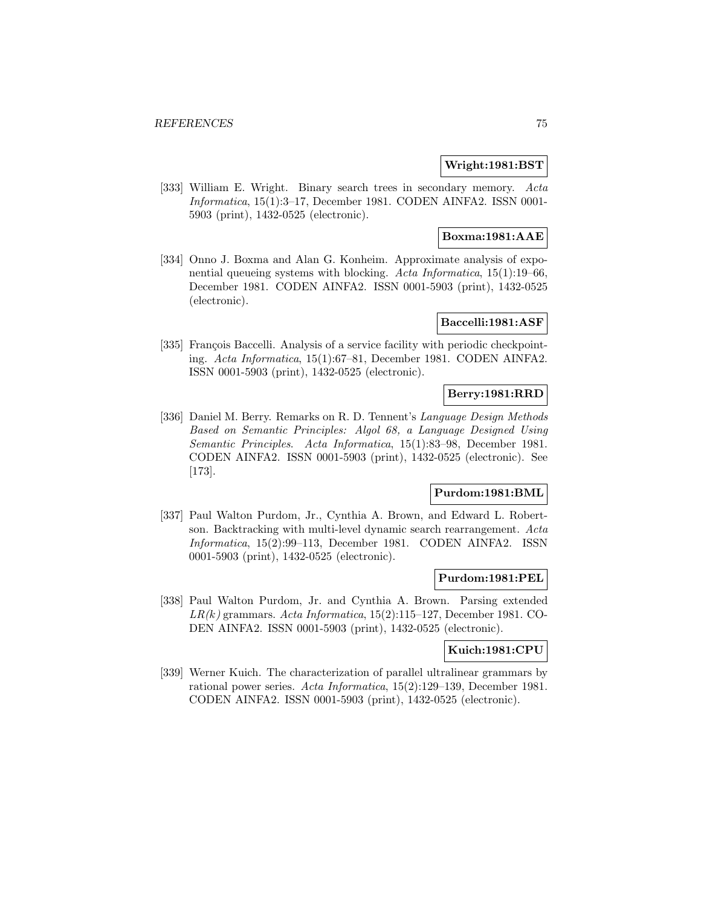**Wright:1981:BST**

[333] William E. Wright. Binary search trees in secondary memory. *Acta Informatica*, 15(1):3–17, December 1981. CODEN AINFA2. ISSN 0001-5903 (print), 1432-0525 (electronic).

**Boxma:1981:AAE**

[334] Onno J. Boxma and Alan G. Konheim. Approximate analysis of exponential queueing systems with blocking. *Acta Informatica*, 15(1):19–66, December 1981. CODEN AINFA2. ISSN 0001-5903 (print), 1432-0525 (electronic).

**Baccelli:1981:ASF**

[335] François Baccelli. Analysis of a service facility with periodic checkpointing. *Acta Informatica*, 15(1):67–81, December 1981. CODEN AINFA2. ISSN 0001-5903 (print), 1432-0525 (electronic).

**Berry:1981:RRD**

[336] Daniel M. Berry. Remarks on R. D. Tennent's *Language Design Methods Based on Semantic Principles: Algol 68, a Language Designed Using Semantic Principles*. *Acta Informatica*, 15(1):83–98, December 1981. CODEN AINFA2. ISSN 0001-5903 (print), 1432-0525 (electronic). See [173].

**Purdom:1981:BML**

[337] Paul Walton Purdom, Jr., Cynthia A. Brown, and Edward L. Robertson. Backtracking with multi-level dynamic search rearrangement. *Acta Informatica*, 15(2):99–113, December 1981. CODEN AINFA2. ISSN 0001-5903 (print), 1432-0525 (electronic).

**Purdom:1981:PEL**

[338] Paul Walton Purdom, Jr. and Cynthia A. Brown. Parsing extended *LR(k)* grammars. *Acta Informatica*, 15(2):115–127, December 1981. CODEN AINFA2. ISSN 0001-5903 (print), 1432-0525 (electronic).

**Kuich:1981:CPU**

[339] Werner Kuich. The characterization of parallel ultralinear grammars by rational power series. *Acta Informatica*, 15(2):129–139, December 1981. CODEN AINFA2. ISSN 0001-5903 (print), 1432-0525 (electronic).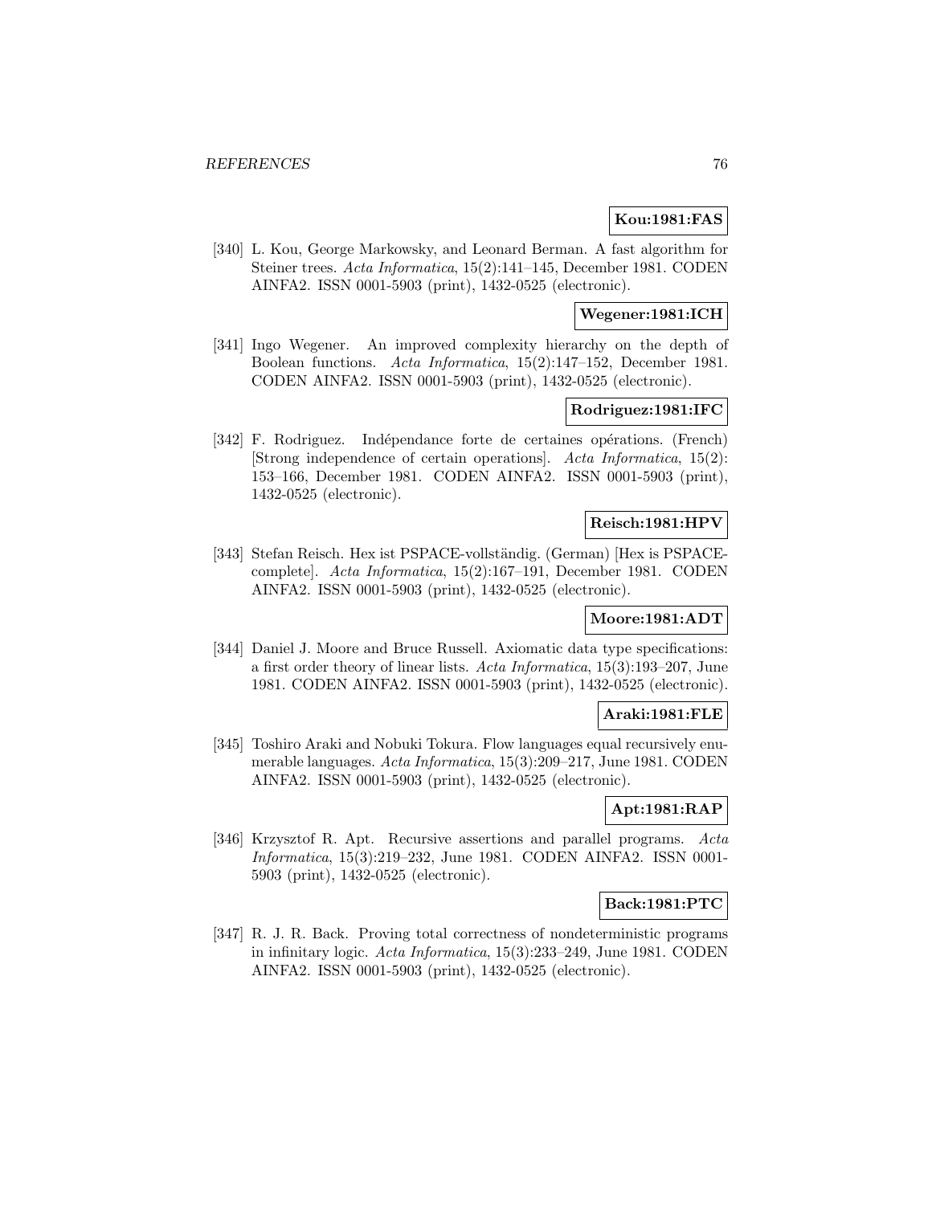**Kou:1981:FAS**

[340] L. Kou, George Markowsky, and Leonard Berman. A fast algorithm for Steiner trees. *Acta Informatica*, 15(2):141–145, December 1981. CODEN AINFA2. ISSN 0001-5903 (print), 1432-0525 (electronic).

**Wegener:1981:ICH**

[341] Ingo Wegener. An improved complexity hierarchy on the depth of Boolean functions. *Acta Informatica*, 15(2):147–152, December 1981. CODEN AINFA2. ISSN 0001-5903 (print), 1432-0525 (electronic).

**Rodriguez:1981:IFC**

[342] F. Rodriguez. Indépendance forte de certaines opérations. (French) [Strong independence of certain operations]. *Acta Informatica*, 15(2): 153–166, December 1981. CODEN AINFA2. ISSN 0001-5903 (print), 1432-0525 (electronic).

**Reisch:1981:HPV**

[343] Stefan Reisch. Hex ist PSPACE-vollständig. (German) [Hex is PSPACE-complete]. *Acta Informatica*, 15(2):167–191, December 1981. CODEN AINFA2. ISSN 0001-5903 (print), 1432-0525 (electronic).

**Moore:1981:ADT**

[344] Daniel J. Moore and Bruce Russell. Axiomatic data type specifications: a first order theory of linear lists. *Acta Informatica*, 15(3):193–207, June 1981. CODEN AINFA2. ISSN 0001-5903 (print), 1432-0525 (electronic).

**Araki:1981:FLE**

[345] Toshiro Araki and Nobuki Tokura. Flow languages equal recursively enumerable languages. *Acta Informatica*, 15(3):209–217, June 1981. CODEN AINFA2. ISSN 0001-5903 (print), 1432-0525 (electronic).

**Apt:1981:RAP**

[346] Krzysztof R. Apt. Recursive assertions and parallel programs. *Acta Informatica*, 15(3):219–232, June 1981. CODEN AINFA2. ISSN 0001-5903 (print), 1432-0525 (electronic).

**Back:1981:PTC**

[347] R. J. R. Back. Proving total correctness of nondeterministic programs in infinitary logic. *Acta Informatica*, 15(3):233–249, June 1981. CODEN AINFA2. ISSN 0001-5903 (print), 1432-0525 (electronic).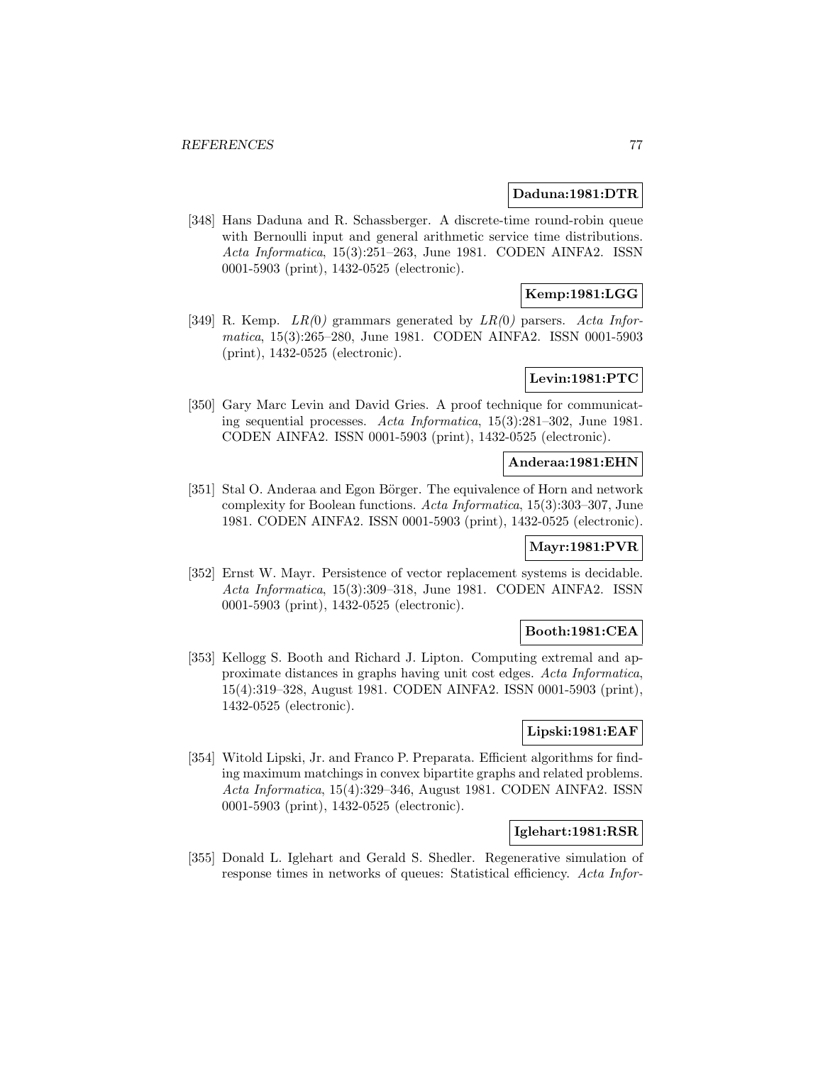**Daduna:1981:DTR**

[348] Hans Daduna and R. Schassberger. A discrete-time round-robin queue with Bernoulli input and general arithmetic service time distributions. *Acta Informatica*, 15(3):251–263, June 1981. CODEN AINFA2. ISSN 0001-5903 (print), 1432-0525 (electronic).

**Kemp:1981:LGG**

[349] R. Kemp. *LR(0)* grammars generated by *LR(0)* parsers. *Acta Informatica*, 15(3):265–280, June 1981. CODEN AINFA2. ISSN 0001-5903 (print), 1432-0525 (electronic).

**Levin:1981:PTC**

[350] Gary Marc Levin and David Gries. A proof technique for communicating sequential processes. *Acta Informatica*, 15(3):281–302, June 1981. CODEN AINFA2. ISSN 0001-5903 (print), 1432-0525 (electronic).

**Anderaa:1981:EHN**

[351] Stal O. Anderaa and Egon Börger. The equivalence of Horn and network complexity for Boolean functions. *Acta Informatica*, 15(3):303–307, June 1981. CODEN AINFA2. ISSN 0001-5903 (print), 1432-0525 (electronic).

**Mayr:1981:PVR**

[352] Ernst W. Mayr. Persistence of vector replacement systems is decidable. *Acta Informatica*, 15(3):309–318, June 1981. CODEN AINFA2. ISSN 0001-5903 (print), 1432-0525 (electronic).

**Booth:1981:CEA**

[353] Kellogg S. Booth and Richard J. Lipton. Computing extremal and approximate distances in graphs having unit cost edges. *Acta Informatica*, 15(4):319–328, August 1981. CODEN AINFA2. ISSN 0001-5903 (print), 1432-0525 (electronic).

**Lipski:1981:EAF**

[354] Witold Lipski, Jr. and Franco P. Preparata. Efficient algorithms for finding maximum matchings in convex bipartite graphs and related problems. *Acta Informatica*, 15(4):329–346, August 1981. CODEN AINFA2. ISSN 0001-5903 (print), 1432-0525 (electronic).

**Iglehart:1981:RSR**

[355] Donald L. Iglehart and Gerald S. Shedler. Regenerative simulation of response times in networks of queues: Statistical efficiency. *Acta Infor-*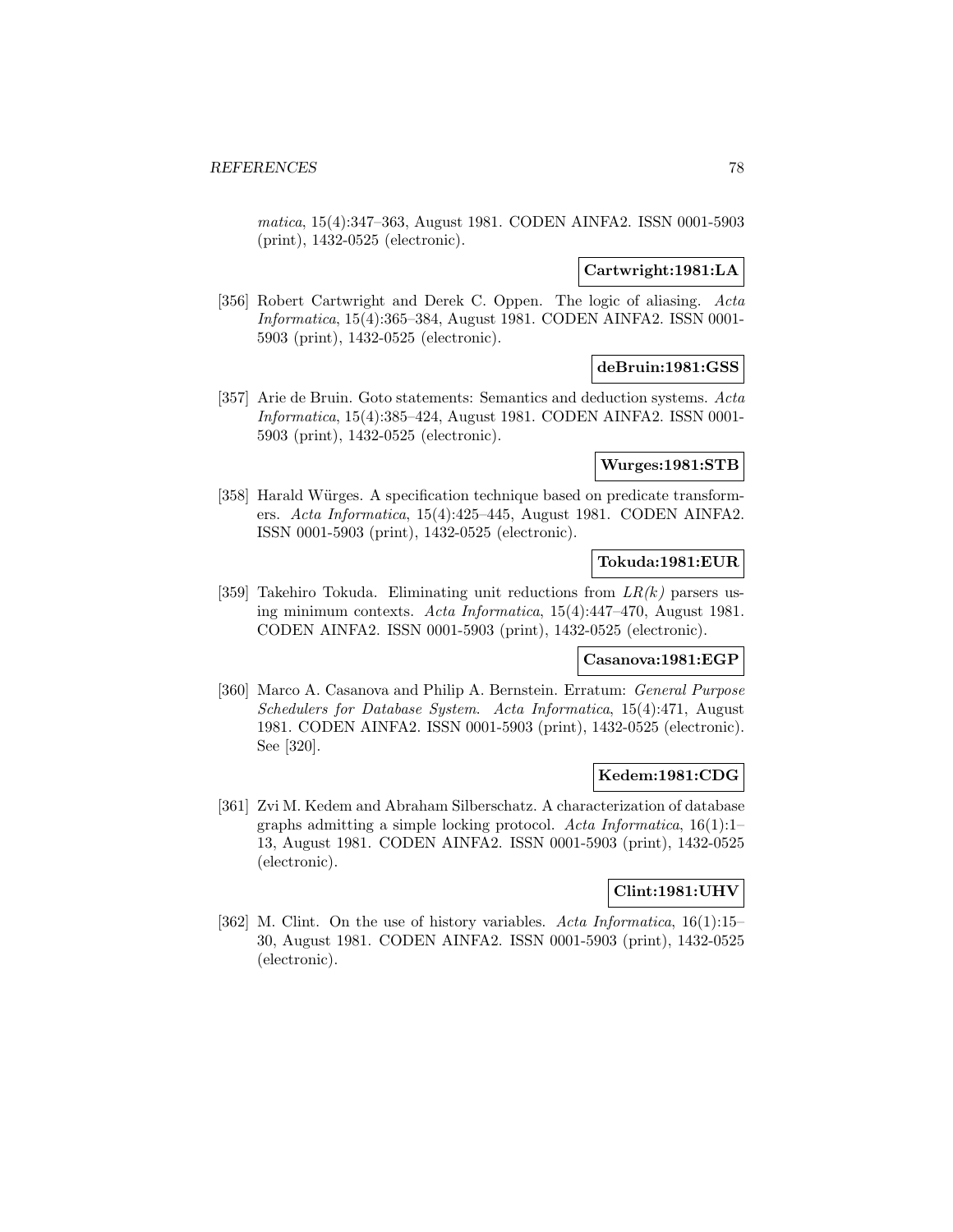*matica*, 15(4):347–363, August 1981. CODEN AINFA2. ISSN 0001-5903 (print), 1432-0525 (electronic).

**Cartwright:1981:LA**

[356] Robert Cartwright and Derek C. Oppen. The logic of aliasing. *Acta Informatica*, 15(4):365–384, August 1981. CODEN AINFA2. ISSN 0001-5903 (print), 1432-0525 (electronic).

**deBruin:1981:GSS**

[357] Arie de Bruin. Goto statements: Semantics and deduction systems. *Acta Informatica*, 15(4):385–424, August 1981. CODEN AINFA2. ISSN 0001-5903 (print), 1432-0525 (electronic).

**Wurges:1981:STB**

[358] Harald Würges. A specification technique based on predicate transformers. *Acta Informatica*, 15(4):425–445, August 1981. CODEN AINFA2. ISSN 0001-5903 (print), 1432-0525 (electronic).

**Tokuda:1981:EUR**

[359] Takehiro Tokuda. Eliminating unit reductions from *LR(k)* parsers using minimum contexts. *Acta Informatica*, 15(4):447–470, August 1981. CODEN AINFA2. ISSN 0001-5903 (print), 1432-0525 (electronic).

**Casanova:1981:EGP**

[360] Marco A. Casanova and Philip A. Bernstein. Erratum: *General Purpose Schedulers for Database System*. *Acta Informatica*, 15(4):471, August 1981. CODEN AINFA2. ISSN 0001-5903 (print), 1432-0525 (electronic). See [320].

**Kedem:1981:CDG**

[361] Zvi M. Kedem and Abraham Silberschatz. A characterization of database graphs admitting a simple locking protocol. *Acta Informatica*, 16(1):1–13, August 1981. CODEN AINFA2. ISSN 0001-5903 (print), 1432-0525 (electronic).

**Clint:1981:UHV**

[362] M. Clint. On the use of history variables. *Acta Informatica*, 16(1):15–30, August 1981. CODEN AINFA2. ISSN 0001-5903 (print), 1432-0525 (electronic).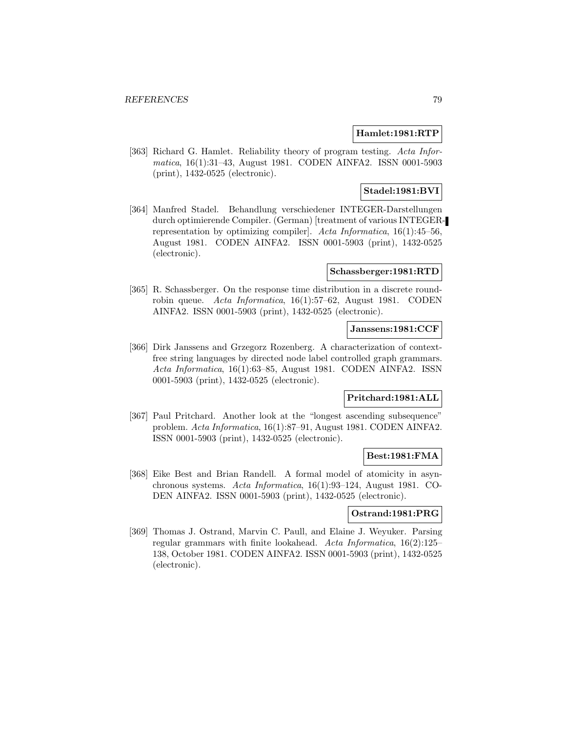**Hamlet:1981:RTP**

[363] Richard G. Hamlet. Reliability theory of program testing. *Acta Informatica*, 16(1):31–43, August 1981. CODEN AINFA2. ISSN 0001-5903 (print), 1432-0525 (electronic).

**Stadel:1981:BVI**

[364] Manfred Stadel. Behandlung verschiedener INTEGER-Darstellungen durch optimierende Compiler. (German) [treatment of various INTEGER-representation by optimizing compiler]. *Acta Informatica*, 16(1):45–56, August 1981. CODEN AINFA2. ISSN 0001-5903 (print), 1432-0525 (electronic).

**Schassberger:1981:RTD**

[365] R. Schassberger. On the response time distribution in a discrete round-robin queue. *Acta Informatica*, 16(1):57–62, August 1981. CODEN AINFA2. ISSN 0001-5903 (print), 1432-0525 (electronic).

**Janssens:1981:CCF**

[366] Dirk Janssens and Grzegorz Rozenberg. A characterization of context-free string languages by directed node label controlled graph grammars. *Acta Informatica*, 16(1):63–85, August 1981. CODEN AINFA2. ISSN 0001-5903 (print), 1432-0525 (electronic).

**Pritchard:1981:ALL**

[367] Paul Pritchard. Another look at the "longest ascending subsequence" problem. *Acta Informatica*, 16(1):87–91, August 1981. CODEN AINFA2. ISSN 0001-5903 (print), 1432-0525 (electronic).

**Best:1981:FMA**

[368] Eike Best and Brian Randell. A formal model of atomicity in asynchronous systems. *Acta Informatica*, 16(1):93–124, August 1981. CODEN AINFA2. ISSN 0001-5903 (print), 1432-0525 (electronic).

**Ostrand:1981:PRG**

[369] Thomas J. Ostrand, Marvin C. Paull, and Elaine J. Weyuker. Parsing regular grammars with finite lookahead. *Acta Informatica*, 16(2):125–138, October 1981. CODEN AINFA2. ISSN 0001-5903 (print), 1432-0525 (electronic).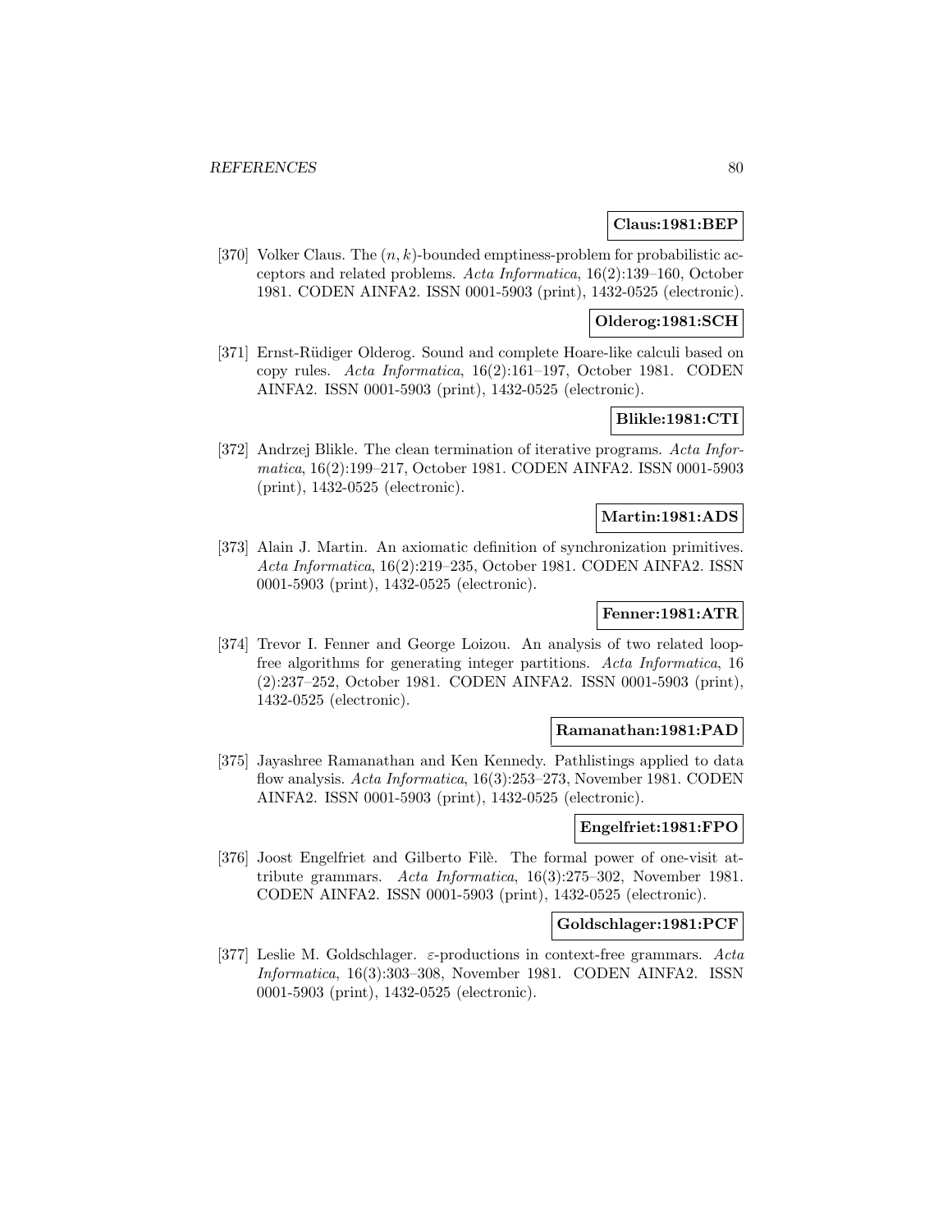**Claus:1981:BEP**

[370] Volker Claus. The $(n, k)$-bounded emptiness-problem for probabilistic acceptors and related problems. *Acta Informatica*, 16(2):139–160, October 1981. CODEN AINFA2. ISSN 0001-5903 (print), 1432-0525 (electronic).

**Olderog:1981:SCH**

[371] Ernst-Rüdiger Olderog. Sound and complete Hoare-like calculi based on copy rules. *Acta Informatica*, 16(2):161–197, October 1981. CODEN AINFA2. ISSN 0001-5903 (print), 1432-0525 (electronic).

**Blikle:1981:CTI**

[372] Andrzej Blikle. The clean termination of iterative programs. *Acta Informatica*, 16(2):199–217, October 1981. CODEN AINFA2. ISSN 0001-5903 (print), 1432-0525 (electronic).

**Martin:1981:ADS**

[373] Alain J. Martin. An axiomatic definition of synchronization primitives. *Acta Informatica*, 16(2):219–235, October 1981. CODEN AINFA2. ISSN 0001-5903 (print), 1432-0525 (electronic).

**Fenner:1981:ATR**

[374] Trevor I. Fenner and George Loizou. An analysis of two related loop-free algorithms for generating integer partitions. *Acta Informatica*, 16 (2):237–252, October 1981. CODEN AINFA2. ISSN 0001-5903 (print), 1432-0525 (electronic).

**Ramanathan:1981:PAD**

[375] Jayashree Ramanathan and Ken Kennedy. Pathlistings applied to data flow analysis. *Acta Informatica*, 16(3):253–273, November 1981. CODEN AINFA2. ISSN 0001-5903 (print), 1432-0525 (electronic).

**Engelfriet:1981:FPO**

[376] Joost Engelfriet and Gilberto Filè. The formal power of one-visit attribute grammars. *Acta Informatica*, 16(3):275–302, November 1981. CODEN AINFA2. ISSN 0001-5903 (print), 1432-0525 (electronic).

**Goldschlager:1981:PCF**

[377] Leslie M. Goldschlager. $\varepsilon$-productions in context-free grammars. *Acta Informatica*, 16(3):303–308, November 1981. CODEN AINFA2. ISSN 0001-5903 (print), 1432-0525 (electronic).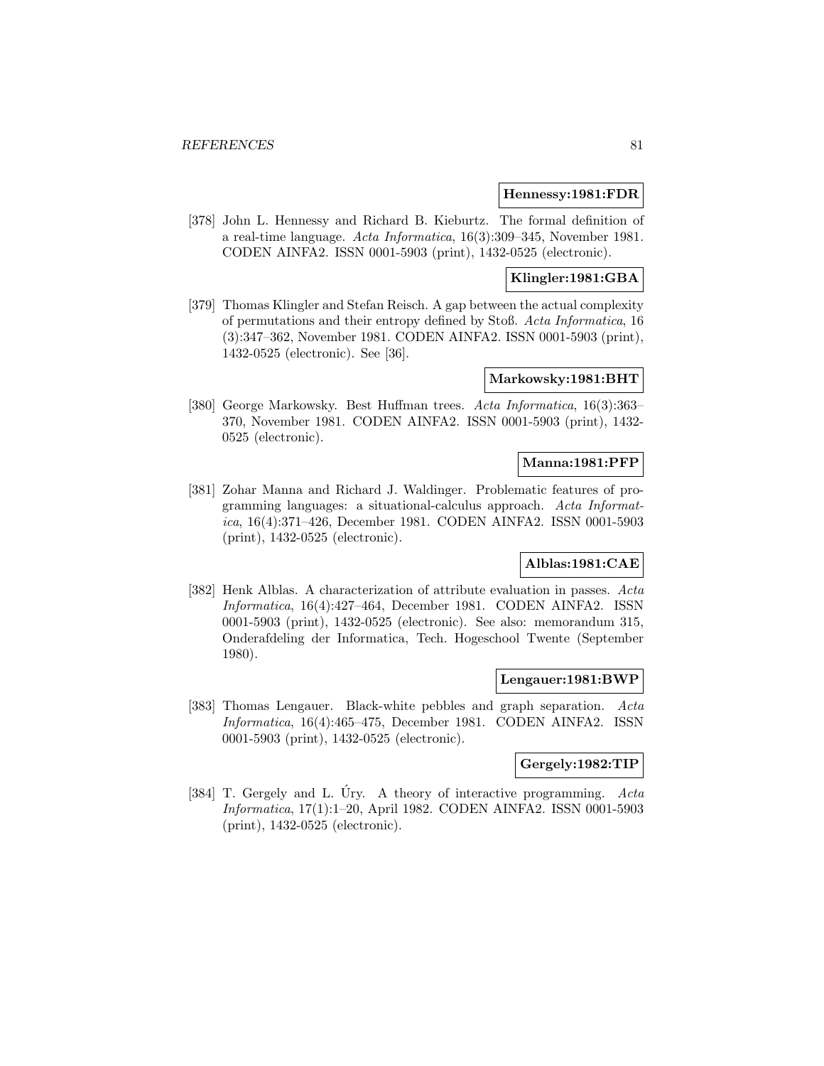**Hennessy:1981:FDR**

[378] John L. Hennessy and Richard B. Kieburtz. The formal definition of a real-time language. *Acta Informatica*, 16(3):309–345, November 1981. CODEN AINFA2. ISSN 0001-5903 (print), 1432-0525 (electronic).

**Klingler:1981:GBA**

[379] Thomas Klingler and Stefan Reisch. A gap between the actual complexity of permutations and their entropy defined by Stoß. *Acta Informatica*, 16 (3):347–362, November 1981. CODEN AINFA2. ISSN 0001-5903 (print), 1432-0525 (electronic). See [36].

**Markowsky:1981:BHT**

[380] George Markowsky. Best Huffman trees. *Acta Informatica*, 16(3):363–370, November 1981. CODEN AINFA2. ISSN 0001-5903 (print), 1432-0525 (electronic).

**Manna:1981:PFP**

[381] Zohar Manna and Richard J. Waldinger. Problematic features of programming languages: a situational-calculus approach. *Acta Informatica*, 16(4):371–426, December 1981. CODEN AINFA2. ISSN 0001-5903 (print), 1432-0525 (electronic).

**Alblas:1981:CAE**

[382] Henk Alblas. A characterization of attribute evaluation in passes. *Acta Informatica*, 16(4):427–464, December 1981. CODEN AINFA2. ISSN 0001-5903 (print), 1432-0525 (electronic). See also: memorandum 315, Onderafdeling der Informatica, Tech. Hogeschool Twente (September 1980).

**Lengauer:1981:BWP**

[383] Thomas Lengauer. Black-white pebbles and graph separation. *Acta Informatica*, 16(4):465–475, December 1981. CODEN AINFA2. ISSN 0001-5903 (print), 1432-0525 (electronic).

**Gergely:1982:TIP**

[384] T. Gergely and L. Úry. A theory of interactive programming. *Acta Informatica*, 17(1):1–20, April 1982. CODEN AINFA2. ISSN 0001-5903 (print), 1432-0525 (electronic).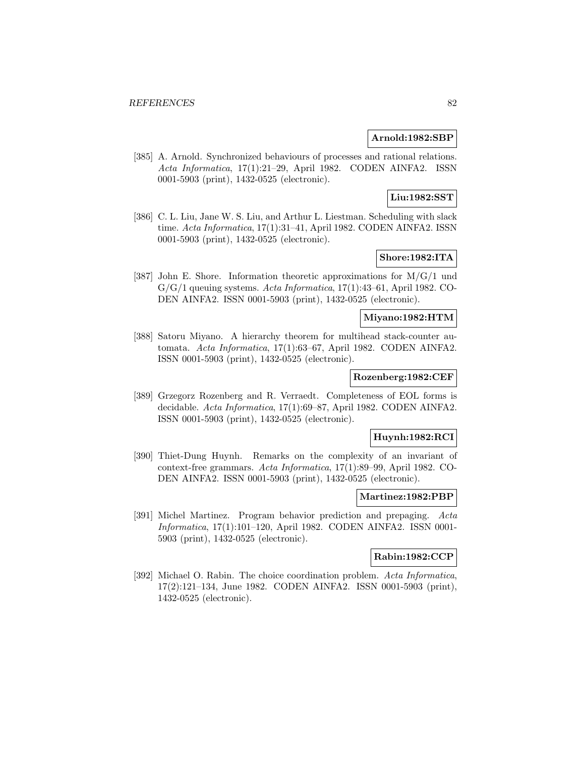**Arnold:1982:SBP**

[385] A. Arnold. Synchronized behaviours of processes and rational relations. *Acta Informatica*, 17(1):21–29, April 1982. CODEN AINFA2. ISSN 0001-5903 (print), 1432-0525 (electronic).

**Liu:1982:SST**

[386] C. L. Liu, Jane W. S. Liu, and Arthur L. Liestman. Scheduling with slack time. *Acta Informatica*, 17(1):31–41, April 1982. CODEN AINFA2. ISSN 0001-5903 (print), 1432-0525 (electronic).

**Shore:1982:ITA**

[387] John E. Shore. Information theoretic approximations for M/G/1 und G/G/1 queuing systems. *Acta Informatica*, 17(1):43–61, April 1982. CODEN AINFA2. ISSN 0001-5903 (print), 1432-0525 (electronic).

**Miyano:1982:HTM**

[388] Satoru Miyano. A hierarchy theorem for multihead stack-counter automata. *Acta Informatica*, 17(1):63–67, April 1982. CODEN AINFA2. ISSN 0001-5903 (print), 1432-0525 (electronic).

**Rozenberg:1982:CEF**

[389] Grzegorz Rozenberg and R. Verraedt. Completeness of EOL forms is decidable. *Acta Informatica*, 17(1):69–87, April 1982. CODEN AINFA2. ISSN 0001-5903 (print), 1432-0525 (electronic).

**Huynh:1982:RCI**

[390] Thiet-Dung Huynh. Remarks on the complexity of an invariant of context-free grammars. *Acta Informatica*, 17(1):89–99, April 1982. CODEN AINFA2. ISSN 0001-5903 (print), 1432-0525 (electronic).

**Martinez:1982:PBP**

[391] Michel Martinez. Program behavior prediction and prepaging. *Acta Informatica*, 17(1):101–120, April 1982. CODEN AINFA2. ISSN 0001-5903 (print), 1432-0525 (electronic).

**Rabin:1982:CCP**

[392] Michael O. Rabin. The choice coordination problem. *Acta Informatica*, 17(2):121–134, June 1982. CODEN AINFA2. ISSN 0001-5903 (print), 1432-0525 (electronic).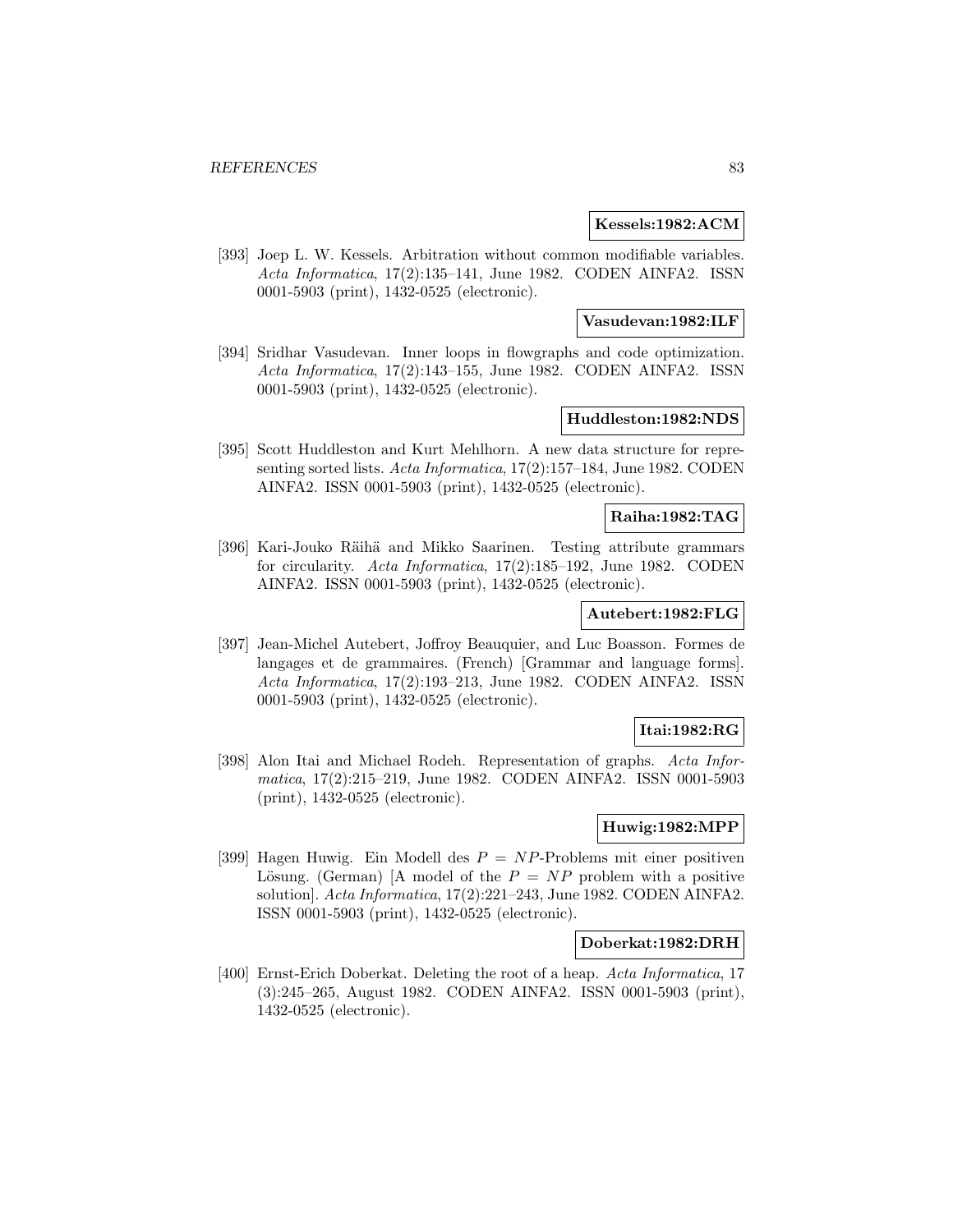**Kessels:1982:ACM**

[393] Joep L. W. Kessels. Arbitration without common modifiable variables. *Acta Informatica*, 17(2):135–141, June 1982. CODEN AINFA2. ISSN 0001-5903 (print), 1432-0525 (electronic).

**Vasudevan:1982:ILF**

[394] Sridhar Vasudevan. Inner loops in flowgraphs and code optimization. *Acta Informatica*, 17(2):143–155, June 1982. CODEN AINFA2. ISSN 0001-5903 (print), 1432-0525 (electronic).

**Huddleston:1982:NDS**

[395] Scott Huddleston and Kurt Mehlhorn. A new data structure for representing sorted lists. *Acta Informatica*, 17(2):157–184, June 1982. CODEN AINFA2. ISSN 0001-5903 (print), 1432-0525 (electronic).

**Raiha:1982:TAG**

[396] Kari-Jouko Räihä and Mikko Saarinen. Testing attribute grammars for circularity. *Acta Informatica*, 17(2):185–192, June 1982. CODEN AINFA2. ISSN 0001-5903 (print), 1432-0525 (electronic).

**Autebert:1982:FLG**

[397] Jean-Michel Autebert, Joffroy Beauquier, and Luc Boasson. Formes de langages et de grammaires. (French) [Grammar and language forms]. *Acta Informatica*, 17(2):193–213, June 1982. CODEN AINFA2. ISSN 0001-5903 (print), 1432-0525 (electronic).

**Itai:1982:RG**

[398] Alon Itai and Michael Rodeh. Representation of graphs. *Acta Informatica*, 17(2):215–219, June 1982. CODEN AINFA2. ISSN 0001-5903 (print), 1432-0525 (electronic).

**Huwig:1982:MPP**

[399] Hagen Huwig. Ein Modell des $P = NP$-Problems mit einer positiven Lösung. (German) [A model of the $P = NP$ problem with a positive solution]. *Acta Informatica*, 17(2):221–243, June 1982. CODEN AINFA2. ISSN 0001-5903 (print), 1432-0525 (electronic).

**Doberkat:1982:DRH**

[400] Ernst-Erich Doberkat. Deleting the root of a heap. *Acta Informatica*, 17 (3):245–265, August 1982. CODEN AINFA2. ISSN 0001-5903 (print), 1432-0525 (electronic).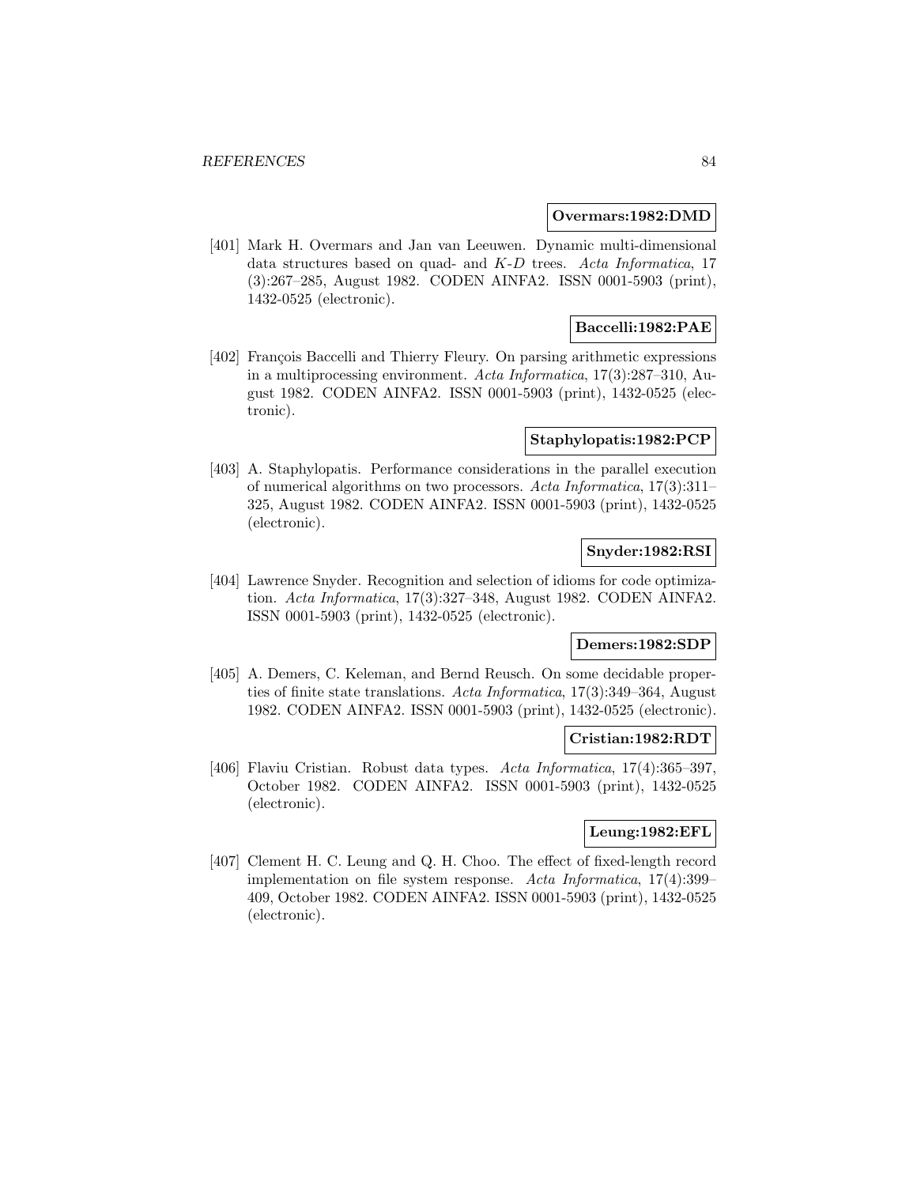**Overmars:1982:DMD**

[401] Mark H. Overmars and Jan van Leeuwen. Dynamic multi-dimensional data structures based on quad- and *K-D* trees. *Acta Informatica*, 17 (3):267–285, August 1982. CODEN AINFA2. ISSN 0001-5903 (print), 1432-0525 (electronic).

**Baccelli:1982:PAE**

[402] François Baccelli and Thierry Fleury. On parsing arithmetic expressions in a multiprocessing environment. *Acta Informatica*, 17(3):287–310, August 1982. CODEN AINFA2. ISSN 0001-5903 (print), 1432-0525 (electronic).

**Staphylopatis:1982:PCP**

[403] A. Staphylopatis. Performance considerations in the parallel execution of numerical algorithms on two processors. *Acta Informatica*, 17(3):311–325, August 1982. CODEN AINFA2. ISSN 0001-5903 (print), 1432-0525 (electronic).

**Snyder:1982:RSI**

[404] Lawrence Snyder. Recognition and selection of idioms for code optimization. *Acta Informatica*, 17(3):327–348, August 1982. CODEN AINFA2. ISSN 0001-5903 (print), 1432-0525 (electronic).

**Demers:1982:SDP**

[405] A. Demers, C. Keleman, and Bernd Reusch. On some decidable properties of finite state translations. *Acta Informatica*, 17(3):349–364, August 1982. CODEN AINFA2. ISSN 0001-5903 (print), 1432-0525 (electronic).

**Cristian:1982:RDT**

[406] Flaviu Cristian. Robust data types. *Acta Informatica*, 17(4):365–397, October 1982. CODEN AINFA2. ISSN 0001-5903 (print), 1432-0525 (electronic).

**Leung:1982:EFL**

[407] Clement H. C. Leung and Q. H. Choo. The effect of fixed-length record implementation on file system response. *Acta Informatica*, 17(4):399–409, October 1982. CODEN AINFA2. ISSN 0001-5903 (print), 1432-0525 (electronic).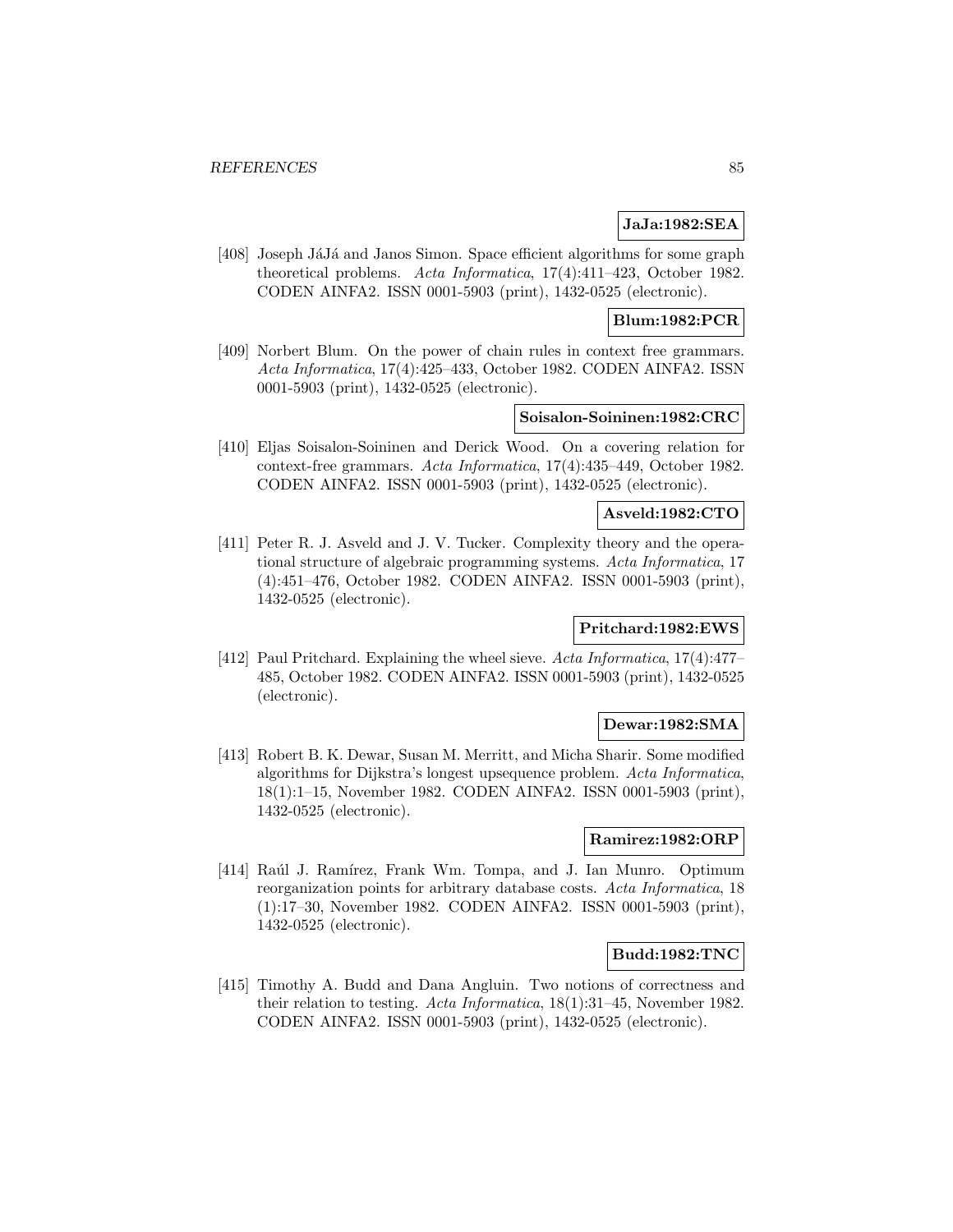**JaJa:1982:SEA**

[408] Joseph JáJá and Janos Simon. Space efficient algorithms for some graph theoretical problems. *Acta Informatica*, 17(4):411–423, October 1982. CODEN AINFA2. ISSN 0001-5903 (print), 1432-0525 (electronic).

**Blum:1982:PCR**

[409] Norbert Blum. On the power of chain rules in context free grammars. *Acta Informatica*, 17(4):425–433, October 1982. CODEN AINFA2. ISSN 0001-5903 (print), 1432-0525 (electronic).

**Soisalon-Soininen:1982:CRC**

[410] Eljas Soisalon-Soininen and Derick Wood. On a covering relation for context-free grammars. *Acta Informatica*, 17(4):435–449, October 1982. CODEN AINFA2. ISSN 0001-5903 (print), 1432-0525 (electronic).

**Asveld:1982:CTO**

[411] Peter R. J. Asveld and J. V. Tucker. Complexity theory and the operational structure of algebraic programming systems. *Acta Informatica*, 17 (4):451–476, October 1982. CODEN AINFA2. ISSN 0001-5903 (print), 1432-0525 (electronic).

**Pritchard:1982:EWS**

[412] Paul Pritchard. Explaining the wheel sieve. *Acta Informatica*, 17(4):477–485, October 1982. CODEN AINFA2. ISSN 0001-5903 (print), 1432-0525 (electronic).

**Dewar:1982:SMA**

[413] Robert B. K. Dewar, Susan M. Merritt, and Micha Sharir. Some modified algorithms for Dijkstra's longest upsequence problem. *Acta Informatica*, 18(1):1–15, November 1982. CODEN AINFA2. ISSN 0001-5903 (print), 1432-0525 (electronic).

**Ramirez:1982:ORP**

[414] Raúl J. Ramírez, Frank Wm. Tompa, and J. Ian Munro. Optimum reorganization points for arbitrary database costs. *Acta Informatica*, 18 (1):17–30, November 1982. CODEN AINFA2. ISSN 0001-5903 (print), 1432-0525 (electronic).

**Budd:1982:TNC**

[415] Timothy A. Budd and Dana Angluin. Two notions of correctness and their relation to testing. *Acta Informatica*, 18(1):31–45, November 1982. CODEN AINFA2. ISSN 0001-5903 (print), 1432-0525 (electronic).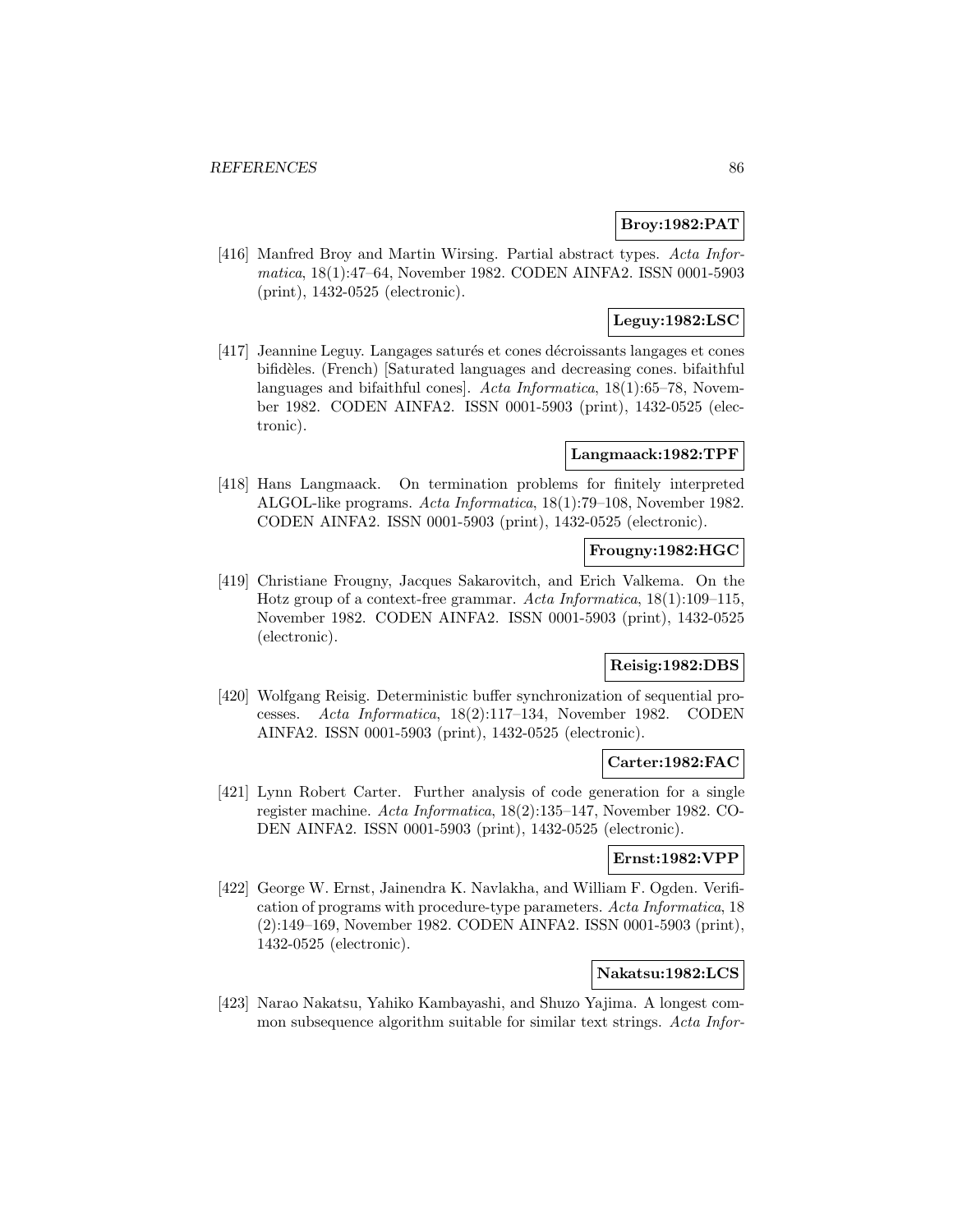**Broy:1982:PAT**

[416] Manfred Broy and Martin Wirsing. Partial abstract types. *Acta Informatica*, 18(1):47–64, November 1982. CODEN AINFA2. ISSN 0001-5903 (print), 1432-0525 (electronic).

**Leguy:1982:LSC**

[417] Jeannine Leguy. Langages saturés et cones décroissants langages et cones bifidèles. (French) [Saturated languages and decreasing cones. bifaithful languages and bifaithful cones]. *Acta Informatica*, 18(1):65–78, November 1982. CODEN AINFA2. ISSN 0001-5903 (print), 1432-0525 (electronic).

**Langmaack:1982:TPF**

[418] Hans Langmaack. On termination problems for finitely interpreted ALGOL-like programs. *Acta Informatica*, 18(1):79–108, November 1982. CODEN AINFA2. ISSN 0001-5903 (print), 1432-0525 (electronic).

**Frougny:1982:HGC**

[419] Christiane Frougny, Jacques Sakarovitch, and Erich Valkema. On the Hotz group of a context-free grammar. *Acta Informatica*, 18(1):109–115, November 1982. CODEN AINFA2. ISSN 0001-5903 (print), 1432-0525 (electronic).

**Reisig:1982:DBS**

[420] Wolfgang Reisig. Deterministic buffer synchronization of sequential processes. *Acta Informatica*, 18(2):117–134, November 1982. CODEN AINFA2. ISSN 0001-5903 (print), 1432-0525 (electronic).

**Carter:1982:FAC**

[421] Lynn Robert Carter. Further analysis of code generation for a single register machine. *Acta Informatica*, 18(2):135–147, November 1982. CODEN AINFA2. ISSN 0001-5903 (print), 1432-0525 (electronic).

**Ernst:1982:VPP**

[422] George W. Ernst, Jainendra K. Navlakha, and William F. Ogden. Verification of programs with procedure-type parameters. *Acta Informatica*, 18 (2):149–169, November 1982. CODEN AINFA2. ISSN 0001-5903 (print), 1432-0525 (electronic).

**Nakatsu:1982:LCS**

[423] Narao Nakatsu, Yahiko Kambayashi, and Shuzo Yajima. A longest common subsequence algorithm suitable for similar text strings. *Acta Infor-*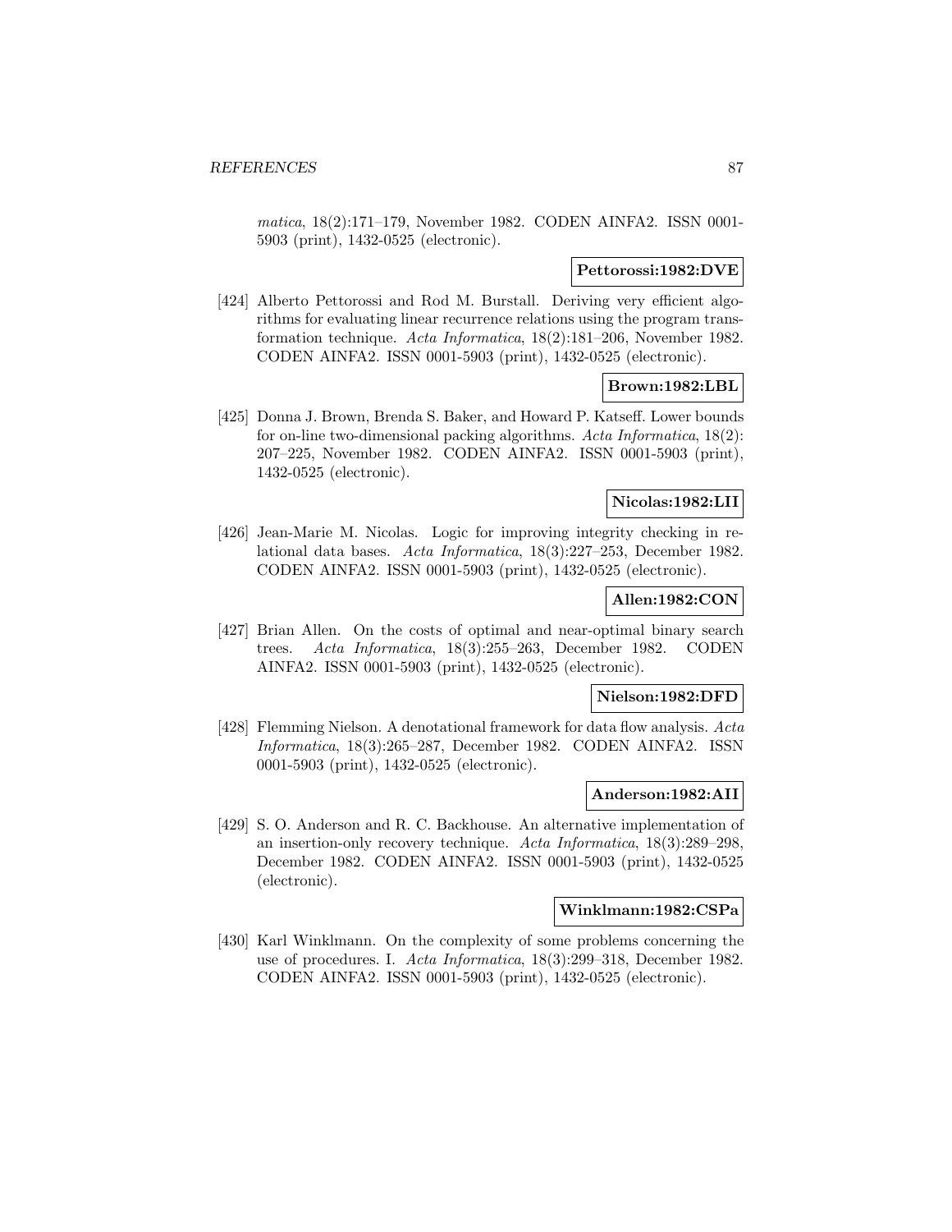*matica*, 18(2):171–179, November 1982. CODEN AINFA2. ISSN 0001-5903 (print), 1432-0525 (electronic).

**Pettorossi:1982:DVE**

[424] Alberto Pettorossi and Rod M. Burstall. Deriving very efficient algorithms for evaluating linear recurrence relations using the program transformation technique. *Acta Informatica*, 18(2):181–206, November 1982. CODEN AINFA2. ISSN 0001-5903 (print), 1432-0525 (electronic).

**Brown:1982:LBL**

[425] Donna J. Brown, Brenda S. Baker, and Howard P. Katseff. Lower bounds for on-line two-dimensional packing algorithms. *Acta Informatica*, 18(2): 207–225, November 1982. CODEN AINFA2. ISSN 0001-5903 (print), 1432-0525 (electronic).

**Nicolas:1982:LII**

[426] Jean-Marie M. Nicolas. Logic for improving integrity checking in relational data bases. *Acta Informatica*, 18(3):227–253, December 1982. CODEN AINFA2. ISSN 0001-5903 (print), 1432-0525 (electronic).

**Allen:1982:CON**

[427] Brian Allen. On the costs of optimal and near-optimal binary search trees. *Acta Informatica*, 18(3):255–263, December 1982. CODEN AINFA2. ISSN 0001-5903 (print), 1432-0525 (electronic).

**Nielson:1982:DFD**

[428] Flemming Nielson. A denotational framework for data flow analysis. *Acta Informatica*, 18(3):265–287, December 1982. CODEN AINFA2. ISSN 0001-5903 (print), 1432-0525 (electronic).

**Anderson:1982:AII**

[429] S. O. Anderson and R. C. Backhouse. An alternative implementation of an insertion-only recovery technique. *Acta Informatica*, 18(3):289–298, December 1982. CODEN AINFA2. ISSN 0001-5903 (print), 1432-0525 (electronic).

**Winklmann:1982:CSPa**

[430] Karl Winklmann. On the complexity of some problems concerning the use of procedures. I. *Acta Informatica*, 18(3):299–318, December 1982. CODEN AINFA2. ISSN 0001-5903 (print), 1432-0525 (electronic).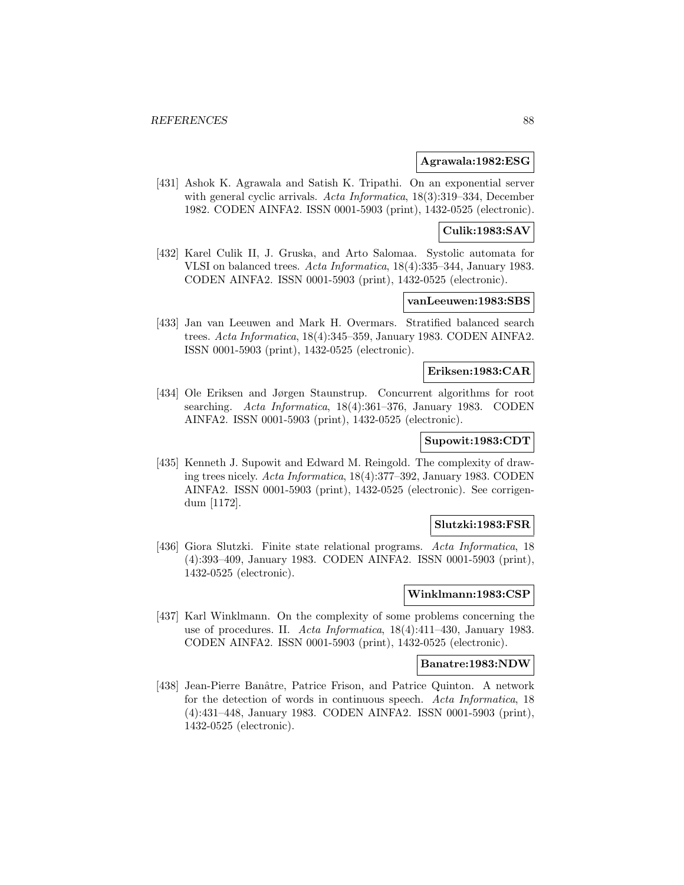**Agrawala:1982:ESG**

[431] Ashok K. Agrawala and Satish K. Tripathi. On an exponential server with general cyclic arrivals. *Acta Informatica*, 18(3):319–334, December 1982. CODEN AINFA2. ISSN 0001-5903 (print), 1432-0525 (electronic).

**Culik:1983:SAV**

[432] Karel Culik II, J. Gruska, and Arto Salomaa. Systolic automata for VLSI on balanced trees. *Acta Informatica*, 18(4):335–344, January 1983. CODEN AINFA2. ISSN 0001-5903 (print), 1432-0525 (electronic).

**vanLeeuwen:1983:SBS**

[433] Jan van Leeuwen and Mark H. Overmars. Stratified balanced search trees. *Acta Informatica*, 18(4):345–359, January 1983. CODEN AINFA2. ISSN 0001-5903 (print), 1432-0525 (electronic).

**Eriksen:1983:CAR**

[434] Ole Eriksen and Jørgen Staunstrup. Concurrent algorithms for root searching. *Acta Informatica*, 18(4):361–376, January 1983. CODEN AINFA2. ISSN 0001-5903 (print), 1432-0525 (electronic).

**Supowit:1983:CDT**

[435] Kenneth J. Supowit and Edward M. Reingold. The complexity of drawing trees nicely. *Acta Informatica*, 18(4):377–392, January 1983. CODEN AINFA2. ISSN 0001-5903 (print), 1432-0525 (electronic). See corrigendum [1172].

**Slutzki:1983:FSR**

[436] Giora Slutzki. Finite state relational programs. *Acta Informatica*, 18 (4):393–409, January 1983. CODEN AINFA2. ISSN 0001-5903 (print), 1432-0525 (electronic).

**Winklmann:1983:CSP**

[437] Karl Winklmann. On the complexity of some problems concerning the use of procedures. II. *Acta Informatica*, 18(4):411–430, January 1983. CODEN AINFA2. ISSN 0001-5903 (print), 1432-0525 (electronic).

**Banatre:1983:NDW**

[438] Jean-Pierre Banâtre, Patrice Frison, and Patrice Quinton. A network for the detection of words in continuous speech. *Acta Informatica*, 18 (4):431–448, January 1983. CODEN AINFA2. ISSN 0001-5903 (print), 1432-0525 (electronic).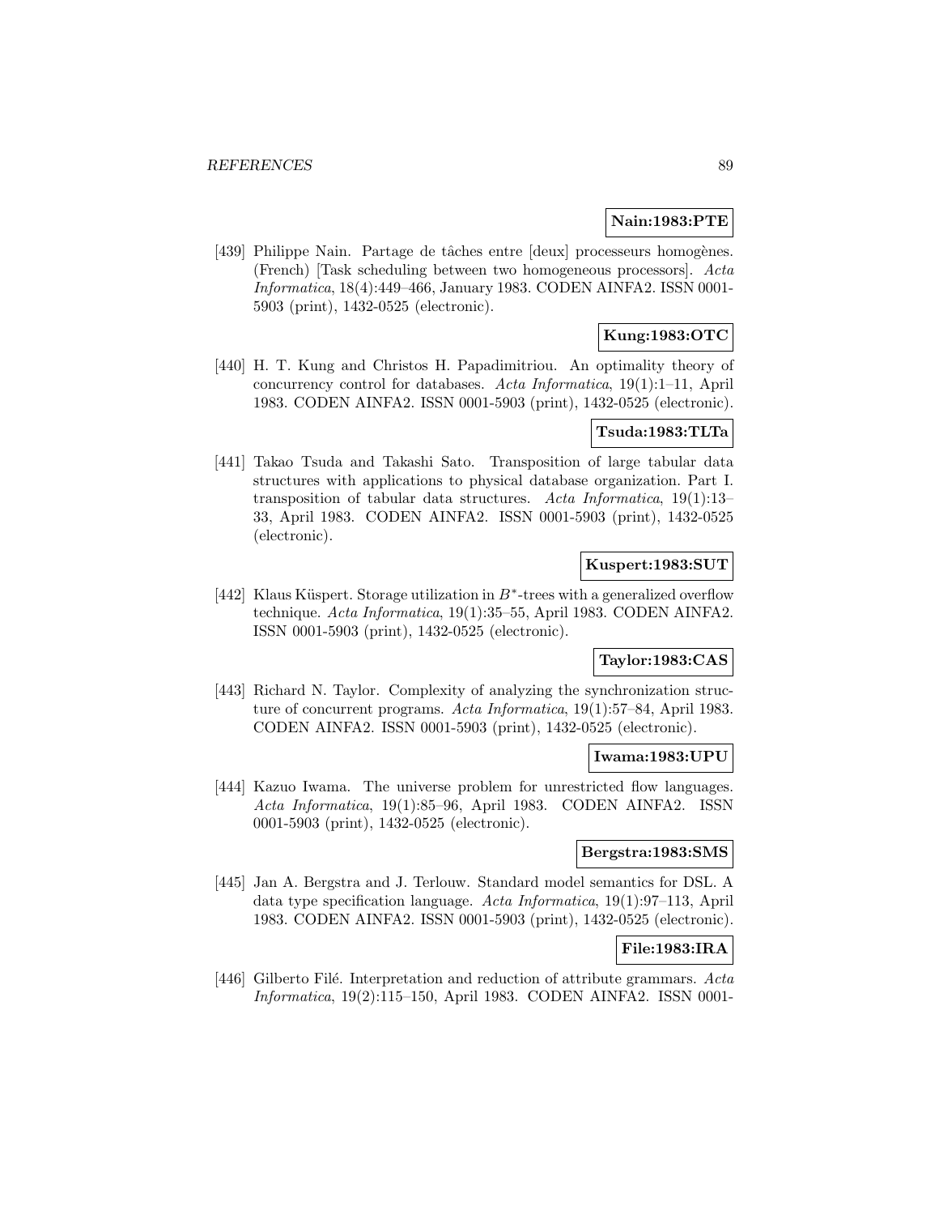**Nain:1983:PTE**

[439] Philippe Nain. Partage de tâches entre [deux] processeurs homogènes. (French) [Task scheduling between two homogeneous processors]. *Acta Informatica*, 18(4):449–466, January 1983. CODEN AINFA2. ISSN 0001-5903 (print), 1432-0525 (electronic).

**Kung:1983:OTC**

[440] H. T. Kung and Christos H. Papadimitriou. An optimality theory of concurrency control for databases. *Acta Informatica*, 19(1):1–11, April 1983. CODEN AINFA2. ISSN 0001-5903 (print), 1432-0525 (electronic).

**Tsuda:1983:TLTa**

[441] Takao Tsuda and Takashi Sato. Transposition of large tabular data structures with applications to physical database organization. Part I. transposition of tabular data structures. *Acta Informatica*, 19(1):13–33, April 1983. CODEN AINFA2. ISSN 0001-5903 (print), 1432-0525 (electronic).

**Kuspert:1983:SUT**

[442] Klaus Küspert. Storage utilization in $B^*$-trees with a generalized overflow technique. *Acta Informatica*, 19(1):35–55, April 1983. CODEN AINFA2. ISSN 0001-5903 (print), 1432-0525 (electronic).

**Taylor:1983:CAS**

[443] Richard N. Taylor. Complexity of analyzing the synchronization structure of concurrent programs. *Acta Informatica*, 19(1):57–84, April 1983. CODEN AINFA2. ISSN 0001-5903 (print), 1432-0525 (electronic).

**Iwama:1983:UPU**

[444] Kazuo Iwama. The universe problem for unrestricted flow languages. *Acta Informatica*, 19(1):85–96, April 1983. CODEN AINFA2. ISSN 0001-5903 (print), 1432-0525 (electronic).

**Bergstra:1983:SMS**

[445] Jan A. Bergstra and J. Terlouw. Standard model semantics for DSL. A data type specification language. *Acta Informatica*, 19(1):97–113, April 1983. CODEN AINFA2. ISSN 0001-5903 (print), 1432-0525 (electronic).

**File:1983:IRA**

[446] Gilberto Filé. Interpretation and reduction of attribute grammars. *Acta Informatica*, 19(2):115–150, April 1983. CODEN AINFA2. ISSN 0001-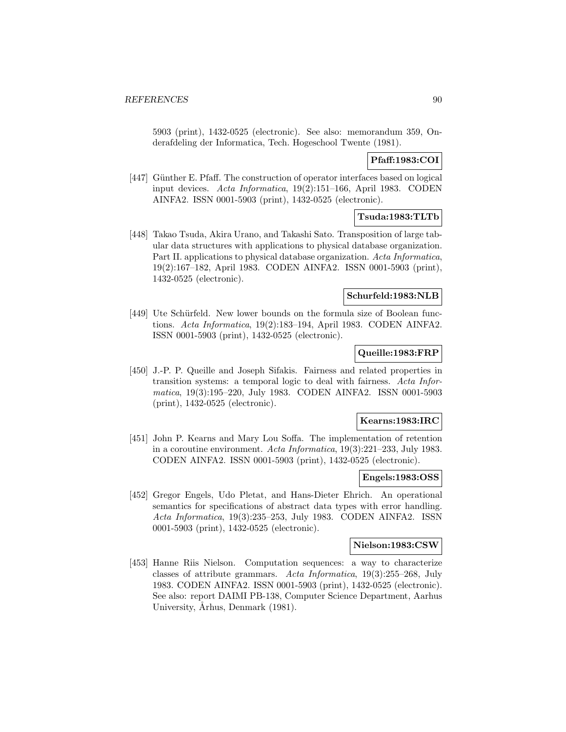5903 (print), 1432-0525 (electronic). See also: memorandum 359, Onderafdeling der Informatica, Tech. Hogeschool Twente (1981).

**Pfaff:1983:COI**

[447] Günther E. Pfaff. The construction of operator interfaces based on logical input devices. *Acta Informatica*, 19(2):151–166, April 1983. CODEN AINFA2. ISSN 0001-5903 (print), 1432-0525 (electronic).

**Tsuda:1983:TLTb**

[448] Takao Tsuda, Akira Urano, and Takashi Sato. Transposition of large tabular data structures with applications to physical database organization. Part II. applications to physical database organization. *Acta Informatica*, 19(2):167–182, April 1983. CODEN AINFA2. ISSN 0001-5903 (print), 1432-0525 (electronic).

**Schurfeld:1983:NLB**

[449] Ute Schürfeld. New lower bounds on the formula size of Boolean functions. *Acta Informatica*, 19(2):183–194, April 1983. CODEN AINFA2. ISSN 0001-5903 (print), 1432-0525 (electronic).

**Queille:1983:FRP**

[450] J.-P. P. Queille and Joseph Sifakis. Fairness and related properties in transition systems: a temporal logic to deal with fairness. *Acta Informatica*, 19(3):195–220, July 1983. CODEN AINFA2. ISSN 0001-5903 (print), 1432-0525 (electronic).

**Kearns:1983:IRC**

[451] John P. Kearns and Mary Lou Soffa. The implementation of retention in a coroutine environment. *Acta Informatica*, 19(3):221–233, July 1983. CODEN AINFA2. ISSN 0001-5903 (print), 1432-0525 (electronic).

**Engels:1983:OSS**

[452] Gregor Engels, Udo Pletat, and Hans-Dieter Ehrich. An operational semantics for specifications of abstract data types with error handling. *Acta Informatica*, 19(3):235–253, July 1983. CODEN AINFA2. ISSN 0001-5903 (print), 1432-0525 (electronic).

**Nielson:1983:CSW**

[453] Hanne Riis Nielson. Computation sequences: a way to characterize classes of attribute grammars. *Acta Informatica*, 19(3):255–268, July 1983. CODEN AINFA2. ISSN 0001-5903 (print), 1432-0525 (electronic). See also: report DAIMI PB-138, Computer Science Department, Aarhus University, Århus, Denmark (1981).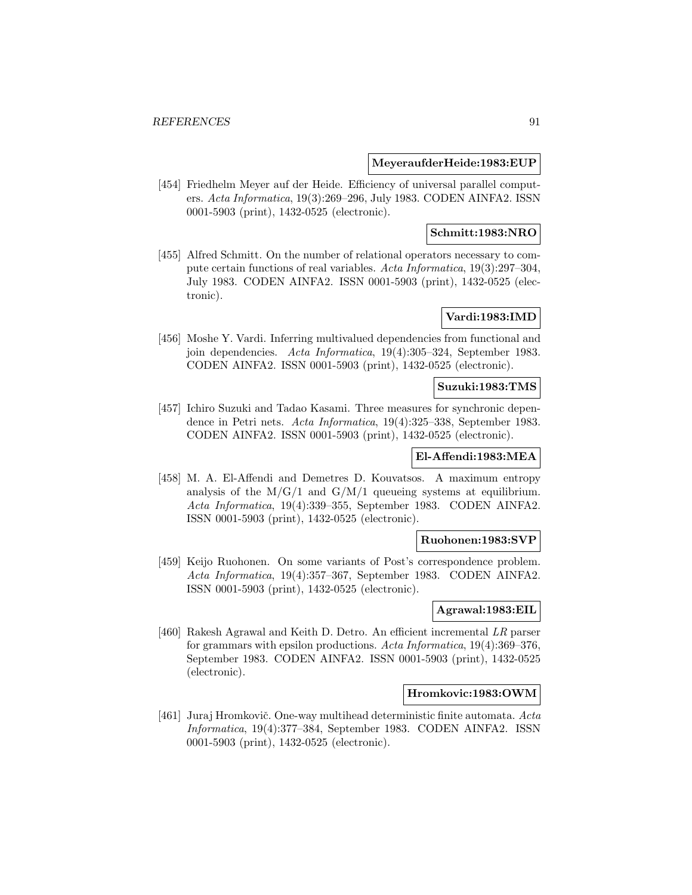**MeyeraufderHeide:1983:EUP**

[454] Friedhelm Meyer auf der Heide. Efficiency of universal parallel computers. *Acta Informatica*, 19(3):269–296, July 1983. CODEN AINFA2. ISSN 0001-5903 (print), 1432-0525 (electronic).

**Schmitt:1983:NRO**

[455] Alfred Schmitt. On the number of relational operators necessary to compute certain functions of real variables. *Acta Informatica*, 19(3):297–304, July 1983. CODEN AINFA2. ISSN 0001-5903 (print), 1432-0525 (electronic).

**Vardi:1983:IMD**

[456] Moshe Y. Vardi. Inferring multivalued dependencies from functional and join dependencies. *Acta Informatica*, 19(4):305–324, September 1983. CODEN AINFA2. ISSN 0001-5903 (print), 1432-0525 (electronic).

**Suzuki:1983:TMS**

[457] Ichiro Suzuki and Tadao Kasami. Three measures for synchronic dependence in Petri nets. *Acta Informatica*, 19(4):325–338, September 1983. CODEN AINFA2. ISSN 0001-5903 (print), 1432-0525 (electronic).

**El-Affendi:1983:MEA**

[458] M. A. El-Affendi and Demetres D. Kouvatsos. A maximum entropy analysis of the M/G/1 and G/M/1 queueing systems at equilibrium. *Acta Informatica*, 19(4):339–355, September 1983. CODEN AINFA2. ISSN 0001-5903 (print), 1432-0525 (electronic).

**Ruohonen:1983:SVP**

[459] Keijo Ruohonen. On some variants of Post's correspondence problem. *Acta Informatica*, 19(4):357–367, September 1983. CODEN AINFA2. ISSN 0001-5903 (print), 1432-0525 (electronic).

**Agrawal:1983:EIL**

[460] Rakesh Agrawal and Keith D. Detro. An efficient incremental *LR* parser for grammars with epsilon productions. *Acta Informatica*, 19(4):369–376, September 1983. CODEN AINFA2. ISSN 0001-5903 (print), 1432-0525 (electronic).

**Hromkovic:1983:OWM**

[461] Juraj Hromkovič. One-way multihead deterministic finite automata. *Acta Informatica*, 19(4):377–384, September 1983. CODEN AINFA2. ISSN 0001-5903 (print), 1432-0525 (electronic).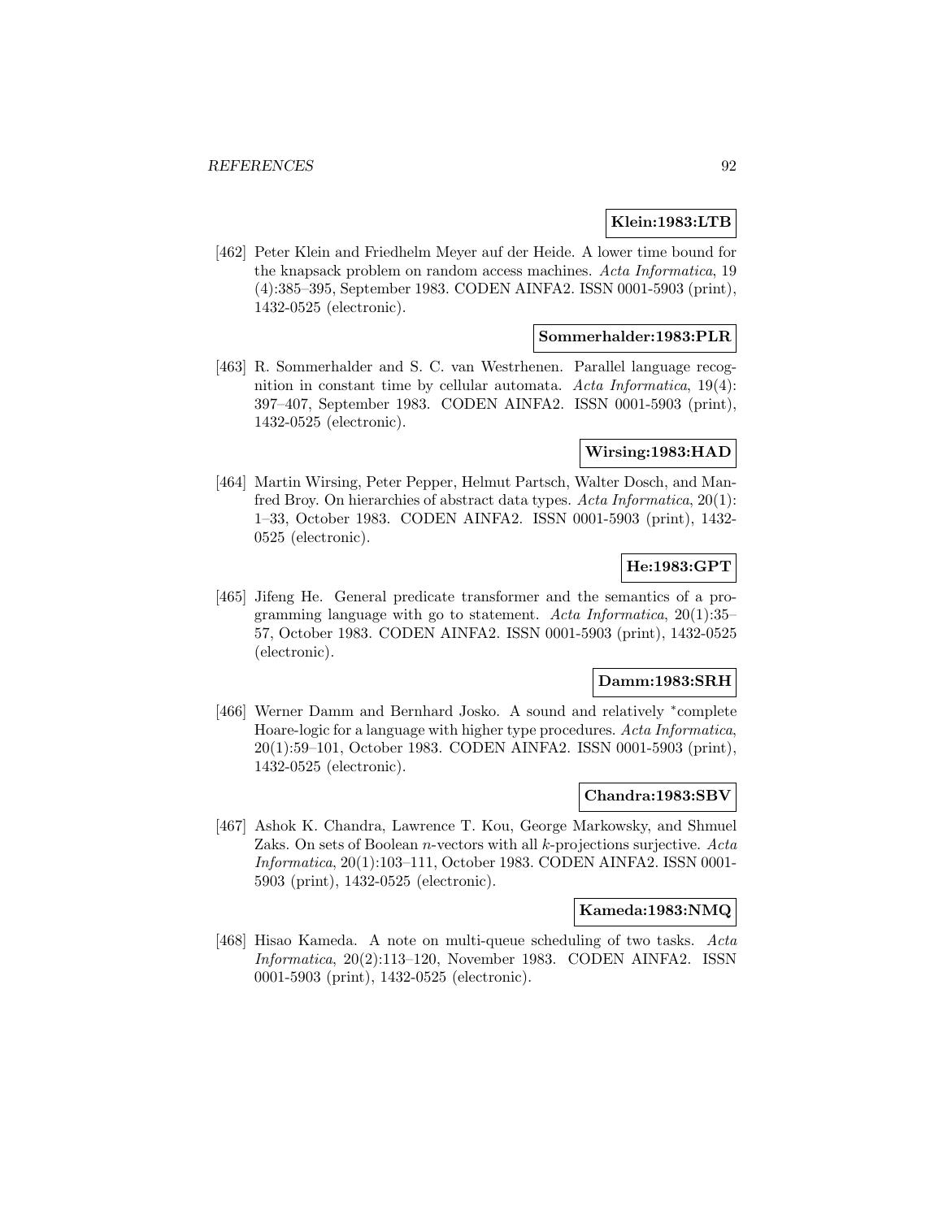**Klein:1983:LTB**

[462] Peter Klein and Friedhelm Meyer auf der Heide. A lower time bound for the knapsack problem on random access machines. *Acta Informatica*, 19 (4):385–395, September 1983. CODEN AINFA2. ISSN 0001-5903 (print), 1432-0525 (electronic).

**Sommerhalder:1983:PLR**

[463] R. Sommerhalder and S. C. van Westrhenen. Parallel language recognition in constant time by cellular automata. *Acta Informatica*, 19(4): 397–407, September 1983. CODEN AINFA2. ISSN 0001-5903 (print), 1432-0525 (electronic).

**Wirsing:1983:HAD**

[464] Martin Wirsing, Peter Pepper, Helmut Partsch, Walter Dosch, and Manfred Broy. On hierarchies of abstract data types. *Acta Informatica*, 20(1): 1–33, October 1983. CODEN AINFA2. ISSN 0001-5903 (print), 1432-0525 (electronic).

**He:1983:GPT**

[465] Jifeng He. General predicate transformer and the semantics of a programming language with go to statement. *Acta Informatica*, 20(1):35–57, October 1983. CODEN AINFA2. ISSN 0001-5903 (print), 1432-0525 (electronic).

**Damm:1983:SRH**

[466] Werner Damm and Bernhard Josko. A sound and relatively *complete Hoare-logic for a language with higher type procedures. *Acta Informatica*, 20(1):59–101, October 1983. CODEN AINFA2. ISSN 0001-5903 (print), 1432-0525 (electronic).

**Chandra:1983:SBV**

[467] Ashok K. Chandra, Lawrence T. Kou, George Markowsky, and Shmuel Zaks. On sets of Boolean $n$-vectors with all $k$-projections surjective. *Acta Informatica*, 20(1):103–111, October 1983. CODEN AINFA2. ISSN 0001-5903 (print), 1432-0525 (electronic).

**Kameda:1983:NMQ**

[468] Hisao Kameda. A note on multi-queue scheduling of two tasks. *Acta Informatica*, 20(2):113–120, November 1983. CODEN AINFA2. ISSN 0001-5903 (print), 1432-0525 (electronic).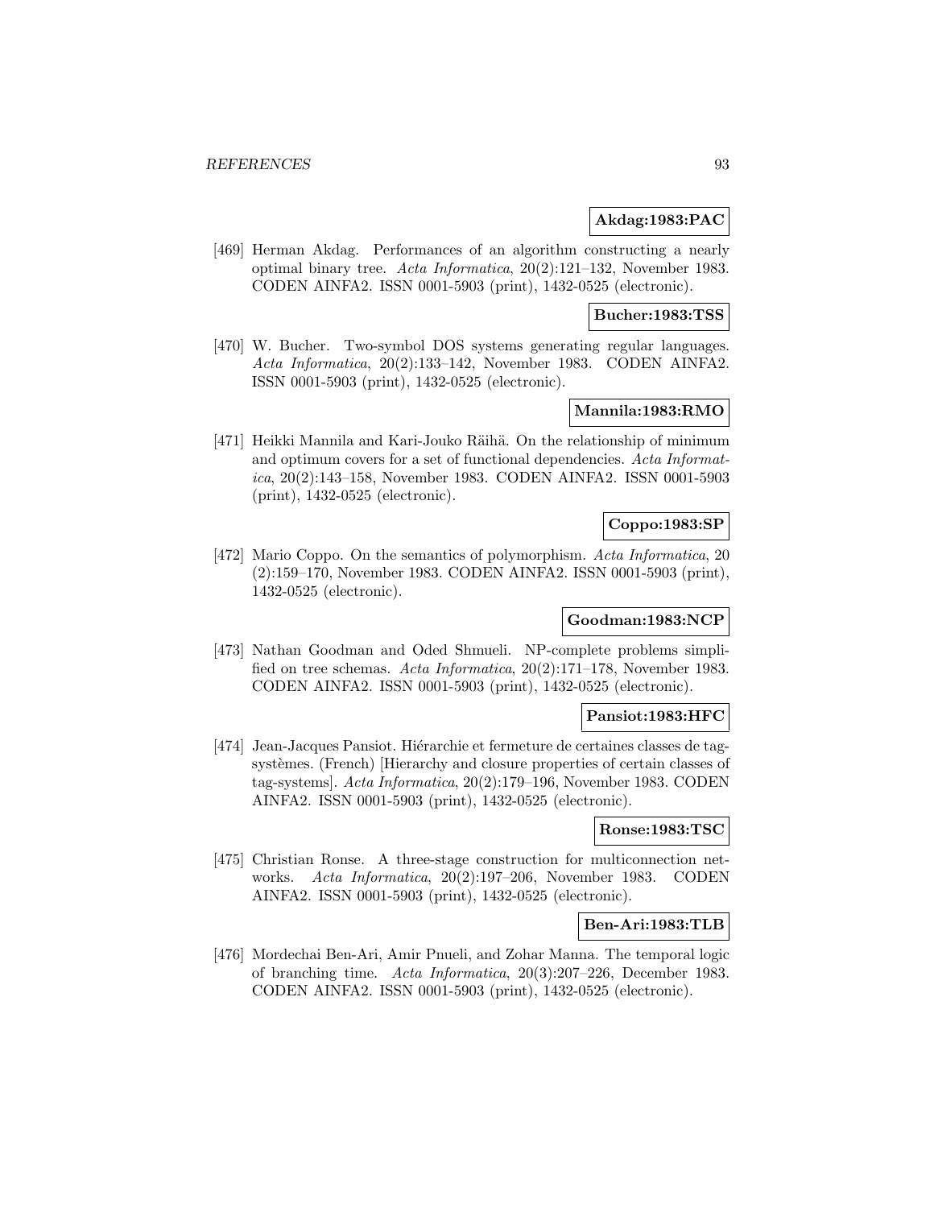**Akdag:1983:PAC**

[469] Herman Akdag. Performances of an algorithm constructing a nearly optimal binary tree. *Acta Informatica*, 20(2):121–132, November 1983. CODEN AINFA2. ISSN 0001-5903 (print), 1432-0525 (electronic).

**Bucher:1983:TSS**

[470] W. Bucher. Two-symbol DOS systems generating regular languages. *Acta Informatica*, 20(2):133–142, November 1983. CODEN AINFA2. ISSN 0001-5903 (print), 1432-0525 (electronic).

**Mannila:1983:RMO**

[471] Heikki Mannila and Kari-Jouko Räihä. On the relationship of minimum and optimum covers for a set of functional dependencies. *Acta Informatica*, 20(2):143–158, November 1983. CODEN AINFA2. ISSN 0001-5903 (print), 1432-0525 (electronic).

**Coppo:1983:SP**

[472] Mario Coppo. On the semantics of polymorphism. *Acta Informatica*, 20 (2):159–170, November 1983. CODEN AINFA2. ISSN 0001-5903 (print), 1432-0525 (electronic).

**Goodman:1983:NCP**

[473] Nathan Goodman and Oded Shmueli. NP-complete problems simplified on tree schemas. *Acta Informatica*, 20(2):171–178, November 1983. CODEN AINFA2. ISSN 0001-5903 (print), 1432-0525 (electronic).

**Pansiot:1983:HFC**

[474] Jean-Jacques Pansiot. Hiérarchie et fermeture de certaines classes de tag-systèmes. (French) [Hierarchy and closure properties of certain classes of tag-systems]. *Acta Informatica*, 20(2):179–196, November 1983. CODEN AINFA2. ISSN 0001-5903 (print), 1432-0525 (electronic).

**Ronse:1983:TSC**

[475] Christian Ronse. A three-stage construction for multiconnection networks. *Acta Informatica*, 20(2):197–206, November 1983. CODEN AINFA2. ISSN 0001-5903 (print), 1432-0525 (electronic).

**Ben-Ari:1983:TLB**

[476] Mordechai Ben-Ari, Amir Pnueli, and Zohar Manna. The temporal logic of branching time. *Acta Informatica*, 20(3):207–226, December 1983. CODEN AINFA2. ISSN 0001-5903 (print), 1432-0525 (electronic).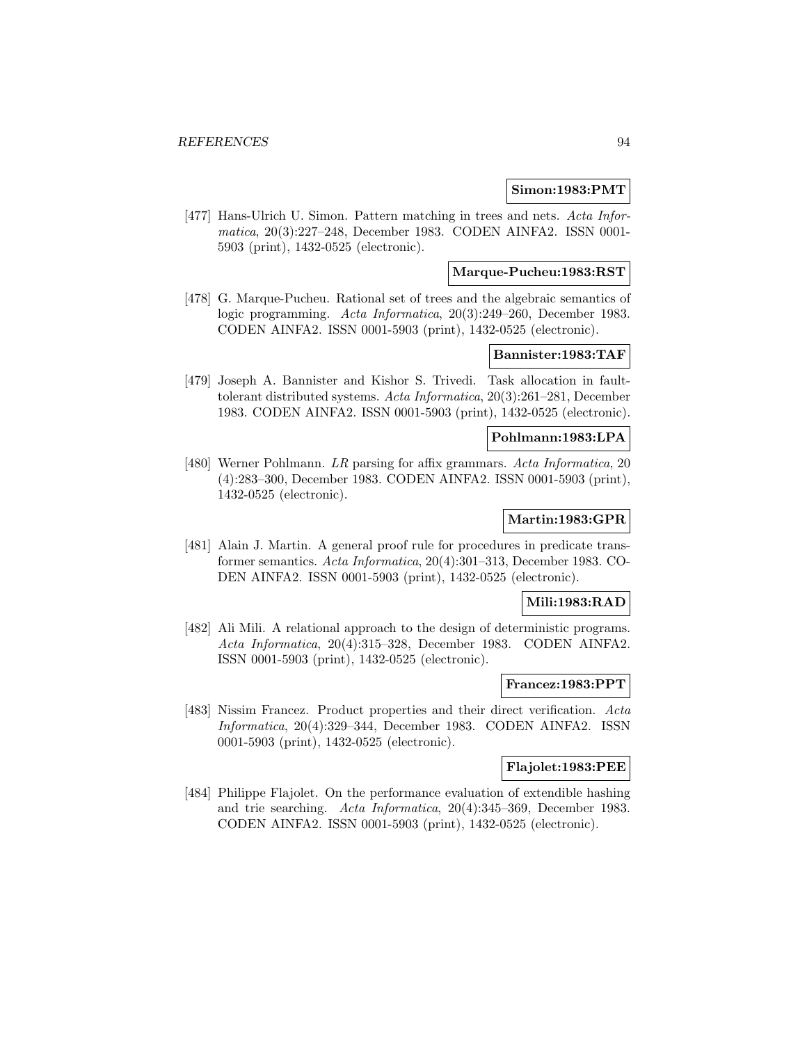**Simon:1983:PMT**

[477] Hans-Ulrich U. Simon. Pattern matching in trees and nets. *Acta Informatica*, 20(3):227–248, December 1983. CODEN AINFA2. ISSN 0001-5903 (print), 1432-0525 (electronic).

**Marque-Pucheu:1983:RST**

[478] G. Marque-Pucheu. Rational set of trees and the algebraic semantics of logic programming. *Acta Informatica*, 20(3):249–260, December 1983. CODEN AINFA2. ISSN 0001-5903 (print), 1432-0525 (electronic).

**Bannister:1983:TAF**

[479] Joseph A. Bannister and Kishor S. Trivedi. Task allocation in fault-tolerant distributed systems. *Acta Informatica*, 20(3):261–281, December 1983. CODEN AINFA2. ISSN 0001-5903 (print), 1432-0525 (electronic).

**Pohlmann:1983:LPA**

[480] Werner Pohlmann. *LR* parsing for affix grammars. *Acta Informatica*, 20 (4):283–300, December 1983. CODEN AINFA2. ISSN 0001-5903 (print), 1432-0525 (electronic).

**Martin:1983:GPR**

[481] Alain J. Martin. A general proof rule for procedures in predicate transformer semantics. *Acta Informatica*, 20(4):301–313, December 1983. CODEN AINFA2. ISSN 0001-5903 (print), 1432-0525 (electronic).

**Mili:1983:RAD**

[482] Ali Mili. A relational approach to the design of deterministic programs. *Acta Informatica*, 20(4):315–328, December 1983. CODEN AINFA2. ISSN 0001-5903 (print), 1432-0525 (electronic).

**Francez:1983:PPT**

[483] Nissim Francez. Product properties and their direct verification. *Acta Informatica*, 20(4):329–344, December 1983. CODEN AINFA2. ISSN 0001-5903 (print), 1432-0525 (electronic).

**Flajolet:1983:PEE**

[484] Philippe Flajolet. On the performance evaluation of extendible hashing and trie searching. *Acta Informatica*, 20(4):345–369, December 1983. CODEN AINFA2. ISSN 0001-5903 (print), 1432-0525 (electronic).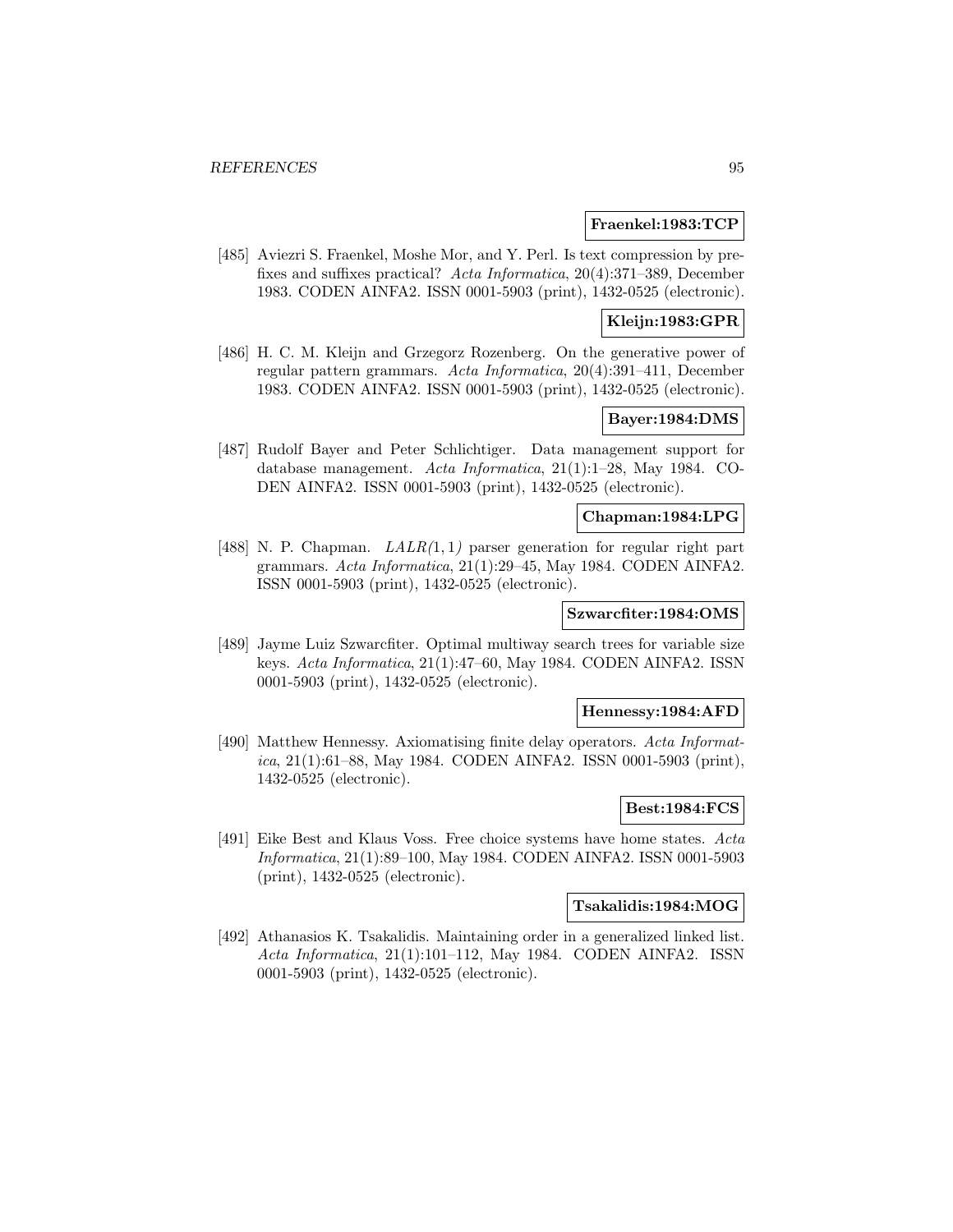**Fraenkel:1983:TCP**

[485] Aviezri S. Fraenkel, Moshe Mor, and Y. Perl. Is text compression by prefixes and suffixes practical? *Acta Informatica*, 20(4):371–389, December 1983. CODEN AINFA2. ISSN 0001-5903 (print), 1432-0525 (electronic).

**Kleijn:1983:GPR**

[486] H. C. M. Kleijn and Grzegorz Rozenberg. On the generative power of regular pattern grammars. *Acta Informatica*, 20(4):391–411, December 1983. CODEN AINFA2. ISSN 0001-5903 (print), 1432-0525 (electronic).

**Bayer:1984:DMS**

[487] Rudolf Bayer and Peter Schlichtiger. Data management support for database management. *Acta Informatica*, 21(1):1–28, May 1984. CODEN AINFA2. ISSN 0001-5903 (print), 1432-0525 (electronic).

**Chapman:1984:LPG**

[488] N. P. Chapman. *LALR$(1,1)$* parser generation for regular right part grammars. *Acta Informatica*, 21(1):29–45, May 1984. CODEN AINFA2. ISSN 0001-5903 (print), 1432-0525 (electronic).

**Szwarcfiter:1984:OMS**

[489] Jayme Luiz Szwarcfiter. Optimal multiway search trees for variable size keys. *Acta Informatica*, 21(1):47–60, May 1984. CODEN AINFA2. ISSN 0001-5903 (print), 1432-0525 (electronic).

**Hennessy:1984:AFD**

[490] Matthew Hennessy. Axiomatising finite delay operators. *Acta Informatica*, 21(1):61–88, May 1984. CODEN AINFA2. ISSN 0001-5903 (print), 1432-0525 (electronic).

**Best:1984:FCS**

[491] Eike Best and Klaus Voss. Free choice systems have home states. *Acta Informatica*, 21(1):89–100, May 1984. CODEN AINFA2. ISSN 0001-5903 (print), 1432-0525 (electronic).

**Tsakalidis:1984:MOG**

[492] Athanasios K. Tsakalidis. Maintaining order in a generalized linked list. *Acta Informatica*, 21(1):101–112, May 1984. CODEN AINFA2. ISSN 0001-5903 (print), 1432-0525 (electronic).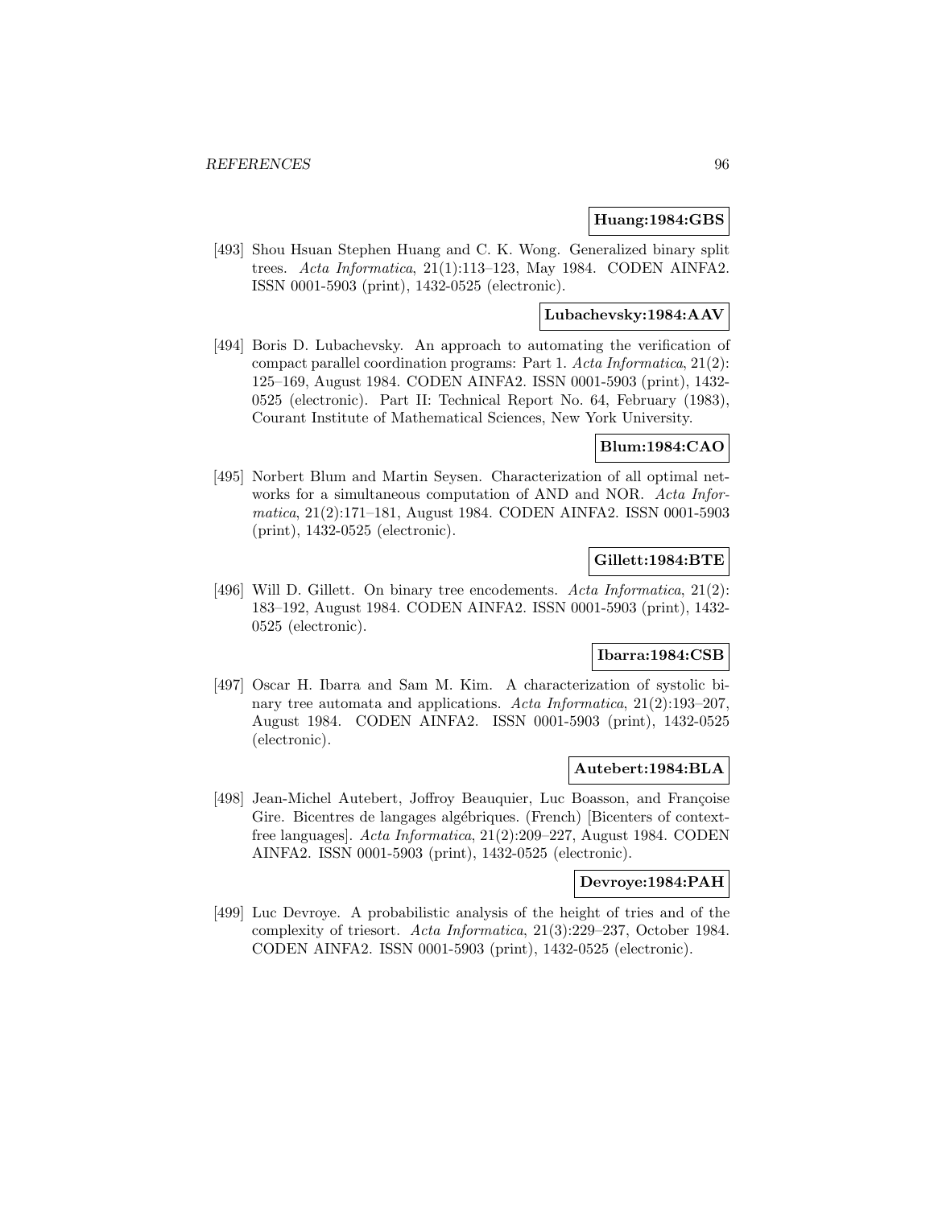**Huang:1984:GBS**

[493] Shou Hsuan Stephen Huang and C. K. Wong. Generalized binary split trees. *Acta Informatica*, 21(1):113–123, May 1984. CODEN AINFA2. ISSN 0001-5903 (print), 1432-0525 (electronic).

**Lubachevsky:1984:AAV**

[494] Boris D. Lubachevsky. An approach to automating the verification of compact parallel coordination programs: Part 1. *Acta Informatica*, 21(2): 125–169, August 1984. CODEN AINFA2. ISSN 0001-5903 (print), 1432-0525 (electronic). Part II: Technical Report No. 64, February (1983), Courant Institute of Mathematical Sciences, New York University.

**Blum:1984:CAO**

[495] Norbert Blum and Martin Seysen. Characterization of all optimal networks for a simultaneous computation of AND and NOR. *Acta Informatica*, 21(2):171–181, August 1984. CODEN AINFA2. ISSN 0001-5903 (print), 1432-0525 (electronic).

**Gillett:1984:BTE**

[496] Will D. Gillett. On binary tree encodements. *Acta Informatica*, 21(2): 183–192, August 1984. CODEN AINFA2. ISSN 0001-5903 (print), 1432-0525 (electronic).

**Ibarra:1984:CSB**

[497] Oscar H. Ibarra and Sam M. Kim. A characterization of systolic binary tree automata and applications. *Acta Informatica*, 21(2):193–207, August 1984. CODEN AINFA2. ISSN 0001-5903 (print), 1432-0525 (electronic).

**Autebert:1984:BLA**

[498] Jean-Michel Autebert, Joffroy Beauquier, Luc Boasson, and Françoise Gire. Bicentres de langages algébriques. (French) [Bicenters of context-free languages]. *Acta Informatica*, 21(2):209–227, August 1984. CODEN AINFA2. ISSN 0001-5903 (print), 1432-0525 (electronic).

**Devroye:1984:PAH**

[499] Luc Devroye. A probabilistic analysis of the height of tries and of the complexity of triesort. *Acta Informatica*, 21(3):229–237, October 1984. CODEN AINFA2. ISSN 0001-5903 (print), 1432-0525 (electronic).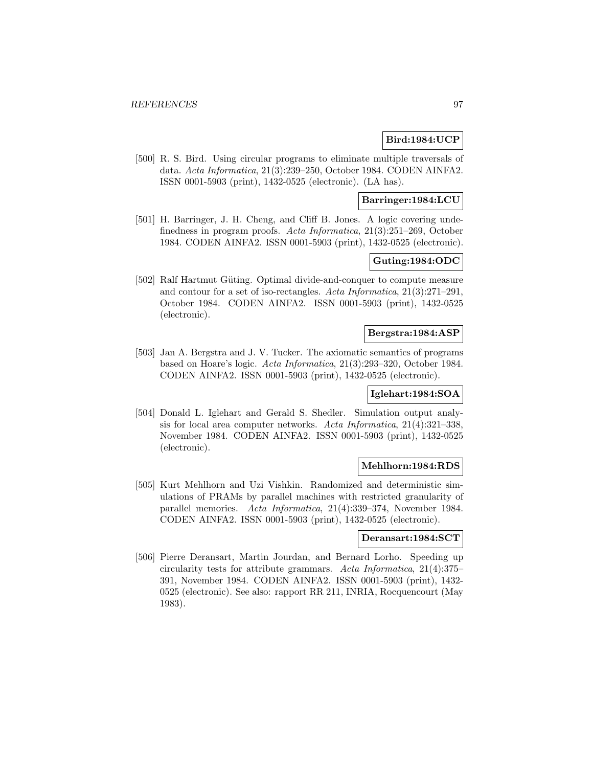**Bird:1984:UCP**

[500] R. S. Bird. Using circular programs to eliminate multiple traversals of data. *Acta Informatica*, 21(3):239–250, October 1984. CODEN AINFA2. ISSN 0001-5903 (print), 1432-0525 (electronic). (LA has).

**Barringer:1984:LCU**

[501] H. Barringer, J. H. Cheng, and Cliff B. Jones. A logic covering undefinedness in program proofs. *Acta Informatica*, 21(3):251–269, October 1984. CODEN AINFA2. ISSN 0001-5903 (print), 1432-0525 (electronic).

**Guting:1984:ODC**

[502] Ralf Hartmut Güting. Optimal divide-and-conquer to compute measure and contour for a set of iso-rectangles. *Acta Informatica*, 21(3):271–291, October 1984. CODEN AINFA2. ISSN 0001-5903 (print), 1432-0525 (electronic).

**Bergstra:1984:ASP**

[503] Jan A. Bergstra and J. V. Tucker. The axiomatic semantics of programs based on Hoare's logic. *Acta Informatica*, 21(3):293–320, October 1984. CODEN AINFA2. ISSN 0001-5903 (print), 1432-0525 (electronic).

**Iglehart:1984:SOA**

[504] Donald L. Iglehart and Gerald S. Shedler. Simulation output analysis for local area computer networks. *Acta Informatica*, 21(4):321–338, November 1984. CODEN AINFA2. ISSN 0001-5903 (print), 1432-0525 (electronic).

**Mehlhorn:1984:RDS**

[505] Kurt Mehlhorn and Uzi Vishkin. Randomized and deterministic simulations of PRAMs by parallel machines with restricted granularity of parallel memories. *Acta Informatica*, 21(4):339–374, November 1984. CODEN AINFA2. ISSN 0001-5903 (print), 1432-0525 (electronic).

**Deransart:1984:SCT**

[506] Pierre Deransart, Martin Jourdan, and Bernard Lorho. Speeding up circularity tests for attribute grammars. *Acta Informatica*, 21(4):375–391, November 1984. CODEN AINFA2. ISSN 0001-5903 (print), 1432-0525 (electronic). See also: rapport RR 211, INRIA, Rocquencourt (May 1983).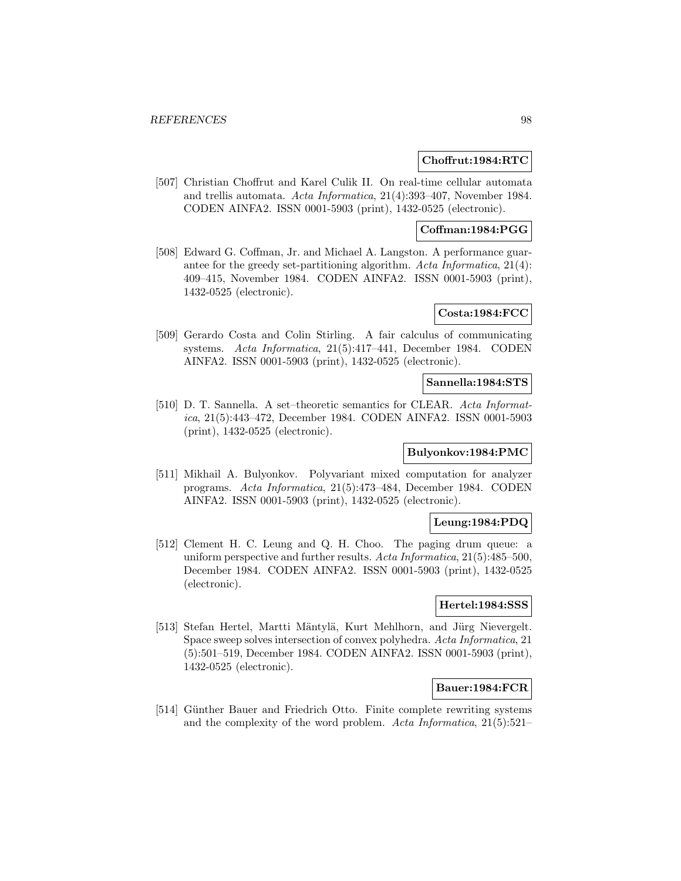**Choffrut:1984:RTC**

[507] Christian Choffrut and Karel Culik II. On real-time cellular automata and trellis automata. *Acta Informatica*, 21(4):393–407, November 1984. CODEN AINFA2. ISSN 0001-5903 (print), 1432-0525 (electronic).

**Coffman:1984:PGG**

[508] Edward G. Coffman, Jr. and Michael A. Langston. A performance guarantee for the greedy set-partitioning algorithm. *Acta Informatica*, 21(4): 409–415, November 1984. CODEN AINFA2. ISSN 0001-5903 (print), 1432-0525 (electronic).

**Costa:1984:FCC**

[509] Gerardo Costa and Colin Stirling. A fair calculus of communicating systems. *Acta Informatica*, 21(5):417–441, December 1984. CODEN AINFA2. ISSN 0001-5903 (print), 1432-0525 (electronic).

**Sannella:1984:STS**

[510] D. T. Sannella. A set–theoretic semantics for CLEAR. *Acta Informatica*, 21(5):443–472, December 1984. CODEN AINFA2. ISSN 0001-5903 (print), 1432-0525 (electronic).

**Bulyonkov:1984:PMC**

[511] Mikhail A. Bulyonkov. Polyvariant mixed computation for analyzer programs. *Acta Informatica*, 21(5):473–484, December 1984. CODEN AINFA2. ISSN 0001-5903 (print), 1432-0525 (electronic).

**Leung:1984:PDQ**

[512] Clement H. C. Leung and Q. H. Choo. The paging drum queue: a uniform perspective and further results. *Acta Informatica*, 21(5):485–500, December 1984. CODEN AINFA2. ISSN 0001-5903 (print), 1432-0525 (electronic).

**Hertel:1984:SSS**

[513] Stefan Hertel, Martti Mäntylä, Kurt Mehlhorn, and Jürg Nievergelt. Space sweep solves intersection of convex polyhedra. *Acta Informatica*, 21 (5):501–519, December 1984. CODEN AINFA2. ISSN 0001-5903 (print), 1432-0525 (electronic).

**Bauer:1984:FCR**

[514] Günther Bauer and Friedrich Otto. Finite complete rewriting systems and the complexity of the word problem. *Acta Informatica*, 21(5):521–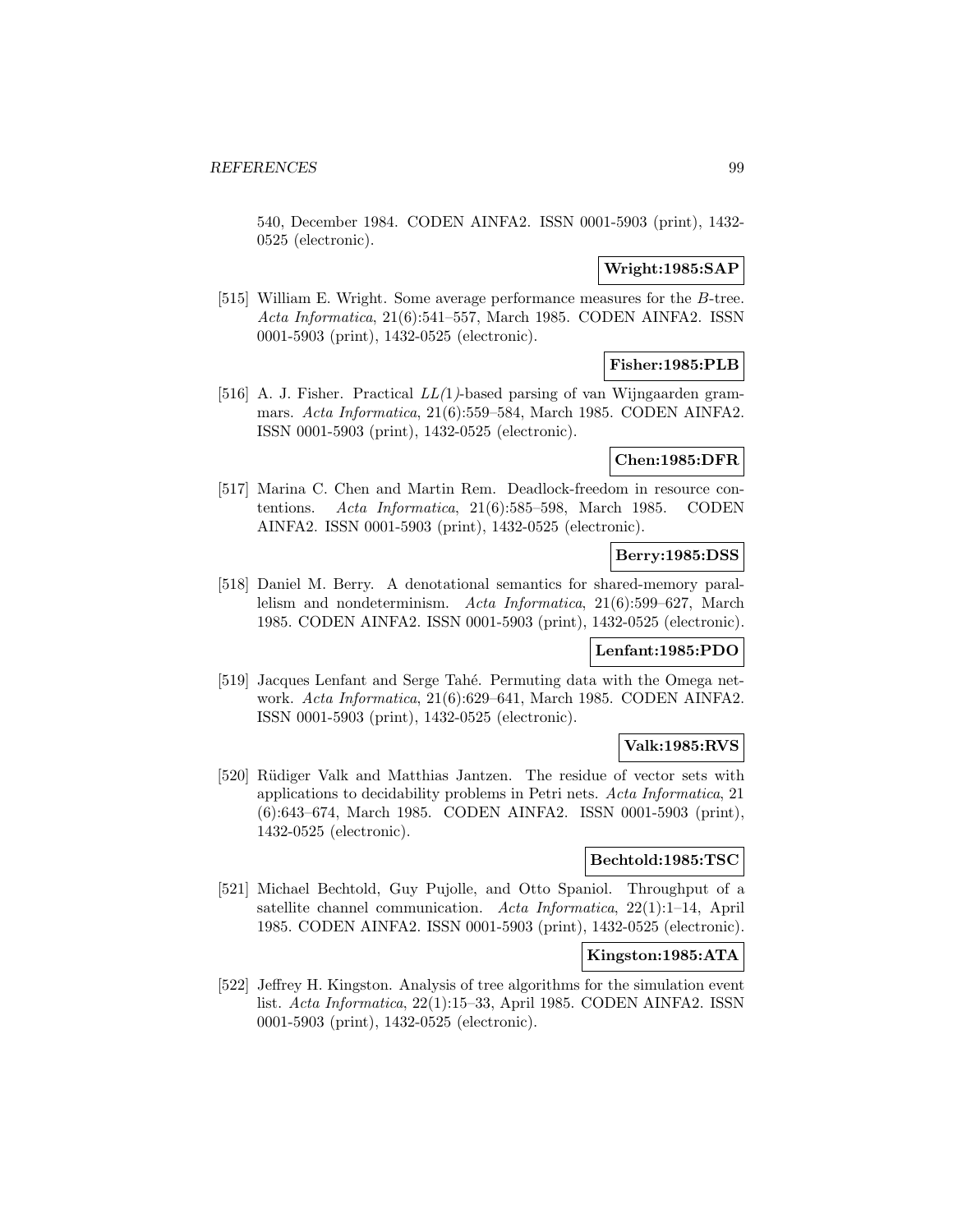540, December 1984. CODEN AINFA2. ISSN 0001-5903 (print), 1432-0525 (electronic).

**Wright:1985:SAP**

[515] William E. Wright. Some average performance measures for the *B*-tree. *Acta Informatica*, 21(6):541–557, March 1985. CODEN AINFA2. ISSN 0001-5903 (print), 1432-0525 (electronic).

**Fisher:1985:PLB**

[516] A. J. Fisher. Practical *LL(1)*-based parsing of van Wijngaarden grammars. *Acta Informatica*, 21(6):559–584, March 1985. CODEN AINFA2. ISSN 0001-5903 (print), 1432-0525 (electronic).

**Chen:1985:DFR**

[517] Marina C. Chen and Martin Rem. Deadlock-freedom in resource contentions. *Acta Informatica*, 21(6):585–598, March 1985. CODEN AINFA2. ISSN 0001-5903 (print), 1432-0525 (electronic).

**Berry:1985:DSS**

[518] Daniel M. Berry. A denotational semantics for shared-memory parallelism and nondeterminism. *Acta Informatica*, 21(6):599–627, March 1985. CODEN AINFA2. ISSN 0001-5903 (print), 1432-0525 (electronic).

**Lenfant:1985:PDO**

[519] Jacques Lenfant and Serge Tahé. Permuting data with the Omega network. *Acta Informatica*, 21(6):629–641, March 1985. CODEN AINFA2. ISSN 0001-5903 (print), 1432-0525 (electronic).

**Valk:1985:RVS**

[520] Rüdiger Valk and Matthias Jantzen. The residue of vector sets with applications to decidability problems in Petri nets. *Acta Informatica*, 21 (6):643–674, March 1985. CODEN AINFA2. ISSN 0001-5903 (print), 1432-0525 (electronic).

**Bechtold:1985:TSC**

[521] Michael Bechtold, Guy Pujolle, and Otto Spaniol. Throughput of a satellite channel communication. *Acta Informatica*, 22(1):1–14, April 1985. CODEN AINFA2. ISSN 0001-5903 (print), 1432-0525 (electronic).

**Kingston:1985:ATA**

[522] Jeffrey H. Kingston. Analysis of tree algorithms for the simulation event list. *Acta Informatica*, 22(1):15–33, April 1985. CODEN AINFA2. ISSN 0001-5903 (print), 1432-0525 (electronic).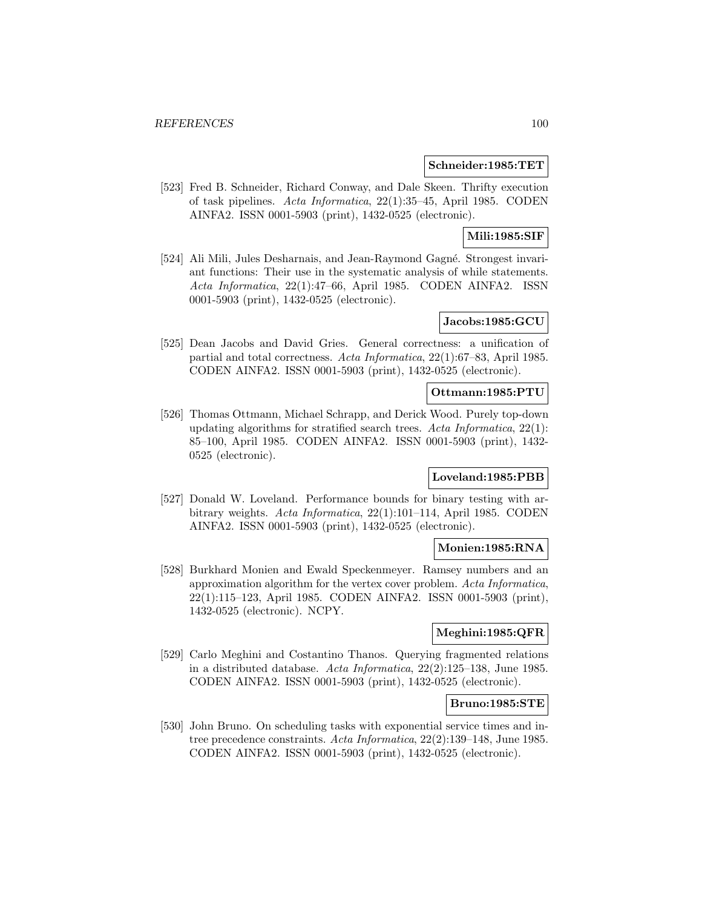**Schneider:1985:TET**

[523] Fred B. Schneider, Richard Conway, and Dale Skeen. Thrifty execution of task pipelines. *Acta Informatica*, 22(1):35–45, April 1985. CODEN AINFA2. ISSN 0001-5903 (print), 1432-0525 (electronic).

**Mili:1985:SIF**

[524] Ali Mili, Jules Desharnais, and Jean-Raymond Gagné. Strongest invariant functions: Their use in the systematic analysis of while statements. *Acta Informatica*, 22(1):47–66, April 1985. CODEN AINFA2. ISSN 0001-5903 (print), 1432-0525 (electronic).

**Jacobs:1985:GCU**

[525] Dean Jacobs and David Gries. General correctness: a unification of partial and total correctness. *Acta Informatica*, 22(1):67–83, April 1985. CODEN AINFA2. ISSN 0001-5903 (print), 1432-0525 (electronic).

**Ottmann:1985:PTU**

[526] Thomas Ottmann, Michael Schrapp, and Derick Wood. Purely top-down updating algorithms for stratified search trees. *Acta Informatica*, 22(1): 85–100, April 1985. CODEN AINFA2. ISSN 0001-5903 (print), 1432-0525 (electronic).

**Loveland:1985:PBB**

[527] Donald W. Loveland. Performance bounds for binary testing with arbitrary weights. *Acta Informatica*, 22(1):101–114, April 1985. CODEN AINFA2. ISSN 0001-5903 (print), 1432-0525 (electronic).

**Monien:1985:RNA**

[528] Burkhard Monien and Ewald Speckenmeyer. Ramsey numbers and an approximation algorithm for the vertex cover problem. *Acta Informatica*, 22(1):115–123, April 1985. CODEN AINFA2. ISSN 0001-5903 (print), 1432-0525 (electronic). NCPY.

**Meghini:1985:QFR**

[529] Carlo Meghini and Costantino Thanos. Querying fragmented relations in a distributed database. *Acta Informatica*, 22(2):125–138, June 1985. CODEN AINFA2. ISSN 0001-5903 (print), 1432-0525 (electronic).

**Bruno:1985:STE**

[530] John Bruno. On scheduling tasks with exponential service times and in-tree precedence constraints. *Acta Informatica*, 22(2):139–148, June 1985. CODEN AINFA2. ISSN 0001-5903 (print), 1432-0525 (electronic).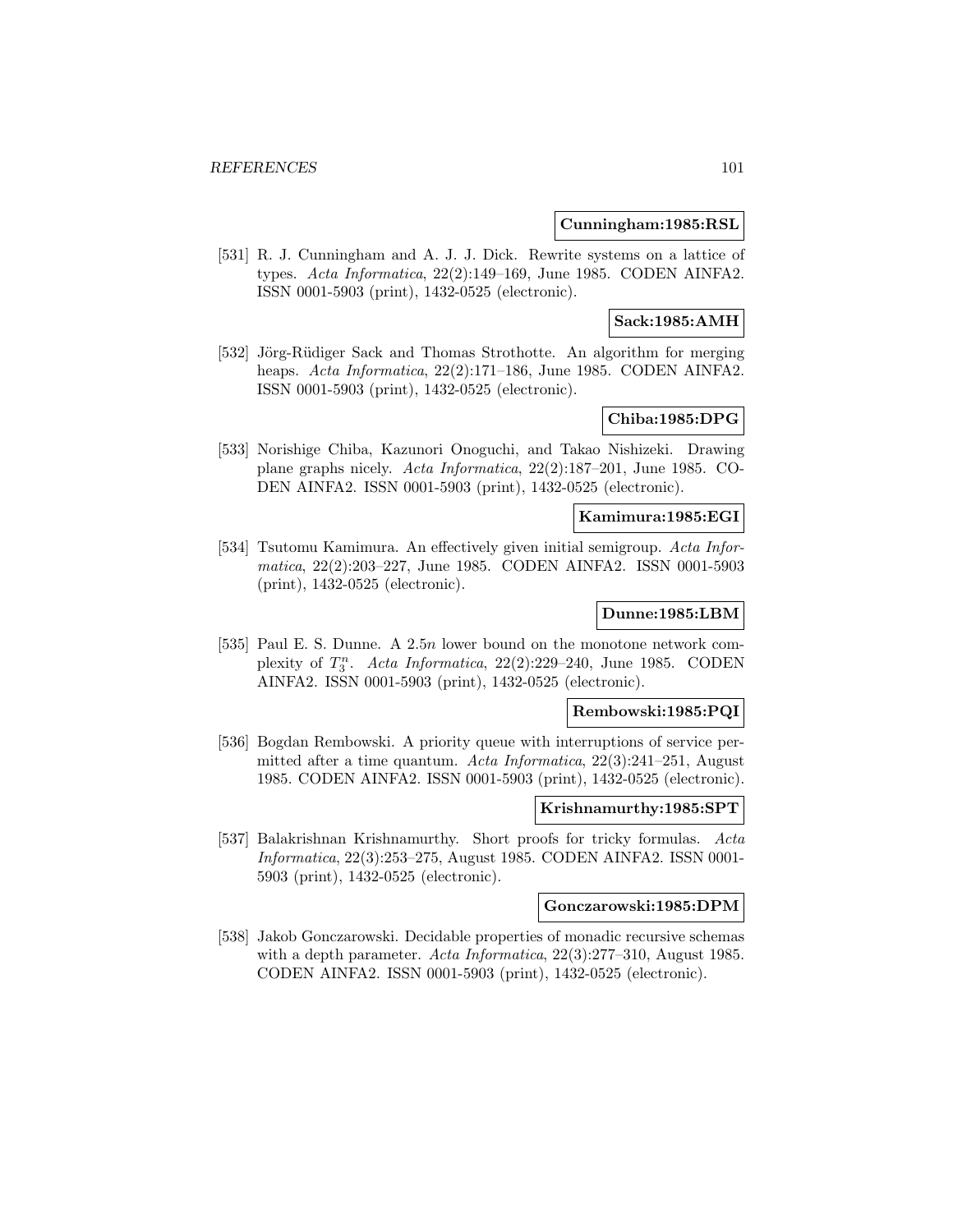**Cunningham:1985:RSL**

[531] R. J. Cunningham and A. J. J. Dick. Rewrite systems on a lattice of types. *Acta Informatica*, 22(2):149–169, June 1985. CODEN AINFA2. ISSN 0001-5903 (print), 1432-0525 (electronic).

**Sack:1985:AMH**

[532] Jörg-Rüdiger Sack and Thomas Strothotte. An algorithm for merging heaps. *Acta Informatica*, 22(2):171–186, June 1985. CODEN AINFA2. ISSN 0001-5903 (print), 1432-0525 (electronic).

**Chiba:1985:DPG**

[533] Norishige Chiba, Kazunori Onoguchi, and Takao Nishizeki. Drawing plane graphs nicely. *Acta Informatica*, 22(2):187–201, June 1985. CODEN AINFA2. ISSN 0001-5903 (print), 1432-0525 (electronic).

**Kamimura:1985:EGI**

[534] Tsutomu Kamimura. An effectively given initial semigroup. *Acta Informatica*, 22(2):203–227, June 1985. CODEN AINFA2. ISSN 0001-5903 (print), 1432-0525 (electronic).

**Dunne:1985:LBM**

[535] Paul E. S. Dunne. A $2.5n$ lower bound on the monotone network complexity of $T_3^n$. *Acta Informatica*, 22(2):229–240, June 1985. CODEN AINFA2. ISSN 0001-5903 (print), 1432-0525 (electronic).

**Rembowski:1985:PQI**

[536] Bogdan Rembowski. A priority queue with interruptions of service permitted after a time quantum. *Acta Informatica*, 22(3):241–251, August 1985. CODEN AINFA2. ISSN 0001-5903 (print), 1432-0525 (electronic).

**Krishnamurthy:1985:SPT**

[537] Balakrishnan Krishnamurthy. Short proofs for tricky formulas. *Acta Informatica*, 22(3):253–275, August 1985. CODEN AINFA2. ISSN 0001-5903 (print), 1432-0525 (electronic).

**Gonczarowski:1985:DPM**

[538] Jakob Gonczarowski. Decidable properties of monadic recursive schemas with a depth parameter. *Acta Informatica*, 22(3):277–310, August 1985. CODEN AINFA2. ISSN 0001-5903 (print), 1432-0525 (electronic).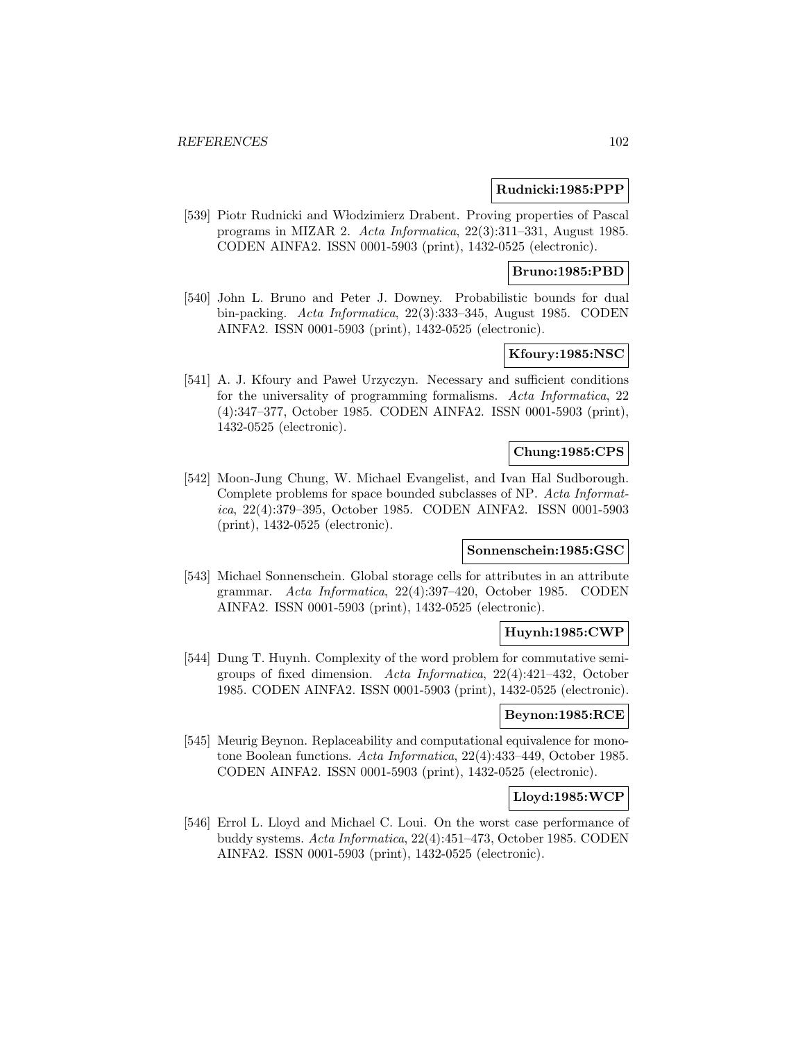**Rudnicki:1985:PPP**

[539] Piotr Rudnicki and Włodzimierz Drabent. Proving properties of Pascal programs in MIZAR 2. *Acta Informatica*, 22(3):311–331, August 1985. CODEN AINFA2. ISSN 0001-5903 (print), 1432-0525 (electronic).

**Bruno:1985:PBD**

[540] John L. Bruno and Peter J. Downey. Probabilistic bounds for dual bin-packing. *Acta Informatica*, 22(3):333–345, August 1985. CODEN AINFA2. ISSN 0001-5903 (print), 1432-0525 (electronic).

**Kfoury:1985:NSC**

[541] A. J. Kfoury and Paweł Urzyczyn. Necessary and sufficient conditions for the universality of programming formalisms. *Acta Informatica*, 22 (4):347–377, October 1985. CODEN AINFA2. ISSN 0001-5903 (print), 1432-0525 (electronic).

**Chung:1985:CPS**

[542] Moon-Jung Chung, W. Michael Evangelist, and Ivan Hal Sudborough. Complete problems for space bounded subclasses of NP. *Acta Informatica*, 22(4):379–395, October 1985. CODEN AINFA2. ISSN 0001-5903 (print), 1432-0525 (electronic).

**Sonnenschein:1985:GSC**

[543] Michael Sonnenschein. Global storage cells for attributes in an attribute grammar. *Acta Informatica*, 22(4):397–420, October 1985. CODEN AINFA2. ISSN 0001-5903 (print), 1432-0525 (electronic).

**Huynh:1985:CWP**

[544] Dung T. Huynh. Complexity of the word problem for commutative semigroups of fixed dimension. *Acta Informatica*, 22(4):421–432, October 1985. CODEN AINFA2. ISSN 0001-5903 (print), 1432-0525 (electronic).

**Beynon:1985:RCE**

[545] Meurig Beynon. Replaceability and computational equivalence for monotone Boolean functions. *Acta Informatica*, 22(4):433–449, October 1985. CODEN AINFA2. ISSN 0001-5903 (print), 1432-0525 (electronic).

**Lloyd:1985:WCP**

[546] Errol L. Lloyd and Michael C. Loui. On the worst case performance of buddy systems. *Acta Informatica*, 22(4):451–473, October 1985. CODEN AINFA2. ISSN 0001-5903 (print), 1432-0525 (electronic).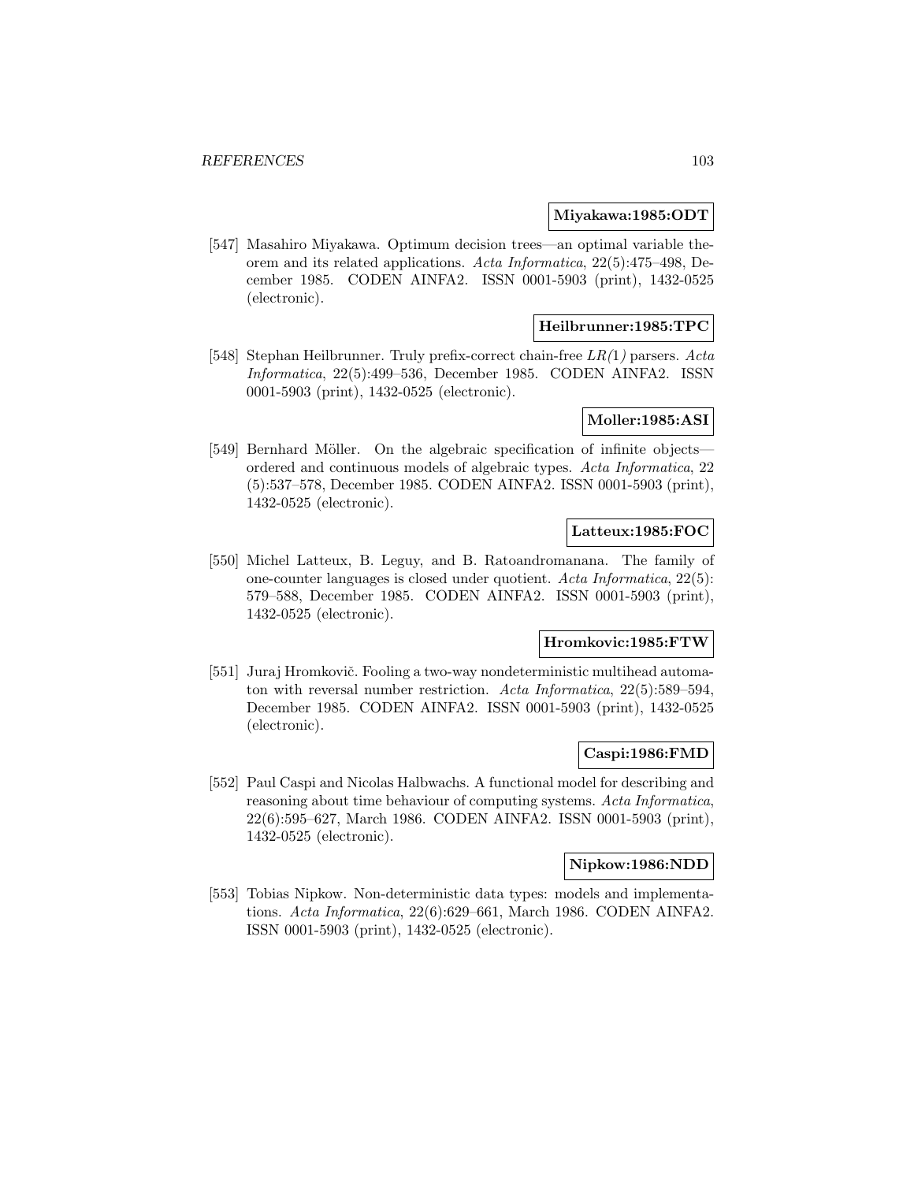**Miyakawa:1985:ODT**

[547] Masahiro Miyakawa. Optimum decision trees—an optimal variable theorem and its related applications. *Acta Informatica*, 22(5):475–498, December 1985. CODEN AINFA2. ISSN 0001-5903 (print), 1432-0525 (electronic).

**Heilbrunner:1985:TPC**

[548] Stephan Heilbrunner. Truly prefix-correct chain-free *LR(1)* parsers. *Acta Informatica*, 22(5):499–536, December 1985. CODEN AINFA2. ISSN 0001-5903 (print), 1432-0525 (electronic).

**Moller:1985:ASI**

[549] Bernhard Möller. On the algebraic specification of infinite objects—ordered and continuous models of algebraic types. *Acta Informatica*, 22 (5):537–578, December 1985. CODEN AINFA2. ISSN 0001-5903 (print), 1432-0525 (electronic).

**Latteux:1985:FOC**

[550] Michel Latteux, B. Leguy, and B. Ratoandromanana. The family of one-counter languages is closed under quotient. *Acta Informatica*, 22(5): 579–588, December 1985. CODEN AINFA2. ISSN 0001-5903 (print), 1432-0525 (electronic).

**Hromkovic:1985:FTW**

[551] Juraj Hromkovič. Fooling a two-way nondeterministic multihead automaton with reversal number restriction. *Acta Informatica*, 22(5):589–594, December 1985. CODEN AINFA2. ISSN 0001-5903 (print), 1432-0525 (electronic).

**Caspi:1986:FMD**

[552] Paul Caspi and Nicolas Halbwachs. A functional model for describing and reasoning about time behaviour of computing systems. *Acta Informatica*, 22(6):595–627, March 1986. CODEN AINFA2. ISSN 0001-5903 (print), 1432-0525 (electronic).

**Nipkow:1986:NDD**

[553] Tobias Nipkow. Non-deterministic data types: models and implementations. *Acta Informatica*, 22(6):629–661, March 1986. CODEN AINFA2. ISSN 0001-5903 (print), 1432-0525 (electronic).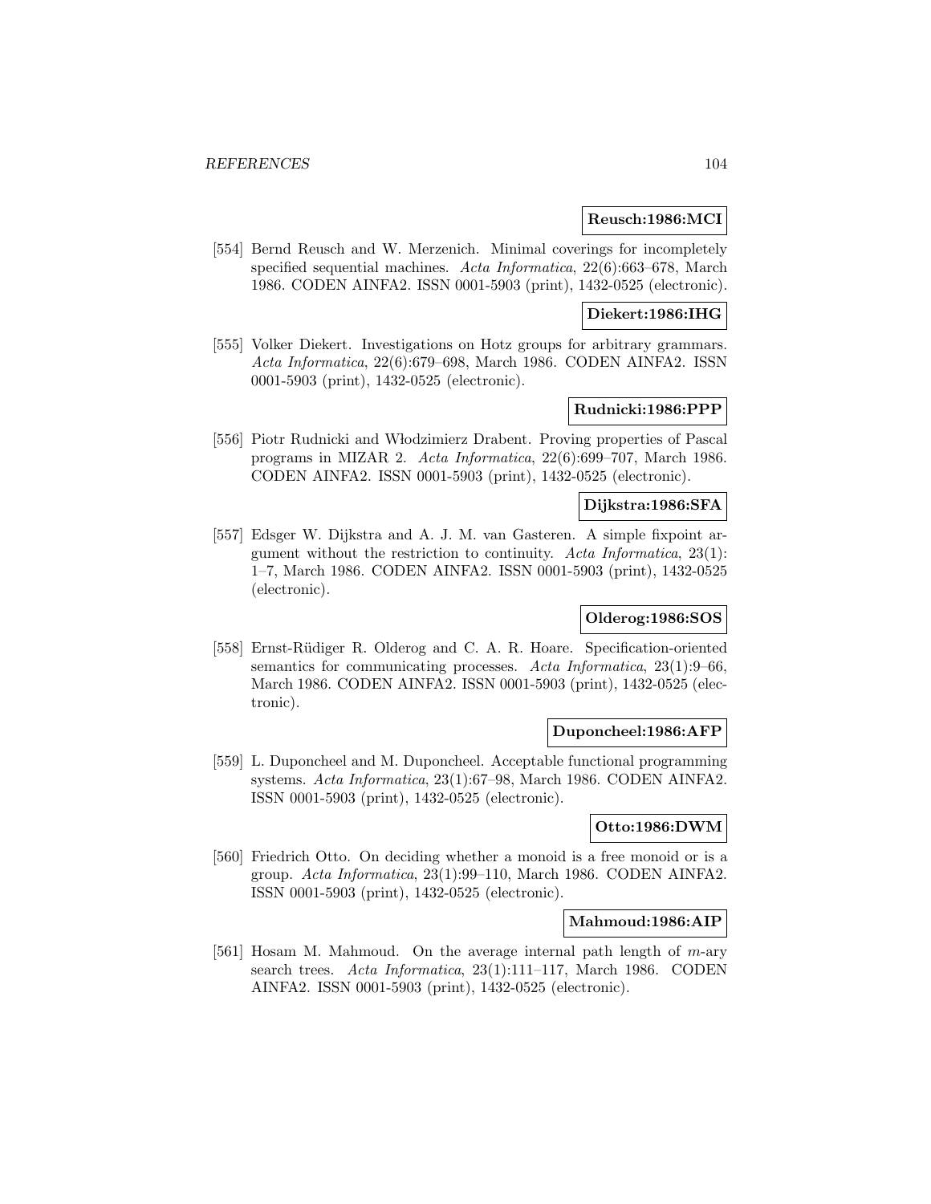**Reusch:1986:MCI**

[554] Bernd Reusch and W. Merzenich. Minimal coverings for incompletely specified sequential machines. *Acta Informatica*, 22(6):663–678, March 1986. CODEN AINFA2. ISSN 0001-5903 (print), 1432-0525 (electronic).

**Diekert:1986:IHG**

[555] Volker Diekert. Investigations on Hotz groups for arbitrary grammars. *Acta Informatica*, 22(6):679–698, March 1986. CODEN AINFA2. ISSN 0001-5903 (print), 1432-0525 (electronic).

**Rudnicki:1986:PPP**

[556] Piotr Rudnicki and Włodzimierz Drabent. Proving properties of Pascal programs in MIZAR 2. *Acta Informatica*, 22(6):699–707, March 1986. CODEN AINFA2. ISSN 0001-5903 (print), 1432-0525 (electronic).

**Dijkstra:1986:SFA**

[557] Edsger W. Dijkstra and A. J. M. van Gasteren. A simple fixpoint argument without the restriction to continuity. *Acta Informatica*, 23(1): 1–7, March 1986. CODEN AINFA2. ISSN 0001-5903 (print), 1432-0525 (electronic).

**Olderog:1986:SOS**

[558] Ernst-Rüdiger R. Olderog and C. A. R. Hoare. Specification-oriented semantics for communicating processes. *Acta Informatica*, 23(1):9–66, March 1986. CODEN AINFA2. ISSN 0001-5903 (print), 1432-0525 (electronic).

**Duponcheel:1986:AFP**

[559] L. Duponcheel and M. Duponcheel. Acceptable functional programming systems. *Acta Informatica*, 23(1):67–98, March 1986. CODEN AINFA2. ISSN 0001-5903 (print), 1432-0525 (electronic).

**Otto:1986:DWM**

[560] Friedrich Otto. On deciding whether a monoid is a free monoid or is a group. *Acta Informatica*, 23(1):99–110, March 1986. CODEN AINFA2. ISSN 0001-5903 (print), 1432-0525 (electronic).

**Mahmoud:1986:AIP**

[561] Hosam M. Mahmoud. On the average internal path length of $m$-ary search trees. *Acta Informatica*, 23(1):111–117, March 1986. CODEN AINFA2. ISSN 0001-5903 (print), 1432-0525 (electronic).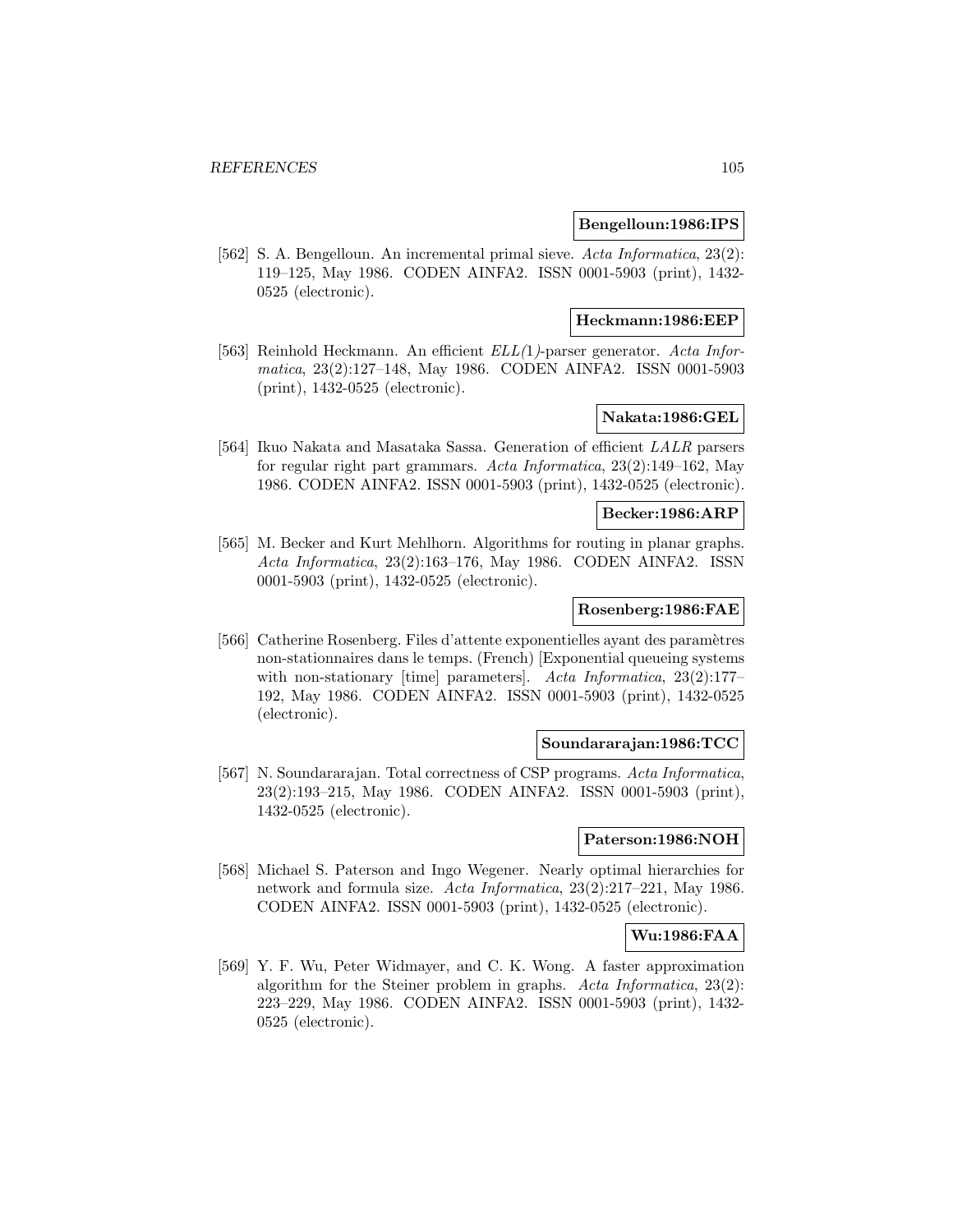**Bengelloun:1986:IPS**

[562] S. A. Bengelloun. An incremental primal sieve. *Acta Informatica*, 23(2): 119–125, May 1986. CODEN AINFA2. ISSN 0001-5903 (print), 1432-0525 (electronic).

**Heckmann:1986:EEP**

[563] Reinhold Heckmann. An efficient *ELL(1)*-parser generator. *Acta Informatica*, 23(2):127–148, May 1986. CODEN AINFA2. ISSN 0001-5903 (print), 1432-0525 (electronic).

**Nakata:1986:GEL**

[564] Ikuo Nakata and Masataka Sassa. Generation of efficient *LALR* parsers for regular right part grammars. *Acta Informatica*, 23(2):149–162, May 1986. CODEN AINFA2. ISSN 0001-5903 (print), 1432-0525 (electronic).

**Becker:1986:ARP**

[565] M. Becker and Kurt Mehlhorn. Algorithms for routing in planar graphs. *Acta Informatica*, 23(2):163–176, May 1986. CODEN AINFA2. ISSN 0001-5903 (print), 1432-0525 (electronic).

**Rosenberg:1986:FAE**

[566] Catherine Rosenberg. Files d'attente exponentielles ayant des paramètres non-stationnaires dans le temps. (French) [Exponential queueing systems with non-stationary [time] parameters]. *Acta Informatica*, 23(2):177–192, May 1986. CODEN AINFA2. ISSN 0001-5903 (print), 1432-0525 (electronic).

**Soundararajan:1986:TCC**

[567] N. Soundararajan. Total correctness of CSP programs. *Acta Informatica*, 23(2):193–215, May 1986. CODEN AINFA2. ISSN 0001-5903 (print), 1432-0525 (electronic).

**Paterson:1986:NOH**

[568] Michael S. Paterson and Ingo Wegener. Nearly optimal hierarchies for network and formula size. *Acta Informatica*, 23(2):217–221, May 1986. CODEN AINFA2. ISSN 0001-5903 (print), 1432-0525 (electronic).

**Wu:1986:FAA**

[569] Y. F. Wu, Peter Widmayer, and C. K. Wong. A faster approximation algorithm for the Steiner problem in graphs. *Acta Informatica*, 23(2): 223–229, May 1986. CODEN AINFA2. ISSN 0001-5903 (print), 1432-0525 (electronic).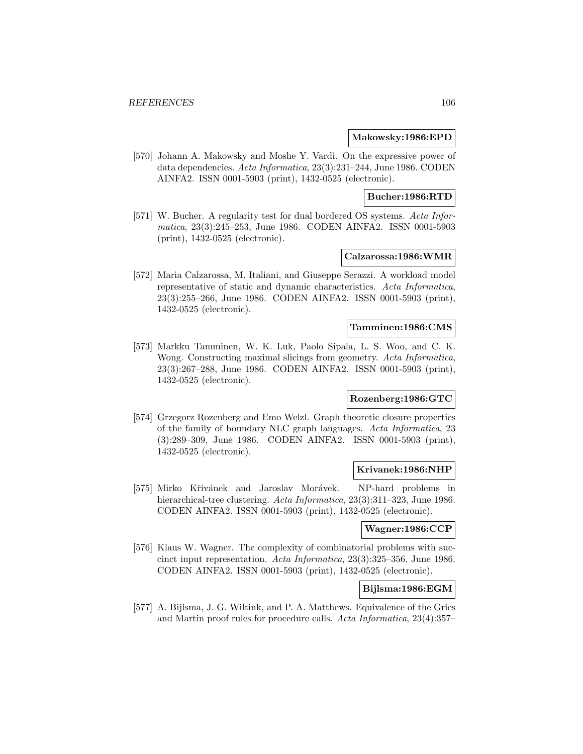**Makowsky:1986:EPD**

[570] Johann A. Makowsky and Moshe Y. Vardi. On the expressive power of data dependencies. *Acta Informatica*, 23(3):231–244, June 1986. CODEN AINFA2. ISSN 0001-5903 (print), 1432-0525 (electronic).

**Bucher:1986:RTD**

[571] W. Bucher. A regularity test for dual bordered OS systems. *Acta Informatica*, 23(3):245–253, June 1986. CODEN AINFA2. ISSN 0001-5903 (print), 1432-0525 (electronic).

**Calzarossa:1986:WMR**

[572] Maria Calzarossa, M. Italiani, and Giuseppe Serazzi. A workload model representative of static and dynamic characteristics. *Acta Informatica*, 23(3):255–266, June 1986. CODEN AINFA2. ISSN 0001-5903 (print), 1432-0525 (electronic).

**Tamminen:1986:CMS**

[573] Markku Tamminen, W. K. Luk, Paolo Sipala, L. S. Woo, and C. K. Wong. Constructing maximal slicings from geometry. *Acta Informatica*, 23(3):267–288, June 1986. CODEN AINFA2. ISSN 0001-5903 (print), 1432-0525 (electronic).

**Rozenberg:1986:GTC**

[574] Grzegorz Rozenberg and Emo Welzl. Graph theoretic closure properties of the family of boundary NLC graph languages. *Acta Informatica*, 23 (3):289–309, June 1986. CODEN AINFA2. ISSN 0001-5903 (print), 1432-0525 (electronic).

**Krivanek:1986:NHP**

[575] Mirko Křivánek and Jaroslav Morávek. NP-hard problems in hierarchical-tree clustering. *Acta Informatica*, 23(3):311–323, June 1986. CODEN AINFA2. ISSN 0001-5903 (print), 1432-0525 (electronic).

**Wagner:1986:CCP**

[576] Klaus W. Wagner. The complexity of combinatorial problems with succinct input representation. *Acta Informatica*, 23(3):325–356, June 1986. CODEN AINFA2. ISSN 0001-5903 (print), 1432-0525 (electronic).

**Bijlsma:1986:EGM**

[577] A. Bijlsma, J. G. Wiltink, and P. A. Matthews. Equivalence of the Gries and Martin proof rules for procedure calls. *Acta Informatica*, 23(4):357–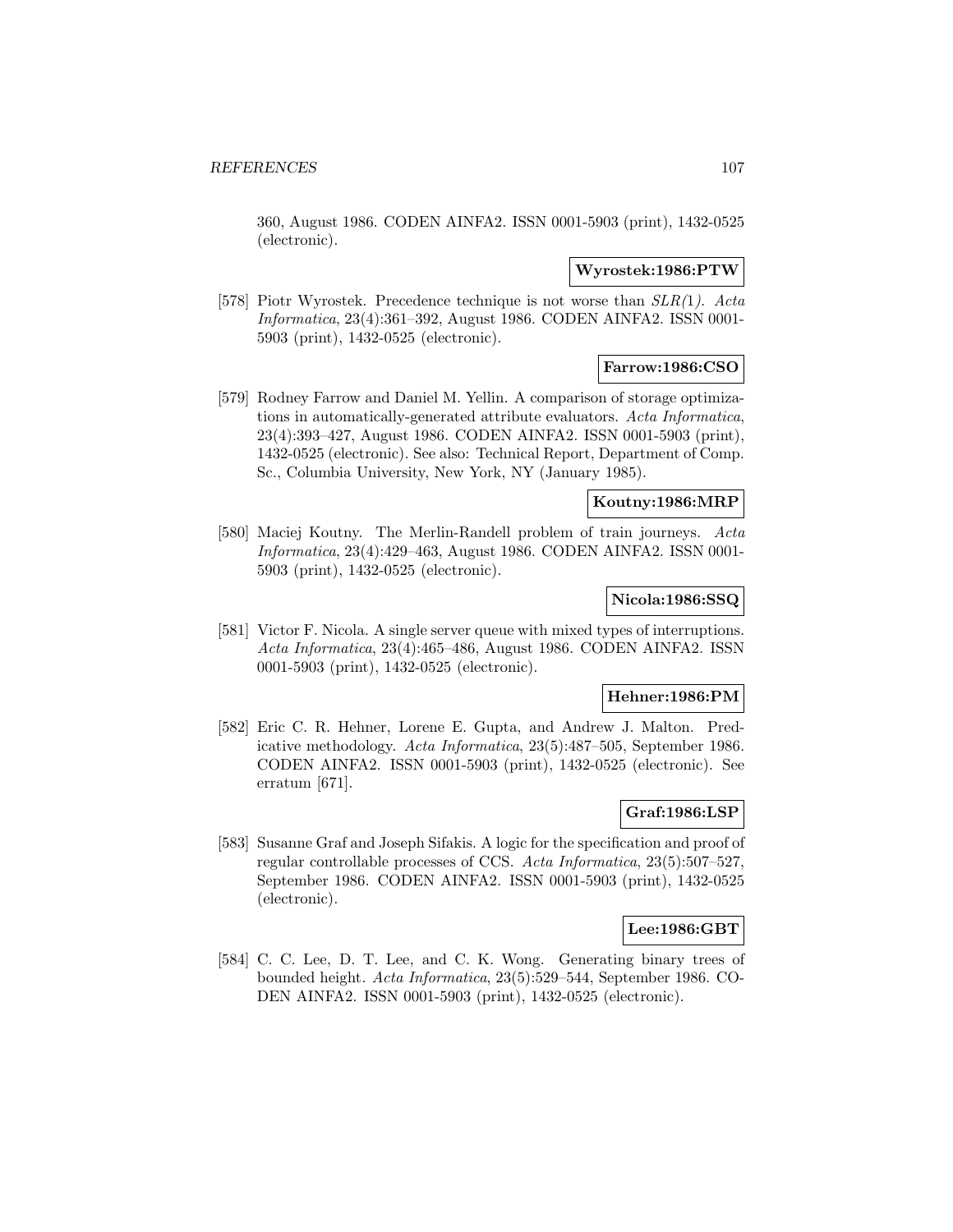360, August 1986. CODEN AINFA2. ISSN 0001-5903 (print), 1432-0525 (electronic).

**Wyrostek:1986:PTW**

[578] Piotr Wyrostek. Precedence technique is not worse than *SLR(1)*. *Acta Informatica*, 23(4):361–392, August 1986. CODEN AINFA2. ISSN 0001-5903 (print), 1432-0525 (electronic).

**Farrow:1986:CSO**

[579] Rodney Farrow and Daniel M. Yellin. A comparison of storage optimizations in automatically-generated attribute evaluators. *Acta Informatica*, 23(4):393–427, August 1986. CODEN AINFA2. ISSN 0001-5903 (print), 1432-0525 (electronic). See also: Technical Report, Department of Comp. Sc., Columbia University, New York, NY (January 1985).

**Koutny:1986:MRP**

[580] Maciej Koutny. The Merlin-Randell problem of train journeys. *Acta Informatica*, 23(4):429–463, August 1986. CODEN AINFA2. ISSN 0001-5903 (print), 1432-0525 (electronic).

**Nicola:1986:SSQ**

[581] Victor F. Nicola. A single server queue with mixed types of interruptions. *Acta Informatica*, 23(4):465–486, August 1986. CODEN AINFA2. ISSN 0001-5903 (print), 1432-0525 (electronic).

**Hehner:1986:PM**

[582] Eric C. R. Hehner, Lorene E. Gupta, and Andrew J. Malton. Predicative methodology. *Acta Informatica*, 23(5):487–505, September 1986. CODEN AINFA2. ISSN 0001-5903 (print), 1432-0525 (electronic). See erratum [671].

**Graf:1986:LSP**

[583] Susanne Graf and Joseph Sifakis. A logic for the specification and proof of regular controllable processes of CCS. *Acta Informatica*, 23(5):507–527, September 1986. CODEN AINFA2. ISSN 0001-5903 (print), 1432-0525 (electronic).

**Lee:1986:GBT**

[584] C. C. Lee, D. T. Lee, and C. K. Wong. Generating binary trees of bounded height. *Acta Informatica*, 23(5):529–544, September 1986. CODEN AINFA2. ISSN 0001-5903 (print), 1432-0525 (electronic).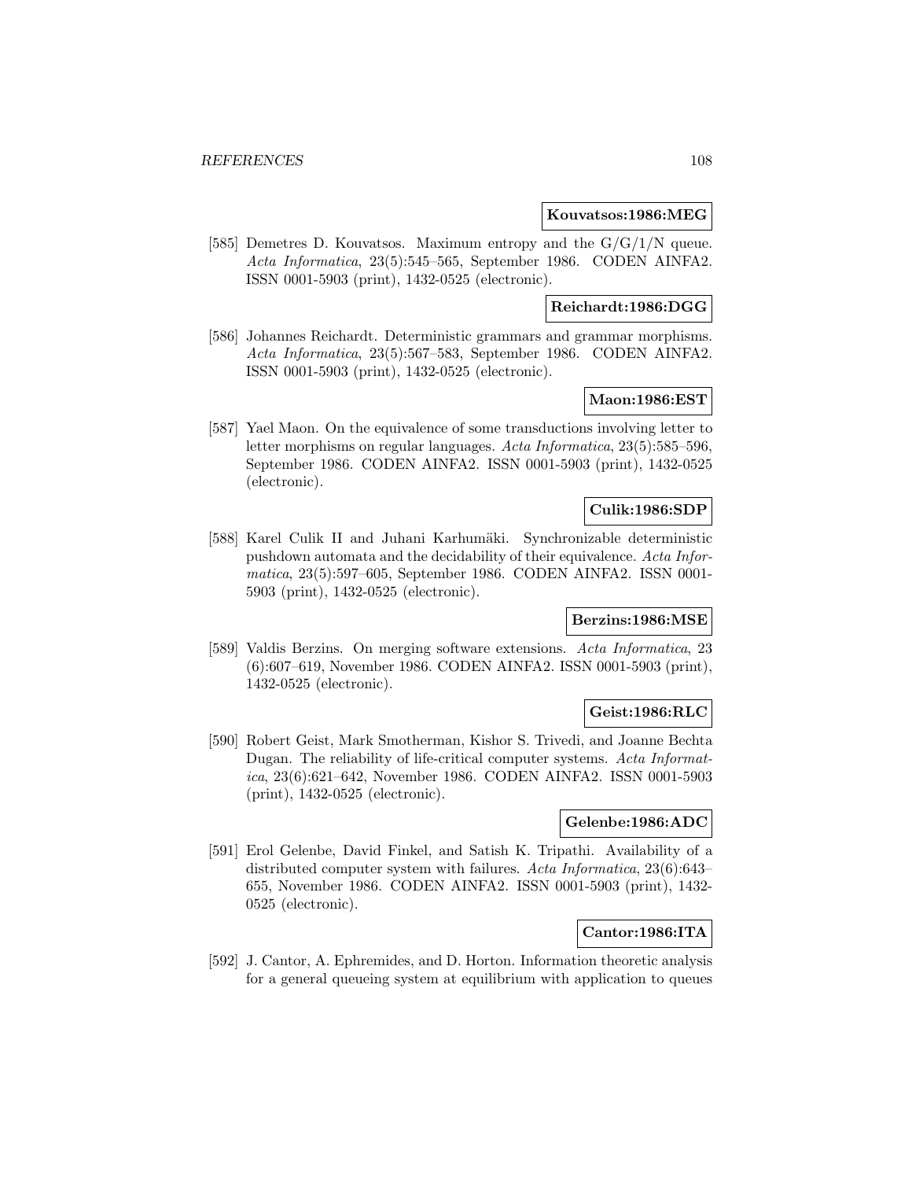**Kouvatsos:1986:MEG**

[585] Demetres D. Kouvatsos. Maximum entropy and the G/G/1/N queue. *Acta Informatica*, 23(5):545–565, September 1986. CODEN AINFA2. ISSN 0001-5903 (print), 1432-0525 (electronic).

**Reichardt:1986:DGG**

[586] Johannes Reichardt. Deterministic grammars and grammar morphisms. *Acta Informatica*, 23(5):567–583, September 1986. CODEN AINFA2. ISSN 0001-5903 (print), 1432-0525 (electronic).

**Maon:1986:EST**

[587] Yael Maon. On the equivalence of some transductions involving letter to letter morphisms on regular languages. *Acta Informatica*, 23(5):585–596, September 1986. CODEN AINFA2. ISSN 0001-5903 (print), 1432-0525 (electronic).

**Culik:1986:SDP**

[588] Karel Culik II and Juhani Karhumäki. Synchronizable deterministic pushdown automata and the decidability of their equivalence. *Acta Informatica*, 23(5):597–605, September 1986. CODEN AINFA2. ISSN 0001-5903 (print), 1432-0525 (electronic).

**Berzins:1986:MSE**

[589] Valdis Berzins. On merging software extensions. *Acta Informatica*, 23 (6):607–619, November 1986. CODEN AINFA2. ISSN 0001-5903 (print), 1432-0525 (electronic).

**Geist:1986:RLC**

[590] Robert Geist, Mark Smotherman, Kishor S. Trivedi, and Joanne Bechta Dugan. The reliability of life-critical computer systems. *Acta Informatica*, 23(6):621–642, November 1986. CODEN AINFA2. ISSN 0001-5903 (print), 1432-0525 (electronic).

**Gelenbe:1986:ADC**

[591] Erol Gelenbe, David Finkel, and Satish K. Tripathi. Availability of a distributed computer system with failures. *Acta Informatica*, 23(6):643–655, November 1986. CODEN AINFA2. ISSN 0001-5903 (print), 1432-0525 (electronic).

**Cantor:1986:ITA**

[592] J. Cantor, A. Ephremides, and D. Horton. Information theoretic analysis for a general queueing system at equilibrium with application to queues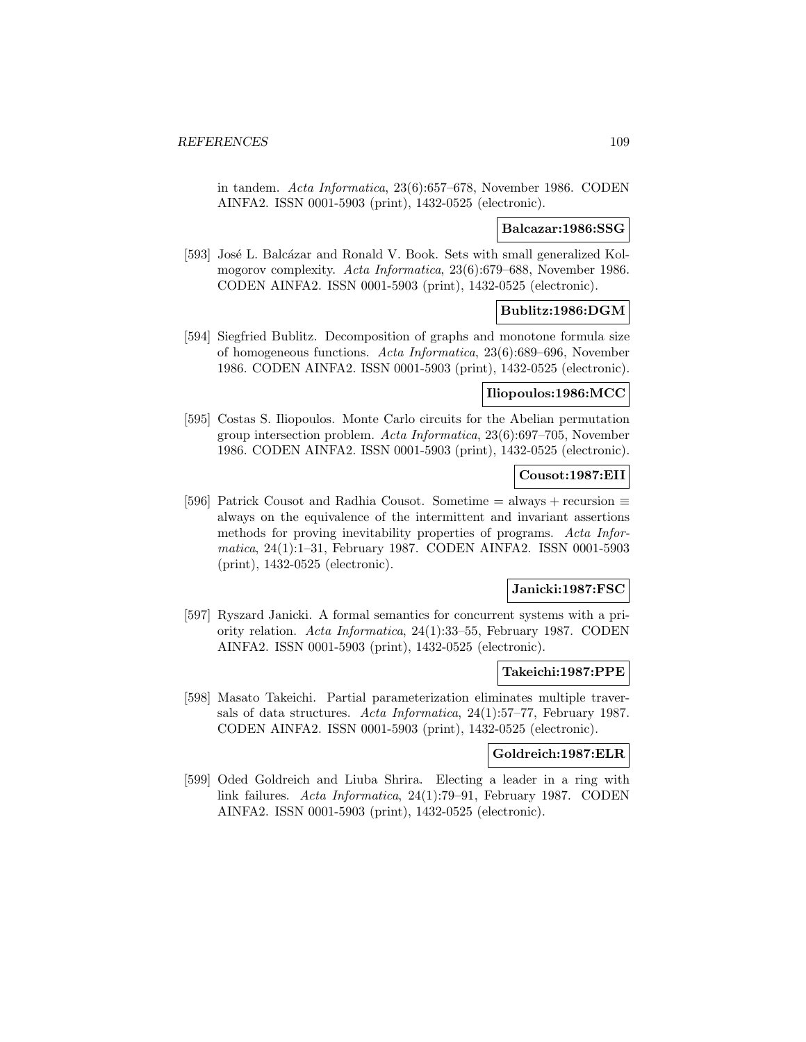in tandem. *Acta Informatica*, 23(6):657–678, November 1986. CODEN AINFA2. ISSN 0001-5903 (print), 1432-0525 (electronic).

**Balcazar:1986:SSG**

[593] José L. Balcázar and Ronald V. Book. Sets with small generalized Kolmogorov complexity. *Acta Informatica*, 23(6):679–688, November 1986. CODEN AINFA2. ISSN 0001-5903 (print), 1432-0525 (electronic).

**Bublitz:1986:DGM**

[594] Siegfried Bublitz. Decomposition of graphs and monotone formula size of homogeneous functions. *Acta Informatica*, 23(6):689–696, November 1986. CODEN AINFA2. ISSN 0001-5903 (print), 1432-0525 (electronic).

**Iliopoulos:1986:MCC**

[595] Costas S. Iliopoulos. Monte Carlo circuits for the Abelian permutation group intersection problem. *Acta Informatica*, 23(6):697–705, November 1986. CODEN AINFA2. ISSN 0001-5903 (print), 1432-0525 (electronic).

**Cousot:1987:EII**

[596] Patrick Cousot and Radhia Cousot. Sometime = always + recursion ≡ always on the equivalence of the intermittent and invariant assertions methods for proving inevitability properties of programs. *Acta Informatica*, 24(1):1–31, February 1987. CODEN AINFA2. ISSN 0001-5903 (print), 1432-0525 (electronic).

**Janicki:1987:FSC**

[597] Ryszard Janicki. A formal semantics for concurrent systems with a priority relation. *Acta Informatica*, 24(1):33–55, February 1987. CODEN AINFA2. ISSN 0001-5903 (print), 1432-0525 (electronic).

**Takeichi:1987:PPE**

[598] Masato Takeichi. Partial parameterization eliminates multiple traversals of data structures. *Acta Informatica*, 24(1):57–77, February 1987. CODEN AINFA2. ISSN 0001-5903 (print), 1432-0525 (electronic).

**Goldreich:1987:ELR**

[599] Oded Goldreich and Liuba Shrira. Electing a leader in a ring with link failures. *Acta Informatica*, 24(1):79–91, February 1987. CODEN AINFA2. ISSN 0001-5903 (print), 1432-0525 (electronic).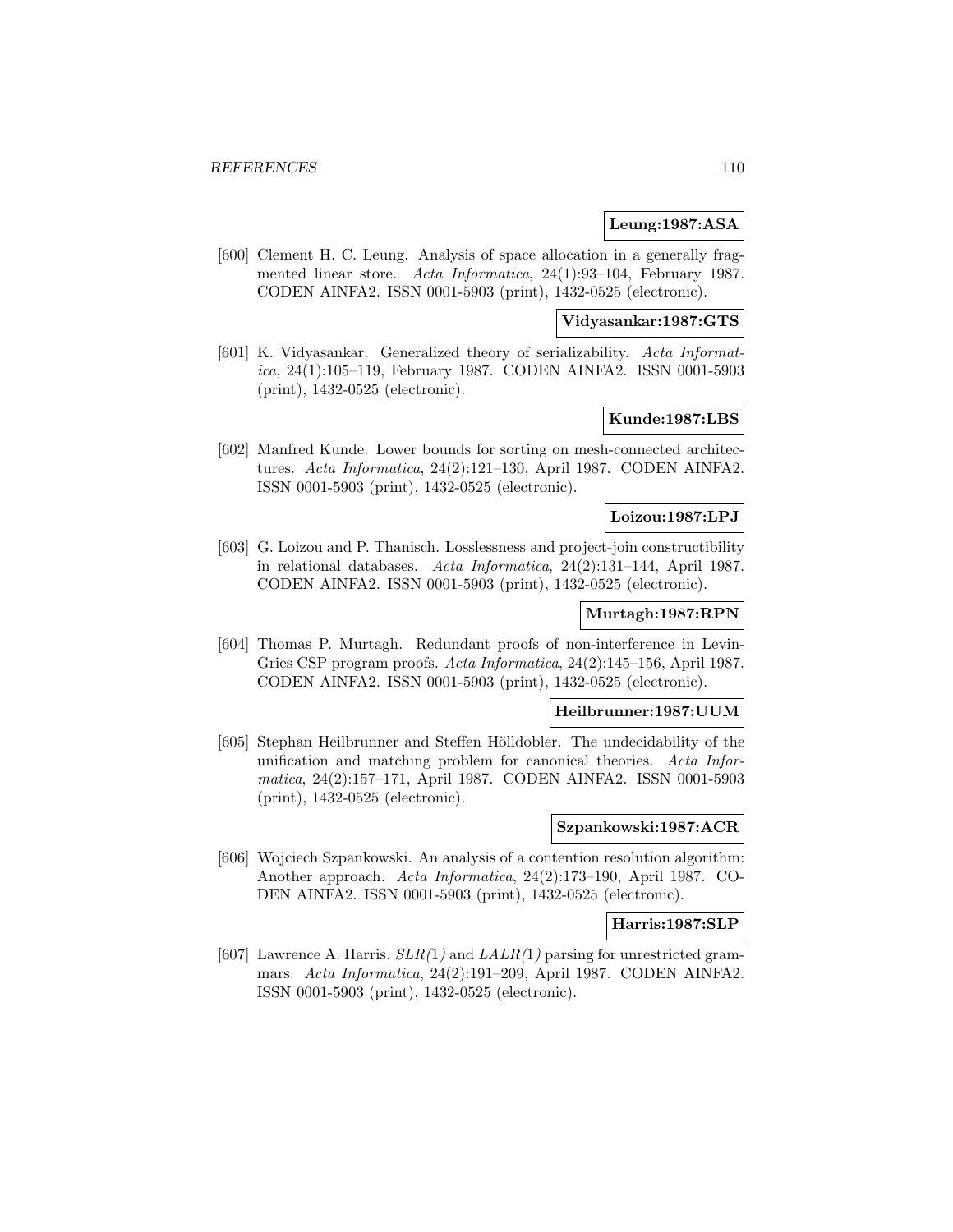**Leung:1987:ASA**

[600] Clement H. C. Leung. Analysis of space allocation in a generally fragmented linear store. *Acta Informatica*, 24(1):93–104, February 1987. CODEN AINFA2. ISSN 0001-5903 (print), 1432-0525 (electronic).

**Vidyasankar:1987:GTS**

[601] K. Vidyasankar. Generalized theory of serializability. *Acta Informatica*, 24(1):105–119, February 1987. CODEN AINFA2. ISSN 0001-5903 (print), 1432-0525 (electronic).

**Kunde:1987:LBS**

[602] Manfred Kunde. Lower bounds for sorting on mesh-connected architectures. *Acta Informatica*, 24(2):121–130, April 1987. CODEN AINFA2. ISSN 0001-5903 (print), 1432-0525 (electronic).

**Loizou:1987:LPJ**

[603] G. Loizou and P. Thanisch. Losslessness and project-join constructibility in relational databases. *Acta Informatica*, 24(2):131–144, April 1987. CODEN AINFA2. ISSN 0001-5903 (print), 1432-0525 (electronic).

**Murtagh:1987:RPN**

[604] Thomas P. Murtagh. Redundant proofs of non-interference in Levin-Gries CSP program proofs. *Acta Informatica*, 24(2):145–156, April 1987. CODEN AINFA2. ISSN 0001-5903 (print), 1432-0525 (electronic).

**Heilbrunner:1987:UUM**

[605] Stephan Heilbrunner and Steffen Hölldobler. The undecidability of the unification and matching problem for canonical theories. *Acta Informatica*, 24(2):157–171, April 1987. CODEN AINFA2. ISSN 0001-5903 (print), 1432-0525 (electronic).

**Szpankowski:1987:ACR**

[606] Wojciech Szpankowski. An analysis of a contention resolution algorithm: Another approach. *Acta Informatica*, 24(2):173–190, April 1987. CODEN AINFA2. ISSN 0001-5903 (print), 1432-0525 (electronic).

**Harris:1987:SLP**

[607] Lawrence A. Harris. *SLR(1)* and *LALR(1)* parsing for unrestricted grammars. *Acta Informatica*, 24(2):191–209, April 1987. CODEN AINFA2. ISSN 0001-5903 (print), 1432-0525 (electronic).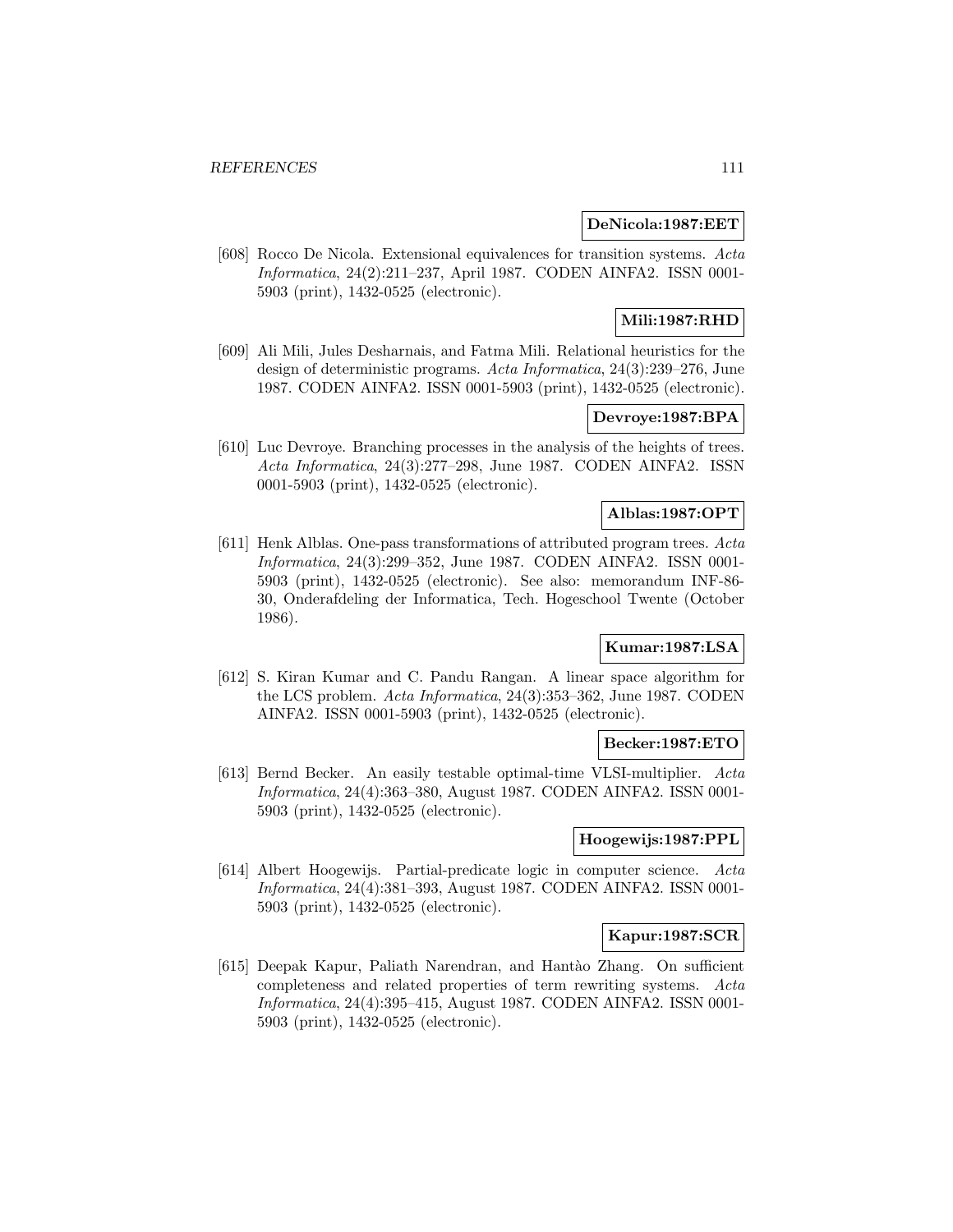**DeNicola:1987:EET**

[608] Rocco De Nicola. Extensional equivalences for transition systems. *Acta Informatica*, 24(2):211–237, April 1987. CODEN AINFA2. ISSN 0001-5903 (print), 1432-0525 (electronic).

**Mili:1987:RHD**

[609] Ali Mili, Jules Desharnais, and Fatma Mili. Relational heuristics for the design of deterministic programs. *Acta Informatica*, 24(3):239–276, June 1987. CODEN AINFA2. ISSN 0001-5903 (print), 1432-0525 (electronic).

**Devroye:1987:BPA**

[610] Luc Devroye. Branching processes in the analysis of the heights of trees. *Acta Informatica*, 24(3):277–298, June 1987. CODEN AINFA2. ISSN 0001-5903 (print), 1432-0525 (electronic).

**Alblas:1987:OPT**

[611] Henk Alblas. One-pass transformations of attributed program trees. *Acta Informatica*, 24(3):299–352, June 1987. CODEN AINFA2. ISSN 0001-5903 (print), 1432-0525 (electronic). See also: memorandum INF-86-30, Onderafdeling der Informatica, Tech. Hogeschool Twente (October 1986).

**Kumar:1987:LSA**

[612] S. Kiran Kumar and C. Pandu Rangan. A linear space algorithm for the LCS problem. *Acta Informatica*, 24(3):353–362, June 1987. CODEN AINFA2. ISSN 0001-5903 (print), 1432-0525 (electronic).

**Becker:1987:ETO**

[613] Bernd Becker. An easily testable optimal-time VLSI-multiplier. *Acta Informatica*, 24(4):363–380, August 1987. CODEN AINFA2. ISSN 0001-5903 (print), 1432-0525 (electronic).

**Hoogewijs:1987:PPL**

[614] Albert Hoogewijs. Partial-predicate logic in computer science. *Acta Informatica*, 24(4):381–393, August 1987. CODEN AINFA2. ISSN 0001-5903 (print), 1432-0525 (electronic).

**Kapur:1987:SCR**

[615] Deepak Kapur, Paliath Narendran, and Hantào Zhang. On sufficient completeness and related properties of term rewriting systems. *Acta Informatica*, 24(4):395–415, August 1987. CODEN AINFA2. ISSN 0001-5903 (print), 1432-0525 (electronic).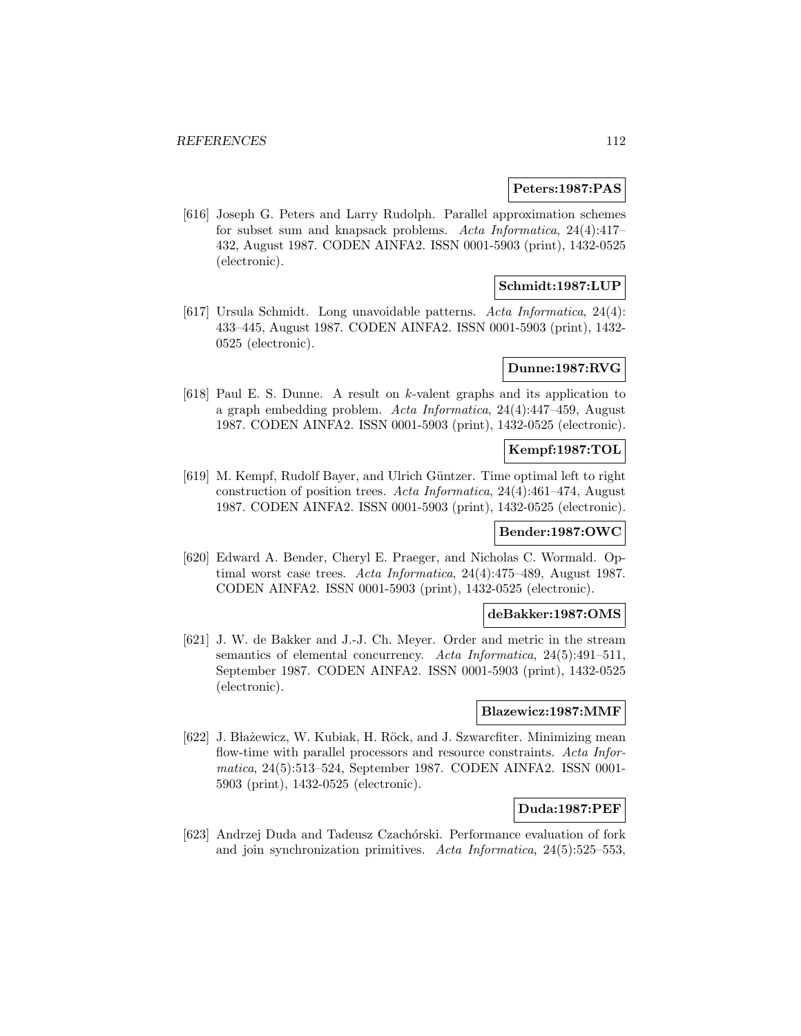**Peters:1987:PAS**

[616] Joseph G. Peters and Larry Rudolph. Parallel approximation schemes for subset sum and knapsack problems. *Acta Informatica*, 24(4):417–432, August 1987. CODEN AINFA2. ISSN 0001-5903 (print), 1432-0525 (electronic).

**Schmidt:1987:LUP**

[617] Ursula Schmidt. Long unavoidable patterns. *Acta Informatica*, 24(4):433–445, August 1987. CODEN AINFA2. ISSN 0001-5903 (print), 1432-0525 (electronic).

**Dunne:1987:RVG**

[618] Paul E. S. Dunne. A result on $k$-valent graphs and its application to a graph embedding problem. *Acta Informatica*, 24(4):447–459, August 1987. CODEN AINFA2. ISSN 0001-5903 (print), 1432-0525 (electronic).

**Kempf:1987:TOL**

[619] M. Kempf, Rudolf Bayer, and Ulrich Güntzer. Time optimal left to right construction of position trees. *Acta Informatica*, 24(4):461–474, August 1987. CODEN AINFA2. ISSN 0001-5903 (print), 1432-0525 (electronic).

**Bender:1987:OWC**

[620] Edward A. Bender, Cheryl E. Praeger, and Nicholas C. Wormald. Optimal worst case trees. *Acta Informatica*, 24(4):475–489, August 1987. CODEN AINFA2. ISSN 0001-5903 (print), 1432-0525 (electronic).

**deBakker:1987:OMS**

[621] J. W. de Bakker and J.-J. Ch. Meyer. Order and metric in the stream semantics of elemental concurrency. *Acta Informatica*, 24(5):491–511, September 1987. CODEN AINFA2. ISSN 0001-5903 (print), 1432-0525 (electronic).

**Blazewicz:1987:MMF**

[622] J. Błażewicz, W. Kubiak, H. Röck, and J. Szwarcfiter. Minimizing mean flow-time with parallel processors and resource constraints. *Acta Informatica*, 24(5):513–524, September 1987. CODEN AINFA2. ISSN 0001-5903 (print), 1432-0525 (electronic).

**Duda:1987:PEF**

[623] Andrzej Duda and Tadeusz Czachórski. Performance evaluation of fork and join synchronization primitives. *Acta Informatica*, 24(5):525–553,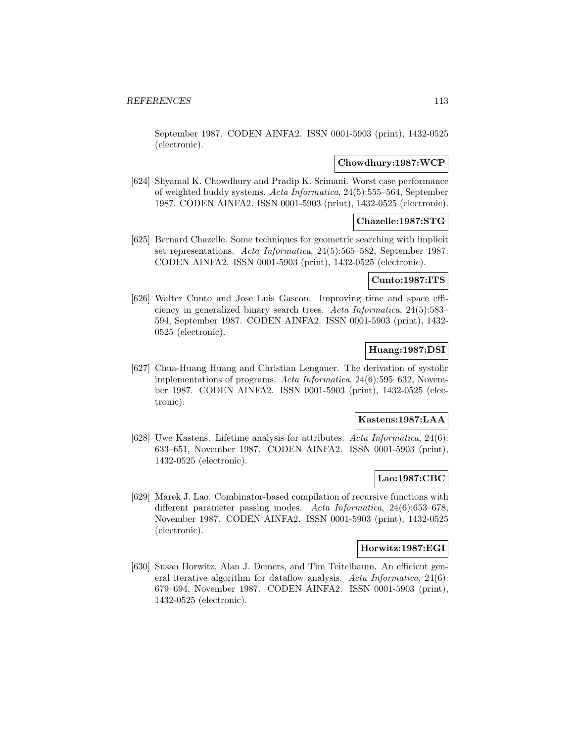September 1987. CODEN AINFA2. ISSN 0001-5903 (print), 1432-0525 (electronic).

**Chowdhury:1987:WCP**

[624] Shyamal K. Chowdhury and Pradip K. Srimani. Worst case performance of weighted buddy systems. *Acta Informatica*, 24(5):555–564, September 1987. CODEN AINFA2. ISSN 0001-5903 (print), 1432-0525 (electronic).

**Chazelle:1987:STG**

[625] Bernard Chazelle. Some techniques for geometric searching with implicit set representations. *Acta Informatica*, 24(5):565–582, September 1987. CODEN AINFA2. ISSN 0001-5903 (print), 1432-0525 (electronic).

**Cunto:1987:ITS**

[626] Walter Cunto and Jose Luis Gascon. Improving time and space efficiency in generalized binary search trees. *Acta Informatica*, 24(5):583–594, September 1987. CODEN AINFA2. ISSN 0001-5903 (print), 1432-0525 (electronic).

**Huang:1987:DSI**

[627] Chua-Huang Huang and Christian Lengauer. The derivation of systolic implementations of programs. *Acta Informatica*, 24(6):595–632, November 1987. CODEN AINFA2. ISSN 0001-5903 (print), 1432-0525 (electronic).

**Kastens:1987:LAA**

[628] Uwe Kastens. Lifetime analysis for attributes. *Acta Informatica*, 24(6): 633–651, November 1987. CODEN AINFA2. ISSN 0001-5903 (print), 1432-0525 (electronic).

**Lao:1987:CBC**

[629] Marek J. Lao. Combinator-based compilation of recursive functions with different parameter passing modes. *Acta Informatica*, 24(6):653–678, November 1987. CODEN AINFA2. ISSN 0001-5903 (print), 1432-0525 (electronic).

**Horwitz:1987:EGI**

[630] Susan Horwitz, Alan J. Demers, and Tim Teitelbaum. An efficient general iterative algorithm for dataflow analysis. *Acta Informatica*, 24(6): 679–694, November 1987. CODEN AINFA2. ISSN 0001-5903 (print), 1432-0525 (electronic).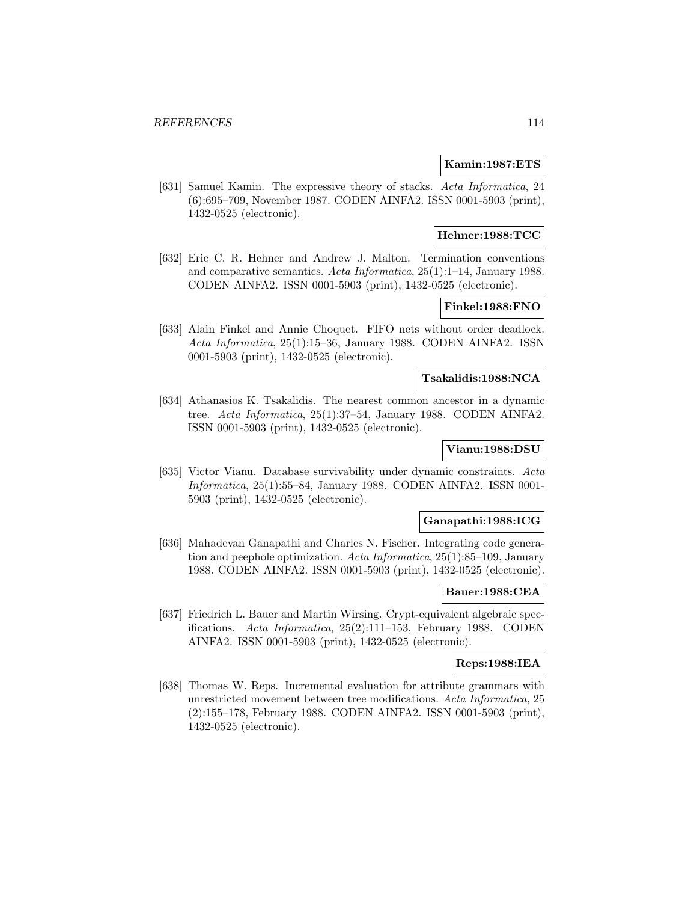**Kamin:1987:ETS**

[631] Samuel Kamin. The expressive theory of stacks. *Acta Informatica*, 24 (6):695–709, November 1987. CODEN AINFA2. ISSN 0001-5903 (print), 1432-0525 (electronic).

**Hehner:1988:TCC**

[632] Eric C. R. Hehner and Andrew J. Malton. Termination conventions and comparative semantics. *Acta Informatica*, 25(1):1–14, January 1988. CODEN AINFA2. ISSN 0001-5903 (print), 1432-0525 (electronic).

**Finkel:1988:FNO**

[633] Alain Finkel and Annie Choquet. FIFO nets without order deadlock. *Acta Informatica*, 25(1):15–36, January 1988. CODEN AINFA2. ISSN 0001-5903 (print), 1432-0525 (electronic).

**Tsakalidis:1988:NCA**

[634] Athanasios K. Tsakalidis. The nearest common ancestor in a dynamic tree. *Acta Informatica*, 25(1):37–54, January 1988. CODEN AINFA2. ISSN 0001-5903 (print), 1432-0525 (electronic).

**Vianu:1988:DSU**

[635] Victor Vianu. Database survivability under dynamic constraints. *Acta Informatica*, 25(1):55–84, January 1988. CODEN AINFA2. ISSN 0001-5903 (print), 1432-0525 (electronic).

**Ganapathi:1988:ICG**

[636] Mahadevan Ganapathi and Charles N. Fischer. Integrating code generation and peephole optimization. *Acta Informatica*, 25(1):85–109, January 1988. CODEN AINFA2. ISSN 0001-5903 (print), 1432-0525 (electronic).

**Bauer:1988:CEA**

[637] Friedrich L. Bauer and Martin Wirsing. Crypt-equivalent algebraic specifications. *Acta Informatica*, 25(2):111–153, February 1988. CODEN AINFA2. ISSN 0001-5903 (print), 1432-0525 (electronic).

**Reps:1988:IEA**

[638] Thomas W. Reps. Incremental evaluation for attribute grammars with unrestricted movement between tree modifications. *Acta Informatica*, 25 (2):155–178, February 1988. CODEN AINFA2. ISSN 0001-5903 (print), 1432-0525 (electronic).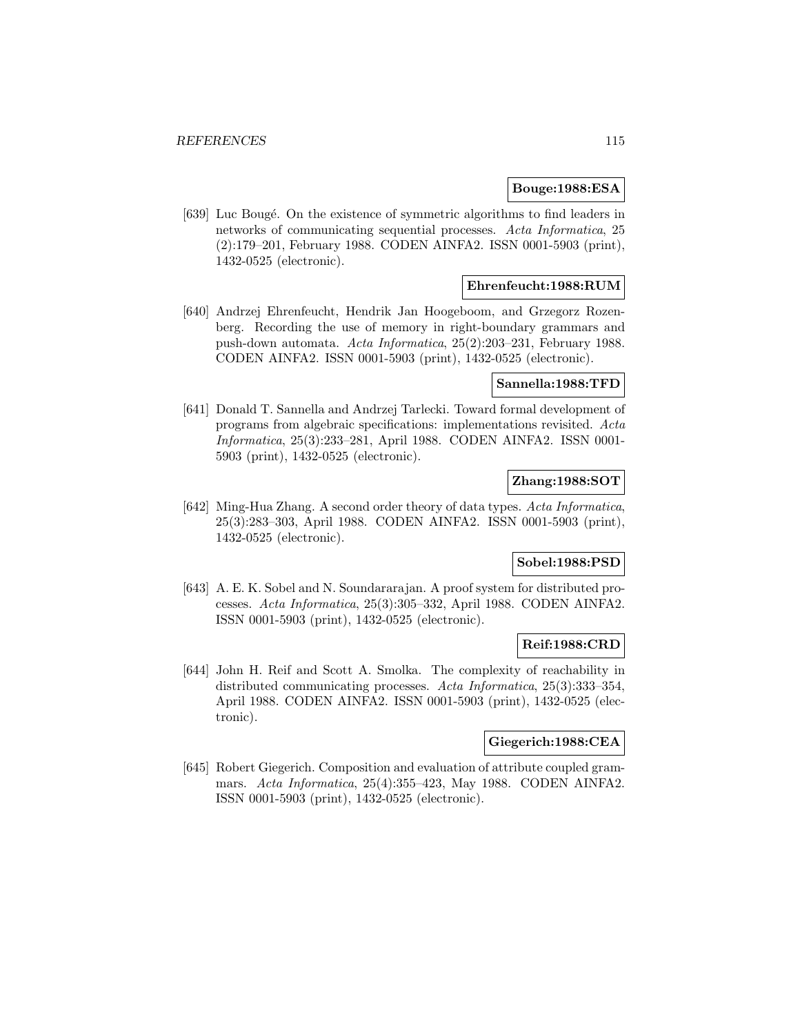**Bouge:1988:ESA**

[639] Luc Bougé. On the existence of symmetric algorithms to find leaders in networks of communicating sequential processes. *Acta Informatica*, 25 (2):179–201, February 1988. CODEN AINFA2. ISSN 0001-5903 (print), 1432-0525 (electronic).

**Ehrenfeucht:1988:RUM**

[640] Andrzej Ehrenfeucht, Hendrik Jan Hoogeboom, and Grzegorz Rozenberg. Recording the use of memory in right-boundary grammars and push-down automata. *Acta Informatica*, 25(2):203–231, February 1988. CODEN AINFA2. ISSN 0001-5903 (print), 1432-0525 (electronic).

**Sannella:1988:TFD**

[641] Donald T. Sannella and Andrzej Tarlecki. Toward formal development of programs from algebraic specifications: implementations revisited. *Acta Informatica*, 25(3):233–281, April 1988. CODEN AINFA2. ISSN 0001-5903 (print), 1432-0525 (electronic).

**Zhang:1988:SOT**

[642] Ming-Hua Zhang. A second order theory of data types. *Acta Informatica*, 25(3):283–303, April 1988. CODEN AINFA2. ISSN 0001-5903 (print), 1432-0525 (electronic).

**Sobel:1988:PSD**

[643] A. E. K. Sobel and N. Soundararajan. A proof system for distributed processes. *Acta Informatica*, 25(3):305–332, April 1988. CODEN AINFA2. ISSN 0001-5903 (print), 1432-0525 (electronic).

**Reif:1988:CRD**

[644] John H. Reif and Scott A. Smolka. The complexity of reachability in distributed communicating processes. *Acta Informatica*, 25(3):333–354, April 1988. CODEN AINFA2. ISSN 0001-5903 (print), 1432-0525 (electronic).

**Giegerich:1988:CEA**

[645] Robert Giegerich. Composition and evaluation of attribute coupled grammars. *Acta Informatica*, 25(4):355–423, May 1988. CODEN AINFA2. ISSN 0001-5903 (print), 1432-0525 (electronic).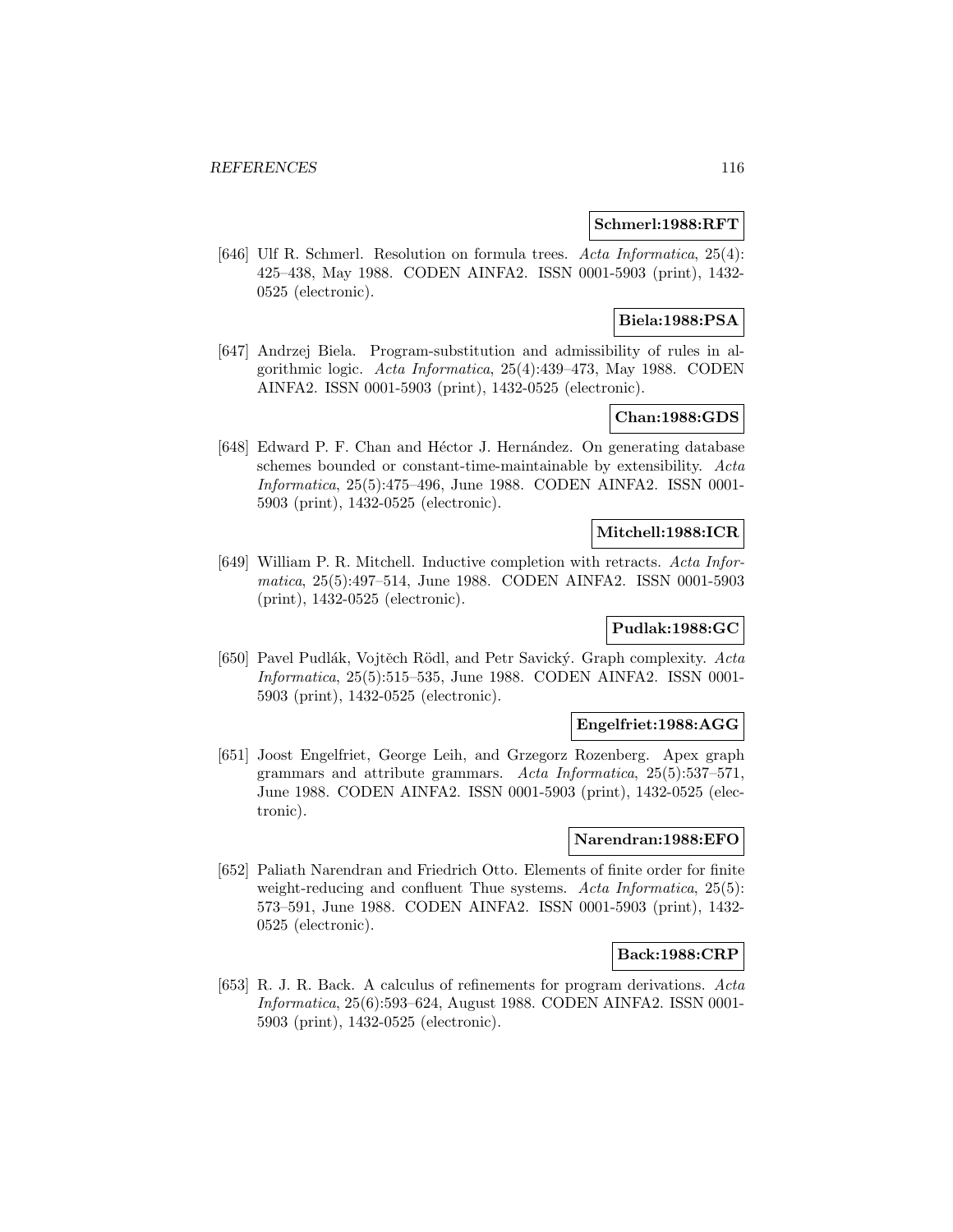**Schmerl:1988:RFT**

[646] Ulf R. Schmerl. Resolution on formula trees. *Acta Informatica*, 25(4): 425–438, May 1988. CODEN AINFA2. ISSN 0001-5903 (print), 1432-0525 (electronic).

**Biela:1988:PSA**

[647] Andrzej Biela. Program-substitution and admissibility of rules in algorithmic logic. *Acta Informatica*, 25(4):439–473, May 1988. CODEN AINFA2. ISSN 0001-5903 (print), 1432-0525 (electronic).

**Chan:1988:GDS**

[648] Edward P. F. Chan and Héctor J. Hernández. On generating database schemes bounded or constant-time-maintainable by extensibility. *Acta Informatica*, 25(5):475–496, June 1988. CODEN AINFA2. ISSN 0001-5903 (print), 1432-0525 (electronic).

**Mitchell:1988:ICR**

[649] William P. R. Mitchell. Inductive completion with retracts. *Acta Informatica*, 25(5):497–514, June 1988. CODEN AINFA2. ISSN 0001-5903 (print), 1432-0525 (electronic).

**Pudlak:1988:GC**

[650] Pavel Pudlák, Vojtěch Rödl, and Petr Savický. Graph complexity. *Acta Informatica*, 25(5):515–535, June 1988. CODEN AINFA2. ISSN 0001-5903 (print), 1432-0525 (electronic).

**Engelfriet:1988:AGG**

[651] Joost Engelfriet, George Leih, and Grzegorz Rozenberg. Apex graph grammars and attribute grammars. *Acta Informatica*, 25(5):537–571, June 1988. CODEN AINFA2. ISSN 0001-5903 (print), 1432-0525 (electronic).

**Narendran:1988:EFO**

[652] Paliath Narendran and Friedrich Otto. Elements of finite order for finite weight-reducing and confluent Thue systems. *Acta Informatica*, 25(5): 573–591, June 1988. CODEN AINFA2. ISSN 0001-5903 (print), 1432-0525 (electronic).

**Back:1988:CRP**

[653] R. J. R. Back. A calculus of refinements for program derivations. *Acta Informatica*, 25(6):593–624, August 1988. CODEN AINFA2. ISSN 0001-5903 (print), 1432-0525 (electronic).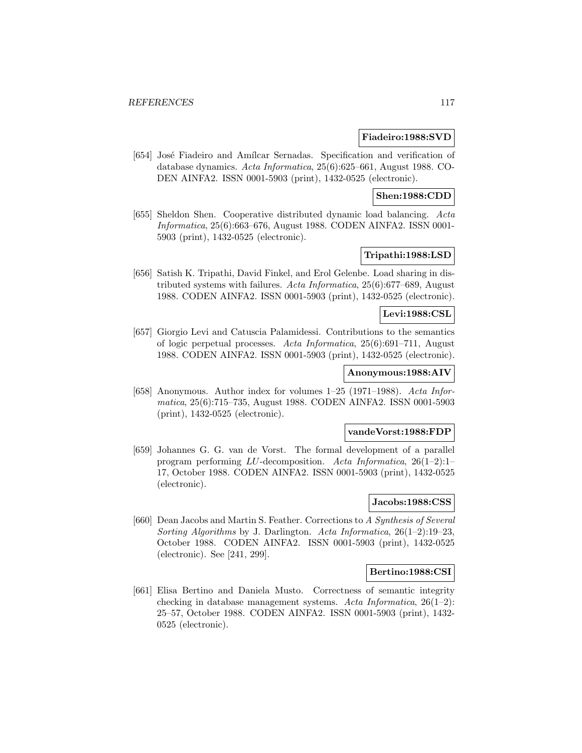**Fiadeiro:1988:SVD**

[654] José Fiadeiro and Amílcar Sernadas. Specification and verification of database dynamics. *Acta Informatica*, 25(6):625–661, August 1988. CODEN AINFA2. ISSN 0001-5903 (print), 1432-0525 (electronic).

**Shen:1988:CDD**

[655] Sheldon Shen. Cooperative distributed dynamic load balancing. *Acta Informatica*, 25(6):663–676, August 1988. CODEN AINFA2. ISSN 0001-5903 (print), 1432-0525 (electronic).

**Tripathi:1988:LSD**

[656] Satish K. Tripathi, David Finkel, and Erol Gelenbe. Load sharing in distributed systems with failures. *Acta Informatica*, 25(6):677–689, August 1988. CODEN AINFA2. ISSN 0001-5903 (print), 1432-0525 (electronic).

**Levi:1988:CSL**

[657] Giorgio Levi and Catuscia Palamidessi. Contributions to the semantics of logic perpetual processes. *Acta Informatica*, 25(6):691–711, August 1988. CODEN AINFA2. ISSN 0001-5903 (print), 1432-0525 (electronic).

**Anonymous:1988:AIV**

[658] Anonymous. Author index for volumes 1–25 (1971–1988). *Acta Informatica*, 25(6):715–735, August 1988. CODEN AINFA2. ISSN 0001-5903 (print), 1432-0525 (electronic).

**vandeVorst:1988:FDP**

[659] Johannes G. G. van de Vorst. The formal development of a parallel program performing *LU*-decomposition. *Acta Informatica*, 26(1–2):1–17, October 1988. CODEN AINFA2. ISSN 0001-5903 (print), 1432-0525 (electronic).

**Jacobs:1988:CSS**

[660] Dean Jacobs and Martin S. Feather. Corrections to *A Synthesis of Several Sorting Algorithms* by J. Darlington. *Acta Informatica*, 26(1–2):19–23, October 1988. CODEN AINFA2. ISSN 0001-5903 (print), 1432-0525 (electronic). See [241, 299].

**Bertino:1988:CSI**

[661] Elisa Bertino and Daniela Musto. Correctness of semantic integrity checking in database management systems. *Acta Informatica*, 26(1–2):25–57, October 1988. CODEN AINFA2. ISSN 0001-5903 (print), 1432-0525 (electronic).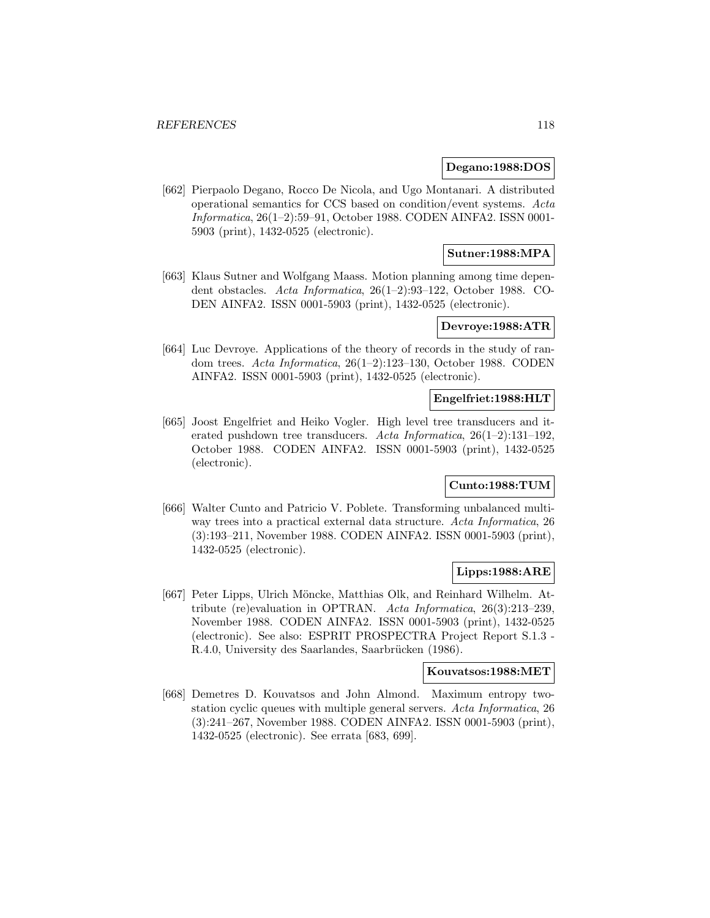**Degano:1988:DOS**

[662] Pierpaolo Degano, Rocco De Nicola, and Ugo Montanari. A distributed operational semantics for CCS based on condition/event systems. *Acta Informatica*, 26(1–2):59–91, October 1988. CODEN AINFA2. ISSN 0001-5903 (print), 1432-0525 (electronic).

**Sutner:1988:MPA**

[663] Klaus Sutner and Wolfgang Maass. Motion planning among time dependent obstacles. *Acta Informatica*, 26(1–2):93–122, October 1988. CODEN AINFA2. ISSN 0001-5903 (print), 1432-0525 (electronic).

**Devroye:1988:ATR**

[664] Luc Devroye. Applications of the theory of records in the study of random trees. *Acta Informatica*, 26(1–2):123–130, October 1988. CODEN AINFA2. ISSN 0001-5903 (print), 1432-0525 (electronic).

**Engelfriet:1988:HLT**

[665] Joost Engelfriet and Heiko Vogler. High level tree transducers and iterated pushdown tree transducers. *Acta Informatica*, 26(1–2):131–192, October 1988. CODEN AINFA2. ISSN 0001-5903 (print), 1432-0525 (electronic).

**Cunto:1988:TUM**

[666] Walter Cunto and Patricio V. Poblete. Transforming unbalanced multiway trees into a practical external data structure. *Acta Informatica*, 26 (3):193–211, November 1988. CODEN AINFA2. ISSN 0001-5903 (print), 1432-0525 (electronic).

**Lipps:1988:ARE**

[667] Peter Lipps, Ulrich Möncke, Matthias Olk, and Reinhard Wilhelm. Attribute (re)evaluation in OPTRAN. *Acta Informatica*, 26(3):213–239, November 1988. CODEN AINFA2. ISSN 0001-5903 (print), 1432-0525 (electronic). See also: ESPRIT PROSPECTRA Project Report S.1.3 - R.4.0, University des Saarlandes, Saarbrücken (1986).

**Kouvatsos:1988:MET**

[668] Demetres D. Kouvatsos and John Almond. Maximum entropy two-station cyclic queues with multiple general servers. *Acta Informatica*, 26 (3):241–267, November 1988. CODEN AINFA2. ISSN 0001-5903 (print), 1432-0525 (electronic). See errata [683, 699].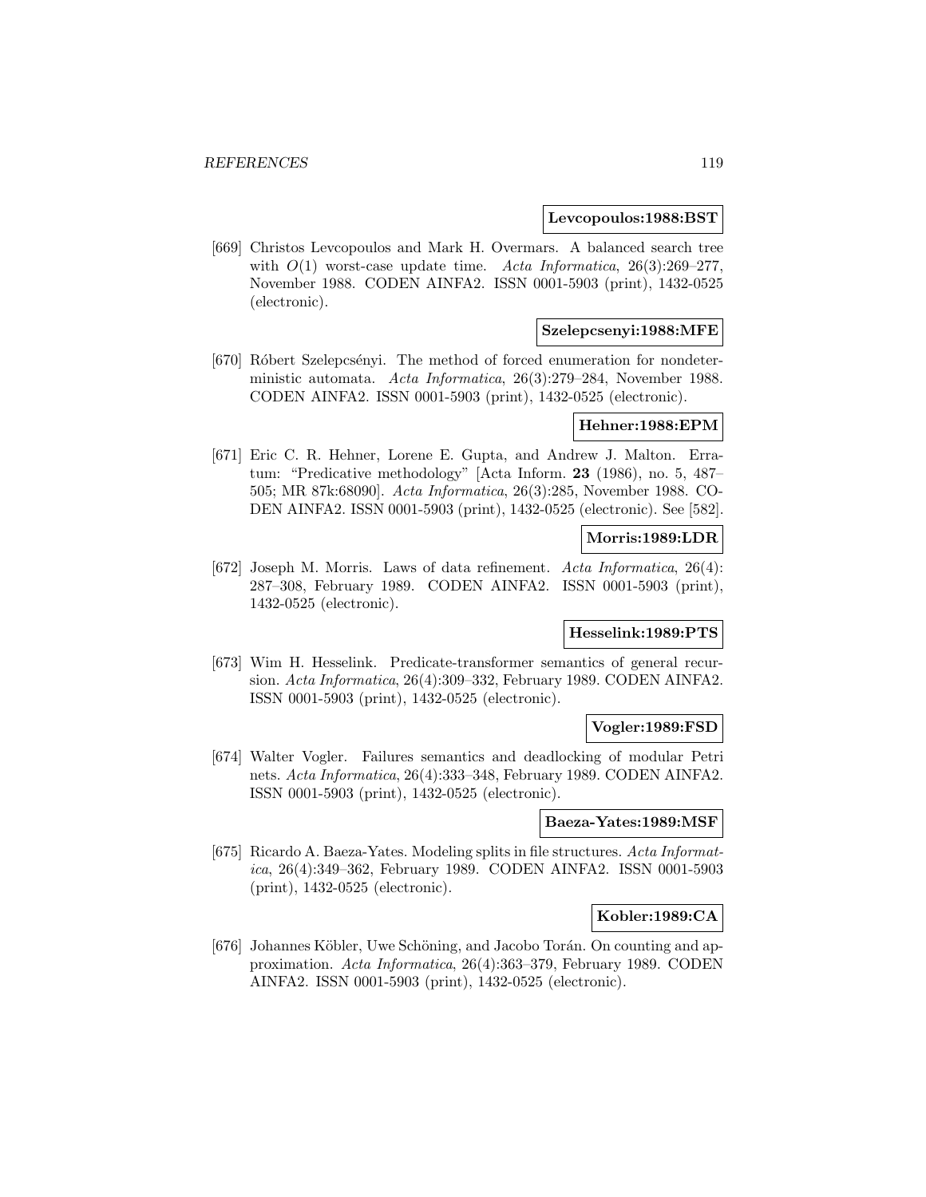**Levcopoulos:1988:BST**

[669] Christos Levcopoulos and Mark H. Overmars. A balanced search tree with $O(1)$ worst-case update time. *Acta Informatica*, 26(3):269–277, November 1988. CODEN AINFA2. ISSN 0001-5903 (print), 1432-0525 (electronic).

**Szelepcsenyi:1988:MFE**

[670] Róbert Szelepcsényi. The method of forced enumeration for nondeterministic automata. *Acta Informatica*, 26(3):279–284, November 1988. CODEN AINFA2. ISSN 0001-5903 (print), 1432-0525 (electronic).

**Hehner:1988:EPM**

[671] Eric C. R. Hehner, Lorene E. Gupta, and Andrew J. Malton. Erratum: "Predicative methodology" [Acta Inform. **23** (1986), no. 5, 487–505; MR 87k:68090]. *Acta Informatica*, 26(3):285, November 1988. CODEN AINFA2. ISSN 0001-5903 (print), 1432-0525 (electronic). See [582].

**Morris:1989:LDR**

[672] Joseph M. Morris. Laws of data refinement. *Acta Informatica*, 26(4): 287–308, February 1989. CODEN AINFA2. ISSN 0001-5903 (print), 1432-0525 (electronic).

**Hesselink:1989:PTS**

[673] Wim H. Hesselink. Predicate-transformer semantics of general recursion. *Acta Informatica*, 26(4):309–332, February 1989. CODEN AINFA2. ISSN 0001-5903 (print), 1432-0525 (electronic).

**Vogler:1989:FSD**

[674] Walter Vogler. Failures semantics and deadlocking of modular Petri nets. *Acta Informatica*, 26(4):333–348, February 1989. CODEN AINFA2. ISSN 0001-5903 (print), 1432-0525 (electronic).

**Baeza-Yates:1989:MSF**

[675] Ricardo A. Baeza-Yates. Modeling splits in file structures. *Acta Informatica*, 26(4):349–362, February 1989. CODEN AINFA2. ISSN 0001-5903 (print), 1432-0525 (electronic).

**Kobler:1989:CA**

[676] Johannes Köbler, Uwe Schöning, and Jacobo Torán. On counting and approximation. *Acta Informatica*, 26(4):363–379, February 1989. CODEN AINFA2. ISSN 0001-5903 (print), 1432-0525 (electronic).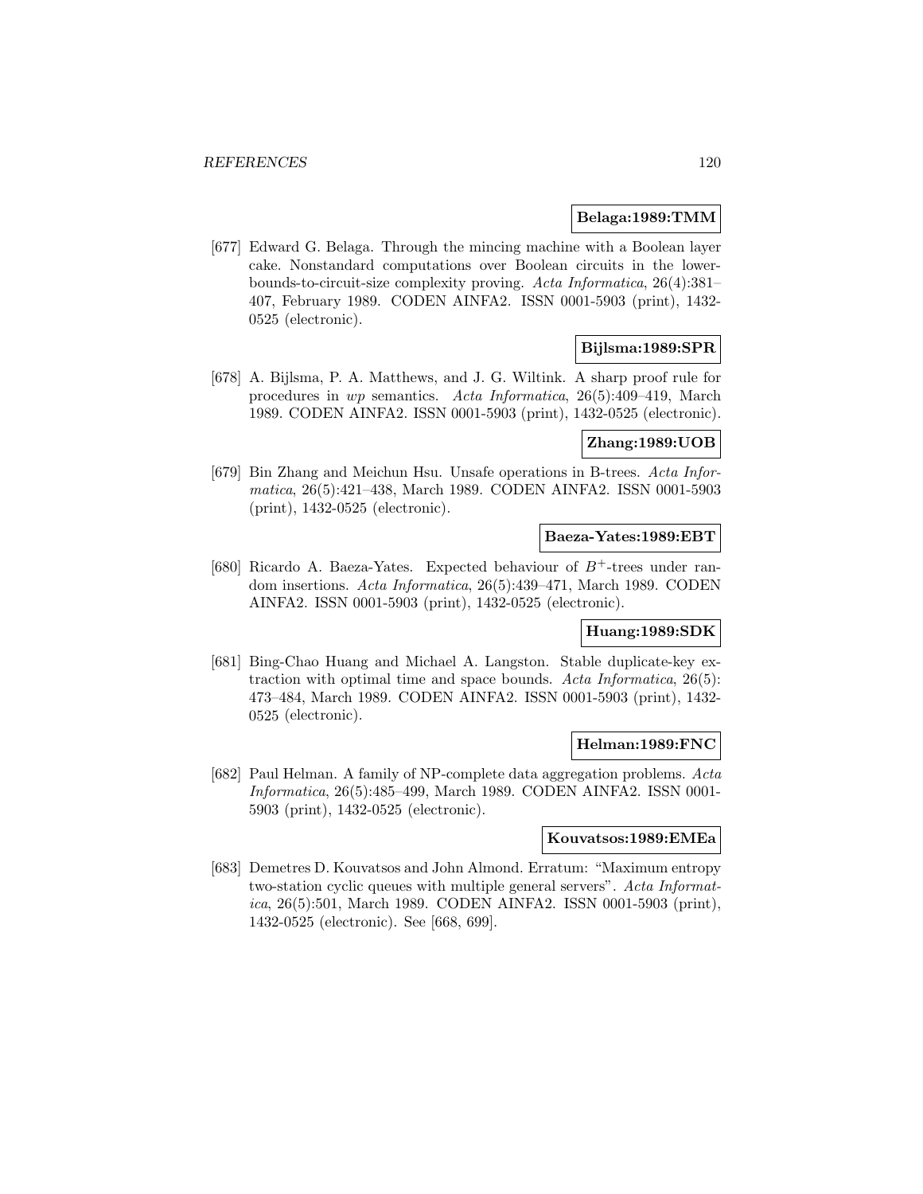**Belaga:1989:TMM**

[677] Edward G. Belaga. Through the mincing machine with a Boolean layer cake. Nonstandard computations over Boolean circuits in the lower-bounds-to-circuit-size complexity proving. *Acta Informatica*, 26(4):381–407, February 1989. CODEN AINFA2. ISSN 0001-5903 (print), 1432-0525 (electronic).

**Bijlsma:1989:SPR**

[678] A. Bijlsma, P. A. Matthews, and J. G. Wiltink. A sharp proof rule for procedures in *wp* semantics. *Acta Informatica*, 26(5):409–419, March 1989. CODEN AINFA2. ISSN 0001-5903 (print), 1432-0525 (electronic).

**Zhang:1989:UOB**

[679] Bin Zhang and Meichun Hsu. Unsafe operations in B-trees. *Acta Informatica*, 26(5):421–438, March 1989. CODEN AINFA2. ISSN 0001-5903 (print), 1432-0525 (electronic).

**Baeza-Yates:1989:EBT**

[680] Ricardo A. Baeza-Yates. Expected behaviour of $B^+$-trees under random insertions. *Acta Informatica*, 26(5):439–471, March 1989. CODEN AINFA2. ISSN 0001-5903 (print), 1432-0525 (electronic).

**Huang:1989:SDK**

[681] Bing-Chao Huang and Michael A. Langston. Stable duplicate-key extraction with optimal time and space bounds. *Acta Informatica*, 26(5):473–484, March 1989. CODEN AINFA2. ISSN 0001-5903 (print), 1432-0525 (electronic).

**Helman:1989:FNC**

[682] Paul Helman. A family of NP-complete data aggregation problems. *Acta Informatica*, 26(5):485–499, March 1989. CODEN AINFA2. ISSN 0001-5903 (print), 1432-0525 (electronic).

**Kouvatsos:1989:EMEa**

[683] Demetres D. Kouvatsos and John Almond. Erratum: "Maximum entropy two-station cyclic queues with multiple general servers". *Acta Informatica*, 26(5):501, March 1989. CODEN AINFA2. ISSN 0001-5903 (print), 1432-0525 (electronic). See [668, 699].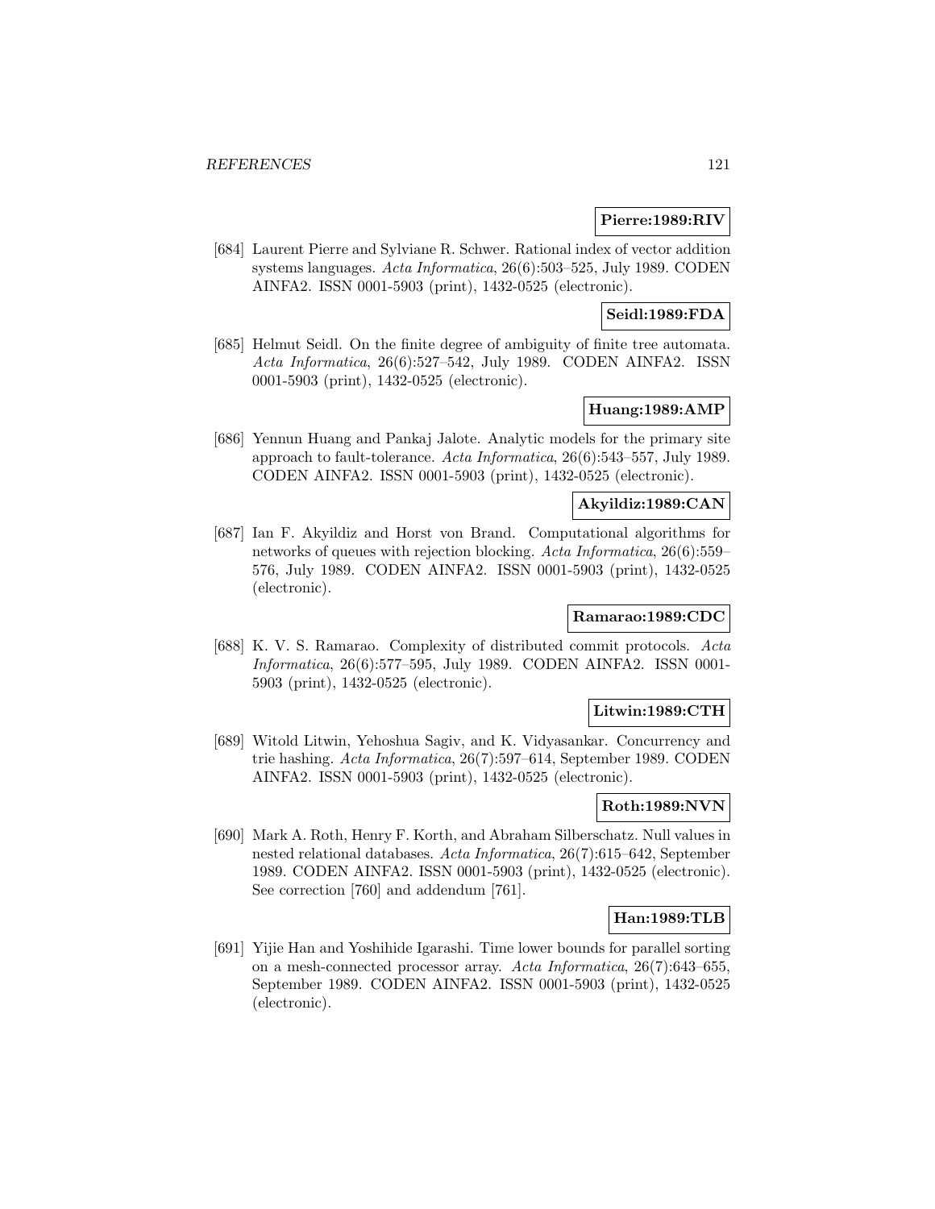**Pierre:1989:RIV**

[684] Laurent Pierre and Sylviane R. Schwer. Rational index of vector addition systems languages. *Acta Informatica*, 26(6):503–525, July 1989. CODEN AINFA2. ISSN 0001-5903 (print), 1432-0525 (electronic).

**Seidl:1989:FDA**

[685] Helmut Seidl. On the finite degree of ambiguity of finite tree automata. *Acta Informatica*, 26(6):527–542, July 1989. CODEN AINFA2. ISSN 0001-5903 (print), 1432-0525 (electronic).

**Huang:1989:AMP**

[686] Yennun Huang and Pankaj Jalote. Analytic models for the primary site approach to fault-tolerance. *Acta Informatica*, 26(6):543–557, July 1989. CODEN AINFA2. ISSN 0001-5903 (print), 1432-0525 (electronic).

**Akyildiz:1989:CAN**

[687] Ian F. Akyildiz and Horst von Brand. Computational algorithms for networks of queues with rejection blocking. *Acta Informatica*, 26(6):559–576, July 1989. CODEN AINFA2. ISSN 0001-5903 (print), 1432-0525 (electronic).

**Ramarao:1989:CDC**

[688] K. V. S. Ramarao. Complexity of distributed commit protocols. *Acta Informatica*, 26(6):577–595, July 1989. CODEN AINFA2. ISSN 0001-5903 (print), 1432-0525 (electronic).

**Litwin:1989:CTH**

[689] Witold Litwin, Yehoshua Sagiv, and K. Vidyasankar. Concurrency and trie hashing. *Acta Informatica*, 26(7):597–614, September 1989. CODEN AINFA2. ISSN 0001-5903 (print), 1432-0525 (electronic).

**Roth:1989:NVN**

[690] Mark A. Roth, Henry F. Korth, and Abraham Silberschatz. Null values in nested relational databases. *Acta Informatica*, 26(7):615–642, September 1989. CODEN AINFA2. ISSN 0001-5903 (print), 1432-0525 (electronic). See correction [760] and addendum [761].

**Han:1989:TLB**

[691] Yijie Han and Yoshihide Igarashi. Time lower bounds for parallel sorting on a mesh-connected processor array. *Acta Informatica*, 26(7):643–655, September 1989. CODEN AINFA2. ISSN 0001-5903 (print), 1432-0525 (electronic).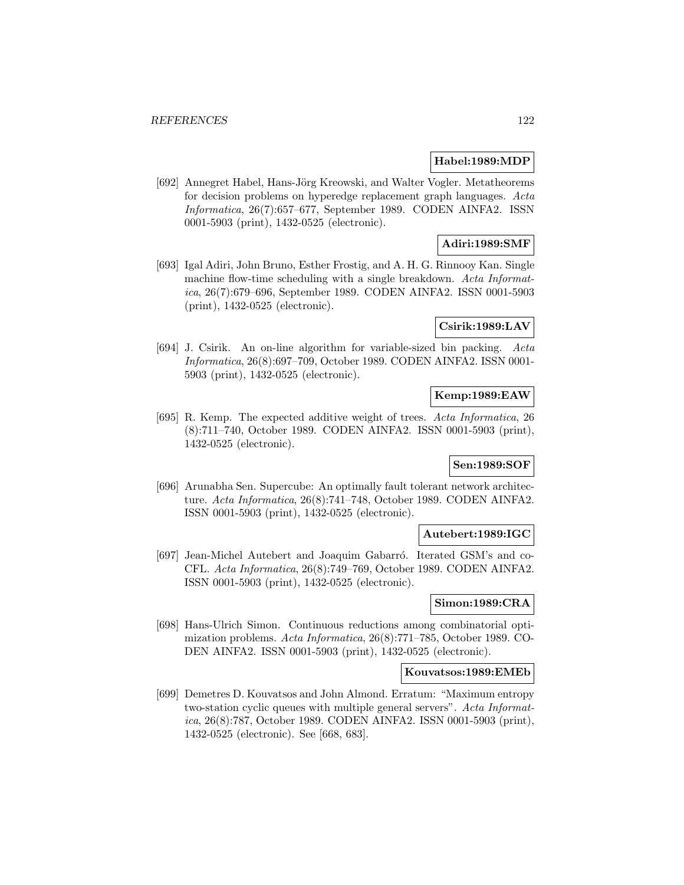**Habel:1989:MDP**

[692] Annegret Habel, Hans-Jörg Kreowski, and Walter Vogler. Metatheorems for decision problems on hyperedge replacement graph languages. *Acta Informatica*, 26(7):657–677, September 1989. CODEN AINFA2. ISSN 0001-5903 (print), 1432-0525 (electronic).

**Adiri:1989:SMF**

[693] Igal Adiri, John Bruno, Esther Frostig, and A. H. G. Rinnooy Kan. Single machine flow-time scheduling with a single breakdown. *Acta Informatica*, 26(7):679–696, September 1989. CODEN AINFA2. ISSN 0001-5903 (print), 1432-0525 (electronic).

**Csirik:1989:LAV**

[694] J. Csirik. An on-line algorithm for variable-sized bin packing. *Acta Informatica*, 26(8):697–709, October 1989. CODEN AINFA2. ISSN 0001-5903 (print), 1432-0525 (electronic).

**Kemp:1989:EAW**

[695] R. Kemp. The expected additive weight of trees. *Acta Informatica*, 26 (8):711–740, October 1989. CODEN AINFA2. ISSN 0001-5903 (print), 1432-0525 (electronic).

**Sen:1989:SOF**

[696] Arunabha Sen. Supercube: An optimally fault tolerant network architecture. *Acta Informatica*, 26(8):741–748, October 1989. CODEN AINFA2. ISSN 0001-5903 (print), 1432-0525 (electronic).

**Autebert:1989:IGC**

[697] Jean-Michel Autebert and Joaquim Gabarró. Iterated GSM's and co-CFL. *Acta Informatica*, 26(8):749–769, October 1989. CODEN AINFA2. ISSN 0001-5903 (print), 1432-0525 (electronic).

**Simon:1989:CRA**

[698] Hans-Ulrich Simon. Continuous reductions among combinatorial optimization problems. *Acta Informatica*, 26(8):771–785, October 1989. CODEN AINFA2. ISSN 0001-5903 (print), 1432-0525 (electronic).

**Kouvatsos:1989:EMEb**

[699] Demetres D. Kouvatsos and John Almond. Erratum: "Maximum entropy two-station cyclic queues with multiple general servers". *Acta Informatica*, 26(8):787, October 1989. CODEN AINFA2. ISSN 0001-5903 (print), 1432-0525 (electronic). See [668, 683].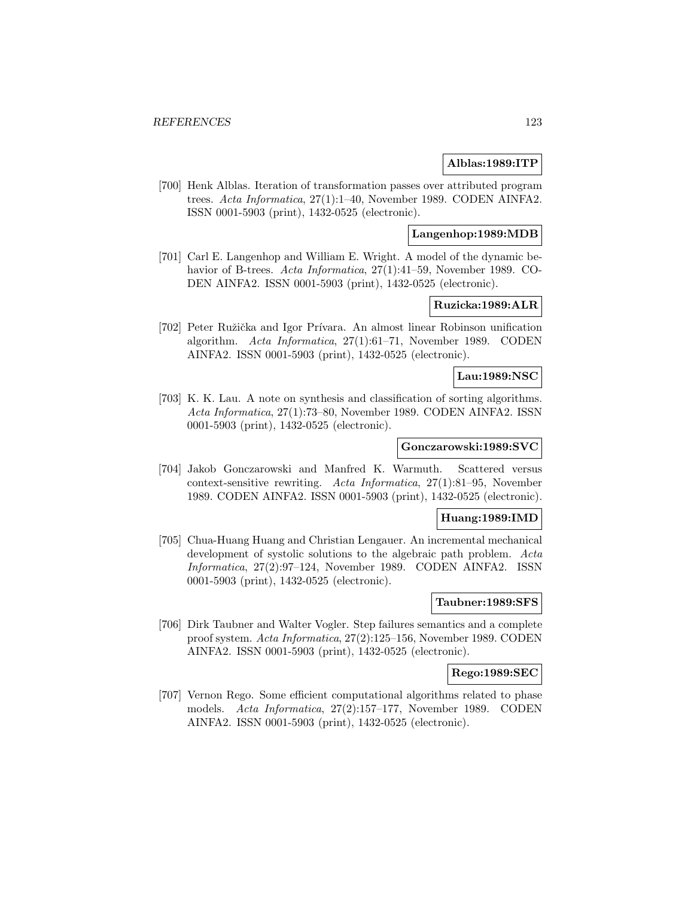**Alblas:1989:ITP**

[700] Henk Alblas. Iteration of transformation passes over attributed program trees. *Acta Informatica*, 27(1):1–40, November 1989. CODEN AINFA2. ISSN 0001-5903 (print), 1432-0525 (electronic).

**Langenhop:1989:MDB**

[701] Carl E. Langenhop and William E. Wright. A model of the dynamic behavior of B-trees. *Acta Informatica*, 27(1):41–59, November 1989. CODEN AINFA2. ISSN 0001-5903 (print), 1432-0525 (electronic).

**Ruzicka:1989:ALR**

[702] Peter Ružička and Igor Prívara. An almost linear Robinson unification algorithm. *Acta Informatica*, 27(1):61–71, November 1989. CODEN AINFA2. ISSN 0001-5903 (print), 1432-0525 (electronic).

**Lau:1989:NSC**

[703] K. K. Lau. A note on synthesis and classification of sorting algorithms. *Acta Informatica*, 27(1):73–80, November 1989. CODEN AINFA2. ISSN 0001-5903 (print), 1432-0525 (electronic).

**Gonczarowski:1989:SVC**

[704] Jakob Gonczarowski and Manfred K. Warmuth. Scattered versus context-sensitive rewriting. *Acta Informatica*, 27(1):81–95, November 1989. CODEN AINFA2. ISSN 0001-5903 (print), 1432-0525 (electronic).

**Huang:1989:IMD**

[705] Chua-Huang Huang and Christian Lengauer. An incremental mechanical development of systolic solutions to the algebraic path problem. *Acta Informatica*, 27(2):97–124, November 1989. CODEN AINFA2. ISSN 0001-5903 (print), 1432-0525 (electronic).

**Taubner:1989:SFS**

[706] Dirk Taubner and Walter Vogler. Step failures semantics and a complete proof system. *Acta Informatica*, 27(2):125–156, November 1989. CODEN AINFA2. ISSN 0001-5903 (print), 1432-0525 (electronic).

**Rego:1989:SEC**

[707] Vernon Rego. Some efficient computational algorithms related to phase models. *Acta Informatica*, 27(2):157–177, November 1989. CODEN AINFA2. ISSN 0001-5903 (print), 1432-0525 (electronic).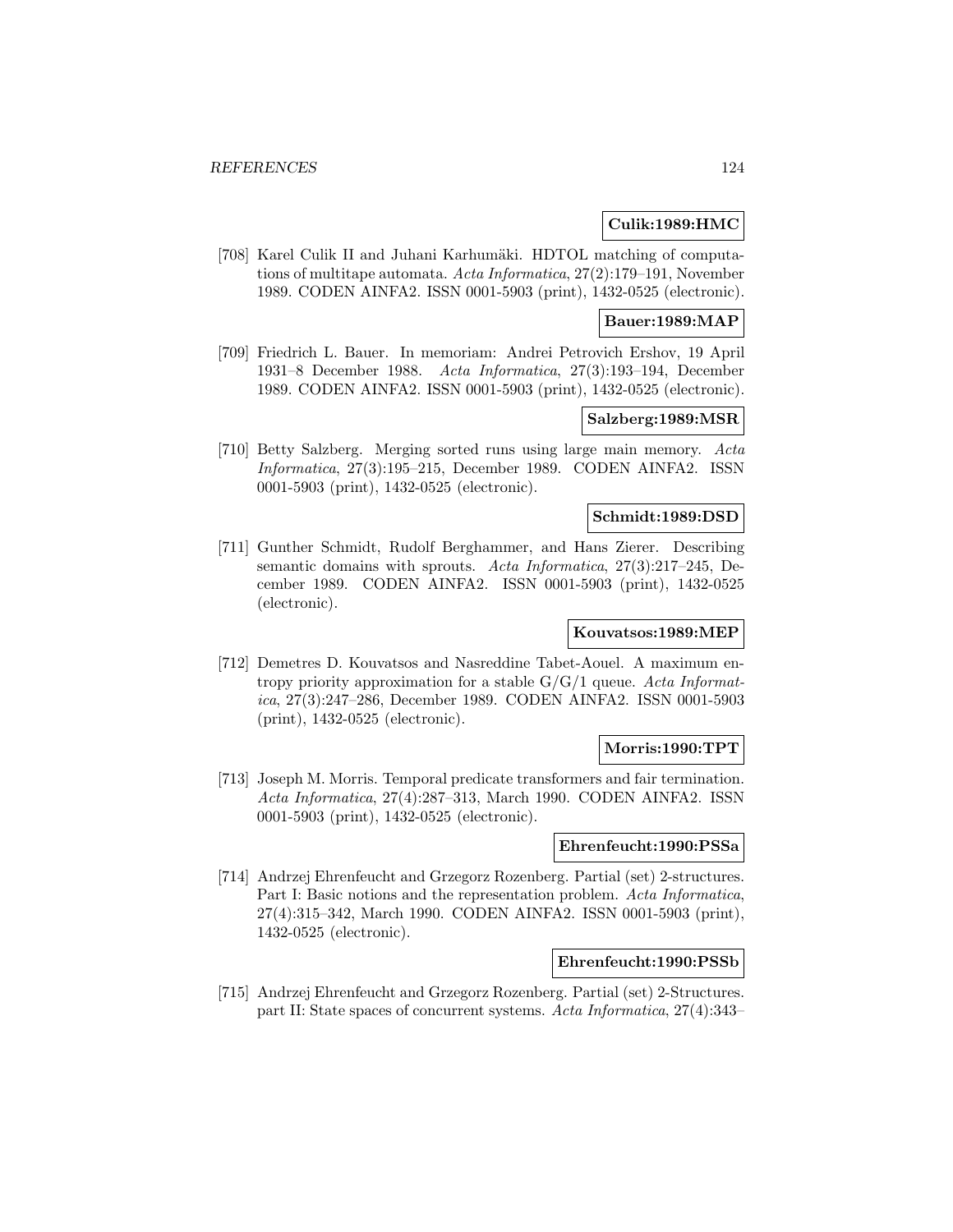**Culik:1989:HMC**

[708] Karel Culik II and Juhani Karhumäki. HDTOL matching of computations of multitape automata. *Acta Informatica*, 27(2):179–191, November 1989. CODEN AINFA2. ISSN 0001-5903 (print), 1432-0525 (electronic).

**Bauer:1989:MAP**

[709] Friedrich L. Bauer. In memoriam: Andrei Petrovich Ershov, 19 April 1931–8 December 1988. *Acta Informatica*, 27(3):193–194, December 1989. CODEN AINFA2. ISSN 0001-5903 (print), 1432-0525 (electronic).

**Salzberg:1989:MSR**

[710] Betty Salzberg. Merging sorted runs using large main memory. *Acta Informatica*, 27(3):195–215, December 1989. CODEN AINFA2. ISSN 0001-5903 (print), 1432-0525 (electronic).

**Schmidt:1989:DSD**

[711] Gunther Schmidt, Rudolf Berghammer, and Hans Zierer. Describing semantic domains with sprouts. *Acta Informatica*, 27(3):217–245, December 1989. CODEN AINFA2. ISSN 0001-5903 (print), 1432-0525 (electronic).

**Kouvatsos:1989:MEP**

[712] Demetres D. Kouvatsos and Nasreddine Tabet-Aouel. A maximum entropy priority approximation for a stable G/G/1 queue. *Acta Informatica*, 27(3):247–286, December 1989. CODEN AINFA2. ISSN 0001-5903 (print), 1432-0525 (electronic).

**Morris:1990:TPT**

[713] Joseph M. Morris. Temporal predicate transformers and fair termination. *Acta Informatica*, 27(4):287–313, March 1990. CODEN AINFA2. ISSN 0001-5903 (print), 1432-0525 (electronic).

**Ehrenfeucht:1990:PSSa**

[714] Andrzej Ehrenfeucht and Grzegorz Rozenberg. Partial (set) 2-structures. Part I: Basic notions and the representation problem. *Acta Informatica*, 27(4):315–342, March 1990. CODEN AINFA2. ISSN 0001-5903 (print), 1432-0525 (electronic).

**Ehrenfeucht:1990:PSSb**

[715] Andrzej Ehrenfeucht and Grzegorz Rozenberg. Partial (set) 2-Structures. part II: State spaces of concurrent systems. *Acta Informatica*, 27(4):343–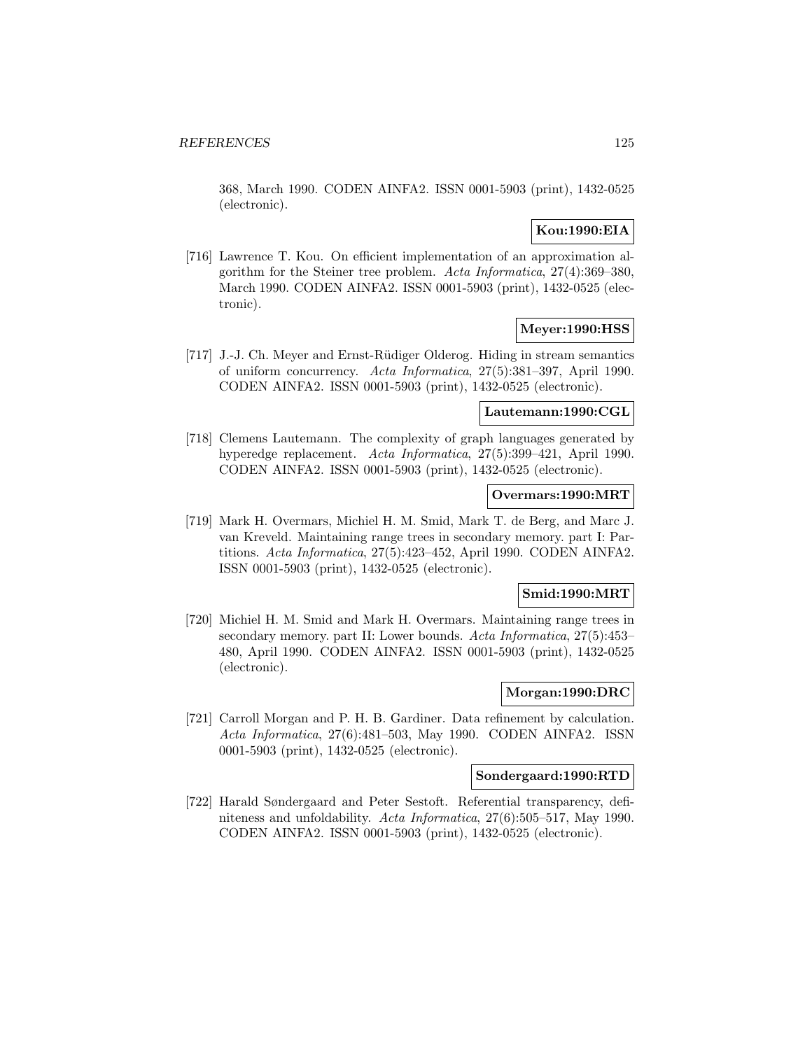368, March 1990. CODEN AINFA2. ISSN 0001-5903 (print), 1432-0525 (electronic).

**Kou:1990:EIA**

[716] Lawrence T. Kou. On efficient implementation of an approximation algorithm for the Steiner tree problem. *Acta Informatica*, 27(4):369–380, March 1990. CODEN AINFA2. ISSN 0001-5903 (print), 1432-0525 (electronic).

**Meyer:1990:HSS**

[717] J.-J. Ch. Meyer and Ernst-Rüdiger Olderog. Hiding in stream semantics of uniform concurrency. *Acta Informatica*, 27(5):381–397, April 1990. CODEN AINFA2. ISSN 0001-5903 (print), 1432-0525 (electronic).

**Lautemann:1990:CGL**

[718] Clemens Lautemann. The complexity of graph languages generated by hyperedge replacement. *Acta Informatica*, 27(5):399–421, April 1990. CODEN AINFA2. ISSN 0001-5903 (print), 1432-0525 (electronic).

**Overmars:1990:MRT**

[719] Mark H. Overmars, Michiel H. M. Smid, Mark T. de Berg, and Marc J. van Kreveld. Maintaining range trees in secondary memory. part I: Partitions. *Acta Informatica*, 27(5):423–452, April 1990. CODEN AINFA2. ISSN 0001-5903 (print), 1432-0525 (electronic).

**Smid:1990:MRT**

[720] Michiel H. M. Smid and Mark H. Overmars. Maintaining range trees in secondary memory. part II: Lower bounds. *Acta Informatica*, 27(5):453–480, April 1990. CODEN AINFA2. ISSN 0001-5903 (print), 1432-0525 (electronic).

**Morgan:1990:DRC**

[721] Carroll Morgan and P. H. B. Gardiner. Data refinement by calculation. *Acta Informatica*, 27(6):481–503, May 1990. CODEN AINFA2. ISSN 0001-5903 (print), 1432-0525 (electronic).

**Sondergaard:1990:RTD**

[722] Harald Søndergaard and Peter Sestoft. Referential transparency, definiteness and unfoldability. *Acta Informatica*, 27(6):505–517, May 1990. CODEN AINFA2. ISSN 0001-5903 (print), 1432-0525 (electronic).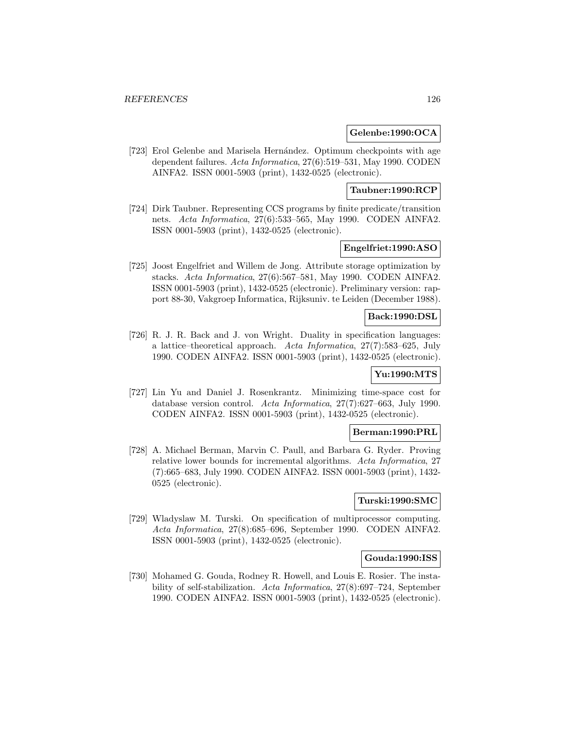**Gelenbe:1990:OCA**

[723] Erol Gelenbe and Marisela Hernández. Optimum checkpoints with age dependent failures. *Acta Informatica*, 27(6):519–531, May 1990. CODEN AINFA2. ISSN 0001-5903 (print), 1432-0525 (electronic).

**Taubner:1990:RCP**

[724] Dirk Taubner. Representing CCS programs by finite predicate/transition nets. *Acta Informatica*, 27(6):533–565, May 1990. CODEN AINFA2. ISSN 0001-5903 (print), 1432-0525 (electronic).

**Engelfriet:1990:ASO**

[725] Joost Engelfriet and Willem de Jong. Attribute storage optimization by stacks. *Acta Informatica*, 27(6):567–581, May 1990. CODEN AINFA2. ISSN 0001-5903 (print), 1432-0525 (electronic). Preliminary version: rapport 88-30, Vakgroep Informatica, Rijksuniv. te Leiden (December 1988).

**Back:1990:DSL**

[726] R. J. R. Back and J. von Wright. Duality in specification languages: a lattice–theoretical approach. *Acta Informatica*, 27(7):583–625, July 1990. CODEN AINFA2. ISSN 0001-5903 (print), 1432-0525 (electronic).

**Yu:1990:MTS**

[727] Lin Yu and Daniel J. Rosenkrantz. Minimizing time-space cost for database version control. *Acta Informatica*, 27(7):627–663, July 1990. CODEN AINFA2. ISSN 0001-5903 (print), 1432-0525 (electronic).

**Berman:1990:PRL**

[728] A. Michael Berman, Marvin C. Paull, and Barbara G. Ryder. Proving relative lower bounds for incremental algorithms. *Acta Informatica*, 27 (7):665–683, July 1990. CODEN AINFA2. ISSN 0001-5903 (print), 1432-0525 (electronic).

**Turski:1990:SMC**

[729] Wladyslaw M. Turski. On specification of multiprocessor computing. *Acta Informatica*, 27(8):685–696, September 1990. CODEN AINFA2. ISSN 0001-5903 (print), 1432-0525 (electronic).

**Gouda:1990:ISS**

[730] Mohamed G. Gouda, Rodney R. Howell, and Louis E. Rosier. The instability of self-stabilization. *Acta Informatica*, 27(8):697–724, September 1990. CODEN AINFA2. ISSN 0001-5903 (print), 1432-0525 (electronic).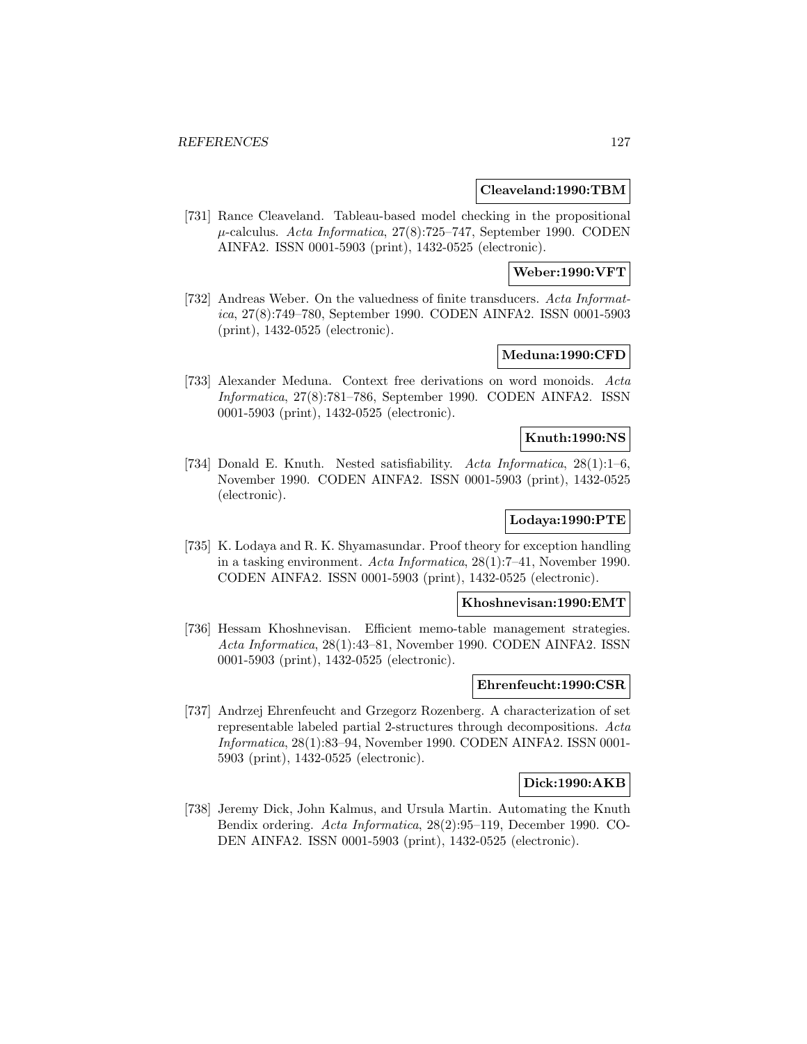**Cleaveland:1990:TBM**

[731] Rance Cleaveland. Tableau-based model checking in the propositional $\mu$-calculus. *Acta Informatica*, 27(8):725–747, September 1990. CODEN AINFA2. ISSN 0001-5903 (print), 1432-0525 (electronic).

**Weber:1990:VFT**

[732] Andreas Weber. On the valuedness of finite transducers. *Acta Informatica*, 27(8):749–780, September 1990. CODEN AINFA2. ISSN 0001-5903 (print), 1432-0525 (electronic).

**Meduna:1990:CFD**

[733] Alexander Meduna. Context free derivations on word monoids. *Acta Informatica*, 27(8):781–786, September 1990. CODEN AINFA2. ISSN 0001-5903 (print), 1432-0525 (electronic).

**Knuth:1990:NS**

[734] Donald E. Knuth. Nested satisfiability. *Acta Informatica*, 28(1):1–6, November 1990. CODEN AINFA2. ISSN 0001-5903 (print), 1432-0525 (electronic).

**Lodaya:1990:PTE**

[735] K. Lodaya and R. K. Shyamasundar. Proof theory for exception handling in a tasking environment. *Acta Informatica*, 28(1):7–41, November 1990. CODEN AINFA2. ISSN 0001-5903 (print), 1432-0525 (electronic).

**Khoshnevisan:1990:EMT**

[736] Hessam Khoshnevisan. Efficient memo-table management strategies. *Acta Informatica*, 28(1):43–81, November 1990. CODEN AINFA2. ISSN 0001-5903 (print), 1432-0525 (electronic).

**Ehrenfeucht:1990:CSR**

[737] Andrzej Ehrenfeucht and Grzegorz Rozenberg. A characterization of set representable labeled partial 2-structures through decompositions. *Acta Informatica*, 28(1):83–94, November 1990. CODEN AINFA2. ISSN 0001-5903 (print), 1432-0525 (electronic).

**Dick:1990:AKB**

[738] Jeremy Dick, John Kalmus, and Ursula Martin. Automating the Knuth Bendix ordering. *Acta Informatica*, 28(2):95–119, December 1990. CODEN AINFA2. ISSN 0001-5903 (print), 1432-0525 (electronic).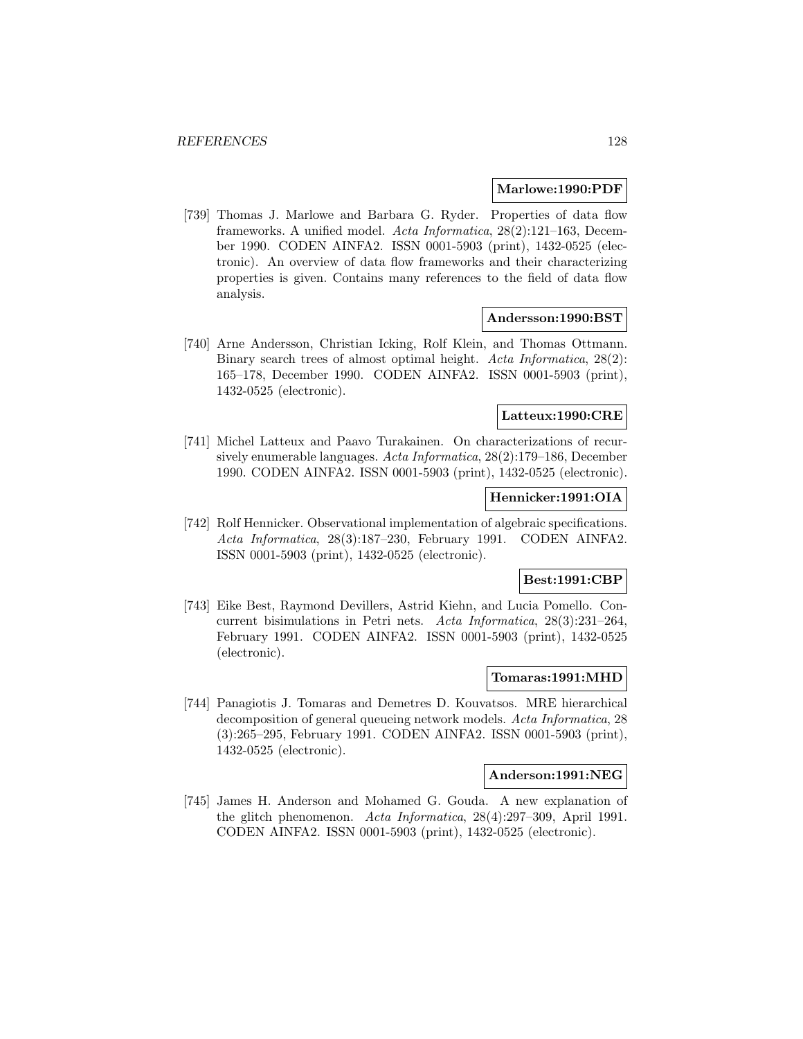**Marlowe:1990:PDF**

[739] Thomas J. Marlowe and Barbara G. Ryder. Properties of data flow frameworks. A unified model. *Acta Informatica*, 28(2):121–163, December 1990. CODEN AINFA2. ISSN 0001-5903 (print), 1432-0525 (electronic). An overview of data flow frameworks and their characterizing properties is given. Contains many references to the field of data flow analysis.

**Andersson:1990:BST**

[740] Arne Andersson, Christian Icking, Rolf Klein, and Thomas Ottmann. Binary search trees of almost optimal height. *Acta Informatica*, 28(2): 165–178, December 1990. CODEN AINFA2. ISSN 0001-5903 (print), 1432-0525 (electronic).

**Latteux:1990:CRE**

[741] Michel Latteux and Paavo Turakainen. On characterizations of recursively enumerable languages. *Acta Informatica*, 28(2):179–186, December 1990. CODEN AINFA2. ISSN 0001-5903 (print), 1432-0525 (electronic).

**Hennicker:1991:OIA**

[742] Rolf Hennicker. Observational implementation of algebraic specifications. *Acta Informatica*, 28(3):187–230, February 1991. CODEN AINFA2. ISSN 0001-5903 (print), 1432-0525 (electronic).

**Best:1991:CBP**

[743] Eike Best, Raymond Devillers, Astrid Kiehn, and Lucia Pomello. Concurrent bisimulations in Petri nets. *Acta Informatica*, 28(3):231–264, February 1991. CODEN AINFA2. ISSN 0001-5903 (print), 1432-0525 (electronic).

**Tomaras:1991:MHD**

[744] Panagiotis J. Tomaras and Demetres D. Kouvatsos. MRE hierarchical decomposition of general queueing network models. *Acta Informatica*, 28 (3):265–295, February 1991. CODEN AINFA2. ISSN 0001-5903 (print), 1432-0525 (electronic).

**Anderson:1991:NEG**

[745] James H. Anderson and Mohamed G. Gouda. A new explanation of the glitch phenomenon. *Acta Informatica*, 28(4):297–309, April 1991. CODEN AINFA2. ISSN 0001-5903 (print), 1432-0525 (electronic).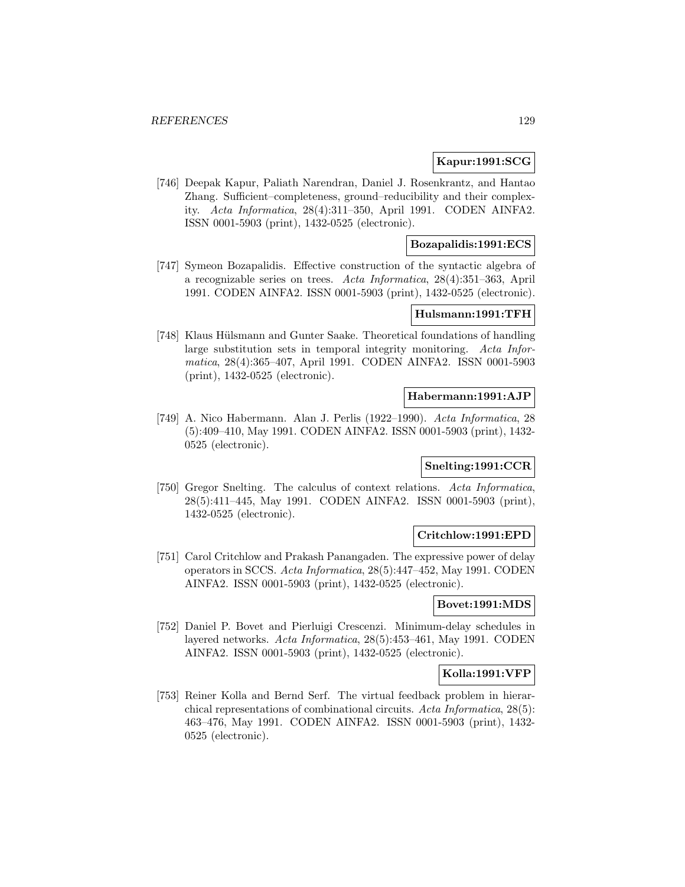**Kapur:1991:SCG**

[746] Deepak Kapur, Paliath Narendran, Daniel J. Rosenkrantz, and Hantao Zhang. Sufficient–completeness, ground–reducibility and their complexity. *Acta Informatica*, 28(4):311–350, April 1991. CODEN AINFA2. ISSN 0001-5903 (print), 1432-0525 (electronic).

**Bozapalidis:1991:ECS**

[747] Symeon Bozapalidis. Effective construction of the syntactic algebra of a recognizable series on trees. *Acta Informatica*, 28(4):351–363, April 1991. CODEN AINFA2. ISSN 0001-5903 (print), 1432-0525 (electronic).

**Hulsmann:1991:TFH**

[748] Klaus Hülsmann and Gunter Saake. Theoretical foundations of handling large substitution sets in temporal integrity monitoring. *Acta Informatica*, 28(4):365–407, April 1991. CODEN AINFA2. ISSN 0001-5903 (print), 1432-0525 (electronic).

**Habermann:1991:AJP**

[749] A. Nico Habermann. Alan J. Perlis (1922–1990). *Acta Informatica*, 28 (5):409–410, May 1991. CODEN AINFA2. ISSN 0001-5903 (print), 1432-0525 (electronic).

**Snelting:1991:CCR**

[750] Gregor Snelting. The calculus of context relations. *Acta Informatica*, 28(5):411–445, May 1991. CODEN AINFA2. ISSN 0001-5903 (print), 1432-0525 (electronic).

**Critchlow:1991:EPD**

[751] Carol Critchlow and Prakash Panangaden. The expressive power of delay operators in SCCS. *Acta Informatica*, 28(5):447–452, May 1991. CODEN AINFA2. ISSN 0001-5903 (print), 1432-0525 (electronic).

**Bovet:1991:MDS**

[752] Daniel P. Bovet and Pierluigi Crescenzi. Minimum-delay schedules in layered networks. *Acta Informatica*, 28(5):453–461, May 1991. CODEN AINFA2. ISSN 0001-5903 (print), 1432-0525 (electronic).

**Kolla:1991:VFP**

[753] Reiner Kolla and Bernd Serf. The virtual feedback problem in hierarchical representations of combinational circuits. *Acta Informatica*, 28(5): 463–476, May 1991. CODEN AINFA2. ISSN 0001-5903 (print), 1432-0525 (electronic).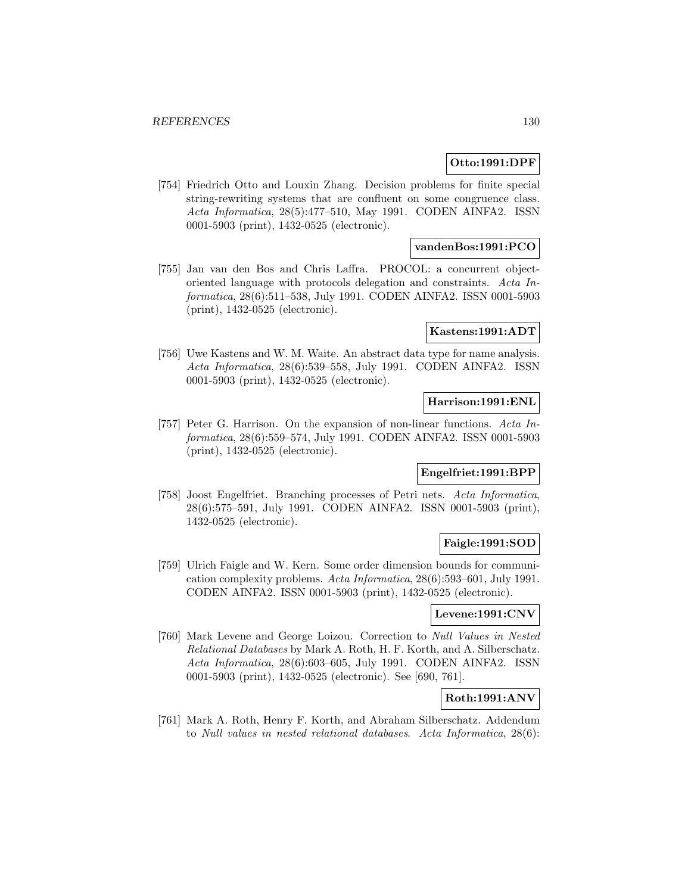**Otto:1991:DPF**

[754] Friedrich Otto and Louxin Zhang. Decision problems for finite special string-rewriting systems that are confluent on some congruence class. *Acta Informatica*, 28(5):477–510, May 1991. CODEN AINFA2. ISSN 0001-5903 (print), 1432-0525 (electronic).

**vandenBos:1991:PCO**

[755] Jan van den Bos and Chris Laffra. PROCOL: a concurrent object-oriented language with protocols delegation and constraints. *Acta Informatica*, 28(6):511–538, July 1991. CODEN AINFA2. ISSN 0001-5903 (print), 1432-0525 (electronic).

**Kastens:1991:ADT**

[756] Uwe Kastens and W. M. Waite. An abstract data type for name analysis. *Acta Informatica*, 28(6):539–558, July 1991. CODEN AINFA2. ISSN 0001-5903 (print), 1432-0525 (electronic).

**Harrison:1991:ENL**

[757] Peter G. Harrison. On the expansion of non-linear functions. *Acta Informatica*, 28(6):559–574, July 1991. CODEN AINFA2. ISSN 0001-5903 (print), 1432-0525 (electronic).

**Engelfriet:1991:BPP**

[758] Joost Engelfriet. Branching processes of Petri nets. *Acta Informatica*, 28(6):575–591, July 1991. CODEN AINFA2. ISSN 0001-5903 (print), 1432-0525 (electronic).

**Faigle:1991:SOD**

[759] Ulrich Faigle and W. Kern. Some order dimension bounds for communication complexity problems. *Acta Informatica*, 28(6):593–601, July 1991. CODEN AINFA2. ISSN 0001-5903 (print), 1432-0525 (electronic).

**Levene:1991:CNV**

[760] Mark Levene and George Loizou. Correction to *Null Values in Nested Relational Databases* by Mark A. Roth, H. F. Korth, and A. Silberschatz. *Acta Informatica*, 28(6):603–605, July 1991. CODEN AINFA2. ISSN 0001-5903 (print), 1432-0525 (electronic). See [690, 761].

**Roth:1991:ANV**

[761] Mark A. Roth, Henry F. Korth, and Abraham Silberschatz. Addendum to *Null values in nested relational databases*. *Acta Informatica*, 28(6):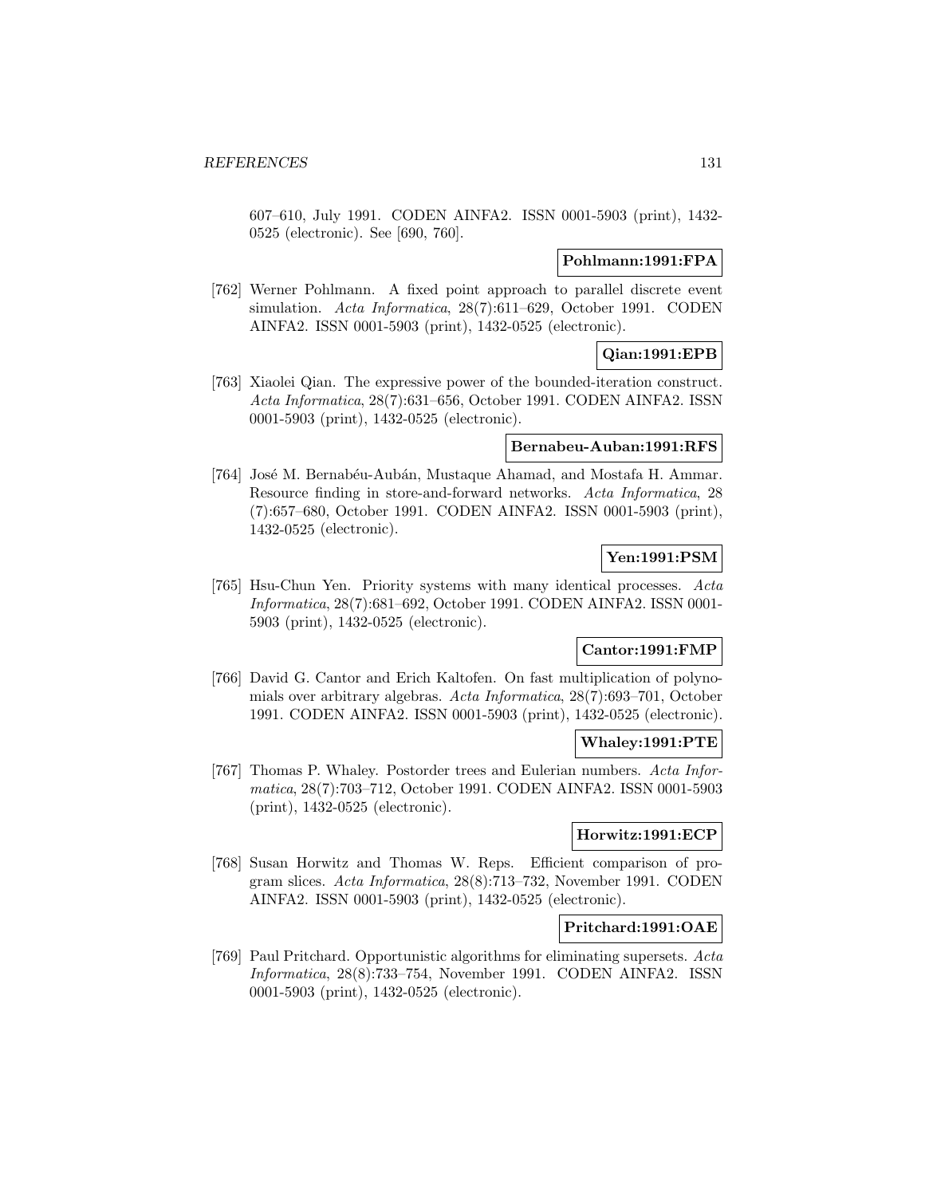607–610, July 1991. CODEN AINFA2. ISSN 0001-5903 (print), 1432-0525 (electronic). See [690, 760].

**Pohlmann:1991:FPA**

[762] Werner Pohlmann. A fixed point approach to parallel discrete event simulation. *Acta Informatica*, 28(7):611–629, October 1991. CODEN AINFA2. ISSN 0001-5903 (print), 1432-0525 (electronic).

**Qian:1991:EPB**

[763] Xiaolei Qian. The expressive power of the bounded-iteration construct. *Acta Informatica*, 28(7):631–656, October 1991. CODEN AINFA2. ISSN 0001-5903 (print), 1432-0525 (electronic).

**Bernabeu-Auban:1991:RFS**

[764] José M. Bernabéu-Aubán, Mustaque Ahamad, and Mostafa H. Ammar. Resource finding in store-and-forward networks. *Acta Informatica*, 28 (7):657–680, October 1991. CODEN AINFA2. ISSN 0001-5903 (print), 1432-0525 (electronic).

**Yen:1991:PSM**

[765] Hsu-Chun Yen. Priority systems with many identical processes. *Acta Informatica*, 28(7):681–692, October 1991. CODEN AINFA2. ISSN 0001-5903 (print), 1432-0525 (electronic).

**Cantor:1991:FMP**

[766] David G. Cantor and Erich Kaltofen. On fast multiplication of polynomials over arbitrary algebras. *Acta Informatica*, 28(7):693–701, October 1991. CODEN AINFA2. ISSN 0001-5903 (print), 1432-0525 (electronic).

**Whaley:1991:PTE**

[767] Thomas P. Whaley. Postorder trees and Eulerian numbers. *Acta Informatica*, 28(7):703–712, October 1991. CODEN AINFA2. ISSN 0001-5903 (print), 1432-0525 (electronic).

**Horwitz:1991:ECP**

[768] Susan Horwitz and Thomas W. Reps. Efficient comparison of program slices. *Acta Informatica*, 28(8):713–732, November 1991. CODEN AINFA2. ISSN 0001-5903 (print), 1432-0525 (electronic).

**Pritchard:1991:OAE**

[769] Paul Pritchard. Opportunistic algorithms for eliminating supersets. *Acta Informatica*, 28(8):733–754, November 1991. CODEN AINFA2. ISSN 0001-5903 (print), 1432-0525 (electronic).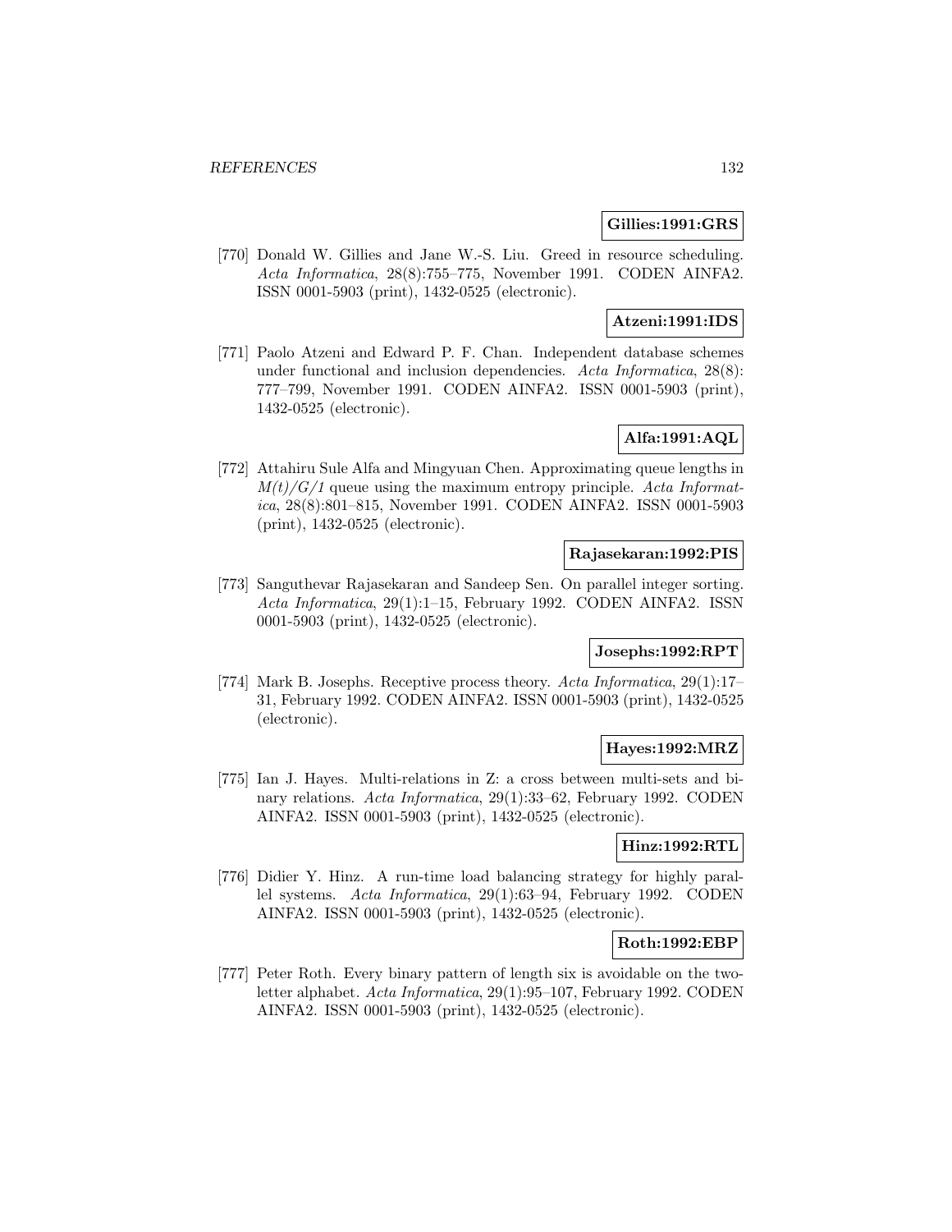**Gillies:1991:GRS**

[770] Donald W. Gillies and Jane W.-S. Liu. Greed in resource scheduling. *Acta Informatica*, 28(8):755–775, November 1991. CODEN AINFA2. ISSN 0001-5903 (print), 1432-0525 (electronic).

**Atzeni:1991:IDS**

[771] Paolo Atzeni and Edward P. F. Chan. Independent database schemes under functional and inclusion dependencies. *Acta Informatica*, 28(8): 777–799, November 1991. CODEN AINFA2. ISSN 0001-5903 (print), 1432-0525 (electronic).

**Alfa:1991:AQL**

[772] Attahiru Sule Alfa and Mingyuan Chen. Approximating queue lengths in *M(t)/G/1* queue using the maximum entropy principle. *Acta Informatica*, 28(8):801–815, November 1991. CODEN AINFA2. ISSN 0001-5903 (print), 1432-0525 (electronic).

**Rajasekaran:1992:PIS**

[773] Sanguthevar Rajasekaran and Sandeep Sen. On parallel integer sorting. *Acta Informatica*, 29(1):1–15, February 1992. CODEN AINFA2. ISSN 0001-5903 (print), 1432-0525 (electronic).

**Josephs:1992:RPT**

[774] Mark B. Josephs. Receptive process theory. *Acta Informatica*, 29(1):17–31, February 1992. CODEN AINFA2. ISSN 0001-5903 (print), 1432-0525 (electronic).

**Hayes:1992:MRZ**

[775] Ian J. Hayes. Multi-relations in Z: a cross between multi-sets and binary relations. *Acta Informatica*, 29(1):33–62, February 1992. CODEN AINFA2. ISSN 0001-5903 (print), 1432-0525 (electronic).

**Hinz:1992:RTL**

[776] Didier Y. Hinz. A run-time load balancing strategy for highly parallel systems. *Acta Informatica*, 29(1):63–94, February 1992. CODEN AINFA2. ISSN 0001-5903 (print), 1432-0525 (electronic).

**Roth:1992:EBP**

[777] Peter Roth. Every binary pattern of length six is avoidable on the two-letter alphabet. *Acta Informatica*, 29(1):95–107, February 1992. CODEN AINFA2. ISSN 0001-5903 (print), 1432-0525 (electronic).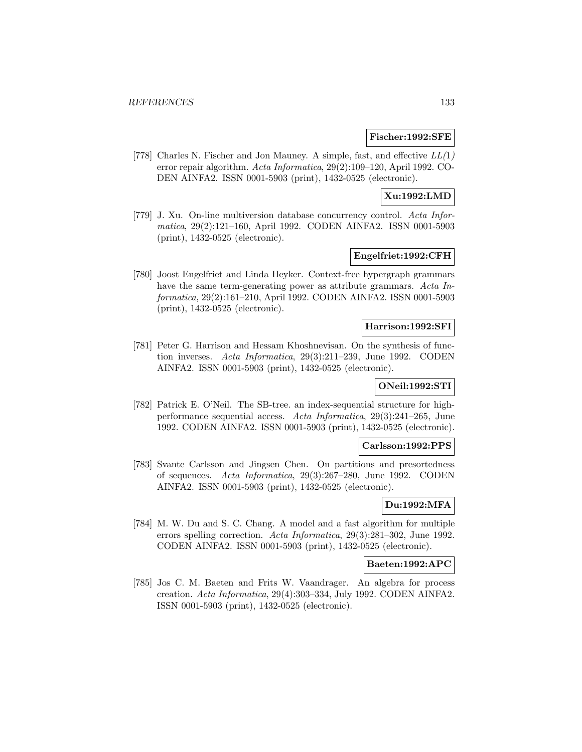**Fischer:1992:SFE**

[778] Charles N. Fischer and Jon Mauney. A simple, fast, and effective *LL(1)* error repair algorithm. *Acta Informatica*, 29(2):109–120, April 1992. CODEN AINFA2. ISSN 0001-5903 (print), 1432-0525 (electronic).

**Xu:1992:LMD**

[779] J. Xu. On-line multiversion database concurrency control. *Acta Informatica*, 29(2):121–160, April 1992. CODEN AINFA2. ISSN 0001-5903 (print), 1432-0525 (electronic).

**Engelfriet:1992:CFH**

[780] Joost Engelfriet and Linda Heyker. Context-free hypergraph grammars have the same term-generating power as attribute grammars. *Acta Informatica*, 29(2):161–210, April 1992. CODEN AINFA2. ISSN 0001-5903 (print), 1432-0525 (electronic).

**Harrison:1992:SFI**

[781] Peter G. Harrison and Hessam Khoshnevisan. On the synthesis of function inverses. *Acta Informatica*, 29(3):211–239, June 1992. CODEN AINFA2. ISSN 0001-5903 (print), 1432-0525 (electronic).

**ONeil:1992:STI**

[782] Patrick E. O'Neil. The SB-tree. an index-sequential structure for high-performance sequential access. *Acta Informatica*, 29(3):241–265, June 1992. CODEN AINFA2. ISSN 0001-5903 (print), 1432-0525 (electronic).

**Carlsson:1992:PPS**

[783] Svante Carlsson and Jingsen Chen. On partitions and presortedness of sequences. *Acta Informatica*, 29(3):267–280, June 1992. CODEN AINFA2. ISSN 0001-5903 (print), 1432-0525 (electronic).

**Du:1992:MFA**

[784] M. W. Du and S. C. Chang. A model and a fast algorithm for multiple errors spelling correction. *Acta Informatica*, 29(3):281–302, June 1992. CODEN AINFA2. ISSN 0001-5903 (print), 1432-0525 (electronic).

**Baeten:1992:APC**

[785] Jos C. M. Baeten and Frits W. Vaandrager. An algebra for process creation. *Acta Informatica*, 29(4):303–334, July 1992. CODEN AINFA2. ISSN 0001-5903 (print), 1432-0525 (electronic).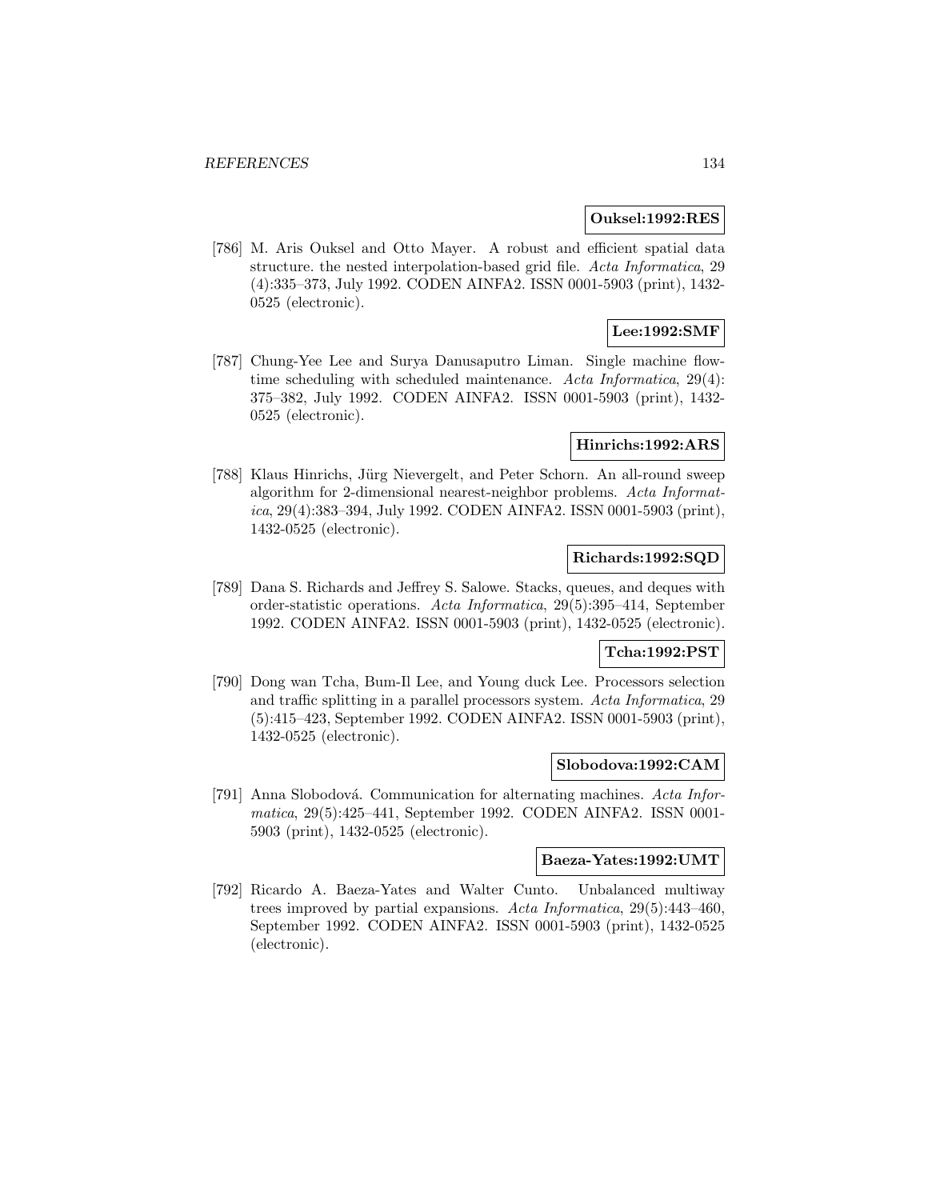**Ouksel:1992:RES**

[786] M. Aris Ouksel and Otto Mayer. A robust and efficient spatial data structure. the nested interpolation-based grid file. *Acta Informatica*, 29 (4):335–373, July 1992. CODEN AINFA2. ISSN 0001-5903 (print), 1432-0525 (electronic).

**Lee:1992:SMF**

[787] Chung-Yee Lee and Surya Danusaputro Liman. Single machine flow-time scheduling with scheduled maintenance. *Acta Informatica*, 29(4): 375–382, July 1992. CODEN AINFA2. ISSN 0001-5903 (print), 1432-0525 (electronic).

**Hinrichs:1992:ARS**

[788] Klaus Hinrichs, Jürg Nievergelt, and Peter Schorn. An all-round sweep algorithm for 2-dimensional nearest-neighbor problems. *Acta Informatica*, 29(4):383–394, July 1992. CODEN AINFA2. ISSN 0001-5903 (print), 1432-0525 (electronic).

**Richards:1992:SQD**

[789] Dana S. Richards and Jeffrey S. Salowe. Stacks, queues, and deques with order-statistic operations. *Acta Informatica*, 29(5):395–414, September 1992. CODEN AINFA2. ISSN 0001-5903 (print), 1432-0525 (electronic).

**Tcha:1992:PST**

[790] Dong wan Tcha, Bum-Il Lee, and Young duck Lee. Processors selection and traffic splitting in a parallel processors system. *Acta Informatica*, 29 (5):415–423, September 1992. CODEN AINFA2. ISSN 0001-5903 (print), 1432-0525 (electronic).

**Slobodova:1992:CAM**

[791] Anna Slobodová. Communication for alternating machines. *Acta Informatica*, 29(5):425–441, September 1992. CODEN AINFA2. ISSN 0001-5903 (print), 1432-0525 (electronic).

**Baeza-Yates:1992:UMT**

[792] Ricardo A. Baeza-Yates and Walter Cunto. Unbalanced multiway trees improved by partial expansions. *Acta Informatica*, 29(5):443–460, September 1992. CODEN AINFA2. ISSN 0001-5903 (print), 1432-0525 (electronic).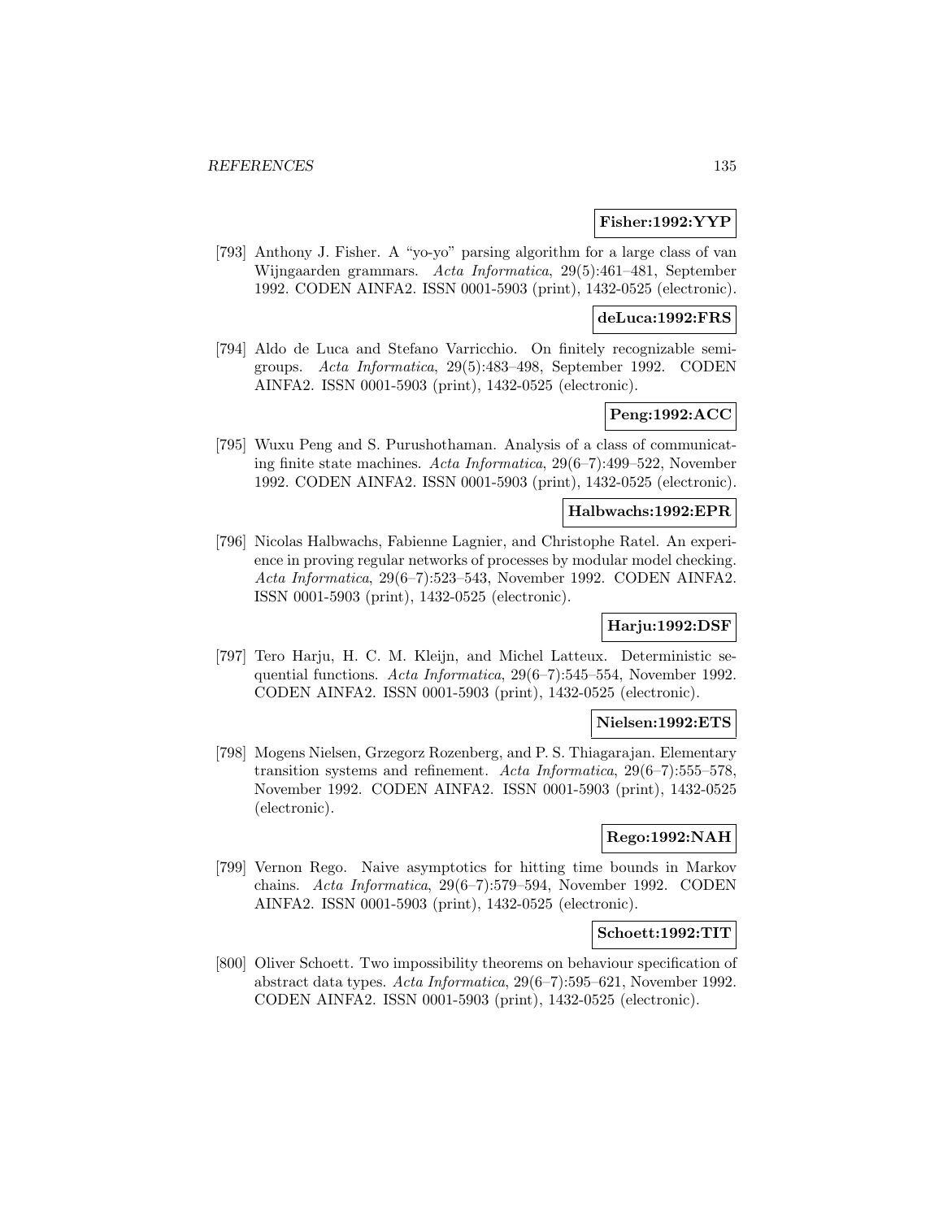**Fisher:1992:YYP**

[793] Anthony J. Fisher. A "yo-yo" parsing algorithm for a large class of van Wijngaarden grammars. *Acta Informatica*, 29(5):461–481, September 1992. CODEN AINFA2. ISSN 0001-5903 (print), 1432-0525 (electronic).

**deLuca:1992:FRS**

[794] Aldo de Luca and Stefano Varricchio. On finitely recognizable semigroups. *Acta Informatica*, 29(5):483–498, September 1992. CODEN AINFA2. ISSN 0001-5903 (print), 1432-0525 (electronic).

**Peng:1992:ACC**

[795] Wuxu Peng and S. Purushothaman. Analysis of a class of communicating finite state machines. *Acta Informatica*, 29(6–7):499–522, November 1992. CODEN AINFA2. ISSN 0001-5903 (print), 1432-0525 (electronic).

**Halbwachs:1992:EPR**

[796] Nicolas Halbwachs, Fabienne Lagnier, and Christophe Ratel. An experience in proving regular networks of processes by modular model checking. *Acta Informatica*, 29(6–7):523–543, November 1992. CODEN AINFA2. ISSN 0001-5903 (print), 1432-0525 (electronic).

**Harju:1992:DSF**

[797] Tero Harju, H. C. M. Kleijn, and Michel Latteux. Deterministic sequential functions. *Acta Informatica*, 29(6–7):545–554, November 1992. CODEN AINFA2. ISSN 0001-5903 (print), 1432-0525 (electronic).

**Nielsen:1992:ETS**

[798] Mogens Nielsen, Grzegorz Rozenberg, and P. S. Thiagarajan. Elementary transition systems and refinement. *Acta Informatica*, 29(6–7):555–578, November 1992. CODEN AINFA2. ISSN 0001-5903 (print), 1432-0525 (electronic).

**Rego:1992:NAH**

[799] Vernon Rego. Naive asymptotics for hitting time bounds in Markov chains. *Acta Informatica*, 29(6–7):579–594, November 1992. CODEN AINFA2. ISSN 0001-5903 (print), 1432-0525 (electronic).

**Schoett:1992:TIT**

[800] Oliver Schoett. Two impossibility theorems on behaviour specification of abstract data types. *Acta Informatica*, 29(6–7):595–621, November 1992. CODEN AINFA2. ISSN 0001-5903 (print), 1432-0525 (electronic).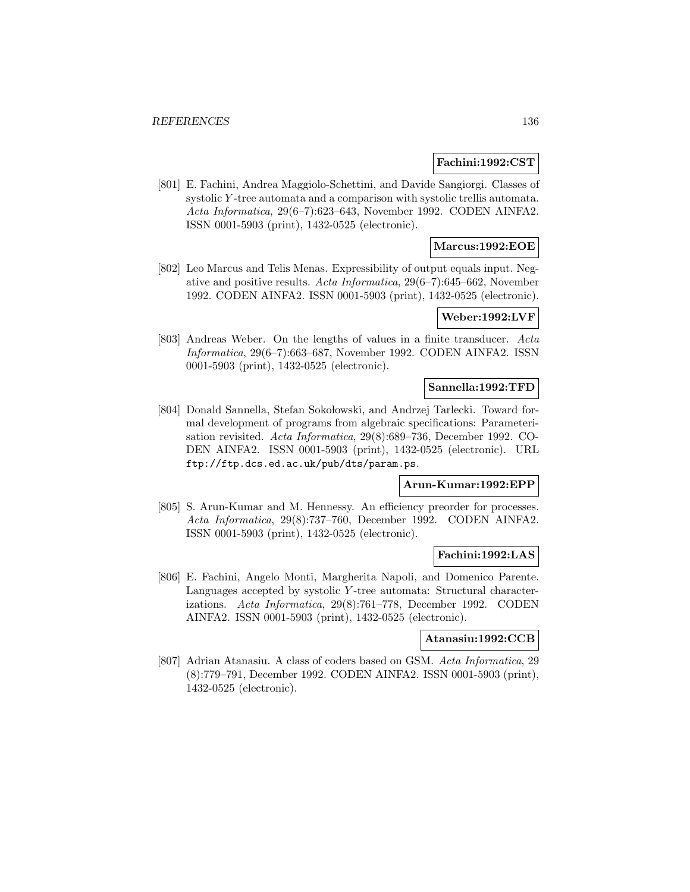**Fachini:1992:CST**

[801] E. Fachini, Andrea Maggiolo-Schettini, and Davide Sangiorgi. Classes of systolic $Y$-tree automata and a comparison with systolic trellis automata. *Acta Informatica*, 29(6–7):623–643, November 1992. CODEN AINFA2. ISSN 0001-5903 (print), 1432-0525 (electronic).

**Marcus:1992:EOE**

[802] Leo Marcus and Telis Menas. Expressibility of output equals input. Negative and positive results. *Acta Informatica*, 29(6–7):645–662, November 1992. CODEN AINFA2. ISSN 0001-5903 (print), 1432-0525 (electronic).

**Weber:1992:LVF**

[803] Andreas Weber. On the lengths of values in a finite transducer. *Acta Informatica*, 29(6–7):663–687, November 1992. CODEN AINFA2. ISSN 0001-5903 (print), 1432-0525 (electronic).

**Sannella:1992:TFD**

[804] Donald Sannella, Stefan Sokołowski, and Andrzej Tarlecki. Toward formal development of programs from algebraic specifications: Parameterisation revisited. *Acta Informatica*, 29(8):689–736, December 1992. CODEN AINFA2. ISSN 0001-5903 (print), 1432-0525 (electronic). URL ftp://ftp.dcs.ed.ac.uk/pub/dts/param.ps.

**Arun-Kumar:1992:EPP**

[805] S. Arun-Kumar and M. Hennessy. An efficiency preorder for processes. *Acta Informatica*, 29(8):737–760, December 1992. CODEN AINFA2. ISSN 0001-5903 (print), 1432-0525 (electronic).

**Fachini:1992:LAS**

[806] E. Fachini, Angelo Monti, Margherita Napoli, and Domenico Parente. Languages accepted by systolic $Y$-tree automata: Structural characterizations. *Acta Informatica*, 29(8):761–778, December 1992. CODEN AINFA2. ISSN 0001-5903 (print), 1432-0525 (electronic).

**Atanasiu:1992:CCB**

[807] Adrian Atanasiu. A class of coders based on GSM. *Acta Informatica*, 29 (8):779–791, December 1992. CODEN AINFA2. ISSN 0001-5903 (print), 1432-0525 (electronic).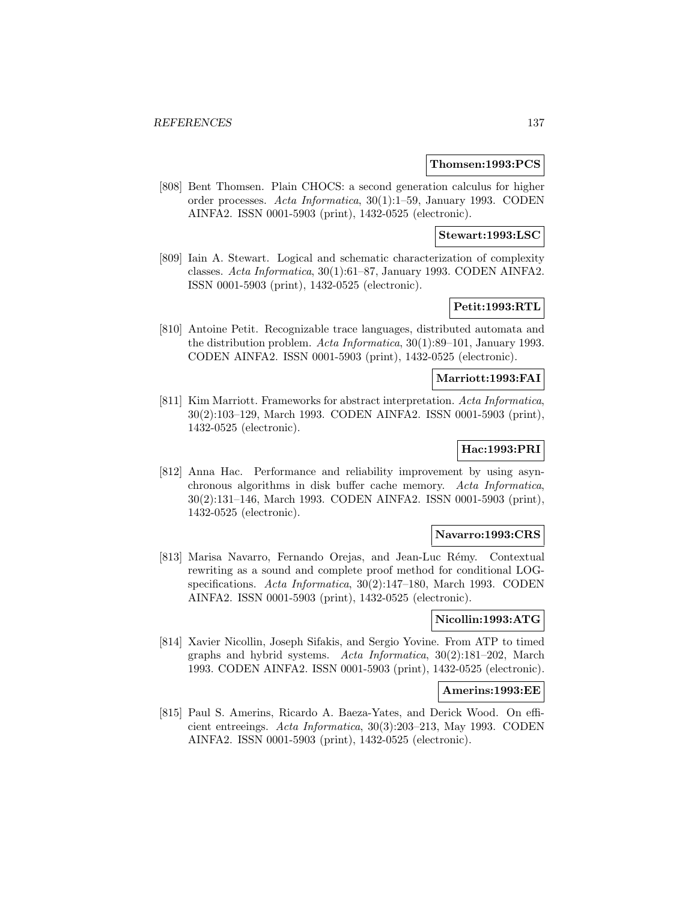**Thomsen:1993:PCS**

[808] Bent Thomsen. Plain CHOCS: a second generation calculus for higher order processes. *Acta Informatica*, 30(1):1–59, January 1993. CODEN AINFA2. ISSN 0001-5903 (print), 1432-0525 (electronic).

**Stewart:1993:LSC**

[809] Iain A. Stewart. Logical and schematic characterization of complexity classes. *Acta Informatica*, 30(1):61–87, January 1993. CODEN AINFA2. ISSN 0001-5903 (print), 1432-0525 (electronic).

**Petit:1993:RTL**

[810] Antoine Petit. Recognizable trace languages, distributed automata and the distribution problem. *Acta Informatica*, 30(1):89–101, January 1993. CODEN AINFA2. ISSN 0001-5903 (print), 1432-0525 (electronic).

**Marriott:1993:FAI**

[811] Kim Marriott. Frameworks for abstract interpretation. *Acta Informatica*, 30(2):103–129, March 1993. CODEN AINFA2. ISSN 0001-5903 (print), 1432-0525 (electronic).

**Hac:1993:PRI**

[812] Anna Hac. Performance and reliability improvement by using asynchronous algorithms in disk buffer cache memory. *Acta Informatica*, 30(2):131–146, March 1993. CODEN AINFA2. ISSN 0001-5903 (print), 1432-0525 (electronic).

**Navarro:1993:CRS**

[813] Marisa Navarro, Fernando Orejas, and Jean-Luc Rémy. Contextual rewriting as a sound and complete proof method for conditional LOG-specifications. *Acta Informatica*, 30(2):147–180, March 1993. CODEN AINFA2. ISSN 0001-5903 (print), 1432-0525 (electronic).

**Nicollin:1993:ATG**

[814] Xavier Nicollin, Joseph Sifakis, and Sergio Yovine. From ATP to timed graphs and hybrid systems. *Acta Informatica*, 30(2):181–202, March 1993. CODEN AINFA2. ISSN 0001-5903 (print), 1432-0525 (electronic).

**Amerins:1993:EE**

[815] Paul S. Amerins, Ricardo A. Baeza-Yates, and Derick Wood. On efficient entreeings. *Acta Informatica*, 30(3):203–213, May 1993. CODEN AINFA2. ISSN 0001-5903 (print), 1432-0525 (electronic).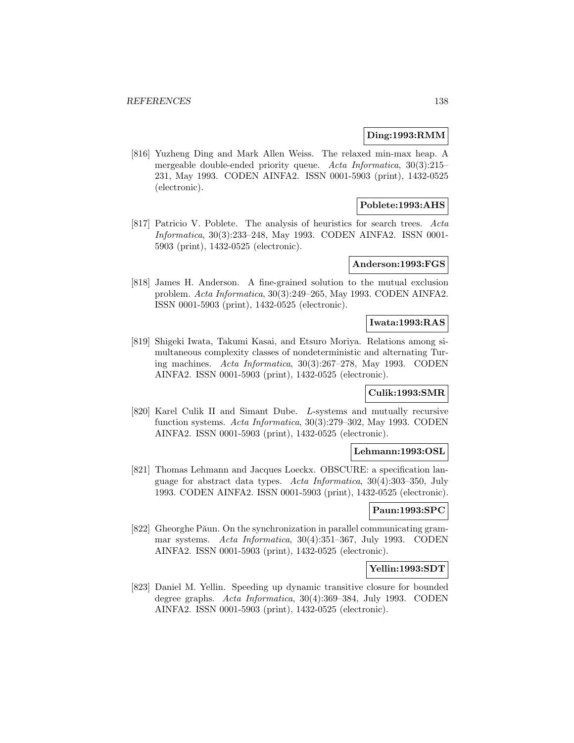**Ding:1993:RMM**

[816] Yuzheng Ding and Mark Allen Weiss. The relaxed min-max heap. A mergeable double-ended priority queue. *Acta Informatica*, 30(3):215–231, May 1993. CODEN AINFA2. ISSN 0001-5903 (print), 1432-0525 (electronic).

**Poblete:1993:AHS**

[817] Patricio V. Poblete. The analysis of heuristics for search trees. *Acta Informatica*, 30(3):233–248, May 1993. CODEN AINFA2. ISSN 0001-5903 (print), 1432-0525 (electronic).

**Anderson:1993:FGS**

[818] James H. Anderson. A fine-grained solution to the mutual exclusion problem. *Acta Informatica*, 30(3):249–265, May 1993. CODEN AINFA2. ISSN 0001-5903 (print), 1432-0525 (electronic).

**Iwata:1993:RAS**

[819] Shigeki Iwata, Takumi Kasai, and Etsuro Moriya. Relations among simultaneous complexity classes of nondeterministic and alternating Turing machines. *Acta Informatica*, 30(3):267–278, May 1993. CODEN AINFA2. ISSN 0001-5903 (print), 1432-0525 (electronic).

**Culik:1993:SMR**

[820] Karel Culik II and Simant Dube. *L*-systems and mutually recursive function systems. *Acta Informatica*, 30(3):279–302, May 1993. CODEN AINFA2. ISSN 0001-5903 (print), 1432-0525 (electronic).

**Lehmann:1993:OSL**

[821] Thomas Lehmann and Jacques Loeckx. OBSCURE: a specification language for abstract data types. *Acta Informatica*, 30(4):303–350, July 1993. CODEN AINFA2. ISSN 0001-5903 (print), 1432-0525 (electronic).

**Paun:1993:SPC**

[822] Gheorghe Păun. On the synchronization in parallel communicating grammar systems. *Acta Informatica*, 30(4):351–367, July 1993. CODEN AINFA2. ISSN 0001-5903 (print), 1432-0525 (electronic).

**Yellin:1993:SDT**

[823] Daniel M. Yellin. Speeding up dynamic transitive closure for bounded degree graphs. *Acta Informatica*, 30(4):369–384, July 1993. CODEN AINFA2. ISSN 0001-5903 (print), 1432-0525 (electronic).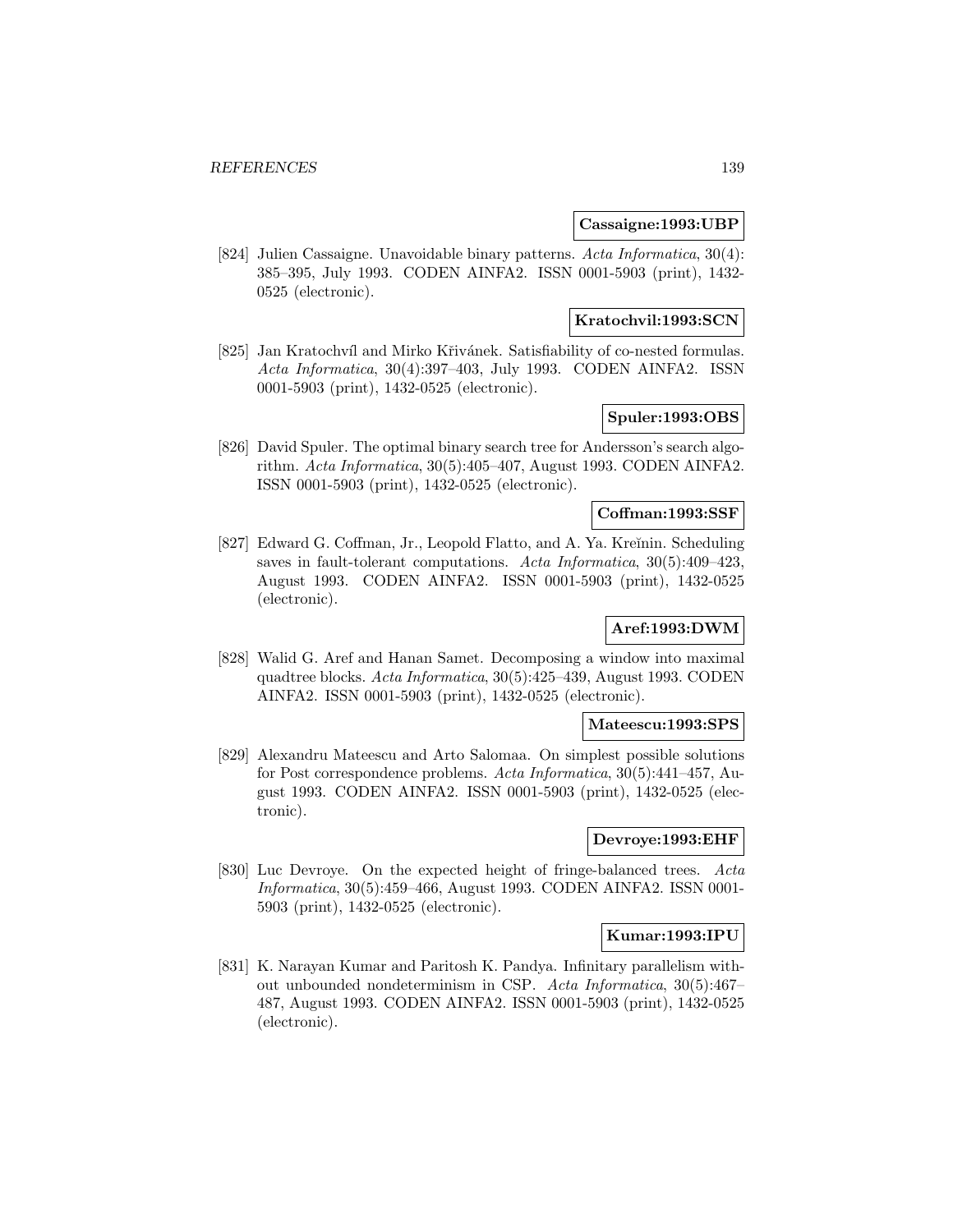**Cassaigne:1993:UBP**

[824] Julien Cassaigne. Unavoidable binary patterns. *Acta Informatica*, 30(4): 385–395, July 1993. CODEN AINFA2. ISSN 0001-5903 (print), 1432-0525 (electronic).

**Kratochvil:1993:SCN**

[825] Jan Kratochvíl and Mirko Křivánek. Satisfiability of co-nested formulas. *Acta Informatica*, 30(4):397–403, July 1993. CODEN AINFA2. ISSN 0001-5903 (print), 1432-0525 (electronic).

**Spuler:1993:OBS**

[826] David Spuler. The optimal binary search tree for Andersson's search algorithm. *Acta Informatica*, 30(5):405–407, August 1993. CODEN AINFA2. ISSN 0001-5903 (print), 1432-0525 (electronic).

**Coffman:1993:SSF**

[827] Edward G. Coffman, Jr., Leopold Flatto, and A. Ya. Kreĭnin. Scheduling saves in fault-tolerant computations. *Acta Informatica*, 30(5):409–423, August 1993. CODEN AINFA2. ISSN 0001-5903 (print), 1432-0525 (electronic).

**Aref:1993:DWM**

[828] Walid G. Aref and Hanan Samet. Decomposing a window into maximal quadtree blocks. *Acta Informatica*, 30(5):425–439, August 1993. CODEN AINFA2. ISSN 0001-5903 (print), 1432-0525 (electronic).

**Mateescu:1993:SPS**

[829] Alexandru Mateescu and Arto Salomaa. On simplest possible solutions for Post correspondence problems. *Acta Informatica*, 30(5):441–457, August 1993. CODEN AINFA2. ISSN 0001-5903 (print), 1432-0525 (electronic).

**Devroye:1993:EHF**

[830] Luc Devroye. On the expected height of fringe-balanced trees. *Acta Informatica*, 30(5):459–466, August 1993. CODEN AINFA2. ISSN 0001-5903 (print), 1432-0525 (electronic).

**Kumar:1993:IPU**

[831] K. Narayan Kumar and Paritosh K. Pandya. Infinitary parallelism without unbounded nondeterminism in CSP. *Acta Informatica*, 30(5):467–487, August 1993. CODEN AINFA2. ISSN 0001-5903 (print), 1432-0525 (electronic).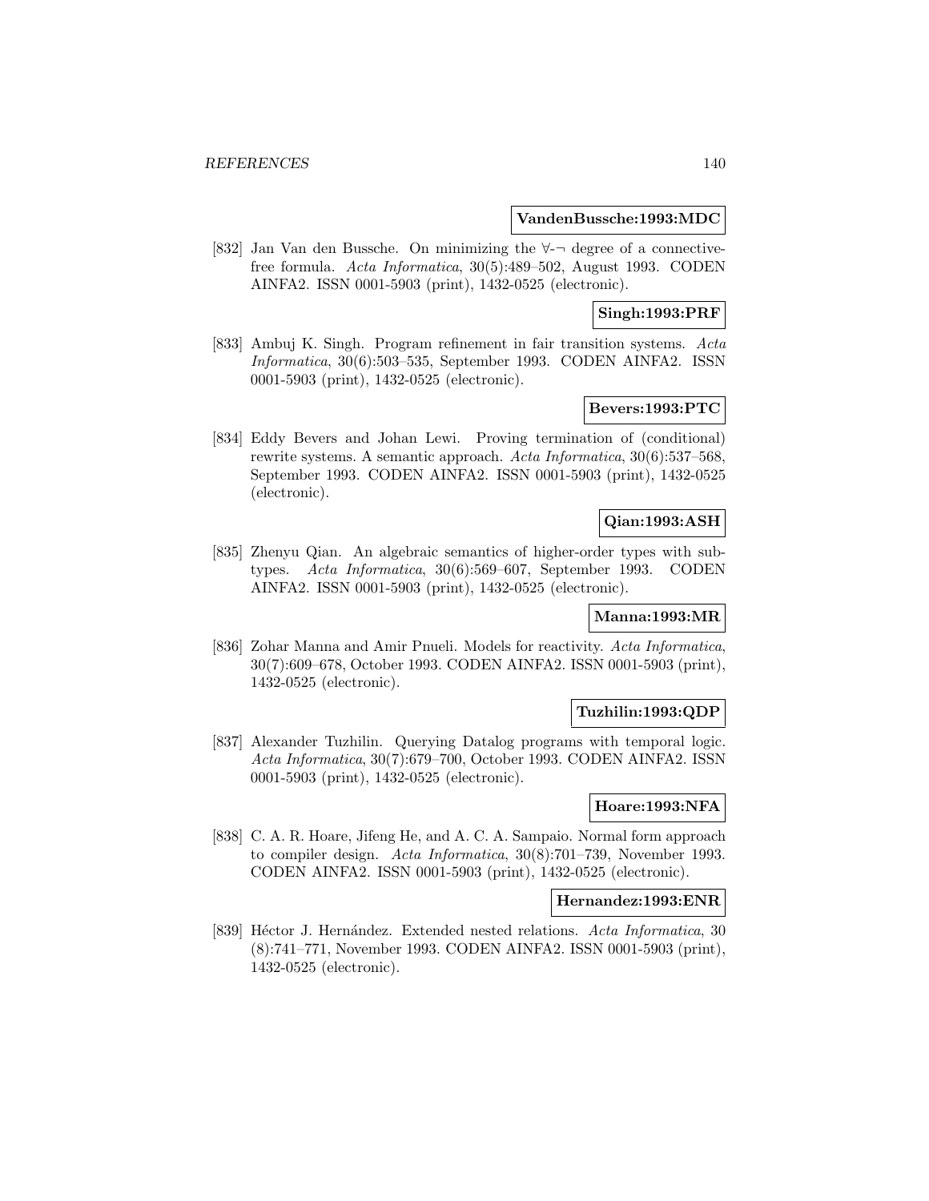**VandenBussche:1993:MDC**

[832] Jan Van den Bussche. On minimizing the $\forall$-$\neg$ degree of a connective-free formula. *Acta Informatica*, 30(5):489–502, August 1993. CODEN AINFA2. ISSN 0001-5903 (print), 1432-0525 (electronic).

**Singh:1993:PRF**

[833] Ambuj K. Singh. Program refinement in fair transition systems. *Acta Informatica*, 30(6):503–535, September 1993. CODEN AINFA2. ISSN 0001-5903 (print), 1432-0525 (electronic).

**Bevers:1993:PTC**

[834] Eddy Bevers and Johan Lewi. Proving termination of (conditional) rewrite systems. A semantic approach. *Acta Informatica*, 30(6):537–568, September 1993. CODEN AINFA2. ISSN 0001-5903 (print), 1432-0525 (electronic).

**Qian:1993:ASH**

[835] Zhenyu Qian. An algebraic semantics of higher-order types with subtypes. *Acta Informatica*, 30(6):569–607, September 1993. CODEN AINFA2. ISSN 0001-5903 (print), 1432-0525 (electronic).

**Manna:1993:MR**

[836] Zohar Manna and Amir Pnueli. Models for reactivity. *Acta Informatica*, 30(7):609–678, October 1993. CODEN AINFA2. ISSN 0001-5903 (print), 1432-0525 (electronic).

**Tuzhilin:1993:QDP**

[837] Alexander Tuzhilin. Querying Datalog programs with temporal logic. *Acta Informatica*, 30(7):679–700, October 1993. CODEN AINFA2. ISSN 0001-5903 (print), 1432-0525 (electronic).

**Hoare:1993:NFA**

[838] C. A. R. Hoare, Jifeng He, and A. C. A. Sampaio. Normal form approach to compiler design. *Acta Informatica*, 30(8):701–739, November 1993. CODEN AINFA2. ISSN 0001-5903 (print), 1432-0525 (electronic).

**Hernandez:1993:ENR**

[839] Héctor J. Hernández. Extended nested relations. *Acta Informatica*, 30 (8):741–771, November 1993. CODEN AINFA2. ISSN 0001-5903 (print), 1432-0525 (electronic).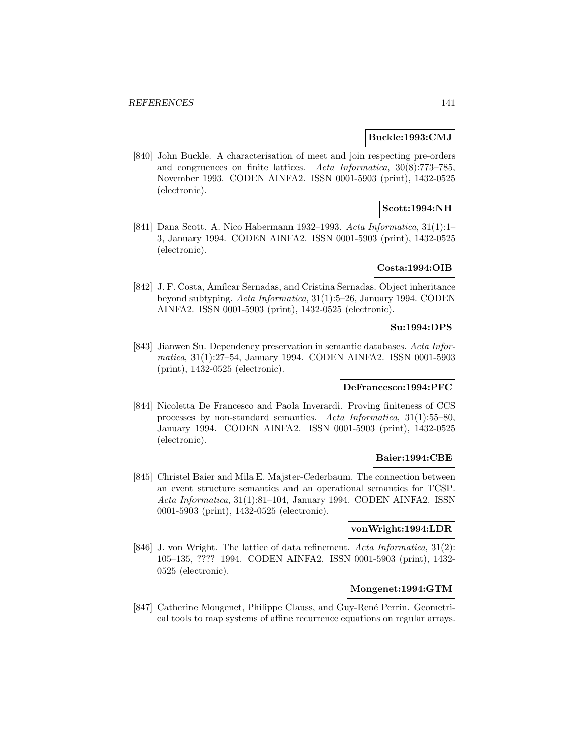**Buckle:1993:CMJ**

[840] John Buckle. A characterisation of meet and join respecting pre-orders and congruences on finite lattices. *Acta Informatica*, 30(8):773–785, November 1993. CODEN AINFA2. ISSN 0001-5903 (print), 1432-0525 (electronic).

**Scott:1994:NH**

[841] Dana Scott. A. Nico Habermann 1932–1993. *Acta Informatica*, 31(1):1–3, January 1994. CODEN AINFA2. ISSN 0001-5903 (print), 1432-0525 (electronic).

**Costa:1994:OIB**

[842] J. F. Costa, Amílcar Sernadas, and Cristina Sernadas. Object inheritance beyond subtyping. *Acta Informatica*, 31(1):5–26, January 1994. CODEN AINFA2. ISSN 0001-5903 (print), 1432-0525 (electronic).

**Su:1994:DPS**

[843] Jianwen Su. Dependency preservation in semantic databases. *Acta Informatica*, 31(1):27–54, January 1994. CODEN AINFA2. ISSN 0001-5903 (print), 1432-0525 (electronic).

**DeFrancesco:1994:PFC**

[844] Nicoletta De Francesco and Paola Inverardi. Proving finiteness of CCS processes by non-standard semantics. *Acta Informatica*, 31(1):55–80, January 1994. CODEN AINFA2. ISSN 0001-5903 (print), 1432-0525 (electronic).

**Baier:1994:CBE**

[845] Christel Baier and Mila E. Majster-Cederbaum. The connection between an event structure semantics and an operational semantics for TCSP. *Acta Informatica*, 31(1):81–104, January 1994. CODEN AINFA2. ISSN 0001-5903 (print), 1432-0525 (electronic).

**vonWright:1994:LDR**

[846] J. von Wright. The lattice of data refinement. *Acta Informatica*, 31(2): 105–135, ???? 1994. CODEN AINFA2. ISSN 0001-5903 (print), 1432-0525 (electronic).

**Mongenet:1994:GTM**

[847] Catherine Mongenet, Philippe Clauss, and Guy-René Perrin. Geometrical tools to map systems of affine recurrence equations on regular arrays.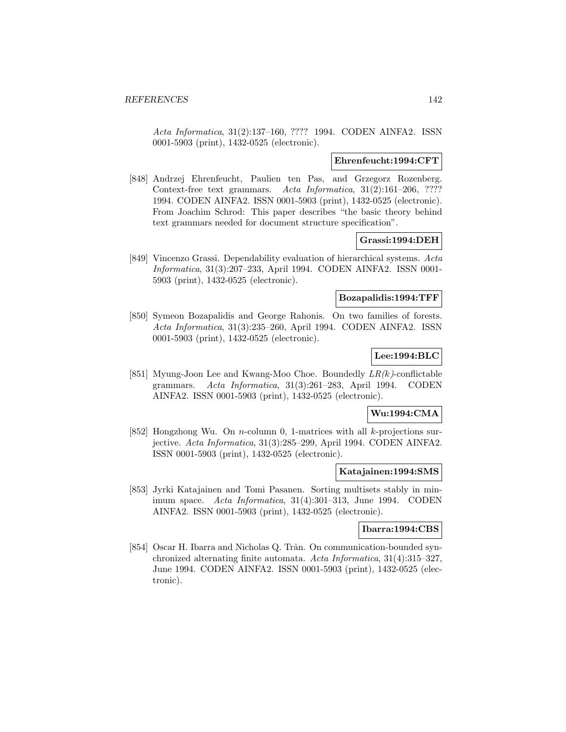*Acta Informatica*, 31(2):137–160, ???? 1994. CODEN AINFA2. ISSN 0001-5903 (print), 1432-0525 (electronic).

**Ehrenfeucht:1994:CFT**

[848] Andrzej Ehrenfeucht, Paulien ten Pas, and Grzegorz Rozenberg. Context-free text grammars. *Acta Informatica*, 31(2):161–206, ???? 1994. CODEN AINFA2. ISSN 0001-5903 (print), 1432-0525 (electronic). From Joachim Schrod: This paper describes "the basic theory behind text grammars needed for document structure specification".

**Grassi:1994:DEH**

[849] Vincenzo Grassi. Dependability evaluation of hierarchical systems. *Acta Informatica*, 31(3):207–233, April 1994. CODEN AINFA2. ISSN 0001-5903 (print), 1432-0525 (electronic).

**Bozapalidis:1994:TFF**

[850] Symeon Bozapalidis and George Rahonis. On two families of forests. *Acta Informatica*, 31(3):235–260, April 1994. CODEN AINFA2. ISSN 0001-5903 (print), 1432-0525 (electronic).

**Lee:1994:BLC**

[851] Myung-Joon Lee and Kwang-Moo Choe. Boundedly *LR(k)*-conflictable grammars. *Acta Informatica*, 31(3):261–283, April 1994. CODEN AINFA2. ISSN 0001-5903 (print), 1432-0525 (electronic).

**Wu:1994:CMA**

[852] Hongzhong Wu. On $n$-column 0, 1-matrices with all $k$-projections surjective. *Acta Informatica*, 31(3):285–299, April 1994. CODEN AINFA2. ISSN 0001-5903 (print), 1432-0525 (electronic).

**Katajainen:1994:SMS**

[853] Jyrki Katajainen and Tomi Pasanen. Sorting multisets stably in minimum space. *Acta Informatica*, 31(4):301–313, June 1994. CODEN AINFA2. ISSN 0001-5903 (print), 1432-0525 (electronic).

**Ibarra:1994:CBS**

[854] Oscar H. Ibarra and Nicholas Q. Trân. On communication-bounded synchronized alternating finite automata. *Acta Informatica*, 31(4):315–327, June 1994. CODEN AINFA2. ISSN 0001-5903 (print), 1432-0525 (electronic).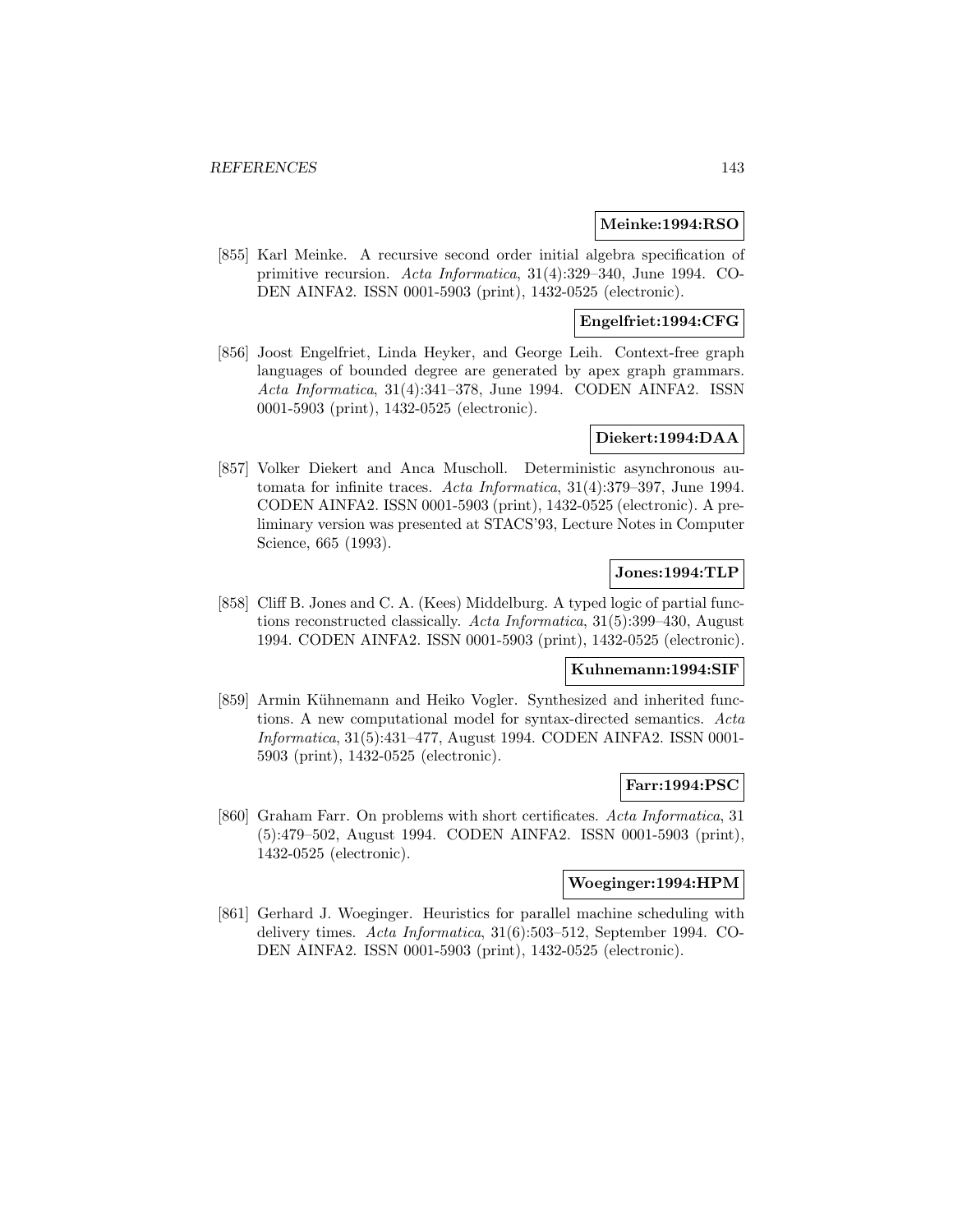**Meinke:1994:RSO**

[855] Karl Meinke. A recursive second order initial algebra specification of primitive recursion. *Acta Informatica*, 31(4):329–340, June 1994. CODEN AINFA2. ISSN 0001-5903 (print), 1432-0525 (electronic).

**Engelfriet:1994:CFG**

[856] Joost Engelfriet, Linda Heyker, and George Leih. Context-free graph languages of bounded degree are generated by apex graph grammars. *Acta Informatica*, 31(4):341–378, June 1994. CODEN AINFA2. ISSN 0001-5903 (print), 1432-0525 (electronic).

**Diekert:1994:DAA**

[857] Volker Diekert and Anca Muscholl. Deterministic asynchronous automata for infinite traces. *Acta Informatica*, 31(4):379–397, June 1994. CODEN AINFA2. ISSN 0001-5903 (print), 1432-0525 (electronic). A preliminary version was presented at STACS'93, Lecture Notes in Computer Science, 665 (1993).

**Jones:1994:TLP**

[858] Cliff B. Jones and C. A. (Kees) Middelburg. A typed logic of partial functions reconstructed classically. *Acta Informatica*, 31(5):399–430, August 1994. CODEN AINFA2. ISSN 0001-5903 (print), 1432-0525 (electronic).

**Kuhnemann:1994:SIF**

[859] Armin Kühnemann and Heiko Vogler. Synthesized and inherited functions. A new computational model for syntax-directed semantics. *Acta Informatica*, 31(5):431–477, August 1994. CODEN AINFA2. ISSN 0001-5903 (print), 1432-0525 (electronic).

**Farr:1994:PSC**

[860] Graham Farr. On problems with short certificates. *Acta Informatica*, 31(5):479–502, August 1994. CODEN AINFA2. ISSN 0001-5903 (print), 1432-0525 (electronic).

**Woeginger:1994:HPM**

[861] Gerhard J. Woeginger. Heuristics for parallel machine scheduling with delivery times. *Acta Informatica*, 31(6):503–512, September 1994. CODEN AINFA2. ISSN 0001-5903 (print), 1432-0525 (electronic).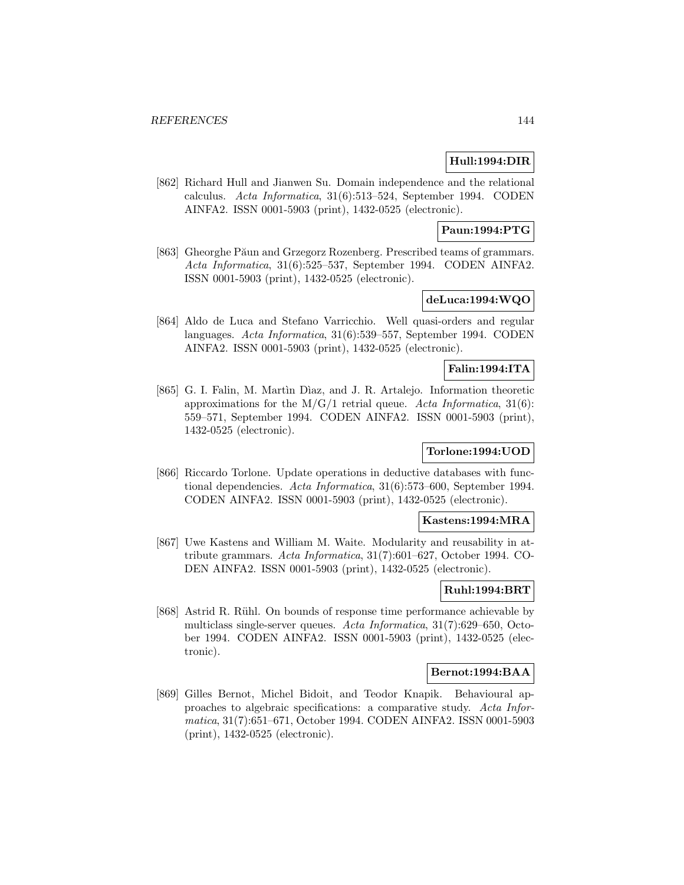**Hull:1994:DIR**

[862] Richard Hull and Jianwen Su. Domain independence and the relational calculus. *Acta Informatica*, 31(6):513–524, September 1994. CODEN AINFA2. ISSN 0001-5903 (print), 1432-0525 (electronic).

**Paun:1994:PTG**

[863] Gheorghe Păun and Grzegorz Rozenberg. Prescribed teams of grammars. *Acta Informatica*, 31(6):525–537, September 1994. CODEN AINFA2. ISSN 0001-5903 (print), 1432-0525 (electronic).

**deLuca:1994:WQO**

[864] Aldo de Luca and Stefano Varricchio. Well quasi-orders and regular languages. *Acta Informatica*, 31(6):539–557, September 1994. CODEN AINFA2. ISSN 0001-5903 (print), 1432-0525 (electronic).

**Falin:1994:ITA**

[865] G. I. Falin, M. Martìn Dìaz, and J. R. Artalejo. Information theoretic approximations for the M/G/1 retrial queue. *Acta Informatica*, 31(6): 559–571, September 1994. CODEN AINFA2. ISSN 0001-5903 (print), 1432-0525 (electronic).

**Torlone:1994:UOD**

[866] Riccardo Torlone. Update operations in deductive databases with functional dependencies. *Acta Informatica*, 31(6):573–600, September 1994. CODEN AINFA2. ISSN 0001-5903 (print), 1432-0525 (electronic).

**Kastens:1994:MRA**

[867] Uwe Kastens and William M. Waite. Modularity and reusability in attribute grammars. *Acta Informatica*, 31(7):601–627, October 1994. CODEN AINFA2. ISSN 0001-5903 (print), 1432-0525 (electronic).

**Ruhl:1994:BRT**

[868] Astrid R. Rühl. On bounds of response time performance achievable by multiclass single-server queues. *Acta Informatica*, 31(7):629–650, October 1994. CODEN AINFA2. ISSN 0001-5903 (print), 1432-0525 (electronic).

**Bernot:1994:BAA**

[869] Gilles Bernot, Michel Bidoit, and Teodor Knapik. Behavioural approaches to algebraic specifications: a comparative study. *Acta Informatica*, 31(7):651–671, October 1994. CODEN AINFA2. ISSN 0001-5903 (print), 1432-0525 (electronic).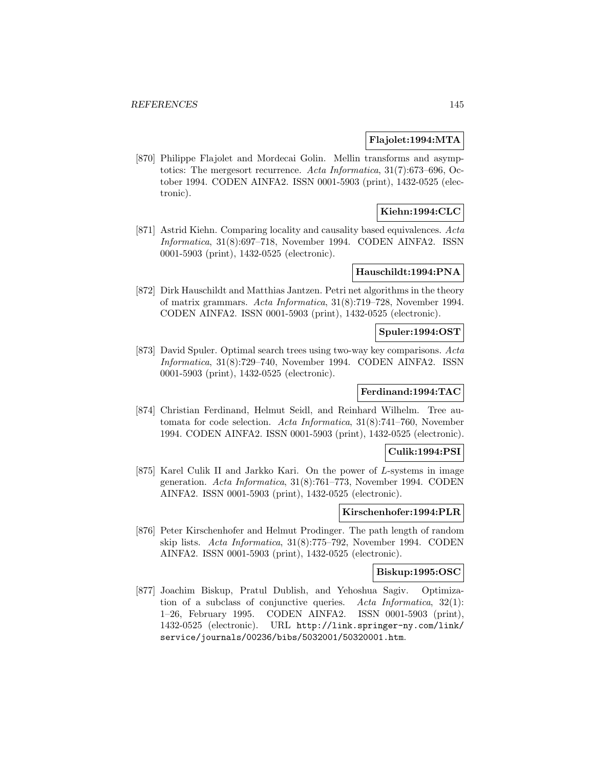**Flajolet:1994:MTA**

[870] Philippe Flajolet and Mordecai Golin. Mellin transforms and asymptotics: The mergesort recurrence. *Acta Informatica*, 31(7):673–696, October 1994. CODEN AINFA2. ISSN 0001-5903 (print), 1432-0525 (electronic).

**Kiehn:1994:CLC**

[871] Astrid Kiehn. Comparing locality and causality based equivalences. *Acta Informatica*, 31(8):697–718, November 1994. CODEN AINFA2. ISSN 0001-5903 (print), 1432-0525 (electronic).

**Hauschildt:1994:PNA**

[872] Dirk Hauschildt and Matthias Jantzen. Petri net algorithms in the theory of matrix grammars. *Acta Informatica*, 31(8):719–728, November 1994. CODEN AINFA2. ISSN 0001-5903 (print), 1432-0525 (electronic).

**Spuler:1994:OST**

[873] David Spuler. Optimal search trees using two-way key comparisons. *Acta Informatica*, 31(8):729–740, November 1994. CODEN AINFA2. ISSN 0001-5903 (print), 1432-0525 (electronic).

**Ferdinand:1994:TAC**

[874] Christian Ferdinand, Helmut Seidl, and Reinhard Wilhelm. Tree automata for code selection. *Acta Informatica*, 31(8):741–760, November 1994. CODEN AINFA2. ISSN 0001-5903 (print), 1432-0525 (electronic).

**Culik:1994:PSI**

[875] Karel Culik II and Jarkko Kari. On the power of $L$-systems in image generation. *Acta Informatica*, 31(8):761–773, November 1994. CODEN AINFA2. ISSN 0001-5903 (print), 1432-0525 (electronic).

**Kirschenhofer:1994:PLR**

[876] Peter Kirschenhofer and Helmut Prodinger. The path length of random skip lists. *Acta Informatica*, 31(8):775–792, November 1994. CODEN AINFA2. ISSN 0001-5903 (print), 1432-0525 (electronic).

**Biskup:1995:OSC**

[877] Joachim Biskup, Pratul Dublish, and Yehoshua Sagiv. Optimization of a subclass of conjunctive queries. *Acta Informatica*, 32(1): 1–26, February 1995. CODEN AINFA2. ISSN 0001-5903 (print), 1432-0525 (electronic). URL http://link.springer-ny.com/link/service/journals/00236/bibs/5032001/50320001.htm.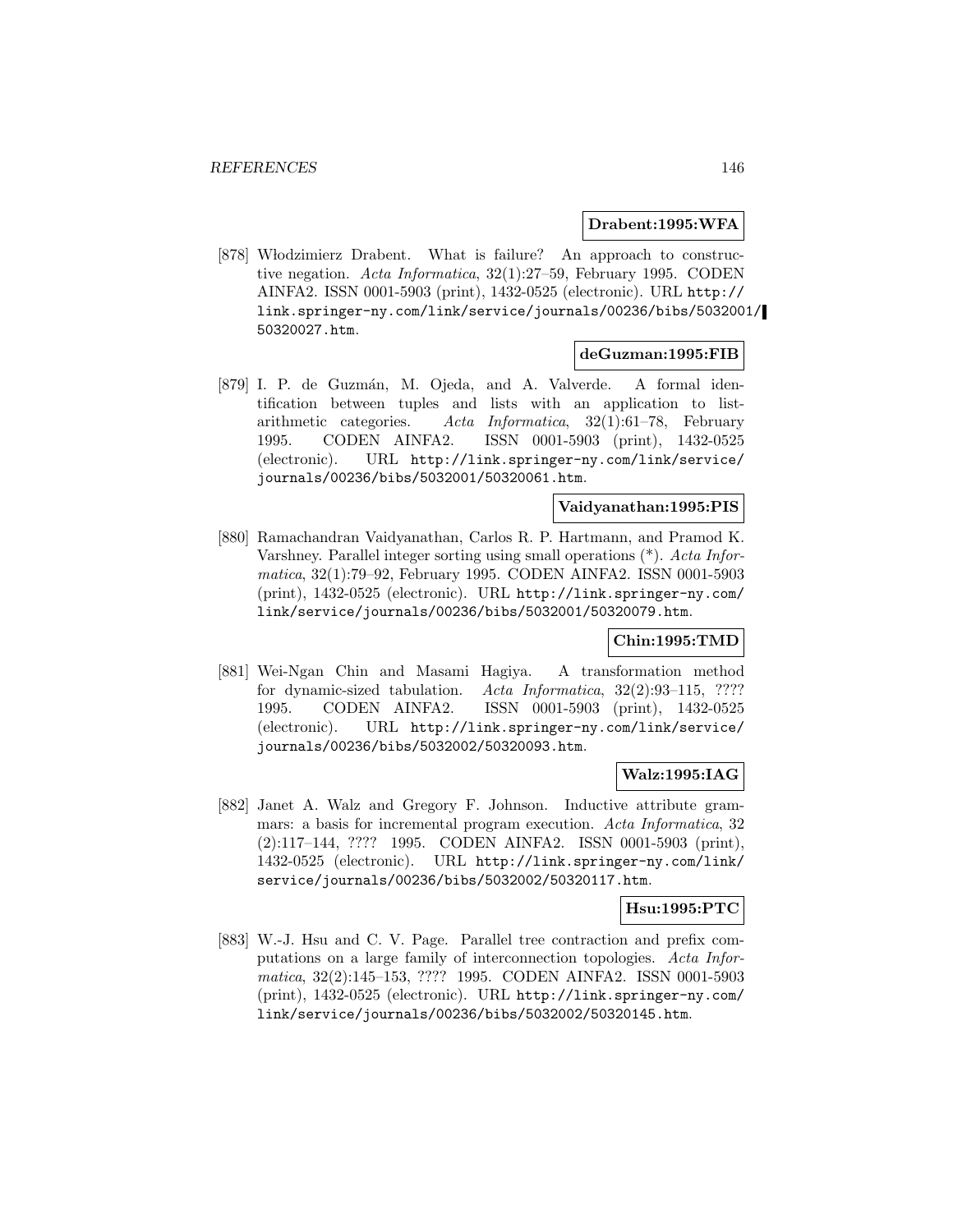**Drabent:1995:WFA**

[878] Włodzimierz Drabent. What is failure? An approach to constructive negation. *Acta Informatica*, 32(1):27–59, February 1995. CODEN AINFA2. ISSN 0001-5903 (print), 1432-0525 (electronic). URL http://link.springer-ny.com/link/service/journals/00236/bibs/5032001/50320027.htm.

**deGuzman:1995:FIB**

[879] I. P. de Guzmán, M. Ojeda, and A. Valverde. A formal identification between tuples and lists with an application to list-arithmetic categories. *Acta Informatica*, 32(1):61–78, February 1995. CODEN AINFA2. ISSN 0001-5903 (print), 1432-0525 (electronic). URL http://link.springer-ny.com/link/service/journals/00236/bibs/5032001/50320061.htm.

**Vaidyanathan:1995:PIS**

[880] Ramachandran Vaidyanathan, Carlos R. P. Hartmann, and Pramod K. Varshney. Parallel integer sorting using small operations (*). *Acta Informatica*, 32(1):79–92, February 1995. CODEN AINFA2. ISSN 0001-5903 (print), 1432-0525 (electronic). URL http://link.springer-ny.com/link/service/journals/00236/bibs/5032001/50320079.htm.

**Chin:1995:TMD**

[881] Wei-Ngan Chin and Masami Hagiya. A transformation method for dynamic-sized tabulation. *Acta Informatica*, 32(2):93–115, ???? 1995. CODEN AINFA2. ISSN 0001-5903 (print), 1432-0525 (electronic). URL http://link.springer-ny.com/link/service/journals/00236/bibs/5032002/50320093.htm.

**Walz:1995:IAG**

[882] Janet A. Walz and Gregory F. Johnson. Inductive attribute grammars: a basis for incremental program execution. *Acta Informatica*, 32 (2):117–144, ???? 1995. CODEN AINFA2. ISSN 0001-5903 (print), 1432-0525 (electronic). URL http://link.springer-ny.com/link/service/journals/00236/bibs/5032002/50320117.htm.

**Hsu:1995:PTC**

[883] W.-J. Hsu and C. V. Page. Parallel tree contraction and prefix computations on a large family of interconnection topologies. *Acta Informatica*, 32(2):145–153, ???? 1995. CODEN AINFA2. ISSN 0001-5903 (print), 1432-0525 (electronic). URL http://link.springer-ny.com/link/service/journals/00236/bibs/5032002/50320145.htm.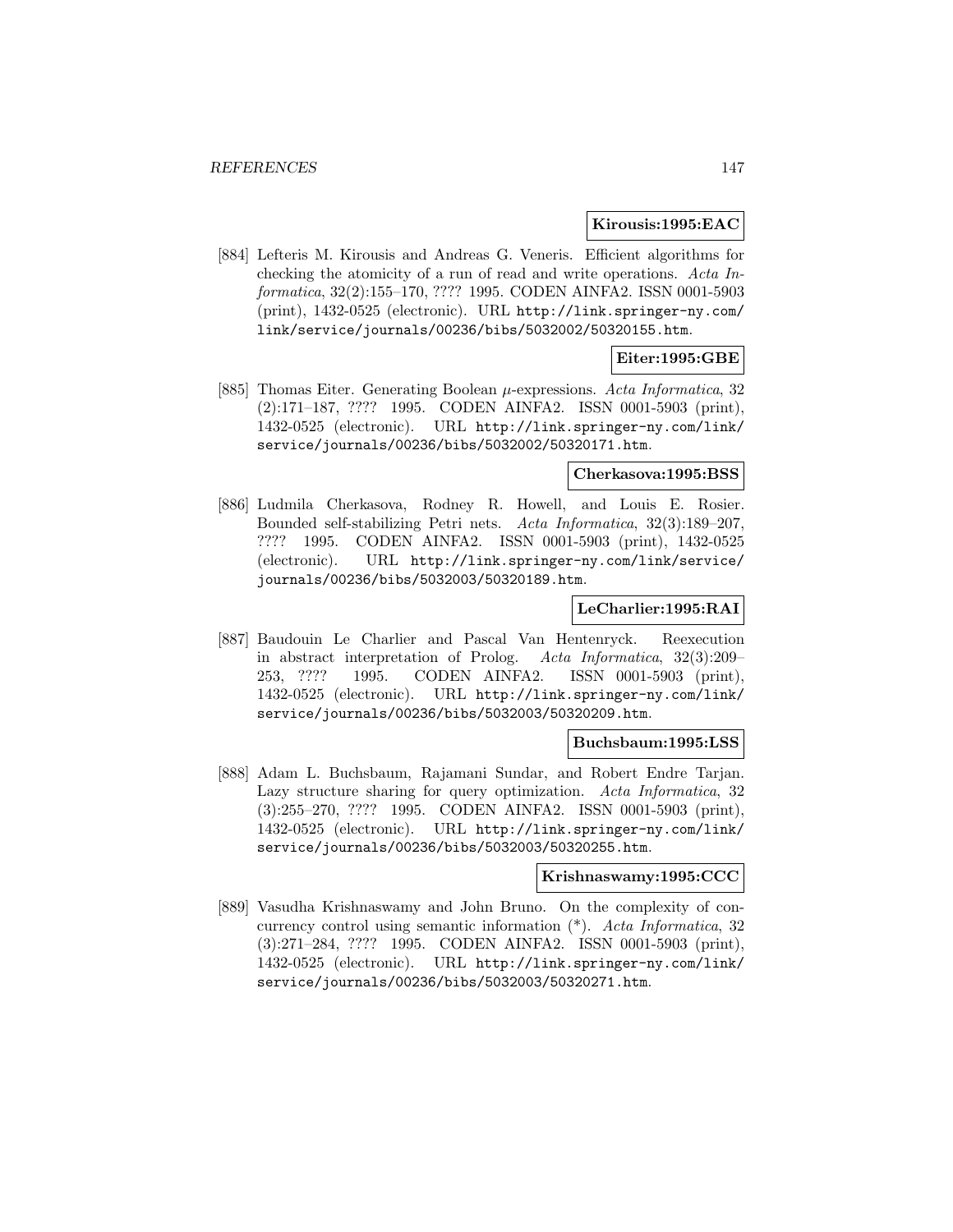**Kirousis:1995:EAC**

[884] Lefteris M. Kirousis and Andreas G. Veneris. Efficient algorithms for checking the atomicity of a run of read and write operations. *Acta Informatica*, 32(2):155–170, ???? 1995. CODEN AINFA2. ISSN 0001-5903 (print), 1432-0525 (electronic). URL http://link.springer-ny.com/link/service/journals/00236/bibs/5032002/50320155.htm.

**Eiter:1995:GBE**

[885] Thomas Eiter. Generating Boolean $\mu$-expressions. *Acta Informatica*, 32 (2):171–187, ???? 1995. CODEN AINFA2. ISSN 0001-5903 (print), 1432-0525 (electronic). URL http://link.springer-ny.com/link/service/journals/00236/bibs/5032002/50320171.htm.

**Cherkasova:1995:BSS**

[886] Ludmila Cherkasova, Rodney R. Howell, and Louis E. Rosier. Bounded self-stabilizing Petri nets. *Acta Informatica*, 32(3):189–207, ???? 1995. CODEN AINFA2. ISSN 0001-5903 (print), 1432-0525 (electronic). URL http://link.springer-ny.com/link/service/journals/00236/bibs/5032003/50320189.htm.

**LeCharlier:1995:RAI**

[887] Baudouin Le Charlier and Pascal Van Hentenryck. Reexecution in abstract interpretation of Prolog. *Acta Informatica*, 32(3):209–253, ???? 1995. CODEN AINFA2. ISSN 0001-5903 (print), 1432-0525 (electronic). URL http://link.springer-ny.com/link/service/journals/00236/bibs/5032003/50320209.htm.

**Buchsbaum:1995:LSS**

[888] Adam L. Buchsbaum, Rajamani Sundar, and Robert Endre Tarjan. Lazy structure sharing for query optimization. *Acta Informatica*, 32 (3):255–270, ???? 1995. CODEN AINFA2. ISSN 0001-5903 (print), 1432-0525 (electronic). URL http://link.springer-ny.com/link/service/journals/00236/bibs/5032003/50320255.htm.

**Krishnaswamy:1995:CCC**

[889] Vasudha Krishnaswamy and John Bruno. On the complexity of concurrency control using semantic information (*). *Acta Informatica*, 32 (3):271–284, ???? 1995. CODEN AINFA2. ISSN 0001-5903 (print), 1432-0525 (electronic). URL http://link.springer-ny.com/link/service/journals/00236/bibs/5032003/50320271.htm.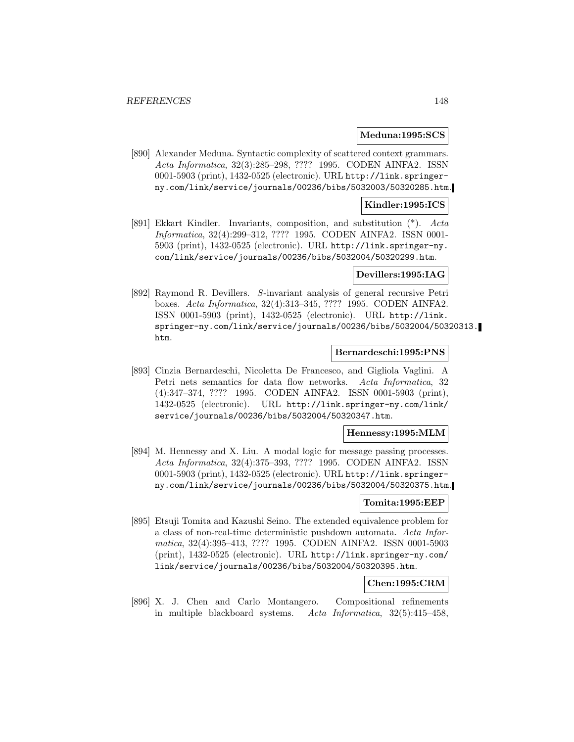**Meduna:1995:SCS**

[890] Alexander Meduna. Syntactic complexity of scattered context grammars. *Acta Informatica*, 32(3):285–298, ???? 1995. CODEN AINFA2. ISSN 0001-5903 (print), 1432-0525 (electronic). URL http://link.springer-ny.com/link/service/journals/00236/bibs/5032003/50320285.htm.

**Kindler:1995:ICS**

[891] Ekkart Kindler. Invariants, composition, and substitution (*). *Acta Informatica*, 32(4):299–312, ???? 1995. CODEN AINFA2. ISSN 0001-5903 (print), 1432-0525 (electronic). URL http://link.springer-ny.com/link/service/journals/00236/bibs/5032004/50320299.htm.

**Devillers:1995:IAG**

[892] Raymond R. Devillers. *S*-invariant analysis of general recursive Petri boxes. *Acta Informatica*, 32(4):313–345, ???? 1995. CODEN AINFA2. ISSN 0001-5903 (print), 1432-0525 (electronic). URL http://link.springer-ny.com/link/service/journals/00236/bibs/5032004/50320313.htm.

**Bernardeschi:1995:PNS**

[893] Cinzia Bernardeschi, Nicoletta De Francesco, and Gigliola Vaglini. A Petri nets semantics for data flow networks. *Acta Informatica*, 32(4):347–374, ???? 1995. CODEN AINFA2. ISSN 0001-5903 (print), 1432-0525 (electronic). URL http://link.springer-ny.com/link/service/journals/00236/bibs/5032004/50320347.htm.

**Hennessy:1995:MLM**

[894] M. Hennessy and X. Liu. A modal logic for message passing processes. *Acta Informatica*, 32(4):375–393, ???? 1995. CODEN AINFA2. ISSN 0001-5903 (print), 1432-0525 (electronic). URL http://link.springer-ny.com/link/service/journals/00236/bibs/5032004/50320375.htm.

**Tomita:1995:EEP**

[895] Etsuji Tomita and Kazushi Seino. The extended equivalence problem for a class of non-real-time deterministic pushdown automata. *Acta Informatica*, 32(4):395–413, ???? 1995. CODEN AINFA2. ISSN 0001-5903 (print), 1432-0525 (electronic). URL http://link.springer-ny.com/link/service/journals/00236/bibs/5032004/50320395.htm.

**Chen:1995:CRM**

[896] X. J. Chen and Carlo Montangero. Compositional refinements in multiple blackboard systems. *Acta Informatica*, 32(5):415–458,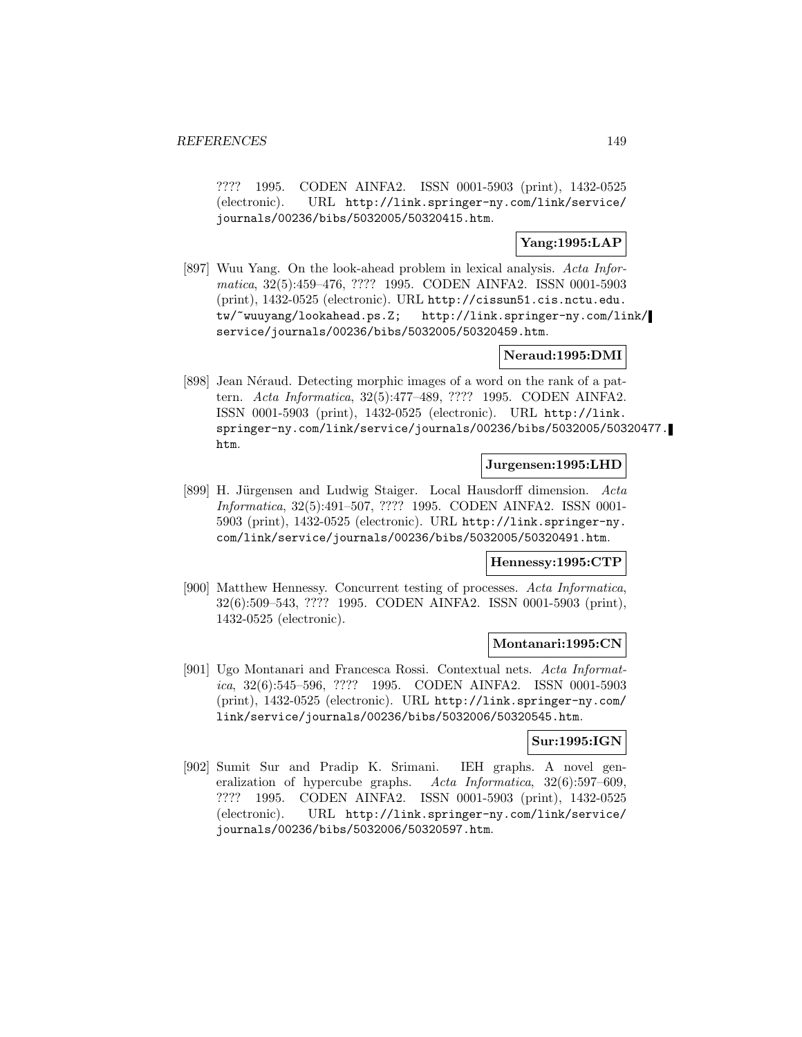???? 1995. CODEN AINFA2. ISSN 0001-5903 (print), 1432-0525 (electronic). URL http://link.springer-ny.com/link/service/journals/00236/bibs/5032005/50320415.htm.

**Yang:1995:LAP**

[897] Wuu Yang. On the look-ahead problem in lexical analysis. *Acta Informatica*, 32(5):459–476, ???? 1995. CODEN AINFA2. ISSN 0001-5903 (print), 1432-0525 (electronic). URL http://cissun51.cis.nctu.edu.tw/~wuuyang/lookahead.ps.Z; http://link.springer-ny.com/link/service/journals/00236/bibs/5032005/50320459.htm.

**Neraud:1995:DMI**

[898] Jean Néraud. Detecting morphic images of a word on the rank of a pattern. *Acta Informatica*, 32(5):477–489, ???? 1995. CODEN AINFA2. ISSN 0001-5903 (print), 1432-0525 (electronic). URL http://link.springer-ny.com/link/service/journals/00236/bibs/5032005/50320477.htm.

**Jurgensen:1995:LHD**

[899] H. Jürgensen and Ludwig Staiger. Local Hausdorff dimension. *Acta Informatica*, 32(5):491–507, ???? 1995. CODEN AINFA2. ISSN 0001-5903 (print), 1432-0525 (electronic). URL http://link.springer-ny.com/link/service/journals/00236/bibs/5032005/50320491.htm.

**Hennessy:1995:CTP**

[900] Matthew Hennessy. Concurrent testing of processes. *Acta Informatica*, 32(6):509–543, ???? 1995. CODEN AINFA2. ISSN 0001-5903 (print), 1432-0525 (electronic).

**Montanari:1995:CN**

[901] Ugo Montanari and Francesca Rossi. Contextual nets. *Acta Informatica*, 32(6):545–596, ???? 1995. CODEN AINFA2. ISSN 0001-5903 (print), 1432-0525 (electronic). URL http://link.springer-ny.com/link/service/journals/00236/bibs/5032006/50320545.htm.

**Sur:1995:IGN**

[902] Sumit Sur and Pradip K. Srimani. IEH graphs. A novel generalization of hypercube graphs. *Acta Informatica*, 32(6):597–609, ???? 1995. CODEN AINFA2. ISSN 0001-5903 (print), 1432-0525 (electronic). URL http://link.springer-ny.com/link/service/journals/00236/bibs/5032006/50320597.htm.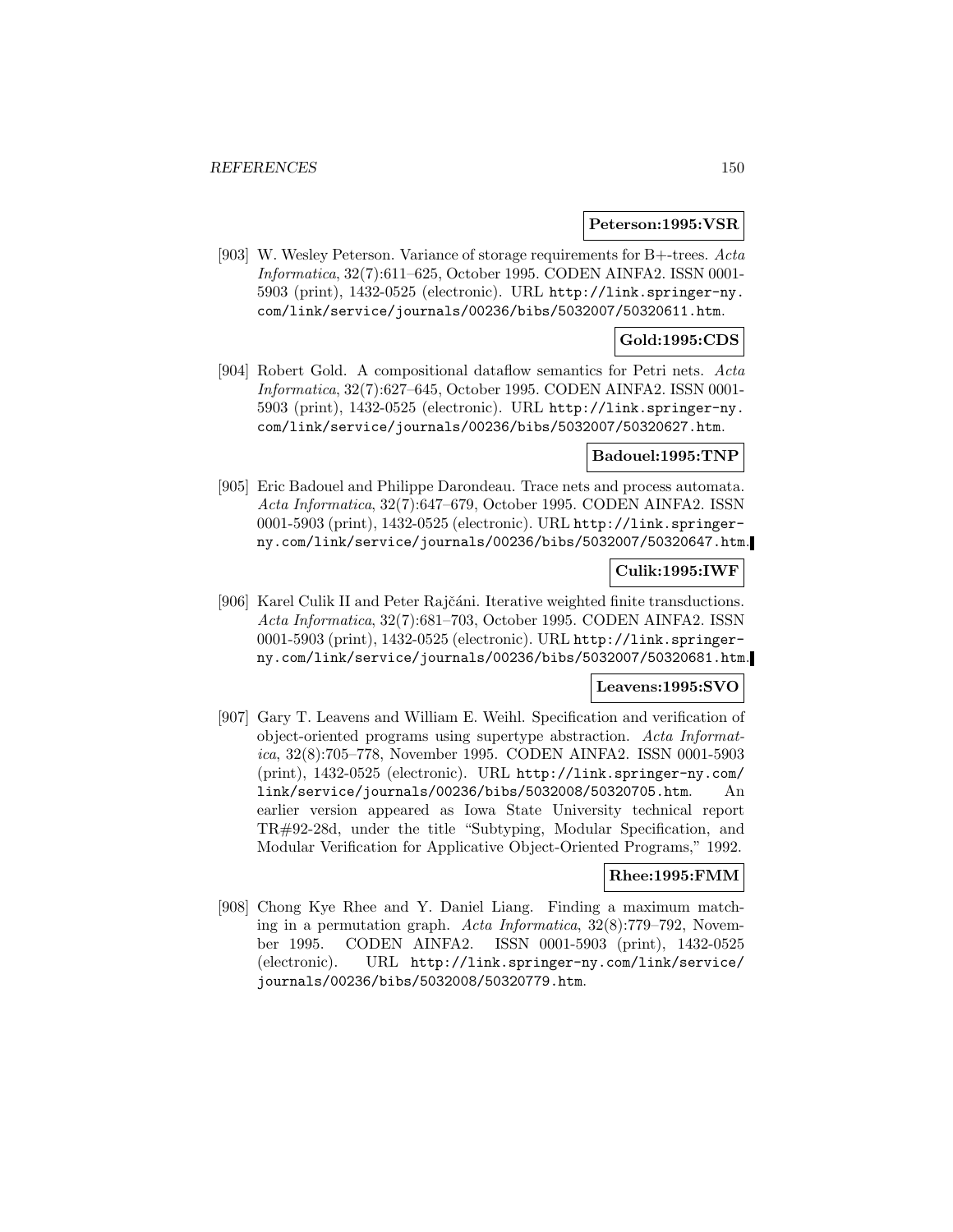**Peterson:1995:VSR**

[903] W. Wesley Peterson. Variance of storage requirements for B+-trees. *Acta Informatica*, 32(7):611–625, October 1995. CODEN AINFA2. ISSN 0001-5903 (print), 1432-0525 (electronic). URL `http://link.springer-ny.com/link/service/journals/00236/bibs/5032007/50320611.htm`.

**Gold:1995:CDS**

[904] Robert Gold. A compositional dataflow semantics for Petri nets. *Acta Informatica*, 32(7):627–645, October 1995. CODEN AINFA2. ISSN 0001-5903 (print), 1432-0525 (electronic). URL `http://link.springer-ny.com/link/service/journals/00236/bibs/5032007/50320627.htm`.

**Badouel:1995:TNP**

[905] Eric Badouel and Philippe Darondeau. Trace nets and process automata. *Acta Informatica*, 32(7):647–679, October 1995. CODEN AINFA2. ISSN 0001-5903 (print), 1432-0525 (electronic). URL `http://link.springer-ny.com/link/service/journals/00236/bibs/5032007/50320647.htm`.

**Culik:1995:IWF**

[906] Karel Culik II and Peter Rajčáni. Iterative weighted finite transductions. *Acta Informatica*, 32(7):681–703, October 1995. CODEN AINFA2. ISSN 0001-5903 (print), 1432-0525 (electronic). URL `http://link.springer-ny.com/link/service/journals/00236/bibs/5032007/50320681.htm`.

**Leavens:1995:SVO**

[907] Gary T. Leavens and William E. Weihl. Specification and verification of object-oriented programs using supertype abstraction. *Acta Informatica*, 32(8):705–778, November 1995. CODEN AINFA2. ISSN 0001-5903 (print), 1432-0525 (electronic). URL `http://link.springer-ny.com/link/service/journals/00236/bibs/5032008/50320705.htm`. An earlier version appeared as Iowa State University technical report TR#92-28d, under the title "Subtyping, Modular Specification, and Modular Verification for Applicative Object-Oriented Programs," 1992.

**Rhee:1995:FMM**

[908] Chong Kye Rhee and Y. Daniel Liang. Finding a maximum matching in a permutation graph. *Acta Informatica*, 32(8):779–792, November 1995. CODEN AINFA2. ISSN 0001-5903 (print), 1432-0525 (electronic). URL `http://link.springer-ny.com/link/service/journals/00236/bibs/5032008/50320779.htm`.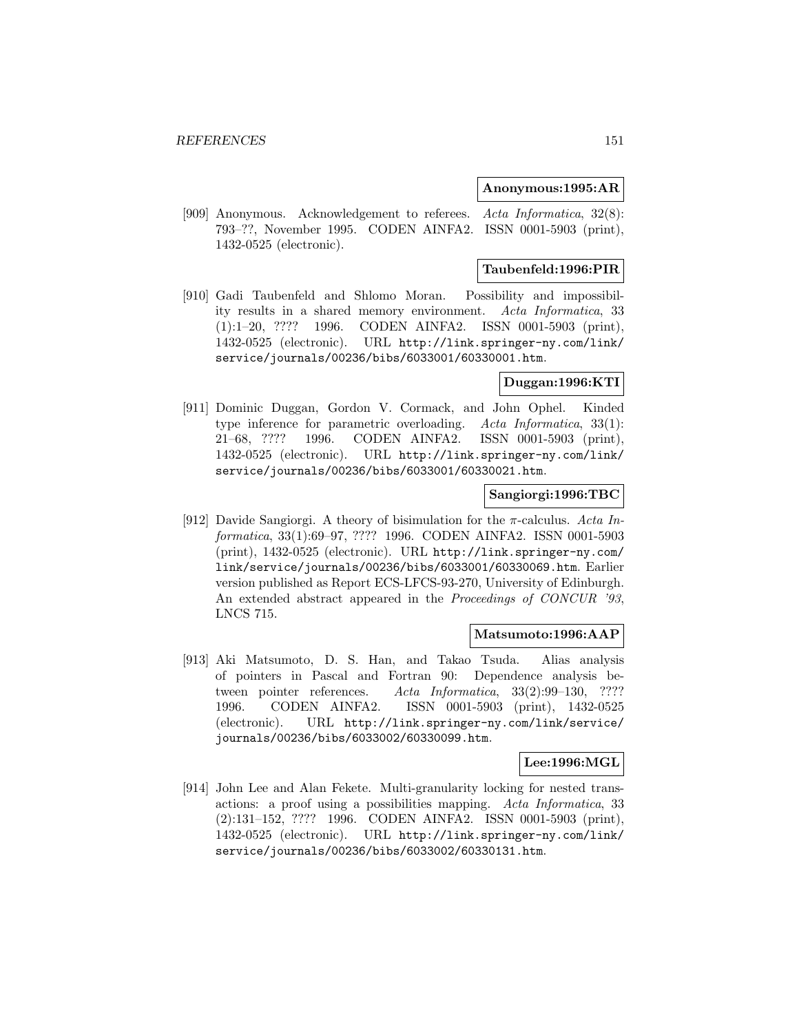**Anonymous:1995:AR**

[909] Anonymous. Acknowledgement to referees. *Acta Informatica*, 32(8): 793–??, November 1995. CODEN AINFA2. ISSN 0001-5903 (print), 1432-0525 (electronic).

**Taubenfeld:1996:PIR**

[910] Gadi Taubenfeld and Shlomo Moran. Possibility and impossibility results in a shared memory environment. *Acta Informatica*, 33 (1):1–20, ???? 1996. CODEN AINFA2. ISSN 0001-5903 (print), 1432-0525 (electronic). URL `http://link.springer-ny.com/link/service/journals/00236/bibs/6033001/60330001.htm`.

**Duggan:1996:KTI**

[911] Dominic Duggan, Gordon V. Cormack, and John Ophel. Kinded type inference for parametric overloading. *Acta Informatica*, 33(1): 21–68, ???? 1996. CODEN AINFA2. ISSN 0001-5903 (print), 1432-0525 (electronic). URL `http://link.springer-ny.com/link/service/journals/00236/bibs/6033001/60330021.htm`.

**Sangiorgi:1996:TBC**

[912] Davide Sangiorgi. A theory of bisimulation for the $\pi$-calculus. *Acta Informatica*, 33(1):69–97, ???? 1996. CODEN AINFA2. ISSN 0001-5903 (print), 1432-0525 (electronic). URL `http://link.springer-ny.com/link/service/journals/00236/bibs/6033001/60330069.htm`. Earlier version published as Report ECS-LFCS-93-270, University of Edinburgh. An extended abstract appeared in the *Proceedings of CONCUR '93*, LNCS 715.

**Matsumoto:1996:AAP**

[913] Aki Matsumoto, D. S. Han, and Takao Tsuda. Alias analysis of pointers in Pascal and Fortran 90: Dependence analysis between pointer references. *Acta Informatica*, 33(2):99–130, ???? 1996. CODEN AINFA2. ISSN 0001-5903 (print), 1432-0525 (electronic). URL `http://link.springer-ny.com/link/service/journals/00236/bibs/6033002/60330099.htm`.

**Lee:1996:MGL**

[914] John Lee and Alan Fekete. Multi-granularity locking for nested transactions: a proof using a possibilities mapping. *Acta Informatica*, 33 (2):131–152, ???? 1996. CODEN AINFA2. ISSN 0001-5903 (print), 1432-0525 (electronic). URL `http://link.springer-ny.com/link/service/journals/00236/bibs/6033002/60330131.htm`.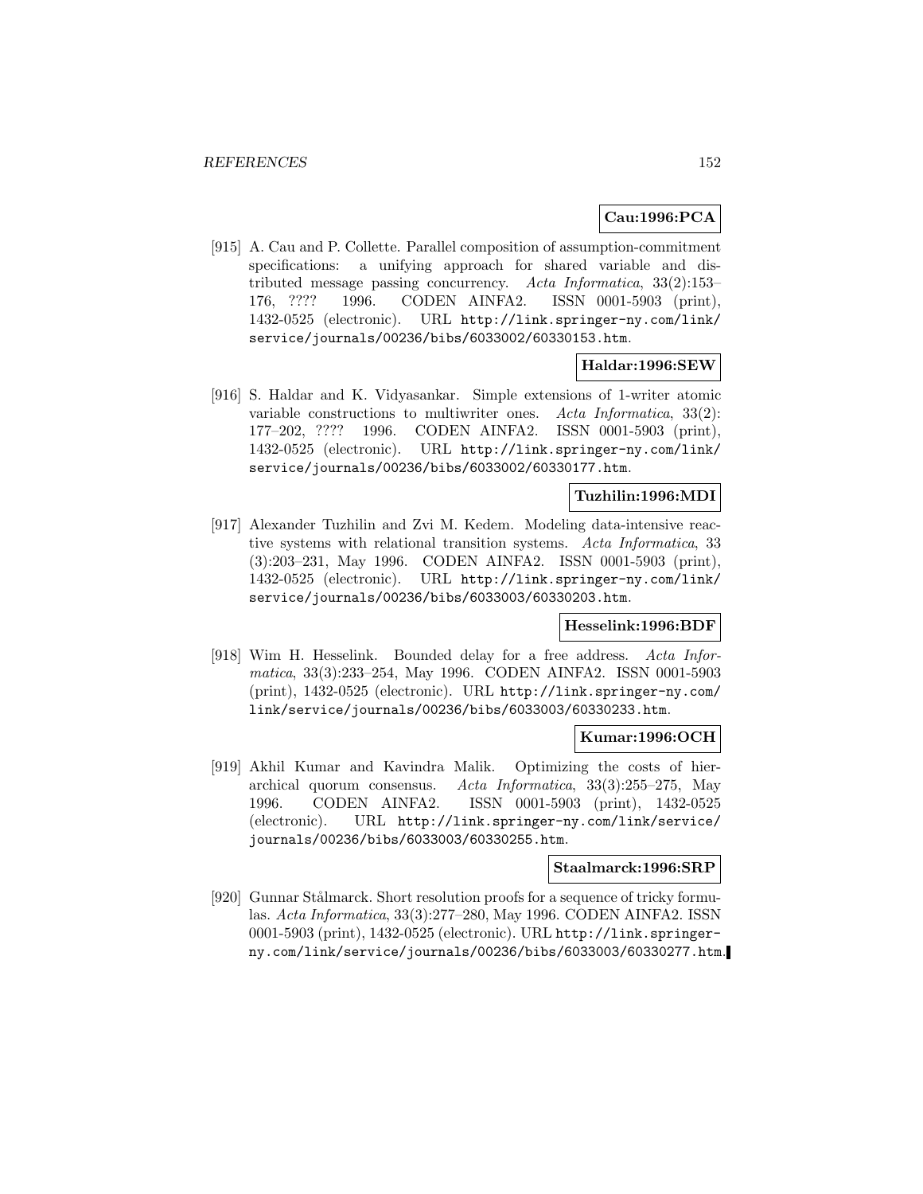**Cau:1996:PCA**

[915] A. Cau and P. Collette. Parallel composition of assumption-commitment specifications: a unifying approach for shared variable and distributed message passing concurrency. *Acta Informatica*, 33(2):153–176, ???? 1996. CODEN AINFA2. ISSN 0001-5903 (print), 1432-0525 (electronic). URL `http://link.springer-ny.com/link/service/journals/00236/bibs/6033002/60330153.htm`.

**Haldar:1996:SEW**

[916] S. Haldar and K. Vidyasankar. Simple extensions of 1-writer atomic variable constructions to multiwriter ones. *Acta Informatica*, 33(2):177–202, ???? 1996. CODEN AINFA2. ISSN 0001-5903 (print), 1432-0525 (electronic). URL `http://link.springer-ny.com/link/service/journals/00236/bibs/6033002/60330177.htm`.

**Tuzhilin:1996:MDI**

[917] Alexander Tuzhilin and Zvi M. Kedem. Modeling data-intensive reactive systems with relational transition systems. *Acta Informatica*, 33(3):203–231, May 1996. CODEN AINFA2. ISSN 0001-5903 (print), 1432-0525 (electronic). URL `http://link.springer-ny.com/link/service/journals/00236/bibs/6033003/60330203.htm`.

**Hesselink:1996:BDF**

[918] Wim H. Hesselink. Bounded delay for a free address. *Acta Informatica*, 33(3):233–254, May 1996. CODEN AINFA2. ISSN 0001-5903 (print), 1432-0525 (electronic). URL `http://link.springer-ny.com/link/service/journals/00236/bibs/6033003/60330233.htm`.

**Kumar:1996:OCH**

[919] Akhil Kumar and Kavindra Malik. Optimizing the costs of hierarchical quorum consensus. *Acta Informatica*, 33(3):255–275, May 1996. CODEN AINFA2. ISSN 0001-5903 (print), 1432-0525 (electronic). URL `http://link.springer-ny.com/link/service/journals/00236/bibs/6033003/60330255.htm`.

**Staalmarck:1996:SRP**

[920] Gunnar Stålmarck. Short resolution proofs for a sequence of tricky formulas. *Acta Informatica*, 33(3):277–280, May 1996. CODEN AINFA2. ISSN 0001-5903 (print), 1432-0525 (electronic). URL `http://link.springer-ny.com/link/service/journals/00236/bibs/6033003/60330277.htm`.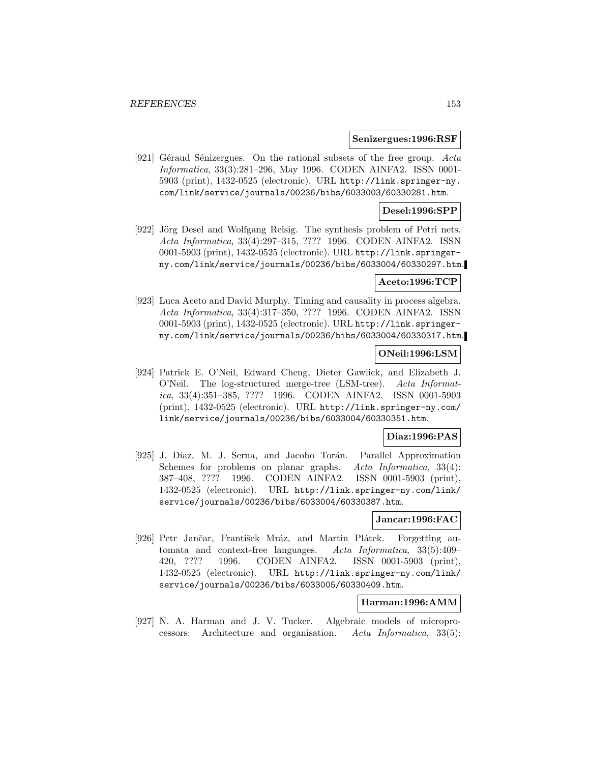**Senizergues:1996:RSF**

[921] Géraud Sénizergues. On the rational subsets of the free group. *Acta Informatica*, 33(3):281–296, May 1996. CODEN AINFA2. ISSN 0001-5903 (print), 1432-0525 (electronic). URL http://link.springer-ny.com/link/service/journals/00236/bibs/6033003/60330281.htm.

**Desel:1996:SPP**

[922] Jörg Desel and Wolfgang Reisig. The synthesis problem of Petri nets. *Acta Informatica*, 33(4):297–315, ???? 1996. CODEN AINFA2. ISSN 0001-5903 (print), 1432-0525 (electronic). URL http://link.springer-ny.com/link/service/journals/00236/bibs/6033004/60330297.htm.

**Aceto:1996:TCP**

[923] Luca Aceto and David Murphy. Timing and causality in process algebra. *Acta Informatica*, 33(4):317–350, ???? 1996. CODEN AINFA2. ISSN 0001-5903 (print), 1432-0525 (electronic). URL http://link.springer-ny.com/link/service/journals/00236/bibs/6033004/60330317.htm.

**ONeil:1996:LSM**

[924] Patrick E. O'Neil, Edward Cheng, Dieter Gawlick, and Elizabeth J. O'Neil. The log-structured merge-tree (LSM-tree). *Acta Informatica*, 33(4):351–385, ???? 1996. CODEN AINFA2. ISSN 0001-5903 (print), 1432-0525 (electronic). URL http://link.springer-ny.com/link/service/journals/00236/bibs/6033004/60330351.htm.

**Diaz:1996:PAS**

[925] J. Díaz, M. J. Serna, and Jacobo Torán. Parallel Approximation Schemes for problems on planar graphs. *Acta Informatica*, 33(4):387–408, ???? 1996. CODEN AINFA2. ISSN 0001-5903 (print), 1432-0525 (electronic). URL http://link.springer-ny.com/link/service/journals/00236/bibs/6033004/60330387.htm.

**Jancar:1996:FAC**

[926] Petr Jančar, František Mráz, and Martin Plátek. Forgetting automata and context-free languages. *Acta Informatica*, 33(5):409–420, ???? 1996. CODEN AINFA2. ISSN 0001-5903 (print), 1432-0525 (electronic). URL http://link.springer-ny.com/link/service/journals/00236/bibs/6033005/60330409.htm.

**Harman:1996:AMM**

[927] N. A. Harman and J. V. Tucker. Algebraic models of microprocessors: Architecture and organisation. *Acta Informatica*, 33(5):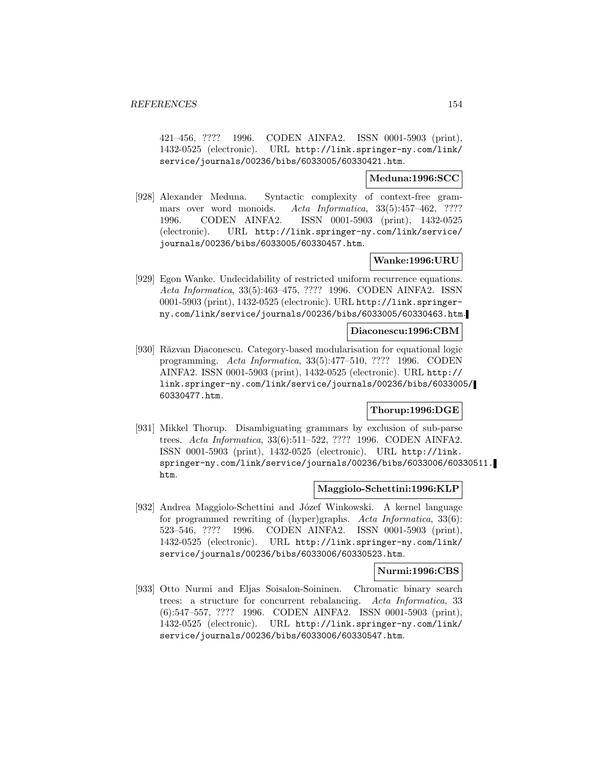421–456, ???? 1996. CODEN AINFA2. ISSN 0001-5903 (print), 1432-0525 (electronic). URL http://link.springer-ny.com/link/service/journals/00236/bibs/6033005/60330421.htm.

**Meduna:1996:SCC**

[928] Alexander Meduna. Syntactic complexity of context-free grammars over word monoids. *Acta Informatica*, 33(5):457–462, ???? 1996. CODEN AINFA2. ISSN 0001-5903 (print), 1432-0525 (electronic). URL http://link.springer-ny.com/link/service/journals/00236/bibs/6033005/60330457.htm.

**Wanke:1996:URU**

[929] Egon Wanke. Undecidability of restricted uniform recurrence equations. *Acta Informatica*, 33(5):463–475, ???? 1996. CODEN AINFA2. ISSN 0001-5903 (print), 1432-0525 (electronic). URL http://link.springer-ny.com/link/service/journals/00236/bibs/6033005/60330463.htm.

**Diaconescu:1996:CBM**

[930] Răzvan Diaconescu. Category-based modularisation for equational logic programming. *Acta Informatica*, 33(5):477–510, ???? 1996. CODEN AINFA2. ISSN 0001-5903 (print), 1432-0525 (electronic). URL http://link.springer-ny.com/link/service/journals/00236/bibs/6033005/60330477.htm.

**Thorup:1996:DGE**

[931] Mikkel Thorup. Disambiguating grammars by exclusion of sub-parse trees. *Acta Informatica*, 33(6):511–522, ???? 1996. CODEN AINFA2. ISSN 0001-5903 (print), 1432-0525 (electronic). URL http://link.springer-ny.com/link/service/journals/00236/bibs/6033006/60330511.htm.

**Maggiolo-Schettini:1996:KLP**

[932] Andrea Maggiolo-Schettini and Józef Winkowski. A kernel language for programmed rewriting of (hyper)graphs. *Acta Informatica*, 33(6):523–546, ???? 1996. CODEN AINFA2. ISSN 0001-5903 (print), 1432-0525 (electronic). URL http://link.springer-ny.com/link/service/journals/00236/bibs/6033006/60330523.htm.

**Nurmi:1996:CBS**

[933] Otto Nurmi and Eljas Soisalon-Soininen. Chromatic binary search trees: a structure for concurrent rebalancing. *Acta Informatica*, 33(6):547–557, ???? 1996. CODEN AINFA2. ISSN 0001-5903 (print), 1432-0525 (electronic). URL http://link.springer-ny.com/link/service/journals/00236/bibs/6033006/60330547.htm.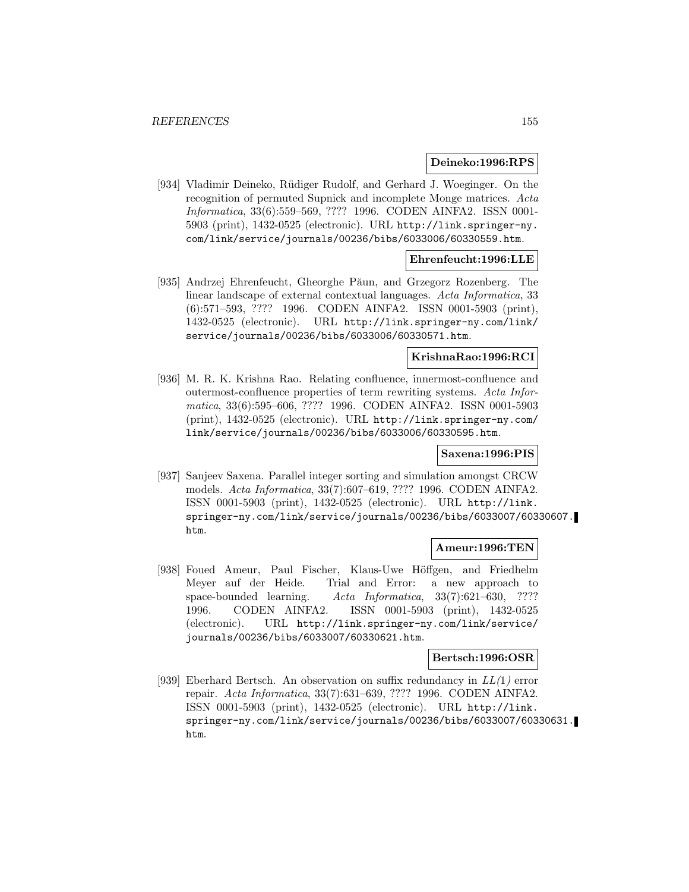**Deineko:1996:RPS**

[934] Vladimir Deineko, Rüdiger Rudolf, and Gerhard J. Woeginger. On the recognition of permuted Supnick and incomplete Monge matrices. *Acta Informatica*, 33(6):559–569, ???? 1996. CODEN AINFA2. ISSN 0001-5903 (print), 1432-0525 (electronic). URL http://link.springer-ny.com/link/service/journals/00236/bibs/6033006/60330559.htm.

**Ehrenfeucht:1996:LLE**

[935] Andrzej Ehrenfeucht, Gheorghe Păun, and Grzegorz Rozenberg. The linear landscape of external contextual languages. *Acta Informatica*, 33 (6):571–593, ???? 1996. CODEN AINFA2. ISSN 0001-5903 (print), 1432-0525 (electronic). URL http://link.springer-ny.com/link/service/journals/00236/bibs/6033006/60330571.htm.

**KrishnaRao:1996:RCI**

[936] M. R. K. Krishna Rao. Relating confluence, innermost-confluence and outermost-confluence properties of term rewriting systems. *Acta Informatica*, 33(6):595–606, ???? 1996. CODEN AINFA2. ISSN 0001-5903 (print), 1432-0525 (electronic). URL http://link.springer-ny.com/link/service/journals/00236/bibs/6033006/60330595.htm.

**Saxena:1996:PIS**

[937] Sanjeev Saxena. Parallel integer sorting and simulation amongst CRCW models. *Acta Informatica*, 33(7):607–619, ???? 1996. CODEN AINFA2. ISSN 0001-5903 (print), 1432-0525 (electronic). URL http://link.springer-ny.com/link/service/journals/00236/bibs/6033007/60330607.htm.

**Ameur:1996:TEN**

[938] Foued Ameur, Paul Fischer, Klaus-Uwe Höffgen, and Friedhelm Meyer auf der Heide. Trial and Error: a new approach to space-bounded learning. *Acta Informatica*, 33(7):621–630, ???? 1996. CODEN AINFA2. ISSN 0001-5903 (print), 1432-0525 (electronic). URL http://link.springer-ny.com/link/service/journals/00236/bibs/6033007/60330621.htm.

**Bertsch:1996:OSR**

[939] Eberhard Bertsch. An observation on suffix redundancy in *LL(1)* error repair. *Acta Informatica*, 33(7):631–639, ???? 1996. CODEN AINFA2. ISSN 0001-5903 (print), 1432-0525 (electronic). URL http://link.springer-ny.com/link/service/journals/00236/bibs/6033007/60330631.htm.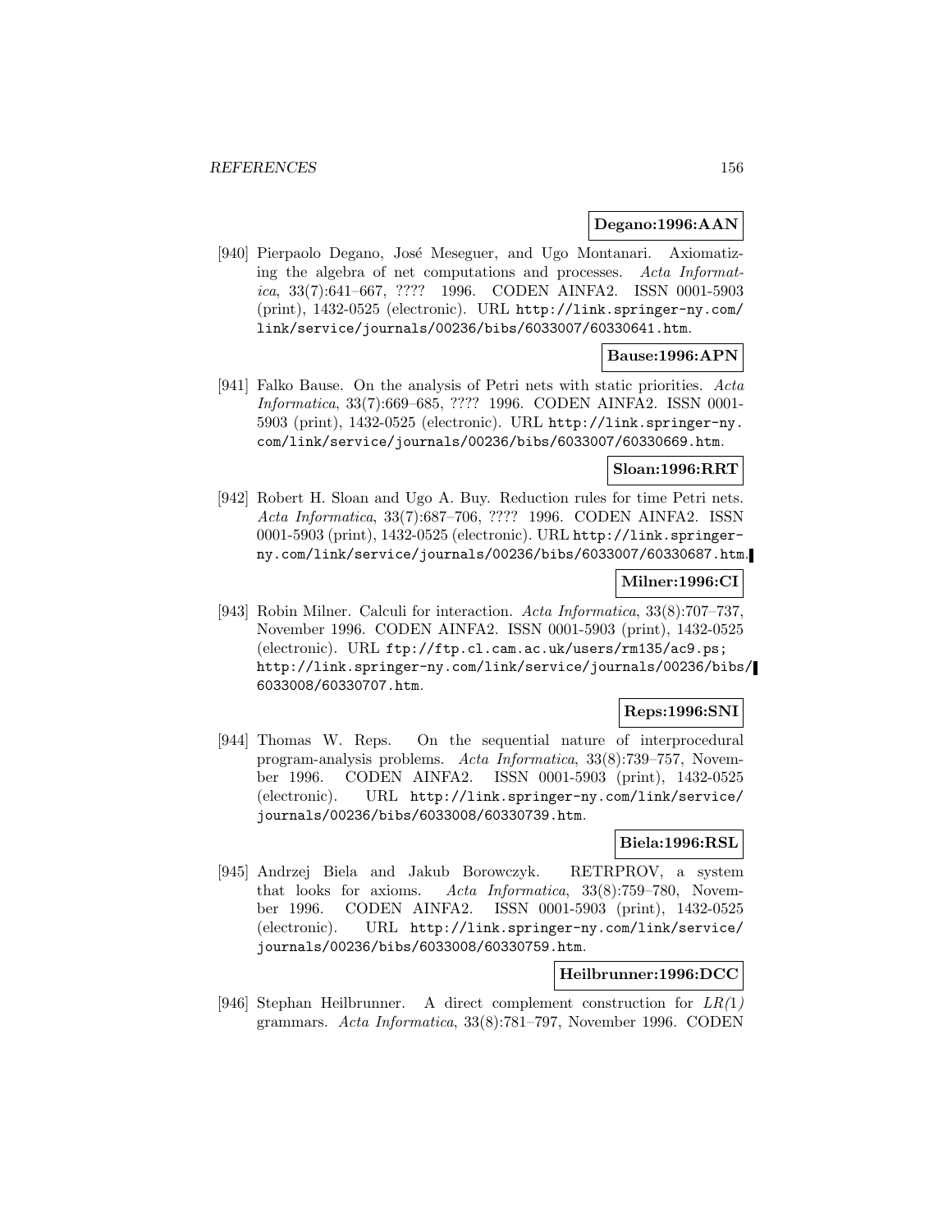**Degano:1996:AAN**

[940] Pierpaolo Degano, José Meseguer, and Ugo Montanari. Axiomatizing the algebra of net computations and processes. *Acta Informatica*, 33(7):641–667, ???? 1996. CODEN AINFA2. ISSN 0001-5903 (print), 1432-0525 (electronic). URL http://link.springer-ny.com/link/service/journals/00236/bibs/6033007/60330641.htm.

**Bause:1996:APN**

[941] Falko Bause. On the analysis of Petri nets with static priorities. *Acta Informatica*, 33(7):669–685, ???? 1996. CODEN AINFA2. ISSN 0001-5903 (print), 1432-0525 (electronic). URL http://link.springer-ny.com/link/service/journals/00236/bibs/6033007/60330669.htm.

**Sloan:1996:RRT**

[942] Robert H. Sloan and Ugo A. Buy. Reduction rules for time Petri nets. *Acta Informatica*, 33(7):687–706, ???? 1996. CODEN AINFA2. ISSN 0001-5903 (print), 1432-0525 (electronic). URL http://link.springer-ny.com/link/service/journals/00236/bibs/6033007/60330687.htm.

**Milner:1996:CI**

[943] Robin Milner. Calculi for interaction. *Acta Informatica*, 33(8):707–737, November 1996. CODEN AINFA2. ISSN 0001-5903 (print), 1432-0525 (electronic). URL ftp://ftp.cl.cam.ac.uk/users/rm135/ac9.ps; http://link.springer-ny.com/link/service/journals/00236/bibs/6033008/60330707.htm.

**Reps:1996:SNI**

[944] Thomas W. Reps. On the sequential nature of interprocedural program-analysis problems. *Acta Informatica*, 33(8):739–757, November 1996. CODEN AINFA2. ISSN 0001-5903 (print), 1432-0525 (electronic). URL http://link.springer-ny.com/link/service/journals/00236/bibs/6033008/60330739.htm.

**Biela:1996:RSL**

[945] Andrzej Biela and Jakub Borowczyk. RETRPROV, a system that looks for axioms. *Acta Informatica*, 33(8):759–780, November 1996. CODEN AINFA2. ISSN 0001-5903 (print), 1432-0525 (electronic). URL http://link.springer-ny.com/link/service/journals/00236/bibs/6033008/60330759.htm.

**Heilbrunner:1996:DCC**

[946] Stephan Heilbrunner. A direct complement construction for *LR(1)* grammars. *Acta Informatica*, 33(8):781–797, November 1996. CODEN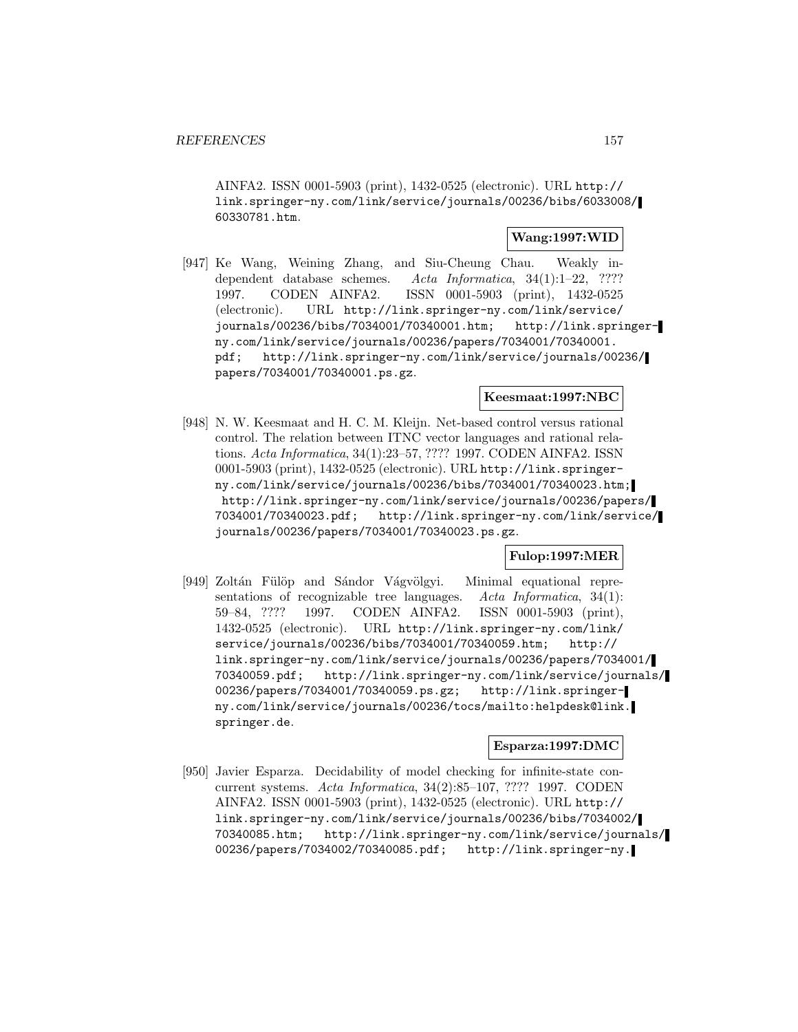AINFA2. ISSN 0001-5903 (print), 1432-0525 (electronic). URL http://link.springer-ny.com/link/service/journals/00236/bibs/6033008/60330781.htm.

**Wang:1997:WID**

[947] Ke Wang, Weining Zhang, and Siu-Cheung Chau. Weakly independent database schemes. *Acta Informatica*, 34(1):1–22, ???? 1997. CODEN AINFA2. ISSN 0001-5903 (print), 1432-0525 (electronic). URL http://link.springer-ny.com/link/service/journals/00236/bibs/7034001/70340001.htm; http://link.springer-ny.com/link/service/journals/00236/papers/7034001/70340001.pdf; http://link.springer-ny.com/link/service/journals/00236/papers/7034001/70340001.ps.gz.

**Keesmaat:1997:NBC**

[948] N. W. Keesmaat and H. C. M. Kleijn. Net-based control versus rational control. The relation between ITNC vector languages and rational relations. *Acta Informatica*, 34(1):23–57, ???? 1997. CODEN AINFA2. ISSN 0001-5903 (print), 1432-0525 (electronic). URL http://link.springer-ny.com/link/service/journals/00236/bibs/7034001/70340023.htm; http://link.springer-ny.com/link/service/journals/00236/papers/7034001/70340023.pdf; http://link.springer-ny.com/link/service/journals/00236/papers/7034001/70340023.ps.gz.

**Fulop:1997:MER**

[949] Zoltán Fülöp and Sándor Vágvölgyi. Minimal equational representations of recognizable tree languages. *Acta Informatica*, 34(1):59–84, ???? 1997. CODEN AINFA2. ISSN 0001-5903 (print), 1432-0525 (electronic). URL http://link.springer-ny.com/link/service/journals/00236/bibs/7034001/70340059.htm; http://link.springer-ny.com/link/service/journals/00236/papers/7034001/70340059.pdf; http://link.springer-ny.com/link/service/journals/00236/papers/7034001/70340059.ps.gz; http://link.springer-ny.com/link/service/journals/00236/tocs/mailto:helpdesk@link.springer.de.

**Esparza:1997:DMC**

[950] Javier Esparza. Decidability of model checking for infinite-state concurrent systems. *Acta Informatica*, 34(2):85–107, ???? 1997. CODEN AINFA2. ISSN 0001-5903 (print), 1432-0525 (electronic). URL http://link.springer-ny.com/link/service/journals/00236/bibs/7034002/70340085.htm; http://link.springer-ny.com/link/service/journals/00236/papers/7034002/70340085.pdf; http://link.springer-ny.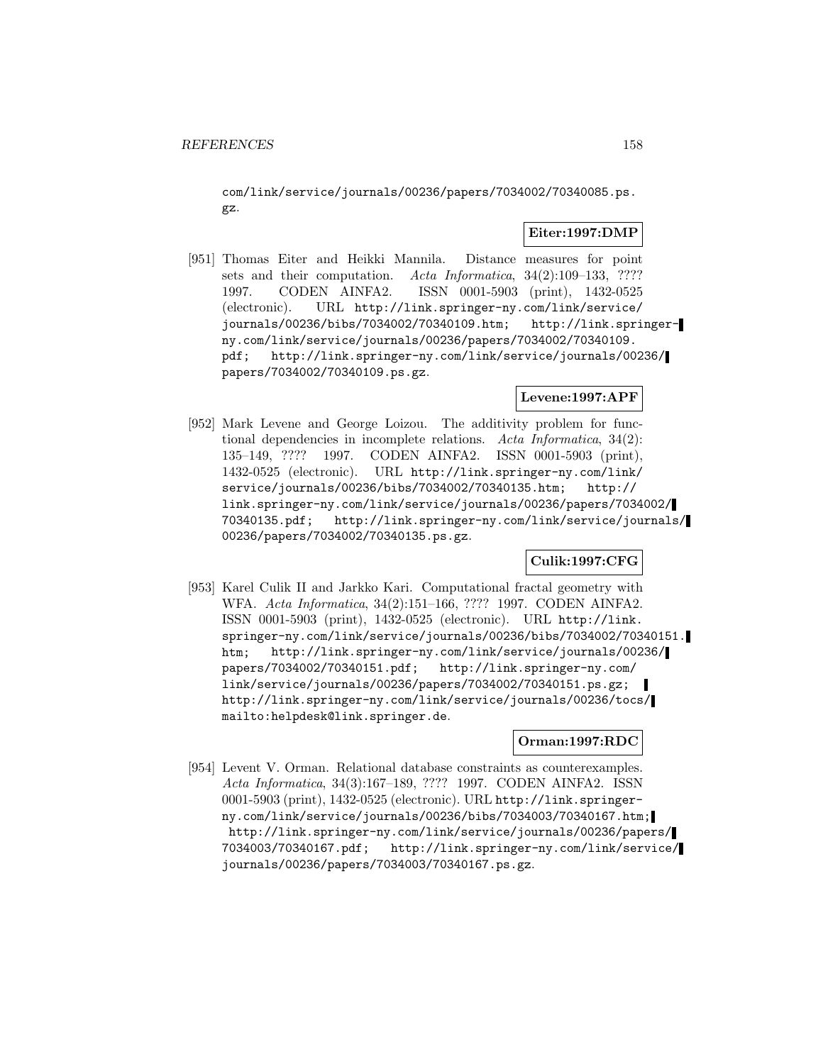com/link/service/journals/00236/papers/7034002/70340085.ps.gz.

**Eiter:1997:DMP**

[951] Thomas Eiter and Heikki Mannila. Distance measures for point sets and their computation. *Acta Informatica*, 34(2):109–133, ???? 1997. CODEN AINFA2. ISSN 0001-5903 (print), 1432-0525 (electronic). URL http://link.springer-ny.com/link/service/journals/00236/bibs/7034002/70340109.htm; http://link.springer-ny.com/link/service/journals/00236/papers/7034002/70340109.pdf; http://link.springer-ny.com/link/service/journals/00236/papers/7034002/70340109.ps.gz.

**Levene:1997:APF**

[952] Mark Levene and George Loizou. The additivity problem for functional dependencies in incomplete relations. *Acta Informatica*, 34(2):135–149, ???? 1997. CODEN AINFA2. ISSN 0001-5903 (print), 1432-0525 (electronic). URL http://link.springer-ny.com/link/service/journals/00236/bibs/7034002/70340135.htm; http://link.springer-ny.com/link/service/journals/00236/papers/7034002/70340135.pdf; http://link.springer-ny.com/link/service/journals/00236/papers/7034002/70340135.ps.gz.

**Culik:1997:CFG**

[953] Karel Culik II and Jarkko Kari. Computational fractal geometry with WFA. *Acta Informatica*, 34(2):151–166, ???? 1997. CODEN AINFA2. ISSN 0001-5903 (print), 1432-0525 (electronic). URL http://link.springer-ny.com/link/service/journals/00236/bibs/7034002/70340151.htm; http://link.springer-ny.com/link/service/journals/00236/papers/7034002/70340151.pdf; http://link.springer-ny.com/link/service/journals/00236/papers/7034002/70340151.ps.gz; http://link.springer-ny.com/link/service/journals/00236/tocs/mailto:helpdesk@link.springer.de.

**Orman:1997:RDC**

[954] Levent V. Orman. Relational database constraints as counterexamples. *Acta Informatica*, 34(3):167–189, ???? 1997. CODEN AINFA2. ISSN 0001-5903 (print), 1432-0525 (electronic). URL http://link.springer-ny.com/link/service/journals/00236/bibs/7034003/70340167.htm; http://link.springer-ny.com/link/service/journals/00236/papers/7034003/70340167.pdf; http://link.springer-ny.com/link/service/journals/00236/papers/7034003/70340167.ps.gz.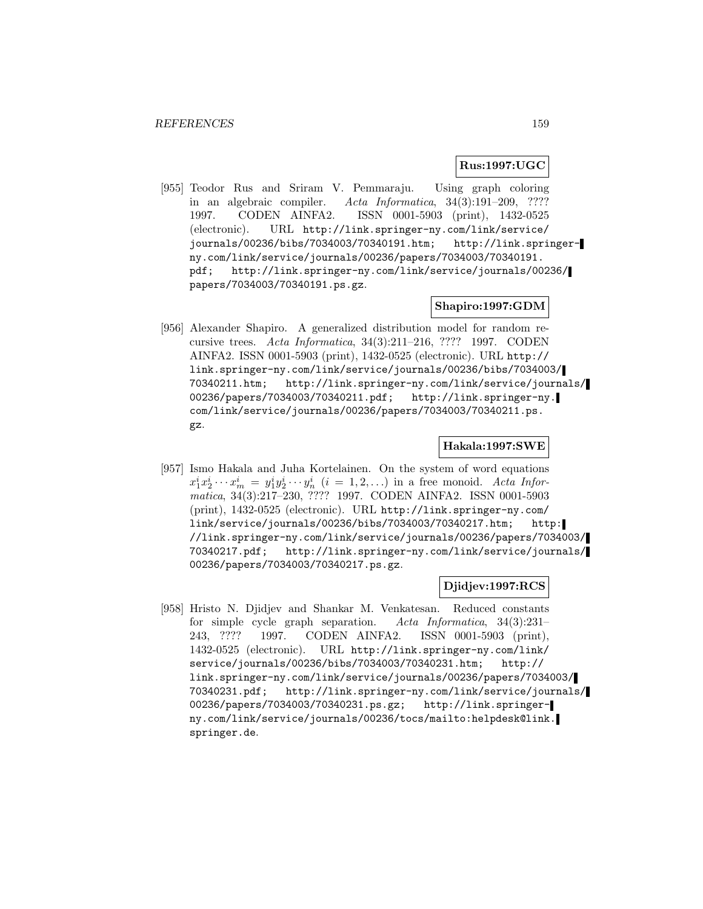**Rus:1997:UGC**

[955] Teodor Rus and Sriram V. Pemmaraju. Using graph coloring in an algebraic compiler. *Acta Informatica*, 34(3):191–209, ???? 1997. CODEN AINFA2. ISSN 0001-5903 (print), 1432-0525 (electronic). URL http://link.springer-ny.com/link/service/journals/00236/bibs/7034003/70340191.htm; http://link.springer-ny.com/link/service/journals/00236/papers/7034003/70340191.pdf; http://link.springer-ny.com/link/service/journals/00236/papers/7034003/70340191.ps.gz.

**Shapiro:1997:GDM**

[956] Alexander Shapiro. A generalized distribution model for random recursive trees. *Acta Informatica*, 34(3):211–216, ???? 1997. CODEN AINFA2. ISSN 0001-5903 (print), 1432-0525 (electronic). URL http://link.springer-ny.com/link/service/journals/00236/bibs/7034003/70340211.htm; http://link.springer-ny.com/link/service/journals/00236/papers/7034003/70340211.pdf; http://link.springer-ny.com/link/service/journals/00236/papers/7034003/70340211.ps.gz.

**Hakala:1997:SWE**

[957] Ismo Hakala and Juha Kortelainen. On the system of word equations $x_1^i x_2^i \cdots x_m^i = y_1^i y_2^i \cdots y_n^i$ $(i = 1, 2, \ldots)$ in a free monoid. *Acta Informatica*, 34(3):217–230, ???? 1997. CODEN AINFA2. ISSN 0001-5903 (print), 1432-0525 (electronic). URL http://link.springer-ny.com/link/service/journals/00236/bibs/7034003/70340217.htm; http://link.springer-ny.com/link/service/journals/00236/papers/7034003/70340217.pdf; http://link.springer-ny.com/link/service/journals/00236/papers/7034003/70340217.ps.gz.

**Djidjev:1997:RCS**

[958] Hristo N. Djidjev and Shankar M. Venkatesan. Reduced constants for simple cycle graph separation. *Acta Informatica*, 34(3):231–243, ???? 1997. CODEN AINFA2. ISSN 0001-5903 (print), 1432-0525 (electronic). URL http://link.springer-ny.com/link/service/journals/00236/bibs/7034003/70340231.htm; http://link.springer-ny.com/link/service/journals/00236/papers/7034003/70340231.pdf; http://link.springer-ny.com/link/service/journals/00236/papers/7034003/70340231.ps.gz; http://link.springer-ny.com/link/service/journals/00236/tocs/mailto:helpdesk@link.springer.de.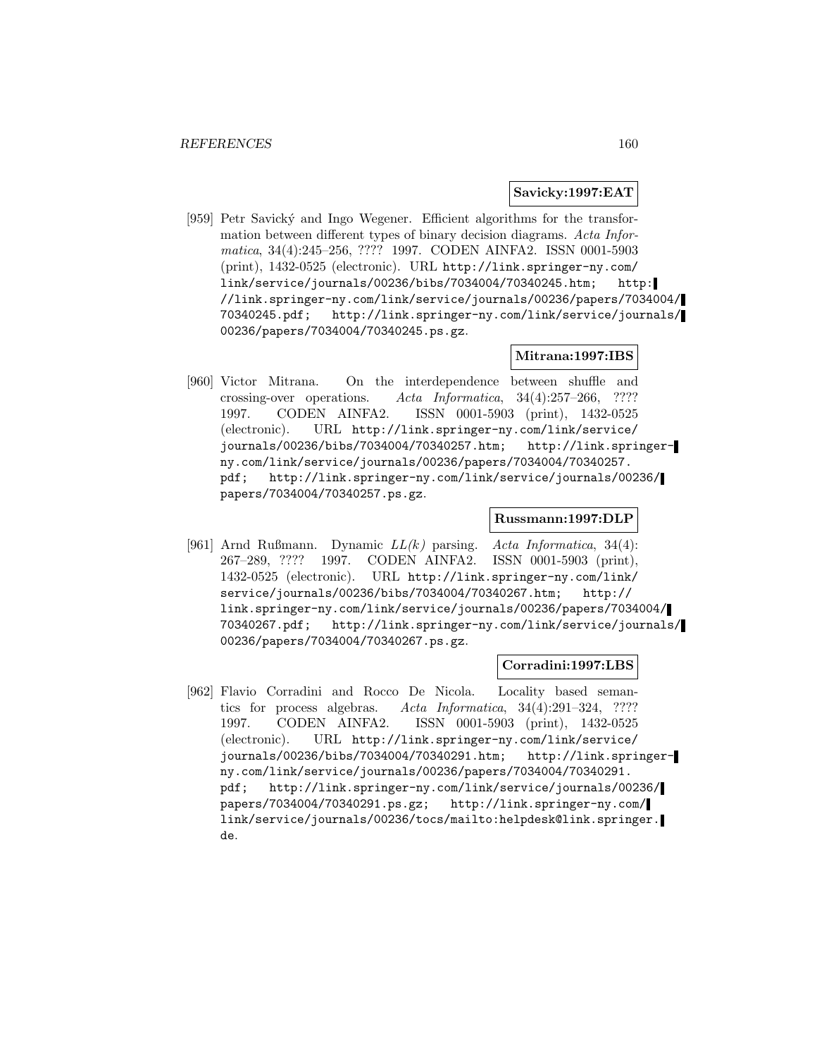**Savicky:1997:EAT**

[959] Petr Savický and Ingo Wegener. Efficient algorithms for the transformation between different types of binary decision diagrams. *Acta Informatica*, 34(4):245–256, ???? 1997. CODEN AINFA2. ISSN 0001-5903 (print), 1432-0525 (electronic). URL http://link.springer-ny.com/link/service/journals/00236/bibs/7034004/70340245.htm; http://link.springer-ny.com/link/service/journals/00236/papers/7034004/70340245.pdf; http://link.springer-ny.com/link/service/journals/00236/papers/7034004/70340245.ps.gz.

**Mitrana:1997:IBS**

[960] Victor Mitrana. On the interdependence between shuffle and crossing-over operations. *Acta Informatica*, 34(4):257–266, ???? 1997. CODEN AINFA2. ISSN 0001-5903 (print), 1432-0525 (electronic). URL http://link.springer-ny.com/link/service/journals/00236/bibs/7034004/70340257.htm; http://link.springer-ny.com/link/service/journals/00236/papers/7034004/70340257.pdf; http://link.springer-ny.com/link/service/journals/00236/papers/7034004/70340257.ps.gz.

**Russmann:1997:DLP**

[961] Arnd Rußmann. Dynamic *LL(k)* parsing. *Acta Informatica*, 34(4):267–289, ???? 1997. CODEN AINFA2. ISSN 0001-5903 (print), 1432-0525 (electronic). URL http://link.springer-ny.com/link/service/journals/00236/bibs/7034004/70340267.htm; http://link.springer-ny.com/link/service/journals/00236/papers/7034004/70340267.pdf; http://link.springer-ny.com/link/service/journals/00236/papers/7034004/70340267.ps.gz.

**Corradini:1997:LBS**

[962] Flavio Corradini and Rocco De Nicola. Locality based semantics for process algebras. *Acta Informatica*, 34(4):291–324, ???? 1997. CODEN AINFA2. ISSN 0001-5903 (print), 1432-0525 (electronic). URL http://link.springer-ny.com/link/service/journals/00236/bibs/7034004/70340291.htm; http://link.springer-ny.com/link/service/journals/00236/papers/7034004/70340291.pdf; http://link.springer-ny.com/link/service/journals/00236/papers/7034004/70340291.ps.gz; http://link.springer-ny.com/link/service/journals/00236/tocs/mailto:helpdesk@link.springer.de.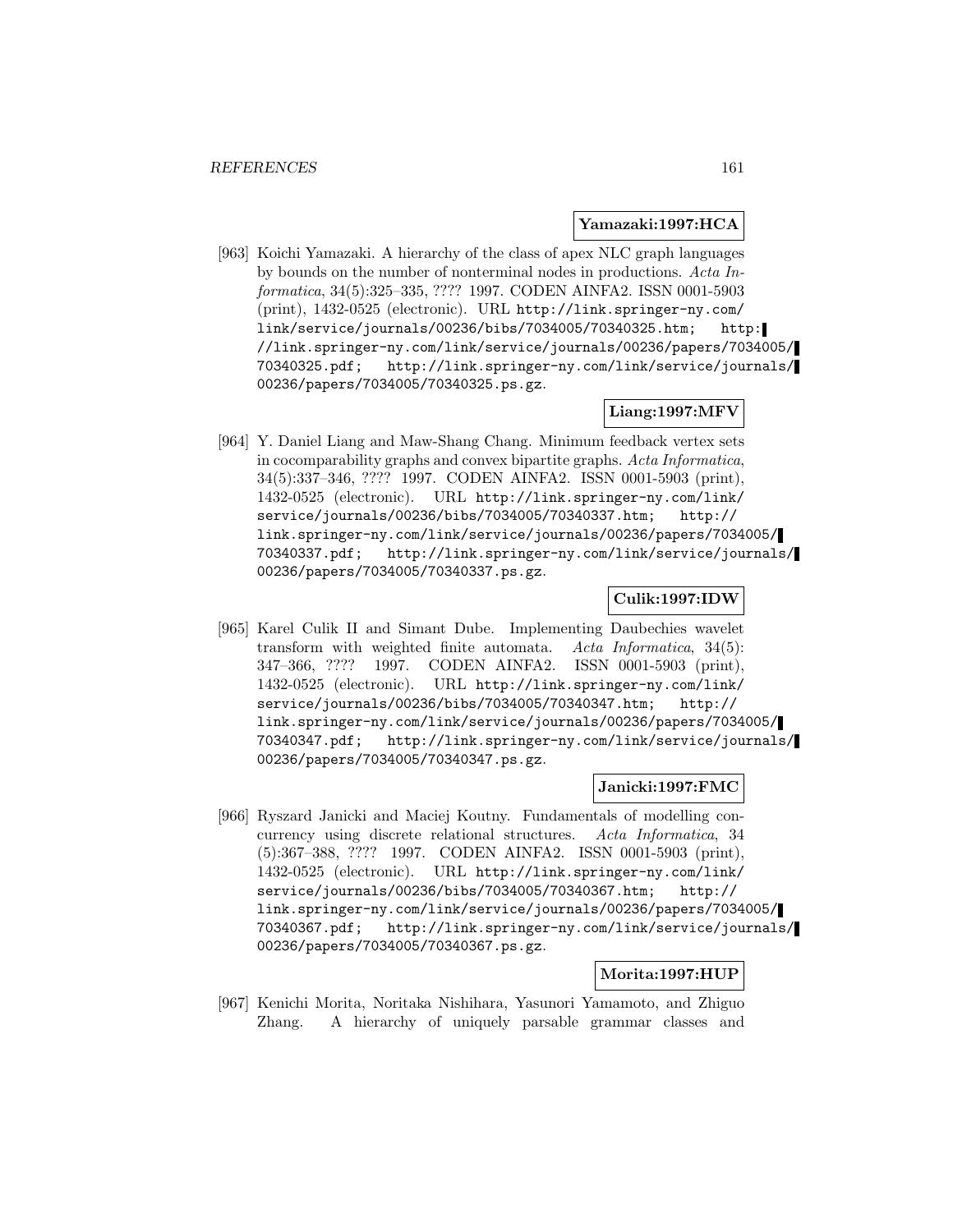**Yamazaki:1997:HCA**

[963] Koichi Yamazaki. A hierarchy of the class of apex NLC graph languages by bounds on the number of nonterminal nodes in productions. *Acta Informatica*, 34(5):325–335, ???? 1997. CODEN AINFA2. ISSN 0001-5903 (print), 1432-0525 (electronic). URL http://link.springer-ny.com/link/service/journals/00236/bibs/7034005/70340325.htm; http://link.springer-ny.com/link/service/journals/00236/papers/7034005/70340325.pdf; http://link.springer-ny.com/link/service/journals/00236/papers/7034005/70340325.ps.gz.

**Liang:1997:MFV**

[964] Y. Daniel Liang and Maw-Shang Chang. Minimum feedback vertex sets in cocomparability graphs and convex bipartite graphs. *Acta Informatica*, 34(5):337–346, ???? 1997. CODEN AINFA2. ISSN 0001-5903 (print), 1432-0525 (electronic). URL http://link.springer-ny.com/link/service/journals/00236/bibs/7034005/70340337.htm; http://link.springer-ny.com/link/service/journals/00236/papers/7034005/70340337.pdf; http://link.springer-ny.com/link/service/journals/00236/papers/7034005/70340337.ps.gz.

**Culik:1997:IDW**

[965] Karel Culik II and Simant Dube. Implementing Daubechies wavelet transform with weighted finite automata. *Acta Informatica*, 34(5):347–366, ???? 1997. CODEN AINFA2. ISSN 0001-5903 (print), 1432-0525 (electronic). URL http://link.springer-ny.com/link/service/journals/00236/bibs/7034005/70340347.htm; http://link.springer-ny.com/link/service/journals/00236/papers/7034005/70340347.pdf; http://link.springer-ny.com/link/service/journals/00236/papers/7034005/70340347.ps.gz.

**Janicki:1997:FMC**

[966] Ryszard Janicki and Maciej Koutny. Fundamentals of modelling concurrency using discrete relational structures. *Acta Informatica*, 34(5):367–388, ???? 1997. CODEN AINFA2. ISSN 0001-5903 (print), 1432-0525 (electronic). URL http://link.springer-ny.com/link/service/journals/00236/bibs/7034005/70340367.htm; http://link.springer-ny.com/link/service/journals/00236/papers/7034005/70340367.pdf; http://link.springer-ny.com/link/service/journals/00236/papers/7034005/70340367.ps.gz.

**Morita:1997:HUP**

[967] Kenichi Morita, Noritaka Nishihara, Yasunori Yamamoto, and Zhiguo Zhang. A hierarchy of uniquely parsable grammar classes and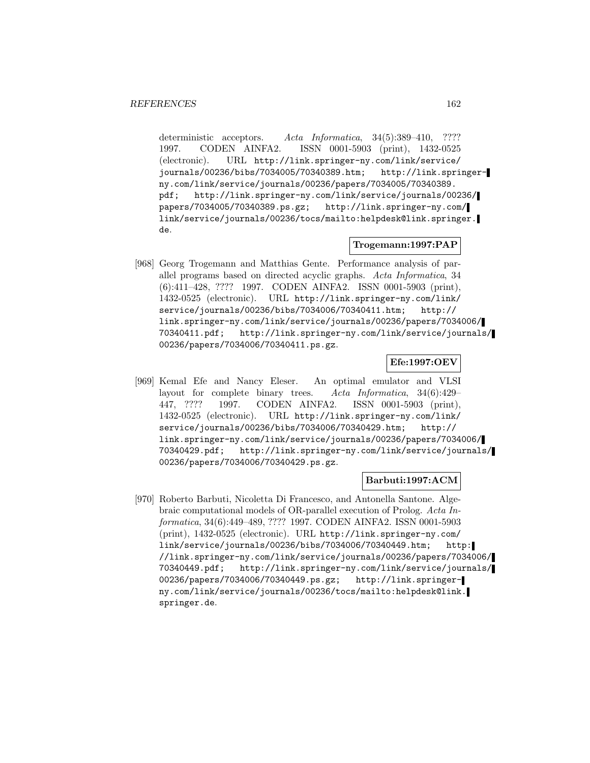deterministic acceptors. *Acta Informatica*, 34(5):389–410, ???? 1997. CODEN AINFA2. ISSN 0001-5903 (print), 1432-0525 (electronic). URL http://link.springer-ny.com/link/service/journals/00236/bibs/7034005/70340389.htm; http://link.springer-ny.com/link/service/journals/00236/papers/7034005/70340389.pdf; http://link.springer-ny.com/link/service/journals/00236/papers/7034005/70340389.ps.gz; http://link.springer-ny.com/link/service/journals/00236/tocs/mailto:helpdesk@link.springer.de.

**Trogemann:1997:PAP**

[968] Georg Trogemann and Matthias Gente. Performance analysis of parallel programs based on directed acyclic graphs. *Acta Informatica*, 34 (6):411–428, ???? 1997. CODEN AINFA2. ISSN 0001-5903 (print), 1432-0525 (electronic). URL http://link.springer-ny.com/link/service/journals/00236/bibs/7034006/70340411.htm; http://link.springer-ny.com/link/service/journals/00236/papers/7034006/70340411.pdf; http://link.springer-ny.com/link/service/journals/00236/papers/7034006/70340411.ps.gz.

**Efe:1997:OEV**

[969] Kemal Efe and Nancy Eleser. An optimal emulator and VLSI layout for complete binary trees. *Acta Informatica*, 34(6):429–447, ???? 1997. CODEN AINFA2. ISSN 0001-5903 (print), 1432-0525 (electronic). URL http://link.springer-ny.com/link/service/journals/00236/bibs/7034006/70340429.htm; http://link.springer-ny.com/link/service/journals/00236/papers/7034006/70340429.pdf; http://link.springer-ny.com/link/service/journals/00236/papers/7034006/70340429.ps.gz.

**Barbuti:1997:ACM**

[970] Roberto Barbuti, Nicoletta Di Francesco, and Antonella Santone. Algebraic computational models of OR-parallel execution of Prolog. *Acta Informatica*, 34(6):449–489, ???? 1997. CODEN AINFA2. ISSN 0001-5903 (print), 1432-0525 (electronic). URL http://link.springer-ny.com/link/service/journals/00236/bibs/7034006/70340449.htm; http://link.springer-ny.com/link/service/journals/00236/papers/7034006/70340449.pdf; http://link.springer-ny.com/link/service/journals/00236/papers/7034006/70340449.ps.gz; http://link.springer-ny.com/link/service/journals/00236/tocs/mailto:helpdesk@link.springer.de.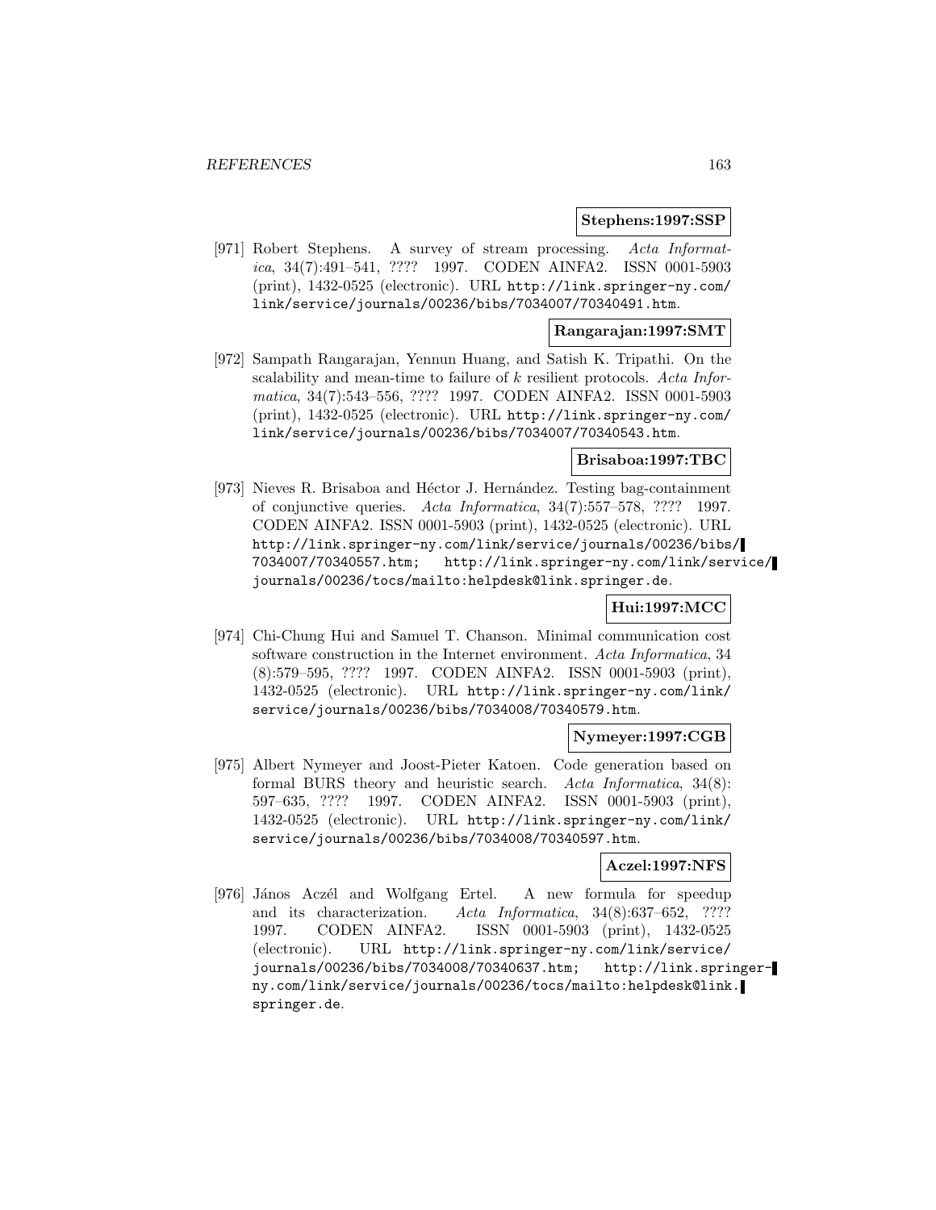**Stephens:1997:SSP**

[971] Robert Stephens. A survey of stream processing. *Acta Informatica*, 34(7):491–541, ???? 1997. CODEN AINFA2. ISSN 0001-5903 (print), 1432-0525 (electronic). URL http://link.springer-ny.com/link/service/journals/00236/bibs/7034007/70340491.htm.

**Rangarajan:1997:SMT**

[972] Sampath Rangarajan, Yennun Huang, and Satish K. Tripathi. On the scalability and mean-time to failure of $k$ resilient protocols. *Acta Informatica*, 34(7):543–556, ???? 1997. CODEN AINFA2. ISSN 0001-5903 (print), 1432-0525 (electronic). URL http://link.springer-ny.com/link/service/journals/00236/bibs/7034007/70340543.htm.

**Brisaboa:1997:TBC**

[973] Nieves R. Brisaboa and Héctor J. Hernández. Testing bag-containment of conjunctive queries. *Acta Informatica*, 34(7):557–578, ???? 1997. CODEN AINFA2. ISSN 0001-5903 (print), 1432-0525 (electronic). URL http://link.springer-ny.com/link/service/journals/00236/bibs/7034007/70340557.htm; http://link.springer-ny.com/link/service/journals/00236/tocs/mailto:helpdesk@link.springer.de.

**Hui:1997:MCC**

[974] Chi-Chung Hui and Samuel T. Chanson. Minimal communication cost software construction in the Internet environment. *Acta Informatica*, 34 (8):579–595, ???? 1997. CODEN AINFA2. ISSN 0001-5903 (print), 1432-0525 (electronic). URL http://link.springer-ny.com/link/service/journals/00236/bibs/7034008/70340579.htm.

**Nymeyer:1997:CGB**

[975] Albert Nymeyer and Joost-Pieter Katoen. Code generation based on formal BURS theory and heuristic search. *Acta Informatica*, 34(8): 597–635, ???? 1997. CODEN AINFA2. ISSN 0001-5903 (print), 1432-0525 (electronic). URL http://link.springer-ny.com/link/service/journals/00236/bibs/7034008/70340597.htm.

**Aczel:1997:NFS**

[976] János Aczél and Wolfgang Ertel. A new formula for speedup and its characterization. *Acta Informatica*, 34(8):637–652, ???? 1997. CODEN AINFA2. ISSN 0001-5903 (print), 1432-0525 (electronic). URL http://link.springer-ny.com/link/service/journals/00236/bibs/7034008/70340637.htm; http://link.springer-ny.com/link/service/journals/00236/tocs/mailto:helpdesk@link.springer.de.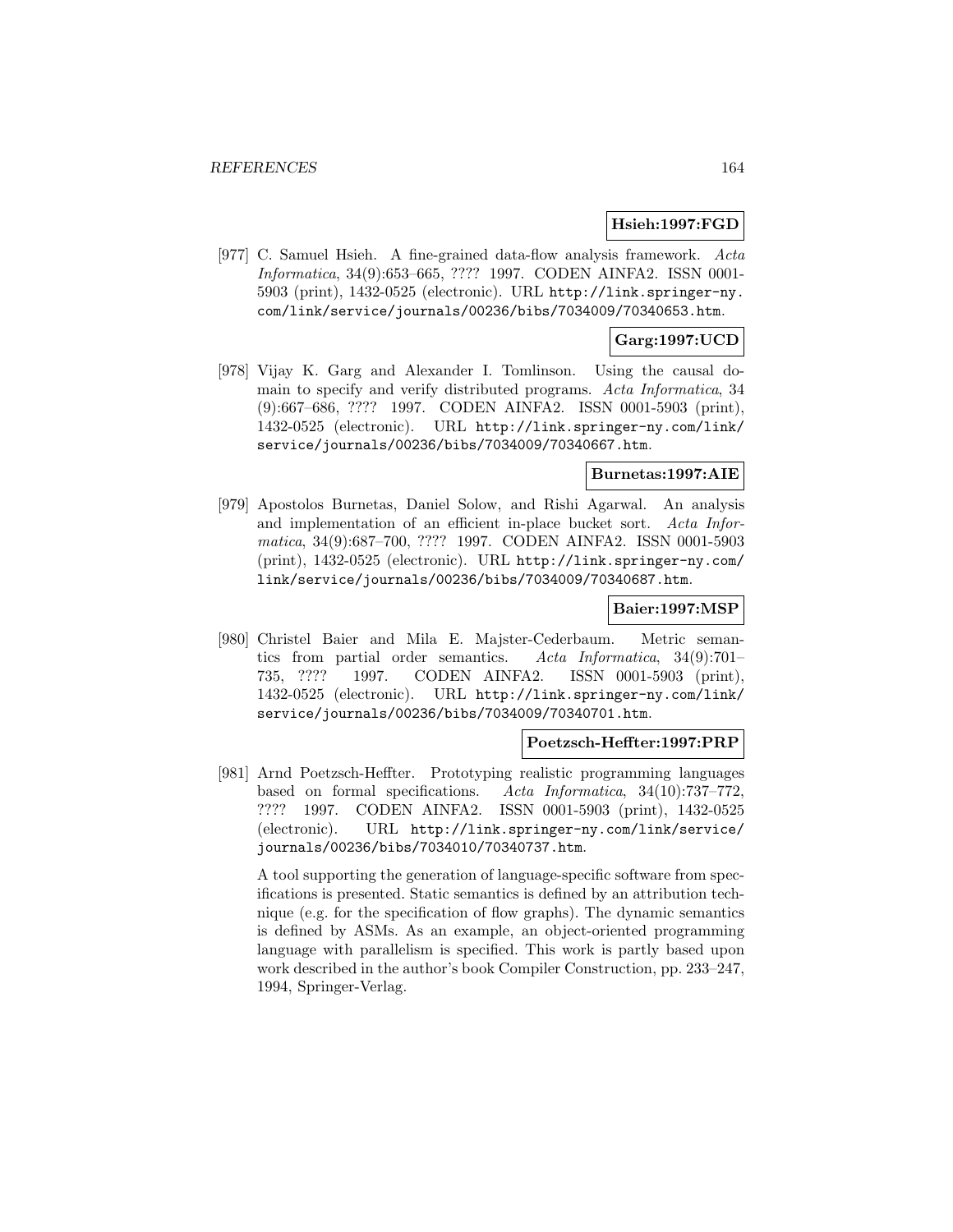**Hsieh:1997:FGD**

[977] C. Samuel Hsieh. A fine-grained data-flow analysis framework. *Acta Informatica*, 34(9):653–665, ???? 1997. CODEN AINFA2. ISSN 0001-5903 (print), 1432-0525 (electronic). URL http://link.springer-ny.com/link/service/journals/00236/bibs/7034009/70340653.htm.

**Garg:1997:UCD**

[978] Vijay K. Garg and Alexander I. Tomlinson. Using the causal domain to specify and verify distributed programs. *Acta Informatica*, 34 (9):667–686, ???? 1997. CODEN AINFA2. ISSN 0001-5903 (print), 1432-0525 (electronic). URL http://link.springer-ny.com/link/service/journals/00236/bibs/7034009/70340667.htm.

**Burnetas:1997:AIE**

[979] Apostolos Burnetas, Daniel Solow, and Rishi Agarwal. An analysis and implementation of an efficient in-place bucket sort. *Acta Informatica*, 34(9):687–700, ???? 1997. CODEN AINFA2. ISSN 0001-5903 (print), 1432-0525 (electronic). URL http://link.springer-ny.com/link/service/journals/00236/bibs/7034009/70340687.htm.

**Baier:1997:MSP**

[980] Christel Baier and Mila E. Majster-Cederbaum. Metric semantics from partial order semantics. *Acta Informatica*, 34(9):701–735, ???? 1997. CODEN AINFA2. ISSN 0001-5903 (print), 1432-0525 (electronic). URL http://link.springer-ny.com/link/service/journals/00236/bibs/7034009/70340701.htm.

**Poetzsch-Heffter:1997:PRP**

[981] Arnd Poetzsch-Heffter. Prototyping realistic programming languages based on formal specifications. *Acta Informatica*, 34(10):737–772, ???? 1997. CODEN AINFA2. ISSN 0001-5903 (print), 1432-0525 (electronic). URL http://link.springer-ny.com/link/service/journals/00236/bibs/7034010/70340737.htm.

A tool supporting the generation of language-specific software from specifications is presented. Static semantics is defined by an attribution technique (e.g. for the specification of flow graphs). The dynamic semantics is defined by ASMs. As an example, an object-oriented programming language with parallelism is specified. This work is partly based upon work described in the author's book Compiler Construction, pp. 233–247, 1994, Springer-Verlag.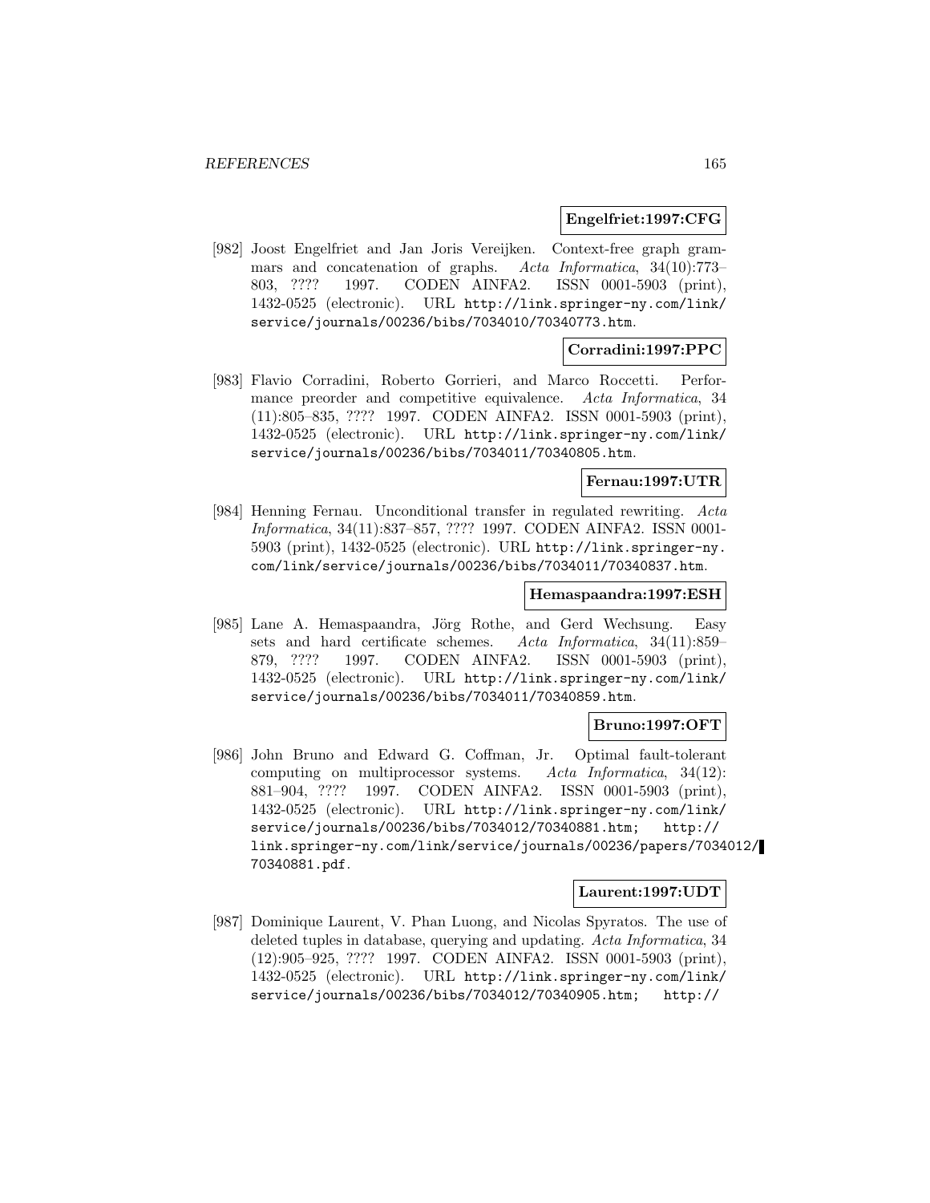**Engelfriet:1997:CFG**

[982] Joost Engelfriet and Jan Joris Vereijken. Context-free graph grammars and concatenation of graphs. *Acta Informatica*, 34(10):773–803, ???? 1997. CODEN AINFA2. ISSN 0001-5903 (print), 1432-0525 (electronic). URL http://link.springer-ny.com/link/service/journals/00236/bibs/7034010/70340773.htm.

**Corradini:1997:PPC**

[983] Flavio Corradini, Roberto Gorrieri, and Marco Roccetti. Performance preorder and competitive equivalence. *Acta Informatica*, 34 (11):805–835, ???? 1997. CODEN AINFA2. ISSN 0001-5903 (print), 1432-0525 (electronic). URL http://link.springer-ny.com/link/service/journals/00236/bibs/7034011/70340805.htm.

**Fernau:1997:UTR**

[984] Henning Fernau. Unconditional transfer in regulated rewriting. *Acta Informatica*, 34(11):837–857, ???? 1997. CODEN AINFA2. ISSN 0001-5903 (print), 1432-0525 (electronic). URL http://link.springer-ny.com/link/service/journals/00236/bibs/7034011/70340837.htm.

**Hemaspaandra:1997:ESH**

[985] Lane A. Hemaspaandra, Jörg Rothe, and Gerd Wechsung. Easy sets and hard certificate schemes. *Acta Informatica*, 34(11):859–879, ???? 1997. CODEN AINFA2. ISSN 0001-5903 (print), 1432-0525 (electronic). URL http://link.springer-ny.com/link/service/journals/00236/bibs/7034011/70340859.htm.

**Bruno:1997:OFT**

[986] John Bruno and Edward G. Coffman, Jr. Optimal fault-tolerant computing on multiprocessor systems. *Acta Informatica*, 34(12): 881–904, ???? 1997. CODEN AINFA2. ISSN 0001-5903 (print), 1432-0525 (electronic). URL http://link.springer-ny.com/link/service/journals/00236/bibs/7034012/70340881.htm; http://link.springer-ny.com/link/service/journals/00236/papers/7034012/70340881.pdf.

**Laurent:1997:UDT**

[987] Dominique Laurent, V. Phan Luong, and Nicolas Spyratos. The use of deleted tuples in database, querying and updating. *Acta Informatica*, 34 (12):905–925, ???? 1997. CODEN AINFA2. ISSN 0001-5903 (print), 1432-0525 (electronic). URL http://link.springer-ny.com/link/service/journals/00236/bibs/7034012/70340905.htm; http://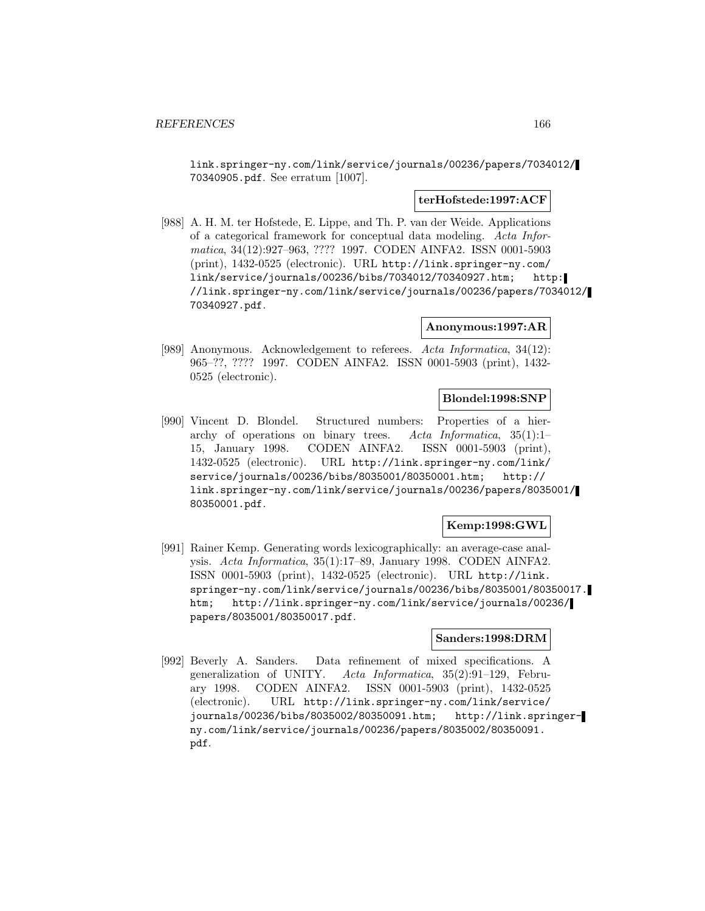link.springer-ny.com/link/service/journals/00236/papers/7034012/70340905.pdf. See erratum [1007].

**terHofstede:1997:ACF**

[988] A. H. M. ter Hofstede, E. Lippe, and Th. P. van der Weide. Applications of a categorical framework for conceptual data modeling. *Acta Informatica*, 34(12):927–963, ???? 1997. CODEN AINFA2. ISSN 0001-5903 (print), 1432-0525 (electronic). URL http://link.springer-ny.com/link/service/journals/00236/bibs/7034012/70340927.htm; http://link.springer-ny.com/link/service/journals/00236/papers/7034012/70340927.pdf.

**Anonymous:1997:AR**

[989] Anonymous. Acknowledgement to referees. *Acta Informatica*, 34(12): 965–??, ???? 1997. CODEN AINFA2. ISSN 0001-5903 (print), 1432-0525 (electronic).

**Blondel:1998:SNP**

[990] Vincent D. Blondel. Structured numbers: Properties of a hierarchy of operations on binary trees. *Acta Informatica*, 35(1):1–15, January 1998. CODEN AINFA2. ISSN 0001-5903 (print), 1432-0525 (electronic). URL http://link.springer-ny.com/link/service/journals/00236/bibs/8035001/80350001.htm; http://link.springer-ny.com/link/service/journals/00236/papers/8035001/80350001.pdf.

**Kemp:1998:GWL**

[991] Rainer Kemp. Generating words lexicographically: an average-case analysis. *Acta Informatica*, 35(1):17–89, January 1998. CODEN AINFA2. ISSN 0001-5903 (print), 1432-0525 (electronic). URL http://link.springer-ny.com/link/service/journals/00236/bibs/8035001/80350017.htm; http://link.springer-ny.com/link/service/journals/00236/papers/8035001/80350017.pdf.

**Sanders:1998:DRM**

[992] Beverly A. Sanders. Data refinement of mixed specifications. A generalization of UNITY. *Acta Informatica*, 35(2):91–129, February 1998. CODEN AINFA2. ISSN 0001-5903 (print), 1432-0525 (electronic). URL http://link.springer-ny.com/link/service/journals/00236/bibs/8035002/80350091.htm; http://link.springer-ny.com/link/service/journals/00236/papers/8035002/80350091.pdf.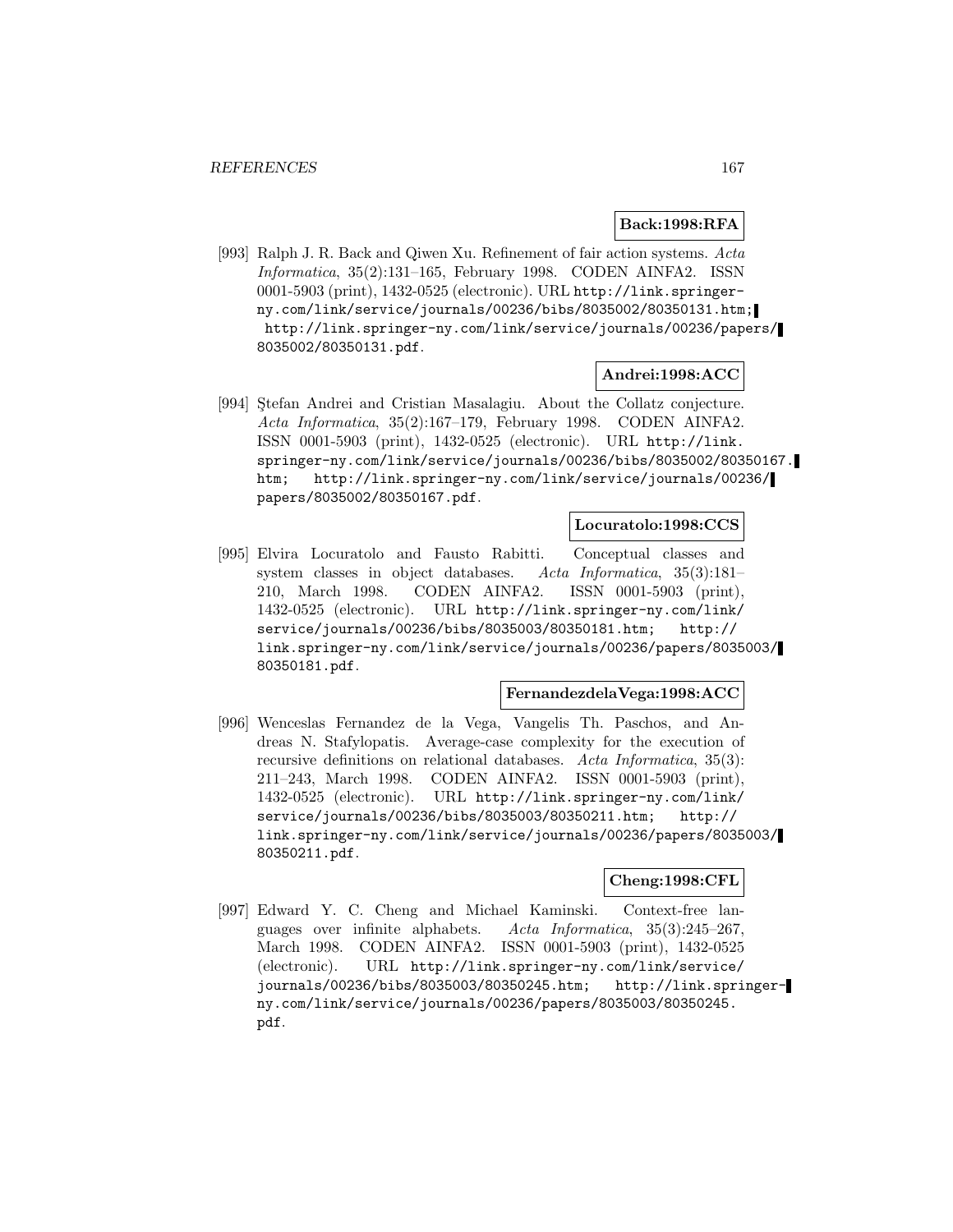**Back:1998:RFA**

[993] Ralph J. R. Back and Qiwen Xu. Refinement of fair action systems. *Acta Informatica*, 35(2):131–165, February 1998. CODEN AINFA2. ISSN 0001-5903 (print), 1432-0525 (electronic). URL http://link.springer-ny.com/link/service/journals/00236/bibs/8035002/80350131.htm; http://link.springer-ny.com/link/service/journals/00236/papers/8035002/80350131.pdf.

**Andrei:1998:ACC**

[994] Ştefan Andrei and Cristian Masalagiu. About the Collatz conjecture. *Acta Informatica*, 35(2):167–179, February 1998. CODEN AINFA2. ISSN 0001-5903 (print), 1432-0525 (electronic). URL http://link.springer-ny.com/link/service/journals/00236/bibs/8035002/80350167.htm; http://link.springer-ny.com/link/service/journals/00236/papers/8035002/80350167.pdf.

**Locuratolo:1998:CCS**

[995] Elvira Locuratolo and Fausto Rabitti. Conceptual classes and system classes in object databases. *Acta Informatica*, 35(3):181–210, March 1998. CODEN AINFA2. ISSN 0001-5903 (print), 1432-0525 (electronic). URL http://link.springer-ny.com/link/service/journals/00236/bibs/8035003/80350181.htm; http://link.springer-ny.com/link/service/journals/00236/papers/8035003/80350181.pdf.

**FernandezdelaVega:1998:ACC**

[996] Wenceslas Fernandez de la Vega, Vangelis Th. Paschos, and Andreas N. Stafylopatis. Average-case complexity for the execution of recursive definitions on relational databases. *Acta Informatica*, 35(3):211–243, March 1998. CODEN AINFA2. ISSN 0001-5903 (print), 1432-0525 (electronic). URL http://link.springer-ny.com/link/service/journals/00236/bibs/8035003/80350211.htm; http://link.springer-ny.com/link/service/journals/00236/papers/8035003/80350211.pdf.

**Cheng:1998:CFL**

[997] Edward Y. C. Cheng and Michael Kaminski. Context-free languages over infinite alphabets. *Acta Informatica*, 35(3):245–267, March 1998. CODEN AINFA2. ISSN 0001-5903 (print), 1432-0525 (electronic). URL http://link.springer-ny.com/link/service/journals/00236/bibs/8035003/80350245.htm; http://link.springer-ny.com/link/service/journals/00236/papers/8035003/80350245.pdf.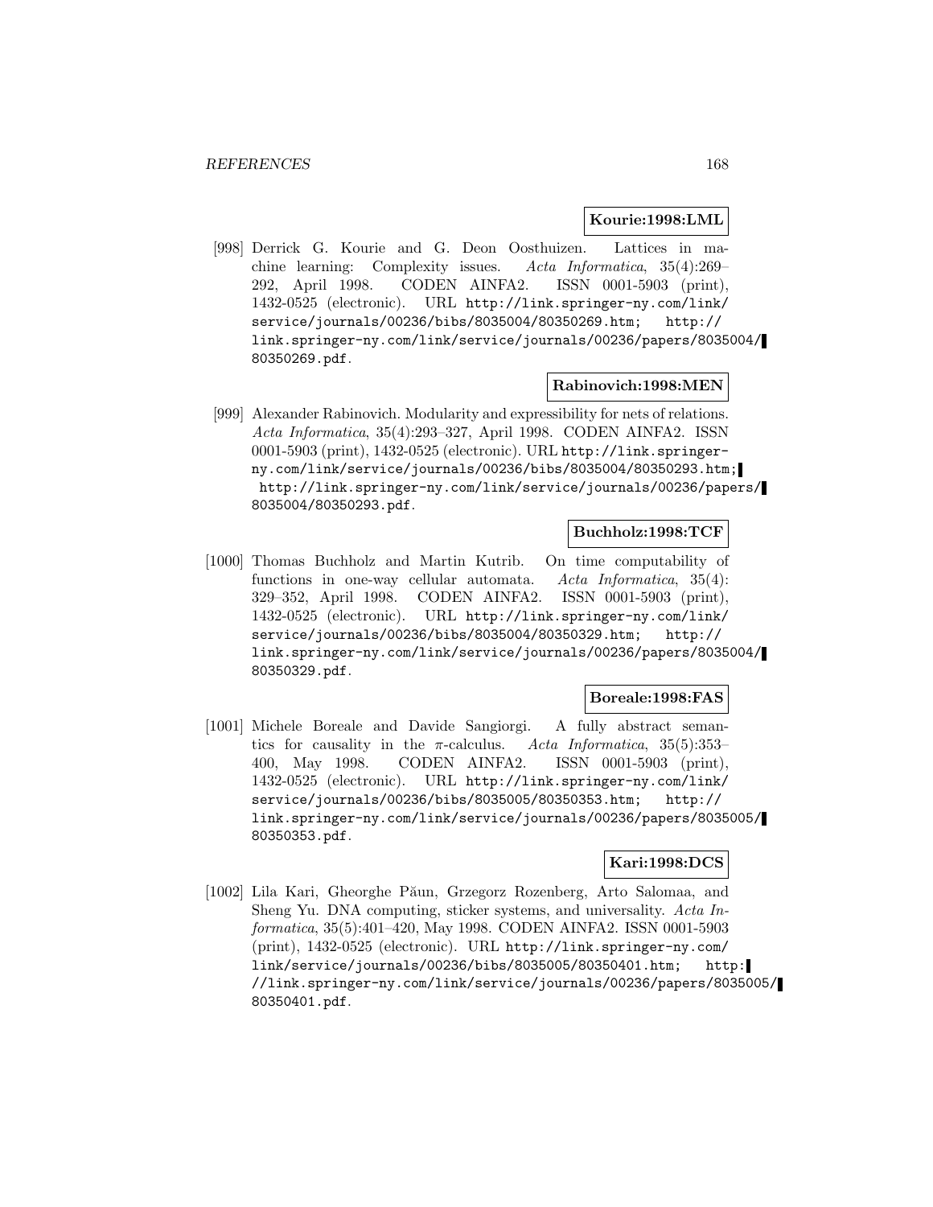**Kourie:1998:LML**

[998] Derrick G. Kourie and G. Deon Oosthuizen. Lattices in machine learning: Complexity issues. *Acta Informatica*, 35(4):269–292, April 1998. CODEN AINFA2. ISSN 0001-5903 (print), 1432-0525 (electronic). URL http://link.springer-ny.com/link/service/journals/00236/bibs/8035004/80350269.htm; http://link.springer-ny.com/link/service/journals/00236/papers/8035004/80350269.pdf.

**Rabinovich:1998:MEN**

[999] Alexander Rabinovich. Modularity and expressibility for nets of relations. *Acta Informatica*, 35(4):293–327, April 1998. CODEN AINFA2. ISSN 0001-5903 (print), 1432-0525 (electronic). URL http://link.springer-ny.com/link/service/journals/00236/bibs/8035004/80350293.htm; http://link.springer-ny.com/link/service/journals/00236/papers/8035004/80350293.pdf.

**Buchholz:1998:TCF**

[1000] Thomas Buchholz and Martin Kutrib. On time computability of functions in one-way cellular automata. *Acta Informatica*, 35(4):329–352, April 1998. CODEN AINFA2. ISSN 0001-5903 (print), 1432-0525 (electronic). URL http://link.springer-ny.com/link/service/journals/00236/bibs/8035004/80350329.htm; http://link.springer-ny.com/link/service/journals/00236/papers/8035004/80350329.pdf.

**Boreale:1998:FAS**

[1001] Michele Boreale and Davide Sangiorgi. A fully abstract semantics for causality in the $\pi$-calculus. *Acta Informatica*, 35(5):353–400, May 1998. CODEN AINFA2. ISSN 0001-5903 (print), 1432-0525 (electronic). URL http://link.springer-ny.com/link/service/journals/00236/bibs/8035005/80350353.htm; http://link.springer-ny.com/link/service/journals/00236/papers/8035005/80350353.pdf.

**Kari:1998:DCS**

[1002] Lila Kari, Gheorghe Păun, Grzegorz Rozenberg, Arto Salomaa, and Sheng Yu. DNA computing, sticker systems, and universality. *Acta Informatica*, 35(5):401–420, May 1998. CODEN AINFA2. ISSN 0001-5903 (print), 1432-0525 (electronic). URL http://link.springer-ny.com/link/service/journals/00236/bibs/8035005/80350401.htm; http://link.springer-ny.com/link/service/journals/00236/papers/8035005/80350401.pdf.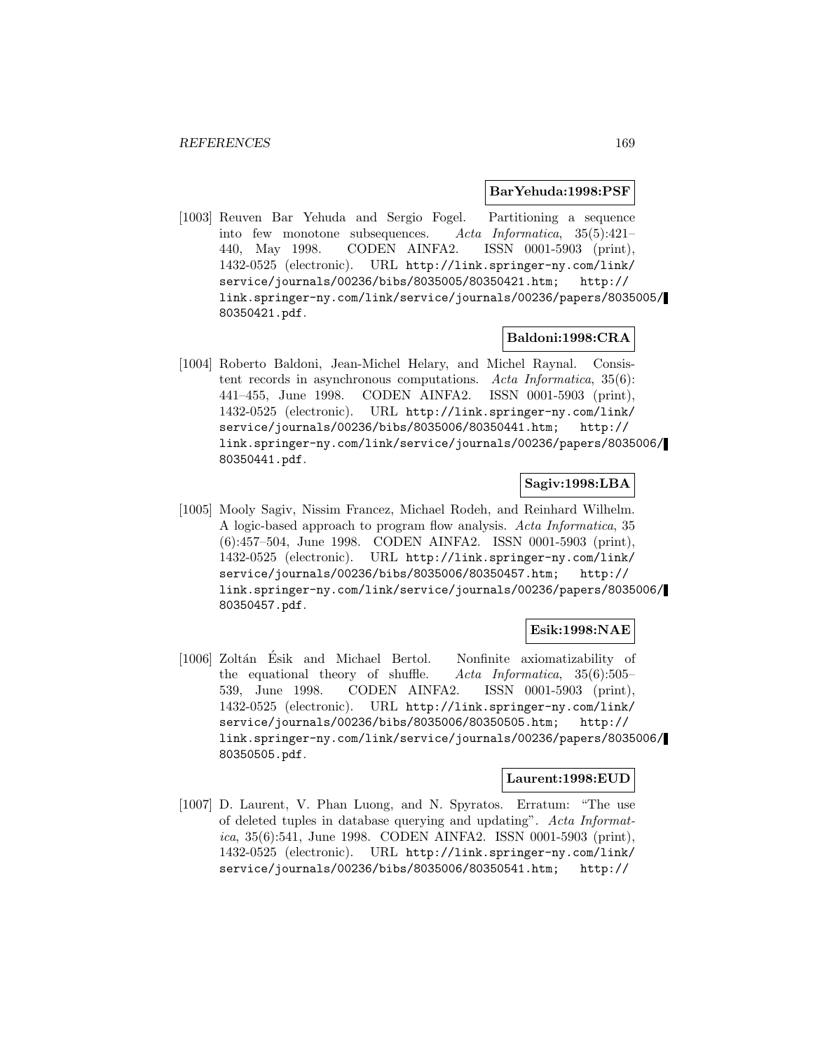**BarYehuda:1998:PSF**

[1003] Reuven Bar Yehuda and Sergio Fogel. Partitioning a sequence into few monotone subsequences. *Acta Informatica*, 35(5):421–440, May 1998. CODEN AINFA2. ISSN 0001-5903 (print), 1432-0525 (electronic). URL http://link.springer-ny.com/link/service/journals/00236/bibs/8035005/80350421.htm; http://link.springer-ny.com/link/service/journals/00236/papers/8035005/80350421.pdf.

**Baldoni:1998:CRA**

[1004] Roberto Baldoni, Jean-Michel Helary, and Michel Raynal. Consistent records in asynchronous computations. *Acta Informatica*, 35(6):441–455, June 1998. CODEN AINFA2. ISSN 0001-5903 (print), 1432-0525 (electronic). URL http://link.springer-ny.com/link/service/journals/00236/bibs/8035006/80350441.htm; http://link.springer-ny.com/link/service/journals/00236/papers/8035006/80350441.pdf.

**Sagiv:1998:LBA**

[1005] Mooly Sagiv, Nissim Francez, Michael Rodeh, and Reinhard Wilhelm. A logic-based approach to program flow analysis. *Acta Informatica*, 35(6):457–504, June 1998. CODEN AINFA2. ISSN 0001-5903 (print), 1432-0525 (electronic). URL http://link.springer-ny.com/link/service/journals/00236/bibs/8035006/80350457.htm; http://link.springer-ny.com/link/service/journals/00236/papers/8035006/80350457.pdf.

**Esik:1998:NAE**

[1006] Zoltán Ésik and Michael Bertol. Nonfinite axiomatizability of the equational theory of shuffle. *Acta Informatica*, 35(6):505–539, June 1998. CODEN AINFA2. ISSN 0001-5903 (print), 1432-0525 (electronic). URL http://link.springer-ny.com/link/service/journals/00236/bibs/8035006/80350505.htm; http://link.springer-ny.com/link/service/journals/00236/papers/8035006/80350505.pdf.

**Laurent:1998:EUD**

[1007] D. Laurent, V. Phan Luong, and N. Spyratos. Erratum: "The use of deleted tuples in database querying and updating". *Acta Informatica*, 35(6):541, June 1998. CODEN AINFA2. ISSN 0001-5903 (print), 1432-0525 (electronic). URL http://link.springer-ny.com/link/service/journals/00236/bibs/8035006/80350541.htm; http://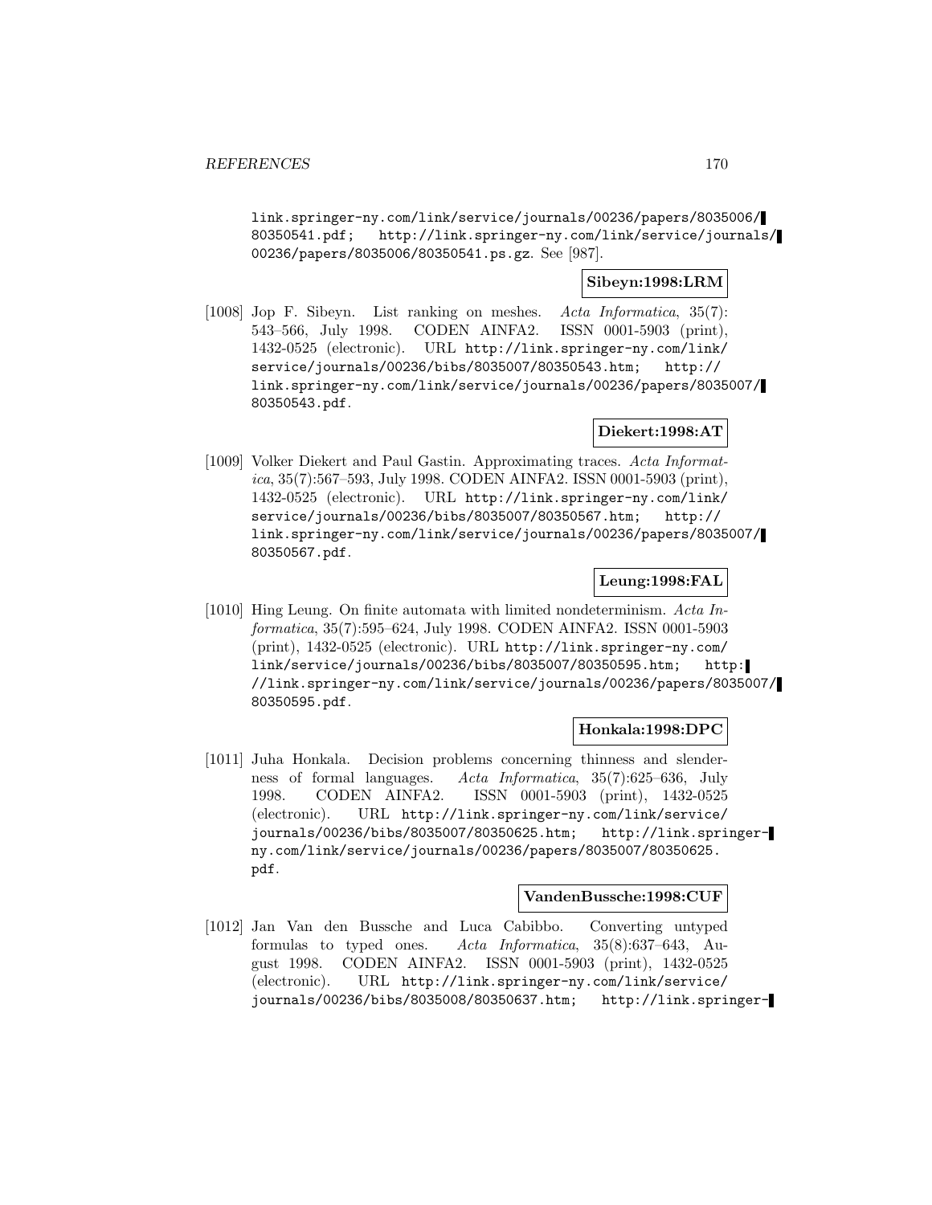link.springer-ny.com/link/service/journals/00236/papers/8035006/80350541.pdf; http://link.springer-ny.com/link/service/journals/00236/papers/8035006/80350541.ps.gz. See [987].

**Sibeyn:1998:LRM**

[1008] Jop F. Sibeyn. List ranking on meshes. *Acta Informatica*, 35(7): 543–566, July 1998. CODEN AINFA2. ISSN 0001-5903 (print), 1432-0525 (electronic). URL http://link.springer-ny.com/link/service/journals/00236/bibs/8035007/80350543.htm; http://link.springer-ny.com/link/service/journals/00236/papers/8035007/80350543.pdf.

**Diekert:1998:AT**

[1009] Volker Diekert and Paul Gastin. Approximating traces. *Acta Informatica*, 35(7):567–593, July 1998. CODEN AINFA2. ISSN 0001-5903 (print), 1432-0525 (electronic). URL http://link.springer-ny.com/link/service/journals/00236/bibs/8035007/80350567.htm; http://link.springer-ny.com/link/service/journals/00236/papers/8035007/80350567.pdf.

**Leung:1998:FAL**

[1010] Hing Leung. On finite automata with limited nondeterminism. *Acta Informatica*, 35(7):595–624, July 1998. CODEN AINFA2. ISSN 0001-5903 (print), 1432-0525 (electronic). URL http://link.springer-ny.com/link/service/journals/00236/bibs/8035007/80350595.htm; http://link.springer-ny.com/link/service/journals/00236/papers/8035007/80350595.pdf.

**Honkala:1998:DPC**

[1011] Juha Honkala. Decision problems concerning thinness and slenderness of formal languages. *Acta Informatica*, 35(7):625–636, July 1998. CODEN AINFA2. ISSN 0001-5903 (print), 1432-0525 (electronic). URL http://link.springer-ny.com/link/service/journals/00236/bibs/8035007/80350625.htm; http://link.springer-ny.com/link/service/journals/00236/papers/8035007/80350625.pdf.

**VandenBussche:1998:CUF**

[1012] Jan Van den Bussche and Luca Cabibbo. Converting untyped formulas to typed ones. *Acta Informatica*, 35(8):637–643, August 1998. CODEN AINFA2. ISSN 0001-5903 (print), 1432-0525 (electronic). URL http://link.springer-ny.com/link/service/journals/00236/bibs/8035008/80350637.htm; http://link.springer-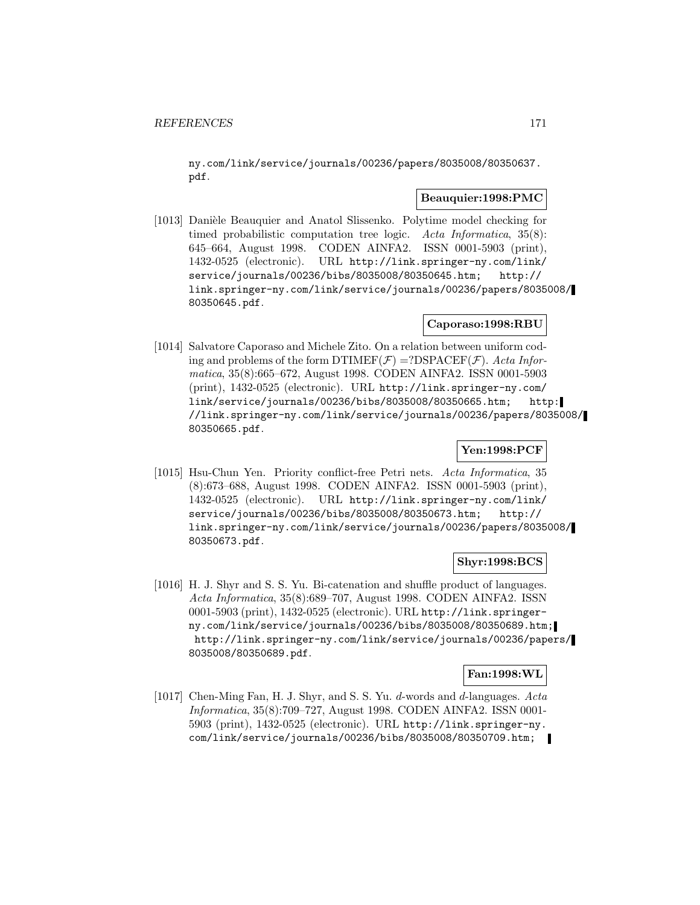ny.com/link/service/journals/00236/papers/8035008/80350637.pdf.

**Beauquier:1998:PMC**

[1013] Danièle Beauquier and Anatol Slissenko. Polytime model checking for timed probabilistic computation tree logic. *Acta Informatica*, 35(8): 645–664, August 1998. CODEN AINFA2. ISSN 0001-5903 (print), 1432-0525 (electronic). URL http://link.springer-ny.com/link/service/journals/00236/bibs/8035008/80350645.htm; http://link.springer-ny.com/link/service/journals/00236/papers/8035008/80350645.pdf.

**Caporaso:1998:RBU**

[1014] Salvatore Caporaso and Michele Zito. On a relation between uniform coding and problems of the form DTIMEF($\mathcal{F}$) =?DSPACEF($\mathcal{F}$). *Acta Informatica*, 35(8):665–672, August 1998. CODEN AINFA2. ISSN 0001-5903 (print), 1432-0525 (electronic). URL http://link.springer-ny.com/link/service/journals/00236/bibs/8035008/80350665.htm; http://link.springer-ny.com/link/service/journals/00236/papers/8035008/80350665.pdf.

**Yen:1998:PCF**

[1015] Hsu-Chun Yen. Priority conflict-free Petri nets. *Acta Informatica*, 35 (8):673–688, August 1998. CODEN AINFA2. ISSN 0001-5903 (print), 1432-0525 (electronic). URL http://link.springer-ny.com/link/service/journals/00236/bibs/8035008/80350673.htm; http://link.springer-ny.com/link/service/journals/00236/papers/8035008/80350673.pdf.

**Shyr:1998:BCS**

[1016] H. J. Shyr and S. S. Yu. Bi-catenation and shuffle product of languages. *Acta Informatica*, 35(8):689–707, August 1998. CODEN AINFA2. ISSN 0001-5903 (print), 1432-0525 (electronic). URL http://link.springer-ny.com/link/service/journals/00236/bibs/8035008/80350689.htm; http://link.springer-ny.com/link/service/journals/00236/papers/8035008/80350689.pdf.

**Fan:1998:WL**

[1017] Chen-Ming Fan, H. J. Shyr, and S. S. Yu. $d$-words and $d$-languages. *Acta Informatica*, 35(8):709–727, August 1998. CODEN AINFA2. ISSN 0001-5903 (print), 1432-0525 (electronic). URL http://link.springer-ny.com/link/service/journals/00236/bibs/8035008/80350709.htm;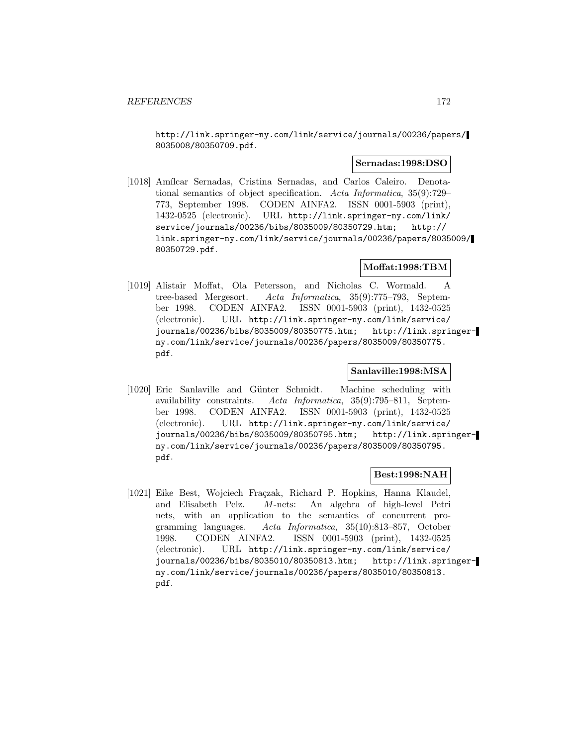http://link.springer-ny.com/link/service/journals/00236/papers/8035008/80350709.pdf.

**Sernadas:1998:DSO**

[1018] Amílcar Sernadas, Cristina Sernadas, and Carlos Caleiro. Denotational semantics of object specification. *Acta Informatica*, 35(9):729–773, September 1998. CODEN AINFA2. ISSN 0001-5903 (print), 1432-0525 (electronic). URL http://link.springer-ny.com/link/service/journals/00236/bibs/8035009/80350729.htm; http://link.springer-ny.com/link/service/journals/00236/papers/8035009/80350729.pdf.

**Moffat:1998:TBM**

[1019] Alistair Moffat, Ola Petersson, and Nicholas C. Wormald. A tree-based Mergesort. *Acta Informatica*, 35(9):775–793, September 1998. CODEN AINFA2. ISSN 0001-5903 (print), 1432-0525 (electronic). URL http://link.springer-ny.com/link/service/journals/00236/bibs/8035009/80350775.htm; http://link.springer-ny.com/link/service/journals/00236/papers/8035009/80350775.pdf.

**Sanlaville:1998:MSA**

[1020] Eric Sanlaville and Günter Schmidt. Machine scheduling with availability constraints. *Acta Informatica*, 35(9):795–811, September 1998. CODEN AINFA2. ISSN 0001-5903 (print), 1432-0525 (electronic). URL http://link.springer-ny.com/link/service/journals/00236/bibs/8035009/80350795.htm; http://link.springer-ny.com/link/service/journals/00236/papers/8035009/80350795.pdf.

**Best:1998:NAH**

[1021] Eike Best, Wojciech Frączak, Richard P. Hopkins, Hanna Klaudel, and Elisabeth Pelz. *M*-nets: An algebra of high-level Petri nets, with an application to the semantics of concurrent programming languages. *Acta Informatica*, 35(10):813–857, October 1998. CODEN AINFA2. ISSN 0001-5903 (print), 1432-0525 (electronic). URL http://link.springer-ny.com/link/service/journals/00236/bibs/8035010/80350813.htm; http://link.springer-ny.com/link/service/journals/00236/papers/8035010/80350813.pdf.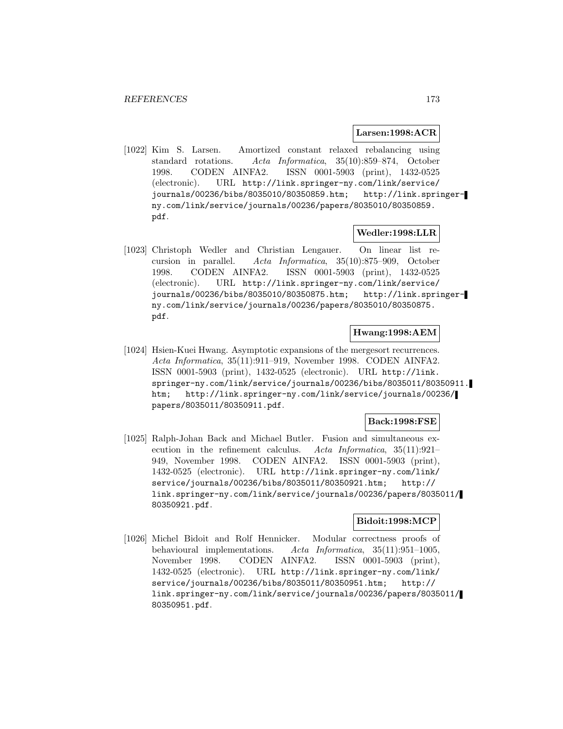**Larsen:1998:ACR**

[1022] Kim S. Larsen. Amortized constant relaxed rebalancing using standard rotations. *Acta Informatica*, 35(10):859–874, October 1998. CODEN AINFA2. ISSN 0001-5903 (print), 1432-0525 (electronic). URL `http://link.springer-ny.com/link/service/journals/00236/bibs/8035010/80350859.htm; http://link.springer-ny.com/link/service/journals/00236/papers/8035010/80350859.pdf`.

**Wedler:1998:LLR**

[1023] Christoph Wedler and Christian Lengauer. On linear list recursion in parallel. *Acta Informatica*, 35(10):875–909, October 1998. CODEN AINFA2. ISSN 0001-5903 (print), 1432-0525 (electronic). URL `http://link.springer-ny.com/link/service/journals/00236/bibs/8035010/80350875.htm; http://link.springer-ny.com/link/service/journals/00236/papers/8035010/80350875.pdf`.

**Hwang:1998:AEM**

[1024] Hsien-Kuei Hwang. Asymptotic expansions of the mergesort recurrences. *Acta Informatica*, 35(11):911–919, November 1998. CODEN AINFA2. ISSN 0001-5903 (print), 1432-0525 (electronic). URL `http://link.springer-ny.com/link/service/journals/00236/bibs/8035011/80350911.htm; http://link.springer-ny.com/link/service/journals/00236/papers/8035011/80350911.pdf`.

**Back:1998:FSE**

[1025] Ralph-Johan Back and Michael Butler. Fusion and simultaneous execution in the refinement calculus. *Acta Informatica*, 35(11):921–949, November 1998. CODEN AINFA2. ISSN 0001-5903 (print), 1432-0525 (electronic). URL `http://link.springer-ny.com/link/service/journals/00236/bibs/8035011/80350921.htm; http://link.springer-ny.com/link/service/journals/00236/papers/8035011/80350921.pdf`.

**Bidoit:1998:MCP**

[1026] Michel Bidoit and Rolf Hennicker. Modular correctness proofs of behavioural implementations. *Acta Informatica*, 35(11):951–1005, November 1998. CODEN AINFA2. ISSN 0001-5903 (print), 1432-0525 (electronic). URL `http://link.springer-ny.com/link/service/journals/00236/bibs/8035011/80350951.htm; http://link.springer-ny.com/link/service/journals/00236/papers/8035011/80350951.pdf`.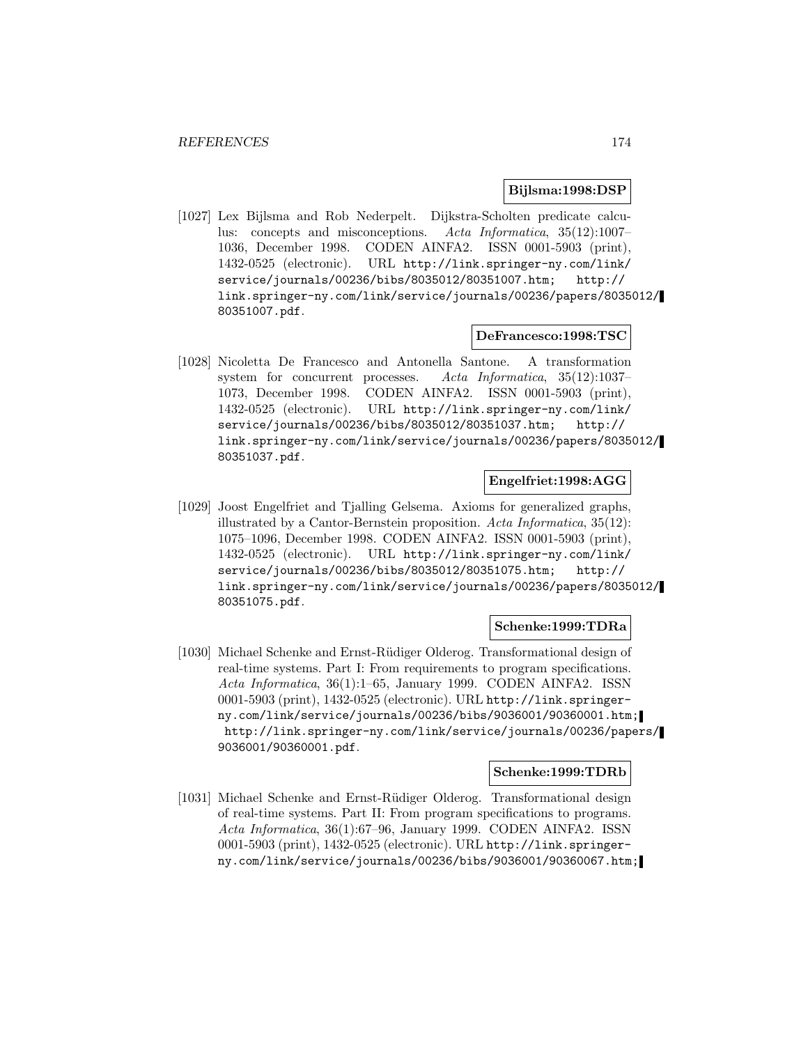**Bijlsma:1998:DSP**

[1027] Lex Bijlsma and Rob Nederpelt. Dijkstra-Scholten predicate calculus: concepts and misconceptions. *Acta Informatica*, 35(12):1007–1036, December 1998. CODEN AINFA2. ISSN 0001-5903 (print), 1432-0525 (electronic). URL http://link.springer-ny.com/link/service/journals/00236/bibs/8035012/80351007.htm; http://link.springer-ny.com/link/service/journals/00236/papers/8035012/80351007.pdf.

**DeFrancesco:1998:TSC**

[1028] Nicoletta De Francesco and Antonella Santone. A transformation system for concurrent processes. *Acta Informatica*, 35(12):1037–1073, December 1998. CODEN AINFA2. ISSN 0001-5903 (print), 1432-0525 (electronic). URL http://link.springer-ny.com/link/service/journals/00236/bibs/8035012/80351037.htm; http://link.springer-ny.com/link/service/journals/00236/papers/8035012/80351037.pdf.

**Engelfriet:1998:AGG**

[1029] Joost Engelfriet and Tjalling Gelsema. Axioms for generalized graphs, illustrated by a Cantor-Bernstein proposition. *Acta Informatica*, 35(12):1075–1096, December 1998. CODEN AINFA2. ISSN 0001-5903 (print), 1432-0525 (electronic). URL http://link.springer-ny.com/link/service/journals/00236/bibs/8035012/80351075.htm; http://link.springer-ny.com/link/service/journals/00236/papers/8035012/80351075.pdf.

**Schenke:1999:TDRa**

[1030] Michael Schenke and Ernst-Rüdiger Olderog. Transformational design of real-time systems. Part I: From requirements to program specifications. *Acta Informatica*, 36(1):1–65, January 1999. CODEN AINFA2. ISSN 0001-5903 (print), 1432-0525 (electronic). URL http://link.springer-ny.com/link/service/journals/00236/bibs/9036001/90360001.htm; http://link.springer-ny.com/link/service/journals/00236/papers/9036001/90360001.pdf.

**Schenke:1999:TDRb**

[1031] Michael Schenke and Ernst-Rüdiger Olderog. Transformational design of real-time systems. Part II: From program specifications to programs. *Acta Informatica*, 36(1):67–96, January 1999. CODEN AINFA2. ISSN 0001-5903 (print), 1432-0525 (electronic). URL http://link.springer-ny.com/link/service/journals/00236/bibs/9036001/90360067.htm;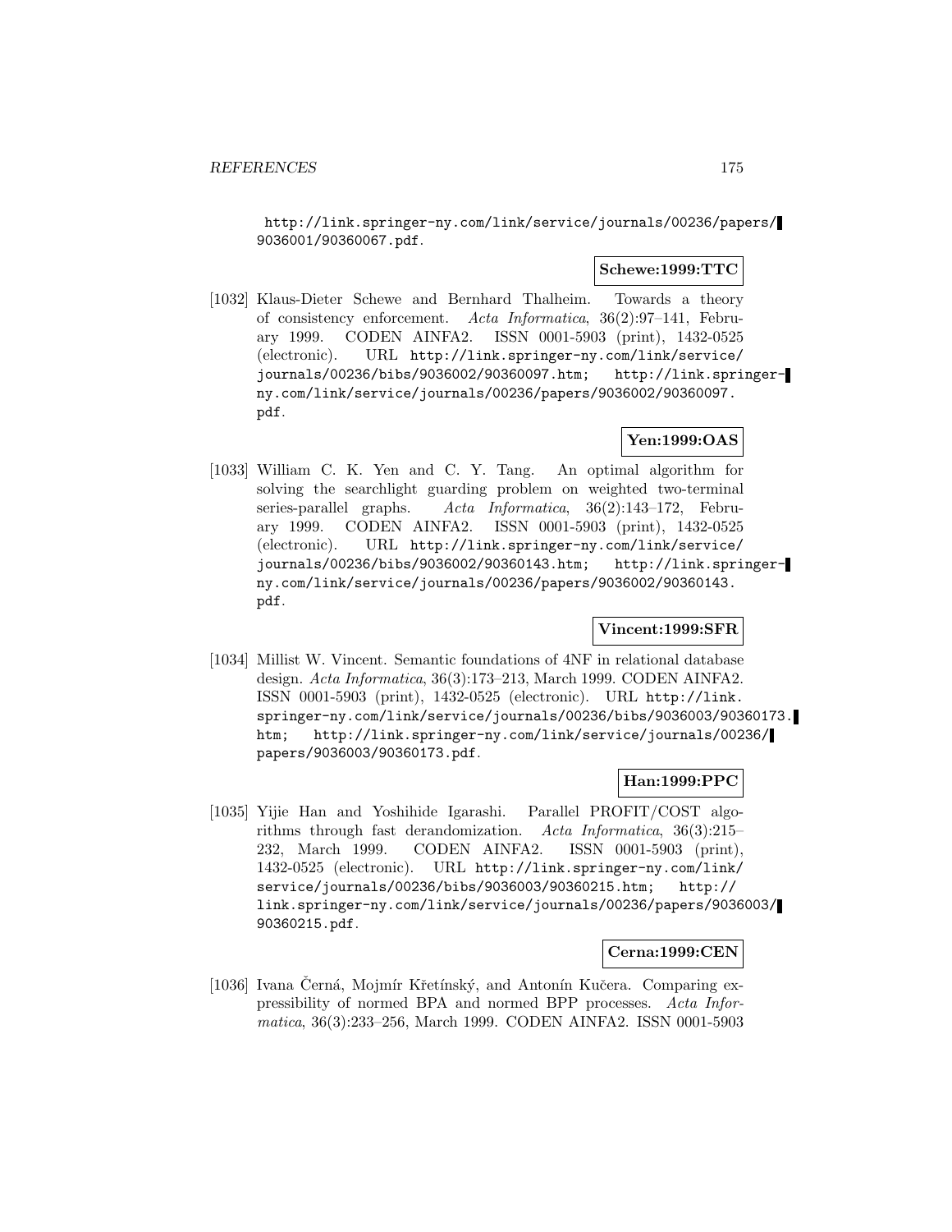http://link.springer-ny.com/link/service/journals/00236/papers/9036001/90360067.pdf.

**Schewe:1999:TTC**

[1032] Klaus-Dieter Schewe and Bernhard Thalheim. Towards a theory of consistency enforcement. *Acta Informatica*, 36(2):97–141, February 1999. CODEN AINFA2. ISSN 0001-5903 (print), 1432-0525 (electronic). URL http://link.springer-ny.com/link/service/journals/00236/bibs/9036002/90360097.htm; http://link.springer-ny.com/link/service/journals/00236/papers/9036002/90360097.pdf.

**Yen:1999:OAS**

[1033] William C. K. Yen and C. Y. Tang. An optimal algorithm for solving the searchlight guarding problem on weighted two-terminal series-parallel graphs. *Acta Informatica*, 36(2):143–172, February 1999. CODEN AINFA2. ISSN 0001-5903 (print), 1432-0525 (electronic). URL http://link.springer-ny.com/link/service/journals/00236/bibs/9036002/90360143.htm; http://link.springer-ny.com/link/service/journals/00236/papers/9036002/90360143.pdf.

**Vincent:1999:SFR**

[1034] Millist W. Vincent. Semantic foundations of 4NF in relational database design. *Acta Informatica*, 36(3):173–213, March 1999. CODEN AINFA2. ISSN 0001-5903 (print), 1432-0525 (electronic). URL http://link.springer-ny.com/link/service/journals/00236/bibs/9036003/90360173.htm; http://link.springer-ny.com/link/service/journals/00236/papers/9036003/90360173.pdf.

**Han:1999:PPC**

[1035] Yijie Han and Yoshihide Igarashi. Parallel PROFIT/COST algorithms through fast derandomization. *Acta Informatica*, 36(3):215–232, March 1999. CODEN AINFA2. ISSN 0001-5903 (print), 1432-0525 (electronic). URL http://link.springer-ny.com/link/service/journals/00236/bibs/9036003/90360215.htm; http://link.springer-ny.com/link/service/journals/00236/papers/9036003/90360215.pdf.

**Cerna:1999:CEN**

[1036] Ivana Černá, Mojmír Křetínský, and Antonín Kučera. Comparing expressibility of normed BPA and normed BPP processes. *Acta Informatica*, 36(3):233–256, March 1999. CODEN AINFA2. ISSN 0001-5903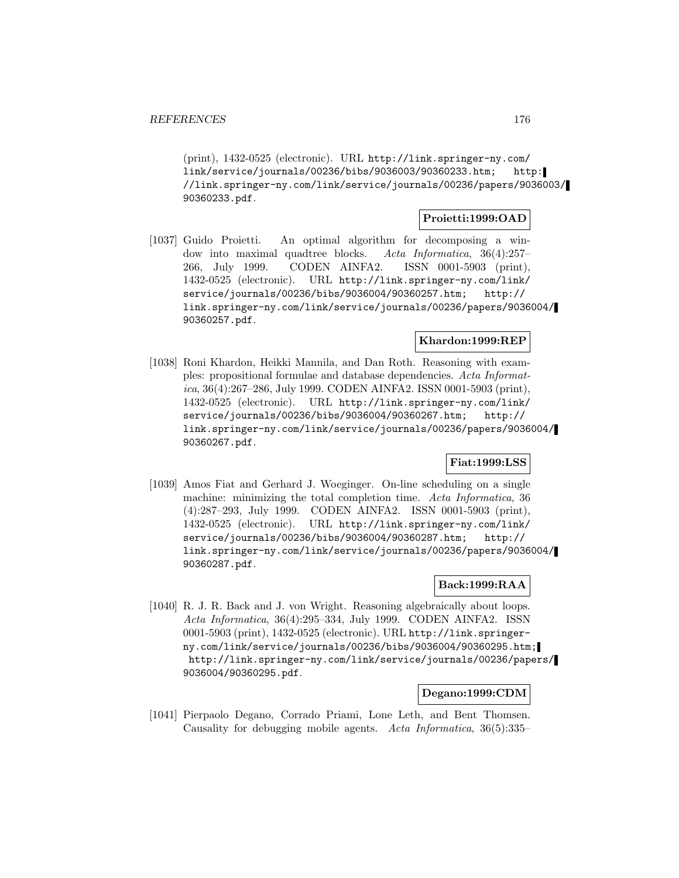(print), 1432-0525 (electronic). URL http://link.springer-ny.com/link/service/journals/00236/bibs/9036003/90360233.htm; http://link.springer-ny.com/link/service/journals/00236/papers/9036003/90360233.pdf.

**Proietti:1999:OAD**

[1037] Guido Proietti. An optimal algorithm for decomposing a window into maximal quadtree blocks. *Acta Informatica*, 36(4):257–266, July 1999. CODEN AINFA2. ISSN 0001-5903 (print), 1432-0525 (electronic). URL http://link.springer-ny.com/link/service/journals/00236/bibs/9036004/90360257.htm; http://link.springer-ny.com/link/service/journals/00236/papers/9036004/90360257.pdf.

**Khardon:1999:REP**

[1038] Roni Khardon, Heikki Mannila, and Dan Roth. Reasoning with examples: propositional formulae and database dependencies. *Acta Informatica*, 36(4):267–286, July 1999. CODEN AINFA2. ISSN 0001-5903 (print), 1432-0525 (electronic). URL http://link.springer-ny.com/link/service/journals/00236/bibs/9036004/90360267.htm; http://link.springer-ny.com/link/service/journals/00236/papers/9036004/90360267.pdf.

**Fiat:1999:LSS**

[1039] Amos Fiat and Gerhard J. Woeginger. On-line scheduling on a single machine: minimizing the total completion time. *Acta Informatica*, 36(4):287–293, July 1999. CODEN AINFA2. ISSN 0001-5903 (print), 1432-0525 (electronic). URL http://link.springer-ny.com/link/service/journals/00236/bibs/9036004/90360287.htm; http://link.springer-ny.com/link/service/journals/00236/papers/9036004/90360287.pdf.

**Back:1999:RAA**

[1040] R. J. R. Back and J. von Wright. Reasoning algebraically about loops. *Acta Informatica*, 36(4):295–334, July 1999. CODEN AINFA2. ISSN 0001-5903 (print), 1432-0525 (electronic). URL http://link.springer-ny.com/link/service/journals/00236/bibs/9036004/90360295.htm; http://link.springer-ny.com/link/service/journals/00236/papers/9036004/90360295.pdf.

**Degano:1999:CDM**

[1041] Pierpaolo Degano, Corrado Priami, Lone Leth, and Bent Thomsen. Causality for debugging mobile agents. *Acta Informatica*, 36(5):335–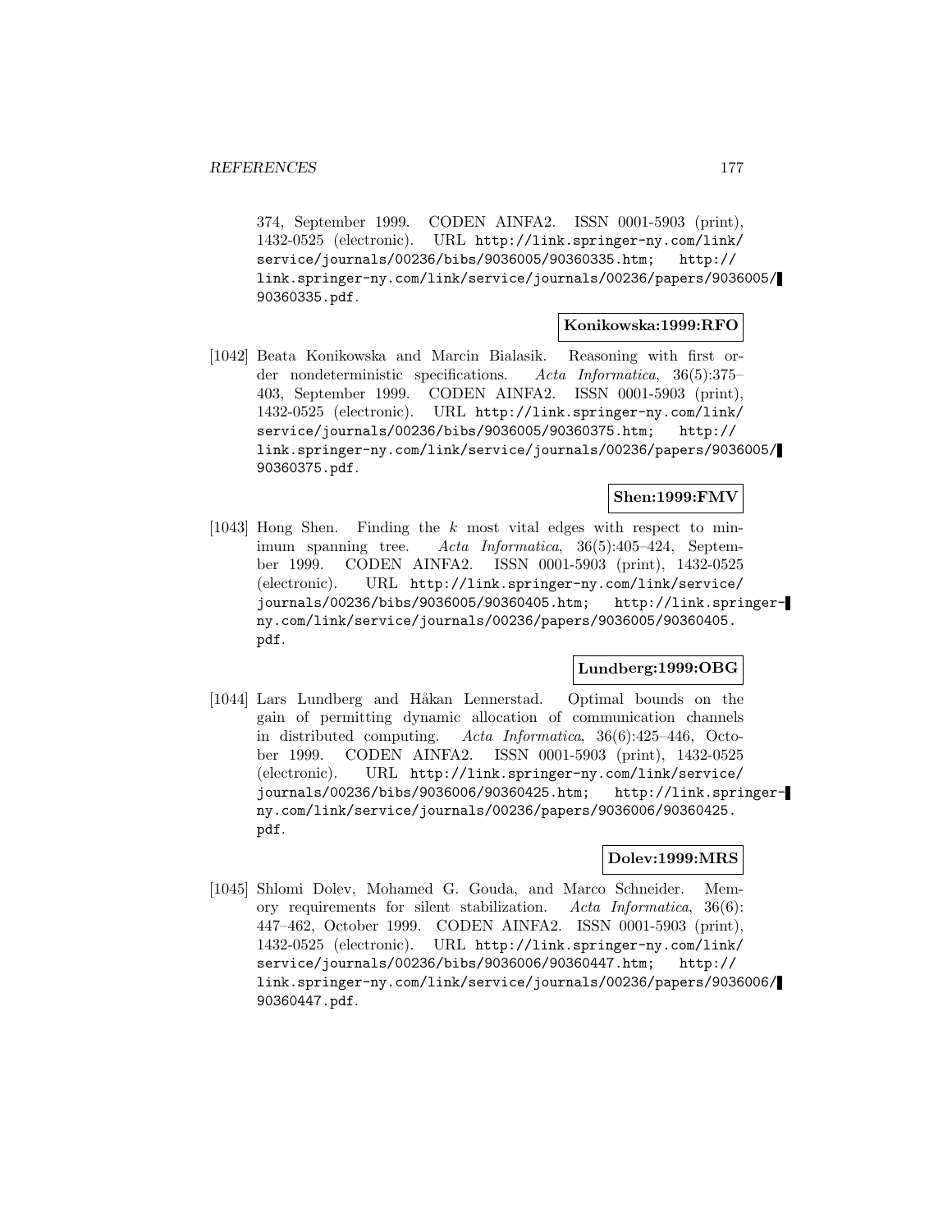374, September 1999. CODEN AINFA2. ISSN 0001-5903 (print), 1432-0525 (electronic). URL http://link.springer-ny.com/link/service/journals/00236/bibs/9036005/90360335.htm; http://link.springer-ny.com/link/service/journals/00236/papers/9036005/90360335.pdf.

**Konikowska:1999:RFO**

[1042] Beata Konikowska and Marcin Bialasik. Reasoning with first order nondeterministic specifications. *Acta Informatica*, 36(5):375–403, September 1999. CODEN AINFA2. ISSN 0001-5903 (print), 1432-0525 (electronic). URL http://link.springer-ny.com/link/service/journals/00236/bibs/9036005/90360375.htm; http://link.springer-ny.com/link/service/journals/00236/papers/9036005/90360375.pdf.

**Shen:1999:FMV**

[1043] Hong Shen. Finding the $k$ most vital edges with respect to minimum spanning tree. *Acta Informatica*, 36(5):405–424, September 1999. CODEN AINFA2. ISSN 0001-5903 (print), 1432-0525 (electronic). URL http://link.springer-ny.com/link/service/journals/00236/bibs/9036005/90360405.htm; http://link.springer-ny.com/link/service/journals/00236/papers/9036005/90360405.pdf.

**Lundberg:1999:OBG**

[1044] Lars Lundberg and Håkan Lennerstad. Optimal bounds on the gain of permitting dynamic allocation of communication channels in distributed computing. *Acta Informatica*, 36(6):425–446, October 1999. CODEN AINFA2. ISSN 0001-5903 (print), 1432-0525 (electronic). URL http://link.springer-ny.com/link/service/journals/00236/bibs/9036006/90360425.htm; http://link.springer-ny.com/link/service/journals/00236/papers/9036006/90360425.pdf.

**Dolev:1999:MRS**

[1045] Shlomi Dolev, Mohamed G. Gouda, and Marco Schneider. Memory requirements for silent stabilization. *Acta Informatica*, 36(6):447–462, October 1999. CODEN AINFA2. ISSN 0001-5903 (print), 1432-0525 (electronic). URL http://link.springer-ny.com/link/service/journals/00236/bibs/9036006/90360447.htm; http://link.springer-ny.com/link/service/journals/00236/papers/9036006/90360447.pdf.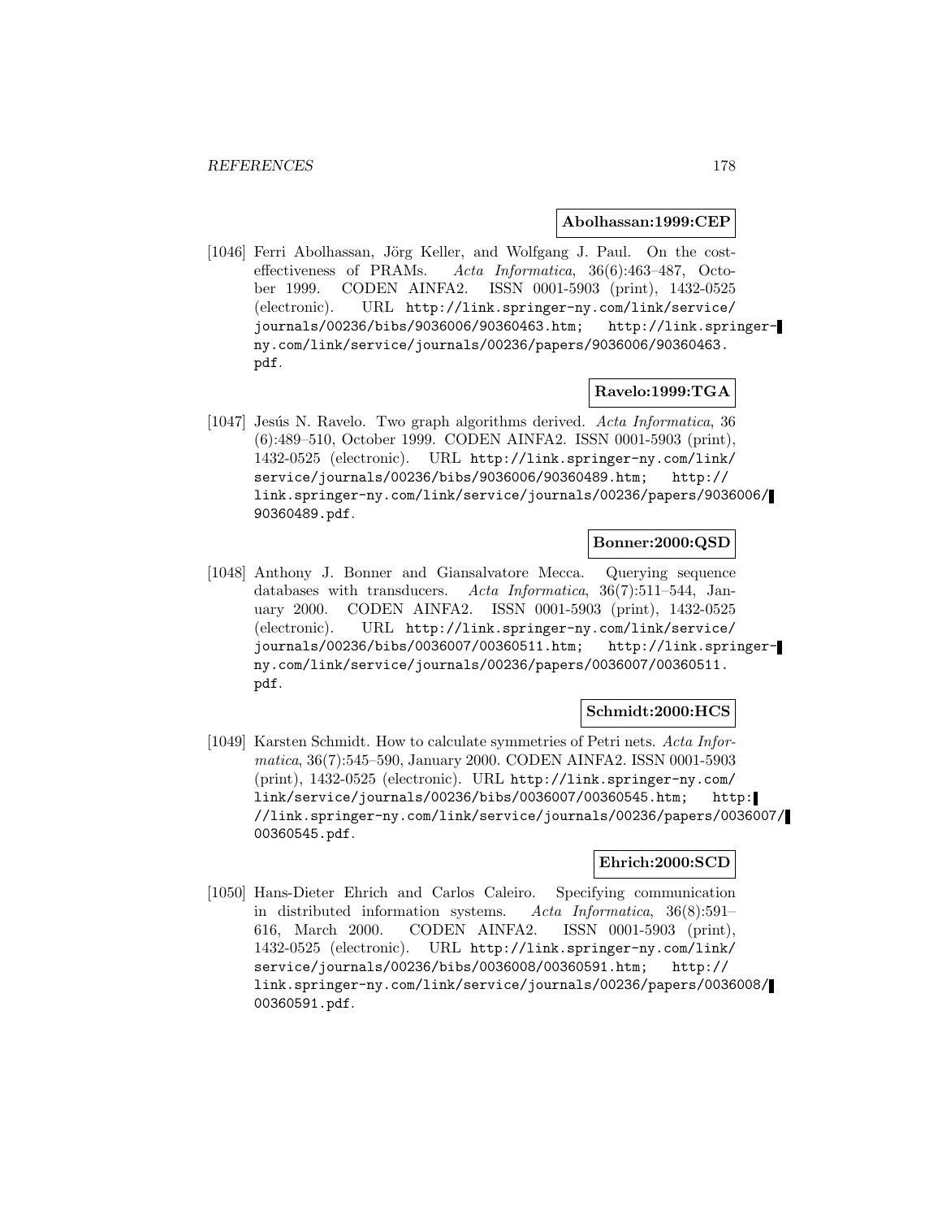**Abolhassan:1999:CEP**

[1046] Ferri Abolhassan, Jörg Keller, and Wolfgang J. Paul. On the cost-effectiveness of PRAMs. *Acta Informatica*, 36(6):463–487, October 1999. CODEN AINFA2. ISSN 0001-5903 (print), 1432-0525 (electronic). URL http://link.springer-ny.com/link/service/journals/00236/bibs/9036006/90360463.htm; http://link.springer-ny.com/link/service/journals/00236/papers/9036006/90360463.pdf.

**Ravelo:1999:TGA**

[1047] Jesús N. Ravelo. Two graph algorithms derived. *Acta Informatica*, 36 (6):489–510, October 1999. CODEN AINFA2. ISSN 0001-5903 (print), 1432-0525 (electronic). URL http://link.springer-ny.com/link/service/journals/00236/bibs/9036006/90360489.htm; http://link.springer-ny.com/link/service/journals/00236/papers/9036006/90360489.pdf.

**Bonner:2000:QSD**

[1048] Anthony J. Bonner and Giansalvatore Mecca. Querying sequence databases with transducers. *Acta Informatica*, 36(7):511–544, January 2000. CODEN AINFA2. ISSN 0001-5903 (print), 1432-0525 (electronic). URL http://link.springer-ny.com/link/service/journals/00236/bibs/0036007/00360511.htm; http://link.springer-ny.com/link/service/journals/00236/papers/0036007/00360511.pdf.

**Schmidt:2000:HCS**

[1049] Karsten Schmidt. How to calculate symmetries of Petri nets. *Acta Informatica*, 36(7):545–590, January 2000. CODEN AINFA2. ISSN 0001-5903 (print), 1432-0525 (electronic). URL http://link.springer-ny.com/link/service/journals/00236/bibs/0036007/00360545.htm; http://link.springer-ny.com/link/service/journals/00236/papers/0036007/00360545.pdf.

**Ehrich:2000:SCD**

[1050] Hans-Dieter Ehrich and Carlos Caleiro. Specifying communication in distributed information systems. *Acta Informatica*, 36(8):591–616, March 2000. CODEN AINFA2. ISSN 0001-5903 (print), 1432-0525 (electronic). URL http://link.springer-ny.com/link/service/journals/00236/bibs/0036008/00360591.htm; http://link.springer-ny.com/link/service/journals/00236/papers/0036008/00360591.pdf.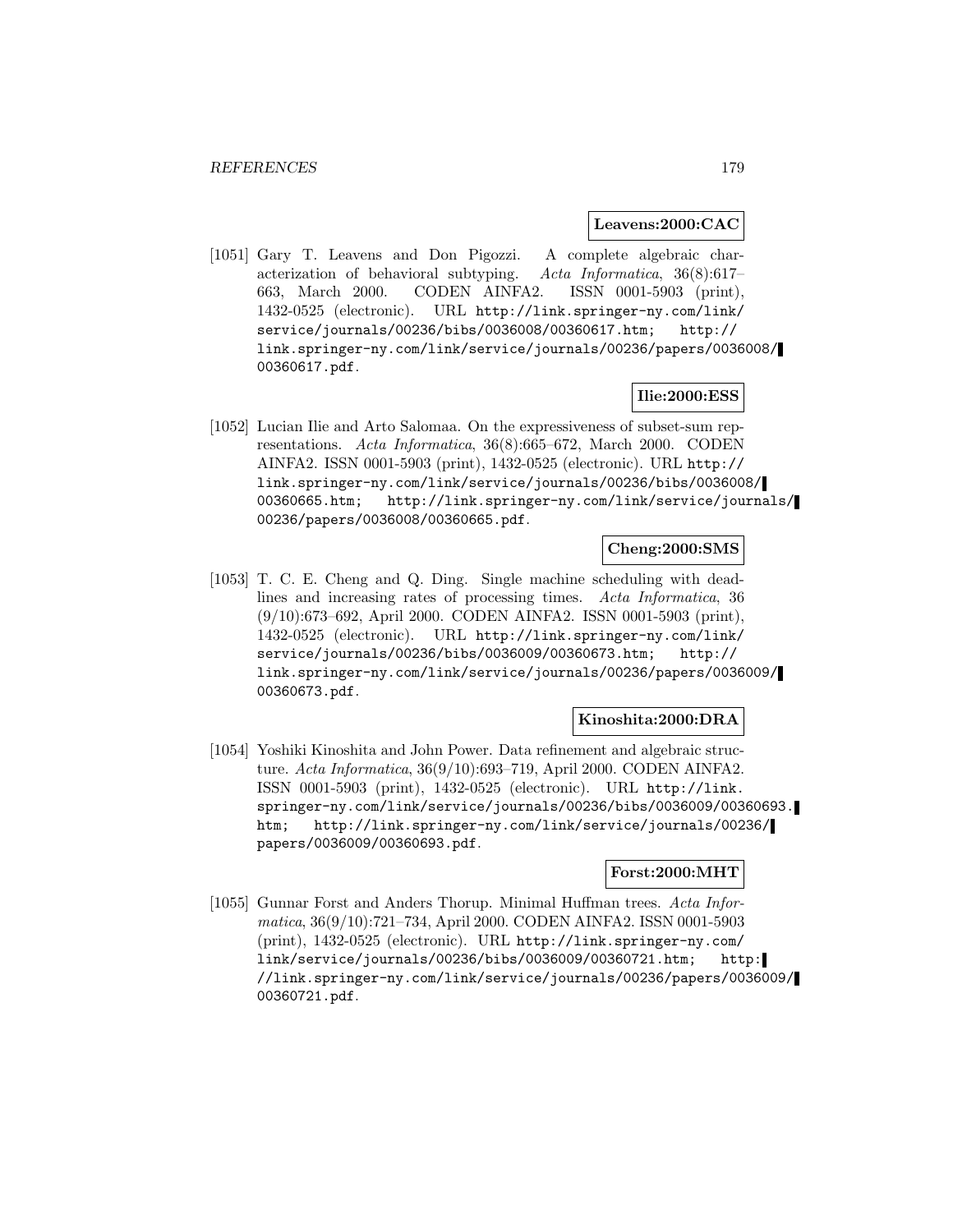**Leavens:2000:CAC**

[1051] Gary T. Leavens and Don Pigozzi. A complete algebraic characterization of behavioral subtyping. *Acta Informatica*, 36(8):617–663, March 2000. CODEN AINFA2. ISSN 0001-5903 (print), 1432-0525 (electronic). URL `http://link.springer-ny.com/link/service/journals/00236/bibs/0036008/00360617.htm; http://link.springer-ny.com/link/service/journals/00236/papers/0036008/00360617.pdf`.

**Ilie:2000:ESS**

[1052] Lucian Ilie and Arto Salomaa. On the expressiveness of subset-sum representations. *Acta Informatica*, 36(8):665–672, March 2000. CODEN AINFA2. ISSN 0001-5903 (print), 1432-0525 (electronic). URL `http://link.springer-ny.com/link/service/journals/00236/bibs/0036008/00360665.htm; http://link.springer-ny.com/link/service/journals/00236/papers/0036008/00360665.pdf`.

**Cheng:2000:SMS**

[1053] T. C. E. Cheng and Q. Ding. Single machine scheduling with deadlines and increasing rates of processing times. *Acta Informatica*, 36 (9/10):673–692, April 2000. CODEN AINFA2. ISSN 0001-5903 (print), 1432-0525 (electronic). URL `http://link.springer-ny.com/link/service/journals/00236/bibs/0036009/00360673.htm; http://link.springer-ny.com/link/service/journals/00236/papers/0036009/00360673.pdf`.

**Kinoshita:2000:DRA**

[1054] Yoshiki Kinoshita and John Power. Data refinement and algebraic structure. *Acta Informatica*, 36(9/10):693–719, April 2000. CODEN AINFA2. ISSN 0001-5903 (print), 1432-0525 (electronic). URL `http://link.springer-ny.com/link/service/journals/00236/bibs/0036009/00360693.htm; http://link.springer-ny.com/link/service/journals/00236/papers/0036009/00360693.pdf`.

**Forst:2000:MHT**

[1055] Gunnar Forst and Anders Thorup. Minimal Huffman trees. *Acta Informatica*, 36(9/10):721–734, April 2000. CODEN AINFA2. ISSN 0001-5903 (print), 1432-0525 (electronic). URL `http://link.springer-ny.com/link/service/journals/00236/bibs/0036009/00360721.htm; http://link.springer-ny.com/link/service/journals/00236/papers/0036009/00360721.pdf`.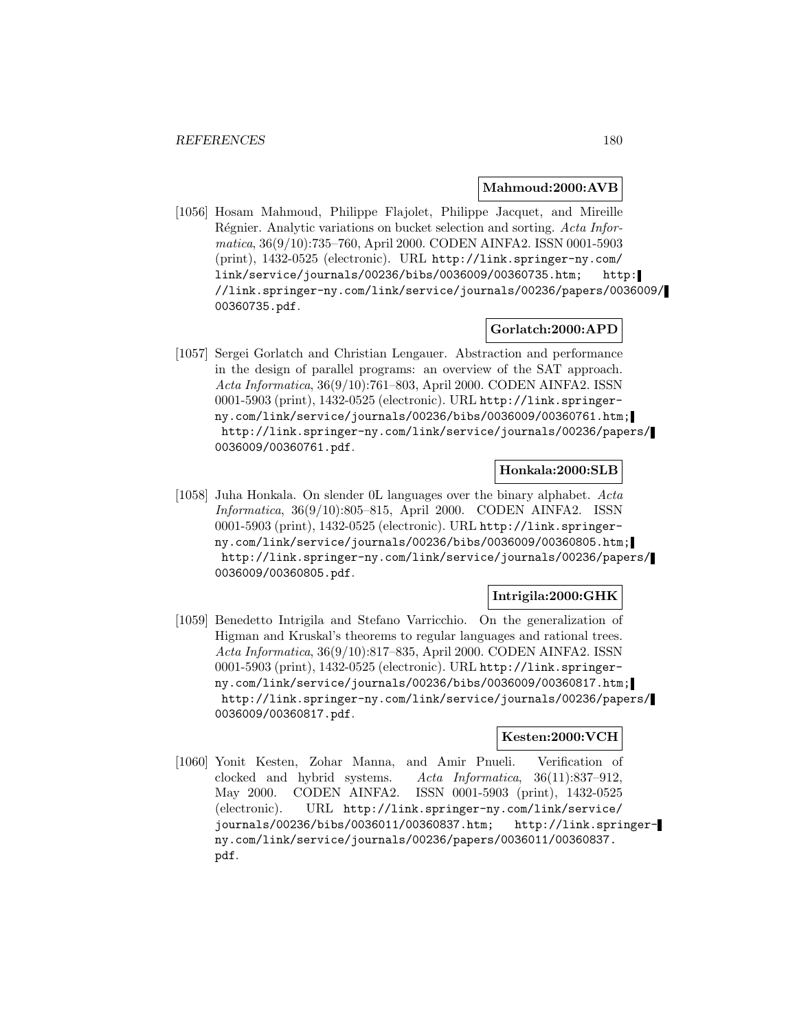**Mahmoud:2000:AVB**

[1056] Hosam Mahmoud, Philippe Flajolet, Philippe Jacquet, and Mireille Régnier. Analytic variations on bucket selection and sorting. *Acta Informatica*, 36(9/10):735–760, April 2000. CODEN AINFA2. ISSN 0001-5903 (print), 1432-0525 (electronic). URL http://link.springer-ny.com/link/service/journals/00236/bibs/0036009/00360735.htm; http://link.springer-ny.com/link/service/journals/00236/papers/0036009/00360735.pdf.

**Gorlatch:2000:APD**

[1057] Sergei Gorlatch and Christian Lengauer. Abstraction and performance in the design of parallel programs: an overview of the SAT approach. *Acta Informatica*, 36(9/10):761–803, April 2000. CODEN AINFA2. ISSN 0001-5903 (print), 1432-0525 (electronic). URL http://link.springer-ny.com/link/service/journals/00236/bibs/0036009/00360761.htm; http://link.springer-ny.com/link/service/journals/00236/papers/0036009/00360761.pdf.

**Honkala:2000:SLB**

[1058] Juha Honkala. On slender 0L languages over the binary alphabet. *Acta Informatica*, 36(9/10):805–815, April 2000. CODEN AINFA2. ISSN 0001-5903 (print), 1432-0525 (electronic). URL http://link.springer-ny.com/link/service/journals/00236/bibs/0036009/00360805.htm; http://link.springer-ny.com/link/service/journals/00236/papers/0036009/00360805.pdf.

**Intrigila:2000:GHK**

[1059] Benedetto Intrigila and Stefano Varricchio. On the generalization of Higman and Kruskal's theorems to regular languages and rational trees. *Acta Informatica*, 36(9/10):817–835, April 2000. CODEN AINFA2. ISSN 0001-5903 (print), 1432-0525 (electronic). URL http://link.springer-ny.com/link/service/journals/00236/bibs/0036009/00360817.htm; http://link.springer-ny.com/link/service/journals/00236/papers/0036009/00360817.pdf.

**Kesten:2000:VCH**

[1060] Yonit Kesten, Zohar Manna, and Amir Pnueli. Verification of clocked and hybrid systems. *Acta Informatica*, 36(11):837–912, May 2000. CODEN AINFA2. ISSN 0001-5903 (print), 1432-0525 (electronic). URL http://link.springer-ny.com/link/service/journals/00236/bibs/0036011/00360837.htm; http://link.springer-ny.com/link/service/journals/00236/papers/0036011/00360837.pdf.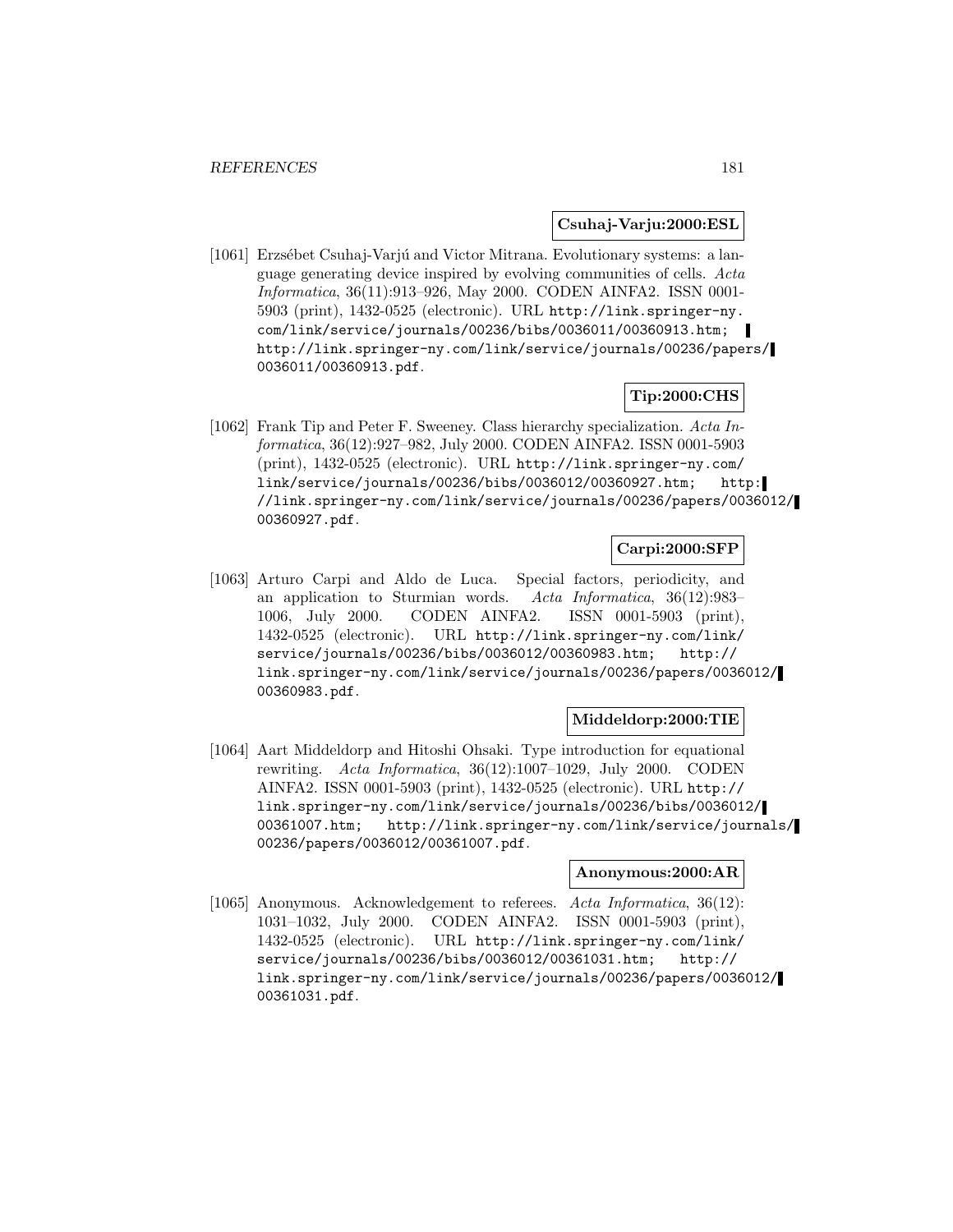**Csuhaj-Varju:2000:ESL**

[1061] Erzsébet Csuhaj-Varjú and Victor Mitrana. Evolutionary systems: a language generating device inspired by evolving communities of cells. *Acta Informatica*, 36(11):913–926, May 2000. CODEN AINFA2. ISSN 0001-5903 (print), 1432-0525 (electronic). URL `http://link.springer-ny.com/link/service/journals/00236/bibs/0036011/00360913.htm`; `http://link.springer-ny.com/link/service/journals/00236/papers/0036011/00360913.pdf`.

**Tip:2000:CHS**

[1062] Frank Tip and Peter F. Sweeney. Class hierarchy specialization. *Acta Informatica*, 36(12):927–982, July 2000. CODEN AINFA2. ISSN 0001-5903 (print), 1432-0525 (electronic). URL `http://link.springer-ny.com/link/service/journals/00236/bibs/0036012/00360927.htm`; `http://link.springer-ny.com/link/service/journals/00236/papers/0036012/00360927.pdf`.

**Carpi:2000:SFP**

[1063] Arturo Carpi and Aldo de Luca. Special factors, periodicity, and an application to Sturmian words. *Acta Informatica*, 36(12):983–1006, July 2000. CODEN AINFA2. ISSN 0001-5903 (print), 1432-0525 (electronic). URL `http://link.springer-ny.com/link/service/journals/00236/bibs/0036012/00360983.htm`; `http://link.springer-ny.com/link/service/journals/00236/papers/0036012/00360983.pdf`.

**Middeldorp:2000:TIE**

[1064] Aart Middeldorp and Hitoshi Ohsaki. Type introduction for equational rewriting. *Acta Informatica*, 36(12):1007–1029, July 2000. CODEN AINFA2. ISSN 0001-5903 (print), 1432-0525 (electronic). URL `http://link.springer-ny.com/link/service/journals/00236/bibs/0036012/00361007.htm`; `http://link.springer-ny.com/link/service/journals/00236/papers/0036012/00361007.pdf`.

**Anonymous:2000:AR**

[1065] Anonymous. Acknowledgement to referees. *Acta Informatica*, 36(12):1031–1032, July 2000. CODEN AINFA2. ISSN 0001-5903 (print), 1432-0525 (electronic). URL `http://link.springer-ny.com/link/service/journals/00236/bibs/0036012/00361031.htm`; `http://link.springer-ny.com/link/service/journals/00236/papers/0036012/00361031.pdf`.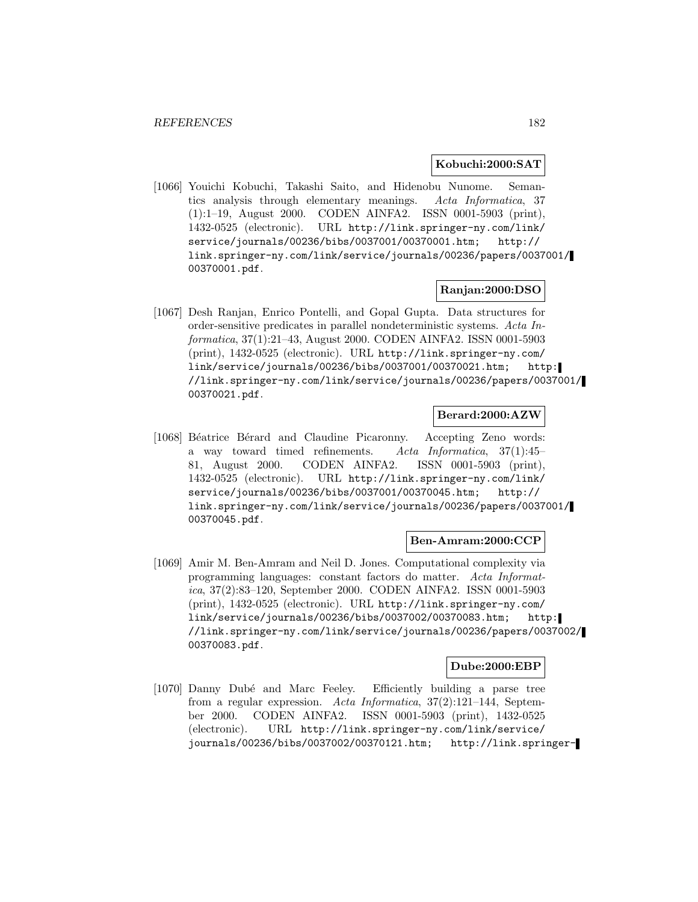**Kobuchi:2000:SAT**

[1066] Youichi Kobuchi, Takashi Saito, and Hidenobu Nunome. Semantics analysis through elementary meanings. *Acta Informatica*, 37 (1):1–19, August 2000. CODEN AINFA2. ISSN 0001-5903 (print), 1432-0525 (electronic). URL http://link.springer-ny.com/link/service/journals/00236/bibs/0037001/00370001.htm; http://link.springer-ny.com/link/service/journals/00236/papers/0037001/00370001.pdf.

**Ranjan:2000:DSO**

[1067] Desh Ranjan, Enrico Pontelli, and Gopal Gupta. Data structures for order-sensitive predicates in parallel nondeterministic systems. *Acta Informatica*, 37(1):21–43, August 2000. CODEN AINFA2. ISSN 0001-5903 (print), 1432-0525 (electronic). URL http://link.springer-ny.com/link/service/journals/00236/bibs/0037001/00370021.htm; http://link.springer-ny.com/link/service/journals/00236/papers/0037001/00370021.pdf.

**Berard:2000:AZW**

[1068] Béatrice Bérard and Claudine Picaronny. Accepting Zeno words: a way toward timed refinements. *Acta Informatica*, 37(1):45–81, August 2000. CODEN AINFA2. ISSN 0001-5903 (print), 1432-0525 (electronic). URL http://link.springer-ny.com/link/service/journals/00236/bibs/0037001/00370045.htm; http://link.springer-ny.com/link/service/journals/00236/papers/0037001/00370045.pdf.

**Ben-Amram:2000:CCP**

[1069] Amir M. Ben-Amram and Neil D. Jones. Computational complexity via programming languages: constant factors do matter. *Acta Informatica*, 37(2):83–120, September 2000. CODEN AINFA2. ISSN 0001-5903 (print), 1432-0525 (electronic). URL http://link.springer-ny.com/link/service/journals/00236/bibs/0037002/00370083.htm; http://link.springer-ny.com/link/service/journals/00236/papers/0037002/00370083.pdf.

**Dube:2000:EBP**

[1070] Danny Dubé and Marc Feeley. Efficiently building a parse tree from a regular expression. *Acta Informatica*, 37(2):121–144, September 2000. CODEN AINFA2. ISSN 0001-5903 (print), 1432-0525 (electronic). URL http://link.springer-ny.com/link/service/journals/00236/bibs/0037002/00370121.htm; http://link.springer-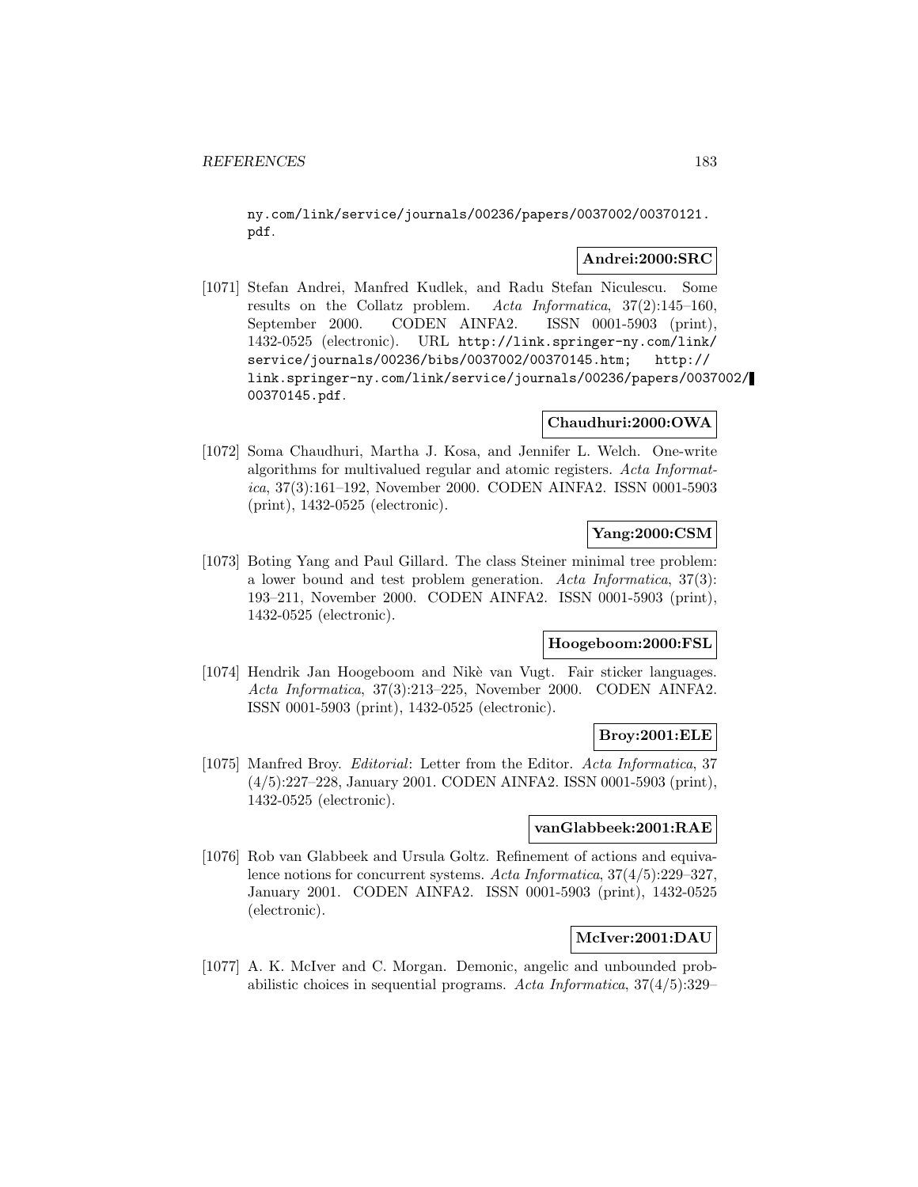ny.com/link/service/journals/00236/papers/0037002/00370121.pdf.

**Andrei:2000:SRC**

[1071] Stefan Andrei, Manfred Kudlek, and Radu Stefan Niculescu. Some results on the Collatz problem. *Acta Informatica*, 37(2):145–160, September 2000. CODEN AINFA2. ISSN 0001-5903 (print), 1432-0525 (electronic). URL http://link.springer-ny.com/link/service/journals/00236/bibs/0037002/00370145.htm; http://link.springer-ny.com/link/service/journals/00236/papers/0037002/00370145.pdf.

**Chaudhuri:2000:OWA**

[1072] Soma Chaudhuri, Martha J. Kosa, and Jennifer L. Welch. One-write algorithms for multivalued regular and atomic registers. *Acta Informatica*, 37(3):161–192, November 2000. CODEN AINFA2. ISSN 0001-5903 (print), 1432-0525 (electronic).

**Yang:2000:CSM**

[1073] Boting Yang and Paul Gillard. The class Steiner minimal tree problem: a lower bound and test problem generation. *Acta Informatica*, 37(3): 193–211, November 2000. CODEN AINFA2. ISSN 0001-5903 (print), 1432-0525 (electronic).

**Hoogeboom:2000:FSL**

[1074] Hendrik Jan Hoogeboom and Nikè van Vugt. Fair sticker languages. *Acta Informatica*, 37(3):213–225, November 2000. CODEN AINFA2. ISSN 0001-5903 (print), 1432-0525 (electronic).

**Broy:2001:ELE**

[1075] Manfred Broy. *Editorial*: Letter from the Editor. *Acta Informatica*, 37 (4/5):227–228, January 2001. CODEN AINFA2. ISSN 0001-5903 (print), 1432-0525 (electronic).

**vanGlabbeek:2001:RAE**

[1076] Rob van Glabbeek and Ursula Goltz. Refinement of actions and equivalence notions for concurrent systems. *Acta Informatica*, 37(4/5):229–327, January 2001. CODEN AINFA2. ISSN 0001-5903 (print), 1432-0525 (electronic).

**McIver:2001:DAU**

[1077] A. K. McIver and C. Morgan. Demonic, angelic and unbounded probabilistic choices in sequential programs. *Acta Informatica*, 37(4/5):329–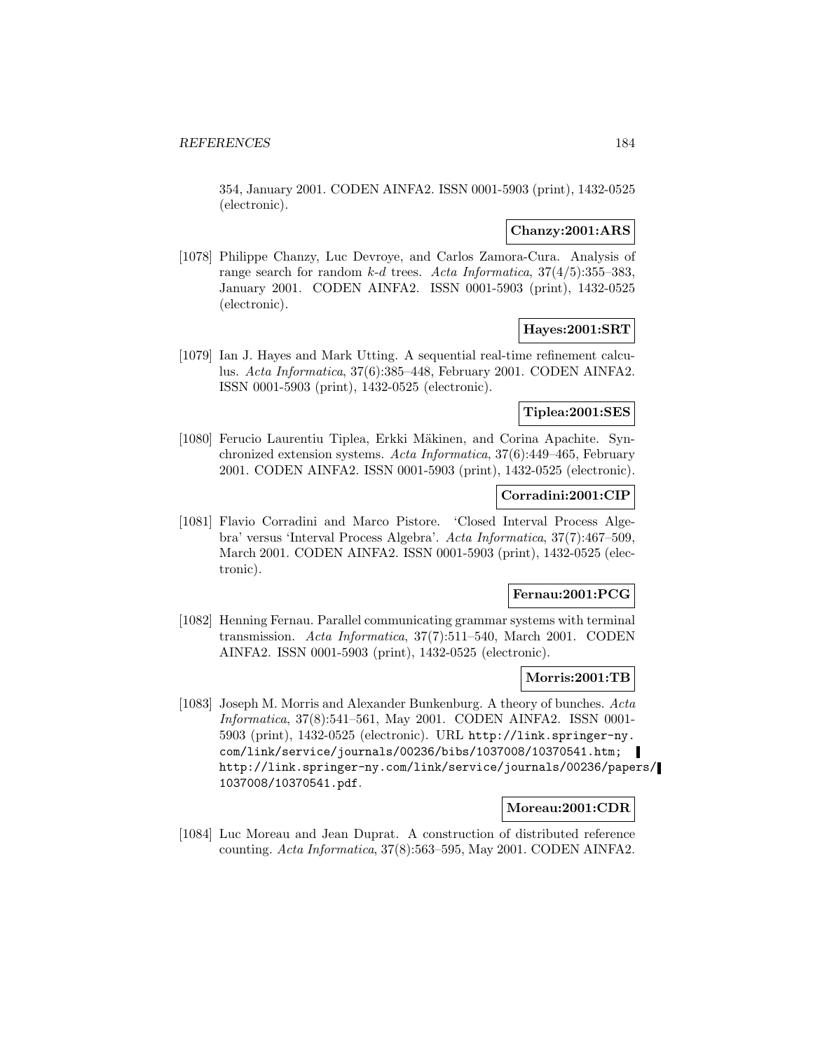354, January 2001. CODEN AINFA2. ISSN 0001-5903 (print), 1432-0525 (electronic).

**Chanzy:2001:ARS**

[1078] Philippe Chanzy, Luc Devroye, and Carlos Zamora-Cura. Analysis of range search for random *k-d* trees. *Acta Informatica*, 37(4/5):355–383, January 2001. CODEN AINFA2. ISSN 0001-5903 (print), 1432-0525 (electronic).

**Hayes:2001:SRT**

[1079] Ian J. Hayes and Mark Utting. A sequential real-time refinement calculus. *Acta Informatica*, 37(6):385–448, February 2001. CODEN AINFA2. ISSN 0001-5903 (print), 1432-0525 (electronic).

**Tiplea:2001:SES**

[1080] Ferucio Laurentiu Tiplea, Erkki Mäkinen, and Corina Apachite. Synchronized extension systems. *Acta Informatica*, 37(6):449–465, February 2001. CODEN AINFA2. ISSN 0001-5903 (print), 1432-0525 (electronic).

**Corradini:2001:CIP**

[1081] Flavio Corradini and Marco Pistore. 'Closed Interval Process Algebra' versus 'Interval Process Algebra'. *Acta Informatica*, 37(7):467–509, March 2001. CODEN AINFA2. ISSN 0001-5903 (print), 1432-0525 (electronic).

**Fernau:2001:PCG**

[1082] Henning Fernau. Parallel communicating grammar systems with terminal transmission. *Acta Informatica*, 37(7):511–540, March 2001. CODEN AINFA2. ISSN 0001-5903 (print), 1432-0525 (electronic).

**Morris:2001:TB**

[1083] Joseph M. Morris and Alexander Bunkenburg. A theory of bunches. *Acta Informatica*, 37(8):541–561, May 2001. CODEN AINFA2. ISSN 0001-5903 (print), 1432-0525 (electronic). URL http://link.springer-ny.com/link/service/journals/00236/bibs/1037008/10370541.htm; http://link.springer-ny.com/link/service/journals/00236/papers/1037008/10370541.pdf.

**Moreau:2001:CDR**

[1084] Luc Moreau and Jean Duprat. A construction of distributed reference counting. *Acta Informatica*, 37(8):563–595, May 2001. CODEN AINFA2.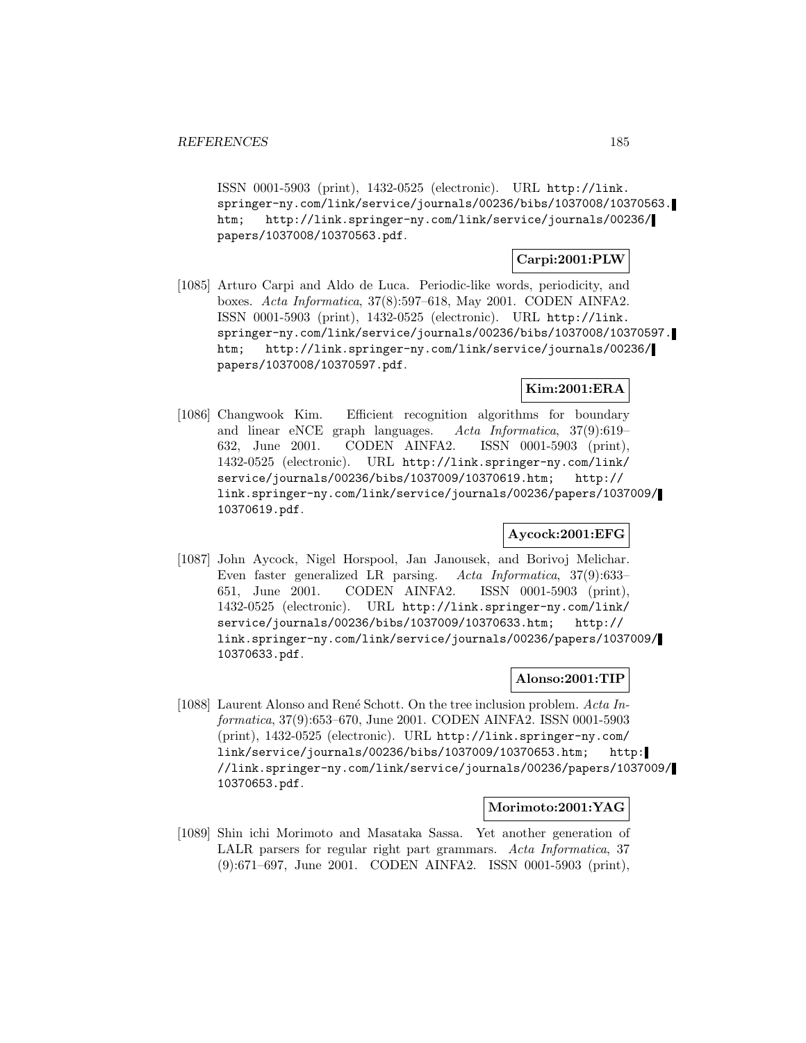ISSN 0001-5903 (print), 1432-0525 (electronic). URL http://link.springer-ny.com/link/service/journals/00236/bibs/1037008/10370563.htm; http://link.springer-ny.com/link/service/journals/00236/papers/1037008/10370563.pdf.

**Carpi:2001:PLW**

[1085] Arturo Carpi and Aldo de Luca. Periodic-like words, periodicity, and boxes. *Acta Informatica*, 37(8):597–618, May 2001. CODEN AINFA2. ISSN 0001-5903 (print), 1432-0525 (electronic). URL http://link.springer-ny.com/link/service/journals/00236/bibs/1037008/10370597.htm; http://link.springer-ny.com/link/service/journals/00236/papers/1037008/10370597.pdf.

**Kim:2001:ERA**

[1086] Changwook Kim. Efficient recognition algorithms for boundary and linear eNCE graph languages. *Acta Informatica*, 37(9):619–632, June 2001. CODEN AINFA2. ISSN 0001-5903 (print), 1432-0525 (electronic). URL http://link.springer-ny.com/link/service/journals/00236/bibs/1037009/10370619.htm; http://link.springer-ny.com/link/service/journals/00236/papers/1037009/10370619.pdf.

**Aycock:2001:EFG**

[1087] John Aycock, Nigel Horspool, Jan Janousek, and Borivoj Melichar. Even faster generalized LR parsing. *Acta Informatica*, 37(9):633–651, June 2001. CODEN AINFA2. ISSN 0001-5903 (print), 1432-0525 (electronic). URL http://link.springer-ny.com/link/service/journals/00236/bibs/1037009/10370633.htm; http://link.springer-ny.com/link/service/journals/00236/papers/1037009/10370633.pdf.

**Alonso:2001:TIP**

[1088] Laurent Alonso and René Schott. On the tree inclusion problem. *Acta Informatica*, 37(9):653–670, June 2001. CODEN AINFA2. ISSN 0001-5903 (print), 1432-0525 (electronic). URL http://link.springer-ny.com/link/service/journals/00236/bibs/1037009/10370653.htm; http://link.springer-ny.com/link/service/journals/00236/papers/1037009/10370653.pdf.

**Morimoto:2001:YAG**

[1089] Shin ichi Morimoto and Masataka Sassa. Yet another generation of LALR parsers for regular right part grammars. *Acta Informatica*, 37(9):671–697, June 2001. CODEN AINFA2. ISSN 0001-5903 (print),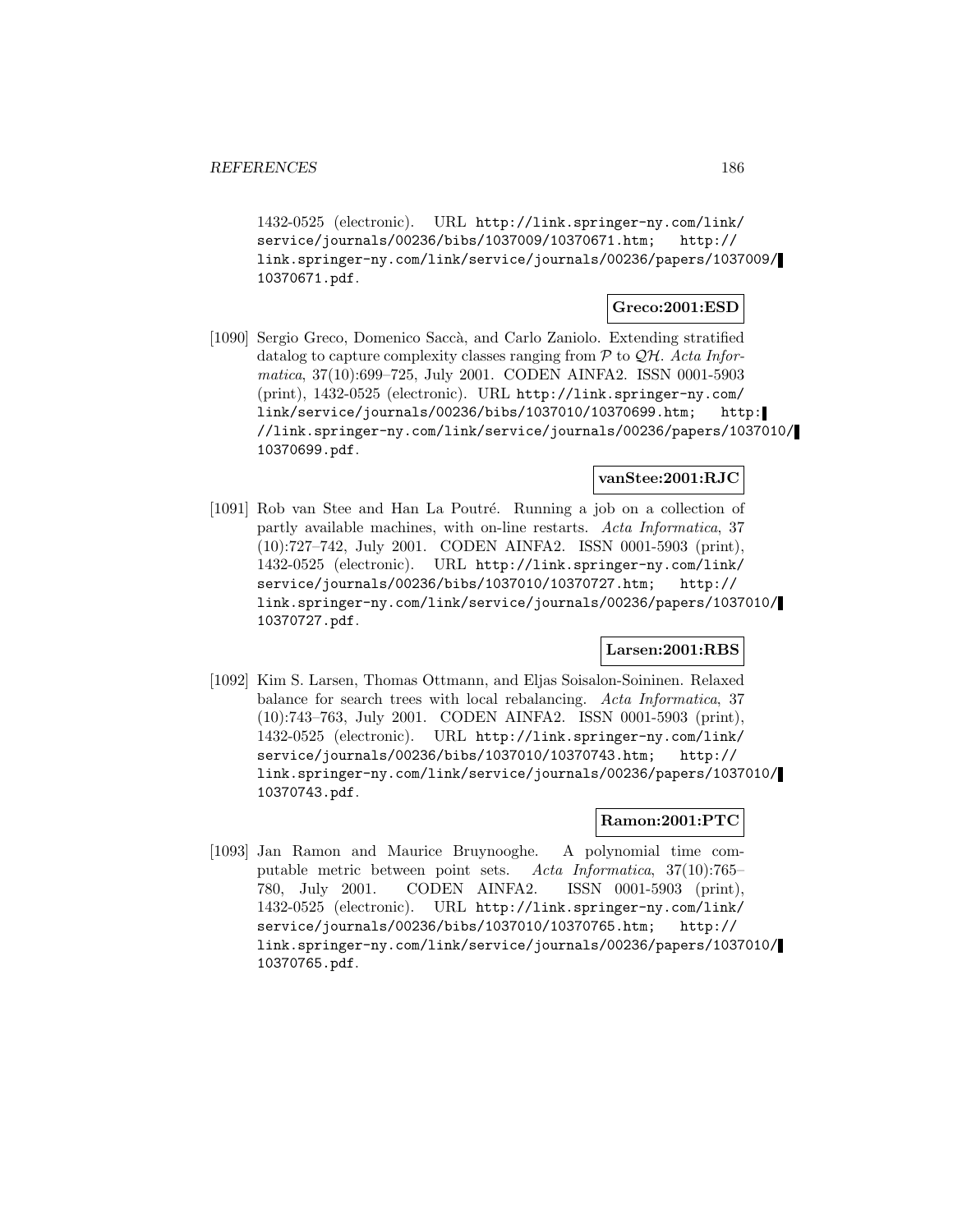1432-0525 (electronic). URL http://link.springer-ny.com/link/service/journals/00236/bibs/1037009/10370671.htm; http://link.springer-ny.com/link/service/journals/00236/papers/1037009/10370671.pdf.

**Greco:2001:ESD**

[1090] Sergio Greco, Domenico Saccà, and Carlo Zaniolo. Extending stratified datalog to capture complexity classes ranging from $\mathcal{P}$ to $\mathcal{QH}$. *Acta Informatica*, 37(10):699–725, July 2001. CODEN AINFA2. ISSN 0001-5903 (print), 1432-0525 (electronic). URL http://link.springer-ny.com/link/service/journals/00236/bibs/1037010/10370699.htm; http://link.springer-ny.com/link/service/journals/00236/papers/1037010/10370699.pdf.

**vanStee:2001:RJC**

[1091] Rob van Stee and Han La Poutré. Running a job on a collection of partly available machines, with on-line restarts. *Acta Informatica*, 37 (10):727–742, July 2001. CODEN AINFA2. ISSN 0001-5903 (print), 1432-0525 (electronic). URL http://link.springer-ny.com/link/service/journals/00236/bibs/1037010/10370727.htm; http://link.springer-ny.com/link/service/journals/00236/papers/1037010/10370727.pdf.

**Larsen:2001:RBS**

[1092] Kim S. Larsen, Thomas Ottmann, and Eljas Soisalon-Soininen. Relaxed balance for search trees with local rebalancing. *Acta Informatica*, 37 (10):743–763, July 2001. CODEN AINFA2. ISSN 0001-5903 (print), 1432-0525 (electronic). URL http://link.springer-ny.com/link/service/journals/00236/bibs/1037010/10370743.htm; http://link.springer-ny.com/link/service/journals/00236/papers/1037010/10370743.pdf.

**Ramon:2001:PTC**

[1093] Jan Ramon and Maurice Bruynooghe. A polynomial time computable metric between point sets. *Acta Informatica*, 37(10):765–780, July 2001. CODEN AINFA2. ISSN 0001-5903 (print), 1432-0525 (electronic). URL http://link.springer-ny.com/link/service/journals/00236/bibs/1037010/10370765.htm; http://link.springer-ny.com/link/service/journals/00236/papers/1037010/10370765.pdf.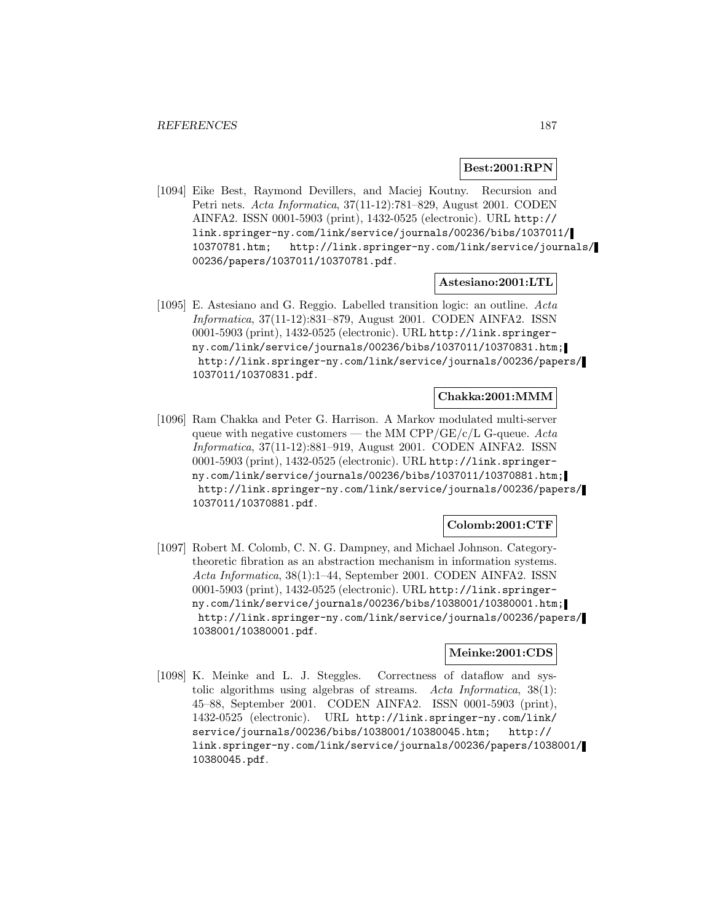**Best:2001:RPN**

[1094] Eike Best, Raymond Devillers, and Maciej Koutny. Recursion and Petri nets. *Acta Informatica*, 37(11-12):781–829, August 2001. CODEN AINFA2. ISSN 0001-5903 (print), 1432-0525 (electronic). URL http://link.springer-ny.com/link/service/journals/00236/bibs/1037011/10370781.htm; http://link.springer-ny.com/link/service/journals/00236/papers/1037011/10370781.pdf.

**Astesiano:2001:LTL**

[1095] E. Astesiano and G. Reggio. Labelled transition logic: an outline. *Acta Informatica*, 37(11-12):831–879, August 2001. CODEN AINFA2. ISSN 0001-5903 (print), 1432-0525 (electronic). URL http://link.springer-ny.com/link/service/journals/00236/bibs/1037011/10370831.htm; http://link.springer-ny.com/link/service/journals/00236/papers/1037011/10370831.pdf.

**Chakka:2001:MMM**

[1096] Ram Chakka and Peter G. Harrison. A Markov modulated multi-server queue with negative customers — the MM CPP/GE/c/L G-queue. *Acta Informatica*, 37(11-12):881–919, August 2001. CODEN AINFA2. ISSN 0001-5903 (print), 1432-0525 (electronic). URL http://link.springer-ny.com/link/service/journals/00236/bibs/1037011/10370881.htm; http://link.springer-ny.com/link/service/journals/00236/papers/1037011/10370881.pdf.

**Colomb:2001:CTF**

[1097] Robert M. Colomb, C. N. G. Dampney, and Michael Johnson. Category-theoretic fibration as an abstraction mechanism in information systems. *Acta Informatica*, 38(1):1–44, September 2001. CODEN AINFA2. ISSN 0001-5903 (print), 1432-0525 (electronic). URL http://link.springer-ny.com/link/service/journals/00236/bibs/1038001/10380001.htm; http://link.springer-ny.com/link/service/journals/00236/papers/1038001/10380001.pdf.

**Meinke:2001:CDS**

[1098] K. Meinke and L. J. Steggles. Correctness of dataflow and systolic algorithms using algebras of streams. *Acta Informatica*, 38(1):45–88, September 2001. CODEN AINFA2. ISSN 0001-5903 (print), 1432-0525 (electronic). URL http://link.springer-ny.com/link/service/journals/00236/bibs/1038001/10380045.htm; http://link.springer-ny.com/link/service/journals/00236/papers/1038001/10380045.pdf.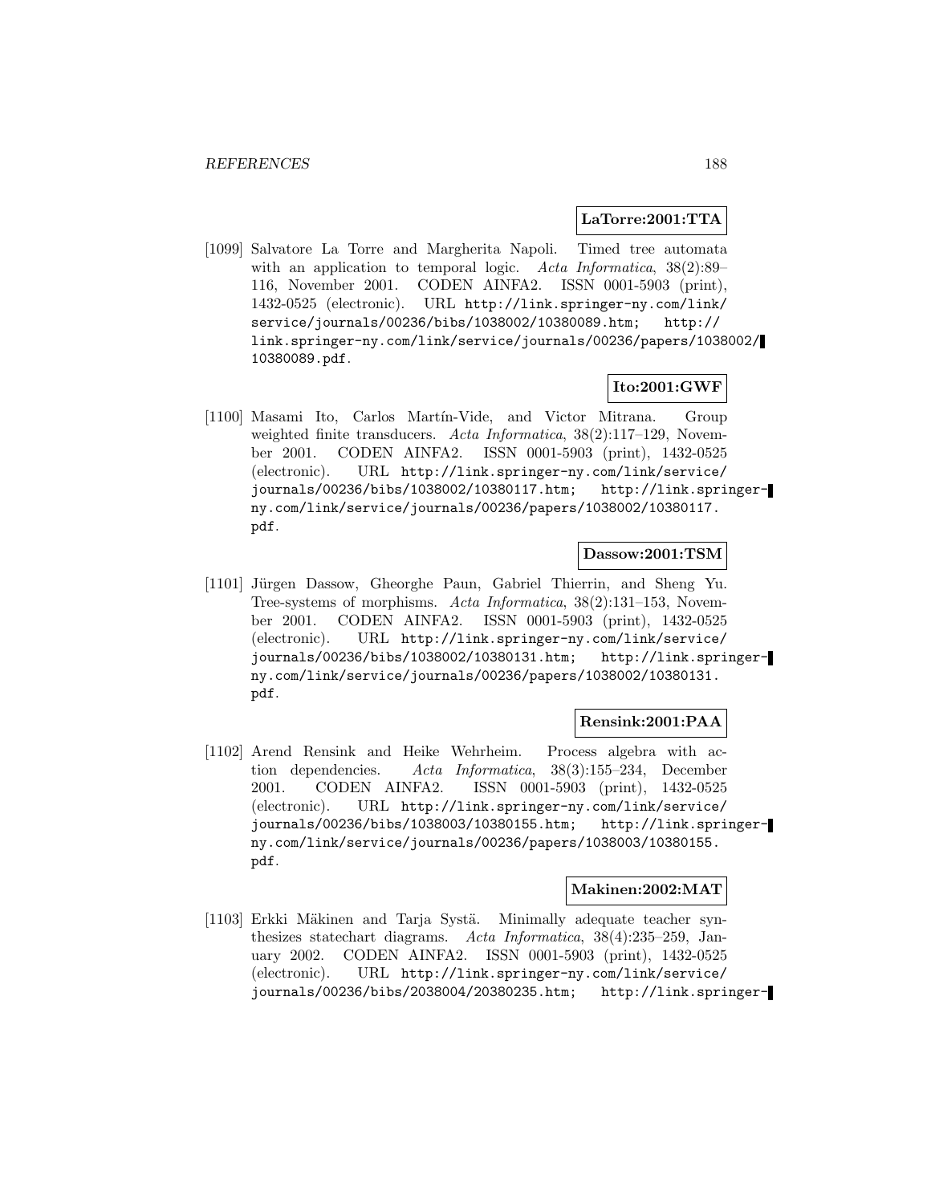**LaTorre:2001:TTA**

[1099] Salvatore La Torre and Margherita Napoli. Timed tree automata with an application to temporal logic. *Acta Informatica*, 38(2):89–116, November 2001. CODEN AINFA2. ISSN 0001-5903 (print), 1432-0525 (electronic). URL `http://link.springer-ny.com/link/service/journals/00236/bibs/1038002/10380089.htm; http://link.springer-ny.com/link/service/journals/00236/papers/1038002/10380089.pdf`.

**Ito:2001:GWF**

[1100] Masami Ito, Carlos Martín-Vide, and Victor Mitrana. Group weighted finite transducers. *Acta Informatica*, 38(2):117–129, November 2001. CODEN AINFA2. ISSN 0001-5903 (print), 1432-0525 (electronic). URL `http://link.springer-ny.com/link/service/journals/00236/bibs/1038002/10380117.htm; http://link.springer-ny.com/link/service/journals/00236/papers/1038002/10380117.pdf`.

**Dassow:2001:TSM**

[1101] Jürgen Dassow, Gheorghe Paun, Gabriel Thierrin, and Sheng Yu. Tree-systems of morphisms. *Acta Informatica*, 38(2):131–153, November 2001. CODEN AINFA2. ISSN 0001-5903 (print), 1432-0525 (electronic). URL `http://link.springer-ny.com/link/service/journals/00236/bibs/1038002/10380131.htm; http://link.springer-ny.com/link/service/journals/00236/papers/1038002/10380131.pdf`.

**Rensink:2001:PAA**

[1102] Arend Rensink and Heike Wehrheim. Process algebra with action dependencies. *Acta Informatica*, 38(3):155–234, December 2001. CODEN AINFA2. ISSN 0001-5903 (print), 1432-0525 (electronic). URL `http://link.springer-ny.com/link/service/journals/00236/bibs/1038003/10380155.htm; http://link.springer-ny.com/link/service/journals/00236/papers/1038003/10380155.pdf`.

**Makinen:2002:MAT**

[1103] Erkki Mäkinen and Tarja Systä. Minimally adequate teacher synthesizes statechart diagrams. *Acta Informatica*, 38(4):235–259, January 2002. CODEN AINFA2. ISSN 0001-5903 (print), 1432-0525 (electronic). URL `http://link.springer-ny.com/link/service/journals/00236/bibs/2038004/20380235.htm; http://link.springer-`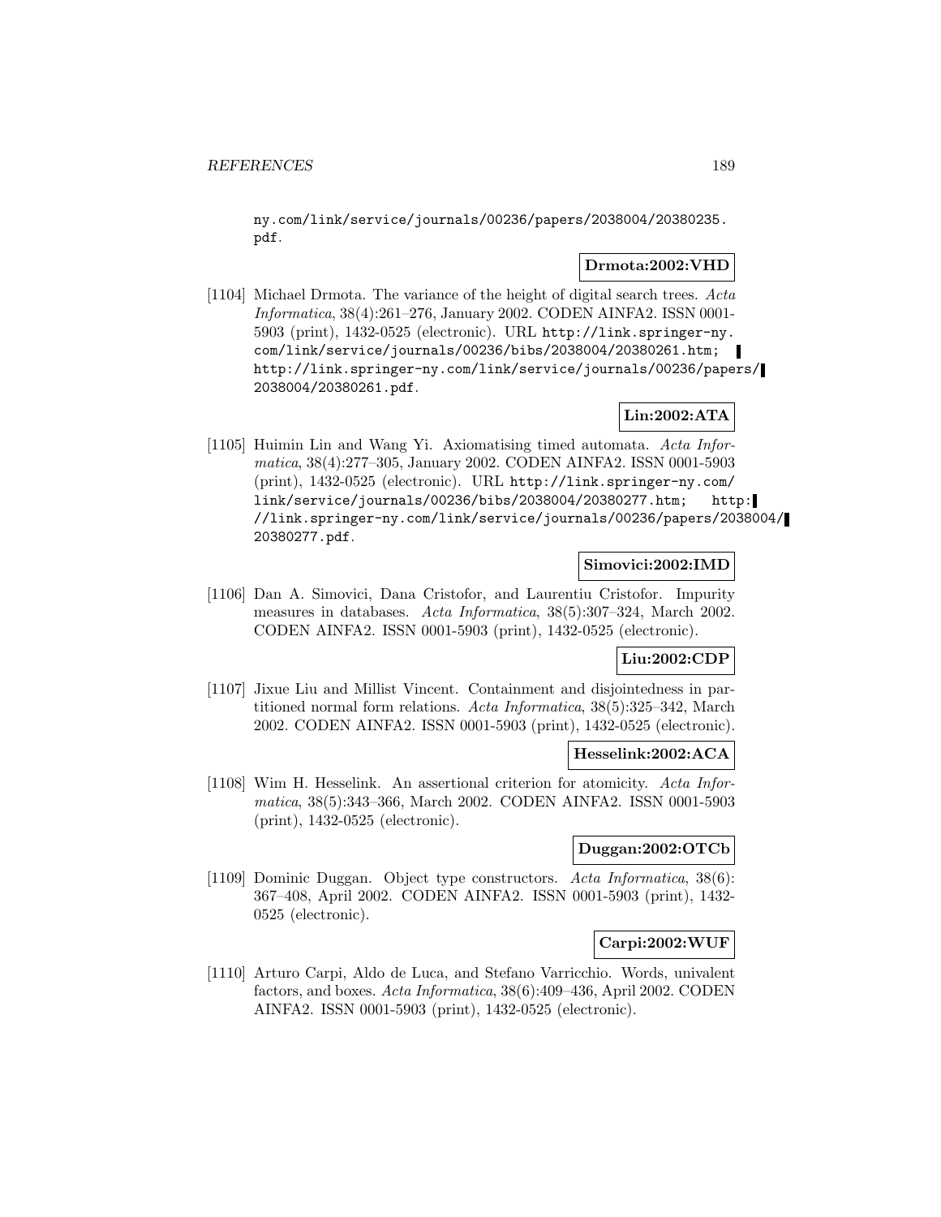ny.com/link/service/journals/00236/papers/2038004/20380235.pdf.

**Drmota:2002:VHD**

[1104] Michael Drmota. The variance of the height of digital search trees. *Acta Informatica*, 38(4):261–276, January 2002. CODEN AINFA2. ISSN 0001-5903 (print), 1432-0525 (electronic). URL http://link.springer-ny.com/link/service/journals/00236/bibs/2038004/20380261.htm; http://link.springer-ny.com/link/service/journals/00236/papers/2038004/20380261.pdf.

**Lin:2002:ATA**

[1105] Huimin Lin and Wang Yi. Axiomatising timed automata. *Acta Informatica*, 38(4):277–305, January 2002. CODEN AINFA2. ISSN 0001-5903 (print), 1432-0525 (electronic). URL http://link.springer-ny.com/link/service/journals/00236/bibs/2038004/20380277.htm; http://link.springer-ny.com/link/service/journals/00236/papers/2038004/20380277.pdf.

**Simovici:2002:IMD**

[1106] Dan A. Simovici, Dana Cristofor, and Laurentiu Cristofor. Impurity measures in databases. *Acta Informatica*, 38(5):307–324, March 2002. CODEN AINFA2. ISSN 0001-5903 (print), 1432-0525 (electronic).

**Liu:2002:CDP**

[1107] Jixue Liu and Millist Vincent. Containment and disjointedness in partitioned normal form relations. *Acta Informatica*, 38(5):325–342, March 2002. CODEN AINFA2. ISSN 0001-5903 (print), 1432-0525 (electronic).

**Hesselink:2002:ACA**

[1108] Wim H. Hesselink. An assertional criterion for atomicity. *Acta Informatica*, 38(5):343–366, March 2002. CODEN AINFA2. ISSN 0001-5903 (print), 1432-0525 (electronic).

**Duggan:2002:OTCb**

[1109] Dominic Duggan. Object type constructors. *Acta Informatica*, 38(6):367–408, April 2002. CODEN AINFA2. ISSN 0001-5903 (print), 1432-0525 (electronic).

**Carpi:2002:WUF**

[1110] Arturo Carpi, Aldo de Luca, and Stefano Varricchio. Words, univalent factors, and boxes. *Acta Informatica*, 38(6):409–436, April 2002. CODEN AINFA2. ISSN 0001-5903 (print), 1432-0525 (electronic).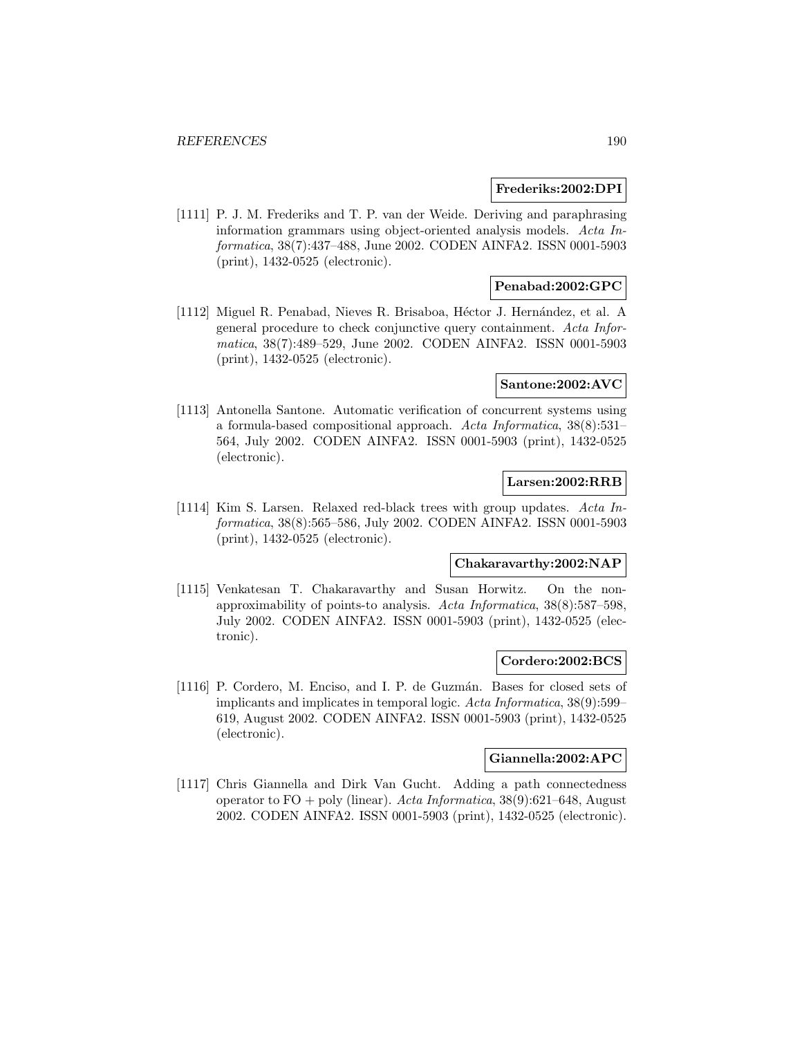**Frederiks:2002:DPI**

[1111] P. J. M. Frederiks and T. P. van der Weide. Deriving and paraphrasing information grammars using object-oriented analysis models. *Acta Informatica*, 38(7):437–488, June 2002. CODEN AINFA2. ISSN 0001-5903 (print), 1432-0525 (electronic).

**Penabad:2002:GPC**

[1112] Miguel R. Penabad, Nieves R. Brisaboa, Héctor J. Hernández, et al. A general procedure to check conjunctive query containment. *Acta Informatica*, 38(7):489–529, June 2002. CODEN AINFA2. ISSN 0001-5903 (print), 1432-0525 (electronic).

**Santone:2002:AVC**

[1113] Antonella Santone. Automatic verification of concurrent systems using a formula-based compositional approach. *Acta Informatica*, 38(8):531–564, July 2002. CODEN AINFA2. ISSN 0001-5903 (print), 1432-0525 (electronic).

**Larsen:2002:RRB**

[1114] Kim S. Larsen. Relaxed red-black trees with group updates. *Acta Informatica*, 38(8):565–586, July 2002. CODEN AINFA2. ISSN 0001-5903 (print), 1432-0525 (electronic).

**Chakaravarthy:2002:NAP**

[1115] Venkatesan T. Chakaravarthy and Susan Horwitz. On the non-approximability of points-to analysis. *Acta Informatica*, 38(8):587–598, July 2002. CODEN AINFA2. ISSN 0001-5903 (print), 1432-0525 (electronic).

**Cordero:2002:BCS**

[1116] P. Cordero, M. Enciso, and I. P. de Guzmán. Bases for closed sets of implicants and implicates in temporal logic. *Acta Informatica*, 38(9):599–619, August 2002. CODEN AINFA2. ISSN 0001-5903 (print), 1432-0525 (electronic).

**Giannella:2002:APC**

[1117] Chris Giannella and Dirk Van Gucht. Adding a path connectedness operator to FO + poly (linear). *Acta Informatica*, 38(9):621–648, August 2002. CODEN AINFA2. ISSN 0001-5903 (print), 1432-0525 (electronic).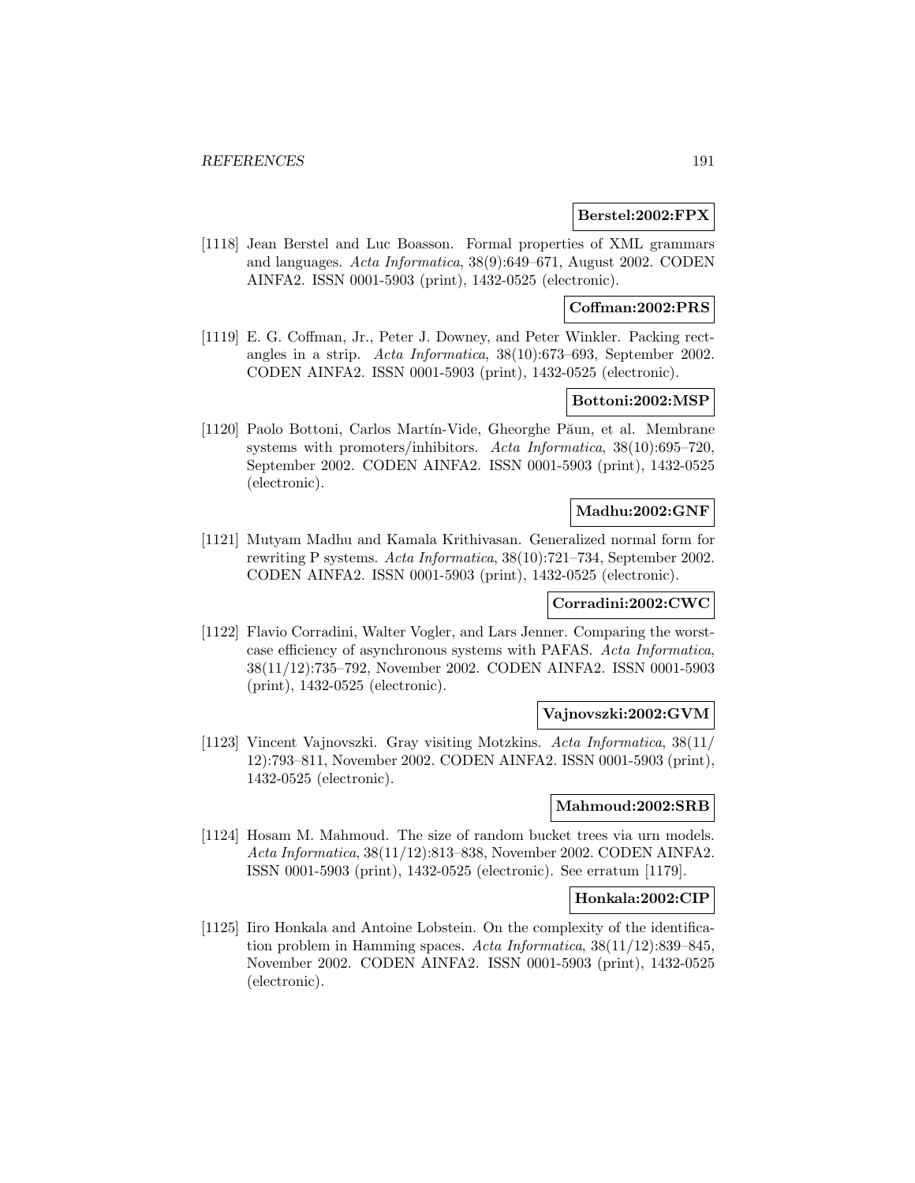**Berstel:2002:FPX**

[1118] Jean Berstel and Luc Boasson. Formal properties of XML grammars and languages. *Acta Informatica*, 38(9):649–671, August 2002. CODEN AINFA2. ISSN 0001-5903 (print), 1432-0525 (electronic).

**Coffman:2002:PRS**

[1119] E. G. Coffman, Jr., Peter J. Downey, and Peter Winkler. Packing rectangles in a strip. *Acta Informatica*, 38(10):673–693, September 2002. CODEN AINFA2. ISSN 0001-5903 (print), 1432-0525 (electronic).

**Bottoni:2002:MSP**

[1120] Paolo Bottoni, Carlos Martín-Vide, Gheorghe Păun, et al. Membrane systems with promoters/inhibitors. *Acta Informatica*, 38(10):695–720, September 2002. CODEN AINFA2. ISSN 0001-5903 (print), 1432-0525 (electronic).

**Madhu:2002:GNF**

[1121] Mutyam Madhu and Kamala Krithivasan. Generalized normal form for rewriting P systems. *Acta Informatica*, 38(10):721–734, September 2002. CODEN AINFA2. ISSN 0001-5903 (print), 1432-0525 (electronic).

**Corradini:2002:CWC**

[1122] Flavio Corradini, Walter Vogler, and Lars Jenner. Comparing the worst-case efficiency of asynchronous systems with PAFAS. *Acta Informatica*, 38(11/12):735–792, November 2002. CODEN AINFA2. ISSN 0001-5903 (print), 1432-0525 (electronic).

**Vajnovszki:2002:GVM**

[1123] Vincent Vajnovszki. Gray visiting Motzkins. *Acta Informatica*, 38(11/12):793–811, November 2002. CODEN AINFA2. ISSN 0001-5903 (print), 1432-0525 (electronic).

**Mahmoud:2002:SRB**

[1124] Hosam M. Mahmoud. The size of random bucket trees via urn models. *Acta Informatica*, 38(11/12):813–838, November 2002. CODEN AINFA2. ISSN 0001-5903 (print), 1432-0525 (electronic). See erratum [1179].

**Honkala:2002:CIP**

[1125] Iiro Honkala and Antoine Lobstein. On the complexity of the identification problem in Hamming spaces. *Acta Informatica*, 38(11/12):839–845, November 2002. CODEN AINFA2. ISSN 0001-5903 (print), 1432-0525 (electronic).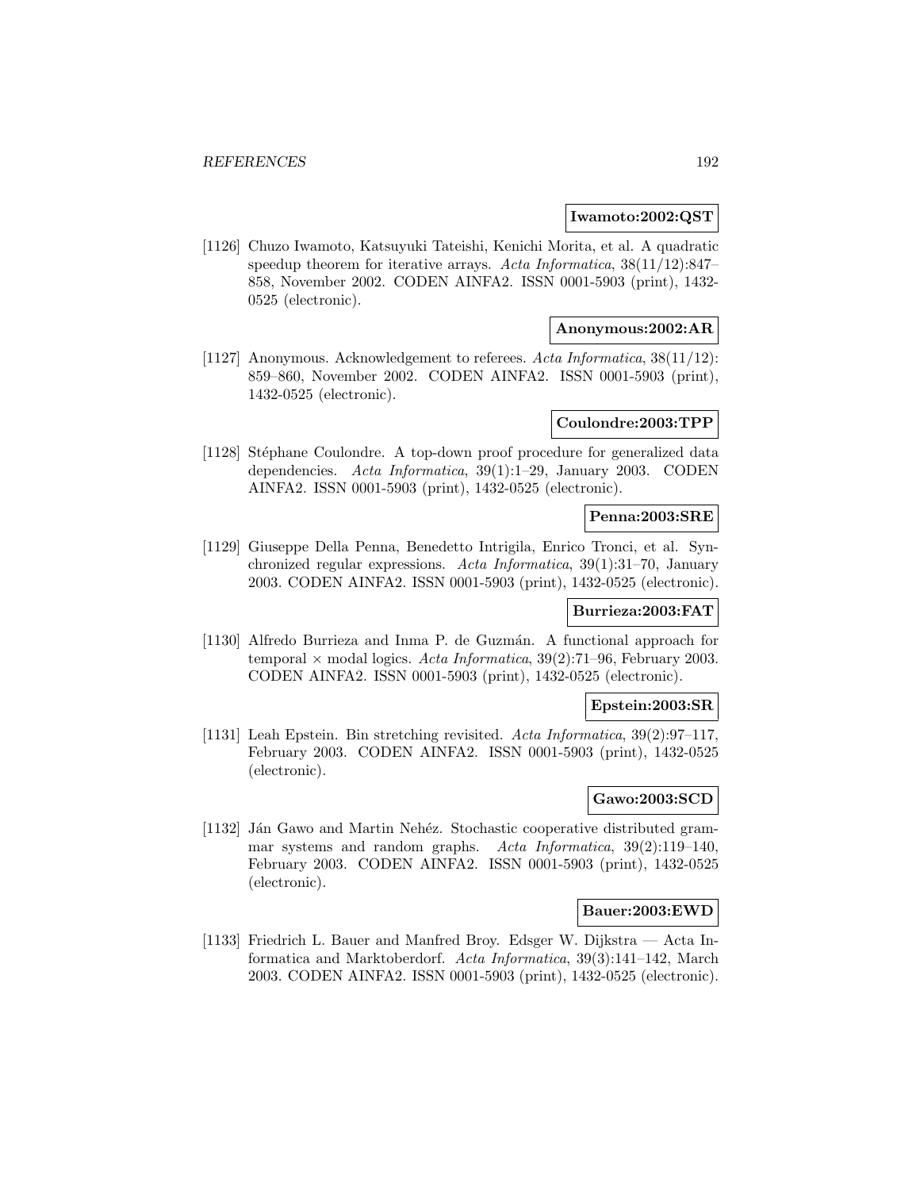**Iwamoto:2002:QST**

[1126] Chuzo Iwamoto, Katsuyuki Tateishi, Kenichi Morita, et al. A quadratic speedup theorem for iterative arrays. *Acta Informatica*, 38(11/12):847–858, November 2002. CODEN AINFA2. ISSN 0001-5903 (print), 1432-0525 (electronic).

**Anonymous:2002:AR**

[1127] Anonymous. Acknowledgement to referees. *Acta Informatica*, 38(11/12):859–860, November 2002. CODEN AINFA2. ISSN 0001-5903 (print), 1432-0525 (electronic).

**Coulondre:2003:TPP**

[1128] Stéphane Coulondre. A top-down proof procedure for generalized data dependencies. *Acta Informatica*, 39(1):1–29, January 2003. CODEN AINFA2. ISSN 0001-5903 (print), 1432-0525 (electronic).

**Penna:2003:SRE**

[1129] Giuseppe Della Penna, Benedetto Intrigila, Enrico Tronci, et al. Synchronized regular expressions. *Acta Informatica*, 39(1):31–70, January 2003. CODEN AINFA2. ISSN 0001-5903 (print), 1432-0525 (electronic).

**Burrieza:2003:FAT**

[1130] Alfredo Burrieza and Inma P. de Guzmán. A functional approach for temporal $\times$ modal logics. *Acta Informatica*, 39(2):71–96, February 2003. CODEN AINFA2. ISSN 0001-5903 (print), 1432-0525 (electronic).

**Epstein:2003:SR**

[1131] Leah Epstein. Bin stretching revisited. *Acta Informatica*, 39(2):97–117, February 2003. CODEN AINFA2. ISSN 0001-5903 (print), 1432-0525 (electronic).

**Gawo:2003:SCD**

[1132] Ján Gawo and Martin Nehéz. Stochastic cooperative distributed grammar systems and random graphs. *Acta Informatica*, 39(2):119–140, February 2003. CODEN AINFA2. ISSN 0001-5903 (print), 1432-0525 (electronic).

**Bauer:2003:EWD**

[1133] Friedrich L. Bauer and Manfred Broy. Edsger W. Dijkstra — Acta Informatica and Marktoberdorf. *Acta Informatica*, 39(3):141–142, March 2003. CODEN AINFA2. ISSN 0001-5903 (print), 1432-0525 (electronic).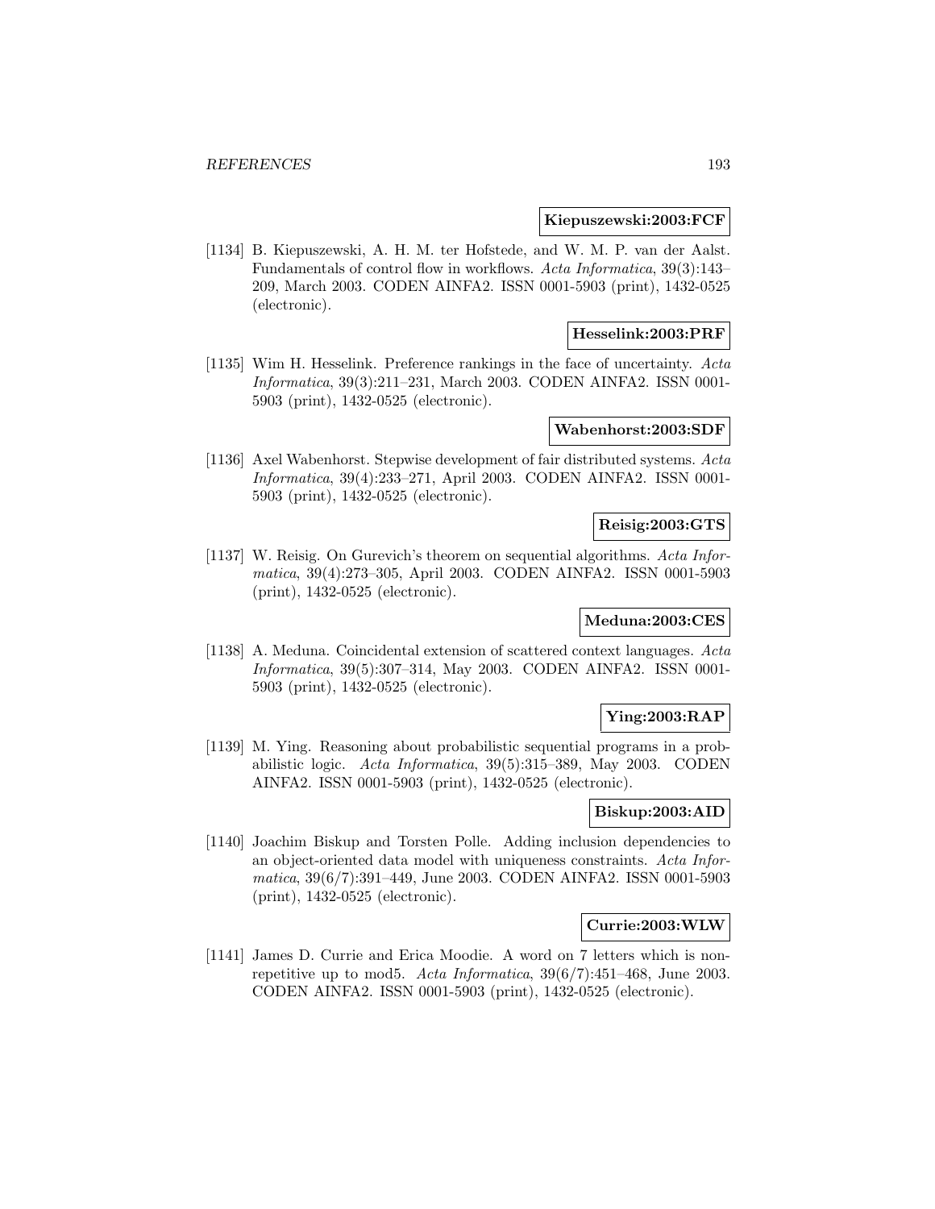**Kiepuszewski:2003:FCF**

[1134] B. Kiepuszewski, A. H. M. ter Hofstede, and W. M. P. van der Aalst. Fundamentals of control flow in workflows. *Acta Informatica*, 39(3):143–209, March 2003. CODEN AINFA2. ISSN 0001-5903 (print), 1432-0525 (electronic).

**Hesselink:2003:PRF**

[1135] Wim H. Hesselink. Preference rankings in the face of uncertainty. *Acta Informatica*, 39(3):211–231, March 2003. CODEN AINFA2. ISSN 0001-5903 (print), 1432-0525 (electronic).

**Wabenhorst:2003:SDF**

[1136] Axel Wabenhorst. Stepwise development of fair distributed systems. *Acta Informatica*, 39(4):233–271, April 2003. CODEN AINFA2. ISSN 0001-5903 (print), 1432-0525 (electronic).

**Reisig:2003:GTS**

[1137] W. Reisig. On Gurevich's theorem on sequential algorithms. *Acta Informatica*, 39(4):273–305, April 2003. CODEN AINFA2. ISSN 0001-5903 (print), 1432-0525 (electronic).

**Meduna:2003:CES**

[1138] A. Meduna. Coincidental extension of scattered context languages. *Acta Informatica*, 39(5):307–314, May 2003. CODEN AINFA2. ISSN 0001-5903 (print), 1432-0525 (electronic).

**Ying:2003:RAP**

[1139] M. Ying. Reasoning about probabilistic sequential programs in a probabilistic logic. *Acta Informatica*, 39(5):315–389, May 2003. CODEN AINFA2. ISSN 0001-5903 (print), 1432-0525 (electronic).

**Biskup:2003:AID**

[1140] Joachim Biskup and Torsten Polle. Adding inclusion dependencies to an object-oriented data model with uniqueness constraints. *Acta Informatica*, 39(6/7):391–449, June 2003. CODEN AINFA2. ISSN 0001-5903 (print), 1432-0525 (electronic).

**Currie:2003:WLW**

[1141] James D. Currie and Erica Moodie. A word on 7 letters which is non-repetitive up to mod5. *Acta Informatica*, 39(6/7):451–468, June 2003. CODEN AINFA2. ISSN 0001-5903 (print), 1432-0525 (electronic).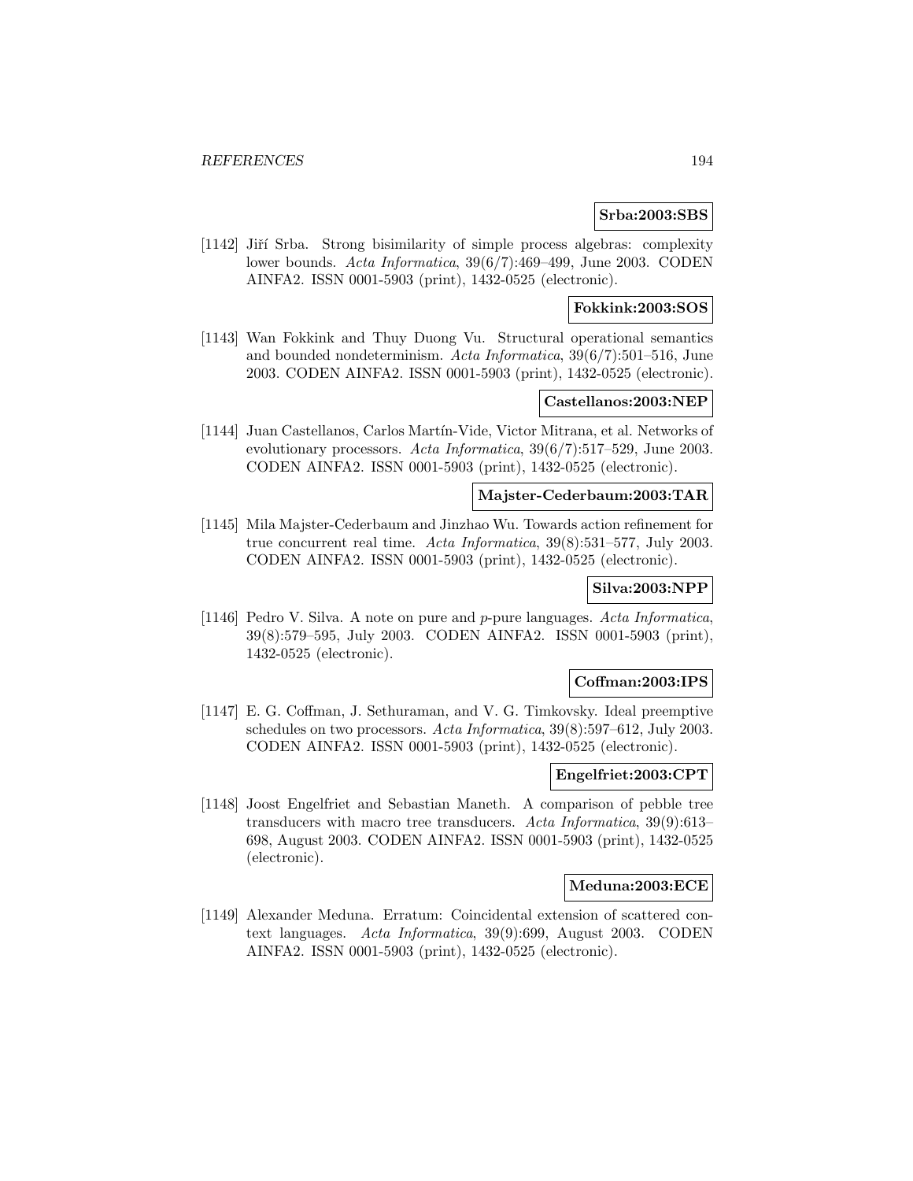**Srba:2003:SBS**

[1142] Jiří Srba. Strong bisimilarity of simple process algebras: complexity lower bounds. *Acta Informatica*, 39(6/7):469–499, June 2003. CODEN AINFA2. ISSN 0001-5903 (print), 1432-0525 (electronic).

**Fokkink:2003:SOS**

[1143] Wan Fokkink and Thuy Duong Vu. Structural operational semantics and bounded nondeterminism. *Acta Informatica*, 39(6/7):501–516, June 2003. CODEN AINFA2. ISSN 0001-5903 (print), 1432-0525 (electronic).

**Castellanos:2003:NEP**

[1144] Juan Castellanos, Carlos Martín-Vide, Victor Mitrana, et al. Networks of evolutionary processors. *Acta Informatica*, 39(6/7):517–529, June 2003. CODEN AINFA2. ISSN 0001-5903 (print), 1432-0525 (electronic).

**Majster-Cederbaum:2003:TAR**

[1145] Mila Majster-Cederbaum and Jinzhao Wu. Towards action refinement for true concurrent real time. *Acta Informatica*, 39(8):531–577, July 2003. CODEN AINFA2. ISSN 0001-5903 (print), 1432-0525 (electronic).

**Silva:2003:NPP**

[1146] Pedro V. Silva. A note on pure and $p$-pure languages. *Acta Informatica*, 39(8):579–595, July 2003. CODEN AINFA2. ISSN 0001-5903 (print), 1432-0525 (electronic).

**Coffman:2003:IPS**

[1147] E. G. Coffman, J. Sethuraman, and V. G. Timkovsky. Ideal preemptive schedules on two processors. *Acta Informatica*, 39(8):597–612, July 2003. CODEN AINFA2. ISSN 0001-5903 (print), 1432-0525 (electronic).

**Engelfriet:2003:CPT**

[1148] Joost Engelfriet and Sebastian Maneth. A comparison of pebble tree transducers with macro tree transducers. *Acta Informatica*, 39(9):613–698, August 2003. CODEN AINFA2. ISSN 0001-5903 (print), 1432-0525 (electronic).

**Meduna:2003:ECE**

[1149] Alexander Meduna. Erratum: Coincidental extension of scattered context languages. *Acta Informatica*, 39(9):699, August 2003. CODEN AINFA2. ISSN 0001-5903 (print), 1432-0525 (electronic).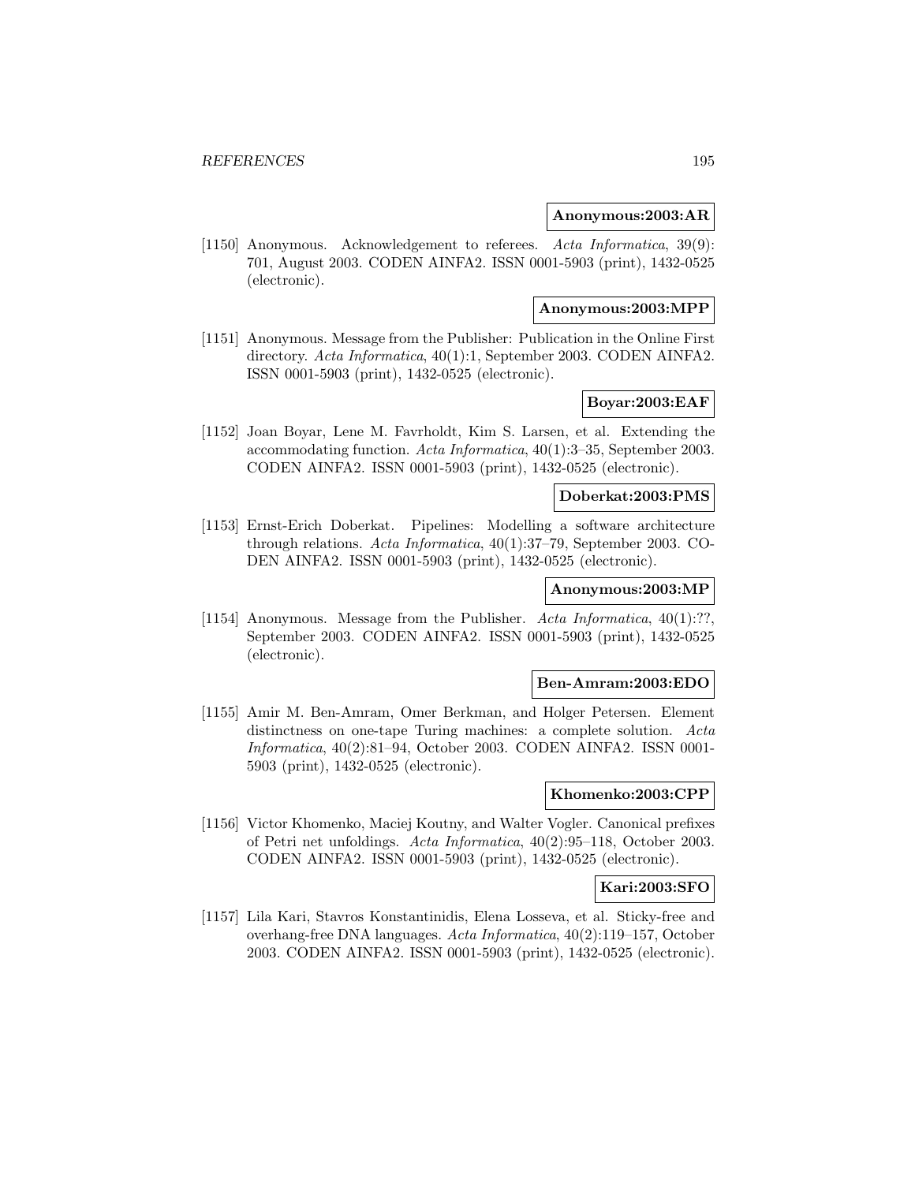**Anonymous:2003:AR**

[1150] Anonymous. Acknowledgement to referees. *Acta Informatica*, 39(9): 701, August 2003. CODEN AINFA2. ISSN 0001-5903 (print), 1432-0525 (electronic).

**Anonymous:2003:MPP**

[1151] Anonymous. Message from the Publisher: Publication in the Online First directory. *Acta Informatica*, 40(1):1, September 2003. CODEN AINFA2. ISSN 0001-5903 (print), 1432-0525 (electronic).

**Boyar:2003:EAF**

[1152] Joan Boyar, Lene M. Favrholdt, Kim S. Larsen, et al. Extending the accommodating function. *Acta Informatica*, 40(1):3–35, September 2003. CODEN AINFA2. ISSN 0001-5903 (print), 1432-0525 (electronic).

**Doberkat:2003:PMS**

[1153] Ernst-Erich Doberkat. Pipelines: Modelling a software architecture through relations. *Acta Informatica*, 40(1):37–79, September 2003. CODEN AINFA2. ISSN 0001-5903 (print), 1432-0525 (electronic).

**Anonymous:2003:MP**

[1154] Anonymous. Message from the Publisher. *Acta Informatica*, 40(1):??, September 2003. CODEN AINFA2. ISSN 0001-5903 (print), 1432-0525 (electronic).

**Ben-Amram:2003:EDO**

[1155] Amir M. Ben-Amram, Omer Berkman, and Holger Petersen. Element distinctness on one-tape Turing machines: a complete solution. *Acta Informatica*, 40(2):81–94, October 2003. CODEN AINFA2. ISSN 0001-5903 (print), 1432-0525 (electronic).

**Khomenko:2003:CPP**

[1156] Victor Khomenko, Maciej Koutny, and Walter Vogler. Canonical prefixes of Petri net unfoldings. *Acta Informatica*, 40(2):95–118, October 2003. CODEN AINFA2. ISSN 0001-5903 (print), 1432-0525 (electronic).

**Kari:2003:SFO**

[1157] Lila Kari, Stavros Konstantinidis, Elena Losseva, et al. Sticky-free and overhang-free DNA languages. *Acta Informatica*, 40(2):119–157, October 2003. CODEN AINFA2. ISSN 0001-5903 (print), 1432-0525 (electronic).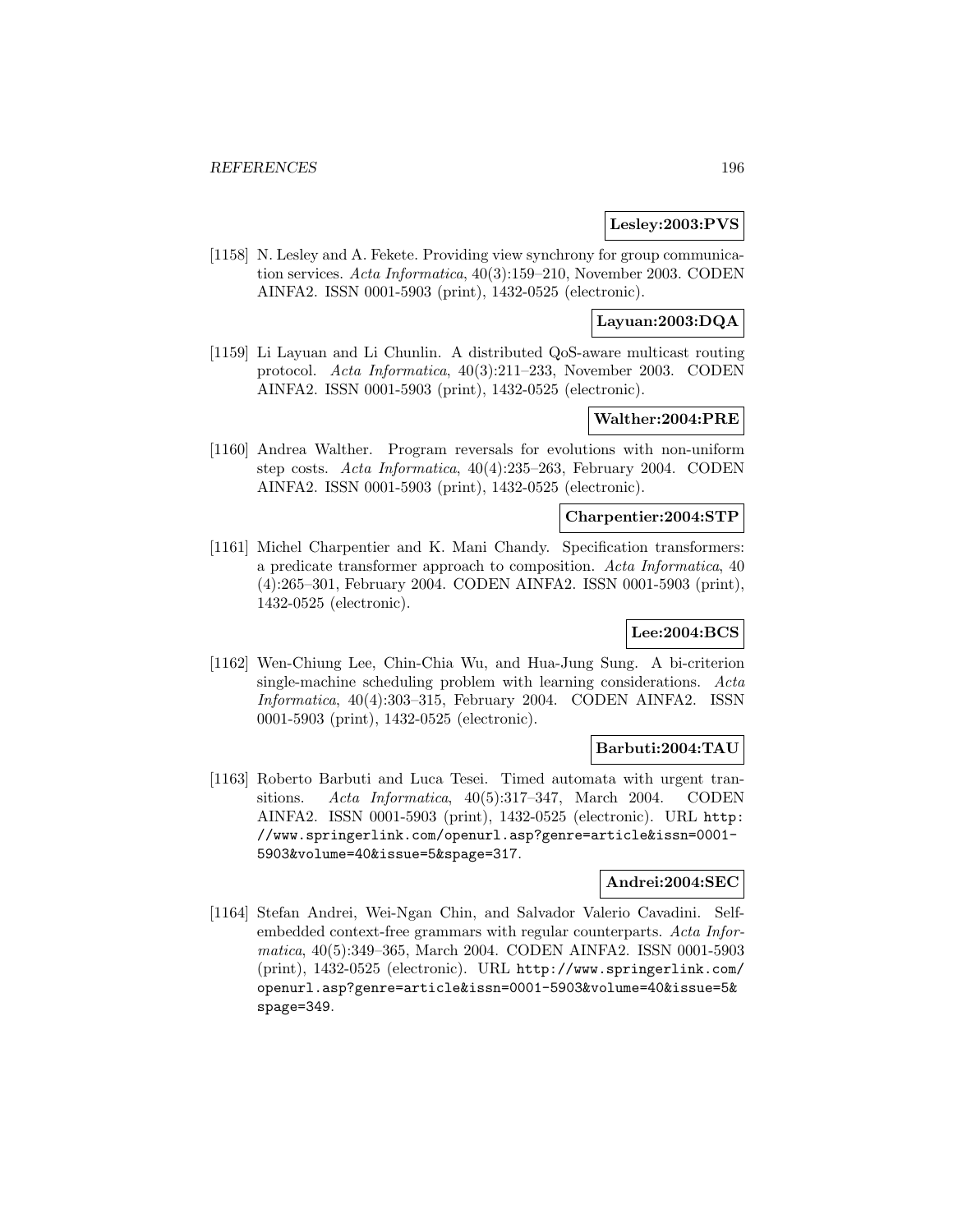**Lesley:2003:PVS**

[1158] N. Lesley and A. Fekete. Providing view synchrony for group communication services. *Acta Informatica*, 40(3):159–210, November 2003. CODEN AINFA2. ISSN 0001-5903 (print), 1432-0525 (electronic).

**Layuan:2003:DQA**

[1159] Li Layuan and Li Chunlin. A distributed QoS-aware multicast routing protocol. *Acta Informatica*, 40(3):211–233, November 2003. CODEN AINFA2. ISSN 0001-5903 (print), 1432-0525 (electronic).

**Walther:2004:PRE**

[1160] Andrea Walther. Program reversals for evolutions with non-uniform step costs. *Acta Informatica*, 40(4):235–263, February 2004. CODEN AINFA2. ISSN 0001-5903 (print), 1432-0525 (electronic).

**Charpentier:2004:STP**

[1161] Michel Charpentier and K. Mani Chandy. Specification transformers: a predicate transformer approach to composition. *Acta Informatica*, 40 (4):265–301, February 2004. CODEN AINFA2. ISSN 0001-5903 (print), 1432-0525 (electronic).

**Lee:2004:BCS**

[1162] Wen-Chiung Lee, Chin-Chia Wu, and Hua-Jung Sung. A bi-criterion single-machine scheduling problem with learning considerations. *Acta Informatica*, 40(4):303–315, February 2004. CODEN AINFA2. ISSN 0001-5903 (print), 1432-0525 (electronic).

**Barbuti:2004:TAU**

[1163] Roberto Barbuti and Luca Tesei. Timed automata with urgent transitions. *Acta Informatica*, 40(5):317–347, March 2004. CODEN AINFA2. ISSN 0001-5903 (print), 1432-0525 (electronic). URL `http://www.springerlink.com/openurl.asp?genre=article&issn=0001-5903&volume=40&issue=5&spage=317`.

**Andrei:2004:SEC**

[1164] Stefan Andrei, Wei-Ngan Chin, and Salvador Valerio Cavadini. Self-embedded context-free grammars with regular counterparts. *Acta Informatica*, 40(5):349–365, March 2004. CODEN AINFA2. ISSN 0001-5903 (print), 1432-0525 (electronic). URL `http://www.springerlink.com/openurl.asp?genre=article&issn=0001-5903&volume=40&issue=5&spage=349`.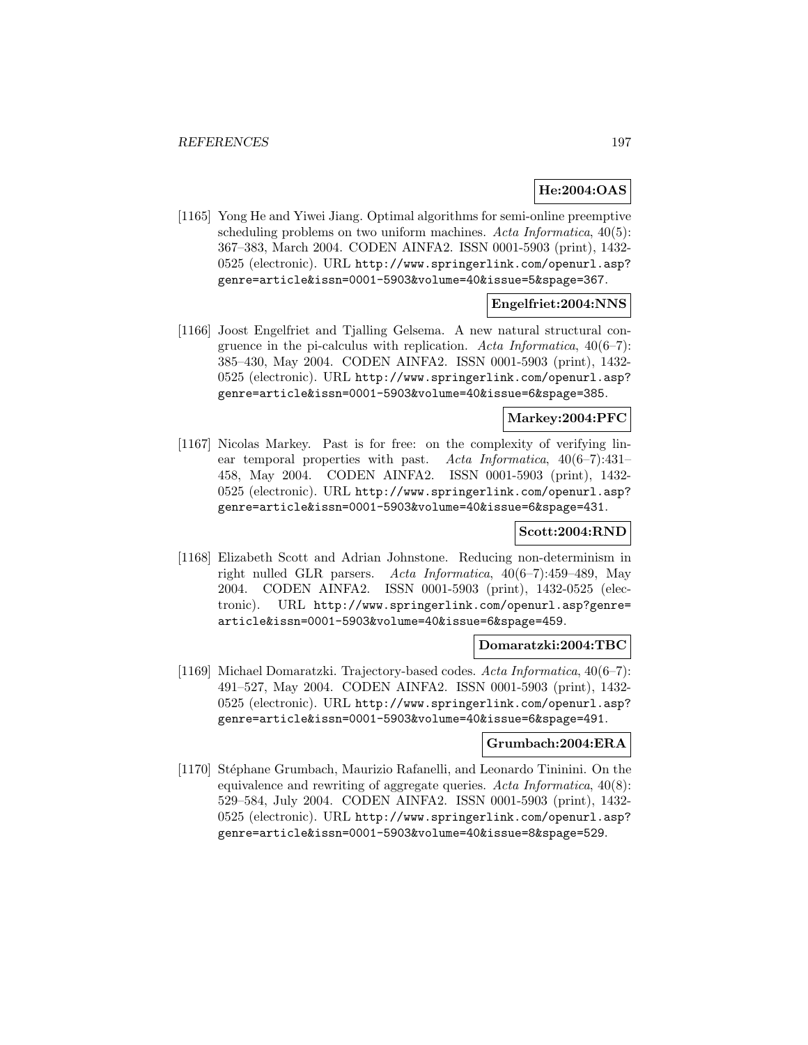**He:2004:OAS**

[1165] Yong He and Yiwei Jiang. Optimal algorithms for semi-online preemptive scheduling problems on two uniform machines. *Acta Informatica*, 40(5): 367–383, March 2004. CODEN AINFA2. ISSN 0001-5903 (print), 1432-0525 (electronic). URL `http://www.springerlink.com/openurl.asp?genre=article&issn=0001-5903&volume=40&issue=5&spage=367`.

**Engelfriet:2004:NNS**

[1166] Joost Engelfriet and Tjalling Gelsema. A new natural structural congruence in the pi-calculus with replication. *Acta Informatica*, 40(6–7): 385–430, May 2004. CODEN AINFA2. ISSN 0001-5903 (print), 1432-0525 (electronic). URL `http://www.springerlink.com/openurl.asp?genre=article&issn=0001-5903&volume=40&issue=6&spage=385`.

**Markey:2004:PFC**

[1167] Nicolas Markey. Past is for free: on the complexity of verifying linear temporal properties with past. *Acta Informatica*, 40(6–7):431–458, May 2004. CODEN AINFA2. ISSN 0001-5903 (print), 1432-0525 (electronic). URL `http://www.springerlink.com/openurl.asp?genre=article&issn=0001-5903&volume=40&issue=6&spage=431`.

**Scott:2004:RND**

[1168] Elizabeth Scott and Adrian Johnstone. Reducing non-determinism in right nulled GLR parsers. *Acta Informatica*, 40(6–7):459–489, May 2004. CODEN AINFA2. ISSN 0001-5903 (print), 1432-0525 (electronic). URL `http://www.springerlink.com/openurl.asp?genre=article&issn=0001-5903&volume=40&issue=6&spage=459`.

**Domaratzki:2004:TBC**

[1169] Michael Domaratzki. Trajectory-based codes. *Acta Informatica*, 40(6–7): 491–527, May 2004. CODEN AINFA2. ISSN 0001-5903 (print), 1432-0525 (electronic). URL `http://www.springerlink.com/openurl.asp?genre=article&issn=0001-5903&volume=40&issue=6&spage=491`.

**Grumbach:2004:ERA**

[1170] Stéphane Grumbach, Maurizio Rafanelli, and Leonardo Tininini. On the equivalence and rewriting of aggregate queries. *Acta Informatica*, 40(8): 529–584, July 2004. CODEN AINFA2. ISSN 0001-5903 (print), 1432-0525 (electronic). URL `http://www.springerlink.com/openurl.asp?genre=article&issn=0001-5903&volume=40&issue=8&spage=529`.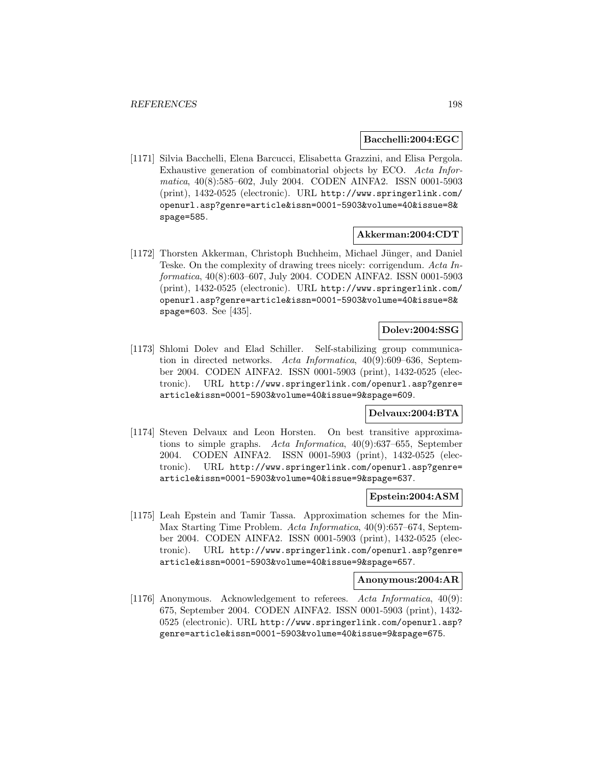**Bacchelli:2004:EGC**

[1171] Silvia Bacchelli, Elena Barcucci, Elisabetta Grazzini, and Elisa Pergola. Exhaustive generation of combinatorial objects by ECO. *Acta Informatica*, 40(8):585–602, July 2004. CODEN AINFA2. ISSN 0001-5903 (print), 1432-0525 (electronic). URL http://www.springerlink.com/openurl.asp?genre=article&issn=0001-5903&volume=40&issue=8&spage=585.

**Akkerman:2004:CDT**

[1172] Thorsten Akkerman, Christoph Buchheim, Michael Jünger, and Daniel Teske. On the complexity of drawing trees nicely: corrigendum. *Acta Informatica*, 40(8):603–607, July 2004. CODEN AINFA2. ISSN 0001-5903 (print), 1432-0525 (electronic). URL http://www.springerlink.com/openurl.asp?genre=article&issn=0001-5903&volume=40&issue=8&spage=603. See [435].

**Dolev:2004:SSG**

[1173] Shlomi Dolev and Elad Schiller. Self-stabilizing group communication in directed networks. *Acta Informatica*, 40(9):609–636, September 2004. CODEN AINFA2. ISSN 0001-5903 (print), 1432-0525 (electronic). URL http://www.springerlink.com/openurl.asp?genre=article&issn=0001-5903&volume=40&issue=9&spage=609.

**Delvaux:2004:BTA**

[1174] Steven Delvaux and Leon Horsten. On best transitive approximations to simple graphs. *Acta Informatica*, 40(9):637–655, September 2004. CODEN AINFA2. ISSN 0001-5903 (print), 1432-0525 (electronic). URL http://www.springerlink.com/openurl.asp?genre=article&issn=0001-5903&volume=40&issue=9&spage=637.

**Epstein:2004:ASM**

[1175] Leah Epstein and Tamir Tassa. Approximation schemes for the Min-Max Starting Time Problem. *Acta Informatica*, 40(9):657–674, September 2004. CODEN AINFA2. ISSN 0001-5903 (print), 1432-0525 (electronic). URL http://www.springerlink.com/openurl.asp?genre=article&issn=0001-5903&volume=40&issue=9&spage=657.

**Anonymous:2004:AR**

[1176] Anonymous. Acknowledgement to referees. *Acta Informatica*, 40(9): 675, September 2004. CODEN AINFA2. ISSN 0001-5903 (print), 1432-0525 (electronic). URL http://www.springerlink.com/openurl.asp?genre=article&issn=0001-5903&volume=40&issue=9&spage=675.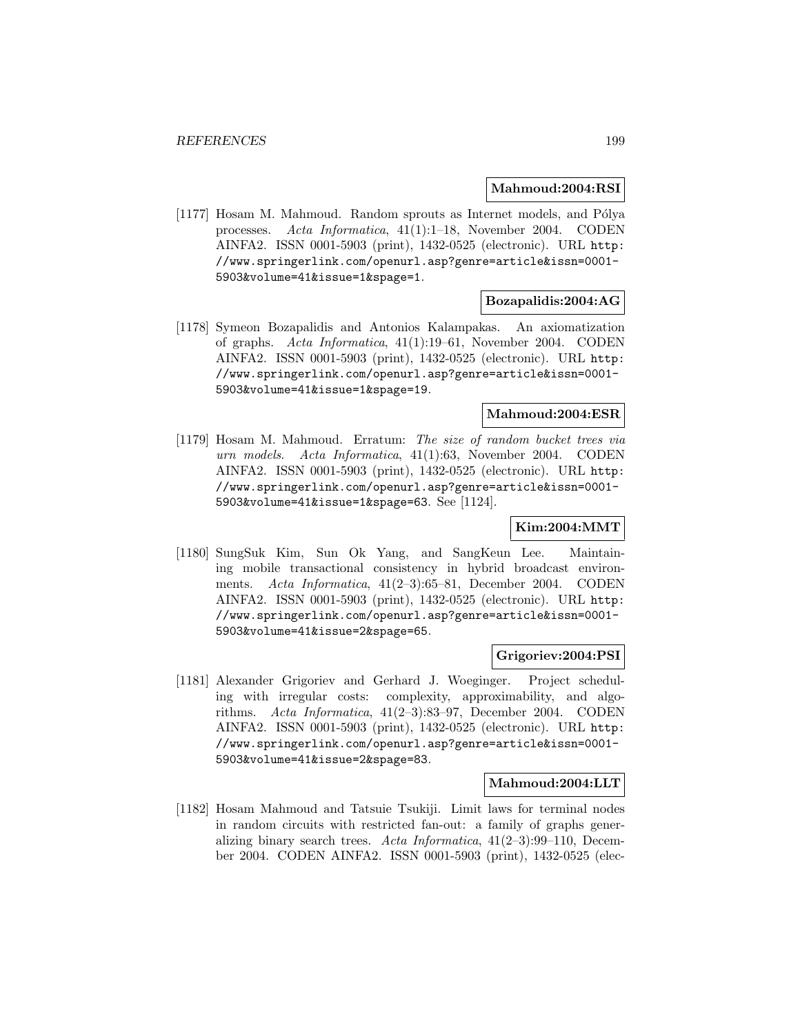**Mahmoud:2004:RSI**

[1177] Hosam M. Mahmoud. Random sprouts as Internet models, and Pólya processes. *Acta Informatica*, 41(1):1–18, November 2004. CODEN AINFA2. ISSN 0001-5903 (print), 1432-0525 (electronic). URL http://www.springerlink.com/openurl.asp?genre=article&issn=0001-5903&volume=41&issue=1&spage=1.

**Bozapalidis:2004:AG**

[1178] Symeon Bozapalidis and Antonios Kalampakas. An axiomatization of graphs. *Acta Informatica*, 41(1):19–61, November 2004. CODEN AINFA2. ISSN 0001-5903 (print), 1432-0525 (electronic). URL http://www.springerlink.com/openurl.asp?genre=article&issn=0001-5903&volume=41&issue=1&spage=19.

**Mahmoud:2004:ESR**

[1179] Hosam M. Mahmoud. Erratum: *The size of random bucket trees via urn models*. *Acta Informatica*, 41(1):63, November 2004. CODEN AINFA2. ISSN 0001-5903 (print), 1432-0525 (electronic). URL http://www.springerlink.com/openurl.asp?genre=article&issn=0001-5903&volume=41&issue=1&spage=63. See [1124].

**Kim:2004:MMT**

[1180] SungSuk Kim, Sun Ok Yang, and SangKeun Lee. Maintaining mobile transactional consistency in hybrid broadcast environments. *Acta Informatica*, 41(2–3):65–81, December 2004. CODEN AINFA2. ISSN 0001-5903 (print), 1432-0525 (electronic). URL http://www.springerlink.com/openurl.asp?genre=article&issn=0001-5903&volume=41&issue=2&spage=65.

**Grigoriev:2004:PSI**

[1181] Alexander Grigoriev and Gerhard J. Woeginger. Project scheduling with irregular costs: complexity, approximability, and algorithms. *Acta Informatica*, 41(2–3):83–97, December 2004. CODEN AINFA2. ISSN 0001-5903 (print), 1432-0525 (electronic). URL http://www.springerlink.com/openurl.asp?genre=article&issn=0001-5903&volume=41&issue=2&spage=83.

**Mahmoud:2004:LLT**

[1182] Hosam Mahmoud and Tatsuie Tsukiji. Limit laws for terminal nodes in random circuits with restricted fan-out: a family of graphs generalizing binary search trees. *Acta Informatica*, 41(2–3):99–110, December 2004. CODEN AINFA2. ISSN 0001-5903 (print), 1432-0525 (elec-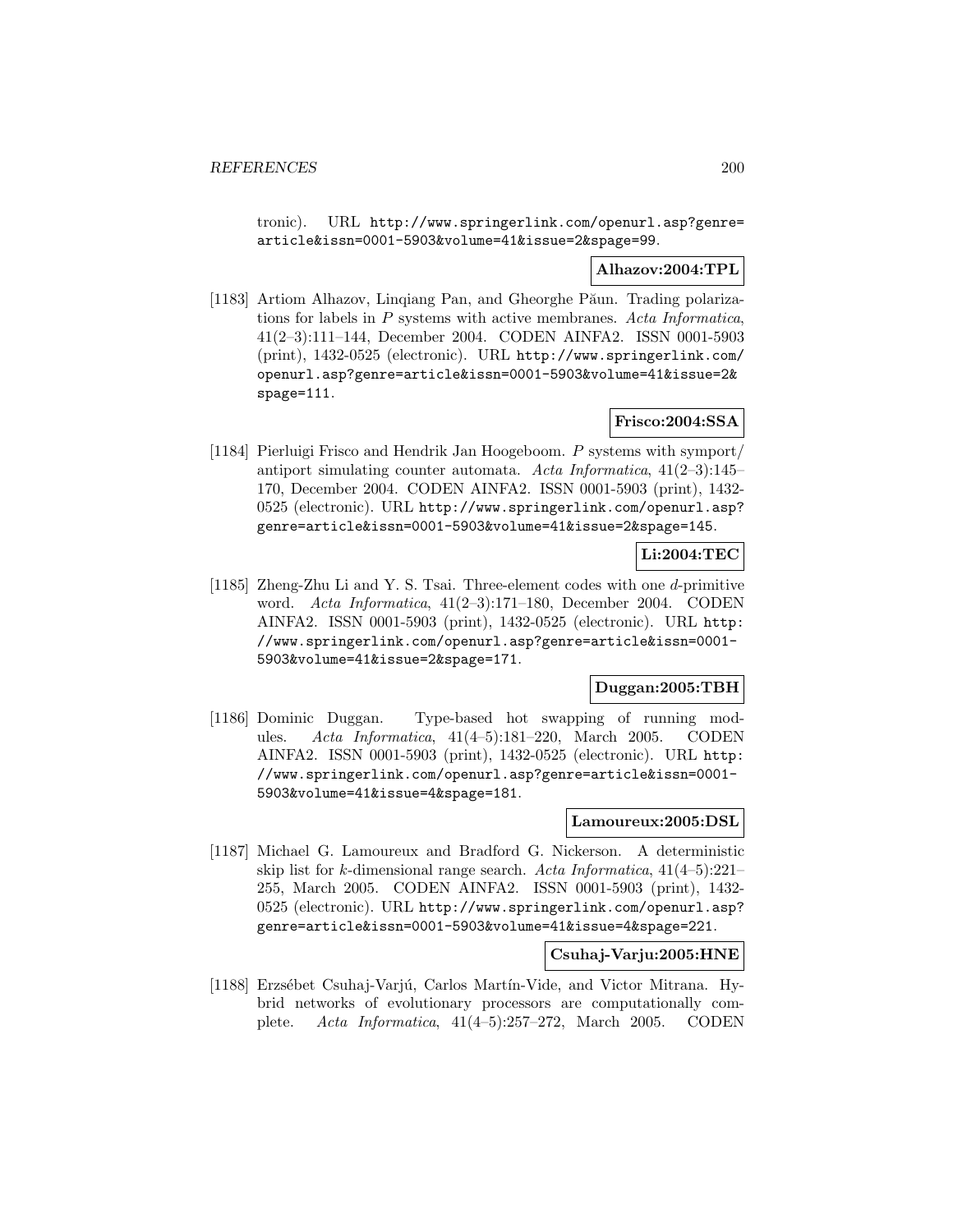tronic). URL http://www.springerlink.com/openurl.asp?genre=article&issn=0001-5903&volume=41&issue=2&spage=99.

**Alhazov:2004:TPL**

[1183] Artiom Alhazov, Linqiang Pan, and Gheorghe Păun. Trading polarizations for labels in *P* systems with active membranes. *Acta Informatica*, 41(2–3):111–144, December 2004. CODEN AINFA2. ISSN 0001-5903 (print), 1432-0525 (electronic). URL http://www.springerlink.com/openurl.asp?genre=article&issn=0001-5903&volume=41&issue=2&spage=111.

**Frisco:2004:SSA**

[1184] Pierluigi Frisco and Hendrik Jan Hoogeboom. *P* systems with symport/antiport simulating counter automata. *Acta Informatica*, 41(2–3):145–170, December 2004. CODEN AINFA2. ISSN 0001-5903 (print), 1432-0525 (electronic). URL http://www.springerlink.com/openurl.asp?genre=article&issn=0001-5903&volume=41&issue=2&spage=145.

**Li:2004:TEC**

[1185] Zheng-Zhu Li and Y. S. Tsai. Three-element codes with one *d*-primitive word. *Acta Informatica*, 41(2–3):171–180, December 2004. CODEN AINFA2. ISSN 0001-5903 (print), 1432-0525 (electronic). URL http://www.springerlink.com/openurl.asp?genre=article&issn=0001-5903&volume=41&issue=2&spage=171.

**Duggan:2005:TBH**

[1186] Dominic Duggan. Type-based hot swapping of running modules. *Acta Informatica*, 41(4–5):181–220, March 2005. CODEN AINFA2. ISSN 0001-5903 (print), 1432-0525 (electronic). URL http://www.springerlink.com/openurl.asp?genre=article&issn=0001-5903&volume=41&issue=4&spage=181.

**Lamoureux:2005:DSL**

[1187] Michael G. Lamoureux and Bradford G. Nickerson. A deterministic skip list for *k*-dimensional range search. *Acta Informatica*, 41(4–5):221–255, March 2005. CODEN AINFA2. ISSN 0001-5903 (print), 1432-0525 (electronic). URL http://www.springerlink.com/openurl.asp?genre=article&issn=0001-5903&volume=41&issue=4&spage=221.

**Csuhaj-Varju:2005:HNE**

[1188] Erzsébet Csuhaj-Varjú, Carlos Martín-Vide, and Victor Mitrana. Hybrid networks of evolutionary processors are computationally complete. *Acta Informatica*, 41(4–5):257–272, March 2005. CODEN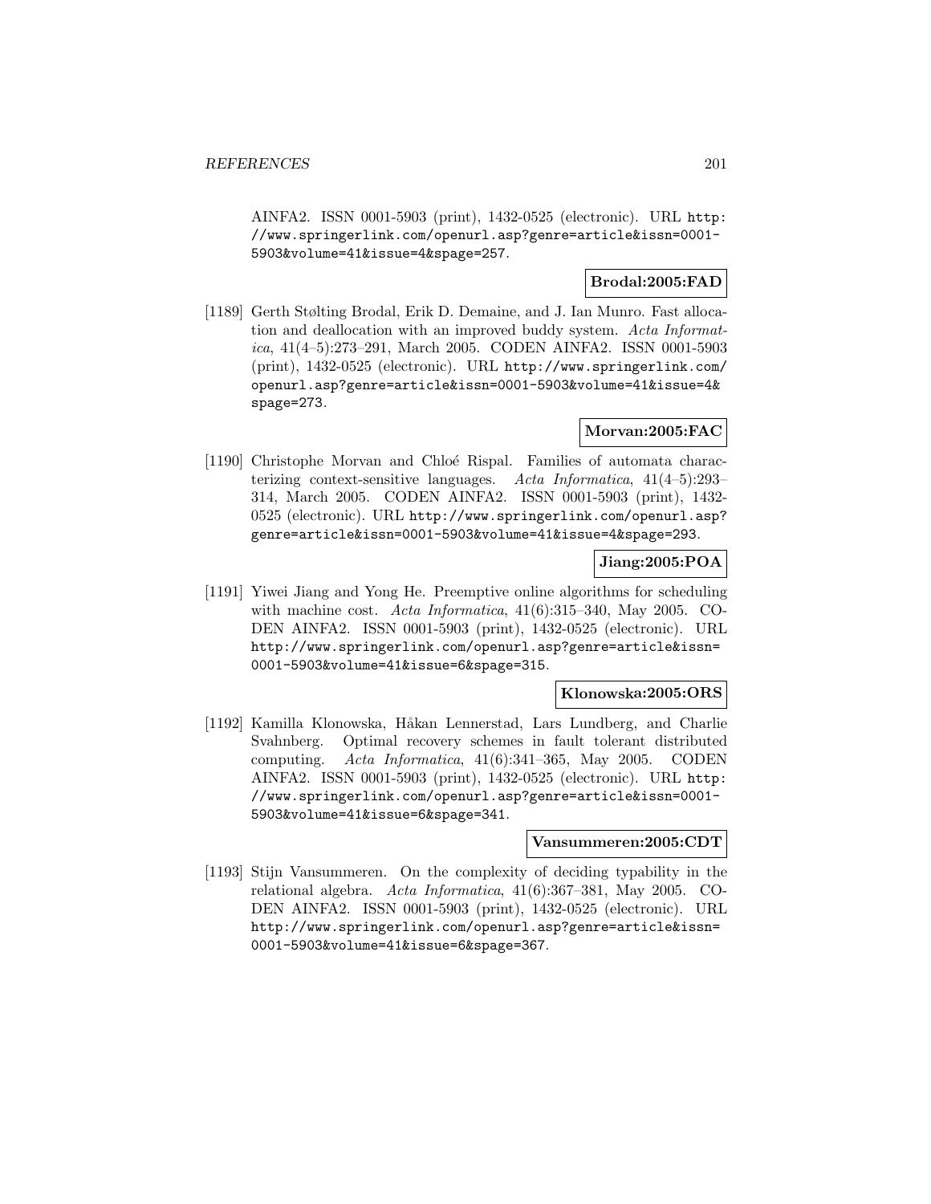AINFA2. ISSN 0001-5903 (print), 1432-0525 (electronic). URL http://www.springerlink.com/openurl.asp?genre=article&issn=0001-5903&volume=41&issue=4&spage=257.

**Brodal:2005:FAD**

[1189] Gerth Stølting Brodal, Erik D. Demaine, and J. Ian Munro. Fast allocation and deallocation with an improved buddy system. *Acta Informatica*, 41(4–5):273–291, March 2005. CODEN AINFA2. ISSN 0001-5903 (print), 1432-0525 (electronic). URL http://www.springerlink.com/openurl.asp?genre=article&issn=0001-5903&volume=41&issue=4&spage=273.

**Morvan:2005:FAC**

[1190] Christophe Morvan and Chloé Rispal. Families of automata characterizing context-sensitive languages. *Acta Informatica*, 41(4–5):293–314, March 2005. CODEN AINFA2. ISSN 0001-5903 (print), 1432-0525 (electronic). URL http://www.springerlink.com/openurl.asp?genre=article&issn=0001-5903&volume=41&issue=4&spage=293.

**Jiang:2005:POA**

[1191] Yiwei Jiang and Yong He. Preemptive online algorithms for scheduling with machine cost. *Acta Informatica*, 41(6):315–340, May 2005. CODEN AINFA2. ISSN 0001-5903 (print), 1432-0525 (electronic). URL http://www.springerlink.com/openurl.asp?genre=article&issn=0001-5903&volume=41&issue=6&spage=315.

**Klonowska:2005:ORS**

[1192] Kamilla Klonowska, Håkan Lennerstad, Lars Lundberg, and Charlie Svahnberg. Optimal recovery schemes in fault tolerant distributed computing. *Acta Informatica*, 41(6):341–365, May 2005. CODEN AINFA2. ISSN 0001-5903 (print), 1432-0525 (electronic). URL http://www.springerlink.com/openurl.asp?genre=article&issn=0001-5903&volume=41&issue=6&spage=341.

**Vansummeren:2005:CDT**

[1193] Stijn Vansummeren. On the complexity of deciding typability in the relational algebra. *Acta Informatica*, 41(6):367–381, May 2005. CODEN AINFA2. ISSN 0001-5903 (print), 1432-0525 (electronic). URL http://www.springerlink.com/openurl.asp?genre=article&issn=0001-5903&volume=41&issue=6&spage=367.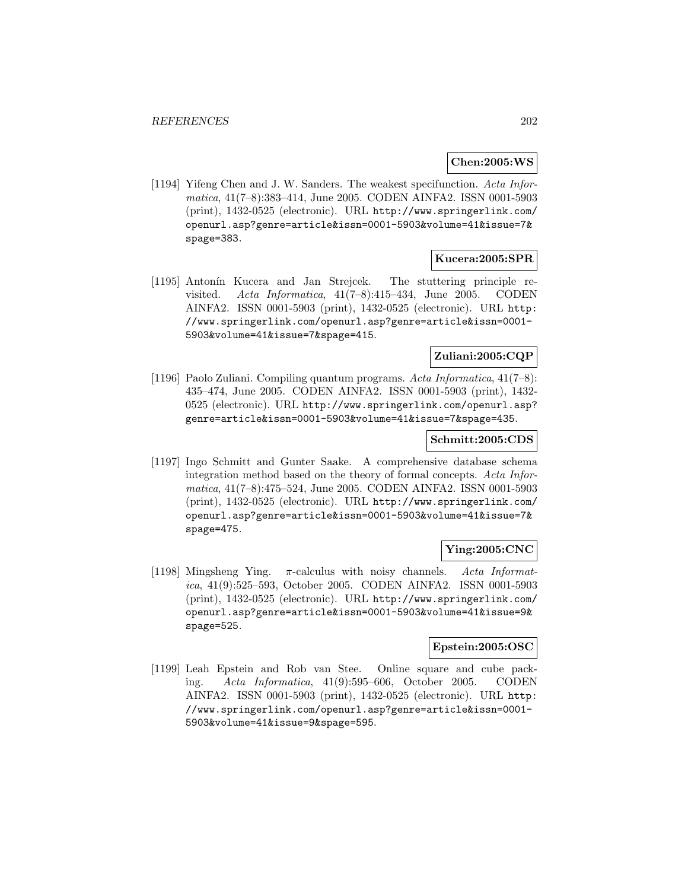**Chen:2005:WS**

[1194] Yifeng Chen and J. W. Sanders. The weakest specifunction. *Acta Informatica*, 41(7–8):383–414, June 2005. CODEN AINFA2. ISSN 0001-5903 (print), 1432-0525 (electronic). URL http://www.springerlink.com/openurl.asp?genre=article&issn=0001-5903&volume=41&issue=7&spage=383.

**Kucera:2005:SPR**

[1195] Antonín Kucera and Jan Strejcek. The stuttering principle revisited. *Acta Informatica*, 41(7–8):415–434, June 2005. CODEN AINFA2. ISSN 0001-5903 (print), 1432-0525 (electronic). URL http://www.springerlink.com/openurl.asp?genre=article&issn=0001-5903&volume=41&issue=7&spage=415.

**Zuliani:2005:CQP**

[1196] Paolo Zuliani. Compiling quantum programs. *Acta Informatica*, 41(7–8):435–474, June 2005. CODEN AINFA2. ISSN 0001-5903 (print), 1432-0525 (electronic). URL http://www.springerlink.com/openurl.asp?genre=article&issn=0001-5903&volume=41&issue=7&spage=435.

**Schmitt:2005:CDS**

[1197] Ingo Schmitt and Gunter Saake. A comprehensive database schema integration method based on the theory of formal concepts. *Acta Informatica*, 41(7–8):475–524, June 2005. CODEN AINFA2. ISSN 0001-5903 (print), 1432-0525 (electronic). URL http://www.springerlink.com/openurl.asp?genre=article&issn=0001-5903&volume=41&issue=7&spage=475.

**Ying:2005:CNC**

[1198] Mingsheng Ying. $\pi$-calculus with noisy channels. *Acta Informatica*, 41(9):525–593, October 2005. CODEN AINFA2. ISSN 0001-5903 (print), 1432-0525 (electronic). URL http://www.springerlink.com/openurl.asp?genre=article&issn=0001-5903&volume=41&issue=9&spage=525.

**Epstein:2005:OSC**

[1199] Leah Epstein and Rob van Stee. Online square and cube packing. *Acta Informatica*, 41(9):595–606, October 2005. CODEN AINFA2. ISSN 0001-5903 (print), 1432-0525 (electronic). URL http://www.springerlink.com/openurl.asp?genre=article&issn=0001-5903&volume=41&issue=9&spage=595.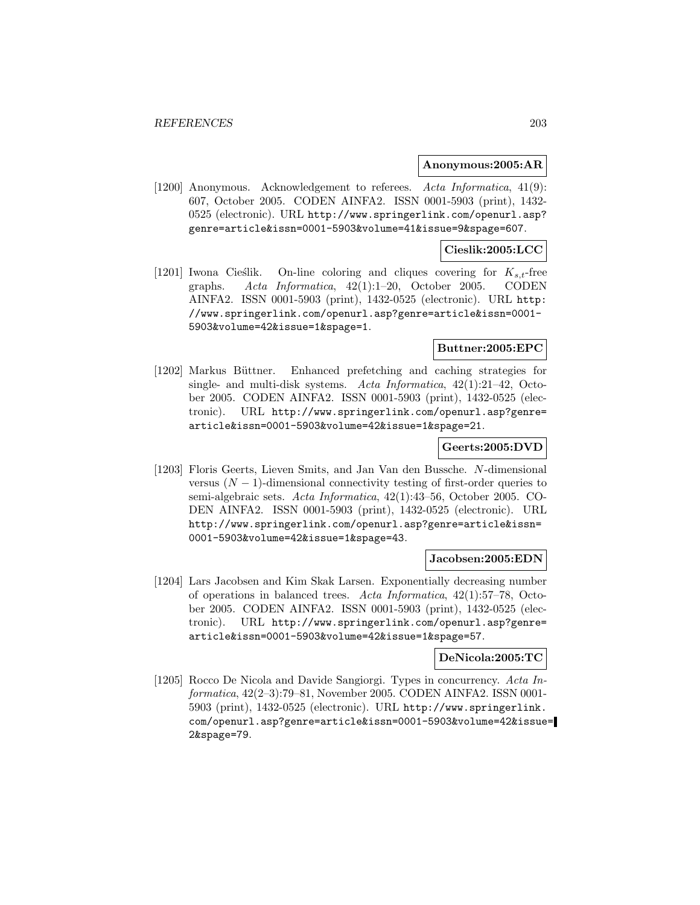**Anonymous:2005:AR**

[1200] Anonymous. Acknowledgement to referees. *Acta Informatica*, 41(9): 607, October 2005. CODEN AINFA2. ISSN 0001-5903 (print), 1432-0525 (electronic). URL http://www.springerlink.com/openurl.asp?genre=article&issn=0001-5903&volume=41&issue=9&spage=607.

**Cieslik:2005:LCC**

[1201] Iwona Cieślik. On-line coloring and cliques covering for $K_{s,t}$-free graphs. *Acta Informatica*, 42(1):1–20, October 2005. CODEN AINFA2. ISSN 0001-5903 (print), 1432-0525 (electronic). URL http://www.springerlink.com/openurl.asp?genre=article&issn=0001-5903&volume=42&issue=1&spage=1.

**Buttner:2005:EPC**

[1202] Markus Büttner. Enhanced prefetching and caching strategies for single- and multi-disk systems. *Acta Informatica*, 42(1):21–42, October 2005. CODEN AINFA2. ISSN 0001-5903 (print), 1432-0525 (electronic). URL http://www.springerlink.com/openurl.asp?genre=article&issn=0001-5903&volume=42&issue=1&spage=21.

**Geerts:2005:DVD**

[1203] Floris Geerts, Lieven Smits, and Jan Van den Bussche. $N$-dimensional versus $(N-1)$-dimensional connectivity testing of first-order queries to semi-algebraic sets. *Acta Informatica*, 42(1):43–56, October 2005. CODEN AINFA2. ISSN 0001-5903 (print), 1432-0525 (electronic). URL http://www.springerlink.com/openurl.asp?genre=article&issn=0001-5903&volume=42&issue=1&spage=43.

**Jacobsen:2005:EDN**

[1204] Lars Jacobsen and Kim Skak Larsen. Exponentially decreasing number of operations in balanced trees. *Acta Informatica*, 42(1):57–78, October 2005. CODEN AINFA2. ISSN 0001-5903 (print), 1432-0525 (electronic). URL http://www.springerlink.com/openurl.asp?genre=article&issn=0001-5903&volume=42&issue=1&spage=57.

**DeNicola:2005:TC**

[1205] Rocco De Nicola and Davide Sangiorgi. Types in concurrency. *Acta Informatica*, 42(2–3):79–81, November 2005. CODEN AINFA2. ISSN 0001-5903 (print), 1432-0525 (electronic). URL http://www.springerlink.com/openurl.asp?genre=article&issn=0001-5903&volume=42&issue=2&spage=79.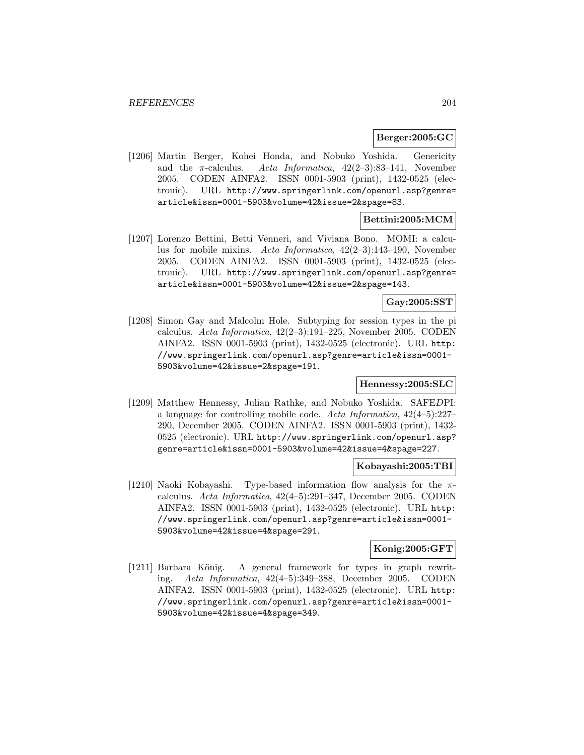**Berger:2005:GC**

[1206] Martin Berger, Kohei Honda, and Nobuko Yoshida. Genericity and the $\pi$-calculus. *Acta Informatica*, 42(2–3):83–141, November 2005. CODEN AINFA2. ISSN 0001-5903 (print), 1432-0525 (electronic). URL http://www.springerlink.com/openurl.asp?genre=article&issn=0001-5903&volume=42&issue=2&spage=83.

**Bettini:2005:MCM**

[1207] Lorenzo Bettini, Betti Venneri, and Viviana Bono. MOMI: a calculus for mobile mixins. *Acta Informatica*, 42(2–3):143–190, November 2005. CODEN AINFA2. ISSN 0001-5903 (print), 1432-0525 (electronic). URL http://www.springerlink.com/openurl.asp?genre=article&issn=0001-5903&volume=42&issue=2&spage=143.

**Gay:2005:SST**

[1208] Simon Gay and Malcolm Hole. Subtyping for session types in the pi calculus. *Acta Informatica*, 42(2–3):191–225, November 2005. CODEN AINFA2. ISSN 0001-5903 (print), 1432-0525 (electronic). URL http://www.springerlink.com/openurl.asp?genre=article&issn=0001-5903&volume=42&issue=2&spage=191.

**Hennessy:2005:SLC**

[1209] Matthew Hennessy, Julian Rathke, and Nobuko Yoshida. SAFE*D*PI: a language for controlling mobile code. *Acta Informatica*, 42(4–5):227–290, December 2005. CODEN AINFA2. ISSN 0001-5903 (print), 1432-0525 (electronic). URL http://www.springerlink.com/openurl.asp?genre=article&issn=0001-5903&volume=42&issue=4&spage=227.

**Kobayashi:2005:TBI**

[1210] Naoki Kobayashi. Type-based information flow analysis for the $\pi$-calculus. *Acta Informatica*, 42(4–5):291–347, December 2005. CODEN AINFA2. ISSN 0001-5903 (print), 1432-0525 (electronic). URL http://www.springerlink.com/openurl.asp?genre=article&issn=0001-5903&volume=42&issue=4&spage=291.

**Konig:2005:GFT**

[1211] Barbara König. A general framework for types in graph rewriting. *Acta Informatica*, 42(4–5):349–388, December 2005. CODEN AINFA2. ISSN 0001-5903 (print), 1432-0525 (electronic). URL http://www.springerlink.com/openurl.asp?genre=article&issn=0001-5903&volume=42&issue=4&spage=349.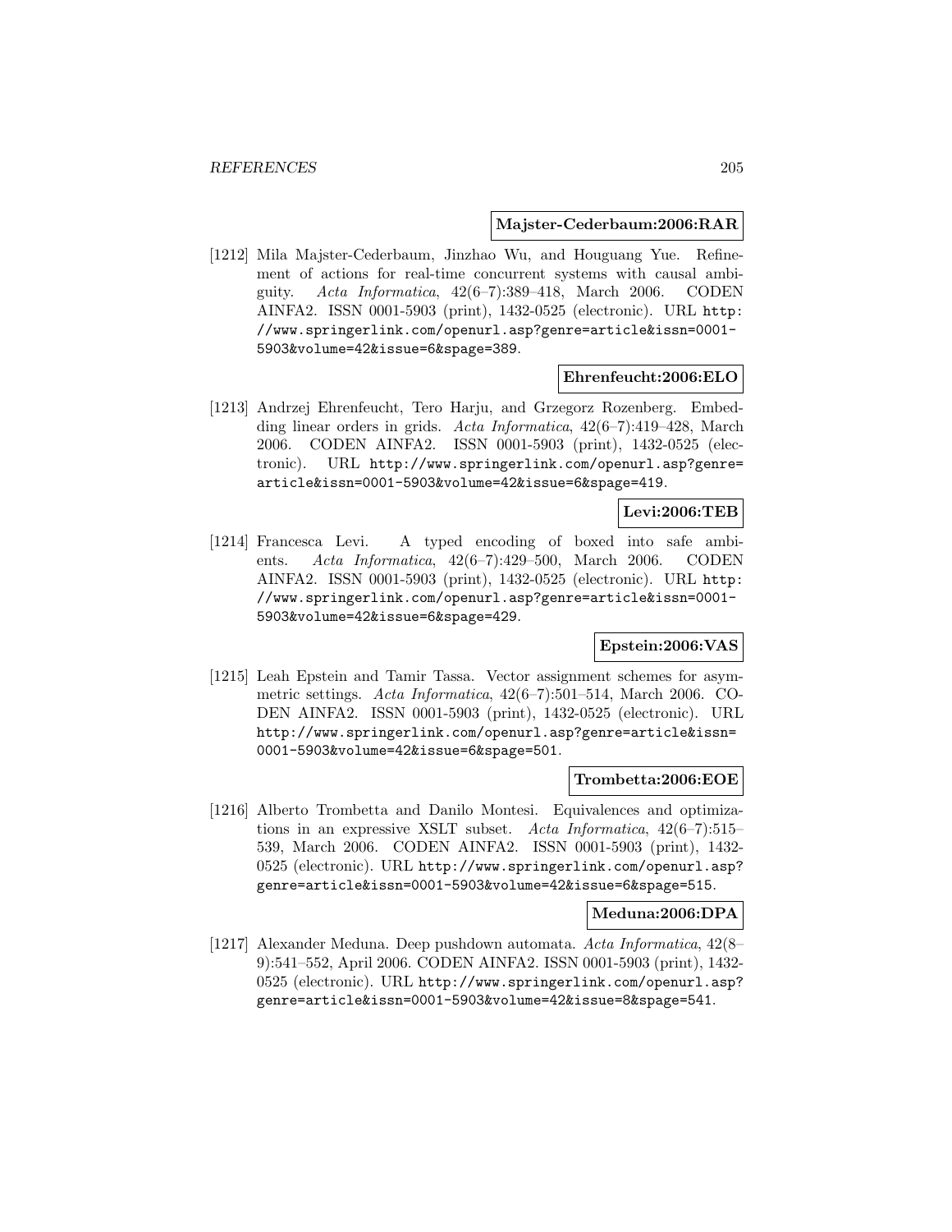**Majster-Cederbaum:2006:RAR**

[1212] Mila Majster-Cederbaum, Jinzhao Wu, and Houguang Yue. Refinement of actions for real-time concurrent systems with causal ambiguity. *Acta Informatica*, 42(6–7):389–418, March 2006. CODEN AINFA2. ISSN 0001-5903 (print), 1432-0525 (electronic). URL http://www.springerlink.com/openurl.asp?genre=article&issn=0001-5903&volume=42&issue=6&spage=389.

**Ehrenfeucht:2006:ELO**

[1213] Andrzej Ehrenfeucht, Tero Harju, and Grzegorz Rozenberg. Embedding linear orders in grids. *Acta Informatica*, 42(6–7):419–428, March 2006. CODEN AINFA2. ISSN 0001-5903 (print), 1432-0525 (electronic). URL http://www.springerlink.com/openurl.asp?genre=article&issn=0001-5903&volume=42&issue=6&spage=419.

**Levi:2006:TEB**

[1214] Francesca Levi. A typed encoding of boxed into safe ambients. *Acta Informatica*, 42(6–7):429–500, March 2006. CODEN AINFA2. ISSN 0001-5903 (print), 1432-0525 (electronic). URL http://www.springerlink.com/openurl.asp?genre=article&issn=0001-5903&volume=42&issue=6&spage=429.

**Epstein:2006:VAS**

[1215] Leah Epstein and Tamir Tassa. Vector assignment schemes for asymmetric settings. *Acta Informatica*, 42(6–7):501–514, March 2006. CODEN AINFA2. ISSN 0001-5903 (print), 1432-0525 (electronic). URL http://www.springerlink.com/openurl.asp?genre=article&issn=0001-5903&volume=42&issue=6&spage=501.

**Trombetta:2006:EOE**

[1216] Alberto Trombetta and Danilo Montesi. Equivalences and optimizations in an expressive XSLT subset. *Acta Informatica*, 42(6–7):515–539, March 2006. CODEN AINFA2. ISSN 0001-5903 (print), 1432-0525 (electronic). URL http://www.springerlink.com/openurl.asp?genre=article&issn=0001-5903&volume=42&issue=6&spage=515.

**Meduna:2006:DPA**

[1217] Alexander Meduna. Deep pushdown automata. *Acta Informatica*, 42(8–9):541–552, April 2006. CODEN AINFA2. ISSN 0001-5903 (print), 1432-0525 (electronic). URL http://www.springerlink.com/openurl.asp?genre=article&issn=0001-5903&volume=42&issue=8&spage=541.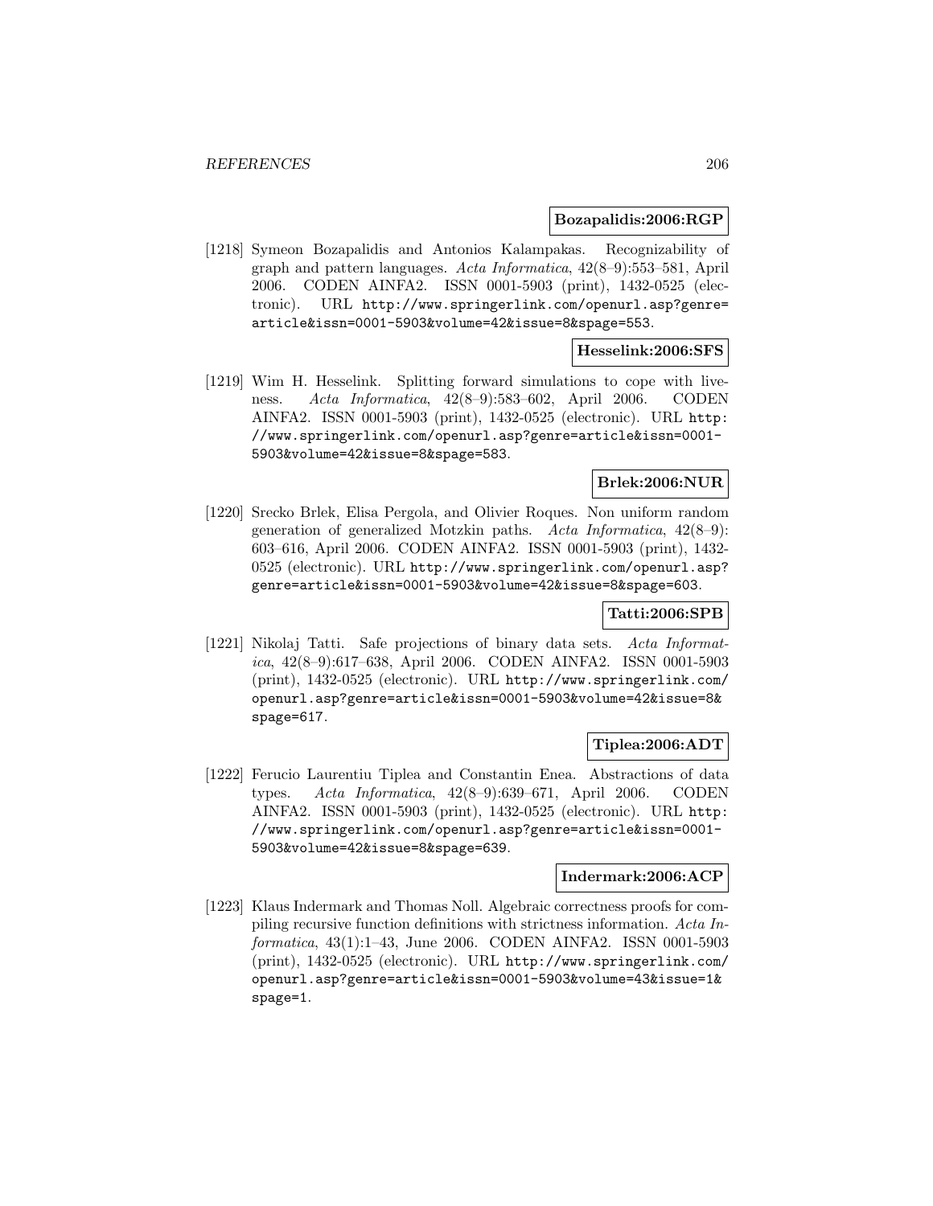**Bozapalidis:2006:RGP**

[1218] Symeon Bozapalidis and Antonios Kalampakas. Recognizability of graph and pattern languages. *Acta Informatica*, 42(8–9):553–581, April 2006. CODEN AINFA2. ISSN 0001-5903 (print), 1432-0525 (electronic). URL http://www.springerlink.com/openurl.asp?genre=article&issn=0001-5903&volume=42&issue=8&spage=553.

**Hesselink:2006:SFS**

[1219] Wim H. Hesselink. Splitting forward simulations to cope with liveness. *Acta Informatica*, 42(8–9):583–602, April 2006. CODEN AINFA2. ISSN 0001-5903 (print), 1432-0525 (electronic). URL http://www.springerlink.com/openurl.asp?genre=article&issn=0001-5903&volume=42&issue=8&spage=583.

**Brlek:2006:NUR**

[1220] Srecko Brlek, Elisa Pergola, and Olivier Roques. Non uniform random generation of generalized Motzkin paths. *Acta Informatica*, 42(8–9): 603–616, April 2006. CODEN AINFA2. ISSN 0001-5903 (print), 1432-0525 (electronic). URL http://www.springerlink.com/openurl.asp?genre=article&issn=0001-5903&volume=42&issue=8&spage=603.

**Tatti:2006:SPB**

[1221] Nikolaj Tatti. Safe projections of binary data sets. *Acta Informatica*, 42(8–9):617–638, April 2006. CODEN AINFA2. ISSN 0001-5903 (print), 1432-0525 (electronic). URL http://www.springerlink.com/openurl.asp?genre=article&issn=0001-5903&volume=42&issue=8&spage=617.

**Tiplea:2006:ADT**

[1222] Ferucio Laurentiu Tiplea and Constantin Enea. Abstractions of data types. *Acta Informatica*, 42(8–9):639–671, April 2006. CODEN AINFA2. ISSN 0001-5903 (print), 1432-0525 (electronic). URL http://www.springerlink.com/openurl.asp?genre=article&issn=0001-5903&volume=42&issue=8&spage=639.

**Indermark:2006:ACP**

[1223] Klaus Indermark and Thomas Noll. Algebraic correctness proofs for compiling recursive function definitions with strictness information. *Acta Informatica*, 43(1):1–43, June 2006. CODEN AINFA2. ISSN 0001-5903 (print), 1432-0525 (electronic). URL http://www.springerlink.com/openurl.asp?genre=article&issn=0001-5903&volume=43&issue=1&spage=1.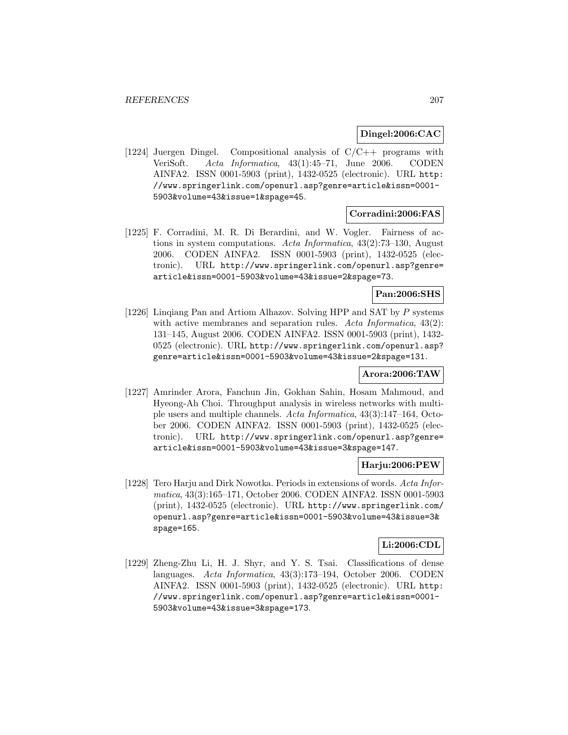**Dingel:2006:CAC**

[1224] Juergen Dingel. Compositional analysis of C/C++ programs with VeriSoft. *Acta Informatica*, 43(1):45–71, June 2006. CODEN AINFA2. ISSN 0001-5903 (print), 1432-0525 (electronic). URL http://www.springerlink.com/openurl.asp?genre=article&issn=0001-5903&volume=43&issue=1&spage=45.

**Corradini:2006:FAS**

[1225] F. Corradini, M. R. Di Berardini, and W. Vogler. Fairness of actions in system computations. *Acta Informatica*, 43(2):73–130, August 2006. CODEN AINFA2. ISSN 0001-5903 (print), 1432-0525 (electronic). URL http://www.springerlink.com/openurl.asp?genre=article&issn=0001-5903&volume=43&issue=2&spage=73.

**Pan:2006:SHS**

[1226] Linqiang Pan and Artiom Alhazov. Solving HPP and SAT by $P$ systems with active membranes and separation rules. *Acta Informatica*, 43(2): 131–145, August 2006. CODEN AINFA2. ISSN 0001-5903 (print), 1432-0525 (electronic). URL http://www.springerlink.com/openurl.asp?genre=article&issn=0001-5903&volume=43&issue=2&spage=131.

**Arora:2006:TAW**

[1227] Amrinder Arora, Fanchun Jin, Gokhan Sahin, Hosam Mahmoud, and Hyeong-Ah Choi. Throughput analysis in wireless networks with multiple users and multiple channels. *Acta Informatica*, 43(3):147–164, October 2006. CODEN AINFA2. ISSN 0001-5903 (print), 1432-0525 (electronic). URL http://www.springerlink.com/openurl.asp?genre=article&issn=0001-5903&volume=43&issue=3&spage=147.

**Harju:2006:PEW**

[1228] Tero Harju and Dirk Nowotka. Periods in extensions of words. *Acta Informatica*, 43(3):165–171, October 2006. CODEN AINFA2. ISSN 0001-5903 (print), 1432-0525 (electronic). URL http://www.springerlink.com/openurl.asp?genre=article&issn=0001-5903&volume=43&issue=3&spage=165.

**Li:2006:CDL**

[1229] Zheng-Zhu Li, H. J. Shyr, and Y. S. Tsai. Classifications of dense languages. *Acta Informatica*, 43(3):173–194, October 2006. CODEN AINFA2. ISSN 0001-5903 (print), 1432-0525 (electronic). URL http://www.springerlink.com/openurl.asp?genre=article&issn=0001-5903&volume=43&issue=3&spage=173.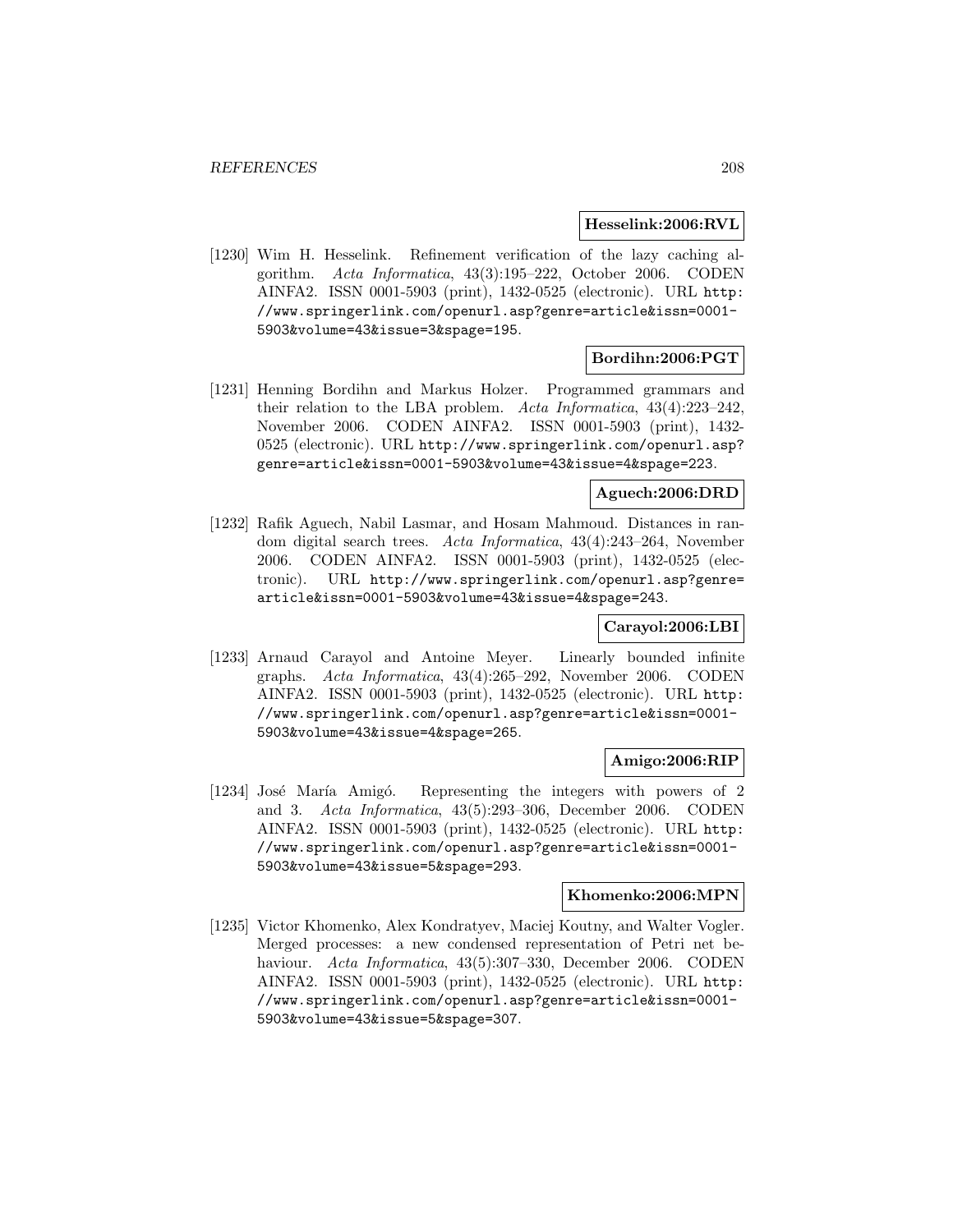**Hesselink:2006:RVL**

[1230] Wim H. Hesselink. Refinement verification of the lazy caching algorithm. *Acta Informatica*, 43(3):195–222, October 2006. CODEN AINFA2. ISSN 0001-5903 (print), 1432-0525 (electronic). URL http://www.springerlink.com/openurl.asp?genre=article&issn=0001-5903&volume=43&issue=3&spage=195.

**Bordihn:2006:PGT**

[1231] Henning Bordihn and Markus Holzer. Programmed grammars and their relation to the LBA problem. *Acta Informatica*, 43(4):223–242, November 2006. CODEN AINFA2. ISSN 0001-5903 (print), 1432-0525 (electronic). URL http://www.springerlink.com/openurl.asp?genre=article&issn=0001-5903&volume=43&issue=4&spage=223.

**Aguech:2006:DRD**

[1232] Rafik Aguech, Nabil Lasmar, and Hosam Mahmoud. Distances in random digital search trees. *Acta Informatica*, 43(4):243–264, November 2006. CODEN AINFA2. ISSN 0001-5903 (print), 1432-0525 (electronic). URL http://www.springerlink.com/openurl.asp?genre=article&issn=0001-5903&volume=43&issue=4&spage=243.

**Carayol:2006:LBI**

[1233] Arnaud Carayol and Antoine Meyer. Linearly bounded infinite graphs. *Acta Informatica*, 43(4):265–292, November 2006. CODEN AINFA2. ISSN 0001-5903 (print), 1432-0525 (electronic). URL http://www.springerlink.com/openurl.asp?genre=article&issn=0001-5903&volume=43&issue=4&spage=265.

**Amigo:2006:RIP**

[1234] José María Amigó. Representing the integers with powers of 2 and 3. *Acta Informatica*, 43(5):293–306, December 2006. CODEN AINFA2. ISSN 0001-5903 (print), 1432-0525 (electronic). URL http://www.springerlink.com/openurl.asp?genre=article&issn=0001-5903&volume=43&issue=5&spage=293.

**Khomenko:2006:MPN**

[1235] Victor Khomenko, Alex Kondratyev, Maciej Koutny, and Walter Vogler. Merged processes: a new condensed representation of Petri net behaviour. *Acta Informatica*, 43(5):307–330, December 2006. CODEN AINFA2. ISSN 0001-5903 (print), 1432-0525 (electronic). URL http://www.springerlink.com/openurl.asp?genre=article&issn=0001-5903&volume=43&issue=5&spage=307.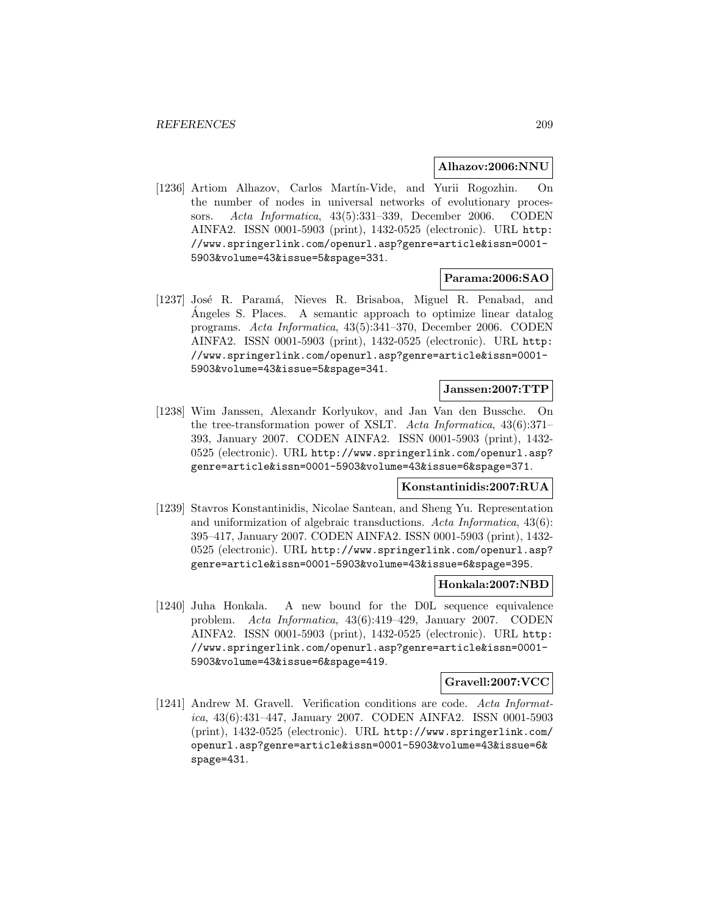**Alhazov:2006:NNU**

[1236] Artiom Alhazov, Carlos Martín-Vide, and Yurii Rogozhin. On the number of nodes in universal networks of evolutionary processors. *Acta Informatica*, 43(5):331–339, December 2006. CODEN AINFA2. ISSN 0001-5903 (print), 1432-0525 (electronic). URL http://www.springerlink.com/openurl.asp?genre=article&issn=0001-5903&volume=43&issue=5&spage=331.

**Parama:2006:SAO**

[1237] José R. Paramá, Nieves R. Brisaboa, Miguel R. Penabad, and Ángeles S. Places. A semantic approach to optimize linear datalog programs. *Acta Informatica*, 43(5):341–370, December 2006. CODEN AINFA2. ISSN 0001-5903 (print), 1432-0525 (electronic). URL http://www.springerlink.com/openurl.asp?genre=article&issn=0001-5903&volume=43&issue=5&spage=341.

**Janssen:2007:TTP**

[1238] Wim Janssen, Alexandr Korlyukov, and Jan Van den Bussche. On the tree-transformation power of XSLT. *Acta Informatica*, 43(6):371–393, January 2007. CODEN AINFA2. ISSN 0001-5903 (print), 1432-0525 (electronic). URL http://www.springerlink.com/openurl.asp?genre=article&issn=0001-5903&volume=43&issue=6&spage=371.

**Konstantinidis:2007:RUA**

[1239] Stavros Konstantinidis, Nicolae Santean, and Sheng Yu. Representation and uniformization of algebraic transductions. *Acta Informatica*, 43(6): 395–417, January 2007. CODEN AINFA2. ISSN 0001-5903 (print), 1432-0525 (electronic). URL http://www.springerlink.com/openurl.asp?genre=article&issn=0001-5903&volume=43&issue=6&spage=395.

**Honkala:2007:NBD**

[1240] Juha Honkala. A new bound for the D0L sequence equivalence problem. *Acta Informatica*, 43(6):419–429, January 2007. CODEN AINFA2. ISSN 0001-5903 (print), 1432-0525 (electronic). URL http://www.springerlink.com/openurl.asp?genre=article&issn=0001-5903&volume=43&issue=6&spage=419.

**Gravell:2007:VCC**

[1241] Andrew M. Gravell. Verification conditions are code. *Acta Informatica*, 43(6):431–447, January 2007. CODEN AINFA2. ISSN 0001-5903 (print), 1432-0525 (electronic). URL http://www.springerlink.com/openurl.asp?genre=article&issn=0001-5903&volume=43&issue=6&spage=431.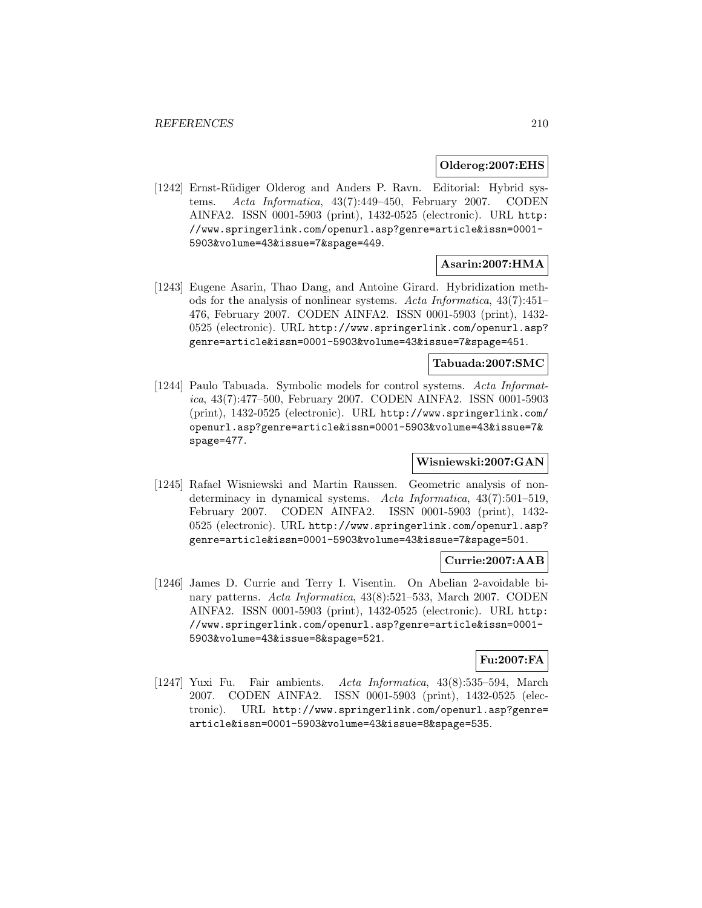**Olderog:2007:EHS**

[1242] Ernst-Rüdiger Olderog and Anders P. Ravn. Editorial: Hybrid systems. *Acta Informatica*, 43(7):449–450, February 2007. CODEN AINFA2. ISSN 0001-5903 (print), 1432-0525 (electronic). URL http://www.springerlink.com/openurl.asp?genre=article&issn=0001-5903&volume=43&issue=7&spage=449.

**Asarin:2007:HMA**

[1243] Eugene Asarin, Thao Dang, and Antoine Girard. Hybridization methods for the analysis of nonlinear systems. *Acta Informatica*, 43(7):451–476, February 2007. CODEN AINFA2. ISSN 0001-5903 (print), 1432-0525 (electronic). URL http://www.springerlink.com/openurl.asp?genre=article&issn=0001-5903&volume=43&issue=7&spage=451.

**Tabuada:2007:SMC**

[1244] Paulo Tabuada. Symbolic models for control systems. *Acta Informatica*, 43(7):477–500, February 2007. CODEN AINFA2. ISSN 0001-5903 (print), 1432-0525 (electronic). URL http://www.springerlink.com/openurl.asp?genre=article&issn=0001-5903&volume=43&issue=7&spage=477.

**Wisniewski:2007:GAN**

[1245] Rafael Wisniewski and Martin Raussen. Geometric analysis of nondeterminacy in dynamical systems. *Acta Informatica*, 43(7):501–519, February 2007. CODEN AINFA2. ISSN 0001-5903 (print), 1432-0525 (electronic). URL http://www.springerlink.com/openurl.asp?genre=article&issn=0001-5903&volume=43&issue=7&spage=501.

**Currie:2007:AAB**

[1246] James D. Currie and Terry I. Visentin. On Abelian 2-avoidable binary patterns. *Acta Informatica*, 43(8):521–533, March 2007. CODEN AINFA2. ISSN 0001-5903 (print), 1432-0525 (electronic). URL http://www.springerlink.com/openurl.asp?genre=article&issn=0001-5903&volume=43&issue=8&spage=521.

**Fu:2007:FA**

[1247] Yuxi Fu. Fair ambients. *Acta Informatica*, 43(8):535–594, March 2007. CODEN AINFA2. ISSN 0001-5903 (print), 1432-0525 (electronic). URL http://www.springerlink.com/openurl.asp?genre=article&issn=0001-5903&volume=43&issue=8&spage=535.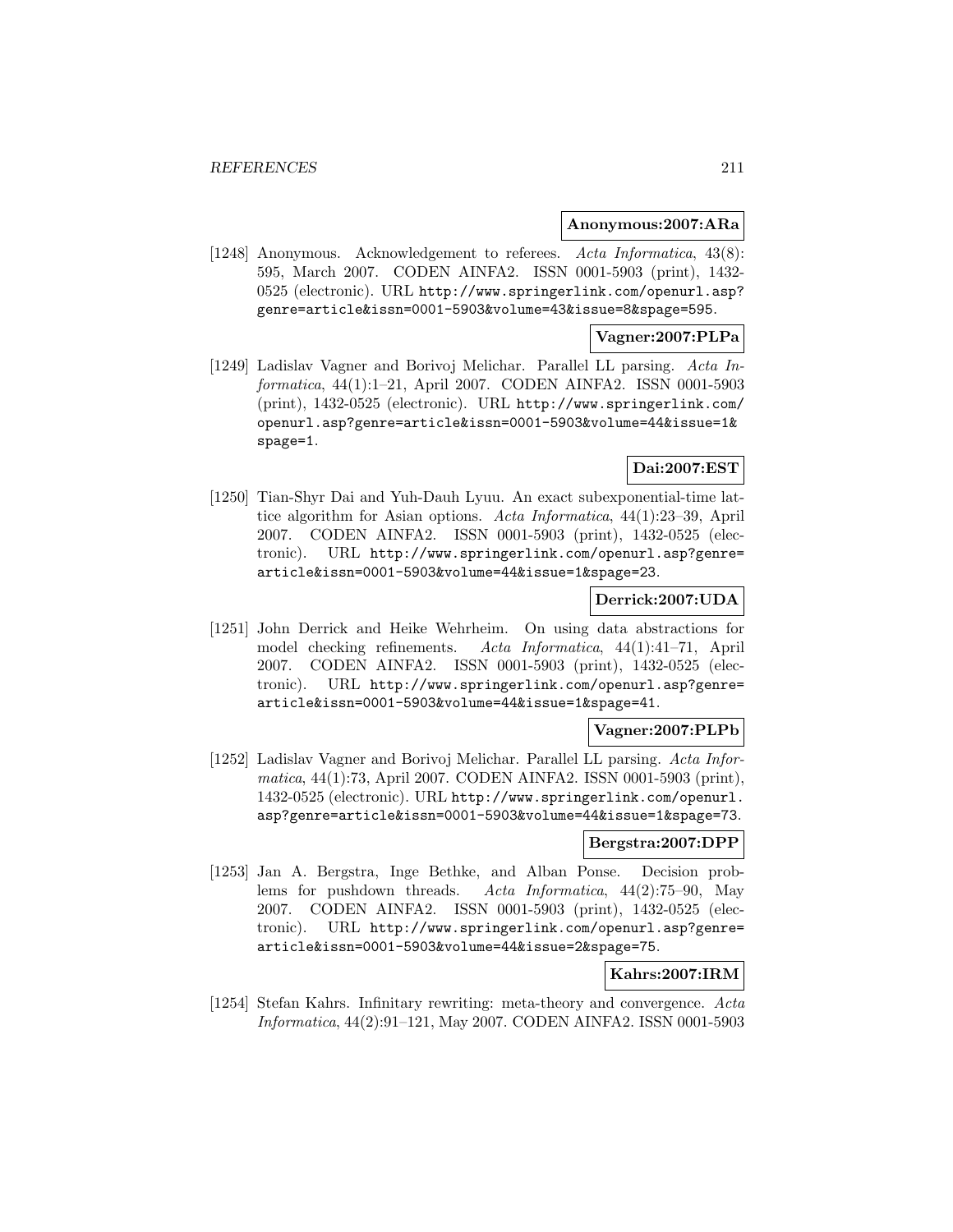**Anonymous:2007:ARa**

[1248] Anonymous. Acknowledgement to referees. *Acta Informatica*, 43(8): 595, March 2007. CODEN AINFA2. ISSN 0001-5903 (print), 1432-0525 (electronic). URL http://www.springerlink.com/openurl.asp?genre=article&issn=0001-5903&volume=43&issue=8&spage=595.

**Vagner:2007:PLPa**

[1249] Ladislav Vagner and Borivoj Melichar. Parallel LL parsing. *Acta Informatica*, 44(1):1–21, April 2007. CODEN AINFA2. ISSN 0001-5903 (print), 1432-0525 (electronic). URL http://www.springerlink.com/openurl.asp?genre=article&issn=0001-5903&volume=44&issue=1&spage=1.

**Dai:2007:EST**

[1250] Tian-Shyr Dai and Yuh-Dauh Lyuu. An exact subexponential-time lattice algorithm for Asian options. *Acta Informatica*, 44(1):23–39, April 2007. CODEN AINFA2. ISSN 0001-5903 (print), 1432-0525 (electronic). URL http://www.springerlink.com/openurl.asp?genre=article&issn=0001-5903&volume=44&issue=1&spage=23.

**Derrick:2007:UDA**

[1251] John Derrick and Heike Wehrheim. On using data abstractions for model checking refinements. *Acta Informatica*, 44(1):41–71, April 2007. CODEN AINFA2. ISSN 0001-5903 (print), 1432-0525 (electronic). URL http://www.springerlink.com/openurl.asp?genre=article&issn=0001-5903&volume=44&issue=1&spage=41.

**Vagner:2007:PLPb**

[1252] Ladislav Vagner and Borivoj Melichar. Parallel LL parsing. *Acta Informatica*, 44(1):73, April 2007. CODEN AINFA2. ISSN 0001-5903 (print), 1432-0525 (electronic). URL http://www.springerlink.com/openurl.asp?genre=article&issn=0001-5903&volume=44&issue=1&spage=73.

**Bergstra:2007:DPP**

[1253] Jan A. Bergstra, Inge Bethke, and Alban Ponse. Decision problems for pushdown threads. *Acta Informatica*, 44(2):75–90, May 2007. CODEN AINFA2. ISSN 0001-5903 (print), 1432-0525 (electronic). URL http://www.springerlink.com/openurl.asp?genre=article&issn=0001-5903&volume=44&issue=2&spage=75.

**Kahrs:2007:IRM**

[1254] Stefan Kahrs. Infinitary rewriting: meta-theory and convergence. *Acta Informatica*, 44(2):91–121, May 2007. CODEN AINFA2. ISSN 0001-5903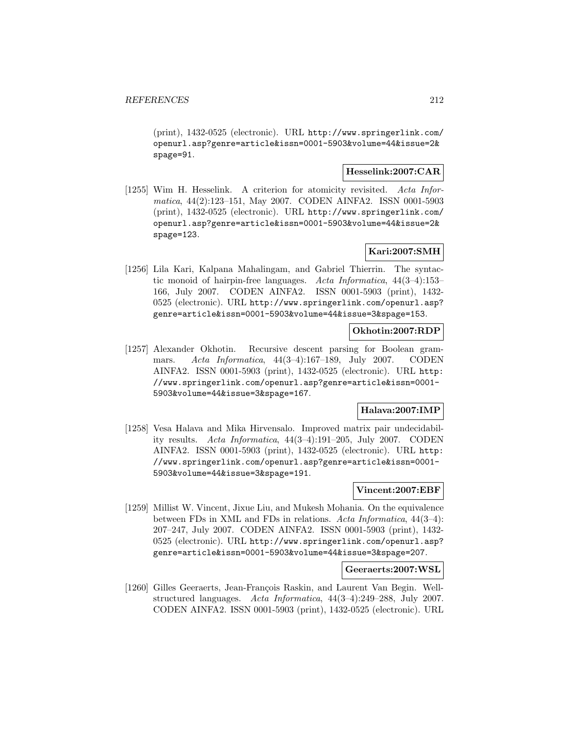(print), 1432-0525 (electronic). URL http://www.springerlink.com/openurl.asp?genre=article&issn=0001-5903&volume=44&issue=2&spage=91.

**Hesselink:2007:CAR**

[1255] Wim H. Hesselink. A criterion for atomicity revisited. *Acta Informatica*, 44(2):123–151, May 2007. CODEN AINFA2. ISSN 0001-5903 (print), 1432-0525 (electronic). URL http://www.springerlink.com/openurl.asp?genre=article&issn=0001-5903&volume=44&issue=2&spage=123.

**Kari:2007:SMH**

[1256] Lila Kari, Kalpana Mahalingam, and Gabriel Thierrin. The syntactic monoid of hairpin-free languages. *Acta Informatica*, 44(3–4):153–166, July 2007. CODEN AINFA2. ISSN 0001-5903 (print), 1432-0525 (electronic). URL http://www.springerlink.com/openurl.asp?genre=article&issn=0001-5903&volume=44&issue=3&spage=153.

**Okhotin:2007:RDP**

[1257] Alexander Okhotin. Recursive descent parsing for Boolean grammars. *Acta Informatica*, 44(3–4):167–189, July 2007. CODEN AINFA2. ISSN 0001-5903 (print), 1432-0525 (electronic). URL http://www.springerlink.com/openurl.asp?genre=article&issn=0001-5903&volume=44&issue=3&spage=167.

**Halava:2007:IMP**

[1258] Vesa Halava and Mika Hirvensalo. Improved matrix pair undecidability results. *Acta Informatica*, 44(3–4):191–205, July 2007. CODEN AINFA2. ISSN 0001-5903 (print), 1432-0525 (electronic). URL http://www.springerlink.com/openurl.asp?genre=article&issn=0001-5903&volume=44&issue=3&spage=191.

**Vincent:2007:EBF**

[1259] Millist W. Vincent, Jixue Liu, and Mukesh Mohania. On the equivalence between FDs in XML and FDs in relations. *Acta Informatica*, 44(3–4):207–247, July 2007. CODEN AINFA2. ISSN 0001-5903 (print), 1432-0525 (electronic). URL http://www.springerlink.com/openurl.asp?genre=article&issn=0001-5903&volume=44&issue=3&spage=207.

**Geeraerts:2007:WSL**

[1260] Gilles Geeraerts, Jean-François Raskin, and Laurent Van Begin. Well-structured languages. *Acta Informatica*, 44(3–4):249–288, July 2007. CODEN AINFA2. ISSN 0001-5903 (print), 1432-0525 (electronic). URL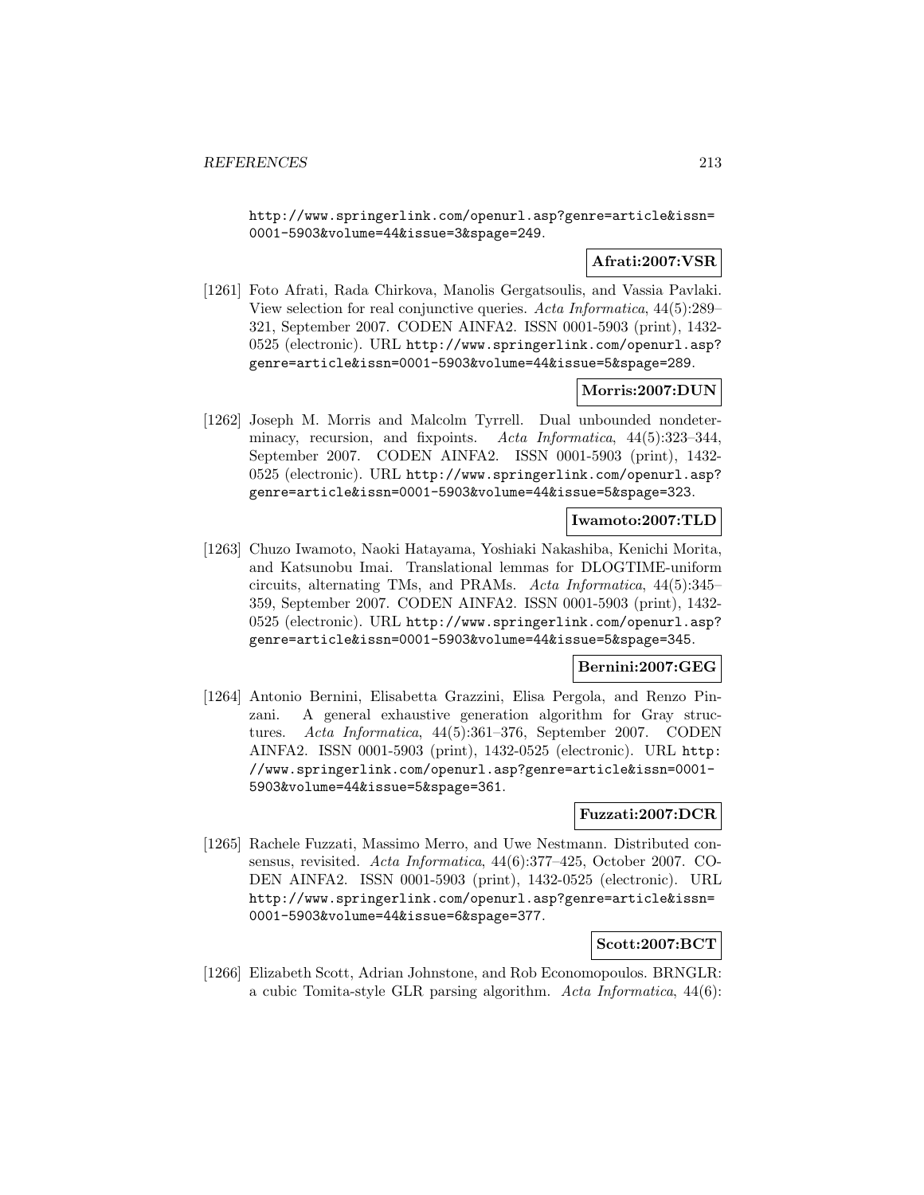http://www.springerlink.com/openurl.asp?genre=article&issn=0001-5903&volume=44&issue=3&spage=249.

**Afrati:2007:VSR**

[1261] Foto Afrati, Rada Chirkova, Manolis Gergatsoulis, and Vassia Pavlaki. View selection for real conjunctive queries. *Acta Informatica*, 44(5):289–321, September 2007. CODEN AINFA2. ISSN 0001-5903 (print), 1432-0525 (electronic). URL http://www.springerlink.com/openurl.asp?genre=article&issn=0001-5903&volume=44&issue=5&spage=289.

**Morris:2007:DUN**

[1262] Joseph M. Morris and Malcolm Tyrrell. Dual unbounded nondeterminacy, recursion, and fixpoints. *Acta Informatica*, 44(5):323–344, September 2007. CODEN AINFA2. ISSN 0001-5903 (print), 1432-0525 (electronic). URL http://www.springerlink.com/openurl.asp?genre=article&issn=0001-5903&volume=44&issue=5&spage=323.

**Iwamoto:2007:TLD**

[1263] Chuzo Iwamoto, Naoki Hatayama, Yoshiaki Nakashiba, Kenichi Morita, and Katsunobu Imai. Translational lemmas for DLOGTIME-uniform circuits, alternating TMs, and PRAMs. *Acta Informatica*, 44(5):345–359, September 2007. CODEN AINFA2. ISSN 0001-5903 (print), 1432-0525 (electronic). URL http://www.springerlink.com/openurl.asp?genre=article&issn=0001-5903&volume=44&issue=5&spage=345.

**Bernini:2007:GEG**

[1264] Antonio Bernini, Elisabetta Grazzini, Elisa Pergola, and Renzo Pinzani. A general exhaustive generation algorithm for Gray structures. *Acta Informatica*, 44(5):361–376, September 2007. CODEN AINFA2. ISSN 0001-5903 (print), 1432-0525 (electronic). URL http://www.springerlink.com/openurl.asp?genre=article&issn=0001-5903&volume=44&issue=5&spage=361.

**Fuzzati:2007:DCR**

[1265] Rachele Fuzzati, Massimo Merro, and Uwe Nestmann. Distributed consensus, revisited. *Acta Informatica*, 44(6):377–425, October 2007. CODEN AINFA2. ISSN 0001-5903 (print), 1432-0525 (electronic). URL http://www.springerlink.com/openurl.asp?genre=article&issn=0001-5903&volume=44&issue=6&spage=377.

**Scott:2007:BCT**

[1266] Elizabeth Scott, Adrian Johnstone, and Rob Economopoulos. BRNGLR: a cubic Tomita-style GLR parsing algorithm. *Acta Informatica*, 44(6):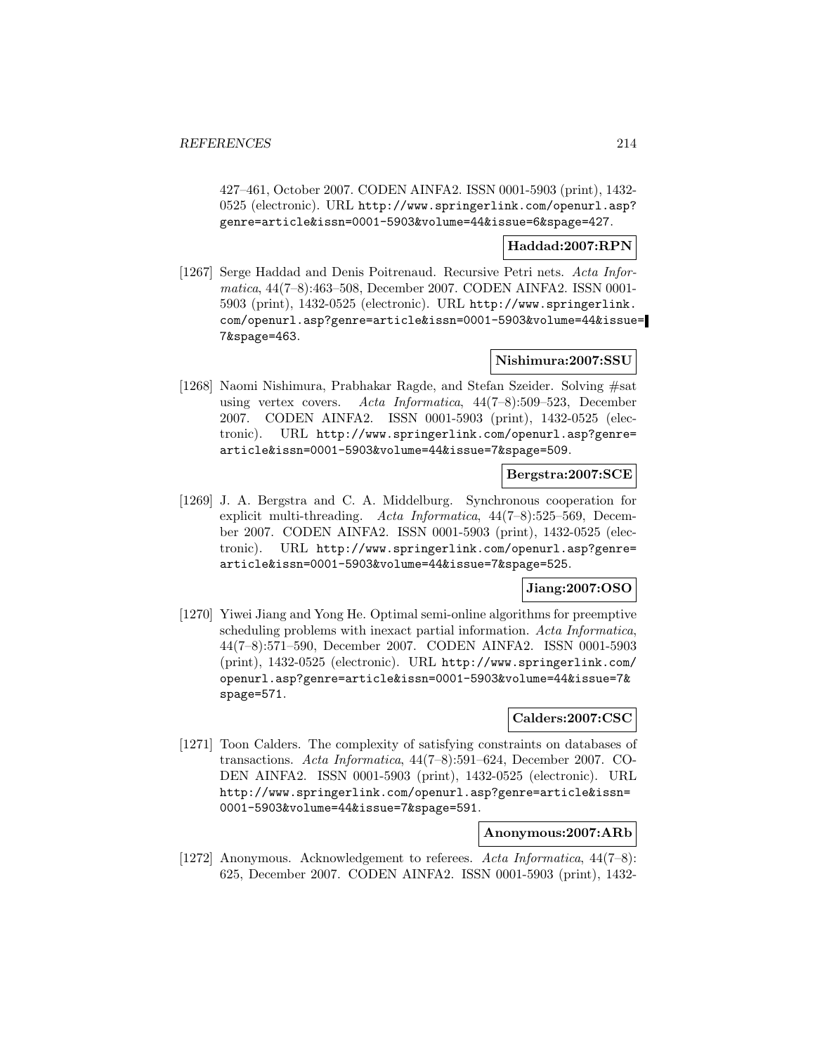427–461, October 2007. CODEN AINFA2. ISSN 0001-5903 (print), 1432-0525 (electronic). URL http://www.springerlink.com/openurl.asp?genre=article&issn=0001-5903&volume=44&issue=6&spage=427.

**Haddad:2007:RPN**

[1267] Serge Haddad and Denis Poitrenaud. Recursive Petri nets. *Acta Informatica*, 44(7–8):463–508, December 2007. CODEN AINFA2. ISSN 0001-5903 (print), 1432-0525 (electronic). URL http://www.springerlink.com/openurl.asp?genre=article&issn=0001-5903&volume=44&issue=7&spage=463.

**Nishimura:2007:SSU**

[1268] Naomi Nishimura, Prabhakar Ragde, and Stefan Szeider. Solving #sat using vertex covers. *Acta Informatica*, 44(7–8):509–523, December 2007. CODEN AINFA2. ISSN 0001-5903 (print), 1432-0525 (electronic). URL http://www.springerlink.com/openurl.asp?genre=article&issn=0001-5903&volume=44&issue=7&spage=509.

**Bergstra:2007:SCE**

[1269] J. A. Bergstra and C. A. Middelburg. Synchronous cooperation for explicit multi-threading. *Acta Informatica*, 44(7–8):525–569, December 2007. CODEN AINFA2. ISSN 0001-5903 (print), 1432-0525 (electronic). URL http://www.springerlink.com/openurl.asp?genre=article&issn=0001-5903&volume=44&issue=7&spage=525.

**Jiang:2007:OSO**

[1270] Yiwei Jiang and Yong He. Optimal semi-online algorithms for preemptive scheduling problems with inexact partial information. *Acta Informatica*, 44(7–8):571–590, December 2007. CODEN AINFA2. ISSN 0001-5903 (print), 1432-0525 (electronic). URL http://www.springerlink.com/openurl.asp?genre=article&issn=0001-5903&volume=44&issue=7&spage=571.

**Calders:2007:CSC**

[1271] Toon Calders. The complexity of satisfying constraints on databases of transactions. *Acta Informatica*, 44(7–8):591–624, December 2007. CODEN AINFA2. ISSN 0001-5903 (print), 1432-0525 (electronic). URL http://www.springerlink.com/openurl.asp?genre=article&issn=0001-5903&volume=44&issue=7&spage=591.

**Anonymous:2007:ARb**

[1272] Anonymous. Acknowledgement to referees. *Acta Informatica*, 44(7–8):625, December 2007. CODEN AINFA2. ISSN 0001-5903 (print), 1432-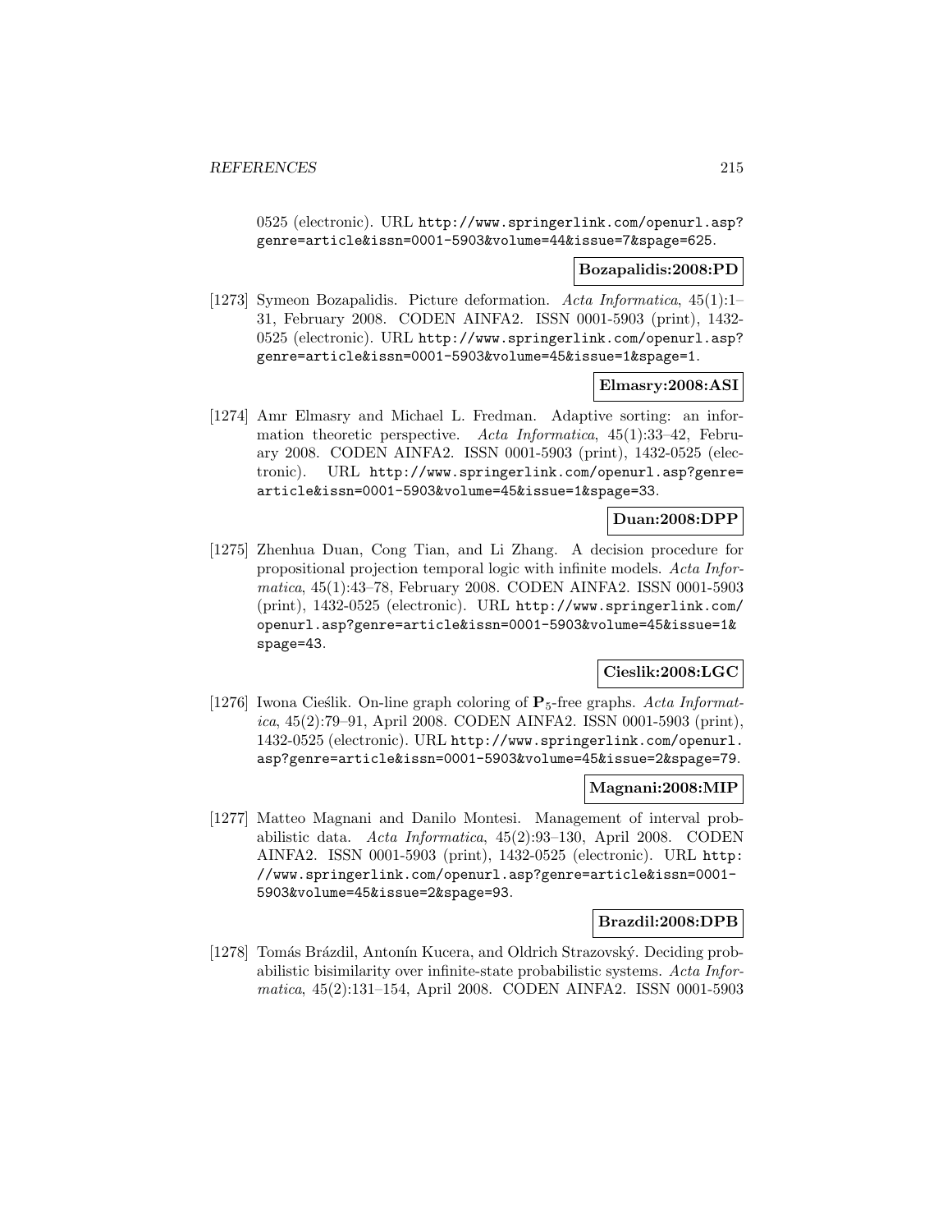0525 (electronic). URL http://www.springerlink.com/openurl.asp?genre=article&issn=0001-5903&volume=44&issue=7&spage=625.

**Bozapalidis:2008:PD**

[1273] Symeon Bozapalidis. Picture deformation. *Acta Informatica*, 45(1):1–31, February 2008. CODEN AINFA2. ISSN 0001-5903 (print), 1432-0525 (electronic). URL http://www.springerlink.com/openurl.asp?genre=article&issn=0001-5903&volume=45&issue=1&spage=1.

**Elmasry:2008:ASI**

[1274] Amr Elmasry and Michael L. Fredman. Adaptive sorting: an information theoretic perspective. *Acta Informatica*, 45(1):33–42, February 2008. CODEN AINFA2. ISSN 0001-5903 (print), 1432-0525 (electronic). URL http://www.springerlink.com/openurl.asp?genre=article&issn=0001-5903&volume=45&issue=1&spage=33.

**Duan:2008:DPP**

[1275] Zhenhua Duan, Cong Tian, and Li Zhang. A decision procedure for propositional projection temporal logic with infinite models. *Acta Informatica*, 45(1):43–78, February 2008. CODEN AINFA2. ISSN 0001-5903 (print), 1432-0525 (electronic). URL http://www.springerlink.com/openurl.asp?genre=article&issn=0001-5903&volume=45&issue=1&spage=43.

**Cieslik:2008:LGC**

[1276] Iwona Cieślik. On-line graph coloring of $\mathbf{P}_5$-free graphs. *Acta Informatica*, 45(2):79–91, April 2008. CODEN AINFA2. ISSN 0001-5903 (print), 1432-0525 (electronic). URL http://www.springerlink.com/openurl.asp?genre=article&issn=0001-5903&volume=45&issue=2&spage=79.

**Magnani:2008:MIP**

[1277] Matteo Magnani and Danilo Montesi. Management of interval probabilistic data. *Acta Informatica*, 45(2):93–130, April 2008. CODEN AINFA2. ISSN 0001-5903 (print), 1432-0525 (electronic). URL http://www.springerlink.com/openurl.asp?genre=article&issn=0001-5903&volume=45&issue=2&spage=93.

**Brazdil:2008:DPB**

[1278] Tomás Brázdil, Antonín Kucera, and Oldrich Strazovský. Deciding probabilistic bisimilarity over infinite-state probabilistic systems. *Acta Informatica*, 45(2):131–154, April 2008. CODEN AINFA2. ISSN 0001-5903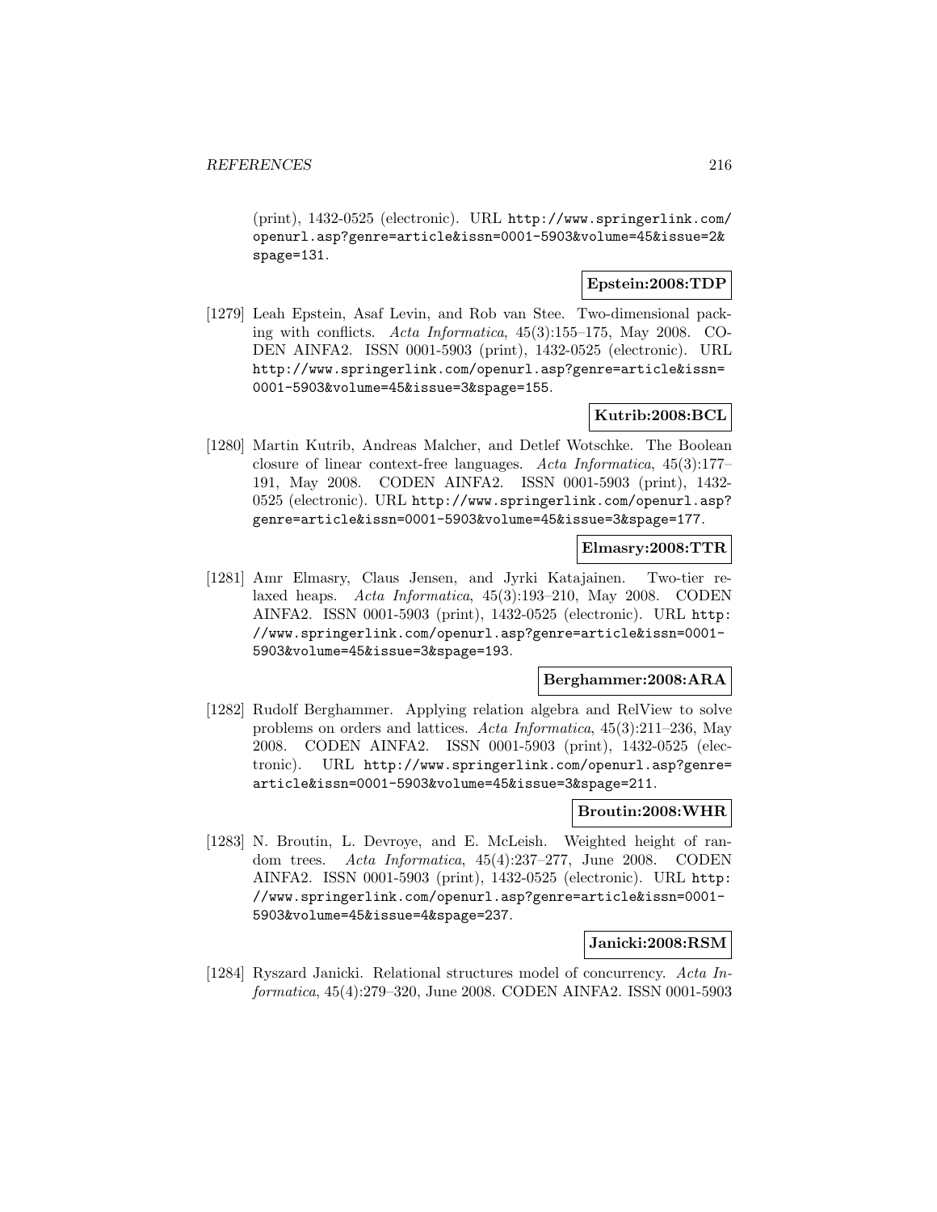(print), 1432-0525 (electronic). URL http://www.springerlink.com/openurl.asp?genre=article&issn=0001-5903&volume=45&issue=2&spage=131.

**Epstein:2008:TDP**

[1279] Leah Epstein, Asaf Levin, and Rob van Stee. Two-dimensional packing with conflicts. *Acta Informatica*, 45(3):155–175, May 2008. CODEN AINFA2. ISSN 0001-5903 (print), 1432-0525 (electronic). URL http://www.springerlink.com/openurl.asp?genre=article&issn=0001-5903&volume=45&issue=3&spage=155.

**Kutrib:2008:BCL**

[1280] Martin Kutrib, Andreas Malcher, and Detlef Wotschke. The Boolean closure of linear context-free languages. *Acta Informatica*, 45(3):177–191, May 2008. CODEN AINFA2. ISSN 0001-5903 (print), 1432-0525 (electronic). URL http://www.springerlink.com/openurl.asp?genre=article&issn=0001-5903&volume=45&issue=3&spage=177.

**Elmasry:2008:TTR**

[1281] Amr Elmasry, Claus Jensen, and Jyrki Katajainen. Two-tier relaxed heaps. *Acta Informatica*, 45(3):193–210, May 2008. CODEN AINFA2. ISSN 0001-5903 (print), 1432-0525 (electronic). URL http://www.springerlink.com/openurl.asp?genre=article&issn=0001-5903&volume=45&issue=3&spage=193.

**Berghammer:2008:ARA**

[1282] Rudolf Berghammer. Applying relation algebra and RelView to solve problems on orders and lattices. *Acta Informatica*, 45(3):211–236, May 2008. CODEN AINFA2. ISSN 0001-5903 (print), 1432-0525 (electronic). URL http://www.springerlink.com/openurl.asp?genre=article&issn=0001-5903&volume=45&issue=3&spage=211.

**Broutin:2008:WHR**

[1283] N. Broutin, L. Devroye, and E. McLeish. Weighted height of random trees. *Acta Informatica*, 45(4):237–277, June 2008. CODEN AINFA2. ISSN 0001-5903 (print), 1432-0525 (electronic). URL http://www.springerlink.com/openurl.asp?genre=article&issn=0001-5903&volume=45&issue=4&spage=237.

**Janicki:2008:RSM**

[1284] Ryszard Janicki. Relational structures model of concurrency. *Acta Informatica*, 45(4):279–320, June 2008. CODEN AINFA2. ISSN 0001-5903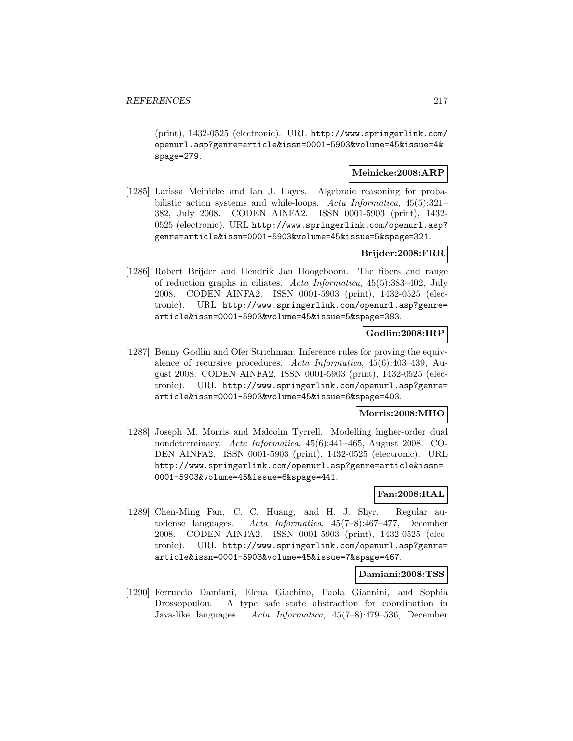(print), 1432-0525 (electronic). URL http://www.springerlink.com/openurl.asp?genre=article&issn=0001-5903&volume=45&issue=4&spage=279.

**Meinicke:2008:ARP**

[1285] Larissa Meinicke and Ian J. Hayes. Algebraic reasoning for probabilistic action systems and while-loops. *Acta Informatica*, 45(5):321–382, July 2008. CODEN AINFA2. ISSN 0001-5903 (print), 1432-0525 (electronic). URL http://www.springerlink.com/openurl.asp?genre=article&issn=0001-5903&volume=45&issue=5&spage=321.

**Brijder:2008:FRR**

[1286] Robert Brijder and Hendrik Jan Hoogeboom. The fibers and range of reduction graphs in ciliates. *Acta Informatica*, 45(5):383–402, July 2008. CODEN AINFA2. ISSN 0001-5903 (print), 1432-0525 (electronic). URL http://www.springerlink.com/openurl.asp?genre=article&issn=0001-5903&volume=45&issue=5&spage=383.

**Godlin:2008:IRP**

[1287] Benny Godlin and Ofer Strichman. Inference rules for proving the equivalence of recursive procedures. *Acta Informatica*, 45(6):403–439, August 2008. CODEN AINFA2. ISSN 0001-5903 (print), 1432-0525 (electronic). URL http://www.springerlink.com/openurl.asp?genre=article&issn=0001-5903&volume=45&issue=6&spage=403.

**Morris:2008:MHO**

[1288] Joseph M. Morris and Malcolm Tyrrell. Modelling higher-order dual nondeterminacy. *Acta Informatica*, 45(6):441–465, August 2008. CODEN AINFA2. ISSN 0001-5903 (print), 1432-0525 (electronic). URL http://www.springerlink.com/openurl.asp?genre=article&issn=0001-5903&volume=45&issue=6&spage=441.

**Fan:2008:RAL**

[1289] Chen-Ming Fan, C. C. Huang, and H. J. Shyr. Regular autodense languages. *Acta Informatica*, 45(7–8):467–477, December 2008. CODEN AINFA2. ISSN 0001-5903 (print), 1432-0525 (electronic). URL http://www.springerlink.com/openurl.asp?genre=article&issn=0001-5903&volume=45&issue=7&spage=467.

**Damiani:2008:TSS**

[1290] Ferruccio Damiani, Elena Giachino, Paola Giannini, and Sophia Drossopoulou. A type safe state abstraction for coordination in Java-like languages. *Acta Informatica*, 45(7–8):479–536, December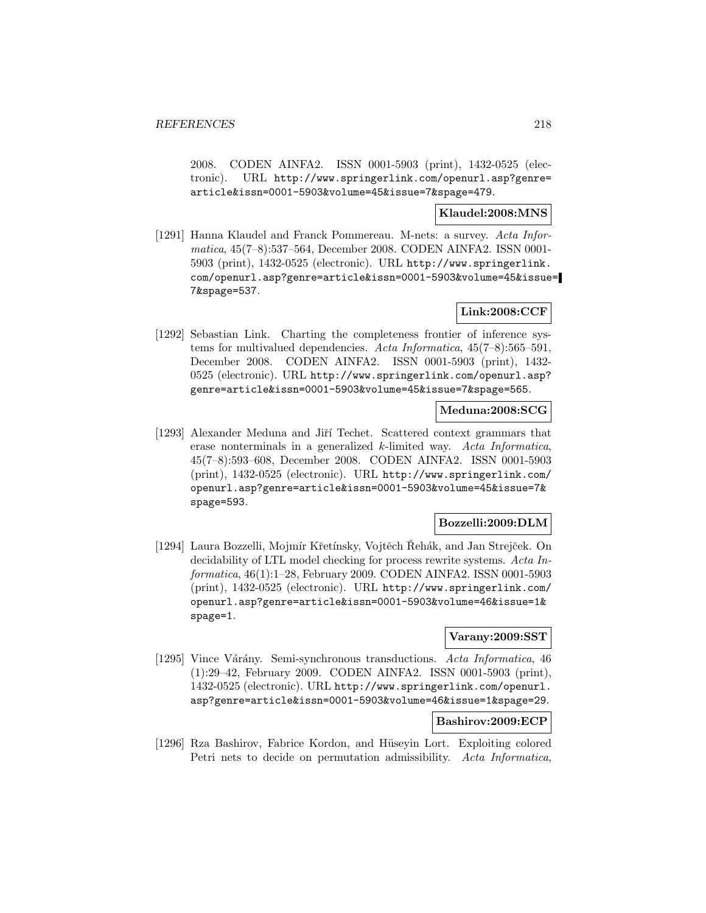2008. CODEN AINFA2. ISSN 0001-5903 (print), 1432-0525 (electronic). URL http://www.springerlink.com/openurl.asp?genre=article&issn=0001-5903&volume=45&issue=7&spage=479.

**Klaudel:2008:MNS**

[1291] Hanna Klaudel and Franck Pommereau. M-nets: a survey. *Acta Informatica*, 45(7–8):537–564, December 2008. CODEN AINFA2. ISSN 0001-5903 (print), 1432-0525 (electronic). URL http://www.springerlink.com/openurl.asp?genre=article&issn=0001-5903&volume=45&issue=7&spage=537.

**Link:2008:CCF**

[1292] Sebastian Link. Charting the completeness frontier of inference systems for multivalued dependencies. *Acta Informatica*, 45(7–8):565–591, December 2008. CODEN AINFA2. ISSN 0001-5903 (print), 1432-0525 (electronic). URL http://www.springerlink.com/openurl.asp?genre=article&issn=0001-5903&volume=45&issue=7&spage=565.

**Meduna:2008:SCG**

[1293] Alexander Meduna and Jiří Techet. Scattered context grammars that erase nonterminals in a generalized $k$-limited way. *Acta Informatica*, 45(7–8):593–608, December 2008. CODEN AINFA2. ISSN 0001-5903 (print), 1432-0525 (electronic). URL http://www.springerlink.com/openurl.asp?genre=article&issn=0001-5903&volume=45&issue=7&spage=593.

**Bozzelli:2009:DLM**

[1294] Laura Bozzelli, Mojmír Křetínsky, Vojtěch Řehák, and Jan Strejček. On decidability of LTL model checking for process rewrite systems. *Acta Informatica*, 46(1):1–28, February 2009. CODEN AINFA2. ISSN 0001-5903 (print), 1432-0525 (electronic). URL http://www.springerlink.com/openurl.asp?genre=article&issn=0001-5903&volume=46&issue=1&spage=1.

**Varany:2009:SST**

[1295] Vince Várány. Semi-synchronous transductions. *Acta Informatica*, 46 (1):29–42, February 2009. CODEN AINFA2. ISSN 0001-5903 (print), 1432-0525 (electronic). URL http://www.springerlink.com/openurl.asp?genre=article&issn=0001-5903&volume=46&issue=1&spage=29.

**Bashirov:2009:ECP**

[1296] Rza Bashirov, Fabrice Kordon, and Hüseyin Lort. Exploiting colored Petri nets to decide on permutation admissibility. *Acta Informatica*,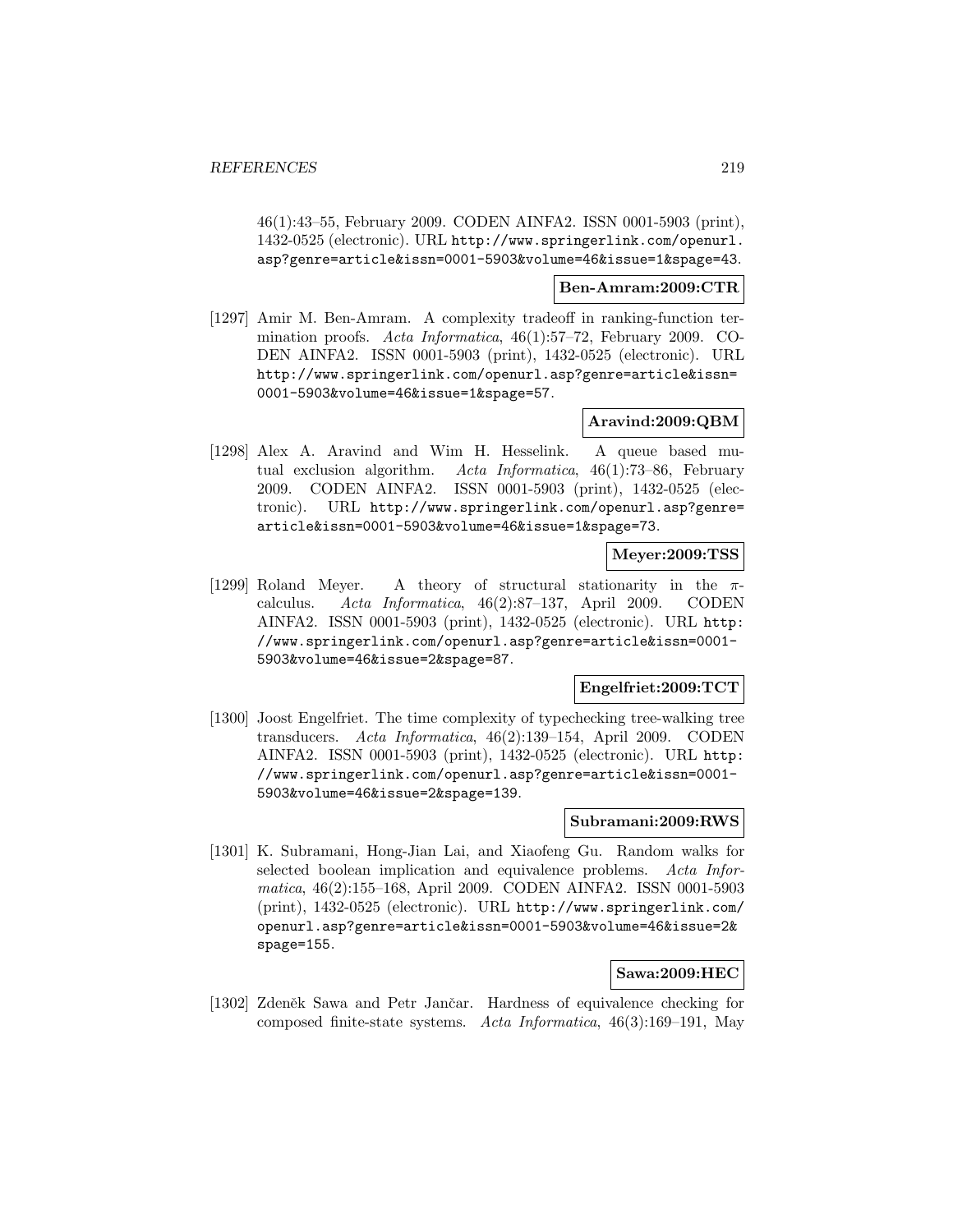46(1):43–55, February 2009. CODEN AINFA2. ISSN 0001-5903 (print), 1432-0525 (electronic). URL http://www.springerlink.com/openurl.asp?genre=article&issn=0001-5903&volume=46&issue=1&spage=43.

**Ben-Amram:2009:CTR**

[1297] Amir M. Ben-Amram. A complexity tradeoff in ranking-function termination proofs. *Acta Informatica*, 46(1):57–72, February 2009. CODEN AINFA2. ISSN 0001-5903 (print), 1432-0525 (electronic). URL http://www.springerlink.com/openurl.asp?genre=article&issn=0001-5903&volume=46&issue=1&spage=57.

**Aravind:2009:QBM**

[1298] Alex A. Aravind and Wim H. Hesselink. A queue based mutual exclusion algorithm. *Acta Informatica*, 46(1):73–86, February 2009. CODEN AINFA2. ISSN 0001-5903 (print), 1432-0525 (electronic). URL http://www.springerlink.com/openurl.asp?genre=article&issn=0001-5903&volume=46&issue=1&spage=73.

**Meyer:2009:TSS**

[1299] Roland Meyer. A theory of structural stationarity in the $\pi$-calculus. *Acta Informatica*, 46(2):87–137, April 2009. CODEN AINFA2. ISSN 0001-5903 (print), 1432-0525 (electronic). URL http://www.springerlink.com/openurl.asp?genre=article&issn=0001-5903&volume=46&issue=2&spage=87.

**Engelfriet:2009:TCT**

[1300] Joost Engelfriet. The time complexity of typechecking tree-walking tree transducers. *Acta Informatica*, 46(2):139–154, April 2009. CODEN AINFA2. ISSN 0001-5903 (print), 1432-0525 (electronic). URL http://www.springerlink.com/openurl.asp?genre=article&issn=0001-5903&volume=46&issue=2&spage=139.

**Subramani:2009:RWS**

[1301] K. Subramani, Hong-Jian Lai, and Xiaofeng Gu. Random walks for selected boolean implication and equivalence problems. *Acta Informatica*, 46(2):155–168, April 2009. CODEN AINFA2. ISSN 0001-5903 (print), 1432-0525 (electronic). URL http://www.springerlink.com/openurl.asp?genre=article&issn=0001-5903&volume=46&issue=2&spage=155.

**Sawa:2009:HEC**

[1302] Zdeněk Sawa and Petr Jančar. Hardness of equivalence checking for composed finite-state systems. *Acta Informatica*, 46(3):169–191, May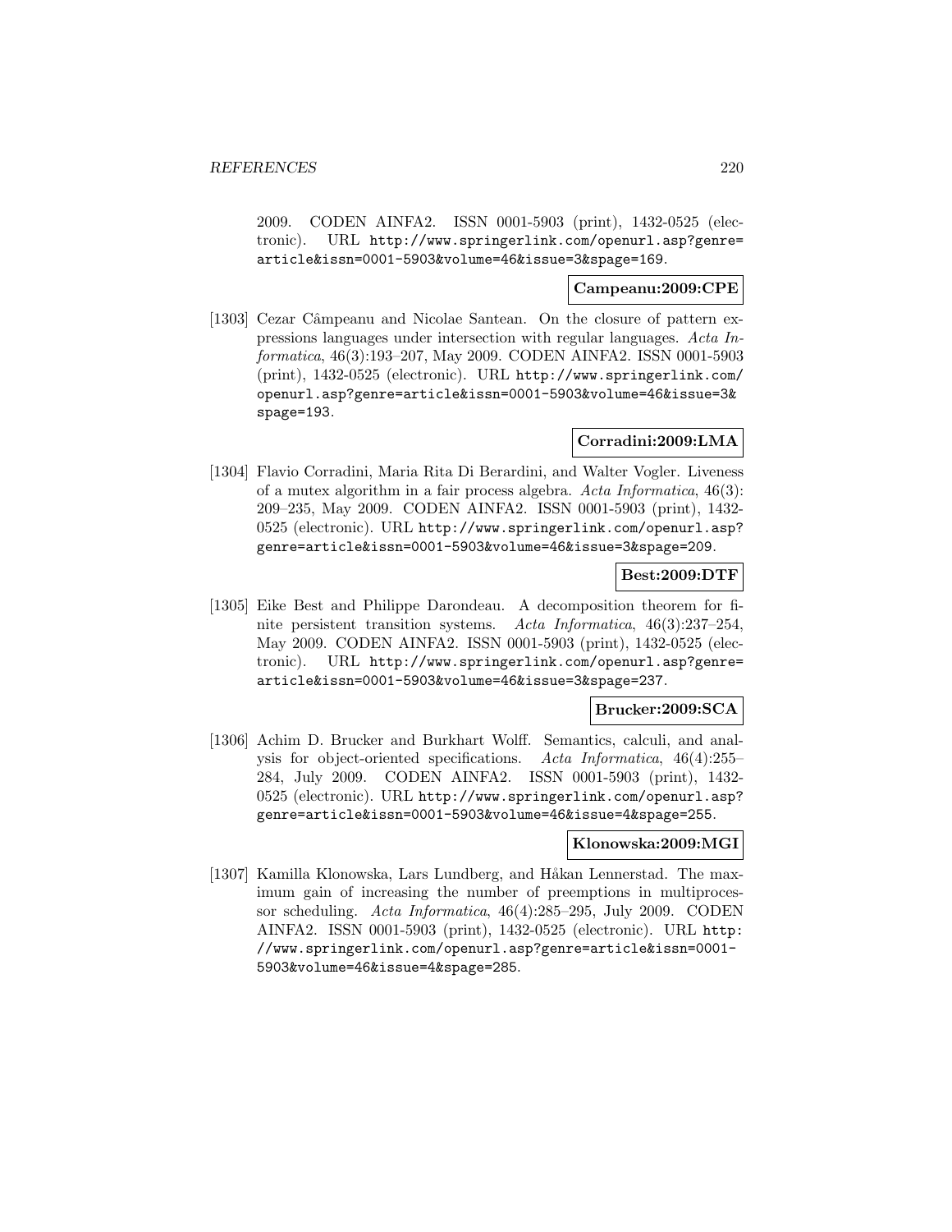2009. CODEN AINFA2. ISSN 0001-5903 (print), 1432-0525 (electronic). URL http://www.springerlink.com/openurl.asp?genre=article&issn=0001-5903&volume=46&issue=3&spage=169.

**Campeanu:2009:CPE**

[1303] Cezar Câmpeanu and Nicolae Santean. On the closure of pattern expressions languages under intersection with regular languages. *Acta Informatica*, 46(3):193–207, May 2009. CODEN AINFA2. ISSN 0001-5903 (print), 1432-0525 (electronic). URL http://www.springerlink.com/openurl.asp?genre=article&issn=0001-5903&volume=46&issue=3&spage=193.

**Corradini:2009:LMA**

[1304] Flavio Corradini, Maria Rita Di Berardini, and Walter Vogler. Liveness of a mutex algorithm in a fair process algebra. *Acta Informatica*, 46(3):209–235, May 2009. CODEN AINFA2. ISSN 0001-5903 (print), 1432-0525 (electronic). URL http://www.springerlink.com/openurl.asp?genre=article&issn=0001-5903&volume=46&issue=3&spage=209.

**Best:2009:DTF**

[1305] Eike Best and Philippe Darondeau. A decomposition theorem for finite persistent transition systems. *Acta Informatica*, 46(3):237–254, May 2009. CODEN AINFA2. ISSN 0001-5903 (print), 1432-0525 (electronic). URL http://www.springerlink.com/openurl.asp?genre=article&issn=0001-5903&volume=46&issue=3&spage=237.

**Brucker:2009:SCA**

[1306] Achim D. Brucker and Burkhart Wolff. Semantics, calculi, and analysis for object-oriented specifications. *Acta Informatica*, 46(4):255–284, July 2009. CODEN AINFA2. ISSN 0001-5903 (print), 1432-0525 (electronic). URL http://www.springerlink.com/openurl.asp?genre=article&issn=0001-5903&volume=46&issue=4&spage=255.

**Klonowska:2009:MGI**

[1307] Kamilla Klonowska, Lars Lundberg, and Håkan Lennerstad. The maximum gain of increasing the number of preemptions in multiprocessor scheduling. *Acta Informatica*, 46(4):285–295, July 2009. CODEN AINFA2. ISSN 0001-5903 (print), 1432-0525 (electronic). URL http://www.springerlink.com/openurl.asp?genre=article&issn=0001-5903&volume=46&issue=4&spage=285.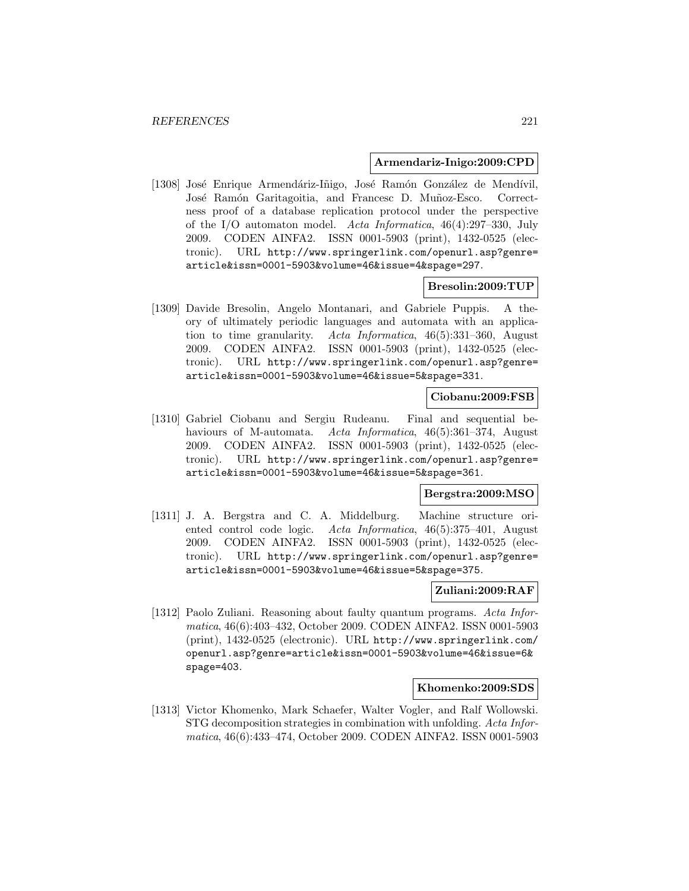**Armendariz-Inigo:2009:CPD**

[1308] José Enrique Armendáriz-Iñigo, José Ramón González de Mendívil, José Ramón Garitagoitia, and Francesc D. Muñoz-Esco. Correctness proof of a database replication protocol under the perspective of the I/O automaton model. *Acta Informatica*, 46(4):297–330, July 2009. CODEN AINFA2. ISSN 0001-5903 (print), 1432-0525 (electronic). URL http://www.springerlink.com/openurl.asp?genre=article&issn=0001-5903&volume=46&issue=4&spage=297.

**Bresolin:2009:TUP**

[1309] Davide Bresolin, Angelo Montanari, and Gabriele Puppis. A theory of ultimately periodic languages and automata with an application to time granularity. *Acta Informatica*, 46(5):331–360, August 2009. CODEN AINFA2. ISSN 0001-5903 (print), 1432-0525 (electronic). URL http://www.springerlink.com/openurl.asp?genre=article&issn=0001-5903&volume=46&issue=5&spage=331.

**Ciobanu:2009:FSB**

[1310] Gabriel Ciobanu and Sergiu Rudeanu. Final and sequential behaviours of M-automata. *Acta Informatica*, 46(5):361–374, August 2009. CODEN AINFA2. ISSN 0001-5903 (print), 1432-0525 (electronic). URL http://www.springerlink.com/openurl.asp?genre=article&issn=0001-5903&volume=46&issue=5&spage=361.

**Bergstra:2009:MSO**

[1311] J. A. Bergstra and C. A. Middelburg. Machine structure oriented control code logic. *Acta Informatica*, 46(5):375–401, August 2009. CODEN AINFA2. ISSN 0001-5903 (print), 1432-0525 (electronic). URL http://www.springerlink.com/openurl.asp?genre=article&issn=0001-5903&volume=46&issue=5&spage=375.

**Zuliani:2009:RAF**

[1312] Paolo Zuliani. Reasoning about faulty quantum programs. *Acta Informatica*, 46(6):403–432, October 2009. CODEN AINFA2. ISSN 0001-5903 (print), 1432-0525 (electronic). URL http://www.springerlink.com/openurl.asp?genre=article&issn=0001-5903&volume=46&issue=6&spage=403.

**Khomenko:2009:SDS**

[1313] Victor Khomenko, Mark Schaefer, Walter Vogler, and Ralf Wollowski. STG decomposition strategies in combination with unfolding. *Acta Informatica*, 46(6):433–474, October 2009. CODEN AINFA2. ISSN 0001-5903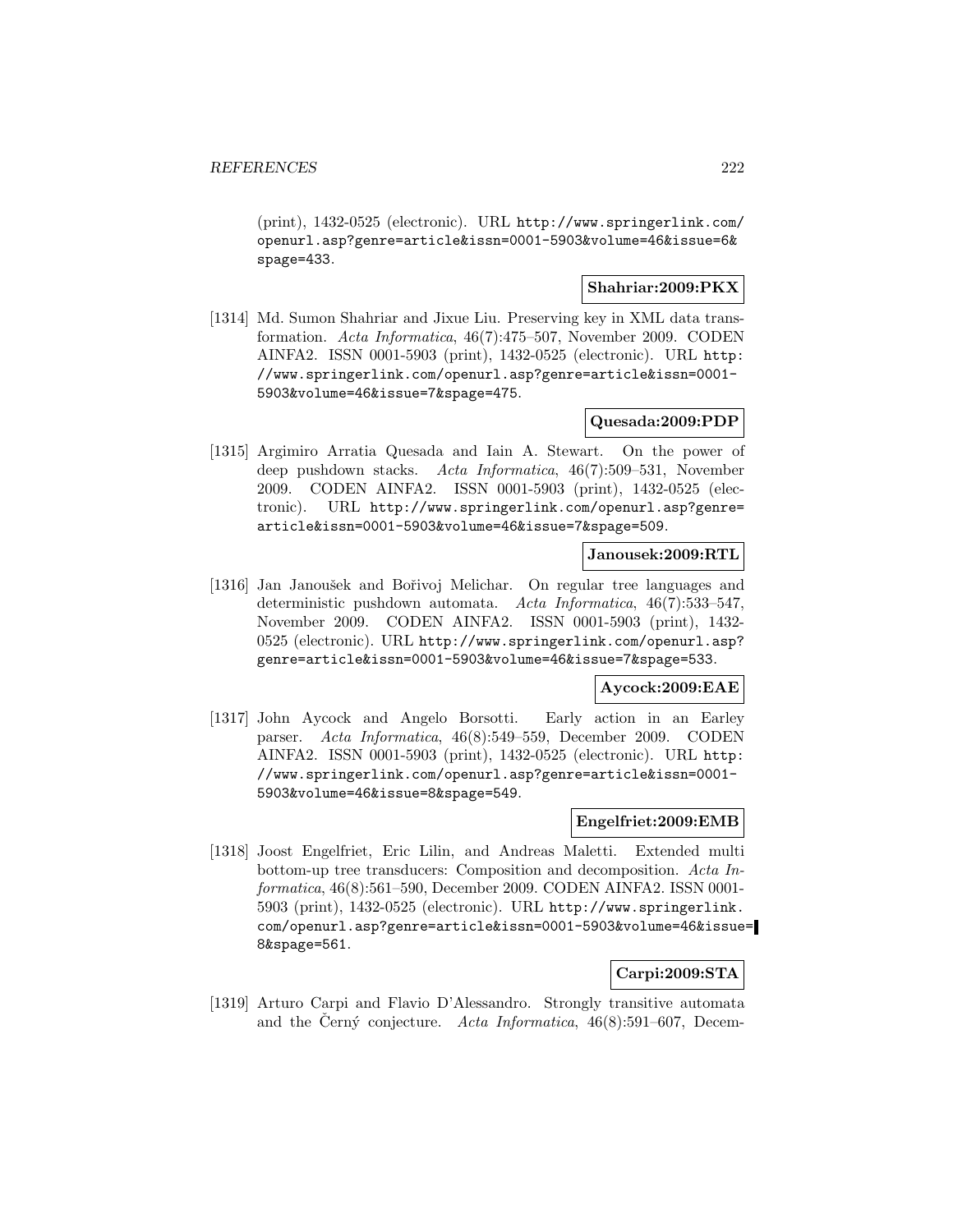(print), 1432-0525 (electronic). URL http://www.springerlink.com/openurl.asp?genre=article&issn=0001-5903&volume=46&issue=6&spage=433.

**Shahriar:2009:PKX**

[1314] Md. Sumon Shahriar and Jixue Liu. Preserving key in XML data transformation. *Acta Informatica*, 46(7):475–507, November 2009. CODEN AINFA2. ISSN 0001-5903 (print), 1432-0525 (electronic). URL http://www.springerlink.com/openurl.asp?genre=article&issn=0001-5903&volume=46&issue=7&spage=475.

**Quesada:2009:PDP**

[1315] Argimiro Arratia Quesada and Iain A. Stewart. On the power of deep pushdown stacks. *Acta Informatica*, 46(7):509–531, November 2009. CODEN AINFA2. ISSN 0001-5903 (print), 1432-0525 (electronic). URL http://www.springerlink.com/openurl.asp?genre=article&issn=0001-5903&volume=46&issue=7&spage=509.

**Janousek:2009:RTL**

[1316] Jan Janoušek and Bořivoj Melichar. On regular tree languages and deterministic pushdown automata. *Acta Informatica*, 46(7):533–547, November 2009. CODEN AINFA2. ISSN 0001-5903 (print), 1432-0525 (electronic). URL http://www.springerlink.com/openurl.asp?genre=article&issn=0001-5903&volume=46&issue=7&spage=533.

**Aycock:2009:EAE**

[1317] John Aycock and Angelo Borsotti. Early action in an Earley parser. *Acta Informatica*, 46(8):549–559, December 2009. CODEN AINFA2. ISSN 0001-5903 (print), 1432-0525 (electronic). URL http://www.springerlink.com/openurl.asp?genre=article&issn=0001-5903&volume=46&issue=8&spage=549.

**Engelfriet:2009:EMB**

[1318] Joost Engelfriet, Eric Lilin, and Andreas Maletti. Extended multi bottom-up tree transducers: Composition and decomposition. *Acta Informatica*, 46(8):561–590, December 2009. CODEN AINFA2. ISSN 0001-5903 (print), 1432-0525 (electronic). URL http://www.springerlink.com/openurl.asp?genre=article&issn=0001-5903&volume=46&issue=8&spage=561.

**Carpi:2009:STA**

[1319] Arturo Carpi and Flavio D'Alessandro. Strongly transitive automata and the Černý conjecture. *Acta Informatica*, 46(8):591–607, Decem-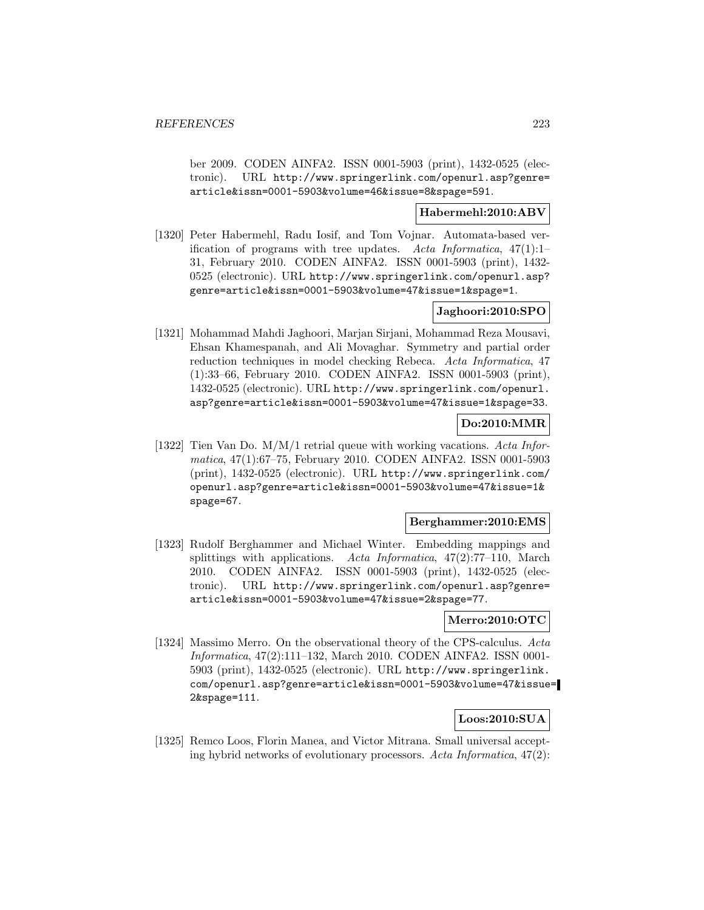ber 2009. CODEN AINFA2. ISSN 0001-5903 (print), 1432-0525 (electronic). URL http://www.springerlink.com/openurl.asp?genre=article&issn=0001-5903&volume=46&issue=8&spage=591.

**Habermehl:2010:ABV**

[1320] Peter Habermehl, Radu Iosif, and Tom Vojnar. Automata-based verification of programs with tree updates. *Acta Informatica*, 47(1):1–31, February 2010. CODEN AINFA2. ISSN 0001-5903 (print), 1432-0525 (electronic). URL http://www.springerlink.com/openurl.asp?genre=article&issn=0001-5903&volume=47&issue=1&spage=1.

**Jaghoori:2010:SPO**

[1321] Mohammad Mahdi Jaghoori, Marjan Sirjani, Mohammad Reza Mousavi, Ehsan Khamespanah, and Ali Movaghar. Symmetry and partial order reduction techniques in model checking Rebeca. *Acta Informatica*, 47 (1):33–66, February 2010. CODEN AINFA2. ISSN 0001-5903 (print), 1432-0525 (electronic). URL http://www.springerlink.com/openurl.asp?genre=article&issn=0001-5903&volume=47&issue=1&spage=33.

**Do:2010:MMR**

[1322] Tien Van Do. M/M/1 retrial queue with working vacations. *Acta Informatica*, 47(1):67–75, February 2010. CODEN AINFA2. ISSN 0001-5903 (print), 1432-0525 (electronic). URL http://www.springerlink.com/openurl.asp?genre=article&issn=0001-5903&volume=47&issue=1&spage=67.

**Berghammer:2010:EMS**

[1323] Rudolf Berghammer and Michael Winter. Embedding mappings and splittings with applications. *Acta Informatica*, 47(2):77–110, March 2010. CODEN AINFA2. ISSN 0001-5903 (print), 1432-0525 (electronic). URL http://www.springerlink.com/openurl.asp?genre=article&issn=0001-5903&volume=47&issue=2&spage=77.

**Merro:2010:OTC**

[1324] Massimo Merro. On the observational theory of the CPS-calculus. *Acta Informatica*, 47(2):111–132, March 2010. CODEN AINFA2. ISSN 0001-5903 (print), 1432-0525 (electronic). URL http://www.springerlink.com/openurl.asp?genre=article&issn=0001-5903&volume=47&issue=2&spage=111.

**Loos:2010:SUA**

[1325] Remco Loos, Florin Manea, and Victor Mitrana. Small universal accepting hybrid networks of evolutionary processors. *Acta Informatica*, 47(2):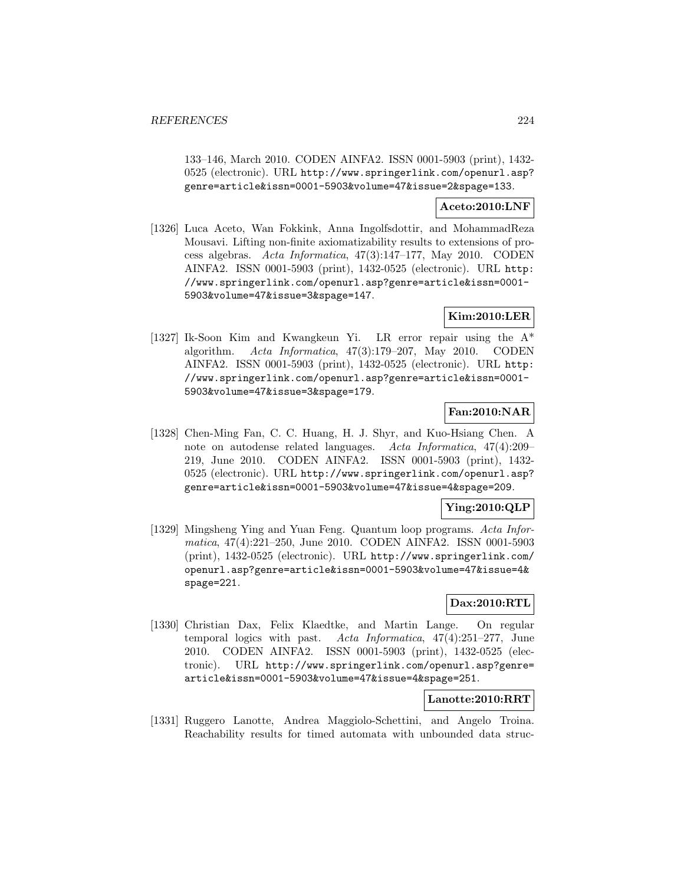133–146, March 2010. CODEN AINFA2. ISSN 0001-5903 (print), 1432-0525 (electronic). URL http://www.springerlink.com/openurl.asp?genre=article&issn=0001-5903&volume=47&issue=2&spage=133.

**Aceto:2010:LNF**

[1326] Luca Aceto, Wan Fokkink, Anna Ingolfsdottir, and MohammadReza Mousavi. Lifting non-finite axiomatizability results to extensions of process algebras. *Acta Informatica*, 47(3):147–177, May 2010. CODEN AINFA2. ISSN 0001-5903 (print), 1432-0525 (electronic). URL http://www.springerlink.com/openurl.asp?genre=article&issn=0001-5903&volume=47&issue=3&spage=147.

**Kim:2010:LER**

[1327] Ik-Soon Kim and Kwangkeun Yi. LR error repair using the A* algorithm. *Acta Informatica*, 47(3):179–207, May 2010. CODEN AINFA2. ISSN 0001-5903 (print), 1432-0525 (electronic). URL http://www.springerlink.com/openurl.asp?genre=article&issn=0001-5903&volume=47&issue=3&spage=179.

**Fan:2010:NAR**

[1328] Chen-Ming Fan, C. C. Huang, H. J. Shyr, and Kuo-Hsiang Chen. A note on autodense related languages. *Acta Informatica*, 47(4):209–219, June 2010. CODEN AINFA2. ISSN 0001-5903 (print), 1432-0525 (electronic). URL http://www.springerlink.com/openurl.asp?genre=article&issn=0001-5903&volume=47&issue=4&spage=209.

**Ying:2010:QLP**

[1329] Mingsheng Ying and Yuan Feng. Quantum loop programs. *Acta Informatica*, 47(4):221–250, June 2010. CODEN AINFA2. ISSN 0001-5903 (print), 1432-0525 (electronic). URL http://www.springerlink.com/openurl.asp?genre=article&issn=0001-5903&volume=47&issue=4&spage=221.

**Dax:2010:RTL**

[1330] Christian Dax, Felix Klaedtke, and Martin Lange. On regular temporal logics with past. *Acta Informatica*, 47(4):251–277, June 2010. CODEN AINFA2. ISSN 0001-5903 (print), 1432-0525 (electronic). URL http://www.springerlink.com/openurl.asp?genre=article&issn=0001-5903&volume=47&issue=4&spage=251.

**Lanotte:2010:RRT**

[1331] Ruggero Lanotte, Andrea Maggiolo-Schettini, and Angelo Troina. Reachability results for timed automata with unbounded data struc-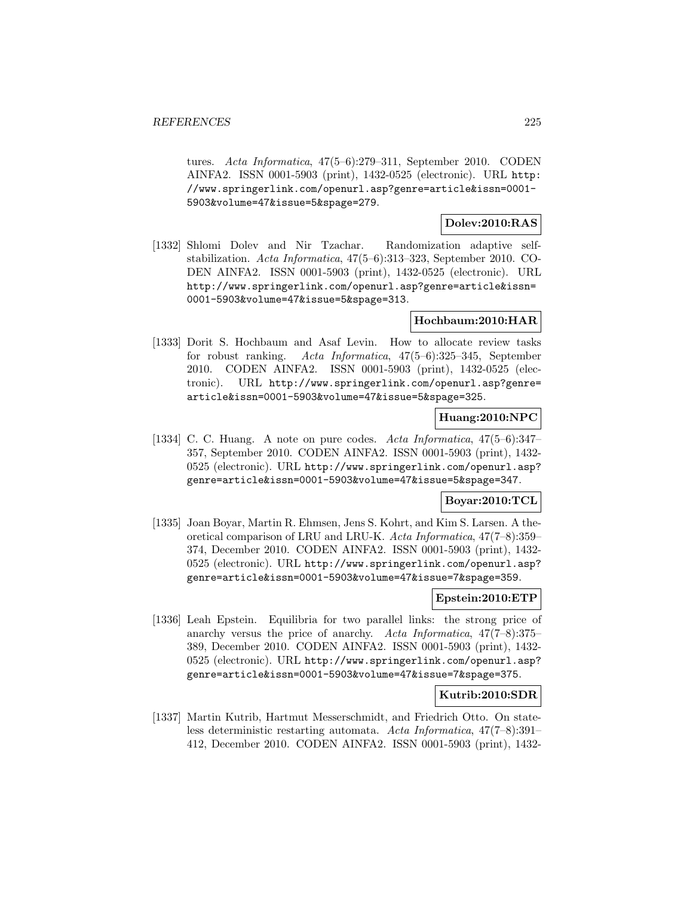tures. *Acta Informatica*, 47(5–6):279–311, September 2010. CODEN AINFA2. ISSN 0001-5903 (print), 1432-0525 (electronic). URL http://www.springerlink.com/openurl.asp?genre=article&issn=0001-5903&volume=47&issue=5&spage=279.

**Dolev:2010:RAS**

[1332] Shlomi Dolev and Nir Tzachar. Randomization adaptive self-stabilization. *Acta Informatica*, 47(5–6):313–323, September 2010. CODEN AINFA2. ISSN 0001-5903 (print), 1432-0525 (electronic). URL http://www.springerlink.com/openurl.asp?genre=article&issn=0001-5903&volume=47&issue=5&spage=313.

**Hochbaum:2010:HAR**

[1333] Dorit S. Hochbaum and Asaf Levin. How to allocate review tasks for robust ranking. *Acta Informatica*, 47(5–6):325–345, September 2010. CODEN AINFA2. ISSN 0001-5903 (print), 1432-0525 (electronic). URL http://www.springerlink.com/openurl.asp?genre=article&issn=0001-5903&volume=47&issue=5&spage=325.

**Huang:2010:NPC**

[1334] C. C. Huang. A note on pure codes. *Acta Informatica*, 47(5–6):347–357, September 2010. CODEN AINFA2. ISSN 0001-5903 (print), 1432-0525 (electronic). URL http://www.springerlink.com/openurl.asp?genre=article&issn=0001-5903&volume=47&issue=5&spage=347.

**Boyar:2010:TCL**

[1335] Joan Boyar, Martin R. Ehmsen, Jens S. Kohrt, and Kim S. Larsen. A theoretical comparison of LRU and LRU-K. *Acta Informatica*, 47(7–8):359–374, December 2010. CODEN AINFA2. ISSN 0001-5903 (print), 1432-0525 (electronic). URL http://www.springerlink.com/openurl.asp?genre=article&issn=0001-5903&volume=47&issue=7&spage=359.

**Epstein:2010:ETP**

[1336] Leah Epstein. Equilibria for two parallel links: the strong price of anarchy versus the price of anarchy. *Acta Informatica*, 47(7–8):375–389, December 2010. CODEN AINFA2. ISSN 0001-5903 (print), 1432-0525 (electronic). URL http://www.springerlink.com/openurl.asp?genre=article&issn=0001-5903&volume=47&issue=7&spage=375.

**Kutrib:2010:SDR**

[1337] Martin Kutrib, Hartmut Messerschmidt, and Friedrich Otto. On stateless deterministic restarting automata. *Acta Informatica*, 47(7–8):391–412, December 2010. CODEN AINFA2. ISSN 0001-5903 (print), 1432-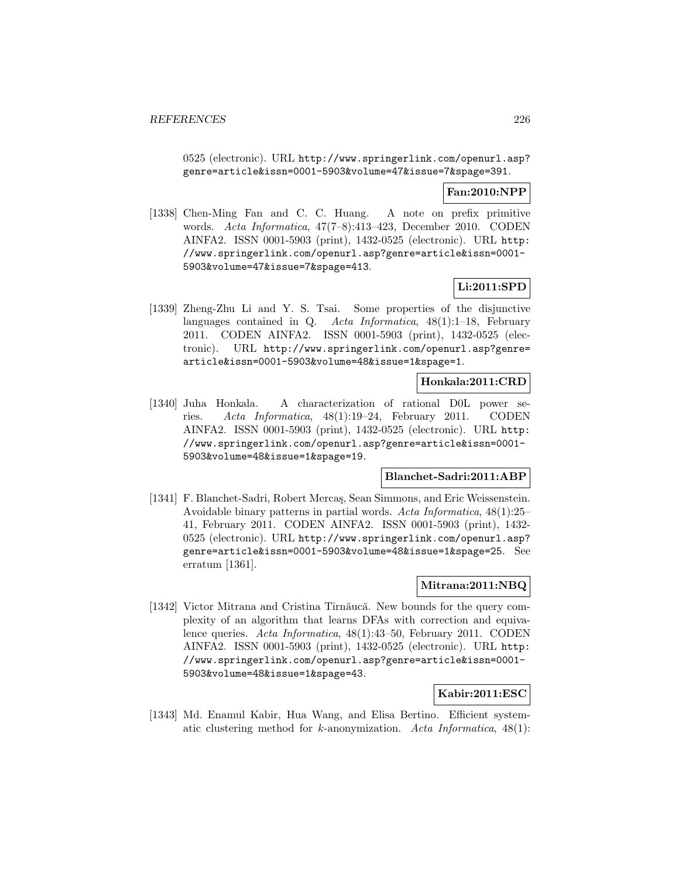0525 (electronic). URL http://www.springerlink.com/openurl.asp?genre=article&issn=0001-5903&volume=47&issue=7&spage=391.

**Fan:2010:NPP**

[1338] Chen-Ming Fan and C. C. Huang. A note on prefix primitive words. *Acta Informatica*, 47(7–8):413–423, December 2010. CODEN AINFA2. ISSN 0001-5903 (print), 1432-0525 (electronic). URL http://www.springerlink.com/openurl.asp?genre=article&issn=0001-5903&volume=47&issue=7&spage=413.

**Li:2011:SPD**

[1339] Zheng-Zhu Li and Y. S. Tsai. Some properties of the disjunctive languages contained in Q. *Acta Informatica*, 48(1):1–18, February 2011. CODEN AINFA2. ISSN 0001-5903 (print), 1432-0525 (electronic). URL http://www.springerlink.com/openurl.asp?genre=article&issn=0001-5903&volume=48&issue=1&spage=1.

**Honkala:2011:CRD**

[1340] Juha Honkala. A characterization of rational D0L power series. *Acta Informatica*, 48(1):19–24, February 2011. CODEN AINFA2. ISSN 0001-5903 (print), 1432-0525 (electronic). URL http://www.springerlink.com/openurl.asp?genre=article&issn=0001-5903&volume=48&issue=1&spage=19.

**Blanchet-Sadri:2011:ABP**

[1341] F. Blanchet-Sadri, Robert Mercaş, Sean Simmons, and Eric Weissenstein. Avoidable binary patterns in partial words. *Acta Informatica*, 48(1):25–41, February 2011. CODEN AINFA2. ISSN 0001-5903 (print), 1432-0525 (electronic). URL http://www.springerlink.com/openurl.asp?genre=article&issn=0001-5903&volume=48&issue=1&spage=25. See erratum [1361].

**Mitrana:2011:NBQ**

[1342] Victor Mitrana and Cristina Tîrnăucă. New bounds for the query complexity of an algorithm that learns DFAs with correction and equivalence queries. *Acta Informatica*, 48(1):43–50, February 2011. CODEN AINFA2. ISSN 0001-5903 (print), 1432-0525 (electronic). URL http://www.springerlink.com/openurl.asp?genre=article&issn=0001-5903&volume=48&issue=1&spage=43.

**Kabir:2011:ESC**

[1343] Md. Enamul Kabir, Hua Wang, and Elisa Bertino. Efficient systematic clustering method for $k$-anonymization. *Acta Informatica*, 48(1):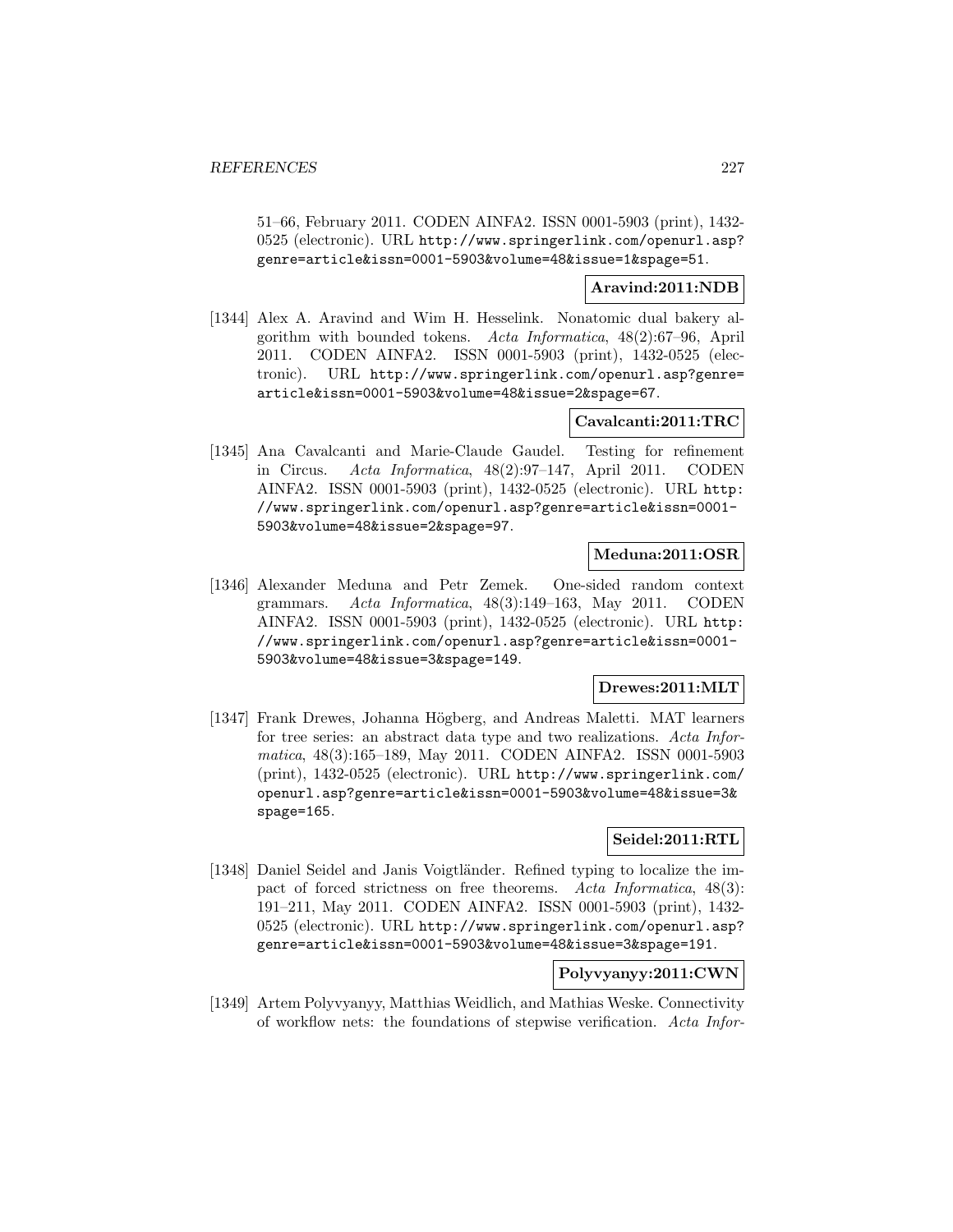51–66, February 2011. CODEN AINFA2. ISSN 0001-5903 (print), 1432-0525 (electronic). URL http://www.springerlink.com/openurl.asp?genre=article&issn=0001-5903&volume=48&issue=1&spage=51.

**Aravind:2011:NDB**

[1344] Alex A. Aravind and Wim H. Hesselink. Nonatomic dual bakery algorithm with bounded tokens. *Acta Informatica*, 48(2):67–96, April 2011. CODEN AINFA2. ISSN 0001-5903 (print), 1432-0525 (electronic). URL http://www.springerlink.com/openurl.asp?genre=article&issn=0001-5903&volume=48&issue=2&spage=67.

**Cavalcanti:2011:TRC**

[1345] Ana Cavalcanti and Marie-Claude Gaudel. Testing for refinement in Circus. *Acta Informatica*, 48(2):97–147, April 2011. CODEN AINFA2. ISSN 0001-5903 (print), 1432-0525 (electronic). URL http://www.springerlink.com/openurl.asp?genre=article&issn=0001-5903&volume=48&issue=2&spage=97.

**Meduna:2011:OSR**

[1346] Alexander Meduna and Petr Zemek. One-sided random context grammars. *Acta Informatica*, 48(3):149–163, May 2011. CODEN AINFA2. ISSN 0001-5903 (print), 1432-0525 (electronic). URL http://www.springerlink.com/openurl.asp?genre=article&issn=0001-5903&volume=48&issue=3&spage=149.

**Drewes:2011:MLT**

[1347] Frank Drewes, Johanna Högberg, and Andreas Maletti. MAT learners for tree series: an abstract data type and two realizations. *Acta Informatica*, 48(3):165–189, May 2011. CODEN AINFA2. ISSN 0001-5903 (print), 1432-0525 (electronic). URL http://www.springerlink.com/openurl.asp?genre=article&issn=0001-5903&volume=48&issue=3&spage=165.

**Seidel:2011:RTL**

[1348] Daniel Seidel and Janis Voigtländer. Refined typing to localize the impact of forced strictness on free theorems. *Acta Informatica*, 48(3): 191–211, May 2011. CODEN AINFA2. ISSN 0001-5903 (print), 1432-0525 (electronic). URL http://www.springerlink.com/openurl.asp?genre=article&issn=0001-5903&volume=48&issue=3&spage=191.

**Polyvyanyy:2011:CWN**

[1349] Artem Polyvyanyy, Matthias Weidlich, and Mathias Weske. Connectivity of workflow nets: the foundations of stepwise verification. *Acta Infor-*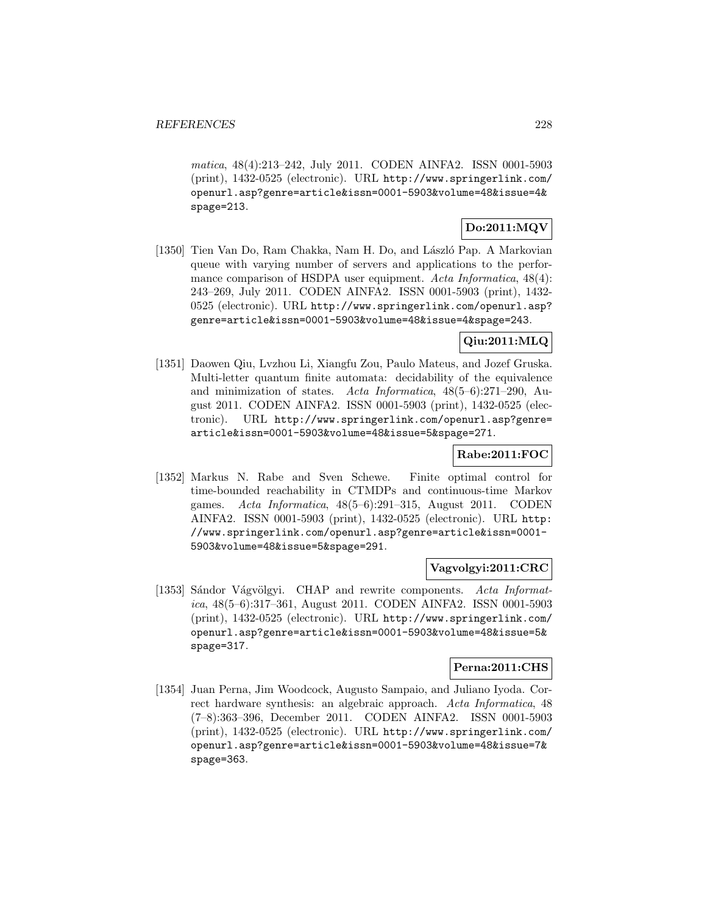*matica*, 48(4):213–242, July 2011. CODEN AINFA2. ISSN 0001-5903 (print), 1432-0525 (electronic). URL http://www.springerlink.com/openurl.asp?genre=article&issn=0001-5903&volume=48&issue=4&spage=213.

**Do:2011:MQV**

[1350] Tien Van Do, Ram Chakka, Nam H. Do, and László Pap. A Markovian queue with varying number of servers and applications to the performance comparison of HSDPA user equipment. *Acta Informatica*, 48(4): 243–269, July 2011. CODEN AINFA2. ISSN 0001-5903 (print), 1432-0525 (electronic). URL http://www.springerlink.com/openurl.asp?genre=article&issn=0001-5903&volume=48&issue=4&spage=243.

**Qiu:2011:MLQ**

[1351] Daowen Qiu, Lvzhou Li, Xiangfu Zou, Paulo Mateus, and Jozef Gruska. Multi-letter quantum finite automata: decidability of the equivalence and minimization of states. *Acta Informatica*, 48(5–6):271–290, August 2011. CODEN AINFA2. ISSN 0001-5903 (print), 1432-0525 (electronic). URL http://www.springerlink.com/openurl.asp?genre=article&issn=0001-5903&volume=48&issue=5&spage=271.

**Rabe:2011:FOC**

[1352] Markus N. Rabe and Sven Schewe. Finite optimal control for time-bounded reachability in CTMDPs and continuous-time Markov games. *Acta Informatica*, 48(5–6):291–315, August 2011. CODEN AINFA2. ISSN 0001-5903 (print), 1432-0525 (electronic). URL http://www.springerlink.com/openurl.asp?genre=article&issn=0001-5903&volume=48&issue=5&spage=291.

**Vagvolgyi:2011:CRC**

[1353] Sándor Vágvölgyi. CHAP and rewrite components. *Acta Informatica*, 48(5–6):317–361, August 2011. CODEN AINFA2. ISSN 0001-5903 (print), 1432-0525 (electronic). URL http://www.springerlink.com/openurl.asp?genre=article&issn=0001-5903&volume=48&issue=5&spage=317.

**Perna:2011:CHS**

[1354] Juan Perna, Jim Woodcock, Augusto Sampaio, and Juliano Iyoda. Correct hardware synthesis: an algebraic approach. *Acta Informatica*, 48 (7–8):363–396, December 2011. CODEN AINFA2. ISSN 0001-5903 (print), 1432-0525 (electronic). URL http://www.springerlink.com/openurl.asp?genre=article&issn=0001-5903&volume=48&issue=7&spage=363.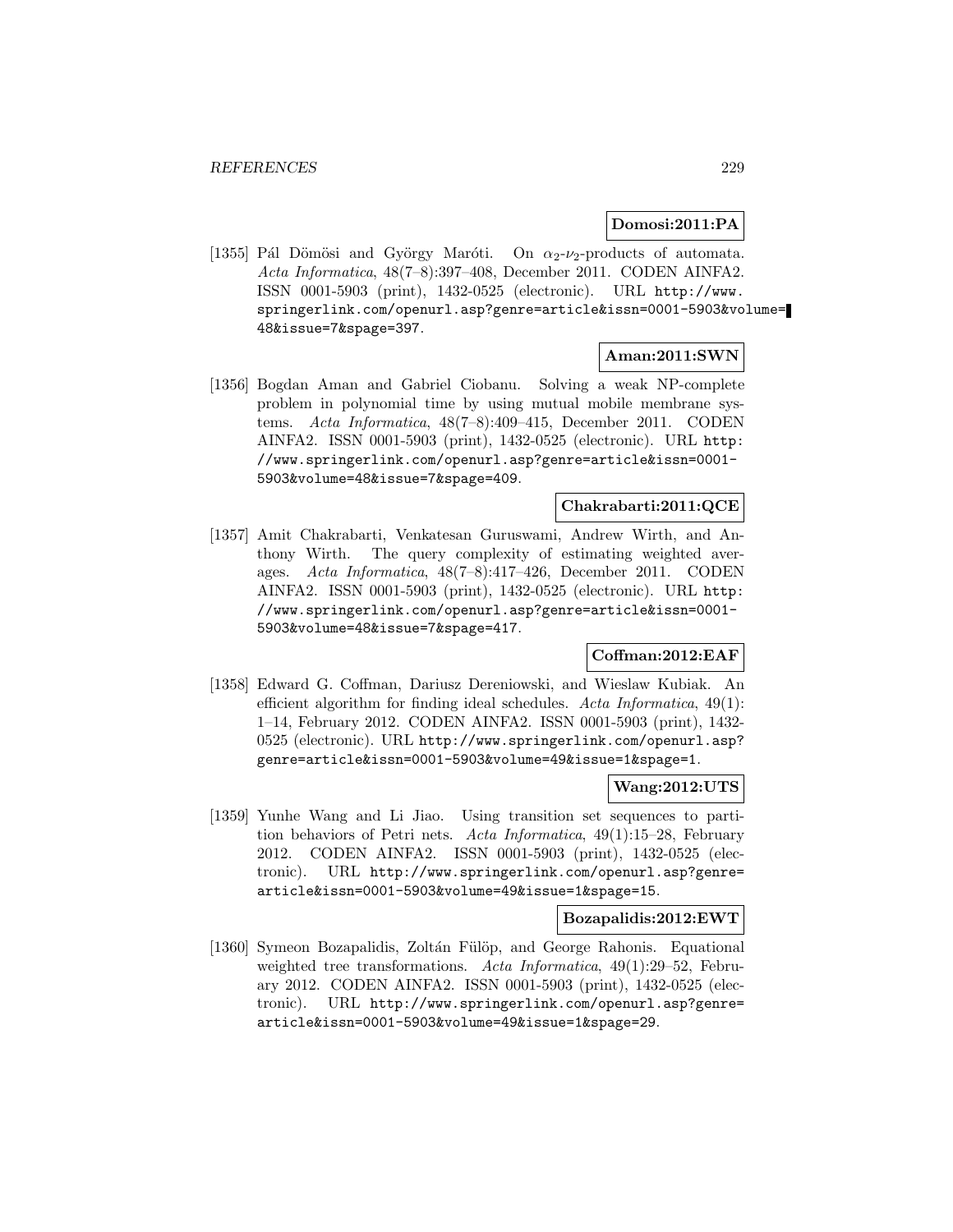**Domosi:2011:PA**

[1355] Pál Dömösi and György Maróti. On $\alpha_2$-$\nu_2$-products of automata. *Acta Informatica*, 48(7–8):397–408, December 2011. CODEN AINFA2. ISSN 0001-5903 (print), 1432-0525 (electronic). URL http://www.springerlink.com/openurl.asp?genre=article&issn=0001-5903&volume=48&issue=7&spage=397.

**Aman:2011:SWN**

[1356] Bogdan Aman and Gabriel Ciobanu. Solving a weak NP-complete problem in polynomial time by using mutual mobile membrane systems. *Acta Informatica*, 48(7–8):409–415, December 2011. CODEN AINFA2. ISSN 0001-5903 (print), 1432-0525 (electronic). URL http://www.springerlink.com/openurl.asp?genre=article&issn=0001-5903&volume=48&issue=7&spage=409.

**Chakrabarti:2011:QCE**

[1357] Amit Chakrabarti, Venkatesan Guruswami, Andrew Wirth, and Anthony Wirth. The query complexity of estimating weighted averages. *Acta Informatica*, 48(7–8):417–426, December 2011. CODEN AINFA2. ISSN 0001-5903 (print), 1432-0525 (electronic). URL http://www.springerlink.com/openurl.asp?genre=article&issn=0001-5903&volume=48&issue=7&spage=417.

**Coffman:2012:EAF**

[1358] Edward G. Coffman, Dariusz Dereniowski, and Wieslaw Kubiak. An efficient algorithm for finding ideal schedules. *Acta Informatica*, 49(1):1–14, February 2012. CODEN AINFA2. ISSN 0001-5903 (print), 1432-0525 (electronic). URL http://www.springerlink.com/openurl.asp?genre=article&issn=0001-5903&volume=49&issue=1&spage=1.

**Wang:2012:UTS**

[1359] Yunhe Wang and Li Jiao. Using transition set sequences to partition behaviors of Petri nets. *Acta Informatica*, 49(1):15–28, February 2012. CODEN AINFA2. ISSN 0001-5903 (print), 1432-0525 (electronic). URL http://www.springerlink.com/openurl.asp?genre=article&issn=0001-5903&volume=49&issue=1&spage=15.

**Bozapalidis:2012:EWT**

[1360] Symeon Bozapalidis, Zoltán Fülöp, and George Rahonis. Equational weighted tree transformations. *Acta Informatica*, 49(1):29–52, February 2012. CODEN AINFA2. ISSN 0001-5903 (print), 1432-0525 (electronic). URL http://www.springerlink.com/openurl.asp?genre=article&issn=0001-5903&volume=49&issue=1&spage=29.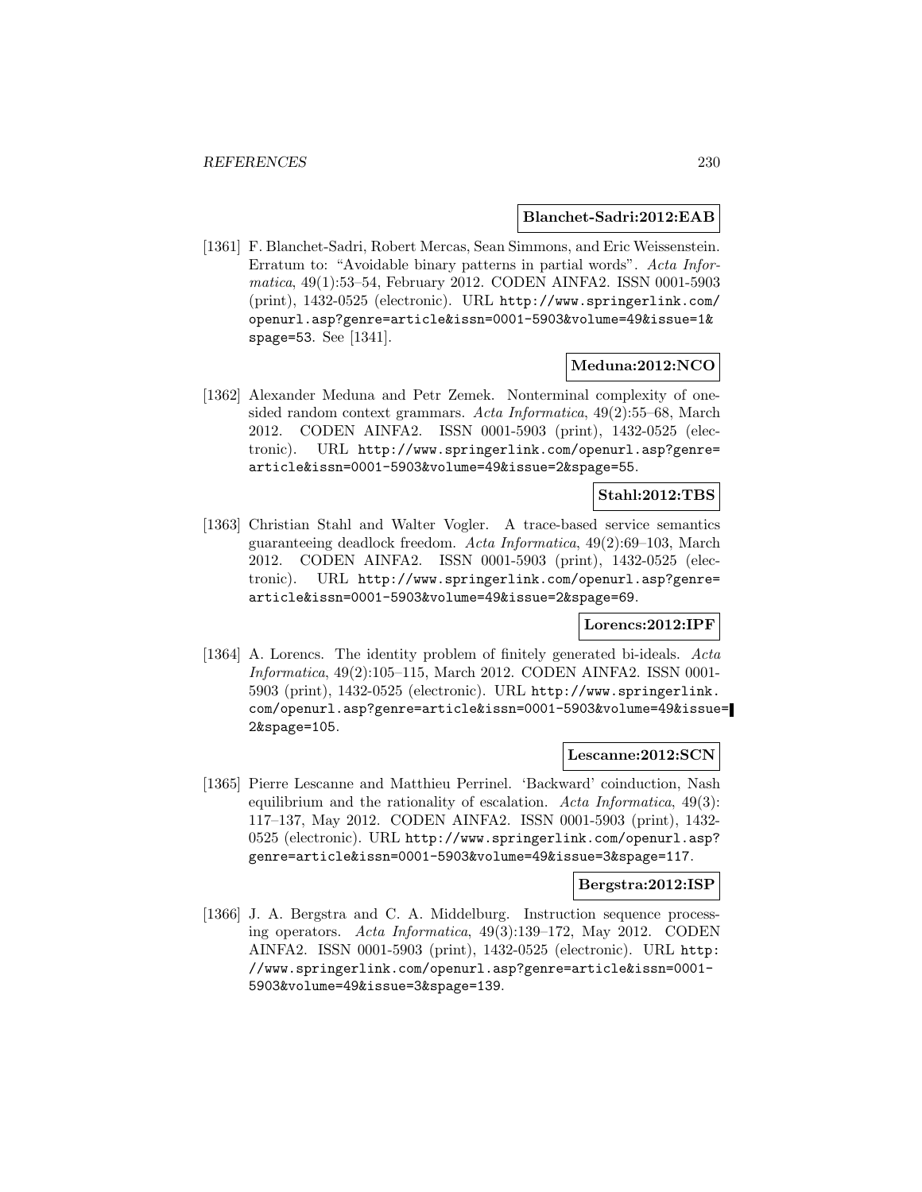**Blanchet-Sadri:2012:EAB**

[1361] F. Blanchet-Sadri, Robert Mercas, Sean Simmons, and Eric Weissenstein. Erratum to: "Avoidable binary patterns in partial words". *Acta Informatica*, 49(1):53–54, February 2012. CODEN AINFA2. ISSN 0001-5903 (print), 1432-0525 (electronic). URL `http://www.springerlink.com/openurl.asp?genre=article&issn=0001-5903&volume=49&issue=1&spage=53`. See [1341].

**Meduna:2012:NCO**

[1362] Alexander Meduna and Petr Zemek. Nonterminal complexity of one-sided random context grammars. *Acta Informatica*, 49(2):55–68, March 2012. CODEN AINFA2. ISSN 0001-5903 (print), 1432-0525 (electronic). URL `http://www.springerlink.com/openurl.asp?genre=article&issn=0001-5903&volume=49&issue=2&spage=55`.

**Stahl:2012:TBS**

[1363] Christian Stahl and Walter Vogler. A trace-based service semantics guaranteeing deadlock freedom. *Acta Informatica*, 49(2):69–103, March 2012. CODEN AINFA2. ISSN 0001-5903 (print), 1432-0525 (electronic). URL `http://www.springerlink.com/openurl.asp?genre=article&issn=0001-5903&volume=49&issue=2&spage=69`.

**Lorencs:2012:IPF**

[1364] A. Lorencs. The identity problem of finitely generated bi-ideals. *Acta Informatica*, 49(2):105–115, March 2012. CODEN AINFA2. ISSN 0001-5903 (print), 1432-0525 (electronic). URL `http://www.springerlink.com/openurl.asp?genre=article&issn=0001-5903&volume=49&issue=2&spage=105`.

**Lescanne:2012:SCN**

[1365] Pierre Lescanne and Matthieu Perrinel. 'Backward' coinduction, Nash equilibrium and the rationality of escalation. *Acta Informatica*, 49(3):117–137, May 2012. CODEN AINFA2. ISSN 0001-5903 (print), 1432-0525 (electronic). URL `http://www.springerlink.com/openurl.asp?genre=article&issn=0001-5903&volume=49&issue=3&spage=117`.

**Bergstra:2012:ISP**

[1366] J. A. Bergstra and C. A. Middelburg. Instruction sequence processing operators. *Acta Informatica*, 49(3):139–172, May 2012. CODEN AINFA2. ISSN 0001-5903 (print), 1432-0525 (electronic). URL `http://www.springerlink.com/openurl.asp?genre=article&issn=0001-5903&volume=49&issue=3&spage=139`.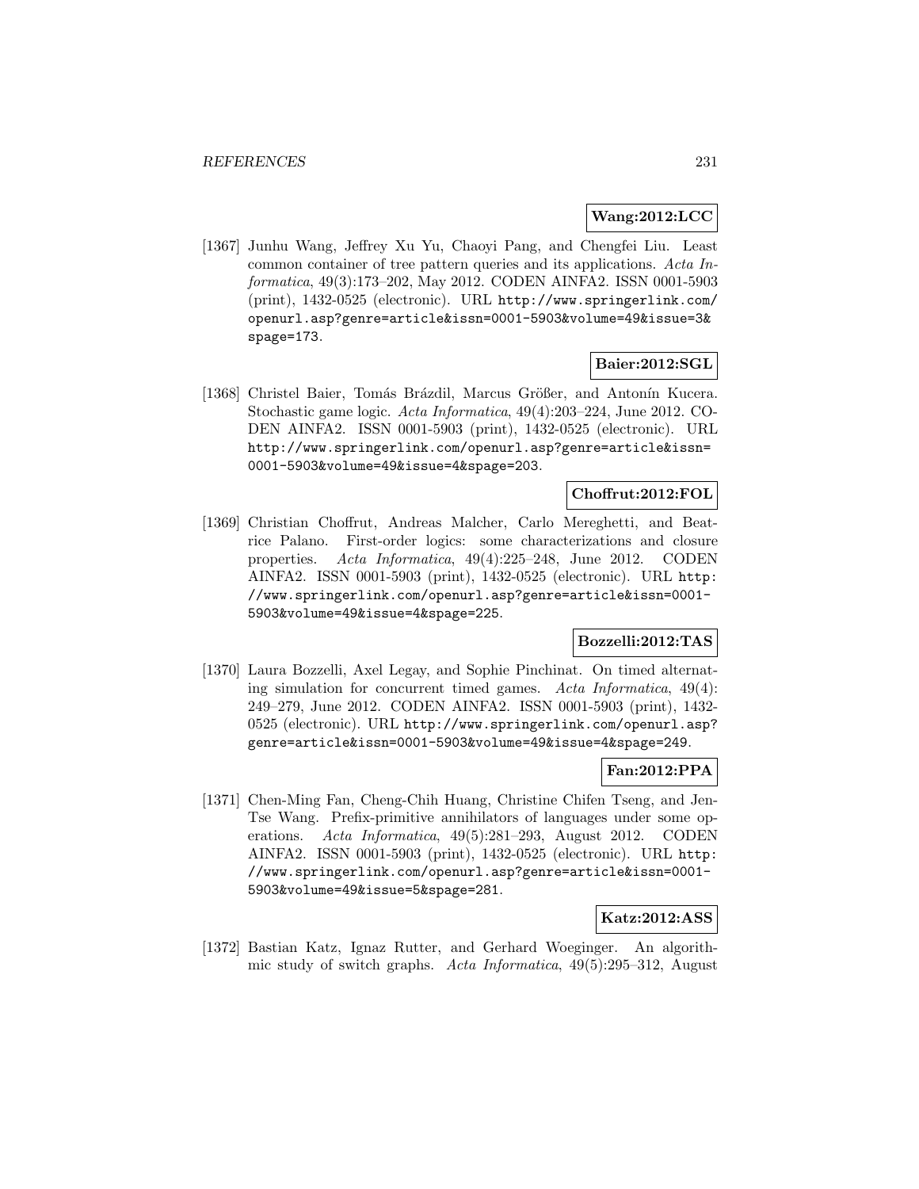**Wang:2012:LCC**

[1367] Junhu Wang, Jeffrey Xu Yu, Chaoyi Pang, and Chengfei Liu. Least common container of tree pattern queries and its applications. *Acta Informatica*, 49(3):173–202, May 2012. CODEN AINFA2. ISSN 0001-5903 (print), 1432-0525 (electronic). URL http://www.springerlink.com/openurl.asp?genre=article&issn=0001-5903&volume=49&issue=3&spage=173.

**Baier:2012:SGL**

[1368] Christel Baier, Tomás Brázdil, Marcus Größer, and Antonín Kucera. Stochastic game logic. *Acta Informatica*, 49(4):203–224, June 2012. CODEN AINFA2. ISSN 0001-5903 (print), 1432-0525 (electronic). URL http://www.springerlink.com/openurl.asp?genre=article&issn=0001-5903&volume=49&issue=4&spage=203.

**Choffrut:2012:FOL**

[1369] Christian Choffrut, Andreas Malcher, Carlo Mereghetti, and Beatrice Palano. First-order logics: some characterizations and closure properties. *Acta Informatica*, 49(4):225–248, June 2012. CODEN AINFA2. ISSN 0001-5903 (print), 1432-0525 (electronic). URL http://www.springerlink.com/openurl.asp?genre=article&issn=0001-5903&volume=49&issue=4&spage=225.

**Bozzelli:2012:TAS**

[1370] Laura Bozzelli, Axel Legay, and Sophie Pinchinat. On timed alternating simulation for concurrent timed games. *Acta Informatica*, 49(4): 249–279, June 2012. CODEN AINFA2. ISSN 0001-5903 (print), 1432-0525 (electronic). URL http://www.springerlink.com/openurl.asp?genre=article&issn=0001-5903&volume=49&issue=4&spage=249.

**Fan:2012:PPA**

[1371] Chen-Ming Fan, Cheng-Chih Huang, Christine Chifen Tseng, and Jen-Tse Wang. Prefix-primitive annihilators of languages under some operations. *Acta Informatica*, 49(5):281–293, August 2012. CODEN AINFA2. ISSN 0001-5903 (print), 1432-0525 (electronic). URL http://www.springerlink.com/openurl.asp?genre=article&issn=0001-5903&volume=49&issue=5&spage=281.

**Katz:2012:ASS**

[1372] Bastian Katz, Ignaz Rutter, and Gerhard Woeginger. An algorithmic study of switch graphs. *Acta Informatica*, 49(5):295–312, August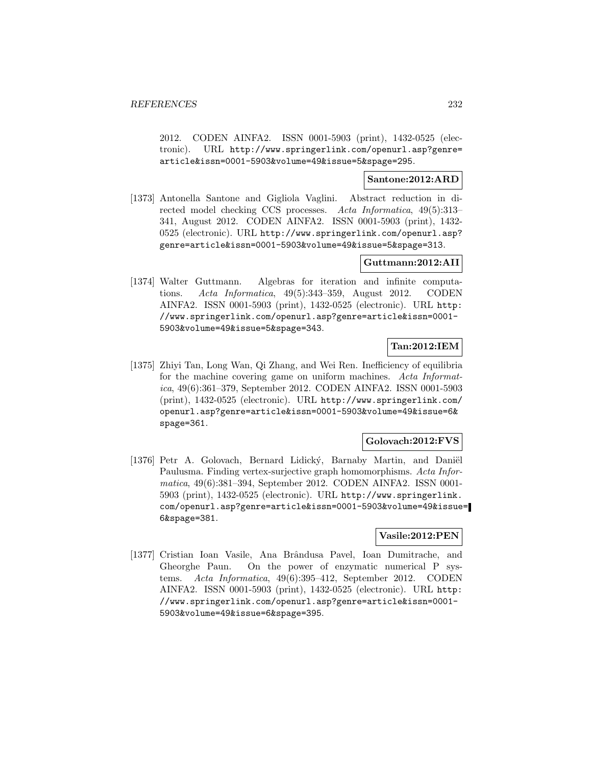2012. CODEN AINFA2. ISSN 0001-5903 (print), 1432-0525 (electronic). URL http://www.springerlink.com/openurl.asp?genre=article&issn=0001-5903&volume=49&issue=5&spage=295.

**Santone:2012:ARD**

[1373] Antonella Santone and Gigliola Vaglini. Abstract reduction in directed model checking CCS processes. *Acta Informatica*, 49(5):313–341, August 2012. CODEN AINFA2. ISSN 0001-5903 (print), 1432-0525 (electronic). URL http://www.springerlink.com/openurl.asp?genre=article&issn=0001-5903&volume=49&issue=5&spage=313.

**Guttmann:2012:AII**

[1374] Walter Guttmann. Algebras for iteration and infinite computations. *Acta Informatica*, 49(5):343–359, August 2012. CODEN AINFA2. ISSN 0001-5903 (print), 1432-0525 (electronic). URL http://www.springerlink.com/openurl.asp?genre=article&issn=0001-5903&volume=49&issue=5&spage=343.

**Tan:2012:IEM**

[1375] Zhiyi Tan, Long Wan, Qi Zhang, and Wei Ren. Inefficiency of equilibria for the machine covering game on uniform machines. *Acta Informatica*, 49(6):361–379, September 2012. CODEN AINFA2. ISSN 0001-5903 (print), 1432-0525 (electronic). URL http://www.springerlink.com/openurl.asp?genre=article&issn=0001-5903&volume=49&issue=6&spage=361.

**Golovach:2012:FVS**

[1376] Petr A. Golovach, Bernard Lidický, Barnaby Martin, and Daniël Paulusma. Finding vertex-surjective graph homomorphisms. *Acta Informatica*, 49(6):381–394, September 2012. CODEN AINFA2. ISSN 0001-5903 (print), 1432-0525 (electronic). URL http://www.springerlink.com/openurl.asp?genre=article&issn=0001-5903&volume=49&issue=6&spage=381.

**Vasile:2012:PEN**

[1377] Cristian Ioan Vasile, Ana Brândusa Pavel, Ioan Dumitrache, and Gheorghe Paun. On the power of enzymatic numerical P systems. *Acta Informatica*, 49(6):395–412, September 2012. CODEN AINFA2. ISSN 0001-5903 (print), 1432-0525 (electronic). URL http://www.springerlink.com/openurl.asp?genre=article&issn=0001-5903&volume=49&issue=6&spage=395.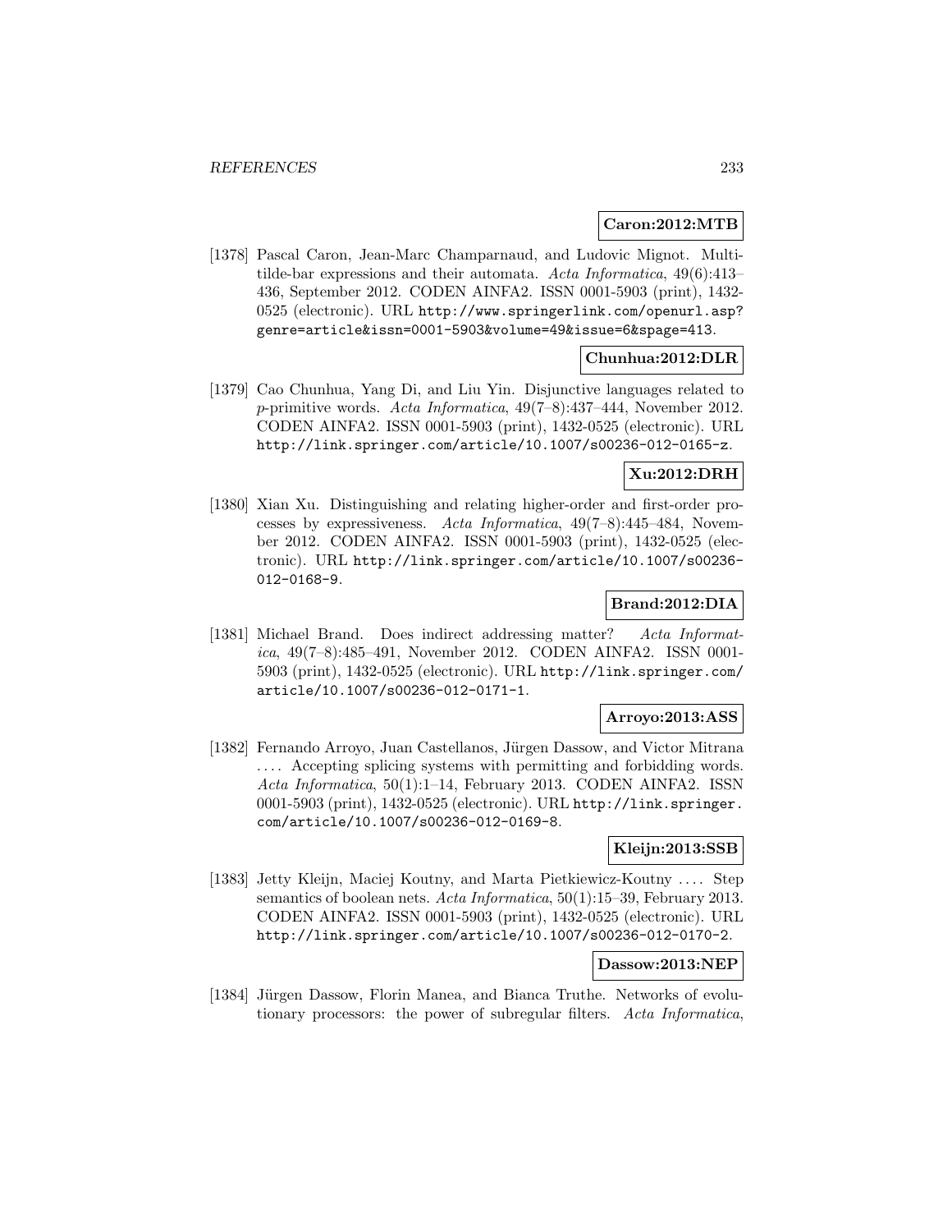**Caron:2012:MTB**

[1378] Pascal Caron, Jean-Marc Champarnaud, and Ludovic Mignot. Multi-tilde-bar expressions and their automata. *Acta Informatica*, 49(6):413–436, September 2012. CODEN AINFA2. ISSN 0001-5903 (print), 1432-0525 (electronic). URL http://www.springerlink.com/openurl.asp?genre=article&issn=0001-5903&volume=49&issue=6&spage=413.

**Chunhua:2012:DLR**

[1379] Cao Chunhua, Yang Di, and Liu Yin. Disjunctive languages related to $p$-primitive words. *Acta Informatica*, 49(7–8):437–444, November 2012. CODEN AINFA2. ISSN 0001-5903 (print), 1432-0525 (electronic). URL http://link.springer.com/article/10.1007/s00236-012-0165-z.

**Xu:2012:DRH**

[1380] Xian Xu. Distinguishing and relating higher-order and first-order processes by expressiveness. *Acta Informatica*, 49(7–8):445–484, November 2012. CODEN AINFA2. ISSN 0001-5903 (print), 1432-0525 (electronic). URL http://link.springer.com/article/10.1007/s00236-012-0168-9.

**Brand:2012:DIA**

[1381] Michael Brand. Does indirect addressing matter? *Acta Informatica*, 49(7–8):485–491, November 2012. CODEN AINFA2. ISSN 0001-5903 (print), 1432-0525 (electronic). URL http://link.springer.com/article/10.1007/s00236-012-0171-1.

**Arroyo:2013:ASS**

[1382] Fernando Arroyo, Juan Castellanos, Jürgen Dassow, and Victor Mitrana .... Accepting splicing systems with permitting and forbidding words. *Acta Informatica*, 50(1):1–14, February 2013. CODEN AINFA2. ISSN 0001-5903 (print), 1432-0525 (electronic). URL http://link.springer.com/article/10.1007/s00236-012-0169-8.

**Kleijn:2013:SSB**

[1383] Jetty Kleijn, Maciej Koutny, and Marta Pietkiewicz-Koutny .... Step semantics of boolean nets. *Acta Informatica*, 50(1):15–39, February 2013. CODEN AINFA2. ISSN 0001-5903 (print), 1432-0525 (electronic). URL http://link.springer.com/article/10.1007/s00236-012-0170-2.

**Dassow:2013:NEP**

[1384] Jürgen Dassow, Florin Manea, and Bianca Truthe. Networks of evolutionary processors: the power of subregular filters. *Acta Informatica*,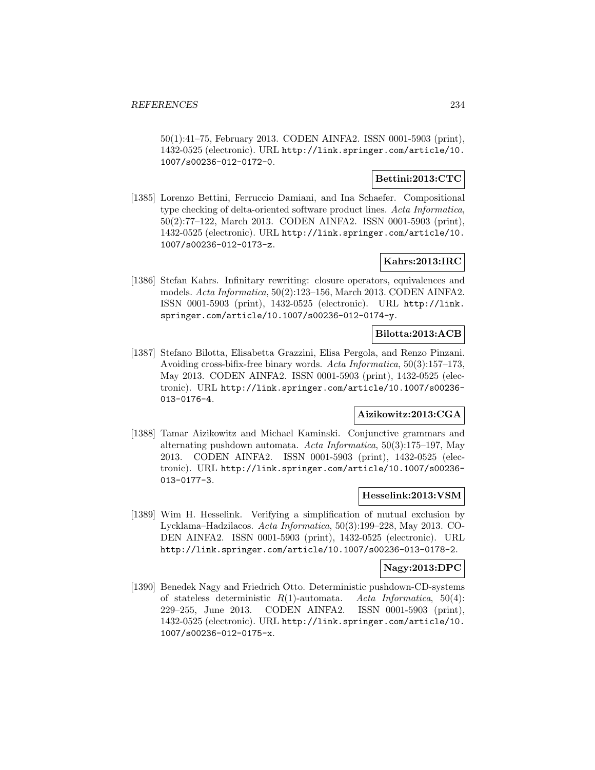50(1):41–75, February 2013. CODEN AINFA2. ISSN 0001-5903 (print), 1432-0525 (electronic). URL http://link.springer.com/article/10.1007/s00236-012-0172-0.

**Bettini:2013:CTC**

[1385] Lorenzo Bettini, Ferruccio Damiani, and Ina Schaefer. Compositional type checking of delta-oriented software product lines. *Acta Informatica*, 50(2):77–122, March 2013. CODEN AINFA2. ISSN 0001-5903 (print), 1432-0525 (electronic). URL http://link.springer.com/article/10.1007/s00236-012-0173-z.

**Kahrs:2013:IRC**

[1386] Stefan Kahrs. Infinitary rewriting: closure operators, equivalences and models. *Acta Informatica*, 50(2):123–156, March 2013. CODEN AINFA2. ISSN 0001-5903 (print), 1432-0525 (electronic). URL http://link.springer.com/article/10.1007/s00236-012-0174-y.

**Bilotta:2013:ACB**

[1387] Stefano Bilotta, Elisabetta Grazzini, Elisa Pergola, and Renzo Pinzani. Avoiding cross-bifix-free binary words. *Acta Informatica*, 50(3):157–173, May 2013. CODEN AINFA2. ISSN 0001-5903 (print), 1432-0525 (electronic). URL http://link.springer.com/article/10.1007/s00236-013-0176-4.

**Aizikowitz:2013:CGA**

[1388] Tamar Aizikowitz and Michael Kaminski. Conjunctive grammars and alternating pushdown automata. *Acta Informatica*, 50(3):175–197, May 2013. CODEN AINFA2. ISSN 0001-5903 (print), 1432-0525 (electronic). URL http://link.springer.com/article/10.1007/s00236-013-0177-3.

**Hesselink:2013:VSM**

[1389] Wim H. Hesselink. Verifying a simplification of mutual exclusion by Lycklama–Hadzilacos. *Acta Informatica*, 50(3):199–228, May 2013. CODEN AINFA2. ISSN 0001-5903 (print), 1432-0525 (electronic). URL http://link.springer.com/article/10.1007/s00236-013-0178-2.

**Nagy:2013:DPC**

[1390] Benedek Nagy and Friedrich Otto. Deterministic pushdown-CD-systems of stateless deterministic $R(1)$-automata. *Acta Informatica*, 50(4):229–255, June 2013. CODEN AINFA2. ISSN 0001-5903 (print), 1432-0525 (electronic). URL http://link.springer.com/article/10.1007/s00236-012-0175-x.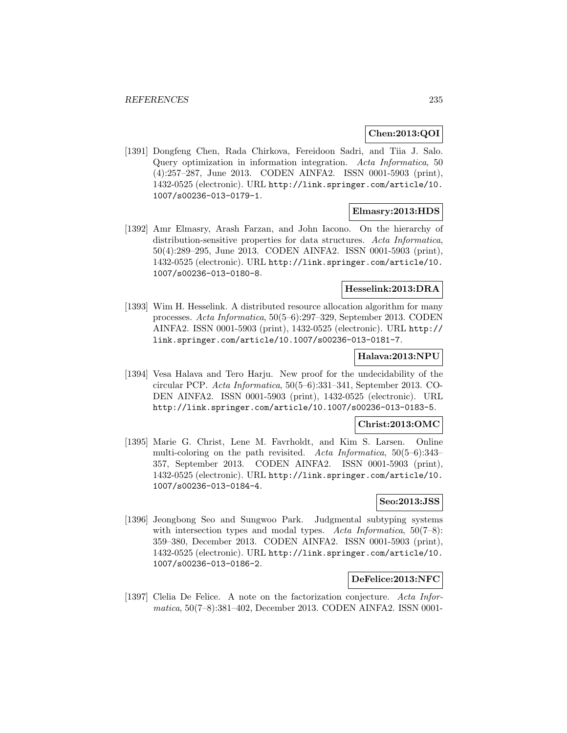**Chen:2013:QOI**

[1391] Dongfeng Chen, Rada Chirkova, Fereidoon Sadri, and Tiia J. Salo. Query optimization in information integration. *Acta Informatica*, 50 (4):257–287, June 2013. CODEN AINFA2. ISSN 0001-5903 (print), 1432-0525 (electronic). URL http://link.springer.com/article/10.1007/s00236-013-0179-1.

**Elmasry:2013:HDS**

[1392] Amr Elmasry, Arash Farzan, and John Iacono. On the hierarchy of distribution-sensitive properties for data structures. *Acta Informatica*, 50(4):289–295, June 2013. CODEN AINFA2. ISSN 0001-5903 (print), 1432-0525 (electronic). URL http://link.springer.com/article/10.1007/s00236-013-0180-8.

**Hesselink:2013:DRA**

[1393] Wim H. Hesselink. A distributed resource allocation algorithm for many processes. *Acta Informatica*, 50(5–6):297–329, September 2013. CODEN AINFA2. ISSN 0001-5903 (print), 1432-0525 (electronic). URL http://link.springer.com/article/10.1007/s00236-013-0181-7.

**Halava:2013:NPU**

[1394] Vesa Halava and Tero Harju. New proof for the undecidability of the circular PCP. *Acta Informatica*, 50(5–6):331–341, September 2013. CODEN AINFA2. ISSN 0001-5903 (print), 1432-0525 (electronic). URL http://link.springer.com/article/10.1007/s00236-013-0183-5.

**Christ:2013:OMC**

[1395] Marie G. Christ, Lene M. Favrholdt, and Kim S. Larsen. Online multi-coloring on the path revisited. *Acta Informatica*, 50(5–6):343–357, September 2013. CODEN AINFA2. ISSN 0001-5903 (print), 1432-0525 (electronic). URL http://link.springer.com/article/10.1007/s00236-013-0184-4.

**Seo:2013:JSS**

[1396] Jeongbong Seo and Sungwoo Park. Judgmental subtyping systems with intersection types and modal types. *Acta Informatica*, 50(7–8):359–380, December 2013. CODEN AINFA2. ISSN 0001-5903 (print), 1432-0525 (electronic). URL http://link.springer.com/article/10.1007/s00236-013-0186-2.

**DeFelice:2013:NFC**

[1397] Clelia De Felice. A note on the factorization conjecture. *Acta Informatica*, 50(7–8):381–402, December 2013. CODEN AINFA2. ISSN 0001-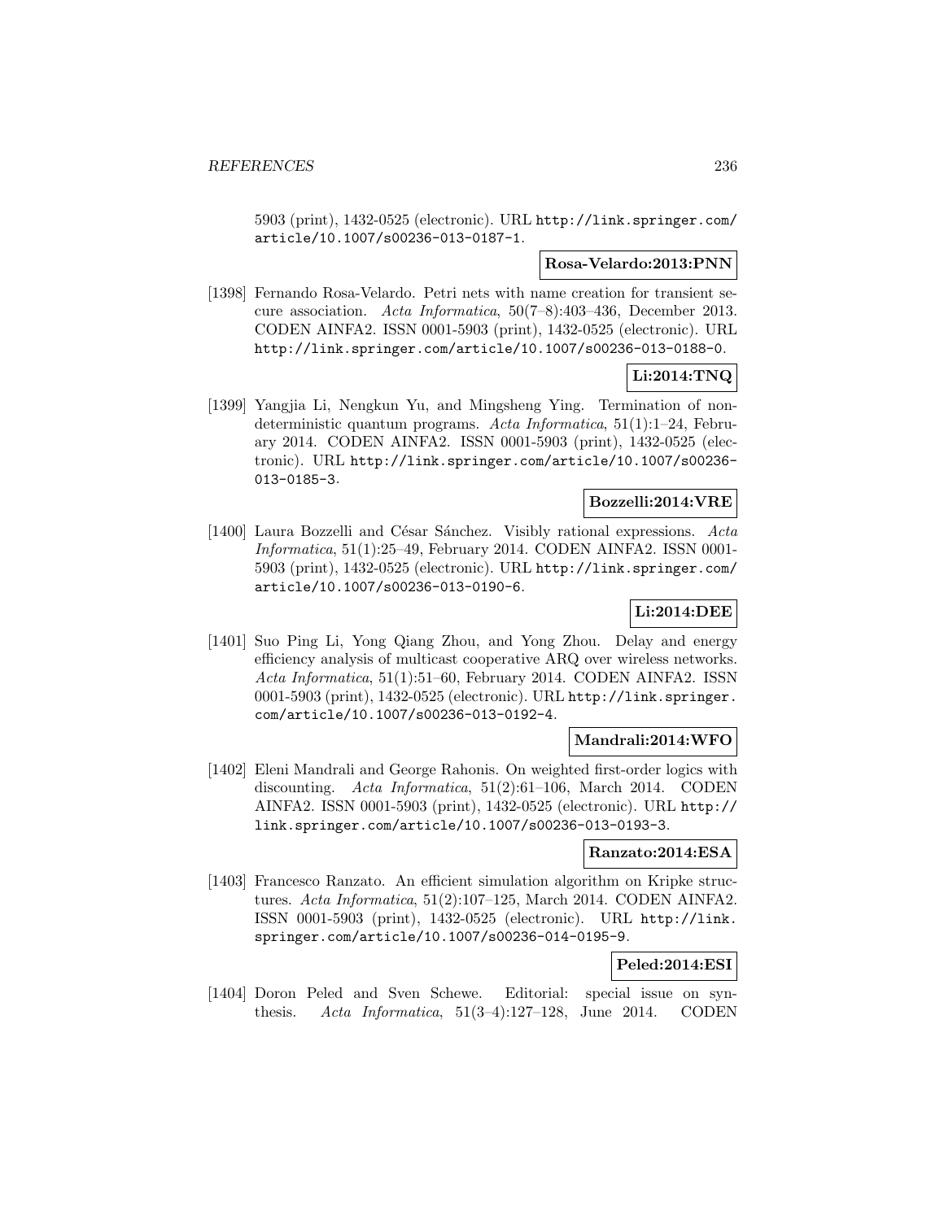5903 (print), 1432-0525 (electronic). URL http://link.springer.com/article/10.1007/s00236-013-0187-1.

**Rosa-Velardo:2013:PNN**

[1398] Fernando Rosa-Velardo. Petri nets with name creation for transient secure association. *Acta Informatica*, 50(7–8):403–436, December 2013. CODEN AINFA2. ISSN 0001-5903 (print), 1432-0525 (electronic). URL http://link.springer.com/article/10.1007/s00236-013-0188-0.

**Li:2014:TNQ**

[1399] Yangjia Li, Nengkun Yu, and Mingsheng Ying. Termination of nondeterministic quantum programs. *Acta Informatica*, 51(1):1–24, February 2014. CODEN AINFA2. ISSN 0001-5903 (print), 1432-0525 (electronic). URL http://link.springer.com/article/10.1007/s00236-013-0185-3.

**Bozzelli:2014:VRE**

[1400] Laura Bozzelli and César Sánchez. Visibly rational expressions. *Acta Informatica*, 51(1):25–49, February 2014. CODEN AINFA2. ISSN 0001-5903 (print), 1432-0525 (electronic). URL http://link.springer.com/article/10.1007/s00236-013-0190-6.

**Li:2014:DEE**

[1401] Suo Ping Li, Yong Qiang Zhou, and Yong Zhou. Delay and energy efficiency analysis of multicast cooperative ARQ over wireless networks. *Acta Informatica*, 51(1):51–60, February 2014. CODEN AINFA2. ISSN 0001-5903 (print), 1432-0525 (electronic). URL http://link.springer.com/article/10.1007/s00236-013-0192-4.

**Mandrali:2014:WFO**

[1402] Eleni Mandrali and George Rahonis. On weighted first-order logics with discounting. *Acta Informatica*, 51(2):61–106, March 2014. CODEN AINFA2. ISSN 0001-5903 (print), 1432-0525 (electronic). URL http://link.springer.com/article/10.1007/s00236-013-0193-3.

**Ranzato:2014:ESA**

[1403] Francesco Ranzato. An efficient simulation algorithm on Kripke structures. *Acta Informatica*, 51(2):107–125, March 2014. CODEN AINFA2. ISSN 0001-5903 (print), 1432-0525 (electronic). URL http://link.springer.com/article/10.1007/s00236-014-0195-9.

**Peled:2014:ESI**

[1404] Doron Peled and Sven Schewe. Editorial: special issue on synthesis. *Acta Informatica*, 51(3–4):127–128, June 2014. CODEN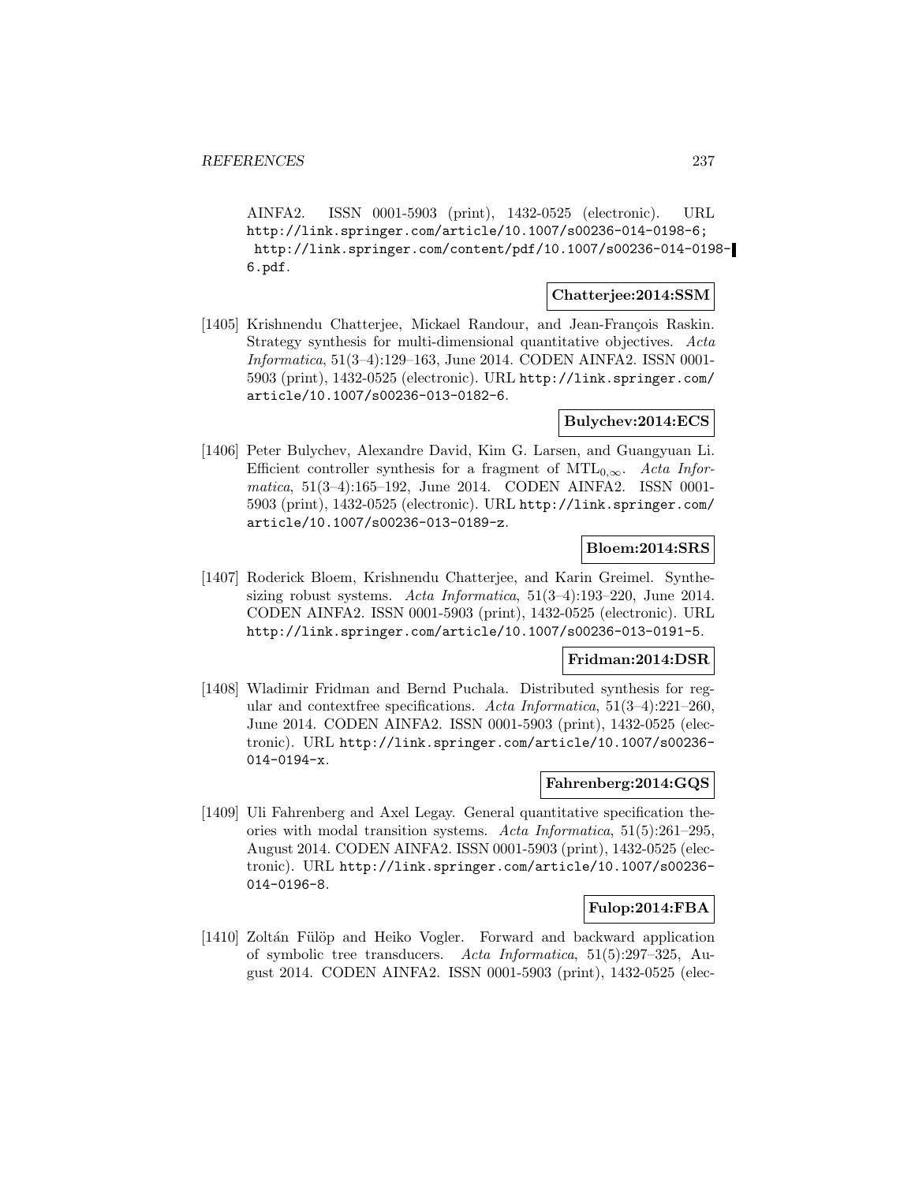AINFA2. ISSN 0001-5903 (print), 1432-0525 (electronic). URL http://link.springer.com/article/10.1007/s00236-014-0198-6; http://link.springer.com/content/pdf/10.1007/s00236-014-0198-6.pdf.

**Chatterjee:2014:SSM**

[1405] Krishnendu Chatterjee, Mickael Randour, and Jean-François Raskin. Strategy synthesis for multi-dimensional quantitative objectives. *Acta Informatica*, 51(3–4):129–163, June 2014. CODEN AINFA2. ISSN 0001-5903 (print), 1432-0525 (electronic). URL http://link.springer.com/article/10.1007/s00236-013-0182-6.

**Bulychev:2014:ECS**

[1406] Peter Bulychev, Alexandre David, Kim G. Larsen, and Guangyuan Li. Efficient controller synthesis for a fragment of $\mathrm{MTL}_{0,\infty}$. *Acta Informatica*, 51(3–4):165–192, June 2014. CODEN AINFA2. ISSN 0001-5903 (print), 1432-0525 (electronic). URL http://link.springer.com/article/10.1007/s00236-013-0189-z.

**Bloem:2014:SRS**

[1407] Roderick Bloem, Krishnendu Chatterjee, and Karin Greimel. Synthesizing robust systems. *Acta Informatica*, 51(3–4):193–220, June 2014. CODEN AINFA2. ISSN 0001-5903 (print), 1432-0525 (electronic). URL http://link.springer.com/article/10.1007/s00236-013-0191-5.

**Fridman:2014:DSR**

[1408] Wladimir Fridman and Bernd Puchala. Distributed synthesis for regular and contextfree specifications. *Acta Informatica*, 51(3–4):221–260, June 2014. CODEN AINFA2. ISSN 0001-5903 (print), 1432-0525 (electronic). URL http://link.springer.com/article/10.1007/s00236-014-0194-x.

**Fahrenberg:2014:GQS**

[1409] Uli Fahrenberg and Axel Legay. General quantitative specification theories with modal transition systems. *Acta Informatica*, 51(5):261–295, August 2014. CODEN AINFA2. ISSN 0001-5903 (print), 1432-0525 (electronic). URL http://link.springer.com/article/10.1007/s00236-014-0196-8.

**Fulop:2014:FBA**

[1410] Zoltán Fülöp and Heiko Vogler. Forward and backward application of symbolic tree transducers. *Acta Informatica*, 51(5):297–325, August 2014. CODEN AINFA2. ISSN 0001-5903 (print), 1432-0525 (elec-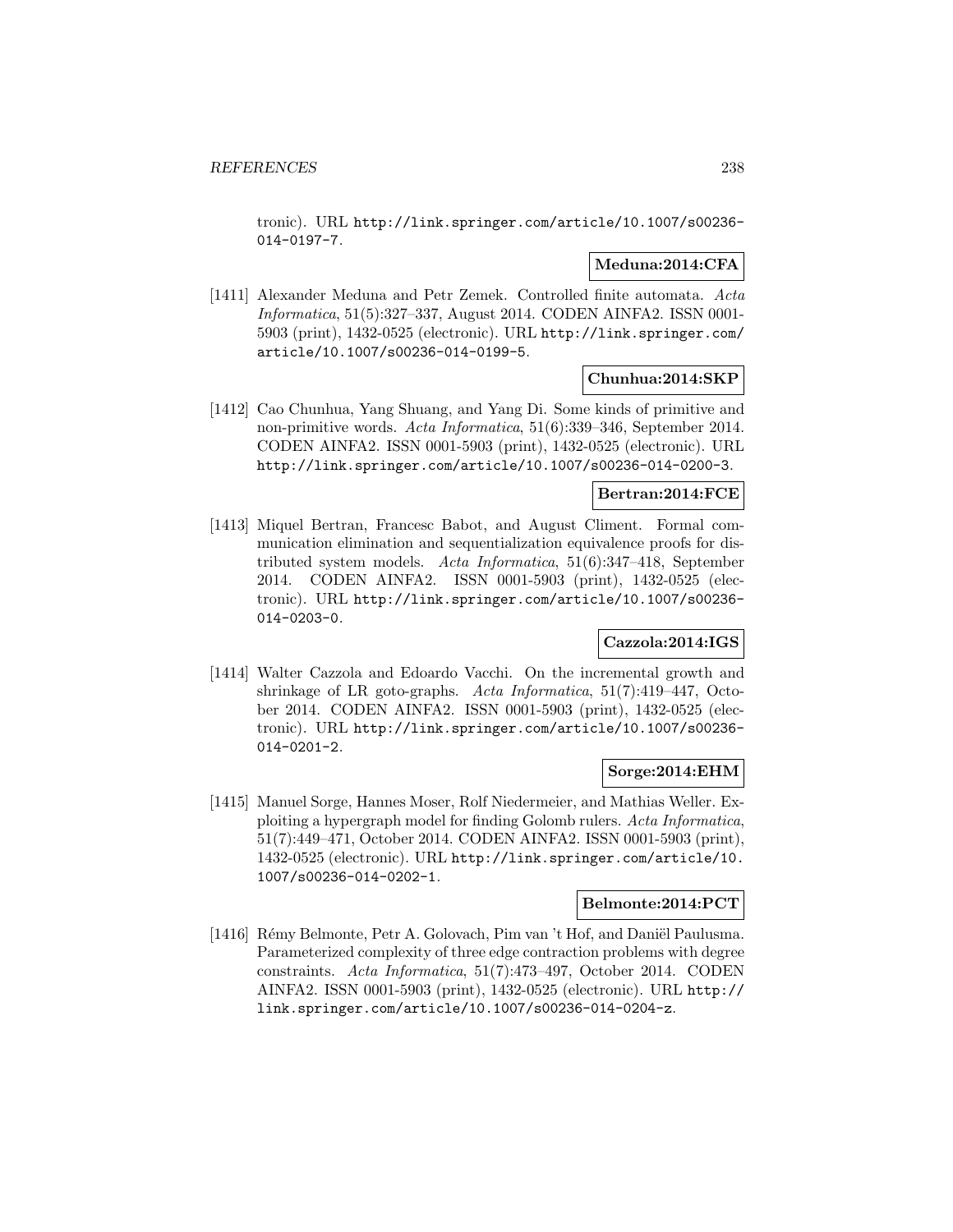tronic). URL http://link.springer.com/article/10.1007/s00236-014-0197-7.

**Meduna:2014:CFA**

[1411] Alexander Meduna and Petr Zemek. Controlled finite automata. *Acta Informatica*, 51(5):327–337, August 2014. CODEN AINFA2. ISSN 0001-5903 (print), 1432-0525 (electronic). URL http://link.springer.com/article/10.1007/s00236-014-0199-5.

**Chunhua:2014:SKP**

[1412] Cao Chunhua, Yang Shuang, and Yang Di. Some kinds of primitive and non-primitive words. *Acta Informatica*, 51(6):339–346, September 2014. CODEN AINFA2. ISSN 0001-5903 (print), 1432-0525 (electronic). URL http://link.springer.com/article/10.1007/s00236-014-0200-3.

**Bertran:2014:FCE**

[1413] Miquel Bertran, Francesc Babot, and August Climent. Formal communication elimination and sequentialization equivalence proofs for distributed system models. *Acta Informatica*, 51(6):347–418, September 2014. CODEN AINFA2. ISSN 0001-5903 (print), 1432-0525 (electronic). URL http://link.springer.com/article/10.1007/s00236-014-0203-0.

**Cazzola:2014:IGS**

[1414] Walter Cazzola and Edoardo Vacchi. On the incremental growth and shrinkage of LR goto-graphs. *Acta Informatica*, 51(7):419–447, October 2014. CODEN AINFA2. ISSN 0001-5903 (print), 1432-0525 (electronic). URL http://link.springer.com/article/10.1007/s00236-014-0201-2.

**Sorge:2014:EHM**

[1415] Manuel Sorge, Hannes Moser, Rolf Niedermeier, and Mathias Weller. Exploiting a hypergraph model for finding Golomb rulers. *Acta Informatica*, 51(7):449–471, October 2014. CODEN AINFA2. ISSN 0001-5903 (print), 1432-0525 (electronic). URL http://link.springer.com/article/10.1007/s00236-014-0202-1.

**Belmonte:2014:PCT**

[1416] Rémy Belmonte, Petr A. Golovach, Pim van 't Hof, and Daniël Paulusma. Parameterized complexity of three edge contraction problems with degree constraints. *Acta Informatica*, 51(7):473–497, October 2014. CODEN AINFA2. ISSN 0001-5903 (print), 1432-0525 (electronic). URL http://link.springer.com/article/10.1007/s00236-014-0204-z.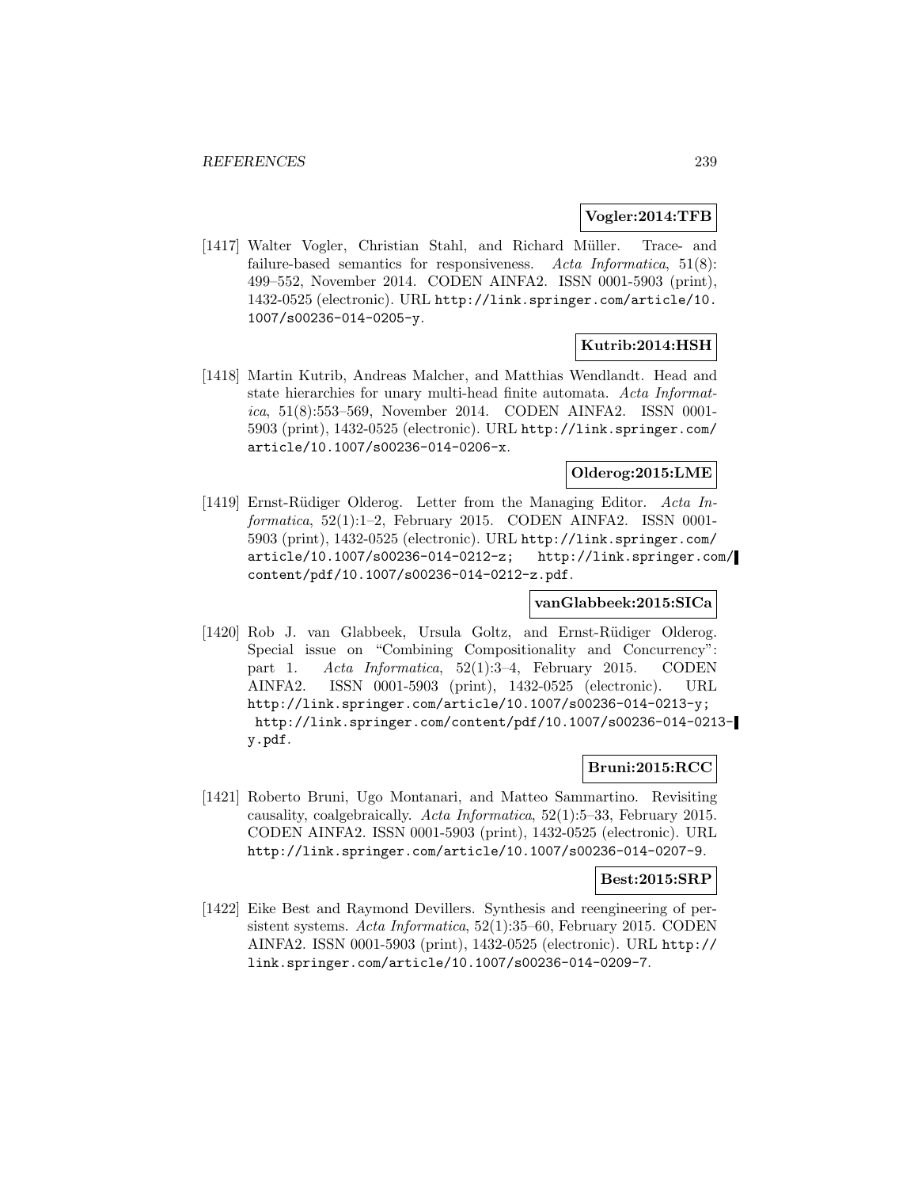**Vogler:2014:TFB**

[1417] Walter Vogler, Christian Stahl, and Richard Müller. Trace- and failure-based semantics for responsiveness. *Acta Informatica*, 51(8): 499–552, November 2014. CODEN AINFA2. ISSN 0001-5903 (print), 1432-0525 (electronic). URL http://link.springer.com/article/10.1007/s00236-014-0205-y.

**Kutrib:2014:HSH**

[1418] Martin Kutrib, Andreas Malcher, and Matthias Wendlandt. Head and state hierarchies for unary multi-head finite automata. *Acta Informatica*, 51(8):553–569, November 2014. CODEN AINFA2. ISSN 0001-5903 (print), 1432-0525 (electronic). URL http://link.springer.com/article/10.1007/s00236-014-0206-x.

**Olderog:2015:LME**

[1419] Ernst-Rüdiger Olderog. Letter from the Managing Editor. *Acta Informatica*, 52(1):1–2, February 2015. CODEN AINFA2. ISSN 0001-5903 (print), 1432-0525 (electronic). URL http://link.springer.com/article/10.1007/s00236-014-0212-z; http://link.springer.com/content/pdf/10.1007/s00236-014-0212-z.pdf.

**vanGlabbeek:2015:SICa**

[1420] Rob J. van Glabbeek, Ursula Goltz, and Ernst-Rüdiger Olderog. Special issue on "Combining Compositionality and Concurrency": part 1. *Acta Informatica*, 52(1):3–4, February 2015. CODEN AINFA2. ISSN 0001-5903 (print), 1432-0525 (electronic). URL http://link.springer.com/article/10.1007/s00236-014-0213-y; http://link.springer.com/content/pdf/10.1007/s00236-014-0213-y.pdf.

**Bruni:2015:RCC**

[1421] Roberto Bruni, Ugo Montanari, and Matteo Sammartino. Revisiting causality, coalgebraically. *Acta Informatica*, 52(1):5–33, February 2015. CODEN AINFA2. ISSN 0001-5903 (print), 1432-0525 (electronic). URL http://link.springer.com/article/10.1007/s00236-014-0207-9.

**Best:2015:SRP**

[1422] Eike Best and Raymond Devillers. Synthesis and reengineering of persistent systems. *Acta Informatica*, 52(1):35–60, February 2015. CODEN AINFA2. ISSN 0001-5903 (print), 1432-0525 (electronic). URL http://link.springer.com/article/10.1007/s00236-014-0209-7.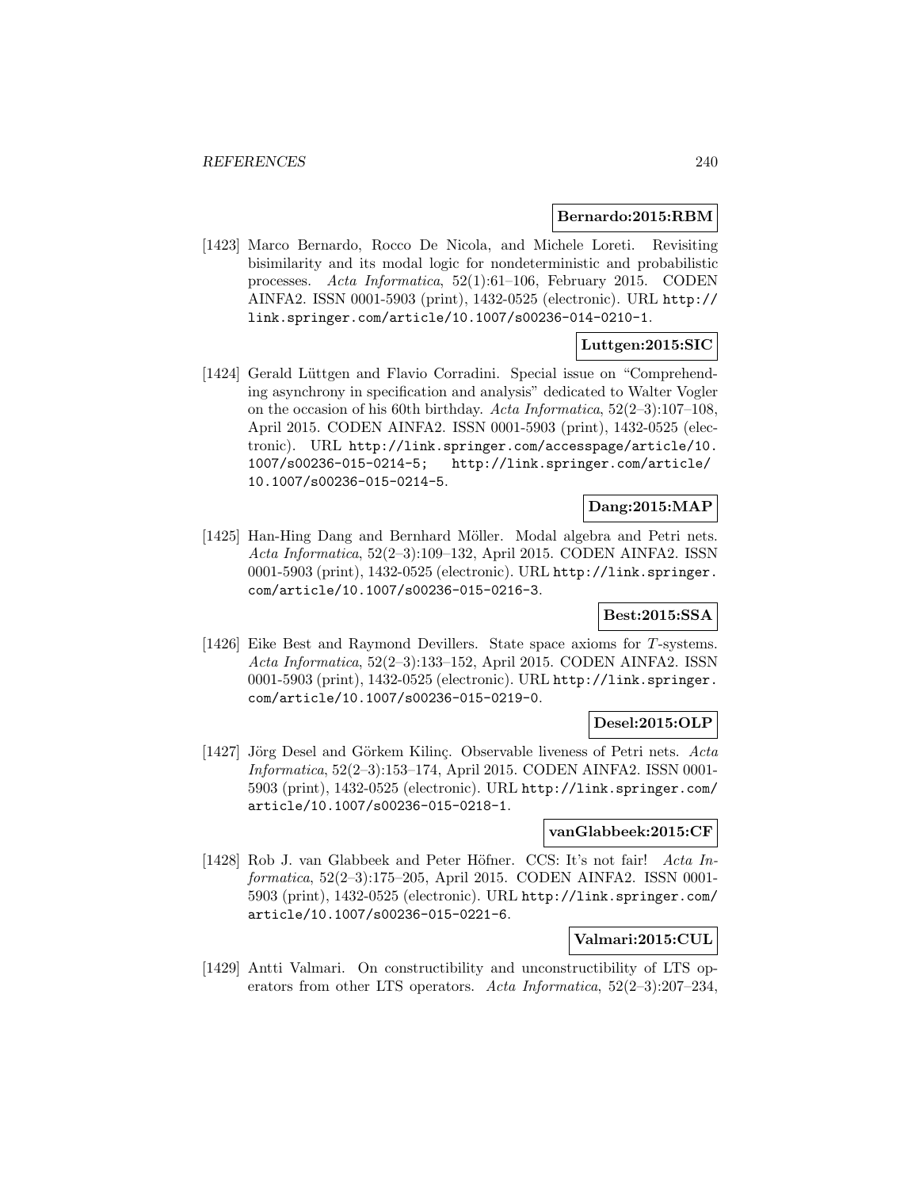**Bernardo:2015:RBM**

[1423] Marco Bernardo, Rocco De Nicola, and Michele Loreti. Revisiting bisimilarity and its modal logic for nondeterministic and probabilistic processes. *Acta Informatica*, 52(1):61–106, February 2015. CODEN AINFA2. ISSN 0001-5903 (print), 1432-0525 (electronic). URL http://link.springer.com/article/10.1007/s00236-014-0210-1.

**Luttgen:2015:SIC**

[1424] Gerald Lüttgen and Flavio Corradini. Special issue on "Comprehending asynchrony in specification and analysis" dedicated to Walter Vogler on the occasion of his 60th birthday. *Acta Informatica*, 52(2–3):107–108, April 2015. CODEN AINFA2. ISSN 0001-5903 (print), 1432-0525 (electronic). URL http://link.springer.com/accesspage/article/10.1007/s00236-015-0214-5; http://link.springer.com/article/10.1007/s00236-015-0214-5.

**Dang:2015:MAP**

[1425] Han-Hing Dang and Bernhard Möller. Modal algebra and Petri nets. *Acta Informatica*, 52(2–3):109–132, April 2015. CODEN AINFA2. ISSN 0001-5903 (print), 1432-0525 (electronic). URL http://link.springer.com/article/10.1007/s00236-015-0216-3.

**Best:2015:SSA**

[1426] Eike Best and Raymond Devillers. State space axioms for $T$-systems. *Acta Informatica*, 52(2–3):133–152, April 2015. CODEN AINFA2. ISSN 0001-5903 (print), 1432-0525 (electronic). URL http://link.springer.com/article/10.1007/s00236-015-0219-0.

**Desel:2015:OLP**

[1427] Jörg Desel and Görkem Kilinç. Observable liveness of Petri nets. *Acta Informatica*, 52(2–3):153–174, April 2015. CODEN AINFA2. ISSN 0001-5903 (print), 1432-0525 (electronic). URL http://link.springer.com/article/10.1007/s00236-015-0218-1.

**vanGlabbeek:2015:CF**

[1428] Rob J. van Glabbeek and Peter Höfner. CCS: It's not fair! *Acta Informatica*, 52(2–3):175–205, April 2015. CODEN AINFA2. ISSN 0001-5903 (print), 1432-0525 (electronic). URL http://link.springer.com/article/10.1007/s00236-015-0221-6.

**Valmari:2015:CUL**

[1429] Antti Valmari. On constructibility and unconstructibility of LTS operators from other LTS operators. *Acta Informatica*, 52(2–3):207–234,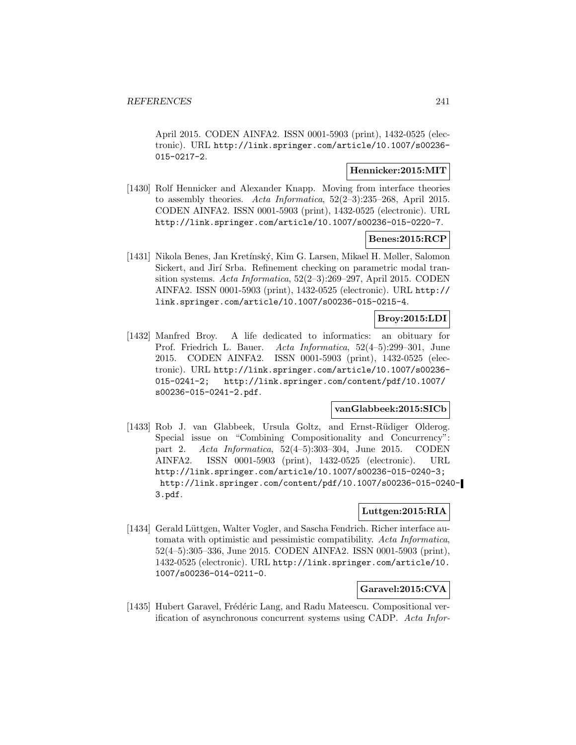April 2015. CODEN AINFA2. ISSN 0001-5903 (print), 1432-0525 (electronic). URL http://link.springer.com/article/10.1007/s00236-015-0217-2.

**Hennicker:2015:MIT**

[1430] Rolf Hennicker and Alexander Knapp. Moving from interface theories to assembly theories. *Acta Informatica*, 52(2–3):235–268, April 2015. CODEN AINFA2. ISSN 0001-5903 (print), 1432-0525 (electronic). URL http://link.springer.com/article/10.1007/s00236-015-0220-7.

**Benes:2015:RCP**

[1431] Nikola Benes, Jan Kretínský, Kim G. Larsen, Mikael H. Møller, Salomon Sickert, and Jirí Srba. Refinement checking on parametric modal transition systems. *Acta Informatica*, 52(2–3):269–297, April 2015. CODEN AINFA2. ISSN 0001-5903 (print), 1432-0525 (electronic). URL http://link.springer.com/article/10.1007/s00236-015-0215-4.

**Broy:2015:LDI**

[1432] Manfred Broy. A life dedicated to informatics: an obituary for Prof. Friedrich L. Bauer. *Acta Informatica*, 52(4–5):299–301, June 2015. CODEN AINFA2. ISSN 0001-5903 (print), 1432-0525 (electronic). URL http://link.springer.com/article/10.1007/s00236-015-0241-2; http://link.springer.com/content/pdf/10.1007/s00236-015-0241-2.pdf.

**vanGlabbeek:2015:SICb**

[1433] Rob J. van Glabbeek, Ursula Goltz, and Ernst-Rüdiger Olderog. Special issue on "Combining Compositionality and Concurrency": part 2. *Acta Informatica*, 52(4–5):303–304, June 2015. CODEN AINFA2. ISSN 0001-5903 (print), 1432-0525 (electronic). URL http://link.springer.com/article/10.1007/s00236-015-0240-3; http://link.springer.com/content/pdf/10.1007/s00236-015-0240-3.pdf.

**Luttgen:2015:RIA**

[1434] Gerald Lüttgen, Walter Vogler, and Sascha Fendrich. Richer interface automata with optimistic and pessimistic compatibility. *Acta Informatica*, 52(4–5):305–336, June 2015. CODEN AINFA2. ISSN 0001-5903 (print), 1432-0525 (electronic). URL http://link.springer.com/article/10.1007/s00236-014-0211-0.

**Garavel:2015:CVA**

[1435] Hubert Garavel, Frédéric Lang, and Radu Mateescu. Compositional verification of asynchronous concurrent systems using CADP. *Acta Infor-*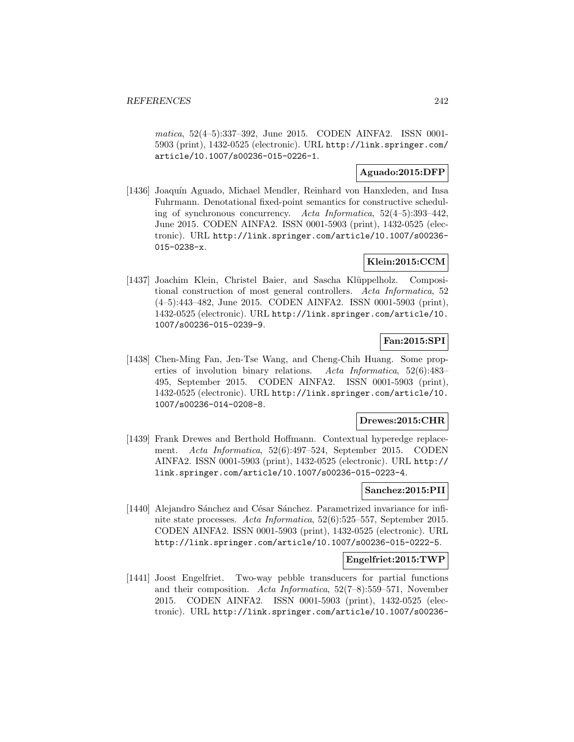*matica*, 52(4–5):337–392, June 2015. CODEN AINFA2. ISSN 0001-5903 (print), 1432-0525 (electronic). URL http://link.springer.com/article/10.1007/s00236-015-0226-1.

**Aguado:2015:DFP**

[1436] Joaquín Aguado, Michael Mendler, Reinhard von Hanxleden, and Insa Fuhrmann. Denotational fixed-point semantics for constructive scheduling of synchronous concurrency. *Acta Informatica*, 52(4–5):393–442, June 2015. CODEN AINFA2. ISSN 0001-5903 (print), 1432-0525 (electronic). URL http://link.springer.com/article/10.1007/s00236-015-0238-x.

**Klein:2015:CCM**

[1437] Joachim Klein, Christel Baier, and Sascha Klüppelholz. Compositional construction of most general controllers. *Acta Informatica*, 52 (4–5):443–482, June 2015. CODEN AINFA2. ISSN 0001-5903 (print), 1432-0525 (electronic). URL http://link.springer.com/article/10.1007/s00236-015-0239-9.

**Fan:2015:SPI**

[1438] Chen-Ming Fan, Jen-Tse Wang, and Cheng-Chih Huang. Some properties of involution binary relations. *Acta Informatica*, 52(6):483–495, September 2015. CODEN AINFA2. ISSN 0001-5903 (print), 1432-0525 (electronic). URL http://link.springer.com/article/10.1007/s00236-014-0208-8.

**Drewes:2015:CHR**

[1439] Frank Drewes and Berthold Hoffmann. Contextual hyperedge replacement. *Acta Informatica*, 52(6):497–524, September 2015. CODEN AINFA2. ISSN 0001-5903 (print), 1432-0525 (electronic). URL http://link.springer.com/article/10.1007/s00236-015-0223-4.

**Sanchez:2015:PII**

[1440] Alejandro Sánchez and César Sánchez. Parametrized invariance for infinite state processes. *Acta Informatica*, 52(6):525–557, September 2015. CODEN AINFA2. ISSN 0001-5903 (print), 1432-0525 (electronic). URL http://link.springer.com/article/10.1007/s00236-015-0222-5.

**Engelfriet:2015:TWP**

[1441] Joost Engelfriet. Two-way pebble transducers for partial functions and their composition. *Acta Informatica*, 52(7–8):559–571, November 2015. CODEN AINFA2. ISSN 0001-5903 (print), 1432-0525 (electronic). URL http://link.springer.com/article/10.1007/s00236-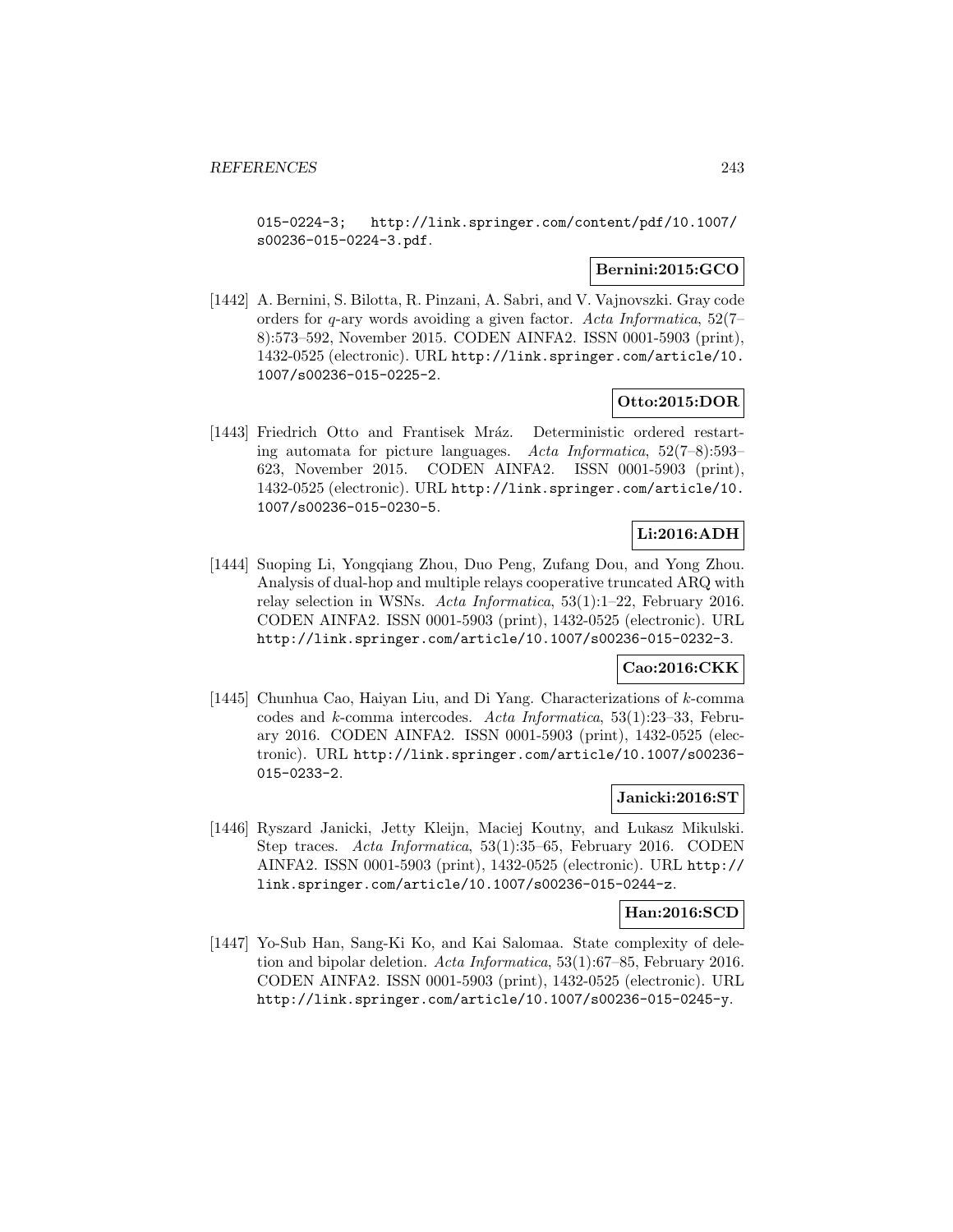015-0224-3; http://link.springer.com/content/pdf/10.1007/s00236-015-0224-3.pdf.

**Bernini:2015:GCO**

[1442] A. Bernini, S. Bilotta, R. Pinzani, A. Sabri, and V. Vajnovszki. Gray code orders for $q$-ary words avoiding a given factor. *Acta Informatica*, 52(7–8):573–592, November 2015. CODEN AINFA2. ISSN 0001-5903 (print), 1432-0525 (electronic). URL http://link.springer.com/article/10.1007/s00236-015-0225-2.

**Otto:2015:DOR**

[1443] Friedrich Otto and Frantisek Mráz. Deterministic ordered restarting automata for picture languages. *Acta Informatica*, 52(7–8):593–623, November 2015. CODEN AINFA2. ISSN 0001-5903 (print), 1432-0525 (electronic). URL http://link.springer.com/article/10.1007/s00236-015-0230-5.

**Li:2016:ADH**

[1444] Suoping Li, Yongqiang Zhou, Duo Peng, Zufang Dou, and Yong Zhou. Analysis of dual-hop and multiple relays cooperative truncated ARQ with relay selection in WSNs. *Acta Informatica*, 53(1):1–22, February 2016. CODEN AINFA2. ISSN 0001-5903 (print), 1432-0525 (electronic). URL http://link.springer.com/article/10.1007/s00236-015-0232-3.

**Cao:2016:CKK**

[1445] Chunhua Cao, Haiyan Liu, and Di Yang. Characterizations of $k$-comma codes and $k$-comma intercodes. *Acta Informatica*, 53(1):23–33, February 2016. CODEN AINFA2. ISSN 0001-5903 (print), 1432-0525 (electronic). URL http://link.springer.com/article/10.1007/s00236-015-0233-2.

**Janicki:2016:ST**

[1446] Ryszard Janicki, Jetty Kleijn, Maciej Koutny, and Łukasz Mikulski. Step traces. *Acta Informatica*, 53(1):35–65, February 2016. CODEN AINFA2. ISSN 0001-5903 (print), 1432-0525 (electronic). URL http://link.springer.com/article/10.1007/s00236-015-0244-z.

**Han:2016:SCD**

[1447] Yo-Sub Han, Sang-Ki Ko, and Kai Salomaa. State complexity of deletion and bipolar deletion. *Acta Informatica*, 53(1):67–85, February 2016. CODEN AINFA2. ISSN 0001-5903 (print), 1432-0525 (electronic). URL http://link.springer.com/article/10.1007/s00236-015-0245-y.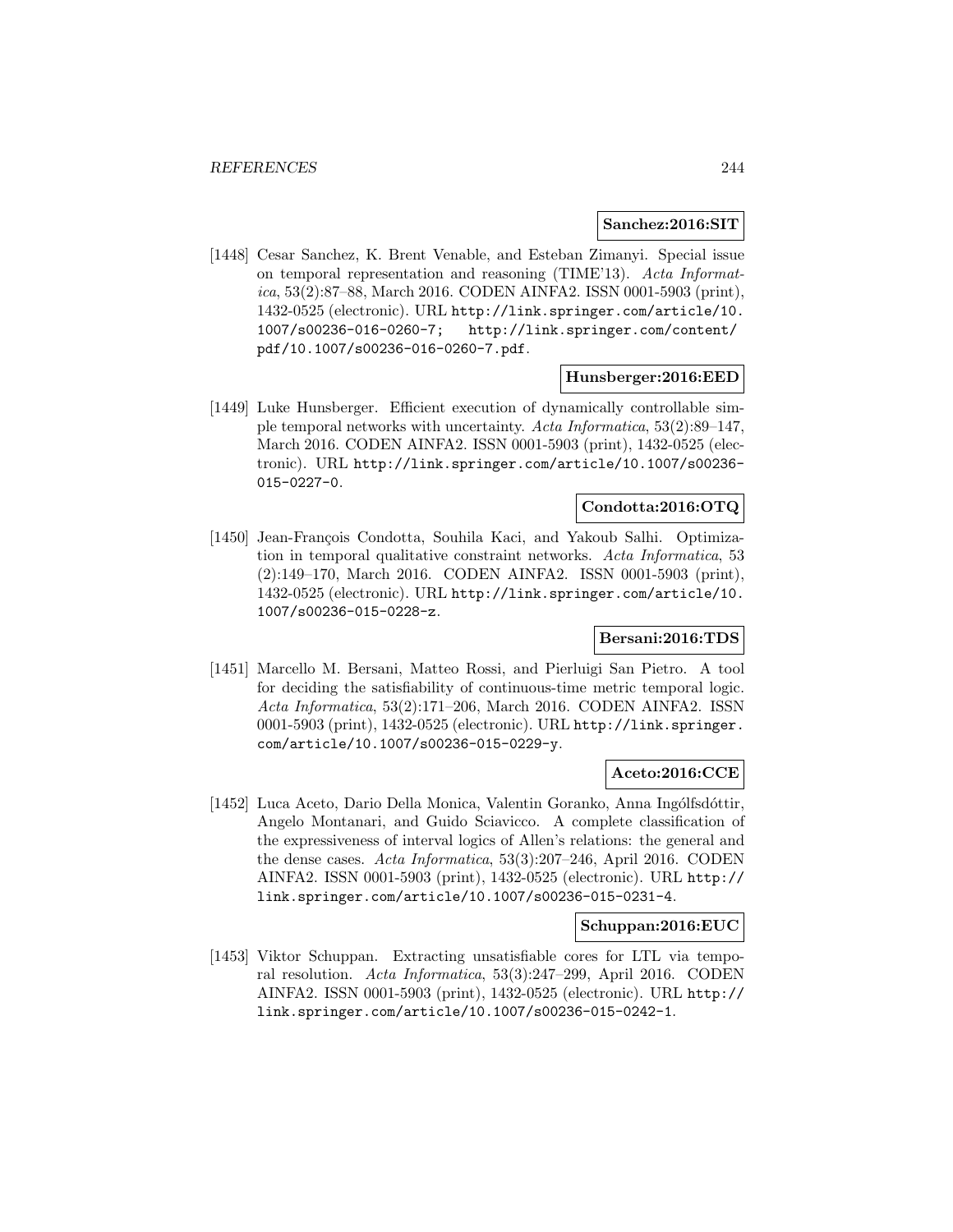**Sanchez:2016:SIT**

[1448] Cesar Sanchez, K. Brent Venable, and Esteban Zimanyi. Special issue on temporal representation and reasoning (TIME'13). *Acta Informatica*, 53(2):87–88, March 2016. CODEN AINFA2. ISSN 0001-5903 (print), 1432-0525 (electronic). URL http://link.springer.com/article/10.1007/s00236-016-0260-7; http://link.springer.com/content/pdf/10.1007/s00236-016-0260-7.pdf.

**Hunsberger:2016:EED**

[1449] Luke Hunsberger. Efficient execution of dynamically controllable simple temporal networks with uncertainty. *Acta Informatica*, 53(2):89–147, March 2016. CODEN AINFA2. ISSN 0001-5903 (print), 1432-0525 (electronic). URL http://link.springer.com/article/10.1007/s00236-015-0227-0.

**Condotta:2016:OTQ**

[1450] Jean-François Condotta, Souhila Kaci, and Yakoub Salhi. Optimization in temporal qualitative constraint networks. *Acta Informatica*, 53 (2):149–170, March 2016. CODEN AINFA2. ISSN 0001-5903 (print), 1432-0525 (electronic). URL http://link.springer.com/article/10.1007/s00236-015-0228-z.

**Bersani:2016:TDS**

[1451] Marcello M. Bersani, Matteo Rossi, and Pierluigi San Pietro. A tool for deciding the satisfiability of continuous-time metric temporal logic. *Acta Informatica*, 53(2):171–206, March 2016. CODEN AINFA2. ISSN 0001-5903 (print), 1432-0525 (electronic). URL http://link.springer.com/article/10.1007/s00236-015-0229-y.

**Aceto:2016:CCE**

[1452] Luca Aceto, Dario Della Monica, Valentin Goranko, Anna Ingólfsdóttir, Angelo Montanari, and Guido Sciavicco. A complete classification of the expressiveness of interval logics of Allen's relations: the general and the dense cases. *Acta Informatica*, 53(3):207–246, April 2016. CODEN AINFA2. ISSN 0001-5903 (print), 1432-0525 (electronic). URL http://link.springer.com/article/10.1007/s00236-015-0231-4.

**Schuppan:2016:EUC**

[1453] Viktor Schuppan. Extracting unsatisfiable cores for LTL via temporal resolution. *Acta Informatica*, 53(3):247–299, April 2016. CODEN AINFA2. ISSN 0001-5903 (print), 1432-0525 (electronic). URL http://link.springer.com/article/10.1007/s00236-015-0242-1.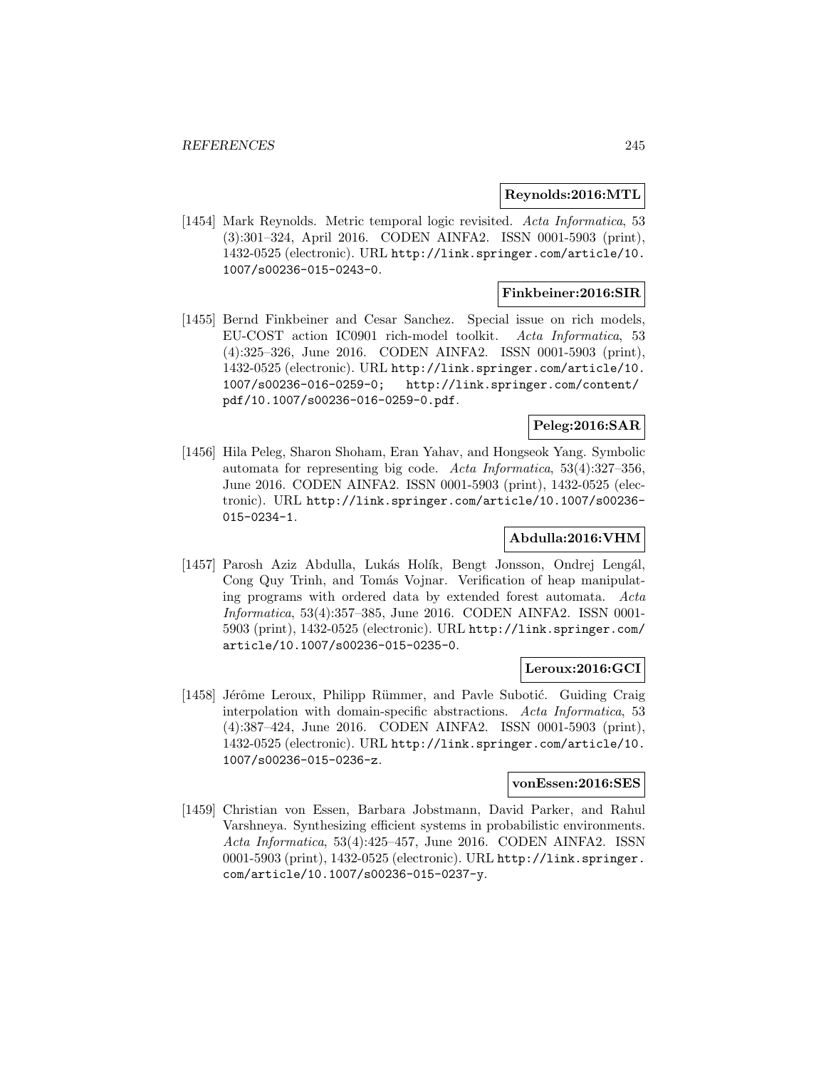**Reynolds:2016:MTL**

[1454] Mark Reynolds. Metric temporal logic revisited. *Acta Informatica*, 53 (3):301–324, April 2016. CODEN AINFA2. ISSN 0001-5903 (print), 1432-0525 (electronic). URL http://link.springer.com/article/10.1007/s00236-015-0243-0.

**Finkbeiner:2016:SIR**

[1455] Bernd Finkbeiner and Cesar Sanchez. Special issue on rich models, EU-COST action IC0901 rich-model toolkit. *Acta Informatica*, 53 (4):325–326, June 2016. CODEN AINFA2. ISSN 0001-5903 (print), 1432-0525 (electronic). URL http://link.springer.com/article/10.1007/s00236-016-0259-0; http://link.springer.com/content/pdf/10.1007/s00236-016-0259-0.pdf.

**Peleg:2016:SAR**

[1456] Hila Peleg, Sharon Shoham, Eran Yahav, and Hongseok Yang. Symbolic automata for representing big code. *Acta Informatica*, 53(4):327–356, June 2016. CODEN AINFA2. ISSN 0001-5903 (print), 1432-0525 (electronic). URL http://link.springer.com/article/10.1007/s00236-015-0234-1.

**Abdulla:2016:VHM**

[1457] Parosh Aziz Abdulla, Lukás Holík, Bengt Jonsson, Ondrej Lengál, Cong Quy Trinh, and Tomás Vojnar. Verification of heap manipulating programs with ordered data by extended forest automata. *Acta Informatica*, 53(4):357–385, June 2016. CODEN AINFA2. ISSN 0001-5903 (print), 1432-0525 (electronic). URL http://link.springer.com/article/10.1007/s00236-015-0235-0.

**Leroux:2016:GCI**

[1458] Jérôme Leroux, Philipp Rümmer, and Pavle Subotić. Guiding Craig interpolation with domain-specific abstractions. *Acta Informatica*, 53 (4):387–424, June 2016. CODEN AINFA2. ISSN 0001-5903 (print), 1432-0525 (electronic). URL http://link.springer.com/article/10.1007/s00236-015-0236-z.

**vonEssen:2016:SES**

[1459] Christian von Essen, Barbara Jobstmann, David Parker, and Rahul Varshneya. Synthesizing efficient systems in probabilistic environments. *Acta Informatica*, 53(4):425–457, June 2016. CODEN AINFA2. ISSN 0001-5903 (print), 1432-0525 (electronic). URL http://link.springer.com/article/10.1007/s00236-015-0237-y.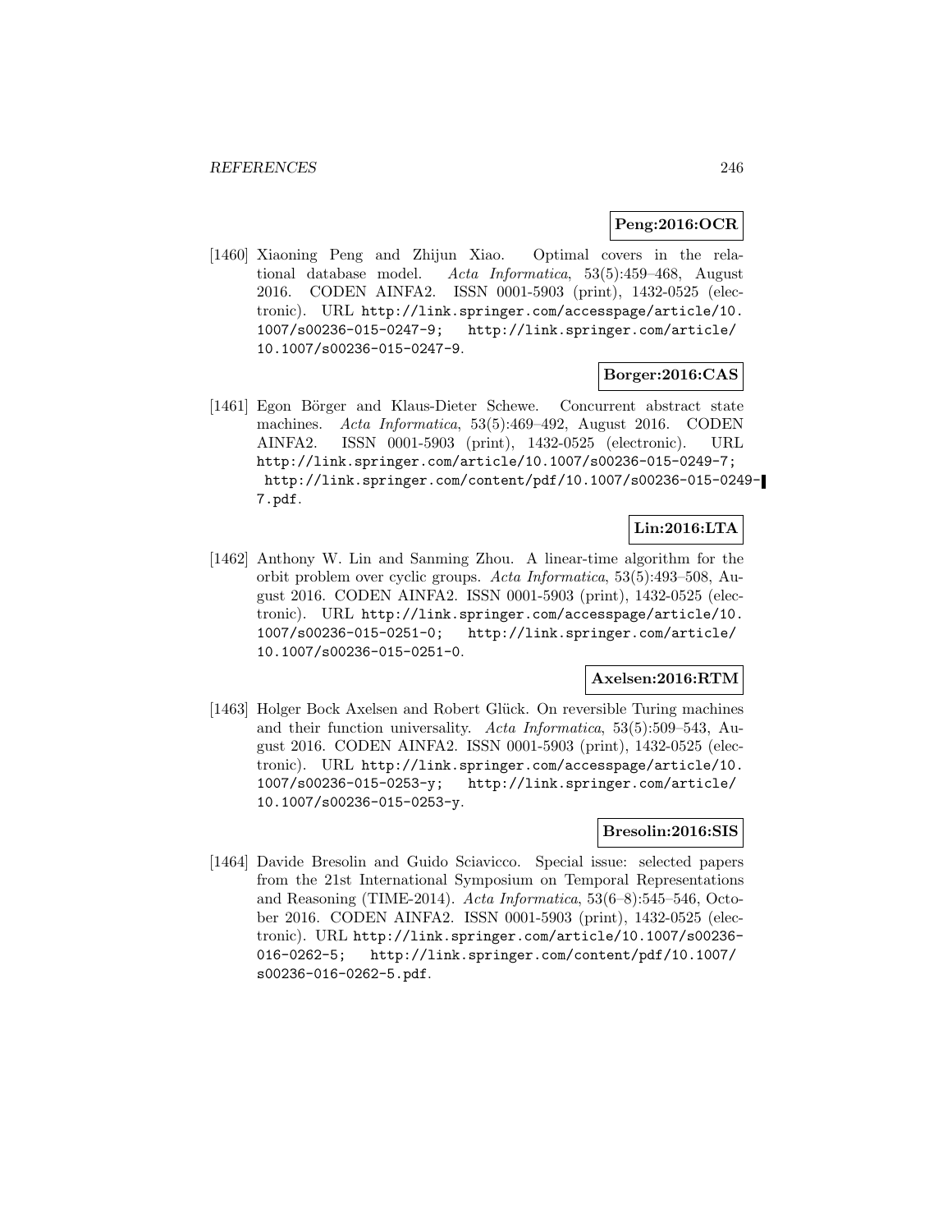**Peng:2016:OCR**

[1460] Xiaoning Peng and Zhijun Xiao. Optimal covers in the relational database model. *Acta Informatica*, 53(5):459–468, August 2016. CODEN AINFA2. ISSN 0001-5903 (print), 1432-0525 (electronic). URL http://link.springer.com/accesspage/article/10.1007/s00236-015-0247-9; http://link.springer.com/article/10.1007/s00236-015-0247-9.

**Borger:2016:CAS**

[1461] Egon Börger and Klaus-Dieter Schewe. Concurrent abstract state machines. *Acta Informatica*, 53(5):469–492, August 2016. CODEN AINFA2. ISSN 0001-5903 (print), 1432-0525 (electronic). URL http://link.springer.com/article/10.1007/s00236-015-0249-7; http://link.springer.com/content/pdf/10.1007/s00236-015-0249-7.pdf.

**Lin:2016:LTA**

[1462] Anthony W. Lin and Sanming Zhou. A linear-time algorithm for the orbit problem over cyclic groups. *Acta Informatica*, 53(5):493–508, August 2016. CODEN AINFA2. ISSN 0001-5903 (print), 1432-0525 (electronic). URL http://link.springer.com/accesspage/article/10.1007/s00236-015-0251-0; http://link.springer.com/article/10.1007/s00236-015-0251-0.

**Axelsen:2016:RTM**

[1463] Holger Bock Axelsen and Robert Glück. On reversible Turing machines and their function universality. *Acta Informatica*, 53(5):509–543, August 2016. CODEN AINFA2. ISSN 0001-5903 (print), 1432-0525 (electronic). URL http://link.springer.com/accesspage/article/10.1007/s00236-015-0253-y; http://link.springer.com/article/10.1007/s00236-015-0253-y.

**Bresolin:2016:SIS**

[1464] Davide Bresolin and Guido Sciavicco. Special issue: selected papers from the 21st International Symposium on Temporal Representations and Reasoning (TIME-2014). *Acta Informatica*, 53(6–8):545–546, October 2016. CODEN AINFA2. ISSN 0001-5903 (print), 1432-0525 (electronic). URL http://link.springer.com/article/10.1007/s00236-016-0262-5; http://link.springer.com/content/pdf/10.1007/s00236-016-0262-5.pdf.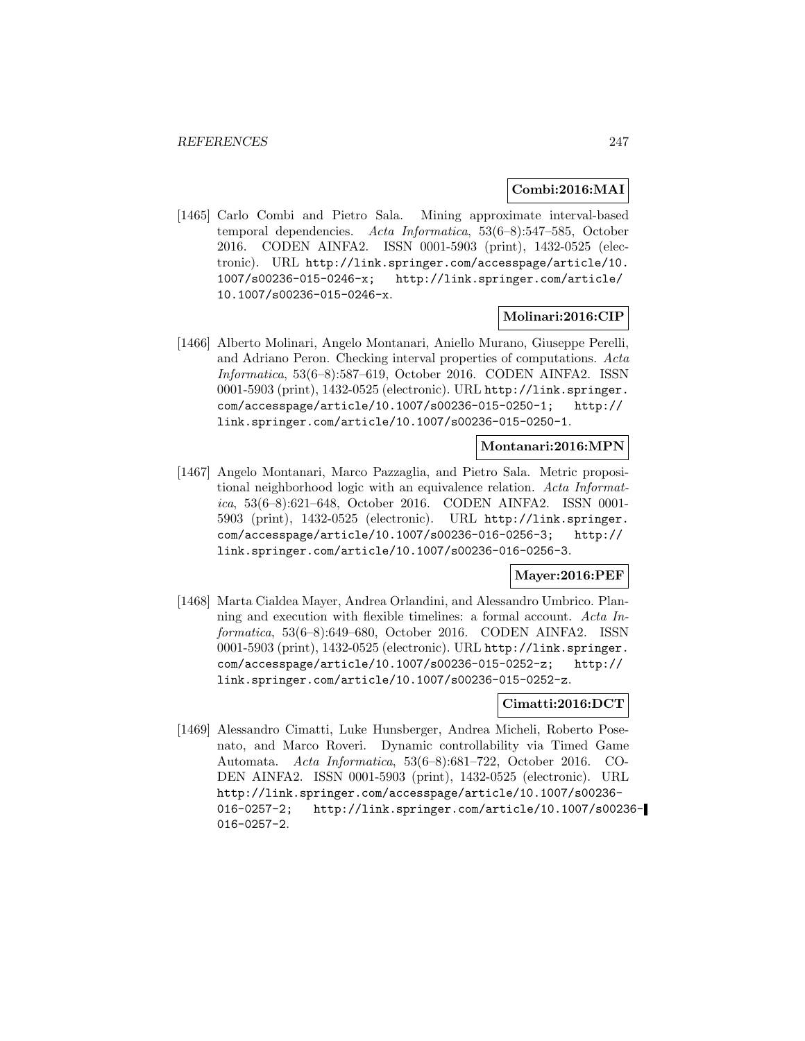**Combi:2016:MAI**

[1465] Carlo Combi and Pietro Sala. Mining approximate interval-based temporal dependencies. *Acta Informatica*, 53(6–8):547–585, October 2016. CODEN AINFA2. ISSN 0001-5903 (print), 1432-0525 (electronic). URL http://link.springer.com/accesspage/article/10.1007/s00236-015-0246-x; http://link.springer.com/article/10.1007/s00236-015-0246-x.

**Molinari:2016:CIP**

[1466] Alberto Molinari, Angelo Montanari, Aniello Murano, Giuseppe Perelli, and Adriano Peron. Checking interval properties of computations. *Acta Informatica*, 53(6–8):587–619, October 2016. CODEN AINFA2. ISSN 0001-5903 (print), 1432-0525 (electronic). URL http://link.springer.com/accesspage/article/10.1007/s00236-015-0250-1; http://link.springer.com/article/10.1007/s00236-015-0250-1.

**Montanari:2016:MPN**

[1467] Angelo Montanari, Marco Pazzaglia, and Pietro Sala. Metric propositional neighborhood logic with an equivalence relation. *Acta Informatica*, 53(6–8):621–648, October 2016. CODEN AINFA2. ISSN 0001-5903 (print), 1432-0525 (electronic). URL http://link.springer.com/accesspage/article/10.1007/s00236-016-0256-3; http://link.springer.com/article/10.1007/s00236-016-0256-3.

**Mayer:2016:PEF**

[1468] Marta Cialdea Mayer, Andrea Orlandini, and Alessandro Umbrico. Planning and execution with flexible timelines: a formal account. *Acta Informatica*, 53(6–8):649–680, October 2016. CODEN AINFA2. ISSN 0001-5903 (print), 1432-0525 (electronic). URL http://link.springer.com/accesspage/article/10.1007/s00236-015-0252-z; http://link.springer.com/article/10.1007/s00236-015-0252-z.

**Cimatti:2016:DCT**

[1469] Alessandro Cimatti, Luke Hunsberger, Andrea Micheli, Roberto Posenato, and Marco Roveri. Dynamic controllability via Timed Game Automata. *Acta Informatica*, 53(6–8):681–722, October 2016. CODEN AINFA2. ISSN 0001-5903 (print), 1432-0525 (electronic). URL http://link.springer.com/accesspage/article/10.1007/s00236-016-0257-2; http://link.springer.com/article/10.1007/s00236-016-0257-2.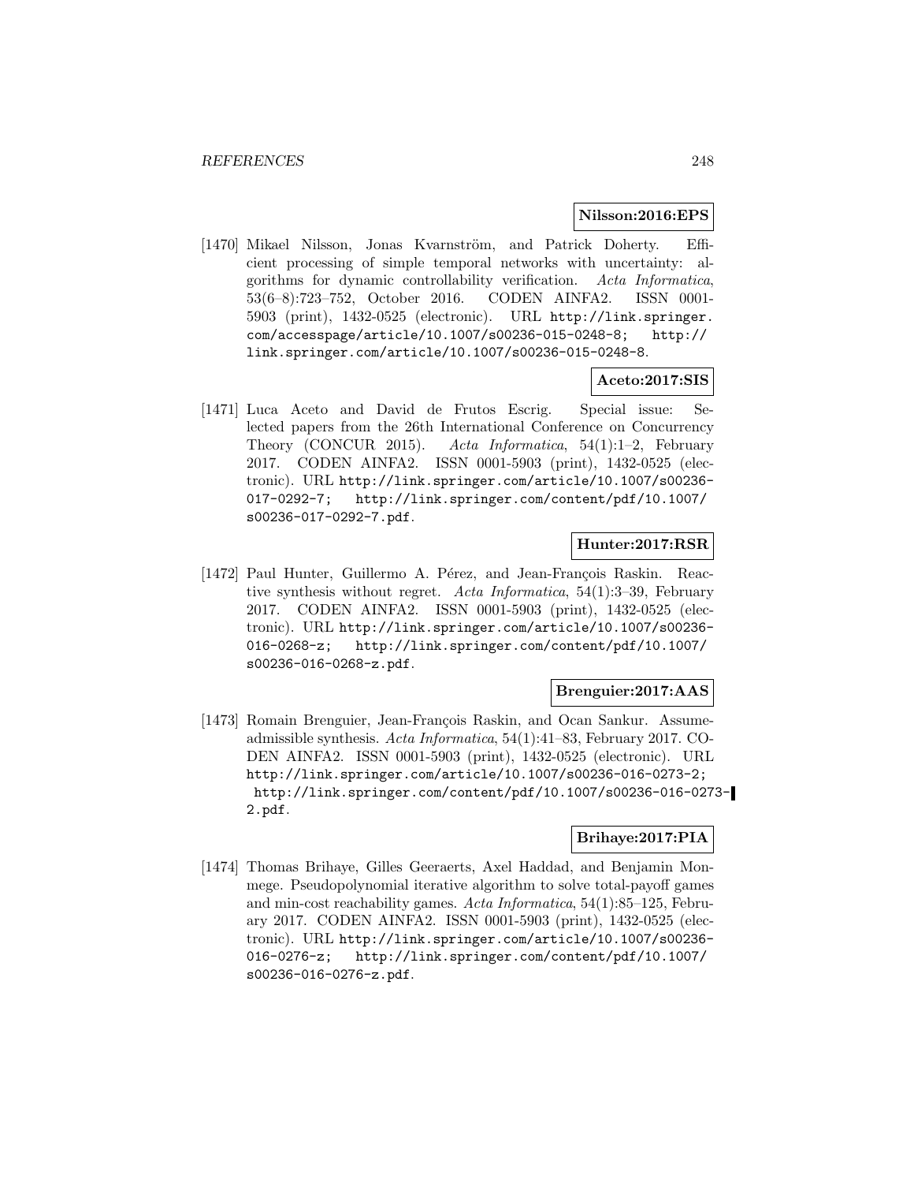**Nilsson:2016:EPS**

[1470] Mikael Nilsson, Jonas Kvarnström, and Patrick Doherty. Efficient processing of simple temporal networks with uncertainty: algorithms for dynamic controllability verification. *Acta Informatica*, 53(6–8):723–752, October 2016. CODEN AINFA2. ISSN 0001-5903 (print), 1432-0525 (electronic). URL http://link.springer.com/accesspage/article/10.1007/s00236-015-0248-8; http://link.springer.com/article/10.1007/s00236-015-0248-8.

**Aceto:2017:SIS**

[1471] Luca Aceto and David de Frutos Escrig. Special issue: Selected papers from the 26th International Conference on Concurrency Theory (CONCUR 2015). *Acta Informatica*, 54(1):1–2, February 2017. CODEN AINFA2. ISSN 0001-5903 (print), 1432-0525 (electronic). URL http://link.springer.com/article/10.1007/s00236-017-0292-7; http://link.springer.com/content/pdf/10.1007/s00236-017-0292-7.pdf.

**Hunter:2017:RSR**

[1472] Paul Hunter, Guillermo A. Pérez, and Jean-François Raskin. Reactive synthesis without regret. *Acta Informatica*, 54(1):3–39, February 2017. CODEN AINFA2. ISSN 0001-5903 (print), 1432-0525 (electronic). URL http://link.springer.com/article/10.1007/s00236-016-0268-z; http://link.springer.com/content/pdf/10.1007/s00236-016-0268-z.pdf.

**Brenguier:2017:AAS**

[1473] Romain Brenguier, Jean-François Raskin, and Ocan Sankur. Assume-admissible synthesis. *Acta Informatica*, 54(1):41–83, February 2017. CODEN AINFA2. ISSN 0001-5903 (print), 1432-0525 (electronic). URL http://link.springer.com/article/10.1007/s00236-016-0273-2; http://link.springer.com/content/pdf/10.1007/s00236-016-0273-2.pdf.

**Brihaye:2017:PIA**

[1474] Thomas Brihaye, Gilles Geeraerts, Axel Haddad, and Benjamin Monmege. Pseudopolynomial iterative algorithm to solve total-payoff games and min-cost reachability games. *Acta Informatica*, 54(1):85–125, February 2017. CODEN AINFA2. ISSN 0001-5903 (print), 1432-0525 (electronic). URL http://link.springer.com/article/10.1007/s00236-016-0276-z; http://link.springer.com/content/pdf/10.1007/s00236-016-0276-z.pdf.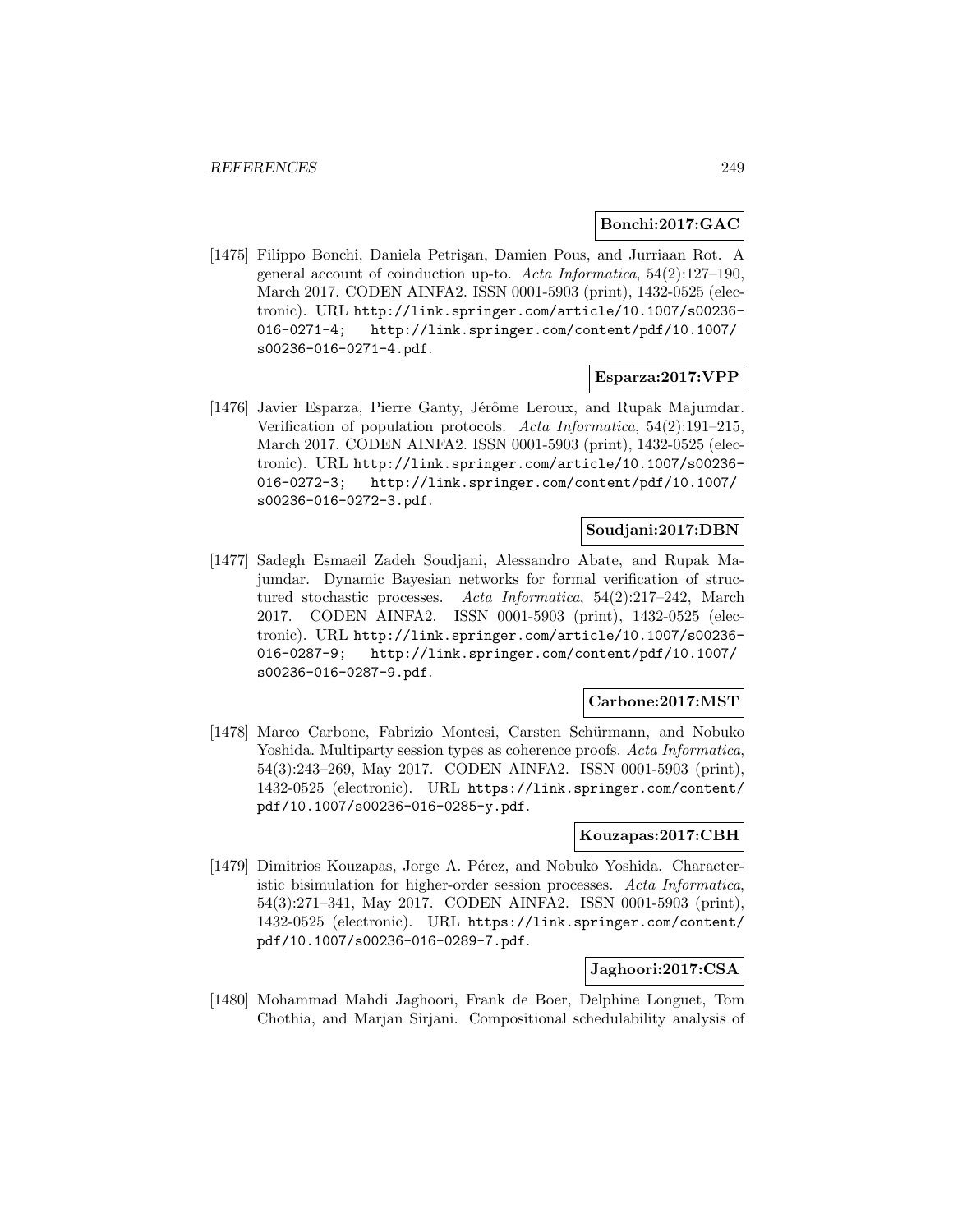**Bonchi:2017:GAC**

[1475] Filippo Bonchi, Daniela Petrişan, Damien Pous, and Jurriaan Rot. A general account of coinduction up-to. *Acta Informatica*, 54(2):127–190, March 2017. CODEN AINFA2. ISSN 0001-5903 (print), 1432-0525 (electronic). URL http://link.springer.com/article/10.1007/s00236-016-0271-4; http://link.springer.com/content/pdf/10.1007/s00236-016-0271-4.pdf.

**Esparza:2017:VPP**

[1476] Javier Esparza, Pierre Ganty, Jérôme Leroux, and Rupak Majumdar. Verification of population protocols. *Acta Informatica*, 54(2):191–215, March 2017. CODEN AINFA2. ISSN 0001-5903 (print), 1432-0525 (electronic). URL http://link.springer.com/article/10.1007/s00236-016-0272-3; http://link.springer.com/content/pdf/10.1007/s00236-016-0272-3.pdf.

**Soudjani:2017:DBN**

[1477] Sadegh Esmaeil Zadeh Soudjani, Alessandro Abate, and Rupak Majumdar. Dynamic Bayesian networks for formal verification of structured stochastic processes. *Acta Informatica*, 54(2):217–242, March 2017. CODEN AINFA2. ISSN 0001-5903 (print), 1432-0525 (electronic). URL http://link.springer.com/article/10.1007/s00236-016-0287-9; http://link.springer.com/content/pdf/10.1007/s00236-016-0287-9.pdf.

**Carbone:2017:MST**

[1478] Marco Carbone, Fabrizio Montesi, Carsten Schürmann, and Nobuko Yoshida. Multiparty session types as coherence proofs. *Acta Informatica*, 54(3):243–269, May 2017. CODEN AINFA2. ISSN 0001-5903 (print), 1432-0525 (electronic). URL https://link.springer.com/content/pdf/10.1007/s00236-016-0285-y.pdf.

**Kouzapas:2017:CBH**

[1479] Dimitrios Kouzapas, Jorge A. Pérez, and Nobuko Yoshida. Characteristic bisimulation for higher-order session processes. *Acta Informatica*, 54(3):271–341, May 2017. CODEN AINFA2. ISSN 0001-5903 (print), 1432-0525 (electronic). URL https://link.springer.com/content/pdf/10.1007/s00236-016-0289-7.pdf.

**Jaghoori:2017:CSA**

[1480] Mohammad Mahdi Jaghoori, Frank de Boer, Delphine Longuet, Tom Chothia, and Marjan Sirjani. Compositional schedulability analysis of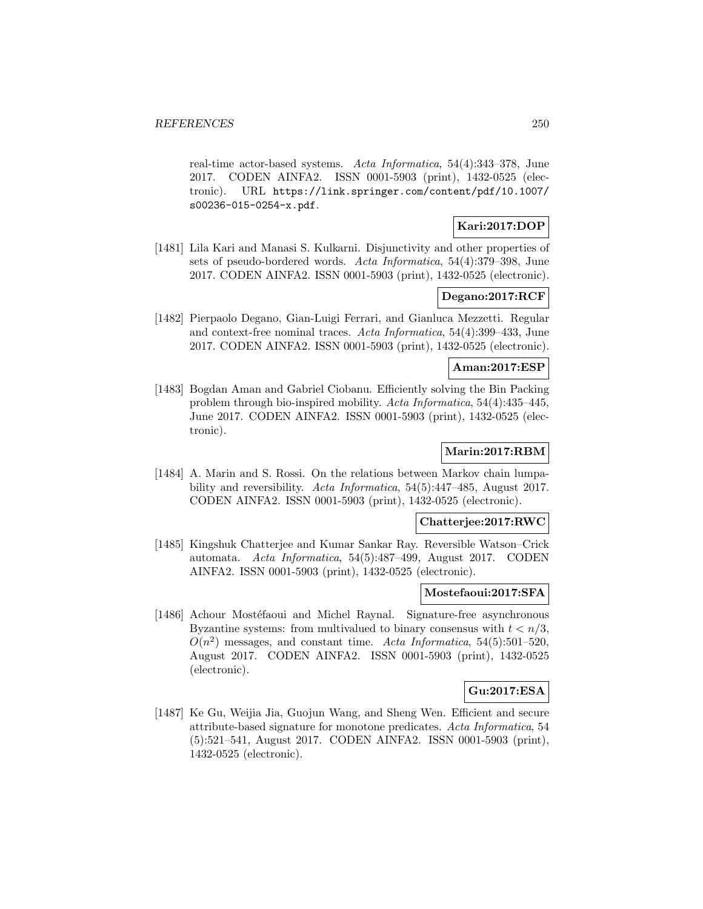real-time actor-based systems. *Acta Informatica*, 54(4):343–378, June 2017. CODEN AINFA2. ISSN 0001-5903 (print), 1432-0525 (electronic). URL https://link.springer.com/content/pdf/10.1007/s00236-015-0254-x.pdf.

**Kari:2017:DOP**

[1481] Lila Kari and Manasi S. Kulkarni. Disjunctivity and other properties of sets of pseudo-bordered words. *Acta Informatica*, 54(4):379–398, June 2017. CODEN AINFA2. ISSN 0001-5903 (print), 1432-0525 (electronic).

**Degano:2017:RCF**

[1482] Pierpaolo Degano, Gian-Luigi Ferrari, and Gianluca Mezzetti. Regular and context-free nominal traces. *Acta Informatica*, 54(4):399–433, June 2017. CODEN AINFA2. ISSN 0001-5903 (print), 1432-0525 (electronic).

**Aman:2017:ESP**

[1483] Bogdan Aman and Gabriel Ciobanu. Efficiently solving the Bin Packing problem through bio-inspired mobility. *Acta Informatica*, 54(4):435–445, June 2017. CODEN AINFA2. ISSN 0001-5903 (print), 1432-0525 (electronic).

**Marin:2017:RBM**

[1484] A. Marin and S. Rossi. On the relations between Markov chain lumpability and reversibility. *Acta Informatica*, 54(5):447–485, August 2017. CODEN AINFA2. ISSN 0001-5903 (print), 1432-0525 (electronic).

**Chatterjee:2017:RWC**

[1485] Kingshuk Chatterjee and Kumar Sankar Ray. Reversible Watson–Crick automata. *Acta Informatica*, 54(5):487–499, August 2017. CODEN AINFA2. ISSN 0001-5903 (print), 1432-0525 (electronic).

**Mostefaoui:2017:SFA**

[1486] Achour Mostéfaoui and Michel Raynal. Signature-free asynchronous Byzantine systems: from multivalued to binary consensus with $t < n/3$, $O(n^2)$ messages, and constant time. *Acta Informatica*, 54(5):501–520, August 2017. CODEN AINFA2. ISSN 0001-5903 (print), 1432-0525 (electronic).

**Gu:2017:ESA**

[1487] Ke Gu, Weijia Jia, Guojun Wang, and Sheng Wen. Efficient and secure attribute-based signature for monotone predicates. *Acta Informatica*, 54 (5):521–541, August 2017. CODEN AINFA2. ISSN 0001-5903 (print), 1432-0525 (electronic).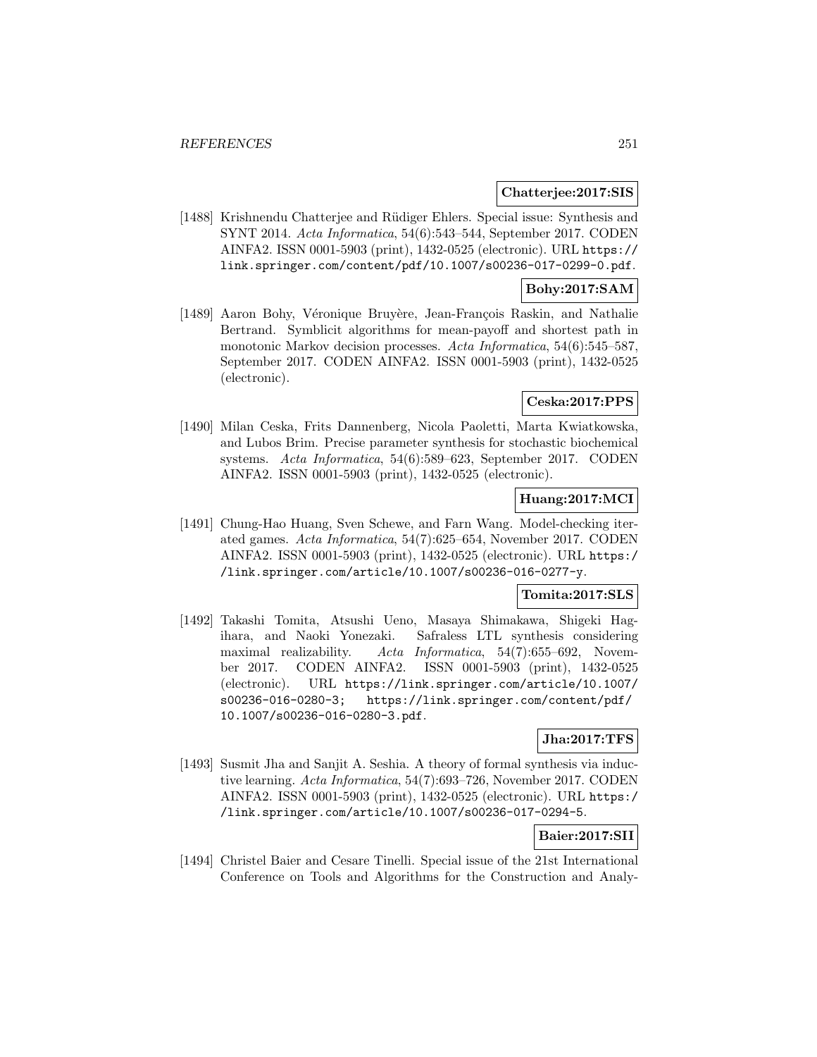**Chatterjee:2017:SIS**

[1488] Krishnendu Chatterjee and Rüdiger Ehlers. Special issue: Synthesis and SYNT 2014. *Acta Informatica*, 54(6):543–544, September 2017. CODEN AINFA2. ISSN 0001-5903 (print), 1432-0525 (electronic). URL https://link.springer.com/content/pdf/10.1007/s00236-017-0299-0.pdf.

**Bohy:2017:SAM**

[1489] Aaron Bohy, Véronique Bruyère, Jean-François Raskin, and Nathalie Bertrand. Symblicit algorithms for mean-payoff and shortest path in monotonic Markov decision processes. *Acta Informatica*, 54(6):545–587, September 2017. CODEN AINFA2. ISSN 0001-5903 (print), 1432-0525 (electronic).

**Ceska:2017:PPS**

[1490] Milan Ceska, Frits Dannenberg, Nicola Paoletti, Marta Kwiatkowska, and Lubos Brim. Precise parameter synthesis for stochastic biochemical systems. *Acta Informatica*, 54(6):589–623, September 2017. CODEN AINFA2. ISSN 0001-5903 (print), 1432-0525 (electronic).

**Huang:2017:MCI**

[1491] Chung-Hao Huang, Sven Schewe, and Farn Wang. Model-checking iterated games. *Acta Informatica*, 54(7):625–654, November 2017. CODEN AINFA2. ISSN 0001-5903 (print), 1432-0525 (electronic). URL https://link.springer.com/article/10.1007/s00236-016-0277-y.

**Tomita:2017:SLS**

[1492] Takashi Tomita, Atsushi Ueno, Masaya Shimakawa, Shigeki Hagihara, and Naoki Yonezaki. Safraless LTL synthesis considering maximal realizability. *Acta Informatica*, 54(7):655–692, November 2017. CODEN AINFA2. ISSN 0001-5903 (print), 1432-0525 (electronic). URL https://link.springer.com/article/10.1007/s00236-016-0280-3; https://link.springer.com/content/pdf/10.1007/s00236-016-0280-3.pdf.

**Jha:2017:TFS**

[1493] Susmit Jha and Sanjit A. Seshia. A theory of formal synthesis via inductive learning. *Acta Informatica*, 54(7):693–726, November 2017. CODEN AINFA2. ISSN 0001-5903 (print), 1432-0525 (electronic). URL https://link.springer.com/article/10.1007/s00236-017-0294-5.

**Baier:2017:SII**

[1494] Christel Baier and Cesare Tinelli. Special issue of the 21st International Conference on Tools and Algorithms for the Construction and Analy-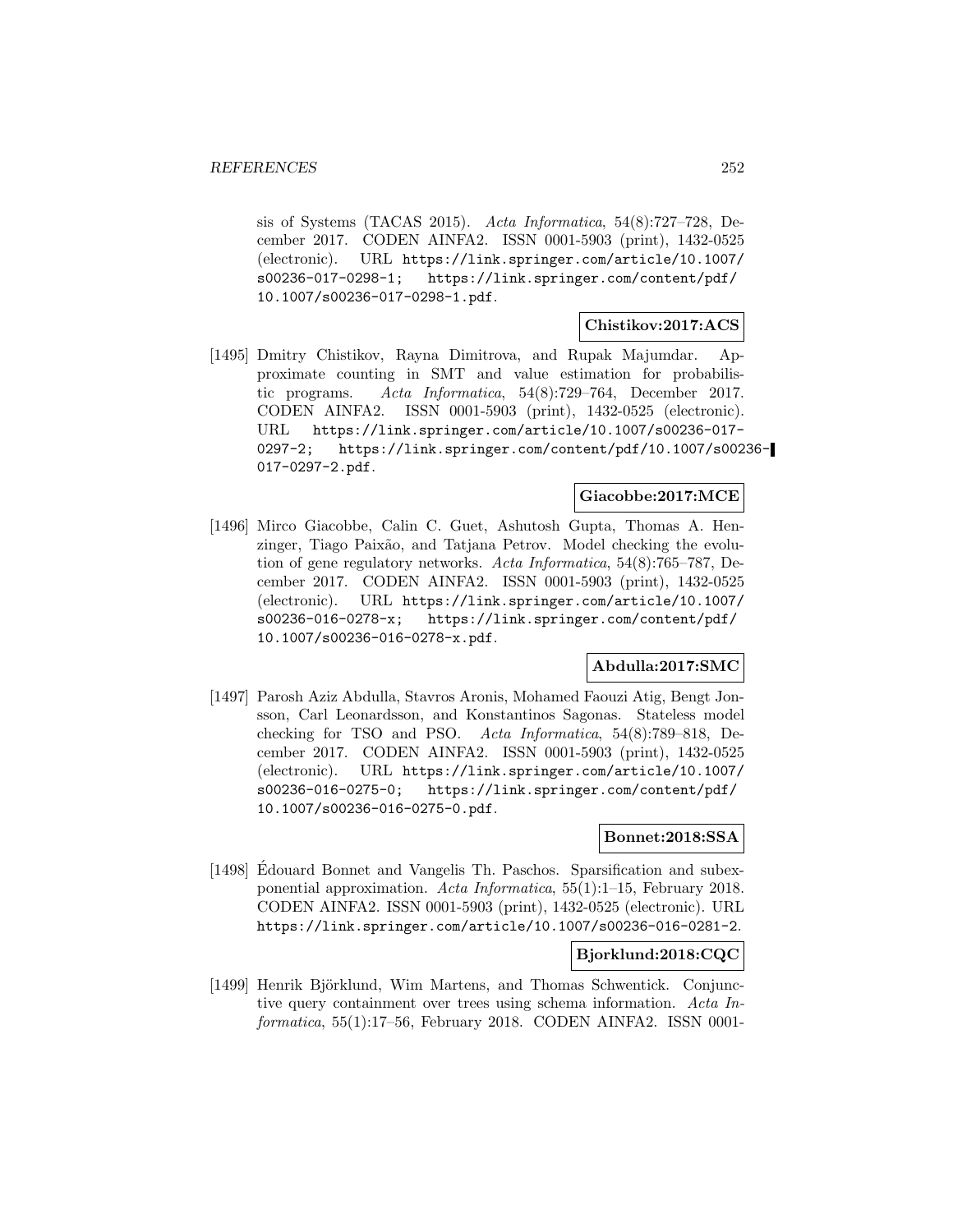sis of Systems (TACAS 2015). *Acta Informatica*, 54(8):727–728, December 2017. CODEN AINFA2. ISSN 0001-5903 (print), 1432-0525 (electronic). URL https://link.springer.com/article/10.1007/s00236-017-0298-1; https://link.springer.com/content/pdf/10.1007/s00236-017-0298-1.pdf.

**Chistikov:2017:ACS**

[1495] Dmitry Chistikov, Rayna Dimitrova, and Rupak Majumdar. Approximate counting in SMT and value estimation for probabilistic programs. *Acta Informatica*, 54(8):729–764, December 2017. CODEN AINFA2. ISSN 0001-5903 (print), 1432-0525 (electronic). URL https://link.springer.com/article/10.1007/s00236-017-0297-2; https://link.springer.com/content/pdf/10.1007/s00236-017-0297-2.pdf.

**Giacobbe:2017:MCE**

[1496] Mirco Giacobbe, Calin C. Guet, Ashutosh Gupta, Thomas A. Henzinger, Tiago Paixão, and Tatjana Petrov. Model checking the evolution of gene regulatory networks. *Acta Informatica*, 54(8):765–787, December 2017. CODEN AINFA2. ISSN 0001-5903 (print), 1432-0525 (electronic). URL https://link.springer.com/article/10.1007/s00236-016-0278-x; https://link.springer.com/content/pdf/10.1007/s00236-016-0278-x.pdf.

**Abdulla:2017:SMC**

[1497] Parosh Aziz Abdulla, Stavros Aronis, Mohamed Faouzi Atig, Bengt Jonsson, Carl Leonardsson, and Konstantinos Sagonas. Stateless model checking for TSO and PSO. *Acta Informatica*, 54(8):789–818, December 2017. CODEN AINFA2. ISSN 0001-5903 (print), 1432-0525 (electronic). URL https://link.springer.com/article/10.1007/s00236-016-0275-0; https://link.springer.com/content/pdf/10.1007/s00236-016-0275-0.pdf.

**Bonnet:2018:SSA**

[1498] Édouard Bonnet and Vangelis Th. Paschos. Sparsification and subexponential approximation. *Acta Informatica*, 55(1):1–15, February 2018. CODEN AINFA2. ISSN 0001-5903 (print), 1432-0525 (electronic). URL https://link.springer.com/article/10.1007/s00236-016-0281-2.

**Bjorklund:2018:CQC**

[1499] Henrik Björklund, Wim Martens, and Thomas Schwentick. Conjunctive query containment over trees using schema information. *Acta Informatica*, 55(1):17–56, February 2018. CODEN AINFA2. ISSN 0001-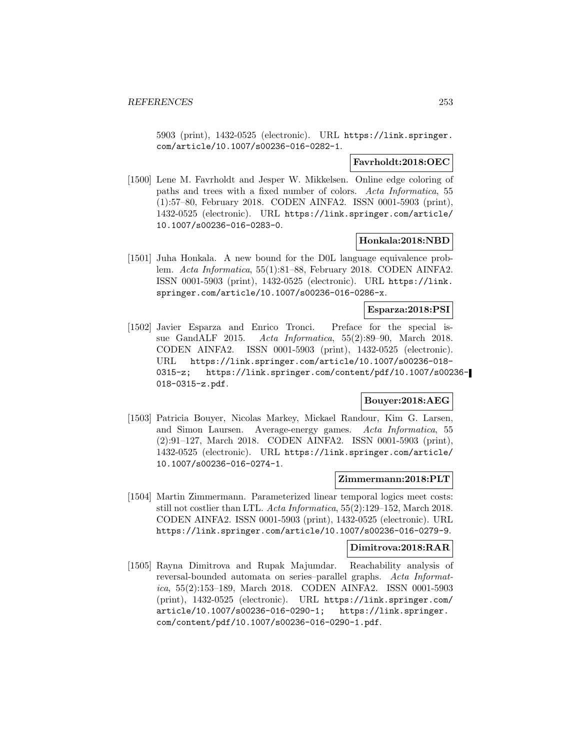5903 (print), 1432-0525 (electronic). URL https://link.springer.com/article/10.1007/s00236-016-0282-1.

**Favrholdt:2018:OEC**

[1500] Lene M. Favrholdt and Jesper W. Mikkelsen. Online edge coloring of paths and trees with a fixed number of colors. *Acta Informatica*, 55 (1):57–80, February 2018. CODEN AINFA2. ISSN 0001-5903 (print), 1432-0525 (electronic). URL https://link.springer.com/article/10.1007/s00236-016-0283-0.

**Honkala:2018:NBD**

[1501] Juha Honkala. A new bound for the D0L language equivalence problem. *Acta Informatica*, 55(1):81–88, February 2018. CODEN AINFA2. ISSN 0001-5903 (print), 1432-0525 (electronic). URL https://link.springer.com/article/10.1007/s00236-016-0286-x.

**Esparza:2018:PSI**

[1502] Javier Esparza and Enrico Tronci. Preface for the special issue GandALF 2015. *Acta Informatica*, 55(2):89–90, March 2018. CODEN AINFA2. ISSN 0001-5903 (print), 1432-0525 (electronic). URL https://link.springer.com/article/10.1007/s00236-018-0315-z; https://link.springer.com/content/pdf/10.1007/s00236-018-0315-z.pdf.

**Bouyer:2018:AEG**

[1503] Patricia Bouyer, Nicolas Markey, Mickael Randour, Kim G. Larsen, and Simon Laursen. Average-energy games. *Acta Informatica*, 55 (2):91–127, March 2018. CODEN AINFA2. ISSN 0001-5903 (print), 1432-0525 (electronic). URL https://link.springer.com/article/10.1007/s00236-016-0274-1.

**Zimmermann:2018:PLT**

[1504] Martin Zimmermann. Parameterized linear temporal logics meet costs: still not costlier than LTL. *Acta Informatica*, 55(2):129–152, March 2018. CODEN AINFA2. ISSN 0001-5903 (print), 1432-0525 (electronic). URL https://link.springer.com/article/10.1007/s00236-016-0279-9.

**Dimitrova:2018:RAR**

[1505] Rayna Dimitrova and Rupak Majumdar. Reachability analysis of reversal-bounded automata on series–parallel graphs. *Acta Informatica*, 55(2):153–189, March 2018. CODEN AINFA2. ISSN 0001-5903 (print), 1432-0525 (electronic). URL https://link.springer.com/article/10.1007/s00236-016-0290-1; https://link.springer.com/content/pdf/10.1007/s00236-016-0290-1.pdf.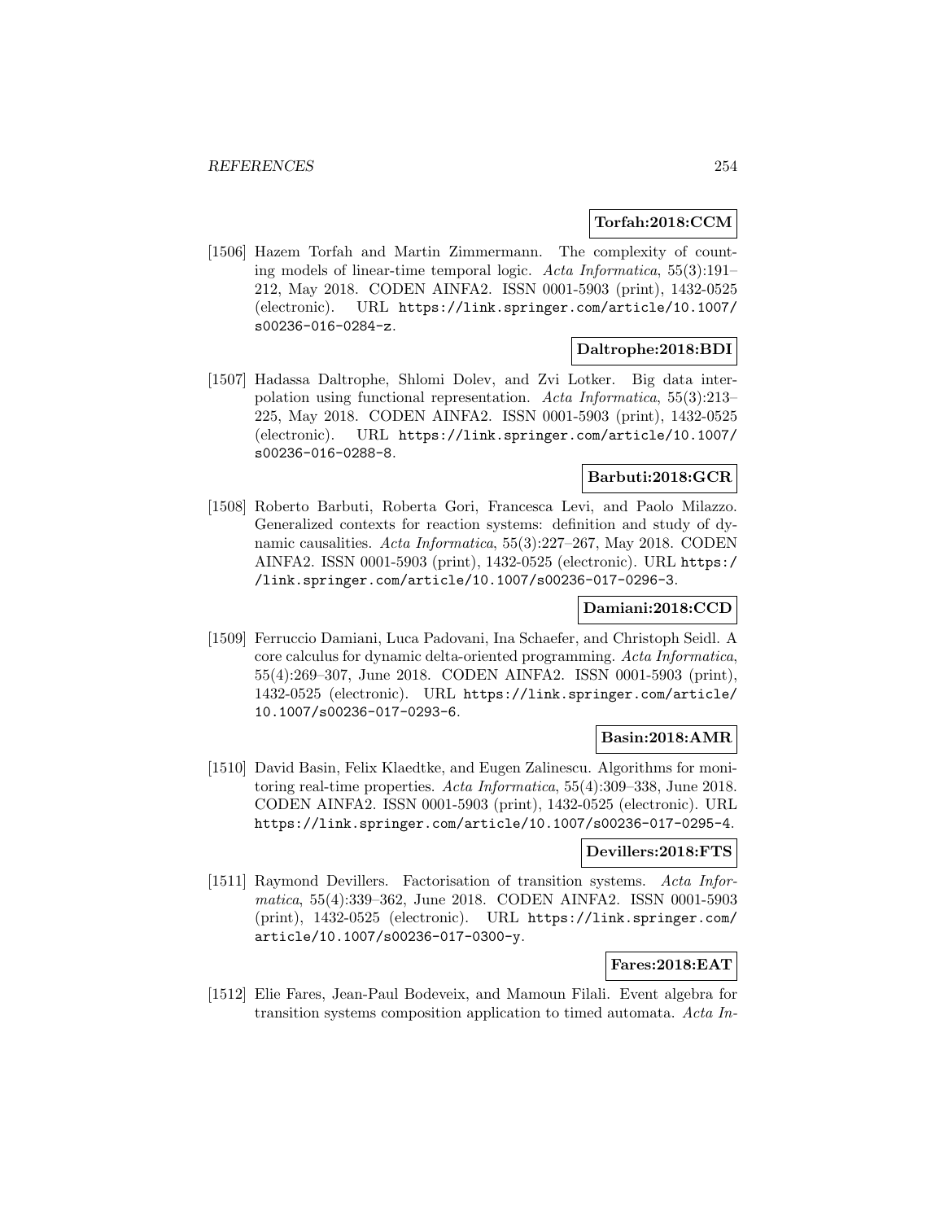**Torfah:2018:CCM**

[1506] Hazem Torfah and Martin Zimmermann. The complexity of counting models of linear-time temporal logic. *Acta Informatica*, 55(3):191–212, May 2018. CODEN AINFA2. ISSN 0001-5903 (print), 1432-0525 (electronic). URL https://link.springer.com/article/10.1007/s00236-016-0284-z.

**Daltrophe:2018:BDI**

[1507] Hadassa Daltrophe, Shlomi Dolev, and Zvi Lotker. Big data interpolation using functional representation. *Acta Informatica*, 55(3):213–225, May 2018. CODEN AINFA2. ISSN 0001-5903 (print), 1432-0525 (electronic). URL https://link.springer.com/article/10.1007/s00236-016-0288-8.

**Barbuti:2018:GCR**

[1508] Roberto Barbuti, Roberta Gori, Francesca Levi, and Paolo Milazzo. Generalized contexts for reaction systems: definition and study of dynamic causalities. *Acta Informatica*, 55(3):227–267, May 2018. CODEN AINFA2. ISSN 0001-5903 (print), 1432-0525 (electronic). URL https://link.springer.com/article/10.1007/s00236-017-0296-3.

**Damiani:2018:CCD**

[1509] Ferruccio Damiani, Luca Padovani, Ina Schaefer, and Christoph Seidl. A core calculus for dynamic delta-oriented programming. *Acta Informatica*, 55(4):269–307, June 2018. CODEN AINFA2. ISSN 0001-5903 (print), 1432-0525 (electronic). URL https://link.springer.com/article/10.1007/s00236-017-0293-6.

**Basin:2018:AMR**

[1510] David Basin, Felix Klaedtke, and Eugen Zalinescu. Algorithms for monitoring real-time properties. *Acta Informatica*, 55(4):309–338, June 2018. CODEN AINFA2. ISSN 0001-5903 (print), 1432-0525 (electronic). URL https://link.springer.com/article/10.1007/s00236-017-0295-4.

**Devillers:2018:FTS**

[1511] Raymond Devillers. Factorisation of transition systems. *Acta Informatica*, 55(4):339–362, June 2018. CODEN AINFA2. ISSN 0001-5903 (print), 1432-0525 (electronic). URL https://link.springer.com/article/10.1007/s00236-017-0300-y.

**Fares:2018:EAT**

[1512] Elie Fares, Jean-Paul Bodeveix, and Mamoun Filali. Event algebra for transition systems composition application to timed automata. *Acta In-*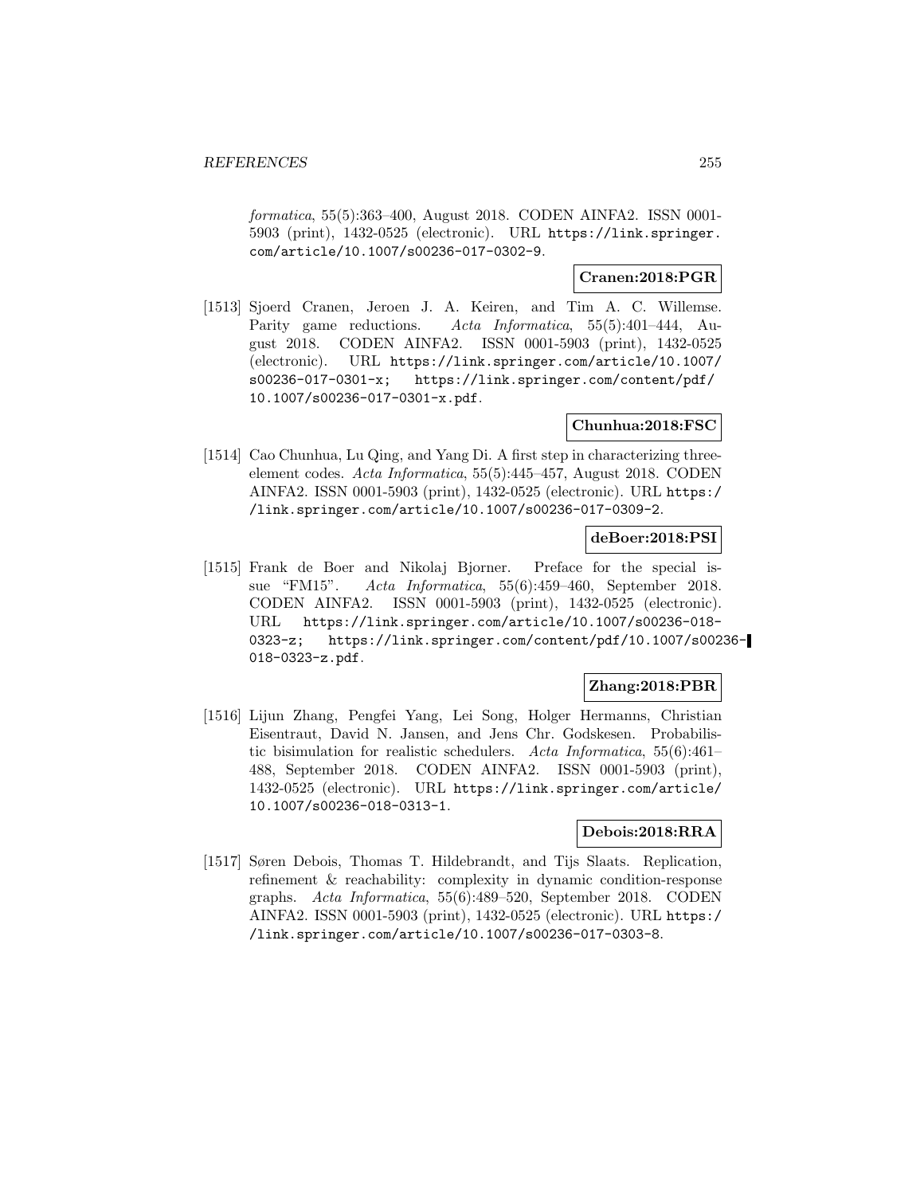*formatica*, 55(5):363–400, August 2018. CODEN AINFA2. ISSN 0001-5903 (print), 1432-0525 (electronic). URL https://link.springer.com/article/10.1007/s00236-017-0302-9.

**Cranen:2018:PGR**

[1513] Sjoerd Cranen, Jeroen J. A. Keiren, and Tim A. C. Willemse. Parity game reductions. *Acta Informatica*, 55(5):401–444, August 2018. CODEN AINFA2. ISSN 0001-5903 (print), 1432-0525 (electronic). URL https://link.springer.com/article/10.1007/s00236-017-0301-x; https://link.springer.com/content/pdf/10.1007/s00236-017-0301-x.pdf.

**Chunhua:2018:FSC**

[1514] Cao Chunhua, Lu Qing, and Yang Di. A first step in characterizing three-element codes. *Acta Informatica*, 55(5):445–457, August 2018. CODEN AINFA2. ISSN 0001-5903 (print), 1432-0525 (electronic). URL https://link.springer.com/article/10.1007/s00236-017-0309-2.

**deBoer:2018:PSI**

[1515] Frank de Boer and Nikolaj Bjorner. Preface for the special issue "FM15". *Acta Informatica*, 55(6):459–460, September 2018. CODEN AINFA2. ISSN 0001-5903 (print), 1432-0525 (electronic). URL https://link.springer.com/article/10.1007/s00236-018-0323-z; https://link.springer.com/content/pdf/10.1007/s00236-018-0323-z.pdf.

**Zhang:2018:PBR**

[1516] Lijun Zhang, Pengfei Yang, Lei Song, Holger Hermanns, Christian Eisentraut, David N. Jansen, and Jens Chr. Godskesen. Probabilistic bisimulation for realistic schedulers. *Acta Informatica*, 55(6):461–488, September 2018. CODEN AINFA2. ISSN 0001-5903 (print), 1432-0525 (electronic). URL https://link.springer.com/article/10.1007/s00236-018-0313-1.

**Debois:2018:RRA**

[1517] Søren Debois, Thomas T. Hildebrandt, and Tijs Slaats. Replication, refinement & reachability: complexity in dynamic condition-response graphs. *Acta Informatica*, 55(6):489–520, September 2018. CODEN AINFA2. ISSN 0001-5903 (print), 1432-0525 (electronic). URL https://link.springer.com/article/10.1007/s00236-017-0303-8.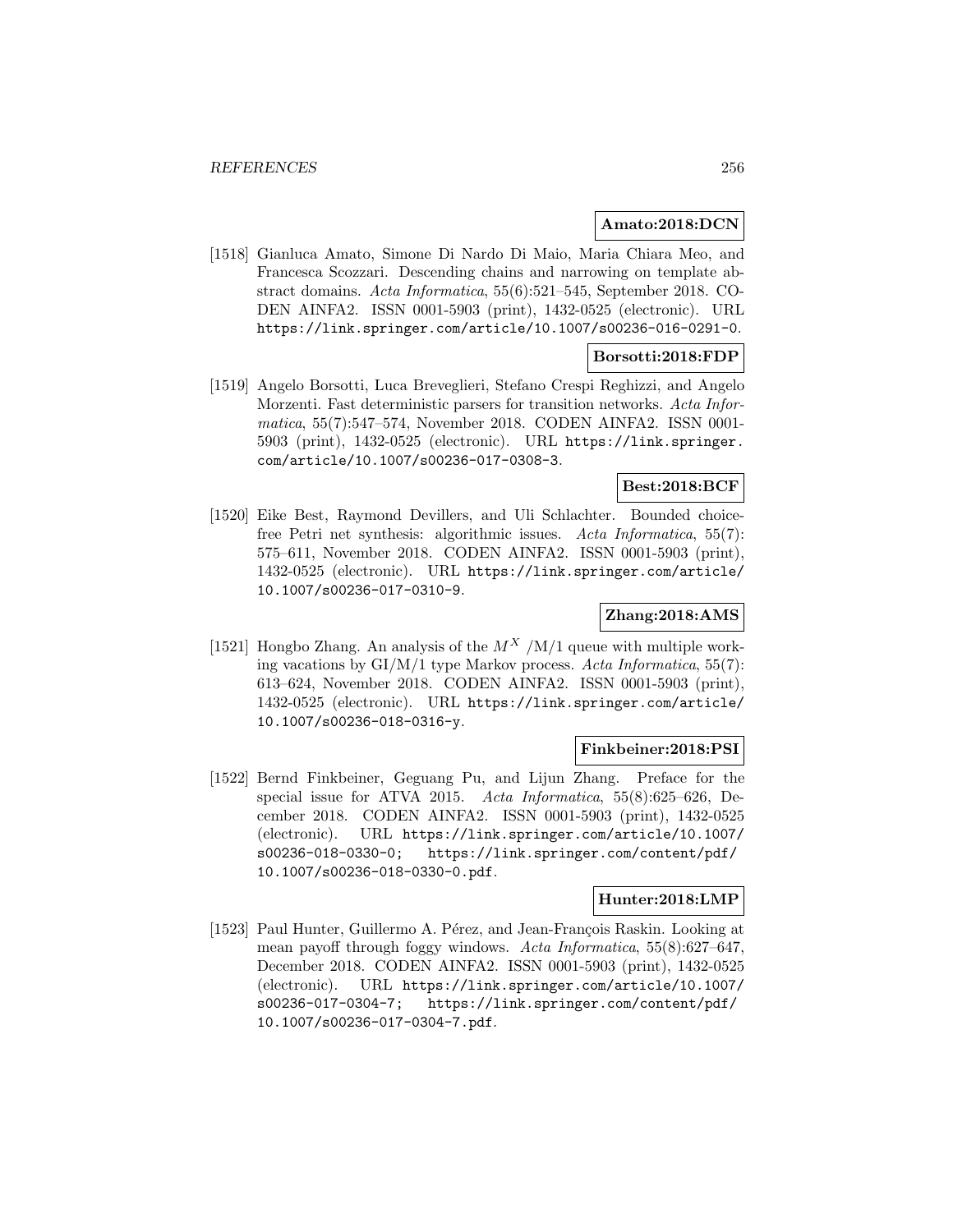**Amato:2018:DCN**

[1518] Gianluca Amato, Simone Di Nardo Di Maio, Maria Chiara Meo, and Francesca Scozzari. Descending chains and narrowing on template abstract domains. *Acta Informatica*, 55(6):521–545, September 2018. CODEN AINFA2. ISSN 0001-5903 (print), 1432-0525 (electronic). URL https://link.springer.com/article/10.1007/s00236-016-0291-0.

**Borsotti:2018:FDP**

[1519] Angelo Borsotti, Luca Breveglieri, Stefano Crespi Reghizzi, and Angelo Morzenti. Fast deterministic parsers for transition networks. *Acta Informatica*, 55(7):547–574, November 2018. CODEN AINFA2. ISSN 0001-5903 (print), 1432-0525 (electronic). URL https://link.springer.com/article/10.1007/s00236-017-0308-3.

**Best:2018:BCF**

[1520] Eike Best, Raymond Devillers, and Uli Schlachter. Bounded choice-free Petri net synthesis: algorithmic issues. *Acta Informatica*, 55(7): 575–611, November 2018. CODEN AINFA2. ISSN 0001-5903 (print), 1432-0525 (electronic). URL https://link.springer.com/article/10.1007/s00236-017-0310-9.

**Zhang:2018:AMS**

[1521] Hongbo Zhang. An analysis of the $M^X$ /M/1 queue with multiple working vacations by GI/M/1 type Markov process. *Acta Informatica*, 55(7): 613–624, November 2018. CODEN AINFA2. ISSN 0001-5903 (print), 1432-0525 (electronic). URL https://link.springer.com/article/10.1007/s00236-018-0316-y.

**Finkbeiner:2018:PSI**

[1522] Bernd Finkbeiner, Geguang Pu, and Lijun Zhang. Preface for the special issue for ATVA 2015. *Acta Informatica*, 55(8):625–626, December 2018. CODEN AINFA2. ISSN 0001-5903 (print), 1432-0525 (electronic). URL https://link.springer.com/article/10.1007/s00236-018-0330-0; https://link.springer.com/content/pdf/10.1007/s00236-018-0330-0.pdf.

**Hunter:2018:LMP**

[1523] Paul Hunter, Guillermo A. Pérez, and Jean-François Raskin. Looking at mean payoff through foggy windows. *Acta Informatica*, 55(8):627–647, December 2018. CODEN AINFA2. ISSN 0001-5903 (print), 1432-0525 (electronic). URL https://link.springer.com/article/10.1007/s00236-017-0304-7; https://link.springer.com/content/pdf/10.1007/s00236-017-0304-7.pdf.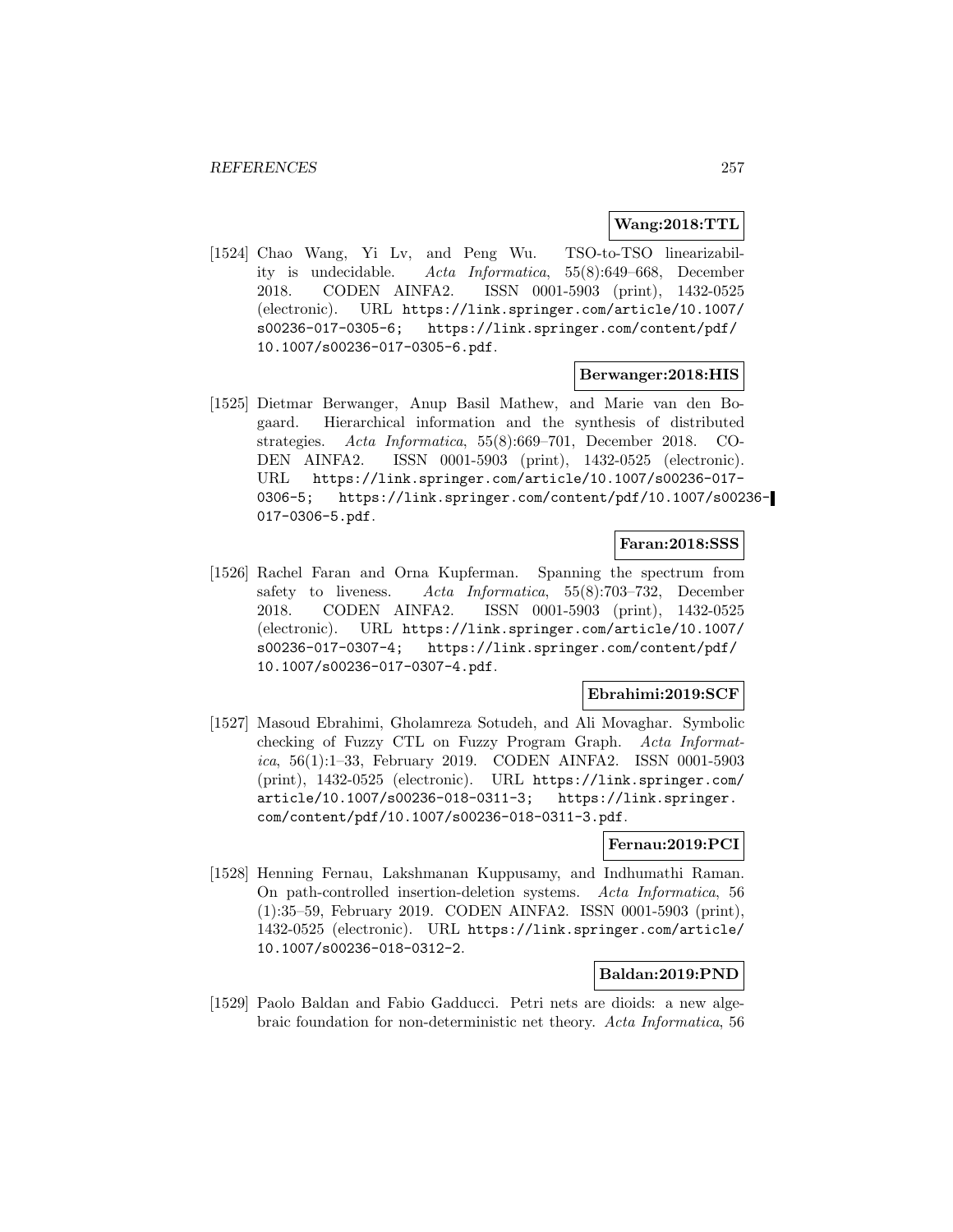**Wang:2018:TTL**

[1524] Chao Wang, Yi Lv, and Peng Wu. TSO-to-TSO linearizability is undecidable. *Acta Informatica*, 55(8):649–668, December 2018. CODEN AINFA2. ISSN 0001-5903 (print), 1432-0525 (electronic). URL https://link.springer.com/article/10.1007/s00236-017-0305-6; https://link.springer.com/content/pdf/10.1007/s00236-017-0305-6.pdf.

**Berwanger:2018:HIS**

[1525] Dietmar Berwanger, Anup Basil Mathew, and Marie van den Bogaard. Hierarchical information and the synthesis of distributed strategies. *Acta Informatica*, 55(8):669–701, December 2018. CODEN AINFA2. ISSN 0001-5903 (print), 1432-0525 (electronic). URL https://link.springer.com/article/10.1007/s00236-017-0306-5; https://link.springer.com/content/pdf/10.1007/s00236-017-0306-5.pdf.

**Faran:2018:SSS**

[1526] Rachel Faran and Orna Kupferman. Spanning the spectrum from safety to liveness. *Acta Informatica*, 55(8):703–732, December 2018. CODEN AINFA2. ISSN 0001-5903 (print), 1432-0525 (electronic). URL https://link.springer.com/article/10.1007/s00236-017-0307-4; https://link.springer.com/content/pdf/10.1007/s00236-017-0307-4.pdf.

**Ebrahimi:2019:SCF**

[1527] Masoud Ebrahimi, Gholamreza Sotudeh, and Ali Movaghar. Symbolic checking of Fuzzy CTL on Fuzzy Program Graph. *Acta Informatica*, 56(1):1–33, February 2019. CODEN AINFA2. ISSN 0001-5903 (print), 1432-0525 (electronic). URL https://link.springer.com/article/10.1007/s00236-018-0311-3; https://link.springer.com/content/pdf/10.1007/s00236-018-0311-3.pdf.

**Fernau:2019:PCI**

[1528] Henning Fernau, Lakshmanan Kuppusamy, and Indhumathi Raman. On path-controlled insertion-deletion systems. *Acta Informatica*, 56 (1):35–59, February 2019. CODEN AINFA2. ISSN 0001-5903 (print), 1432-0525 (electronic). URL https://link.springer.com/article/10.1007/s00236-018-0312-2.

**Baldan:2019:PND**

[1529] Paolo Baldan and Fabio Gadducci. Petri nets are dioids: a new algebraic foundation for non-deterministic net theory. *Acta Informatica*, 56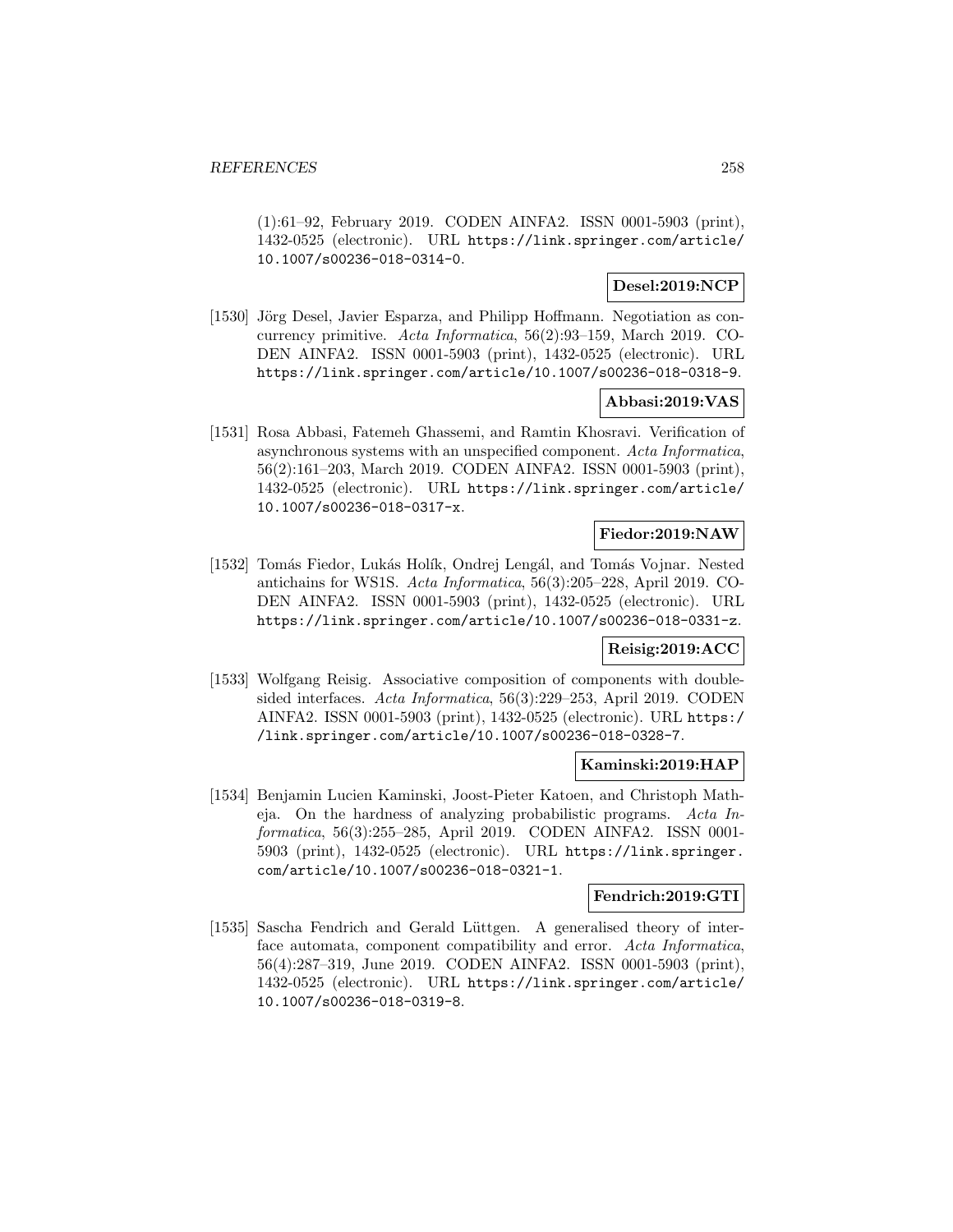(1):61–92, February 2019. CODEN AINFA2. ISSN 0001-5903 (print), 1432-0525 (electronic). URL https://link.springer.com/article/10.1007/s00236-018-0314-0.

**Desel:2019:NCP**

[1530] Jörg Desel, Javier Esparza, and Philipp Hoffmann. Negotiation as concurrency primitive. *Acta Informatica*, 56(2):93–159, March 2019. CODEN AINFA2. ISSN 0001-5903 (print), 1432-0525 (electronic). URL https://link.springer.com/article/10.1007/s00236-018-0318-9.

**Abbasi:2019:VAS**

[1531] Rosa Abbasi, Fatemeh Ghassemi, and Ramtin Khosravi. Verification of asynchronous systems with an unspecified component. *Acta Informatica*, 56(2):161–203, March 2019. CODEN AINFA2. ISSN 0001-5903 (print), 1432-0525 (electronic). URL https://link.springer.com/article/10.1007/s00236-018-0317-x.

**Fiedor:2019:NAW**

[1532] Tomás Fiedor, Lukás Holík, Ondrej Lengál, and Tomás Vojnar. Nested antichains for WS1S. *Acta Informatica*, 56(3):205–228, April 2019. CODEN AINFA2. ISSN 0001-5903 (print), 1432-0525 (electronic). URL https://link.springer.com/article/10.1007/s00236-018-0331-z.

**Reisig:2019:ACC**

[1533] Wolfgang Reisig. Associative composition of components with double-sided interfaces. *Acta Informatica*, 56(3):229–253, April 2019. CODEN AINFA2. ISSN 0001-5903 (print), 1432-0525 (electronic). URL https://link.springer.com/article/10.1007/s00236-018-0328-7.

**Kaminski:2019:HAP**

[1534] Benjamin Lucien Kaminski, Joost-Pieter Katoen, and Christoph Matheja. On the hardness of analyzing probabilistic programs. *Acta Informatica*, 56(3):255–285, April 2019. CODEN AINFA2. ISSN 0001-5903 (print), 1432-0525 (electronic). URL https://link.springer.com/article/10.1007/s00236-018-0321-1.

**Fendrich:2019:GTI**

[1535] Sascha Fendrich and Gerald Lüttgen. A generalised theory of interface automata, component compatibility and error. *Acta Informatica*, 56(4):287–319, June 2019. CODEN AINFA2. ISSN 0001-5903 (print), 1432-0525 (electronic). URL https://link.springer.com/article/10.1007/s00236-018-0319-8.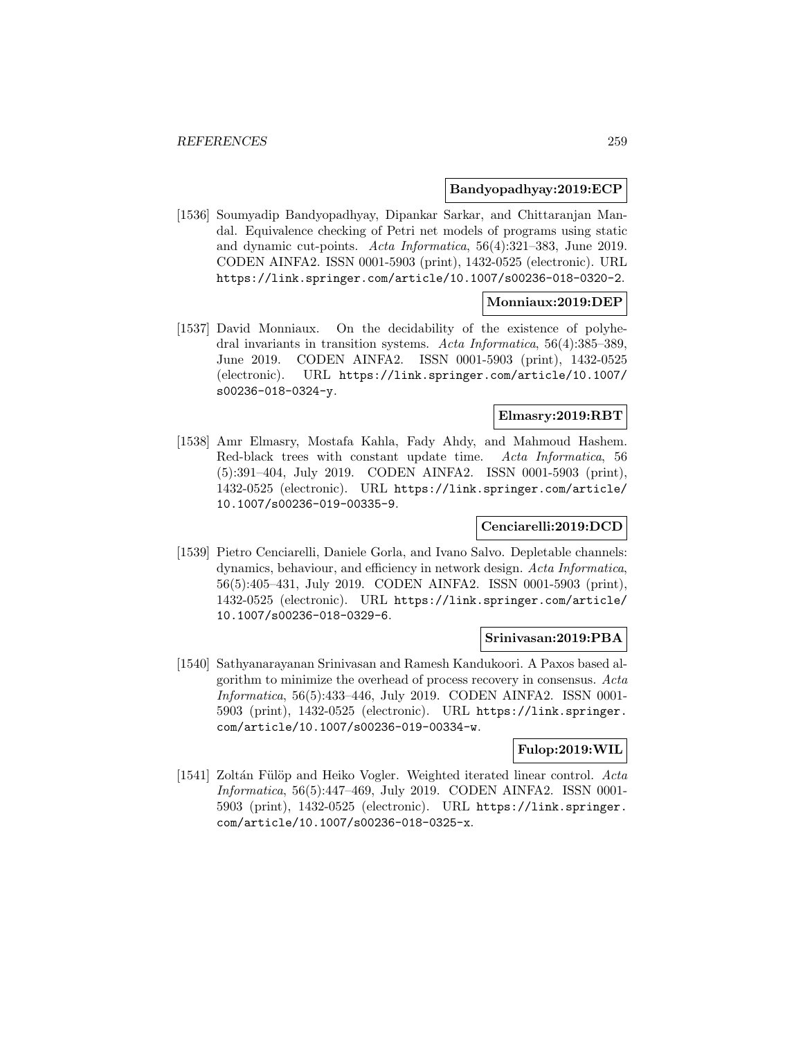**Bandyopadhyay:2019:ECP**

[1536] Soumyadip Bandyopadhyay, Dipankar Sarkar, and Chittaranjan Mandal. Equivalence checking of Petri net models of programs using static and dynamic cut-points. *Acta Informatica*, 56(4):321–383, June 2019. CODEN AINFA2. ISSN 0001-5903 (print), 1432-0525 (electronic). URL `https://link.springer.com/article/10.1007/s00236-018-0320-2`.

**Monniaux:2019:DEP**

[1537] David Monniaux. On the decidability of the existence of polyhedral invariants in transition systems. *Acta Informatica*, 56(4):385–389, June 2019. CODEN AINFA2. ISSN 0001-5903 (print), 1432-0525 (electronic). URL `https://link.springer.com/article/10.1007/s00236-018-0324-y`.

**Elmasry:2019:RBT**

[1538] Amr Elmasry, Mostafa Kahla, Fady Ahdy, and Mahmoud Hashem. Red-black trees with constant update time. *Acta Informatica*, 56 (5):391–404, July 2019. CODEN AINFA2. ISSN 0001-5903 (print), 1432-0525 (electronic). URL `https://link.springer.com/article/10.1007/s00236-019-00335-9`.

**Cenciarelli:2019:DCD**

[1539] Pietro Cenciarelli, Daniele Gorla, and Ivano Salvo. Depletable channels: dynamics, behaviour, and efficiency in network design. *Acta Informatica*, 56(5):405–431, July 2019. CODEN AINFA2. ISSN 0001-5903 (print), 1432-0525 (electronic). URL `https://link.springer.com/article/10.1007/s00236-018-0329-6`.

**Srinivasan:2019:PBA**

[1540] Sathyanarayanan Srinivasan and Ramesh Kandukoori. A Paxos based algorithm to minimize the overhead of process recovery in consensus. *Acta Informatica*, 56(5):433–446, July 2019. CODEN AINFA2. ISSN 0001-5903 (print), 1432-0525 (electronic). URL `https://link.springer.com/article/10.1007/s00236-019-00334-w`.

**Fulop:2019:WIL**

[1541] Zoltán Fülöp and Heiko Vogler. Weighted iterated linear control. *Acta Informatica*, 56(5):447–469, July 2019. CODEN AINFA2. ISSN 0001-5903 (print), 1432-0525 (electronic). URL `https://link.springer.com/article/10.1007/s00236-018-0325-x`.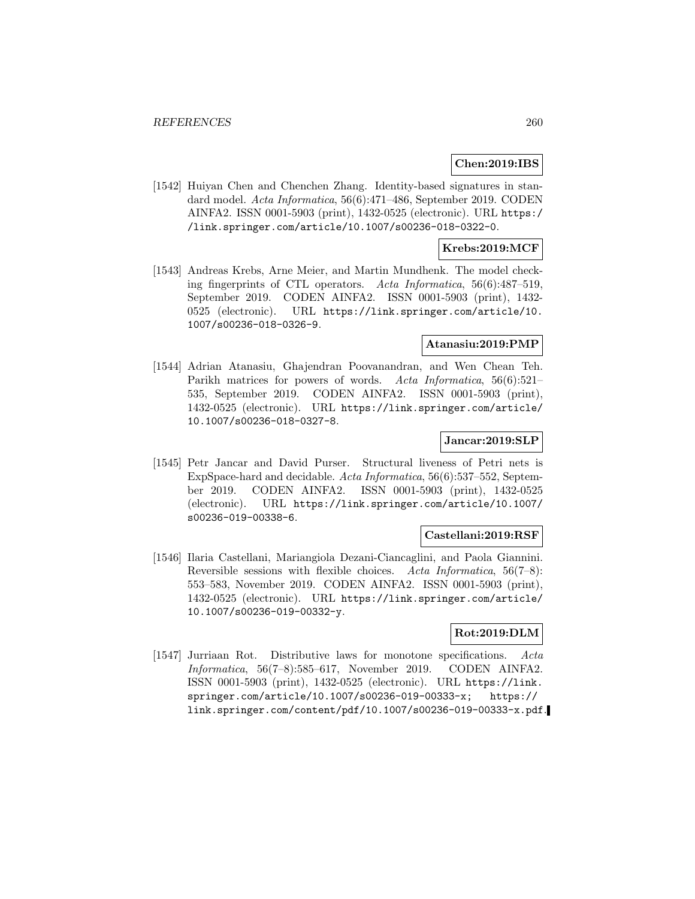**Chen:2019:IBS**

[1542] Huiyan Chen and Chenchen Zhang. Identity-based signatures in standard model. *Acta Informatica*, 56(6):471–486, September 2019. CODEN AINFA2. ISSN 0001-5903 (print), 1432-0525 (electronic). URL https://link.springer.com/article/10.1007/s00236-018-0322-0.

**Krebs:2019:MCF**

[1543] Andreas Krebs, Arne Meier, and Martin Mundhenk. The model checking fingerprints of CTL operators. *Acta Informatica*, 56(6):487–519, September 2019. CODEN AINFA2. ISSN 0001-5903 (print), 1432-0525 (electronic). URL https://link.springer.com/article/10.1007/s00236-018-0326-9.

**Atanasiu:2019:PMP**

[1544] Adrian Atanasiu, Ghajendran Poovanandran, and Wen Chean Teh. Parikh matrices for powers of words. *Acta Informatica*, 56(6):521–535, September 2019. CODEN AINFA2. ISSN 0001-5903 (print), 1432-0525 (electronic). URL https://link.springer.com/article/10.1007/s00236-018-0327-8.

**Jancar:2019:SLP**

[1545] Petr Jancar and David Purser. Structural liveness of Petri nets is ExpSpace-hard and decidable. *Acta Informatica*, 56(6):537–552, September 2019. CODEN AINFA2. ISSN 0001-5903 (print), 1432-0525 (electronic). URL https://link.springer.com/article/10.1007/s00236-019-00338-6.

**Castellani:2019:RSF**

[1546] Ilaria Castellani, Mariangiola Dezani-Ciancaglini, and Paola Giannini. Reversible sessions with flexible choices. *Acta Informatica*, 56(7–8):553–583, November 2019. CODEN AINFA2. ISSN 0001-5903 (print), 1432-0525 (electronic). URL https://link.springer.com/article/10.1007/s00236-019-00332-y.

**Rot:2019:DLM**

[1547] Jurriaan Rot. Distributive laws for monotone specifications. *Acta Informatica*, 56(7–8):585–617, November 2019. CODEN AINFA2. ISSN 0001-5903 (print), 1432-0525 (electronic). URL https://link.springer.com/article/10.1007/s00236-019-00333-x; https://link.springer.com/content/pdf/10.1007/s00236-019-00333-x.pdf.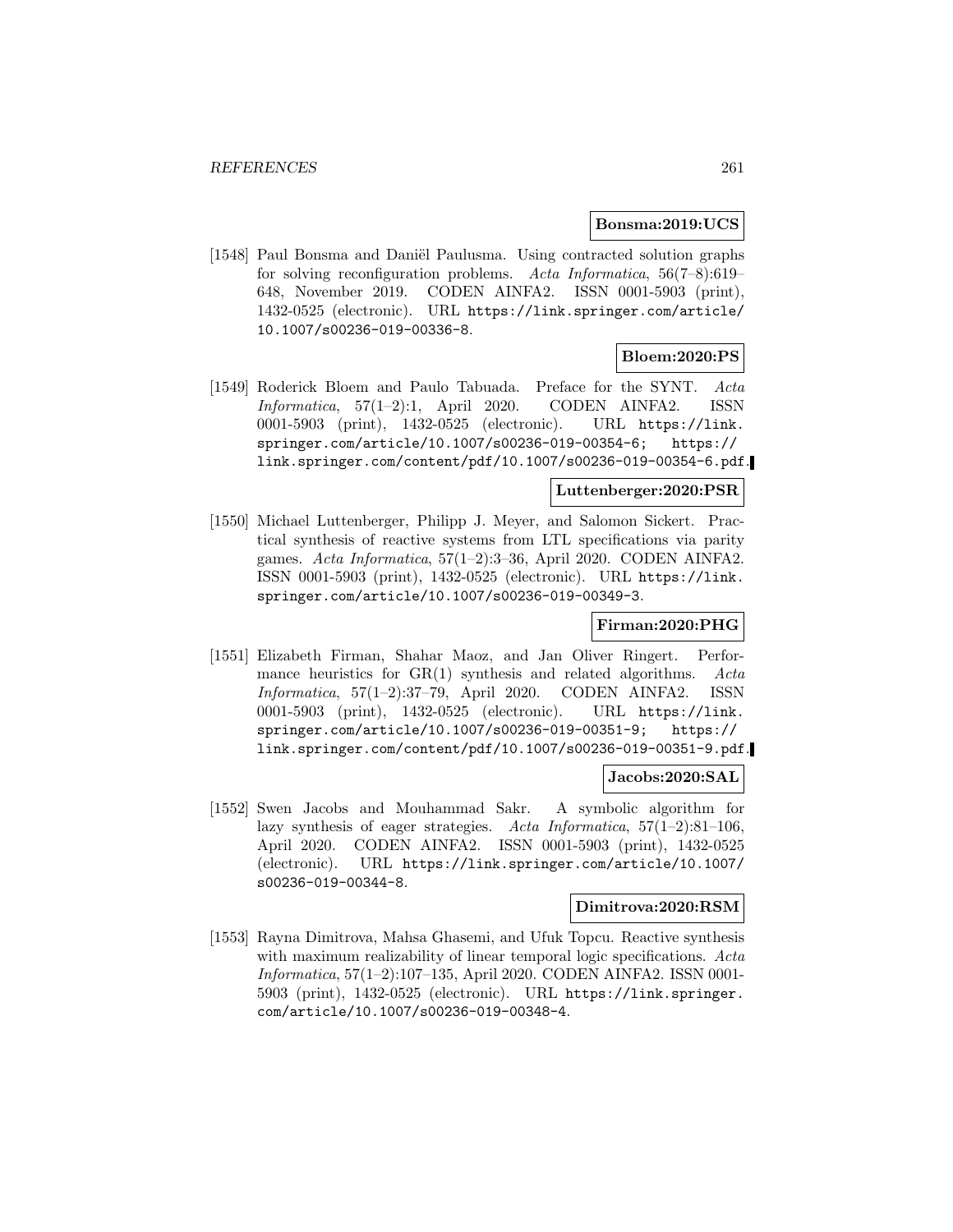**Bonsma:2019:UCS**

[1548] Paul Bonsma and Daniël Paulusma. Using contracted solution graphs for solving reconfiguration problems. *Acta Informatica*, 56(7–8):619–648, November 2019. CODEN AINFA2. ISSN 0001-5903 (print), 1432-0525 (electronic). URL https://link.springer.com/article/10.1007/s00236-019-00336-8.

**Bloem:2020:PS**

[1549] Roderick Bloem and Paulo Tabuada. Preface for the SYNT. *Acta Informatica*, 57(1–2):1, April 2020. CODEN AINFA2. ISSN 0001-5903 (print), 1432-0525 (electronic). URL https://link.springer.com/article/10.1007/s00236-019-00354-6; https://link.springer.com/content/pdf/10.1007/s00236-019-00354-6.pdf.

**Luttenberger:2020:PSR**

[1550] Michael Luttenberger, Philipp J. Meyer, and Salomon Sickert. Practical synthesis of reactive systems from LTL specifications via parity games. *Acta Informatica*, 57(1–2):3–36, April 2020. CODEN AINFA2. ISSN 0001-5903 (print), 1432-0525 (electronic). URL https://link.springer.com/article/10.1007/s00236-019-00349-3.

**Firman:2020:PHG**

[1551] Elizabeth Firman, Shahar Maoz, and Jan Oliver Ringert. Performance heuristics for GR(1) synthesis and related algorithms. *Acta Informatica*, 57(1–2):37–79, April 2020. CODEN AINFA2. ISSN 0001-5903 (print), 1432-0525 (electronic). URL https://link.springer.com/article/10.1007/s00236-019-00351-9; https://link.springer.com/content/pdf/10.1007/s00236-019-00351-9.pdf.

**Jacobs:2020:SAL**

[1552] Swen Jacobs and Mouhammad Sakr. A symbolic algorithm for lazy synthesis of eager strategies. *Acta Informatica*, 57(1–2):81–106, April 2020. CODEN AINFA2. ISSN 0001-5903 (print), 1432-0525 (electronic). URL https://link.springer.com/article/10.1007/s00236-019-00344-8.

**Dimitrova:2020:RSM**

[1553] Rayna Dimitrova, Mahsa Ghasemi, and Ufuk Topcu. Reactive synthesis with maximum realizability of linear temporal logic specifications. *Acta Informatica*, 57(1–2):107–135, April 2020. CODEN AINFA2. ISSN 0001-5903 (print), 1432-0525 (electronic). URL https://link.springer.com/article/10.1007/s00236-019-00348-4.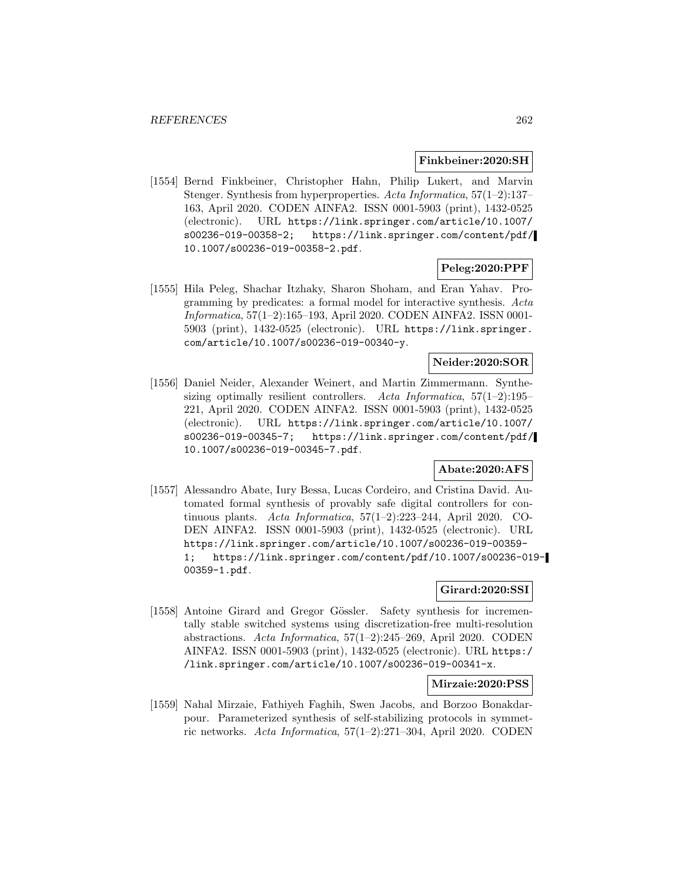**Finkbeiner:2020:SH**

[1554] Bernd Finkbeiner, Christopher Hahn, Philip Lukert, and Marvin Stenger. Synthesis from hyperproperties. *Acta Informatica*, 57(1–2):137–163, April 2020. CODEN AINFA2. ISSN 0001-5903 (print), 1432-0525 (electronic). URL https://link.springer.com/article/10.1007/s00236-019-00358-2; https://link.springer.com/content/pdf/10.1007/s00236-019-00358-2.pdf.

**Peleg:2020:PPF**

[1555] Hila Peleg, Shachar Itzhaky, Sharon Shoham, and Eran Yahav. Programming by predicates: a formal model for interactive synthesis. *Acta Informatica*, 57(1–2):165–193, April 2020. CODEN AINFA2. ISSN 0001-5903 (print), 1432-0525 (electronic). URL https://link.springer.com/article/10.1007/s00236-019-00340-y.

**Neider:2020:SOR**

[1556] Daniel Neider, Alexander Weinert, and Martin Zimmermann. Synthesizing optimally resilient controllers. *Acta Informatica*, 57(1–2):195–221, April 2020. CODEN AINFA2. ISSN 0001-5903 (print), 1432-0525 (electronic). URL https://link.springer.com/article/10.1007/s00236-019-00345-7; https://link.springer.com/content/pdf/10.1007/s00236-019-00345-7.pdf.

**Abate:2020:AFS**

[1557] Alessandro Abate, Iury Bessa, Lucas Cordeiro, and Cristina David. Automated formal synthesis of provably safe digital controllers for continuous plants. *Acta Informatica*, 57(1–2):223–244, April 2020. CODEN AINFA2. ISSN 0001-5903 (print), 1432-0525 (electronic). URL https://link.springer.com/article/10.1007/s00236-019-00359-1; https://link.springer.com/content/pdf/10.1007/s00236-019-00359-1.pdf.

**Girard:2020:SSI**

[1558] Antoine Girard and Gregor Gössler. Safety synthesis for incrementally stable switched systems using discretization-free multi-resolution abstractions. *Acta Informatica*, 57(1–2):245–269, April 2020. CODEN AINFA2. ISSN 0001-5903 (print), 1432-0525 (electronic). URL https://link.springer.com/article/10.1007/s00236-019-00341-x.

**Mirzaie:2020:PSS**

[1559] Nahal Mirzaie, Fathiyeh Faghih, Swen Jacobs, and Borzoo Bonakdarpour. Parameterized synthesis of self-stabilizing protocols in symmetric networks. *Acta Informatica*, 57(1–2):271–304, April 2020. CODEN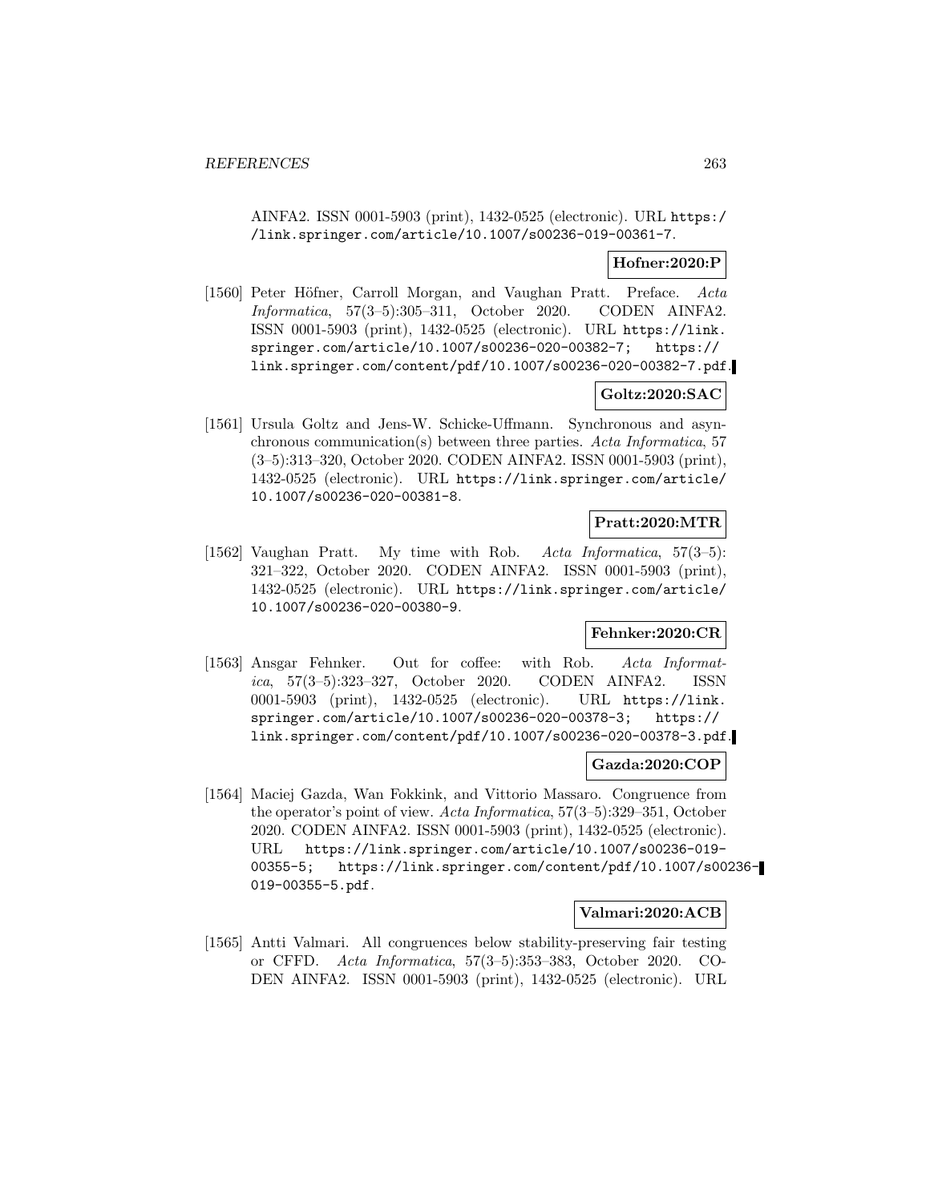AINFA2. ISSN 0001-5903 (print), 1432-0525 (electronic). URL https://link.springer.com/article/10.1007/s00236-019-00361-7.

**Hofner:2020:P**

[1560] Peter Höfner, Carroll Morgan, and Vaughan Pratt. Preface. *Acta Informatica*, 57(3–5):305–311, October 2020. CODEN AINFA2. ISSN 0001-5903 (print), 1432-0525 (electronic). URL https://link.springer.com/article/10.1007/s00236-020-00382-7; https://link.springer.com/content/pdf/10.1007/s00236-020-00382-7.pdf.

**Goltz:2020:SAC**

[1561] Ursula Goltz and Jens-W. Schicke-Uffmann. Synchronous and asynchronous communication(s) between three parties. *Acta Informatica*, 57 (3–5):313–320, October 2020. CODEN AINFA2. ISSN 0001-5903 (print), 1432-0525 (electronic). URL https://link.springer.com/article/10.1007/s00236-020-00381-8.

**Pratt:2020:MTR**

[1562] Vaughan Pratt. My time with Rob. *Acta Informatica*, 57(3–5): 321–322, October 2020. CODEN AINFA2. ISSN 0001-5903 (print), 1432-0525 (electronic). URL https://link.springer.com/article/10.1007/s00236-020-00380-9.

**Fehnker:2020:CR**

[1563] Ansgar Fehnker. Out for coffee: with Rob. *Acta Informatica*, 57(3–5):323–327, October 2020. CODEN AINFA2. ISSN 0001-5903 (print), 1432-0525 (electronic). URL https://link.springer.com/article/10.1007/s00236-020-00378-3; https://link.springer.com/content/pdf/10.1007/s00236-020-00378-3.pdf.

**Gazda:2020:COP**

[1564] Maciej Gazda, Wan Fokkink, and Vittorio Massaro. Congruence from the operator's point of view. *Acta Informatica*, 57(3–5):329–351, October 2020. CODEN AINFA2. ISSN 0001-5903 (print), 1432-0525 (electronic). URL https://link.springer.com/article/10.1007/s00236-019-00355-5; https://link.springer.com/content/pdf/10.1007/s00236-019-00355-5.pdf.

**Valmari:2020:ACB**

[1565] Antti Valmari. All congruences below stability-preserving fair testing or CFFD. *Acta Informatica*, 57(3–5):353–383, October 2020. CODEN AINFA2. ISSN 0001-5903 (print), 1432-0525 (electronic). URL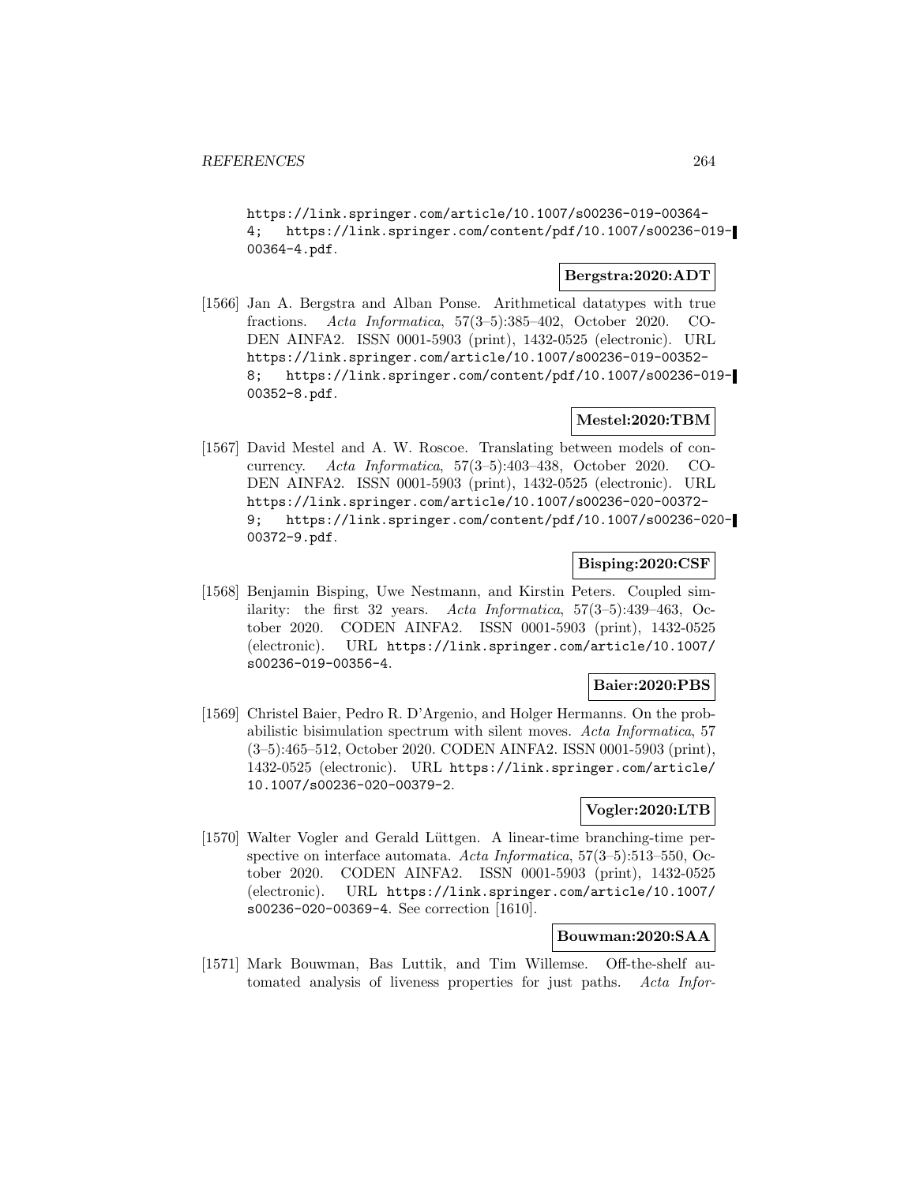https://link.springer.com/article/10.1007/s00236-019-00364-4; https://link.springer.com/content/pdf/10.1007/s00236-019-00364-4.pdf.

**Bergstra:2020:ADT**

[1566] Jan A. Bergstra and Alban Ponse. Arithmetical datatypes with true fractions. *Acta Informatica*, 57(3–5):385–402, October 2020. CODEN AINFA2. ISSN 0001-5903 (print), 1432-0525 (electronic). URL https://link.springer.com/article/10.1007/s00236-019-00352-8; https://link.springer.com/content/pdf/10.1007/s00236-019-00352-8.pdf.

**Mestel:2020:TBM**

[1567] David Mestel and A. W. Roscoe. Translating between models of concurrency. *Acta Informatica*, 57(3–5):403–438, October 2020. CODEN AINFA2. ISSN 0001-5903 (print), 1432-0525 (electronic). URL https://link.springer.com/article/10.1007/s00236-020-00372-9; https://link.springer.com/content/pdf/10.1007/s00236-020-00372-9.pdf.

**Bisping:2020:CSF**

[1568] Benjamin Bisping, Uwe Nestmann, and Kirstin Peters. Coupled similarity: the first 32 years. *Acta Informatica*, 57(3–5):439–463, October 2020. CODEN AINFA2. ISSN 0001-5903 (print), 1432-0525 (electronic). URL https://link.springer.com/article/10.1007/s00236-019-00356-4.

**Baier:2020:PBS**

[1569] Christel Baier, Pedro R. D'Argenio, and Holger Hermanns. On the probabilistic bisimulation spectrum with silent moves. *Acta Informatica*, 57 (3–5):465–512, October 2020. CODEN AINFA2. ISSN 0001-5903 (print), 1432-0525 (electronic). URL https://link.springer.com/article/10.1007/s00236-020-00379-2.

**Vogler:2020:LTB**

[1570] Walter Vogler and Gerald Lüttgen. A linear-time branching-time perspective on interface automata. *Acta Informatica*, 57(3–5):513–550, October 2020. CODEN AINFA2. ISSN 0001-5903 (print), 1432-0525 (electronic). URL https://link.springer.com/article/10.1007/s00236-020-00369-4. See correction [1610].

**Bouwman:2020:SAA**

[1571] Mark Bouwman, Bas Luttik, and Tim Willemse. Off-the-shelf automated analysis of liveness properties for just paths. *Acta Infor-*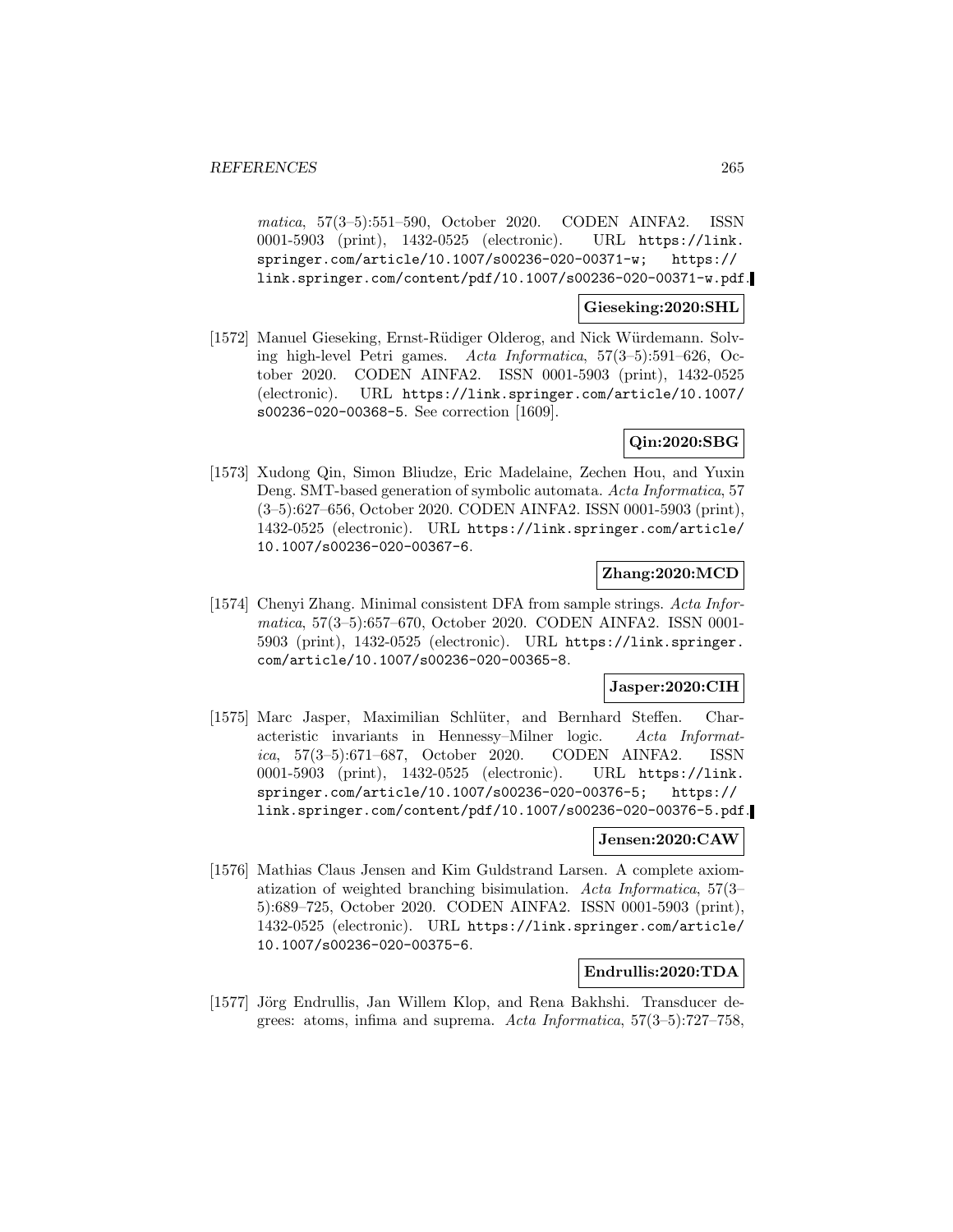*matica*, 57(3–5):551–590, October 2020. CODEN AINFA2. ISSN 0001-5903 (print), 1432-0525 (electronic). URL https://link.springer.com/article/10.1007/s00236-020-00371-w; https://link.springer.com/content/pdf/10.1007/s00236-020-00371-w.pdf.

**Gieseking:2020:SHL**

[1572] Manuel Gieseking, Ernst-Rüdiger Olderog, and Nick Würdemann. Solving high-level Petri games. *Acta Informatica*, 57(3–5):591–626, October 2020. CODEN AINFA2. ISSN 0001-5903 (print), 1432-0525 (electronic). URL https://link.springer.com/article/10.1007/s00236-020-00368-5. See correction [1609].

**Qin:2020:SBG**

[1573] Xudong Qin, Simon Bliudze, Eric Madelaine, Zechen Hou, and Yuxin Deng. SMT-based generation of symbolic automata. *Acta Informatica*, 57 (3–5):627–656, October 2020. CODEN AINFA2. ISSN 0001-5903 (print), 1432-0525 (electronic). URL https://link.springer.com/article/10.1007/s00236-020-00367-6.

**Zhang:2020:MCD**

[1574] Chenyi Zhang. Minimal consistent DFA from sample strings. *Acta Informatica*, 57(3–5):657–670, October 2020. CODEN AINFA2. ISSN 0001-5903 (print), 1432-0525 (electronic). URL https://link.springer.com/article/10.1007/s00236-020-00365-8.

**Jasper:2020:CIH**

[1575] Marc Jasper, Maximilian Schlüter, and Bernhard Steffen. Characteristic invariants in Hennessy–Milner logic. *Acta Informatica*, 57(3–5):671–687, October 2020. CODEN AINFA2. ISSN 0001-5903 (print), 1432-0525 (electronic). URL https://link.springer.com/article/10.1007/s00236-020-00376-5; https://link.springer.com/content/pdf/10.1007/s00236-020-00376-5.pdf.

**Jensen:2020:CAW**

[1576] Mathias Claus Jensen and Kim Guldstrand Larsen. A complete axiomatization of weighted branching bisimulation. *Acta Informatica*, 57(3–5):689–725, October 2020. CODEN AINFA2. ISSN 0001-5903 (print), 1432-0525 (electronic). URL https://link.springer.com/article/10.1007/s00236-020-00375-6.

**Endrullis:2020:TDA**

[1577] Jörg Endrullis, Jan Willem Klop, and Rena Bakhshi. Transducer degrees: atoms, infima and suprema. *Acta Informatica*, 57(3–5):727–758,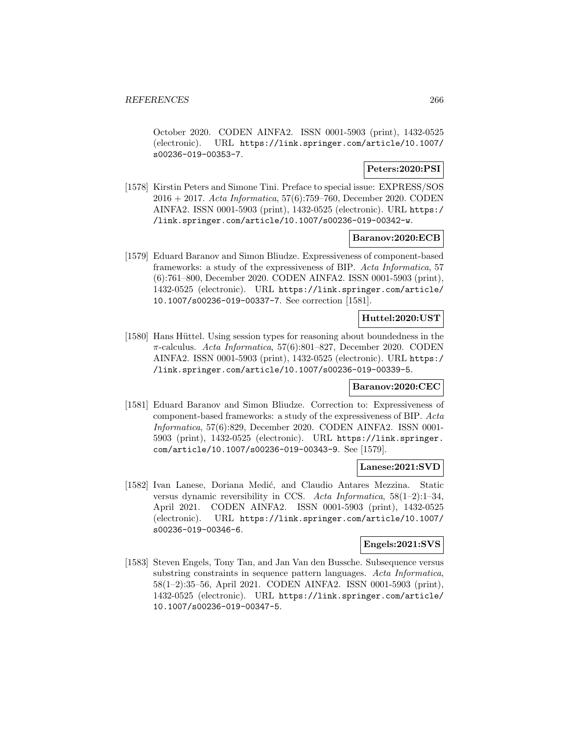October 2020. CODEN AINFA2. ISSN 0001-5903 (print), 1432-0525 (electronic). URL https://link.springer.com/article/10.1007/s00236-019-00353-7.

**Peters:2020:PSI**

[1578] Kirstin Peters and Simone Tini. Preface to special issue: EXPRESS/SOS 2016 + 2017. *Acta Informatica*, 57(6):759–760, December 2020. CODEN AINFA2. ISSN 0001-5903 (print), 1432-0525 (electronic). URL https://link.springer.com/article/10.1007/s00236-019-00342-w.

**Baranov:2020:ECB**

[1579] Eduard Baranov and Simon Bliudze. Expressiveness of component-based frameworks: a study of the expressiveness of BIP. *Acta Informatica*, 57 (6):761–800, December 2020. CODEN AINFA2. ISSN 0001-5903 (print), 1432-0525 (electronic). URL https://link.springer.com/article/10.1007/s00236-019-00337-7. See correction [1581].

**Huttel:2020:UST**

[1580] Hans Hüttel. Using session types for reasoning about boundedness in the $\pi$-calculus. *Acta Informatica*, 57(6):801–827, December 2020. CODEN AINFA2. ISSN 0001-5903 (print), 1432-0525 (electronic). URL https://link.springer.com/article/10.1007/s00236-019-00339-5.

**Baranov:2020:CEC**

[1581] Eduard Baranov and Simon Bliudze. Correction to: Expressiveness of component-based frameworks: a study of the expressiveness of BIP. *Acta Informatica*, 57(6):829, December 2020. CODEN AINFA2. ISSN 0001-5903 (print), 1432-0525 (electronic). URL https://link.springer.com/article/10.1007/s00236-019-00343-9. See [1579].

**Lanese:2021:SVD**

[1582] Ivan Lanese, Doriana Medić, and Claudio Antares Mezzina. Static versus dynamic reversibility in CCS. *Acta Informatica*, 58(1–2):1–34, April 2021. CODEN AINFA2. ISSN 0001-5903 (print), 1432-0525 (electronic). URL https://link.springer.com/article/10.1007/s00236-019-00346-6.

**Engels:2021:SVS**

[1583] Steven Engels, Tony Tan, and Jan Van den Bussche. Subsequence versus substring constraints in sequence pattern languages. *Acta Informatica*, 58(1–2):35–56, April 2021. CODEN AINFA2. ISSN 0001-5903 (print), 1432-0525 (electronic). URL https://link.springer.com/article/10.1007/s00236-019-00347-5.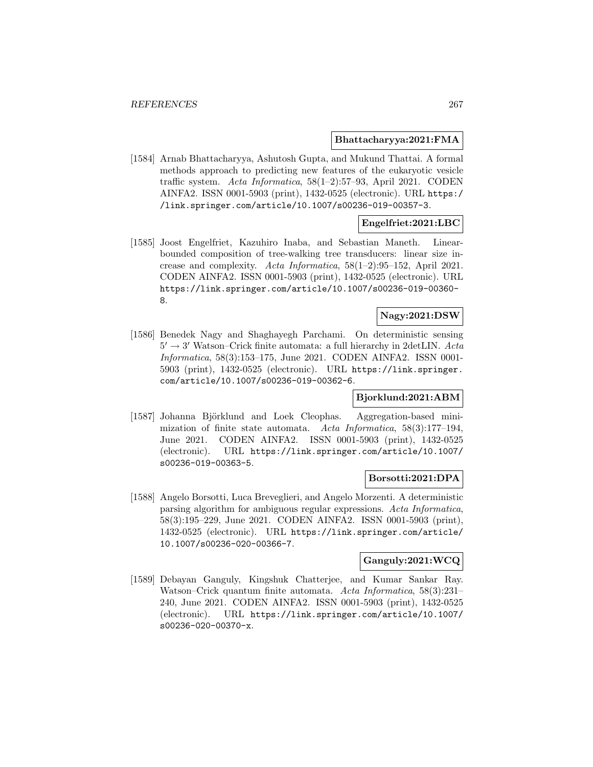**Bhattacharyya:2021:FMA**

[1584] Arnab Bhattacharyya, Ashutosh Gupta, and Mukund Thattai. A formal methods approach to predicting new features of the eukaryotic vesicle traffic system. *Acta Informatica*, 58(1–2):57–93, April 2021. CODEN AINFA2. ISSN 0001-5903 (print), 1432-0525 (electronic). URL https://link.springer.com/article/10.1007/s00236-019-00357-3.

**Engelfriet:2021:LBC**

[1585] Joost Engelfriet, Kazuhiro Inaba, and Sebastian Maneth. Linear-bounded composition of tree-walking tree transducers: linear size increase and complexity. *Acta Informatica*, 58(1–2):95–152, April 2021. CODEN AINFA2. ISSN 0001-5903 (print), 1432-0525 (electronic). URL https://link.springer.com/article/10.1007/s00236-019-00360-8.

**Nagy:2021:DSW**

[1586] Benedek Nagy and Shaghayegh Parchami. On deterministic sensing $5' \rightarrow 3'$ Watson–Crick finite automata: a full hierarchy in 2detLIN. *Acta Informatica*, 58(3):153–175, June 2021. CODEN AINFA2. ISSN 0001-5903 (print), 1432-0525 (electronic). URL https://link.springer.com/article/10.1007/s00236-019-00362-6.

**Bjorklund:2021:ABM**

[1587] Johanna Björklund and Loek Cleophas. Aggregation-based minimization of finite state automata. *Acta Informatica*, 58(3):177–194, June 2021. CODEN AINFA2. ISSN 0001-5903 (print), 1432-0525 (electronic). URL https://link.springer.com/article/10.1007/s00236-019-00363-5.

**Borsotti:2021:DPA**

[1588] Angelo Borsotti, Luca Breveglieri, and Angelo Morzenti. A deterministic parsing algorithm for ambiguous regular expressions. *Acta Informatica*, 58(3):195–229, June 2021. CODEN AINFA2. ISSN 0001-5903 (print), 1432-0525 (electronic). URL https://link.springer.com/article/10.1007/s00236-020-00366-7.

**Ganguly:2021:WCQ**

[1589] Debayan Ganguly, Kingshuk Chatterjee, and Kumar Sankar Ray. Watson–Crick quantum finite automata. *Acta Informatica*, 58(3):231–240, June 2021. CODEN AINFA2. ISSN 0001-5903 (print), 1432-0525 (electronic). URL https://link.springer.com/article/10.1007/s00236-020-00370-x.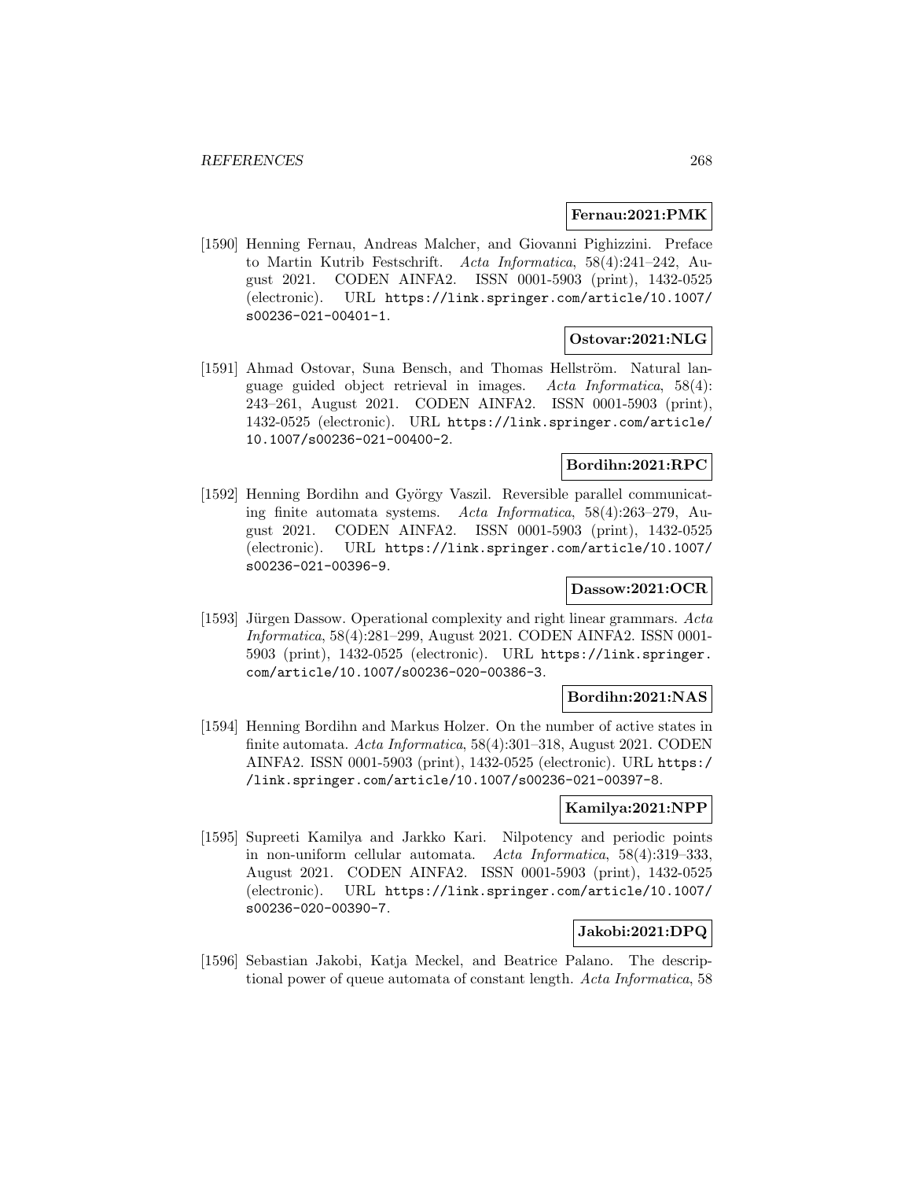**Fernau:2021:PMK**

[1590] Henning Fernau, Andreas Malcher, and Giovanni Pighizzini. Preface to Martin Kutrib Festschrift. *Acta Informatica*, 58(4):241–242, August 2021. CODEN AINFA2. ISSN 0001-5903 (print), 1432-0525 (electronic). URL https://link.springer.com/article/10.1007/s00236-021-00401-1.

**Ostovar:2021:NLG**

[1591] Ahmad Ostovar, Suna Bensch, and Thomas Hellström. Natural language guided object retrieval in images. *Acta Informatica*, 58(4): 243–261, August 2021. CODEN AINFA2. ISSN 0001-5903 (print), 1432-0525 (electronic). URL https://link.springer.com/article/10.1007/s00236-021-00400-2.

**Bordihn:2021:RPC**

[1592] Henning Bordihn and György Vaszil. Reversible parallel communicating finite automata systems. *Acta Informatica*, 58(4):263–279, August 2021. CODEN AINFA2. ISSN 0001-5903 (print), 1432-0525 (electronic). URL https://link.springer.com/article/10.1007/s00236-021-00396-9.

**Dassow:2021:OCR**

[1593] Jürgen Dassow. Operational complexity and right linear grammars. *Acta Informatica*, 58(4):281–299, August 2021. CODEN AINFA2. ISSN 0001-5903 (print), 1432-0525 (electronic). URL https://link.springer.com/article/10.1007/s00236-020-00386-3.

**Bordihn:2021:NAS**

[1594] Henning Bordihn and Markus Holzer. On the number of active states in finite automata. *Acta Informatica*, 58(4):301–318, August 2021. CODEN AINFA2. ISSN 0001-5903 (print), 1432-0525 (electronic). URL https://link.springer.com/article/10.1007/s00236-021-00397-8.

**Kamilya:2021:NPP**

[1595] Supreeti Kamilya and Jarkko Kari. Nilpotency and periodic points in non-uniform cellular automata. *Acta Informatica*, 58(4):319–333, August 2021. CODEN AINFA2. ISSN 0001-5903 (print), 1432-0525 (electronic). URL https://link.springer.com/article/10.1007/s00236-020-00390-7.

**Jakobi:2021:DPQ**

[1596] Sebastian Jakobi, Katja Meckel, and Beatrice Palano. The descriptional power of queue automata of constant length. *Acta Informatica*, 58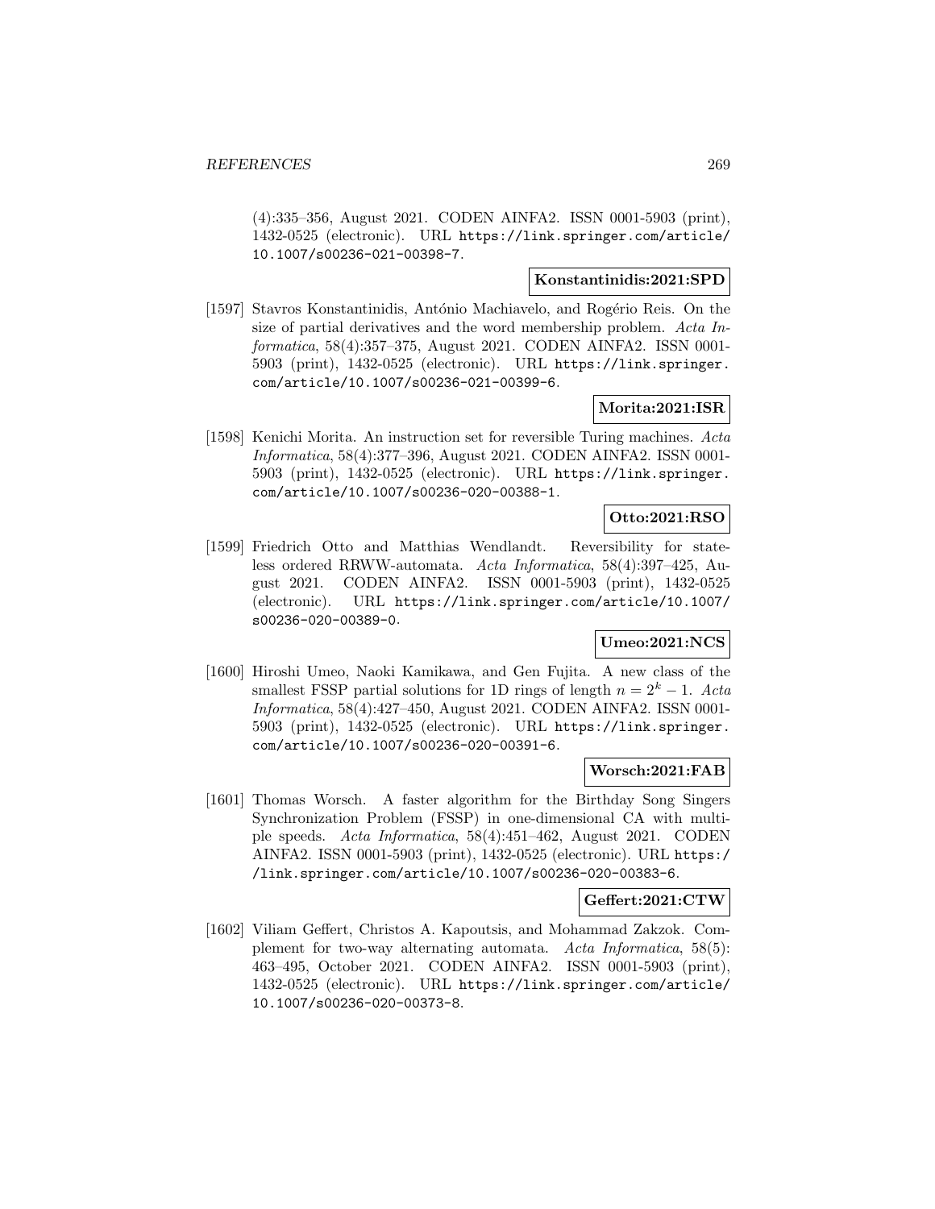(4):335–356, August 2021. CODEN AINFA2. ISSN 0001-5903 (print), 1432-0525 (electronic). URL https://link.springer.com/article/10.1007/s00236-021-00398-7.

**Konstantinidis:2021:SPD**

[1597] Stavros Konstantinidis, António Machiavelo, and Rogério Reis. On the size of partial derivatives and the word membership problem. *Acta Informatica*, 58(4):357–375, August 2021. CODEN AINFA2. ISSN 0001-5903 (print), 1432-0525 (electronic). URL https://link.springer.com/article/10.1007/s00236-021-00399-6.

**Morita:2021:ISR**

[1598] Kenichi Morita. An instruction set for reversible Turing machines. *Acta Informatica*, 58(4):377–396, August 2021. CODEN AINFA2. ISSN 0001-5903 (print), 1432-0525 (electronic). URL https://link.springer.com/article/10.1007/s00236-020-00388-1.

**Otto:2021:RSO**

[1599] Friedrich Otto and Matthias Wendlandt. Reversibility for stateless ordered RRWW-automata. *Acta Informatica*, 58(4):397–425, August 2021. CODEN AINFA2. ISSN 0001-5903 (print), 1432-0525 (electronic). URL https://link.springer.com/article/10.1007/s00236-020-00389-0.

**Umeo:2021:NCS**

[1600] Hiroshi Umeo, Naoki Kamikawa, and Gen Fujita. A new class of the smallest FSSP partial solutions for 1D rings of length $n = 2^k - 1$. *Acta Informatica*, 58(4):427–450, August 2021. CODEN AINFA2. ISSN 0001-5903 (print), 1432-0525 (electronic). URL https://link.springer.com/article/10.1007/s00236-020-00391-6.

**Worsch:2021:FAB**

[1601] Thomas Worsch. A faster algorithm for the Birthday Song Singers Synchronization Problem (FSSP) in one-dimensional CA with multiple speeds. *Acta Informatica*, 58(4):451–462, August 2021. CODEN AINFA2. ISSN 0001-5903 (print), 1432-0525 (electronic). URL https://link.springer.com/article/10.1007/s00236-020-00383-6.

**Geffert:2021:CTW**

[1602] Viliam Geffert, Christos A. Kapoutsis, and Mohammad Zakzok. Complement for two-way alternating automata. *Acta Informatica*, 58(5):463–495, October 2021. CODEN AINFA2. ISSN 0001-5903 (print), 1432-0525 (electronic). URL https://link.springer.com/article/10.1007/s00236-020-00373-8.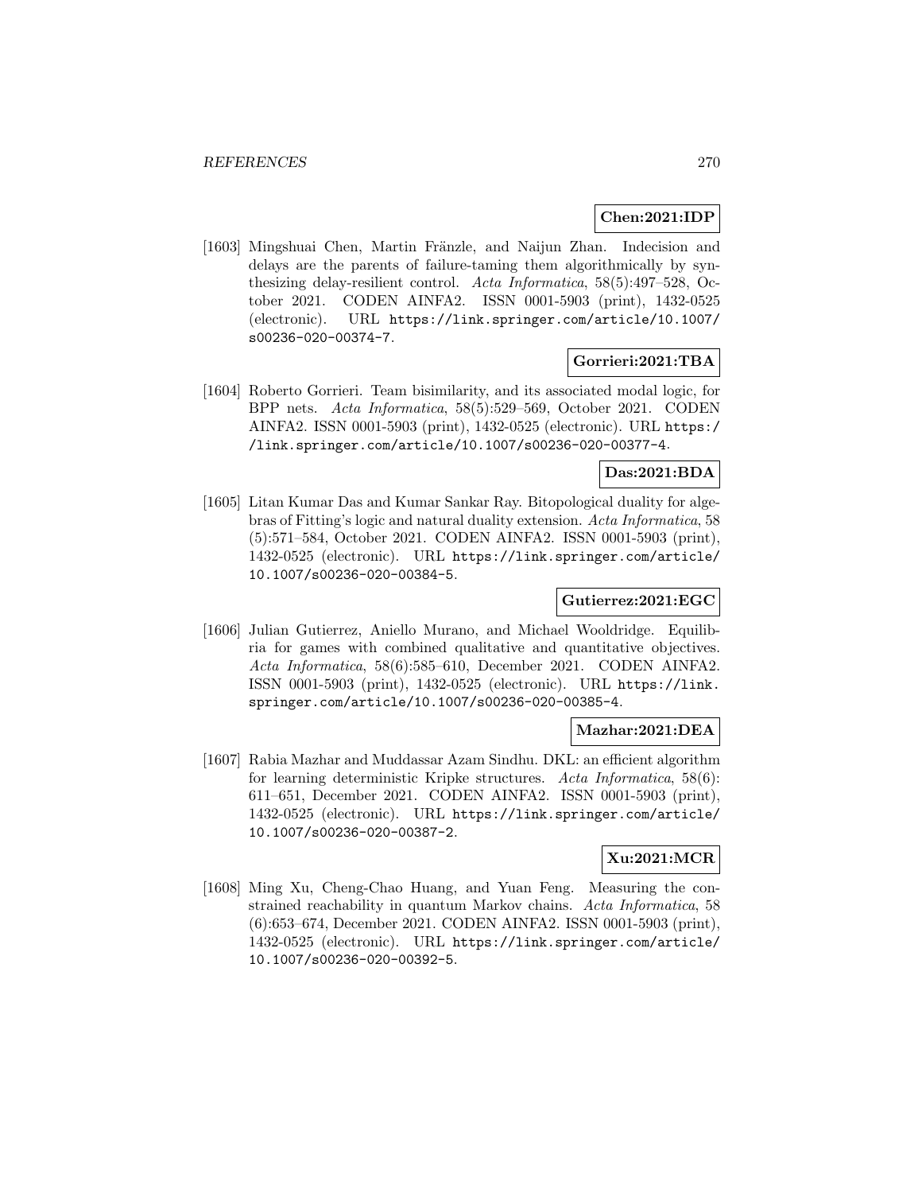**Chen:2021:IDP**

[1603] Mingshuai Chen, Martin Fränzle, and Naijun Zhan. Indecision and delays are the parents of failure-taming them algorithmically by synthesizing delay-resilient control. *Acta Informatica*, 58(5):497–528, October 2021. CODEN AINFA2. ISSN 0001-5903 (print), 1432-0525 (electronic). URL https://link.springer.com/article/10.1007/s00236-020-00374-7.

**Gorrieri:2021:TBA**

[1604] Roberto Gorrieri. Team bisimilarity, and its associated modal logic, for BPP nets. *Acta Informatica*, 58(5):529–569, October 2021. CODEN AINFA2. ISSN 0001-5903 (print), 1432-0525 (electronic). URL https://link.springer.com/article/10.1007/s00236-020-00377-4.

**Das:2021:BDA**

[1605] Litan Kumar Das and Kumar Sankar Ray. Bitopological duality for algebras of Fitting's logic and natural duality extension. *Acta Informatica*, 58 (5):571–584, October 2021. CODEN AINFA2. ISSN 0001-5903 (print), 1432-0525 (electronic). URL https://link.springer.com/article/10.1007/s00236-020-00384-5.

**Gutierrez:2021:EGC**

[1606] Julian Gutierrez, Aniello Murano, and Michael Wooldridge. Equilibria for games with combined qualitative and quantitative objectives. *Acta Informatica*, 58(6):585–610, December 2021. CODEN AINFA2. ISSN 0001-5903 (print), 1432-0525 (electronic). URL https://link.springer.com/article/10.1007/s00236-020-00385-4.

**Mazhar:2021:DEA**

[1607] Rabia Mazhar and Muddassar Azam Sindhu. DKL: an efficient algorithm for learning deterministic Kripke structures. *Acta Informatica*, 58(6): 611–651, December 2021. CODEN AINFA2. ISSN 0001-5903 (print), 1432-0525 (electronic). URL https://link.springer.com/article/10.1007/s00236-020-00387-2.

**Xu:2021:MCR**

[1608] Ming Xu, Cheng-Chao Huang, and Yuan Feng. Measuring the constrained reachability in quantum Markov chains. *Acta Informatica*, 58 (6):653–674, December 2021. CODEN AINFA2. ISSN 0001-5903 (print), 1432-0525 (electronic). URL https://link.springer.com/article/10.1007/s00236-020-00392-5.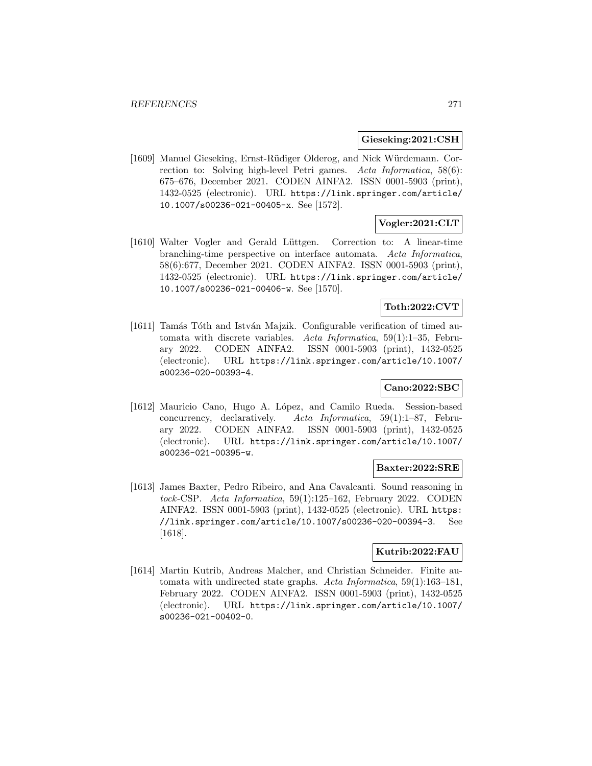**Gieseking:2021:CSH**

[1609] Manuel Gieseking, Ernst-Rüdiger Olderog, and Nick Würdemann. Correction to: Solving high-level Petri games. *Acta Informatica*, 58(6): 675–676, December 2021. CODEN AINFA2. ISSN 0001-5903 (print), 1432-0525 (electronic). URL `https://link.springer.com/article/10.1007/s00236-021-00405-x`. See [1572].

**Vogler:2021:CLT**

[1610] Walter Vogler and Gerald Lüttgen. Correction to: A linear-time branching-time perspective on interface automata. *Acta Informatica*, 58(6):677, December 2021. CODEN AINFA2. ISSN 0001-5903 (print), 1432-0525 (electronic). URL `https://link.springer.com/article/10.1007/s00236-021-00406-w`. See [1570].

**Toth:2022:CVT**

[1611] Tamás Tóth and István Majzik. Configurable verification of timed automata with discrete variables. *Acta Informatica*, 59(1):1–35, February 2022. CODEN AINFA2. ISSN 0001-5903 (print), 1432-0525 (electronic). URL `https://link.springer.com/article/10.1007/s00236-020-00393-4`.

**Cano:2022:SBC**

[1612] Mauricio Cano, Hugo A. López, and Camilo Rueda. Session-based concurrency, declaratively. *Acta Informatica*, 59(1):1–87, February 2022. CODEN AINFA2. ISSN 0001-5903 (print), 1432-0525 (electronic). URL `https://link.springer.com/article/10.1007/s00236-021-00395-w`.

**Baxter:2022:SRE**

[1613] James Baxter, Pedro Ribeiro, and Ana Cavalcanti. Sound reasoning in *tock*-CSP. *Acta Informatica*, 59(1):125–162, February 2022. CODEN AINFA2. ISSN 0001-5903 (print), 1432-0525 (electronic). URL `https://link.springer.com/article/10.1007/s00236-020-00394-3`. See [1618].

**Kutrib:2022:FAU**

[1614] Martin Kutrib, Andreas Malcher, and Christian Schneider. Finite automata with undirected state graphs. *Acta Informatica*, 59(1):163–181, February 2022. CODEN AINFA2. ISSN 0001-5903 (print), 1432-0525 (electronic). URL `https://link.springer.com/article/10.1007/s00236-021-00402-0`.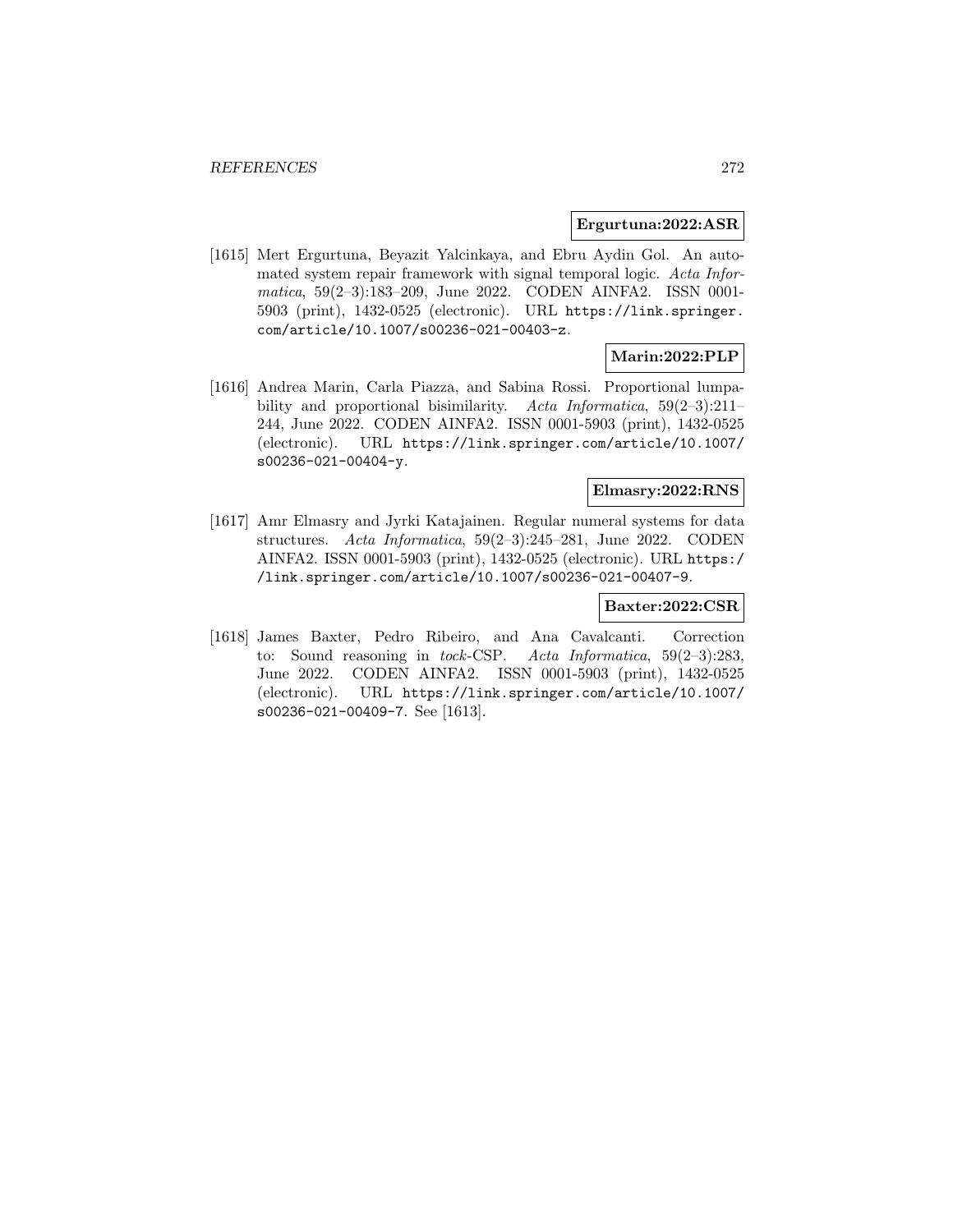**Ergurtuna:2022:ASR**

[1615] Mert Ergurtuna, Beyazit Yalcinkaya, and Ebru Aydin Gol. An automated system repair framework with signal temporal logic. *Acta Informatica*, 59(2–3):183–209, June 2022. CODEN AINFA2. ISSN 0001-5903 (print), 1432-0525 (electronic). URL `https://link.springer.com/article/10.1007/s00236-021-00403-z`.

**Marin:2022:PLP**

[1616] Andrea Marin, Carla Piazza, and Sabina Rossi. Proportional lumpability and proportional bisimilarity. *Acta Informatica*, 59(2–3):211–244, June 2022. CODEN AINFA2. ISSN 0001-5903 (print), 1432-0525 (electronic). URL `https://link.springer.com/article/10.1007/s00236-021-00404-y`.

**Elmasry:2022:RNS**

[1617] Amr Elmasry and Jyrki Katajainen. Regular numeral systems for data structures. *Acta Informatica*, 59(2–3):245–281, June 2022. CODEN AINFA2. ISSN 0001-5903 (print), 1432-0525 (electronic). URL `https://link.springer.com/article/10.1007/s00236-021-00407-9`.

**Baxter:2022:CSR**

[1618] James Baxter, Pedro Ribeiro, and Ana Cavalcanti. Correction to: Sound reasoning in *tock*-CSP. *Acta Informatica*, 59(2–3):283, June 2022. CODEN AINFA2. ISSN 0001-5903 (print), 1432-0525 (electronic). URL `https://link.springer.com/article/10.1007/s00236-021-00409-7`. See [1613].